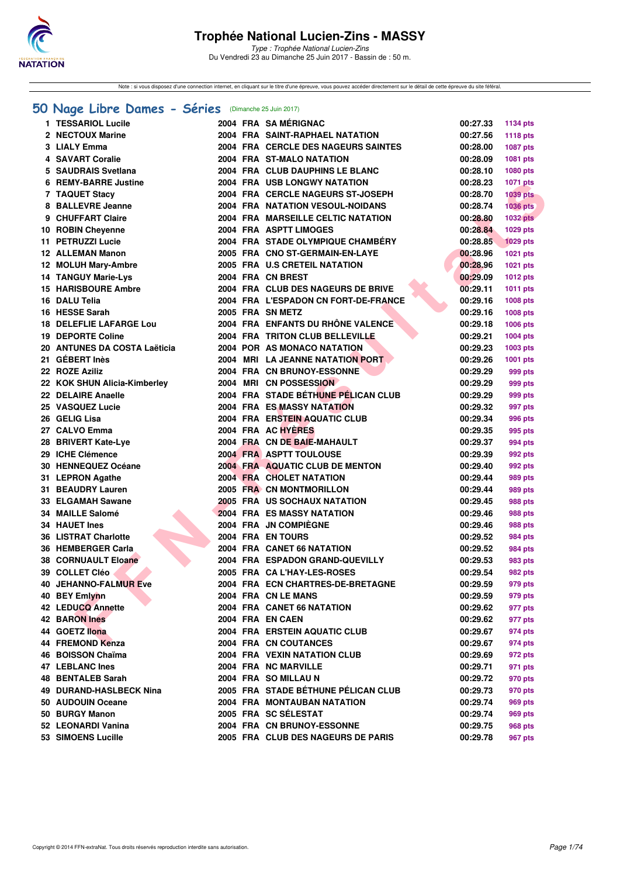# Trophée National Lucien-Zins - MASSY

*Type : Trophée National Lucien-Zins*
Du Vendredi 23 au Dimanche 25 Juin 2017 - Bassin de : 50 m.

Note : si vous disposez d'une connection internet, en cliquant sur le titre d'une épreuve, vous pouvez accéder directement sur le détail de cette épreuve du site féféral.

## 50 Nage Libre Dames - Séries (Dimanche 25 Juin 2017)

| | | | | | | |
|---|---|---|---|---|---|---|
| 1 | TESSARIOL Lucile | 2004 | FRA | SA MÉRIGNAC | 00:27.33 | 1134 pts |
| 2 | NECTOUX Marine | 2004 | FRA | SAINT-RAPHAEL NATATION | 00:27.56 | 1118 pts |
| 3 | LIALY Emma | 2004 | FRA | CERCLE DES NAGEURS SAINTES | 00:28.00 | 1087 pts |
| 4 | SAVART Coralie | 2004 | FRA | ST-MALO NATATION | 00:28.09 | 1081 pts |
| 5 | SAUDRAIS Svetlana | 2004 | FRA | CLUB DAUPHINS LE BLANC | 00:28.10 | 1080 pts |
| 6 | REMY-BARRE Justine | 2004 | FRA | USB LONGWY NATATION | 00:28.23 | 1071 pts |
| 7 | TAQUET Stacy | 2004 | FRA | CERCLE NAGEURS ST-JOSEPH | 00:28.70 | 1039 pts |
| 8 | BALLEVRE Jeanne | 2004 | FRA | NATATION VESOUL-NOIDANS | 00:28.74 | 1036 pts |
| 9 | CHUFFART Claire | 2004 | FRA | MARSEILLE CELTIC NATATION | 00:28.80 | 1032 pts |
| 10 | ROBIN Cheyenne | 2004 | FRA | ASPTT LIMOGES | 00:28.84 | 1029 pts |
| 11 | PETRUZZI Lucie | 2004 | FRA | STADE OLYMPIQUE CHAMBÉRY | 00:28.85 | 1029 pts |
| 12 | ALLEMAN Manon | 2005 | FRA | CNO ST-GERMAIN-EN-LAYE | 00:28.96 | 1021 pts |
| 12 | MOLUH Mary-Ambre | 2005 | FRA | U.S CRETEIL NATATION | 00:28.96 | 1021 pts |
| 14 | TANGUY Marie-Lys | 2004 | FRA | CN BREST | 00:29.09 | 1012 pts |
| 15 | HARISBOURE Ambre | 2004 | FRA | CLUB DES NAGEURS DE BRIVE | 00:29.11 | 1011 pts |
| 16 | DALU Telia | 2004 | FRA | L'ESPADON CN FORT-DE-FRANCE | 00:29.16 | 1008 pts |
| 16 | HESSE Sarah | 2005 | FRA | SN METZ | 00:29.16 | 1008 pts |
| 18 | DELEFLIE LAFARGE Lou | 2004 | FRA | ENFANTS DU RHÔNE VALENCE | 00:29.18 | 1006 pts |
| 19 | DEPORTE Coline | 2004 | FRA | TRITON CLUB BELLEVILLE | 00:29.21 | 1004 pts |
| 20 | ANTUNES DA COSTA Laëticia | 2004 | POR | AS MONACO NATATION | 00:29.23 | 1003 pts |
| 21 | GÉBERT Inès | 2004 | MRI | LA JEANNE NATATION PORT | 00:29.26 | 1001 pts |
| 22 | ROZE Aziliz | 2004 | FRA | CN BRUNOY-ESSONNE | 00:29.29 | 999 pts |
| 22 | KOK SHUN Alicia-Kimberley | 2004 | MRI | CN POSSESSION | 00:29.29 | 999 pts |
| 22 | DELAIRE Anaelle | 2004 | FRA | STADE BÉTHUNE PÉLICAN CLUB | 00:29.29 | 999 pts |
| 25 | VASQUEZ Lucie | 2004 | FRA | ES MASSY NATATION | 00:29.32 | 997 pts |
| 26 | GELIG Lisa | 2004 | FRA | ERSTEIN AQUATIC CLUB | 00:29.34 | 996 pts |
| 27 | CALVO Emma | 2004 | FRA | AC HYÈRES | 00:29.35 | 995 pts |
| 28 | BRIVERT Kate-Lye | 2004 | FRA | CN DE BAIE-MAHAULT | 00:29.37 | 994 pts |
| 29 | ICHE Clémence | 2004 | FRA | ASPTT TOULOUSE | 00:29.39 | 992 pts |
| 30 | HENNEQUEZ Océane | 2004 | FRA | AQUATIC CLUB DE MENTON | 00:29.40 | 992 pts |
| 31 | LEPRON Agathe | 2004 | FRA | CHOLET NATATION | 00:29.44 | 989 pts |
| 31 | BEAUDRY Lauren | 2005 | FRA | CN MONTMORILLON | 00:29.44 | 989 pts |
| 33 | ELGAMAH Sawane | 2005 | FRA | US SOCHAUX NATATION | 00:29.45 | 988 pts |
| 34 | MAILLE Salomé | 2004 | FRA | ES MASSY NATATION | 00:29.46 | 988 pts |
| 34 | HAUET Ines | 2004 | FRA | JN COMPIÈGNE | 00:29.46 | 988 pts |
| 36 | LISTRAT Charlotte | 2004 | FRA | EN TOURS | 00:29.52 | 984 pts |
| 36 | HEMBERGER Carla | 2004 | FRA | CANET 66 NATATION | 00:29.52 | 984 pts |
| 38 | CORNUAULT Eloane | 2004 | FRA | ESPADON GRAND-QUEVILLY | 00:29.53 | 983 pts |
| 39 | COLLET Cléo | 2005 | FRA | CA L'HAY-LES-ROSES | 00:29.54 | 982 pts |
| 40 | JEHANNO-FALMUR Eve | 2004 | FRA | ECN CHARTRES-DE-BRETAGNE | 00:29.59 | 979 pts |
| 40 | BEY Emlynn | 2004 | FRA | CN LE MANS | 00:29.59 | 979 pts |
| 42 | LEDUCQ Annette | 2004 | FRA | CANET 66 NATATION | 00:29.62 | 977 pts |
| 42 | BARON Ines | 2004 | FRA | EN CAEN | 00:29.62 | 977 pts |
| 44 | GOETZ Ilona | 2004 | FRA | ERSTEIN AQUATIC CLUB | 00:29.67 | 974 pts |
| 44 | FREMOND Kenza | 2004 | FRA | CN COUTANCES | 00:29.67 | 974 pts |
| 46 | BOISSON Chaïma | 2004 | FRA | VEXIN NATATION CLUB | 00:29.69 | 972 pts |
| 47 | LEBLANC Ines | 2004 | FRA | NC MARVILLE | 00:29.71 | 971 pts |
| 48 | BENTALEB Sarah | 2004 | FRA | SO MILLAU N | 00:29.72 | 970 pts |
| 49 | DURAND-HASLBECK Nina | 2005 | FRA | STADE BÉTHUNE PÉLICAN CLUB | 00:29.73 | 970 pts |
| 50 | AUDOUIN Oceane | 2004 | FRA | MONTAUBAN NATATION | 00:29.74 | 969 pts |
| 50 | BURGY Manon | 2005 | FRA | SC SÉLESTAT | 00:29.74 | 969 pts |
| 52 | LEONARDI Vanina | 2004 | FRA | CN BRUNOY-ESSONNE | 00:29.75 | 968 pts |
| 53 | SIMOENS Lucille | 2005 | FRA | CLUB DES NAGEURS DE PARIS | 00:29.78 | 967 pts |

Copyright © 2014 FFN-extraNat. Tous droits réservés reproduction interdite sans autorisation.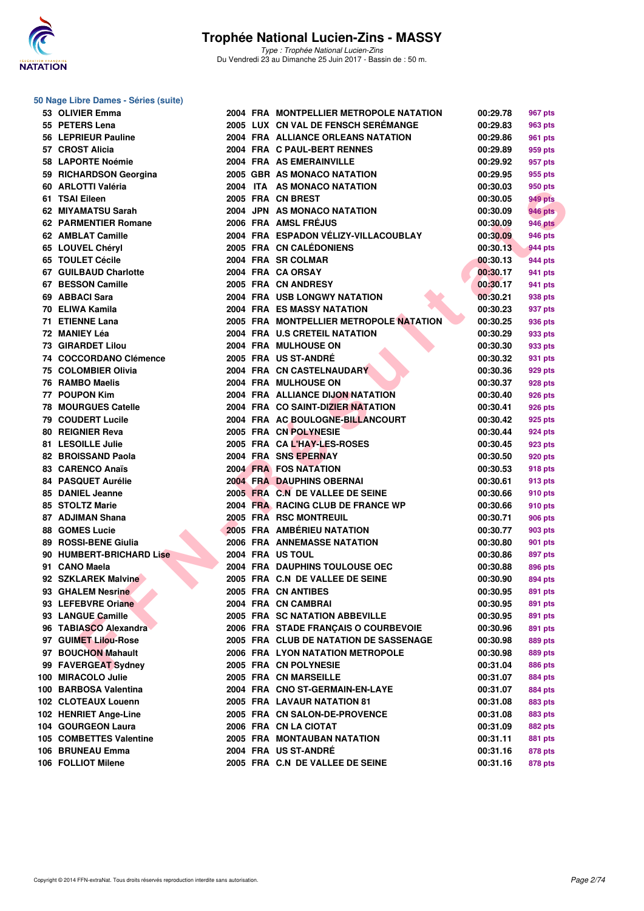### 50 Nage Libre Dames - Séries (suite)

| | | | | | | |
|---|---|---|---|---|---|---|
| 53 | OLIVIER Emma | 2004 | FRA | MONTPELLIER METROPOLE NATATION | 00:29.78 | 967 pts |
| 55 | PETERS Lena | 2005 | LUX | CN VAL DE FENSCH SERÉMANGE | 00:29.83 | 963 pts |
| 56 | LEPRIEUR Pauline | 2004 | FRA | ALLIANCE ORLEANS NATATION | 00:29.86 | 961 pts |
| 57 | CROST Alicia | 2004 | FRA | C PAUL-BERT RENNES | 00:29.89 | 959 pts |
| 58 | LAPORTE Noémie | 2004 | FRA | AS EMERAINVILLE | 00:29.92 | 957 pts |
| 59 | RICHARDSON Georgina | 2005 | GBR | AS MONACO NATATION | 00:29.95 | 955 pts |
| 60 | ARLOTTI Valéria | 2004 | ITA | AS MONACO NATATION | 00:30.03 | 950 pts |
| 61 | TSAI Eileen | 2005 | FRA | CN BREST | 00:30.05 | 949 pts |
| 62 | MIYAMATSU Sarah | 2004 | JPN | AS MONACO NATATION | 00:30.09 | 946 pts |
| 62 | PARMENTIER Romane | 2006 | FRA | AMSL FRÉJUS | 00:30.09 | 946 pts |
| 62 | AMBLAT Camille | 2004 | FRA | ESPADON VÉLIZY-VILLACOUBLAY | 00:30.09 | 946 pts |
| 65 | LOUVEL Chéryl | 2005 | FRA | CN CALÉDONIENS | 00:30.13 | 944 pts |
| 65 | TOULET Cécile | 2004 | FRA | SR COLMAR | 00:30.13 | 944 pts |
| 67 | GUILBAUD Charlotte | 2004 | FRA | CA ORSAY | 00:30.17 | 941 pts |
| 67 | BESSON Camille | 2005 | FRA | CN ANDRESY | 00:30.17 | 941 pts |
| 69 | ABBACI Sara | 2004 | FRA | USB LONGWY NATATION | 00:30.21 | 938 pts |
| 70 | ELIWA Kamila | 2004 | FRA | ES MASSY NATATION | 00:30.23 | 937 pts |
| 71 | ETIENNE Lana | 2005 | FRA | MONTPELLIER METROPOLE NATATION | 00:30.25 | 936 pts |
| 72 | MANIEY Léa | 2004 | FRA | U.S CRETEIL NATATION | 00:30.29 | 933 pts |
| 73 | GIRARDET Lilou | 2004 | FRA | MULHOUSE ON | 00:30.30 | 933 pts |
| 74 | COCCORDANO Clémence | 2005 | FRA | US ST-ANDRÉ | 00:30.32 | 931 pts |
| 75 | COLOMBIER Olivia | 2004 | FRA | CN CASTELNAUDARY | 00:30.36 | 929 pts |
| 76 | RAMBO Maelis | 2004 | FRA | MULHOUSE ON | 00:30.37 | 928 pts |
| 77 | POUPON Kim | 2004 | FRA | ALLIANCE DIJON NATATION | 00:30.40 | 926 pts |
| 78 | MOURGUES Catelle | 2004 | FRA | CO SAINT-DIZIER NATATION | 00:30.41 | 926 pts |
| 79 | COUDERT Lucile | 2004 | FRA | AC BOULOGNE-BILLANCOURT | 00:30.42 | 925 pts |
| 80 | REIGNIER Reva | 2005 | FRA | CN POLYNESIE | 00:30.44 | 924 pts |
| 81 | LESOILLE Julie | 2005 | FRA | CA L'HAY-LES-ROSES | 00:30.45 | 923 pts |
| 82 | BROISSAND Paola | 2004 | FRA | SNS EPERNAY | 00:30.50 | 920 pts |
| 83 | CARENCO Anaïs | 2004 | FRA | FOS NATATION | 00:30.53 | 918 pts |
| 84 | PASQUET Aurélie | 2004 | FRA | DAUPHINS OBERNAI | 00:30.61 | 913 pts |
| 85 | DANIEL Jeanne | 2005 | FRA | C.N DE VALLEE DE SEINE | 00:30.66 | 910 pts |
| 85 | STOLTZ Marie | 2004 | FRA | RACING CLUB DE FRANCE WP | 00:30.66 | 910 pts |
| 87 | ADJIMAN Shana | 2005 | FRA | RSC MONTREUIL | 00:30.71 | 906 pts |
| 88 | GOMES Lucie | 2005 | FRA | AMBÉRIEU NATATION | 00:30.77 | 903 pts |
| 89 | ROSSI-BENE Giulia | 2006 | FRA | ANNEMASSE NATATION | 00:30.80 | 901 pts |
| 90 | HUMBERT-BRICHARD Lise | 2004 | FRA | US TOUL | 00:30.86 | 897 pts |
| 91 | CANO Maela | 2004 | FRA | DAUPHINS TOULOUSE OEC | 00:30.88 | 896 pts |
| 92 | SZKLAREK Malvine | 2005 | FRA | C.N DE VALLEE DE SEINE | 00:30.90 | 894 pts |
| 93 | GHALEM Nesrine | 2005 | FRA | CN ANTIBES | 00:30.95 | 891 pts |
| 93 | LEFEBVRE Oriane | 2004 | FRA | CN CAMBRAI | 00:30.95 | 891 pts |
| 93 | LANGUE Camille | 2005 | FRA | SC NATATION ABBEVILLE | 00:30.95 | 891 pts |
| 96 | TABIASCO Alexandra | 2006 | FRA | STADE FRANÇAIS O COURBEVOIE | 00:30.96 | 891 pts |
| 97 | GUIMET Lilou-Rose | 2005 | FRA | CLUB DE NATATION DE SASSENAGE | 00:30.98 | 889 pts |
| 97 | BOUCHON Mahault | 2006 | FRA | LYON NATATION METROPOLE | 00:30.98 | 889 pts |
| 99 | FAVERGEAT Sydney | 2005 | FRA | CN POLYNESIE | 00:31.04 | 886 pts |
| 100 | MIRACOLO Julie | 2005 | FRA | CN MARSEILLE | 00:31.07 | 884 pts |
| 100 | BARBOSA Valentina | 2004 | FRA | CNO ST-GERMAIN-EN-LAYE | 00:31.07 | 884 pts |
| 102 | CLOTEAUX Louenn | 2005 | FRA | LAVAUR NATATION 81 | 00:31.08 | 883 pts |
| 102 | HENRIET Ange-Line | 2005 | FRA | CN SALON-DE-PROVENCE | 00:31.08 | 883 pts |
| 104 | GOURGEON Laura | 2006 | FRA | CN LA CIOTAT | 00:31.09 | 882 pts |
| 105 | COMBETTES Valentine | 2005 | FRA | MONTAUBAN NATATION | 00:31.11 | 881 pts |
| 106 | BRUNEAU Emma | 2004 | FRA | US ST-ANDRÉ | 00:31.16 | 878 pts |
| 106 | FOLLIOT Milene | 2005 | FRA | C.N DE VALLEE DE SEINE | 00:31.16 | 878 pts |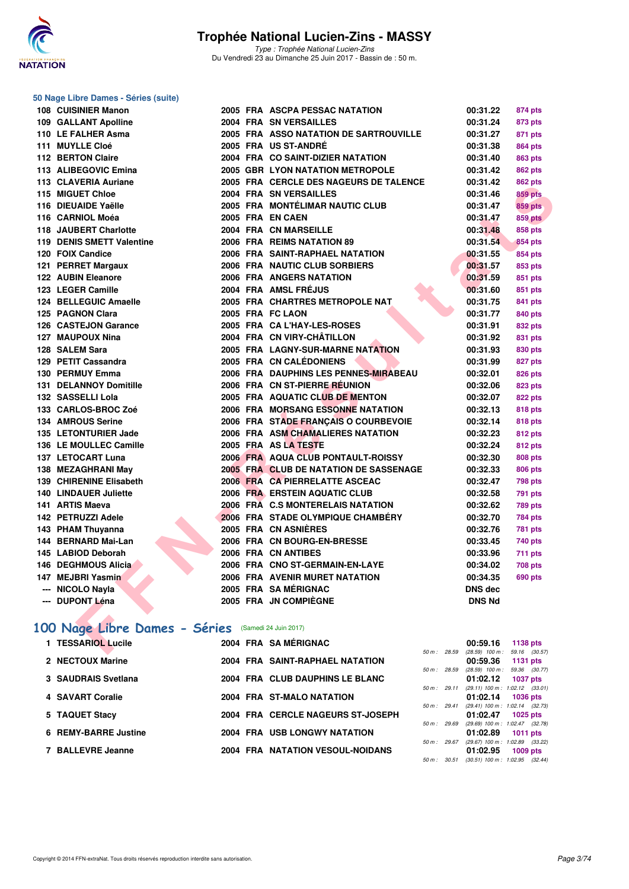## 50 Nage Libre Dames - Séries (suite)

| | | | | | | |
|---|---|---|---|---|---|---|
| 108 | CUISINIER Manon | 2005 | FRA | ASCPA PESSAC NATATION | 00:31.22 | 874 pts |
| 109 | GALLANT Apolline | 2004 | FRA | SN VERSAILLES | 00:31.24 | 873 pts |
| 110 | LE FALHER Asma | 2005 | FRA | ASSO NATATION DE SARTROUVILLE | 00:31.27 | 871 pts |
| 111 | MUYLLE Cloé | 2005 | FRA | US ST-ANDRÉ | 00:31.38 | 864 pts |
| 112 | BERTON Claire | 2004 | FRA | CO SAINT-DIZIER NATATION | 00:31.40 | 863 pts |
| 113 | ALIBEGOVIC Emina | 2005 | GBR | LYON NATATION METROPOLE | 00:31.42 | 862 pts |
| 113 | CLAVERIA Auriane | 2005 | FRA | CERCLE DES NAGEURS DE TALENCE | 00:31.42 | 862 pts |
| 115 | MIGUET Chloe | 2004 | FRA | SN VERSAILLES | 00:31.46 | 859 pts |
| 116 | DIEUAIDE Yaëlle | 2005 | FRA | MONTÉLIMAR NAUTIC CLUB | 00:31.47 | 859 pts |
| 116 | CARNIOL Moéa | 2005 | FRA | EN CAEN | 00:31.47 | 859 pts |
| 118 | JAUBERT Charlotte | 2004 | FRA | CN MARSEILLE | 00:31.48 | 858 pts |
| 119 | DENIS SMETT Valentine | 2006 | FRA | REIMS NATATION 89 | 00:31.54 | 854 pts |
| 120 | FOIX Candice | 2006 | FRA | SAINT-RAPHAEL NATATION | 00:31.55 | 854 pts |
| 121 | PERRET Margaux | 2006 | FRA | NAUTIC CLUB SORBIERS | 00:31.57 | 853 pts |
| 122 | AUBIN Eleanore | 2006 | FRA | ANGERS NATATION | 00:31.59 | 851 pts |
| 123 | LEGER Camille | 2004 | FRA | AMSL FRÉJUS | 00:31.60 | 851 pts |
| 124 | BELLEGUIC Amaelle | 2005 | FRA | CHARTRES METROPOLE NAT | 00:31.75 | 841 pts |
| 125 | PAGNON Clara | 2005 | FRA | FC LAON | 00:31.77 | 840 pts |
| 126 | CASTEJON Garance | 2005 | FRA | CA L'HAY-LES-ROSES | 00:31.91 | 832 pts |
| 127 | MAUPOUX Nina | 2004 | FRA | CN VIRY-CHÂTILLON | 00:31.92 | 831 pts |
| 128 | SALEM Sara | 2005 | FRA | LAGNY-SUR-MARNE NATATION | 00:31.93 | 830 pts |
| 129 | PETIT Cassandra | 2005 | FRA | CN CALÉDONIENS | 00:31.99 | 827 pts |
| 130 | PERMUY Emma | 2006 | FRA | DAUPHINS LES PENNES-MIRABEAU | 00:32.01 | 826 pts |
| 131 | DELANNOY Domitille | 2006 | FRA | CN ST-PIERRE RÉUNION | 00:32.06 | 823 pts |
| 132 | SASSELLI Lola | 2005 | FRA | AQUATIC CLUB DE MENTON | 00:32.07 | 822 pts |
| 133 | CARLOS-BROC Zoé | 2006 | FRA | MORSANG ESSONNE NATATION | 00:32.13 | 818 pts |
| 134 | AMROUS Serine | 2006 | FRA | STADE FRANÇAIS O COURBEVOIE | 00:32.14 | 818 pts |
| 135 | LETONTURIER Jade | 2006 | FRA | ASM CHAMALIERES NATATION | 00:32.23 | 812 pts |
| 136 | LE MOULLEC Camille | 2005 | FRA | AS LA TESTE | 00:32.24 | 812 pts |
| 137 | LETOCART Luna | 2006 | FRA | AQUA CLUB PONTAULT-ROISSY | 00:32.30 | 808 pts |
| 138 | MEZAGHRANI May | 2005 | FRA | CLUB DE NATATION DE SASSENAGE | 00:32.33 | 806 pts |
| 139 | CHIRENINE Elisabeth | 2006 | FRA | CA PIERRELATTE ASCEAC | 00:32.47 | 798 pts |
| 140 | LINDAUER Juliette | 2006 | FRA | ERSTEIN AQUATIC CLUB | 00:32.58 | 791 pts |
| 141 | ARTIS Maeva | 2006 | FRA | C.S MONTERELAIS NATATION | 00:32.62 | 789 pts |
| 142 | PETRUZZI Adele | 2006 | FRA | STADE OLYMPIQUE CHAMBÉRY | 00:32.70 | 784 pts |
| 143 | PHAM Thuyanna | 2005 | FRA | CN ASNIÈRES | 00:32.76 | 781 pts |
| 144 | BERNARD Mai-Lan | 2006 | FRA | CN BOURG-EN-BRESSE | 00:33.45 | 740 pts |
| 145 | LABIOD Deborah | 2006 | FRA | CN ANTIBES | 00:33.96 | 711 pts |
| 146 | DEGHMOUS Alicia | 2006 | FRA | CNO ST-GERMAIN-EN-LAYE | 00:34.02 | 708 pts |
| 147 | MEJBRI Yasmin | 2006 | FRA | AVENIR MURET NATATION | 00:34.35 | 690 pts |
| --- | NICOLO Nayla | 2005 | FRA | SA MÉRIGNAC | DNS dec | |
| --- | DUPONT Léna | 2005 | FRA | JN COMPIÈGNE | DNS Nd | |

## 100 Nage Libre Dames - Séries (Samedi 24 Juin 2017)

| | | | | | | | |
|---|---|---|---|---|---|---|---|
| 1 | TESSARIOL Lucile | 2004 | FRA | SA MÉRIGNAC | 50 m : 28.59 (28.59) 100 m : 59.16 (30.57) | 00:59.16 | 1138 pts |
| 2 | NECTOUX Marine | 2004 | FRA | SAINT-RAPHAEL NATATION | 50 m : 28.59 (28.59) 100 m : 59.36 (30.77) | 00:59.36 | 1131 pts |
| 3 | SAUDRAIS Svetlana | 2004 | FRA | CLUB DAUPHINS LE BLANC | 50 m : 29.11 (29.11) 100 m : 1:02.12 (33.01) | 01:02.12 | 1037 pts |
| 4 | SAVART Coralie | 2004 | FRA | ST-MALO NATATION | 50 m : 29.41 (29.41) 100 m : 1:02.14 (32.73) | 01:02.14 | 1036 pts |
| 5 | TAQUET Stacy | 2004 | FRA | CERCLE NAGEURS ST-JOSEPH | 50 m : 29.69 (29.69) 100 m : 1:02.47 (32.78) | 01:02.47 | 1025 pts |
| 6 | REMY-BARRE Justine | 2004 | FRA | USB LONGWY NATATION | 50 m : 29.67 (29.67) 100 m : 1:02.89 (33.22) | 01:02.89 | 1011 pts |
| 7 | BALLEVRE Jeanne | 2004 | FRA | NATATION VESOUL-NOIDANS | 50 m : 30.51 (30.51) 100 m : 1:02.95 (32.44) | 01:02.95 | 1009 pts |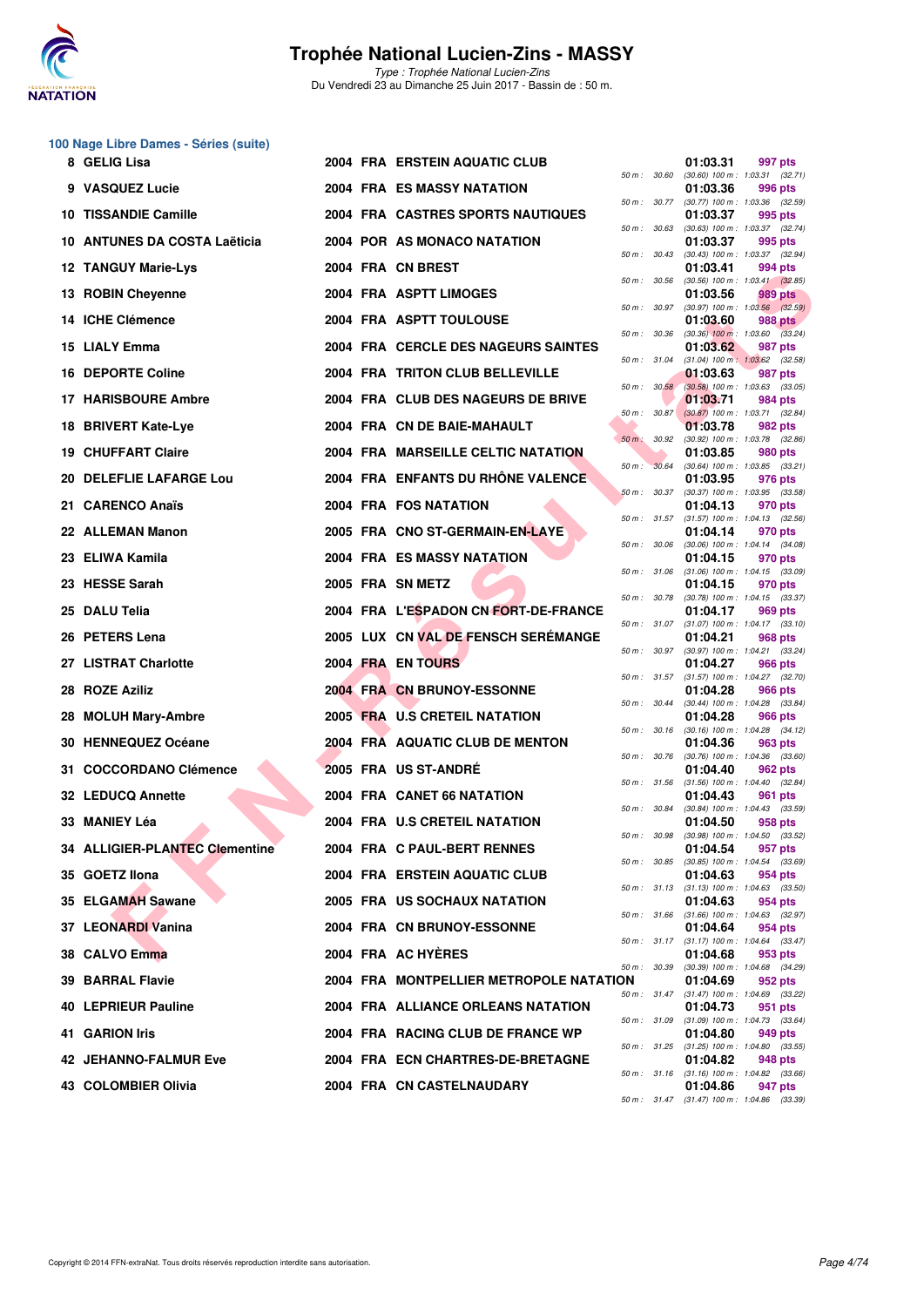# Trophée National Lucien-Zins - MASSY

*Type : Trophée National Lucien-Zins*
Du Vendredi 23 au Dimanche 25 Juin 2017 - Bassin de : 50 m.

## 100 Nage Libre Dames - Séries (suite)

| | | | | | | | |
|---|---|---|---|---|---|---|---|
| 8 | GELIG Lisa | 2004 | FRA | ERSTEIN AQUATIC CLUB | 01:03.31 | 997 pts | 50 m : 30.60 (30.60) 100 m : 1:03.31 (32.71) |
| 9 | VASQUEZ Lucie | 2004 | FRA | ES MASSY NATATION | 01:03.36 | 996 pts | 50 m : 30.77 (30.77) 100 m : 1:03.36 (32.59) |
| 10 | TISSANDIE Camille | 2004 | FRA | CASTRES SPORTS NAUTIQUES | 01:03.37 | 995 pts | 50 m : 30.63 (30.63) 100 m : 1:03.37 (32.74) |
| 10 | ANTUNES DA COSTA Laëticia | 2004 | POR | AS MONACO NATATION | 01:03.37 | 995 pts | 50 m : 30.43 (30.43) 100 m : 1:03.37 (32.94) |
| 12 | TANGUY Marie-Lys | 2004 | FRA | CN BREST | 01:03.41 | 994 pts | 50 m : 30.56 (30.56) 100 m : 1:03.41 (32.85) |
| 13 | ROBIN Cheyenne | 2004 | FRA | ASPTT LIMOGES | 01:03.56 | 989 pts | 50 m : 30.97 (30.97) 100 m : 1:03.56 (32.59) |
| 14 | ICHE Clémence | 2004 | FRA | ASPTT TOULOUSE | 01:03.60 | 988 pts | 50 m : 30.36 (30.36) 100 m : 1:03.60 (33.24) |
| 15 | LIALY Emma | 2004 | FRA | CERCLE DES NAGEURS SAINTES | 01:03.62 | 987 pts | 50 m : 31.04 (31.04) 100 m : 1:03.62 (32.58) |
| 16 | DEPORTE Coline | 2004 | FRA | TRITON CLUB BELLEVILLE | 01:03.63 | 987 pts | 50 m : 30.58 (30.58) 100 m : 1:03.63 (33.05) |
| 17 | HARISBOURE Ambre | 2004 | FRA | CLUB DES NAGEURS DE BRIVE | 01:03.71 | 984 pts | 50 m : 30.87 (30.87) 100 m : 1:03.71 (32.84) |
| 18 | BRIVERT Kate-Lye | 2004 | FRA | CN DE BAIE-MAHAULT | 01:03.78 | 982 pts | 50 m : 30.92 (30.92) 100 m : 1:03.78 (32.86) |
| 19 | CHUFFART Claire | 2004 | FRA | MARSEILLE CELTIC NATATION | 01:03.85 | 980 pts | 50 m : 30.64 (30.64) 100 m : 1:03.85 (33.21) |
| 20 | DELEFLIE LAFARGE Lou | 2004 | FRA | ENFANTS DU RHÔNE VALENCE | 01:03.95 | 976 pts | 50 m : 30.37 (30.37) 100 m : 1:03.95 (33.58) |
| 21 | CARENCO Anaïs | 2004 | FRA | FOS NATATION | 01:04.13 | 970 pts | 50 m : 31.57 (31.57) 100 m : 1:04.13 (32.56) |
| 22 | ALLEMAN Manon | 2005 | FRA | CNO ST-GERMAIN-EN-LAYE | 01:04.14 | 970 pts | 50 m : 30.06 (30.06) 100 m : 1:04.14 (34.08) |
| 23 | ELIWA Kamila | 2004 | FRA | ES MASSY NATATION | 01:04.15 | 970 pts | 50 m : 31.06 (31.06) 100 m : 1:04.15 (33.09) |
| 23 | HESSE Sarah | 2005 | FRA | SN METZ | 01:04.15 | 970 pts | 50 m : 30.78 (30.78) 100 m : 1:04.15 (33.37) |
| 25 | DALU Telia | 2004 | FRA | L'ESPADON CN FORT-DE-FRANCE | 01:04.17 | 969 pts | 50 m : 31.07 (31.07) 100 m : 1:04.17 (33.10) |
| 26 | PETERS Lena | 2005 | LUX | CN VAL DE FENSCH SERÉMANGE | 01:04.21 | 968 pts | 50 m : 30.97 (30.97) 100 m : 1:04.21 (33.24) |
| 27 | LISTRAT Charlotte | 2004 | FRA | EN TOURS | 01:04.27 | 966 pts | 50 m : 31.57 (31.57) 100 m : 1:04.27 (32.70) |
| 28 | ROZE Aziliz | 2004 | FRA | CN BRUNOY-ESSONNE | 01:04.28 | 966 pts | 50 m : 30.44 (30.44) 100 m : 1:04.28 (33.84) |
| 28 | MOLUH Mary-Ambre | 2005 | FRA | U.S CRETEIL NATATION | 01:04.28 | 966 pts | 50 m : 30.16 (30.16) 100 m : 1:04.28 (34.12) |
| 30 | HENNEQUEZ Océane | 2004 | FRA | AQUATIC CLUB DE MENTON | 01:04.36 | 963 pts | 50 m : 30.76 (30.76) 100 m : 1:04.36 (33.60) |
| 31 | COCCORDANO Clémence | 2005 | FRA | US ST-ANDRÉ | 01:04.40 | 962 pts | 50 m : 31.56 (31.56) 100 m : 1:04.40 (32.84) |
| 32 | LEDUCQ Annette | 2004 | FRA | CANET 66 NATATION | 01:04.43 | 961 pts | 50 m : 30.84 (30.84) 100 m : 1:04.43 (33.59) |
| 33 | MANIEY Léa | 2004 | FRA | U.S CRETEIL NATATION | 01:04.50 | 958 pts | 50 m : 30.98 (30.98) 100 m : 1:04.50 (33.52) |
| 34 | ALLIGIER-PLANTEC Clementine | 2004 | FRA | C PAUL-BERT RENNES | 01:04.54 | 957 pts | 50 m : 30.85 (30.85) 100 m : 1:04.54 (33.69) |
| 35 | GOETZ Ilona | 2004 | FRA | ERSTEIN AQUATIC CLUB | 01:04.63 | 954 pts | 50 m : 31.13 (31.13) 100 m : 1:04.63 (33.50) |
| 35 | ELGAMAH Sawane | 2005 | FRA | US SOCHAUX NATATION | 01:04.63 | 954 pts | 50 m : 31.66 (31.66) 100 m : 1:04.63 (32.97) |
| 37 | LEONARDI Vanina | 2004 | FRA | CN BRUNOY-ESSONNE | 01:04.64 | 954 pts | 50 m : 31.17 (31.17) 100 m : 1:04.64 (33.47) |
| 38 | CALVO Emma | 2004 | FRA | AC HYÈRES | 01:04.68 | 953 pts | 50 m : 30.39 (30.39) 100 m : 1:04.68 (34.29) |
| 39 | BARRAL Flavie | 2004 | FRA | MONTPELLIER METROPOLE NATATION | 01:04.69 | 952 pts | 50 m : 31.47 (31.47) 100 m : 1:04.69 (33.22) |
| 40 | LEPRIEUR Pauline | 2004 | FRA | ALLIANCE ORLEANS NATATION | 01:04.73 | 951 pts | 50 m : 31.09 (31.09) 100 m : 1:04.73 (33.64) |
| 41 | GARION Iris | 2004 | FRA | RACING CLUB DE FRANCE WP | 01:04.80 | 949 pts | 50 m : 31.25 (31.25) 100 m : 1:04.80 (33.55) |
| 42 | JEHANNO-FALMUR Eve | 2004 | FRA | ECN CHARTRES-DE-BRETAGNE | 01:04.82 | 948 pts | 50 m : 31.16 (31.16) 100 m : 1:04.82 (33.66) |
| 43 | COLOMBIER Olivia | 2004 | FRA | CN CASTELNAUDARY | 01:04.86 | 947 pts | 50 m : 31.47 (31.47) 100 m : 1:04.86 (33.39) |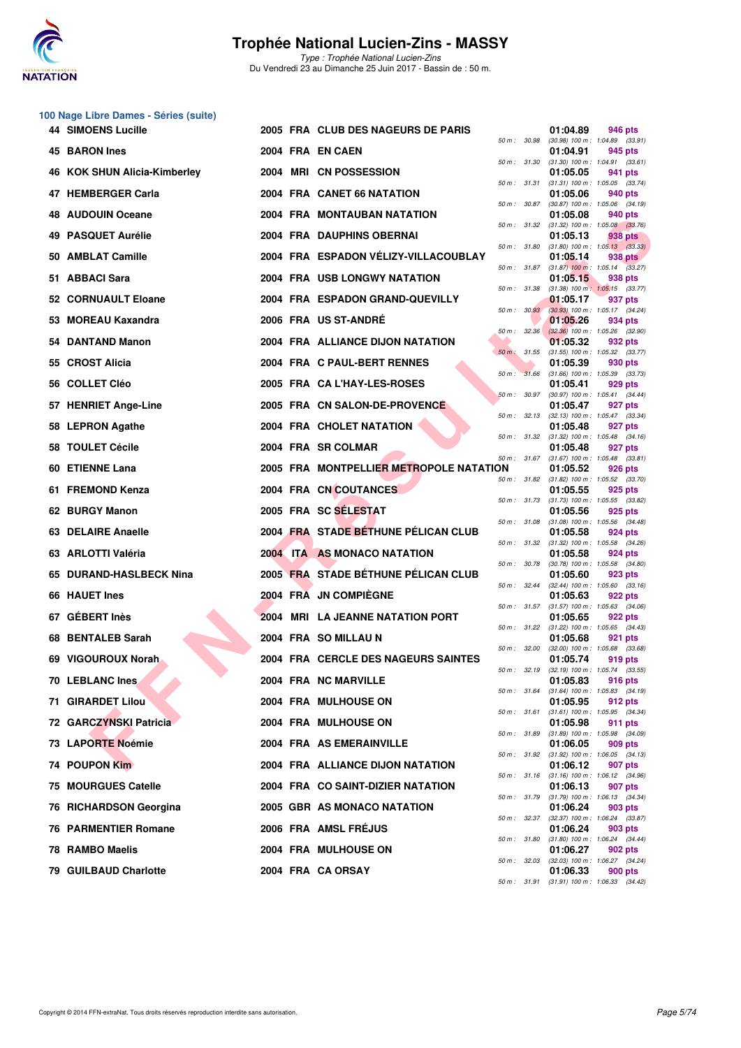# Trophée National Lucien-Zins - MASSY

*Type : Trophée National Lucien-Zins*
Du Vendredi 23 au Dimanche 25 Juin 2017 - Bassin de : 50 m.

## 100 Nage Libre Dames - Séries (suite)

| | | | | | | | |
|---|---|---|---|---|---|---|---|
| 44 | SIMOENS Lucille | 2005 | FRA | CLUB DES NAGEURS DE PARIS | 01:04.89 | 946 pts | 50 m : 30.98 (30.98) 100 m : 1:04.89 (33.91) |
| 45 | BARON Ines | 2004 | FRA | EN CAEN | 01:04.91 | 945 pts | 50 m : 31.30 (31.30) 100 m : 1:04.91 (33.61) |
| 46 | KOK SHUN Alicia-Kimberley | 2004 | MRI | CN POSSESSION | 01:05.05 | 941 pts | 50 m : 31.31 (31.31) 100 m : 1:05.05 (33.74) |
| 47 | HEMBERGER Carla | 2004 | FRA | CANET 66 NATATION | 01:05.06 | 940 pts | 50 m : 30.87 (30.87) 100 m : 1:05.06 (34.19) |
| 48 | AUDOUIN Oceane | 2004 | FRA | MONTAUBAN NATATION | 01:05.08 | 940 pts | 50 m : 31.32 (31.32) 100 m : 1:05.08 (33.76) |
| 49 | PASQUET Aurélie | 2004 | FRA | DAUPHINS OBERNAI | 01:05.13 | 938 pts | 50 m : 31.80 (31.80) 100 m : 1:05.13 (33.33) |
| 50 | AMBLAT Camille | 2004 | FRA | ESPADON VÉLIZY-VILLACOUBLAY | 01:05.14 | 938 pts | 50 m : 31.87 (31.87) 100 m : 1:05.14 (33.27) |
| 51 | ABBACI Sara | 2004 | FRA | USB LONGWY NATATION | 01:05.15 | 938 pts | 50 m : 31.38 (31.38) 100 m : 1:05.15 (33.77) |
| 52 | CORNUAULT Eloane | 2004 | FRA | ESPADON GRAND-QUEVILLY | 01:05.17 | 937 pts | 50 m : 30.93 (30.93) 100 m : 1:05.17 (34.24) |
| 53 | MOREAU Kaxandra | 2006 | FRA | US ST-ANDRÉ | 01:05.26 | 934 pts | 50 m : 32.36 (32.36) 100 m : 1:05.26 (32.90) |
| 54 | DANTAND Manon | 2004 | FRA | ALLIANCE DIJON NATATION | 01:05.32 | 932 pts | 50 m : 31.55 (31.55) 100 m : 1:05.32 (33.77) |
| 55 | CROST Alicia | 2004 | FRA | C PAUL-BERT RENNES | 01:05.39 | 930 pts | 50 m : 31.66 (31.66) 100 m : 1:05.39 (33.73) |
| 56 | COLLET Cléo | 2005 | FRA | CA L'HAY-LES-ROSES | 01:05.41 | 929 pts | 50 m : 30.97 (30.97) 100 m : 1:05.41 (34.44) |
| 57 | HENRIET Ange-Line | 2005 | FRA | CN SALON-DE-PROVENCE | 01:05.47 | 927 pts | 50 m : 32.13 (32.13) 100 m : 1:05.47 (33.34) |
| 58 | LEPRON Agathe | 2004 | FRA | CHOLET NATATION | 01:05.48 | 927 pts | 50 m : 31.32 (31.32) 100 m : 1:05.48 (34.16) |
| 58 | TOULET Cécile | 2004 | FRA | SR COLMAR | 01:05.48 | 927 pts | 50 m : 31.67 (31.67) 100 m : 1:05.48 (33.81) |
| 60 | ETIENNE Lana | 2005 | FRA | MONTPELLIER METROPOLE NATATION | 01:05.52 | 926 pts | 50 m : 31.82 (31.82) 100 m : 1:05.52 (33.70) |
| 61 | FREMOND Kenza | 2004 | FRA | CN COUTANCES | 01:05.55 | 925 pts | 50 m : 31.73 (31.73) 100 m : 1:05.55 (33.82) |
| 62 | BURGY Manon | 2005 | FRA | SC SÉLESTAT | 01:05.56 | 925 pts | 50 m : 31.08 (31.08) 100 m : 1:05.56 (34.48) |
| 63 | DELAIRE Anaelle | 2004 | FRA | STADE BÉTHUNE PÉLICAN CLUB | 01:05.58 | 924 pts | 50 m : 31.32 (31.32) 100 m : 1:05.58 (34.26) |
| 63 | ARLOTTI Valéria | 2004 | ITA | AS MONACO NATATION | 01:05.58 | 924 pts | 50 m : 30.78 (30.78) 100 m : 1:05.58 (34.80) |
| 65 | DURAND-HASLBECK Nina | 2005 | FRA | STADE BÉTHUNE PÉLICAN CLUB | 01:05.60 | 923 pts | 50 m : 32.44 (32.44) 100 m : 1:05.60 (33.16) |
| 66 | HAUET Ines | 2004 | FRA | JN COMPIÈGNE | 01:05.63 | 922 pts | 50 m : 31.57 (31.57) 100 m : 1:05.63 (34.06) |
| 67 | GÉBERT Inès | 2004 | MRI | LA JEANNE NATATION PORT | 01:05.65 | 922 pts | 50 m : 31.22 (31.22) 100 m : 1:05.65 (34.43) |
| 68 | BENTALEB Sarah | 2004 | FRA | SO MILLAU N | 01:05.68 | 921 pts | 50 m : 32.00 (32.00) 100 m : 1:05.68 (33.68) |
| 69 | VIGOUROUX Norah | 2004 | FRA | CERCLE DES NAGEURS SAINTES | 01:05.74 | 919 pts | 50 m : 32.19 (32.19) 100 m : 1:05.74 (33.55) |
| 70 | LEBLANC Ines | 2004 | FRA | NC MARVILLE | 01:05.83 | 916 pts | 50 m : 31.64 (31.64) 100 m : 1:05.83 (34.19) |
| 71 | GIRARDET Lilou | 2004 | FRA | MULHOUSE ON | 01:05.95 | 912 pts | 50 m : 31.61 (31.61) 100 m : 1:05.95 (34.34) |
| 72 | GARCZYNSKI Patricia | 2004 | FRA | MULHOUSE ON | 01:05.98 | 911 pts | 50 m : 31.89 (31.89) 100 m : 1:05.98 (34.09) |
| 73 | LAPORTE Noémie | 2004 | FRA | AS EMERAINVILLE | 01:06.05 | 909 pts | 50 m : 31.92 (31.92) 100 m : 1:06.05 (34.13) |
| 74 | POUPON Kim | 2004 | FRA | ALLIANCE DIJON NATATION | 01:06.12 | 907 pts | 50 m : 31.16 (31.16) 100 m : 1:06.12 (34.96) |
| 75 | MOURGUES Catelle | 2004 | FRA | CO SAINT-DIZIER NATATION | 01:06.13 | 907 pts | 50 m : 31.79 (31.79) 100 m : 1:06.13 (34.34) |
| 76 | RICHARDSON Georgina | 2005 | GBR | AS MONACO NATATION | 01:06.24 | 903 pts | 50 m : 32.37 (32.37) 100 m : 1:06.24 (33.87) |
| 76 | PARMENTIER Romane | 2006 | FRA | AMSL FRÉJUS | 01:06.24 | 903 pts | 50 m : 31.80 (31.80) 100 m : 1:06.24 (34.44) |
| 78 | RAMBO Maelis | 2004 | FRA | MULHOUSE ON | 01:06.27 | 902 pts | 50 m : 32.03 (32.03) 100 m : 1:06.27 (34.24) |
| 79 | GUILBAUD Charlotte | 2004 | FRA | CA ORSAY | 01:06.33 | 900 pts | 50 m : 31.91 (31.91) 100 m : 1:06.33 (34.42) |

Copyright © 2014 FFN-extraNat. Tous droits réservés reproduction interdite sans autorisation.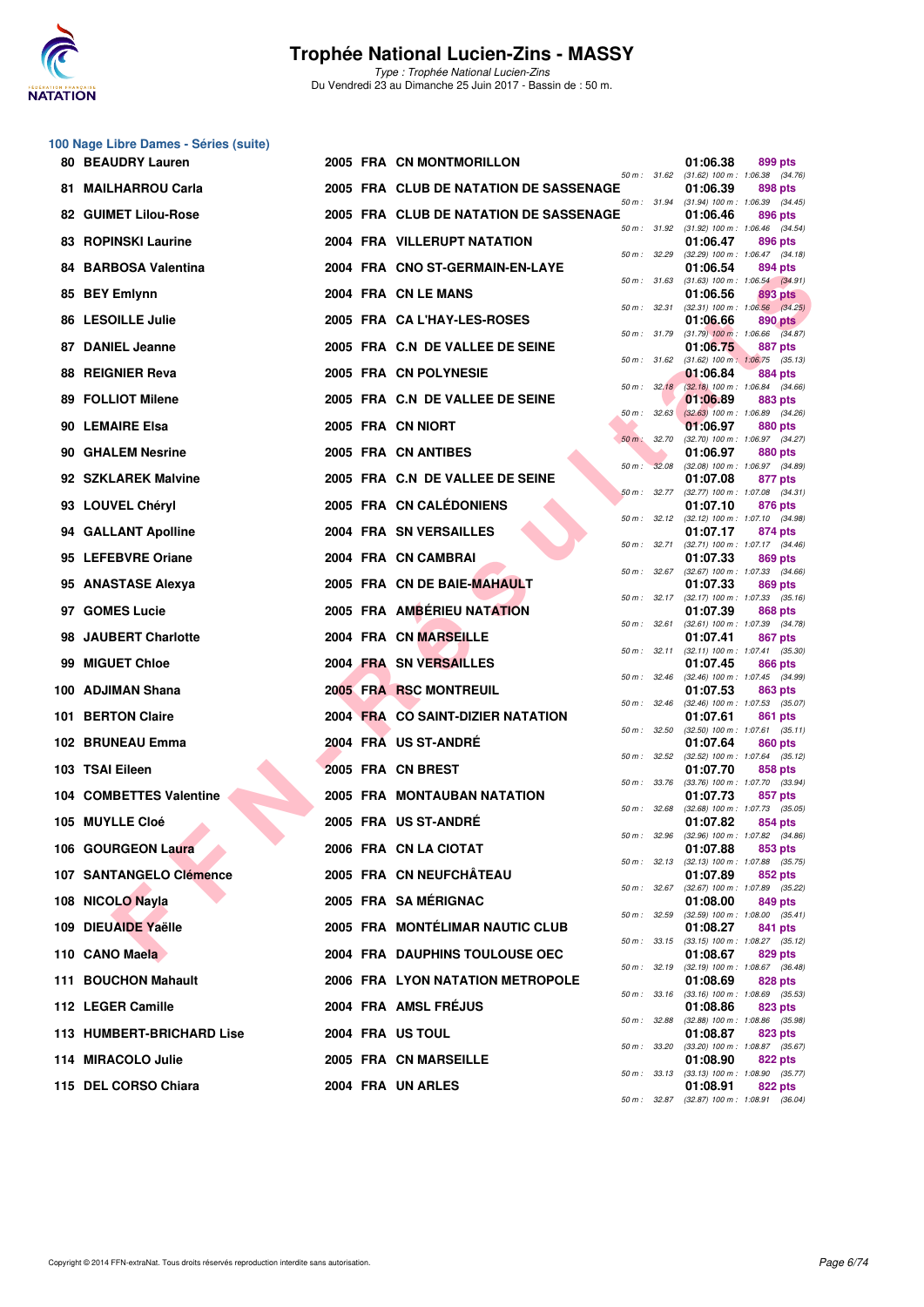# Trophée National Lucien-Zins - MASSY

*Type : Trophée National Lucien-Zins*
Du Vendredi 23 au Dimanche 25 Juin 2017 - Bassin de : 50 m.

## 100 Nage Libre Dames - Séries (suite)

| | | | | | | | |
|---|---|---|---|---|---|---|---|
| 80 | BEAUDRY Lauren | 2005 | FRA | CN MONTMORILLON | 01:06.38 | 899 pts | 50 m : 31.62 (31.62) 100 m : 1:06.38 (34.76) |
| 81 | MAILHARROU Carla | 2005 | FRA | CLUB DE NATATION DE SASSENAGE | 01:06.39 | 898 pts | 50 m : 31.94 (31.94) 100 m : 1:06.39 (34.45) |
| 82 | GUIMET Lilou-Rose | 2005 | FRA | CLUB DE NATATION DE SASSENAGE | 01:06.46 | 896 pts | 50 m : 31.92 (31.92) 100 m : 1:06.46 (34.54) |
| 83 | ROPINSKI Laurine | 2004 | FRA | VILLERUPT NATATION | 01:06.47 | 896 pts | 50 m : 32.29 (32.29) 100 m : 1:06.47 (34.18) |
| 84 | BARBOSA Valentina | 2004 | FRA | CNO ST-GERMAIN-EN-LAYE | 01:06.54 | 894 pts | 50 m : 31.63 (31.63) 100 m : 1:06.54 (34.91) |
| 85 | BEY Emlynn | 2004 | FRA | CN LE MANS | 01:06.56 | 893 pts | 50 m : 32.31 (32.31) 100 m : 1:06.56 (34.25) |
| 86 | LESOILLE Julie | 2005 | FRA | CA L'HAY-LES-ROSES | 01:06.66 | 890 pts | 50 m : 31.79 (31.79) 100 m : 1:06.66 (34.87) |
| 87 | DANIEL Jeanne | 2005 | FRA | C.N DE VALLEE DE SEINE | 01:06.75 | 887 pts | 50 m : 31.62 (31.62) 100 m : 1:06.75 (35.13) |
| 88 | REIGNIER Reva | 2005 | FRA | CN POLYNESIE | 01:06.84 | 884 pts | 50 m : 32.18 (32.18) 100 m : 1:06.84 (34.66) |
| 89 | FOLLIOT Milene | 2005 | FRA | C.N DE VALLEE DE SEINE | 01:06.89 | 883 pts | 50 m : 32.63 (32.63) 100 m : 1:06.89 (34.26) |
| 90 | LEMAIRE Elsa | 2005 | FRA | CN NIORT | 01:06.97 | 880 pts | 50 m : 32.70 (32.70) 100 m : 1:06.97 (34.27) |
| 90 | GHALEM Nesrine | 2005 | FRA | CN ANTIBES | 01:06.97 | 880 pts | 50 m : 32.08 (32.08) 100 m : 1:06.97 (34.89) |
| 92 | SZKLAREK Malvine | 2005 | FRA | C.N DE VALLEE DE SEINE | 01:07.08 | 877 pts | 50 m : 32.77 (32.77) 100 m : 1:07.08 (34.31) |
| 93 | LOUVEL Chéryl | 2005 | FRA | CN CALÉDONIENS | 01:07.10 | 876 pts | 50 m : 32.12 (32.12) 100 m : 1:07.10 (34.98) |
| 94 | GALLANT Apolline | 2004 | FRA | SN VERSAILLES | 01:07.17 | 874 pts | 50 m : 32.71 (32.71) 100 m : 1:07.17 (34.46) |
| 95 | LEFEBVRE Oriane | 2004 | FRA | CN CAMBRAI | 01:07.33 | 869 pts | 50 m : 32.67 (32.67) 100 m : 1:07.33 (34.66) |
| 95 | ANASTASE Alexya | 2005 | FRA | CN DE BAIE-MAHAULT | 01:07.33 | 869 pts | 50 m : 32.17 (32.17) 100 m : 1:07.33 (35.16) |
| 97 | GOMES Lucie | 2005 | FRA | AMBÉRIEU NATATION | 01:07.39 | 868 pts | 50 m : 32.61 (32.61) 100 m : 1:07.39 (34.78) |
| 98 | JAUBERT Charlotte | 2004 | FRA | CN MARSEILLE | 01:07.41 | 867 pts | 50 m : 32.11 (32.11) 100 m : 1:07.41 (35.30) |
| 99 | MIGUET Chloe | 2004 | FRA | SN VERSAILLES | 01:07.45 | 866 pts | 50 m : 32.46 (32.46) 100 m : 1:07.45 (34.99) |
| 100 | ADJIMAN Shana | 2005 | FRA | RSC MONTREUIL | 01:07.53 | 863 pts | 50 m : 32.46 (32.46) 100 m : 1:07.53 (35.07) |
| 101 | BERTON Claire | 2004 | FRA | CO SAINT-DIZIER NATATION | 01:07.61 | 861 pts | 50 m : 32.50 (32.50) 100 m : 1:07.61 (35.11) |
| 102 | BRUNEAU Emma | 2004 | FRA | US ST-ANDRÉ | 01:07.64 | 860 pts | 50 m : 32.52 (32.52) 100 m : 1:07.64 (35.12) |
| 103 | TSAI Eileen | 2005 | FRA | CN BREST | 01:07.70 | 858 pts | 50 m : 33.76 (33.76) 100 m : 1:07.70 (33.94) |
| 104 | COMBETTES Valentine | 2005 | FRA | MONTAUBAN NATATION | 01:07.73 | 857 pts | 50 m : 32.68 (32.68) 100 m : 1:07.73 (35.05) |
| 105 | MUYLLE Cloé | 2005 | FRA | US ST-ANDRÉ | 01:07.82 | 854 pts | 50 m : 32.96 (32.96) 100 m : 1:07.82 (34.86) |
| 106 | GOURGEON Laura | 2006 | FRA | CN LA CIOTAT | 01:07.88 | 853 pts | 50 m : 32.13 (32.13) 100 m : 1:07.88 (35.75) |
| 107 | SANTANGELO Clémence | 2005 | FRA | CN NEUFCHÂTEAU | 01:07.89 | 852 pts | 50 m : 32.67 (32.67) 100 m : 1:07.89 (35.22) |
| 108 | NICOLO Nayla | 2005 | FRA | SA MÉRIGNAC | 01:08.00 | 849 pts | 50 m : 32.59 (32.59) 100 m : 1:08.00 (35.41) |
| 109 | DIEUAIDE Yaëlle | 2005 | FRA | MONTÉLIMAR NAUTIC CLUB | 01:08.27 | 841 pts | 50 m : 33.15 (33.15) 100 m : 1:08.27 (35.12) |
| 110 | CANO Maela | 2004 | FRA | DAUPHINS TOULOUSE OEC | 01:08.67 | 829 pts | 50 m : 32.19 (32.19) 100 m : 1:08.67 (36.48) |
| 111 | BOUCHON Mahault | 2006 | FRA | LYON NATATION METROPOLE | 01:08.69 | 828 pts | 50 m : 33.16 (33.16) 100 m : 1:08.69 (35.53) |
| 112 | LEGER Camille | 2004 | FRA | AMSL FRÉJUS | 01:08.86 | 823 pts | 50 m : 32.88 (32.88) 100 m : 1:08.86 (35.98) |
| 113 | HUMBERT-BRICHARD Lise | 2004 | FRA | US TOUL | 01:08.87 | 823 pts | 50 m : 33.20 (33.20) 100 m : 1:08.87 (35.67) |
| 114 | MIRACOLO Julie | 2005 | FRA | CN MARSEILLE | 01:08.90 | 822 pts | 50 m : 33.13 (33.13) 100 m : 1:08.90 (35.77) |
| 115 | DEL CORSO Chiara | 2004 | FRA | UN ARLES | 01:08.91 | 822 pts | 50 m : 32.87 (32.87) 100 m : 1:08.91 (36.04) |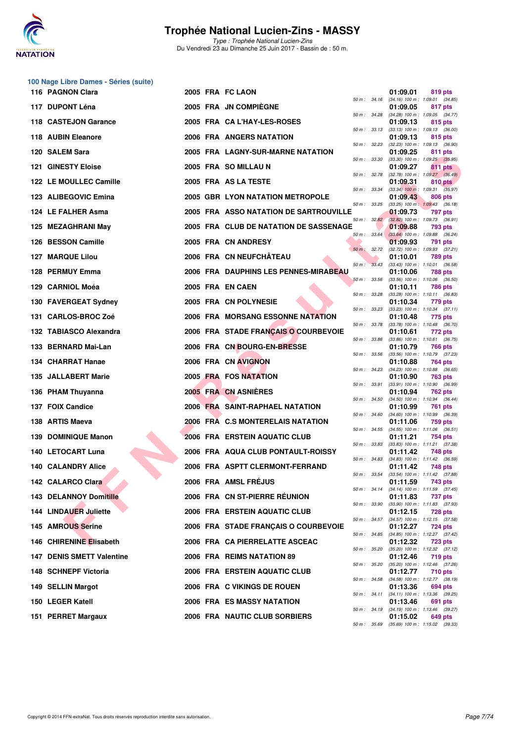## 100 Nage Libre Dames - Séries (suite)

| | | | | | | | |
|---|---|---|---|---|---|---|---|
| 116 | PAGNON Clara | 2005 | FRA | FC LAON | 50 m : 34.16 | 01:09.01 (34.16) 100 m : 1:09.01 (34.85) | 819 pts |
| 117 | DUPONT Léna | 2005 | FRA | JN COMPIÈGNE | 50 m : 34.28 | 01:09.05 (34.28) 100 m : 1:09.05 (34.77) | 817 pts |
| 118 | CASTEJON Garance | 2005 | FRA | CA L'HAY-LES-ROSES | 50 m : 33.13 | 01:09.13 (33.13) 100 m : 1:09.13 (36.00) | 815 pts |
| 118 | AUBIN Eleanore | 2006 | FRA | ANGERS NATATION | 50 m : 32.23 | 01:09.13 (32.23) 100 m : 1:09.13 (36.90) | 815 pts |
| 120 | SALEM Sara | 2005 | FRA | LAGNY-SUR-MARNE NATATION | 50 m : 33.30 | 01:09.25 (33.30) 100 m : 1:09.25 (35.95) | 811 pts |
| 121 | GINESTY Eloise | 2005 | FRA | SO MILLAU N | 50 m : 32.78 | 01:09.27 (32.78) 100 m : 1:09.27 (36.49) | 811 pts |
| 122 | LE MOULLEC Camille | 2005 | FRA | AS LA TESTE | 50 m : 33.34 | 01:09.31 (33.34) 100 m : 1:09.31 (35.97) | 810 pts |
| 123 | ALIBEGOVIC Emina | 2005 | GBR | LYON NATATION METROPOLE | 50 m : 33.25 | 01:09.43 (33.25) 100 m : 1:09.43 (36.18) | 806 pts |
| 124 | LE FALHER Asma | 2005 | FRA | ASSO NATATION DE SARTROUVILLE | 50 m : 32.82 | 01:09.73 (32.82) 100 m : 1:09.73 (36.91) | 797 pts |
| 125 | MEZAGHRANI May | 2005 | FRA | CLUB DE NATATION DE SASSENAGE | 50 m : 33.64 | 01:09.88 (33.64) 100 m : 1:09.88 (36.24) | 793 pts |
| 126 | BESSON Camille | 2005 | FRA | CN ANDRESY | 50 m : 32.72 | 01:09.93 (32.72) 100 m : 1:09.93 (37.21) | 791 pts |
| 127 | MARQUE Lilou | 2006 | FRA | CN NEUFCHÂTEAU | 50 m : 33.43 | 01:10.01 (33.43) 100 m : 1:10.01 (36.58) | 789 pts |
| 128 | PERMUY Emma | 2006 | FRA | DAUPHINS LES PENNES-MIRABEAU | 50 m : 33.56 | 01:10.06 (33.56) 100 m : 1:10.06 (36.50) | 788 pts |
| 129 | CARNIOL Moéa | 2005 | FRA | EN CAEN | 50 m : 33.28 | 01:10.11 (33.28) 100 m : 1:10.11 (36.83) | 786 pts |
| 130 | FAVERGEAT Sydney | 2005 | FRA | CN POLYNESIE | 50 m : 33.23 | 01:10.34 (33.23) 100 m : 1:10.34 (37.11) | 779 pts |
| 131 | CARLOS-BROC Zoé | 2006 | FRA | MORSANG ESSONNE NATATION | 50 m : 33.78 | 01:10.48 (33.78) 100 m : 1:10.48 (36.70) | 775 pts |
| 132 | TABIASCO Alexandra | 2006 | FRA | STADE FRANÇAIS O COURBEVOIE | 50 m : 33.86 | 01:10.61 (33.86) 100 m : 1:10.61 (36.75) | 772 pts |
| 133 | BERNARD Mai-Lan | 2006 | FRA | CN BOURG-EN-BRESSE | 50 m : 33.56 | 01:10.79 (33.56) 100 m : 1:10.79 (37.23) | 766 pts |
| 134 | CHARRAT Hanae | 2006 | FRA | CN AVIGNON | 50 m : 34.23 | 01:10.88 (34.23) 100 m : 1:10.88 (36.65) | 764 pts |
| 135 | JALLABERT Marie | 2005 | FRA | FOS NATATION | 50 m : 33.91 | 01:10.90 (33.91) 100 m : 1:10.90 (36.99) | 763 pts |
| 136 | PHAM Thuyanna | 2005 | FRA | CN ASNIÈRES | 50 m : 34.50 | 01:10.94 (34.50) 100 m : 1:10.94 (36.44) | 762 pts |
| 137 | FOIX Candice | 2006 | FRA | SAINT-RAPHAEL NATATION | 50 m : 34.60 | 01:10.99 (34.60) 100 m : 1:10.99 (36.39) | 761 pts |
| 138 | ARTIS Maeva | 2006 | FRA | C.S MONTERELAIS NATATION | 50 m : 34.55 | 01:11.06 (34.55) 100 m : 1:11.06 (36.51) | 759 pts |
| 139 | DOMINIQUE Manon | 2006 | FRA | ERSTEIN AQUATIC CLUB | 50 m : 33.83 | 01:11.21 (33.83) 100 m : 1:11.21 (37.38) | 754 pts |
| 140 | LETOCART Luna | 2006 | FRA | AQUA CLUB PONTAULT-ROISSY | 50 m : 34.83 | 01:11.42 (34.83) 100 m : 1:11.42 (36.59) | 748 pts |
| 140 | CALANDRY Alice | 2006 | FRA | ASPTT CLERMONT-FERRAND | 50 m : 33.54 | 01:11.42 (33.54) 100 m : 1:11.42 (37.88) | 748 pts |
| 142 | CALARCO Clara | 2006 | FRA | AMSL FRÉJUS | 50 m : 34.14 | 01:11.59 (34.14) 100 m : 1:11.59 (37.45) | 743 pts |
| 143 | DELANNOY Domitille | 2006 | FRA | CN ST-PIERRE RÉUNION | 50 m : 33.90 | 01:11.83 (33.90) 100 m : 1:11.83 (37.93) | 737 pts |
| 144 | LINDAUER Juliette | 2006 | FRA | ERSTEIN AQUATIC CLUB | 50 m : 34.57 | 01:12.15 (34.57) 100 m : 1:12.15 (37.58) | 728 pts |
| 145 | AMROUS Serine | 2006 | FRA | STADE FRANÇAIS O COURBEVOIE | 50 m : 34.85 | 01:12.27 (34.85) 100 m : 1:12.27 (37.42) | 724 pts |
| 146 | CHIRENINE Elisabeth | 2006 | FRA | CA PIERRELATTE ASCEAC | 50 m : 35.20 | 01:12.32 (35.20) 100 m : 1:12.32 (37.12) | 723 pts |
| 147 | DENIS SMETT Valentine | 2006 | FRA | REIMS NATATION 89 | 50 m : 35.20 | 01:12.46 (35.20) 100 m : 1:12.46 (37.26) | 719 pts |
| 148 | SCHNEPF Victoria | 2006 | FRA | ERSTEIN AQUATIC CLUB | 50 m : 34.58 | 01:12.77 (34.58) 100 m : 1:12.77 (38.19) | 710 pts |
| 149 | SELLIN Margot | 2006 | FRA | C VIKINGS DE ROUEN | 50 m : 34.11 | 01:13.36 (34.11) 100 m : 1:13.36 (39.25) | 694 pts |
| 150 | LEGER Katell | 2006 | FRA | ES MASSY NATATION | 50 m : 34.19 | 01:13.46 (34.19) 100 m : 1:13.46 (39.27) | 691 pts |
| 151 | PERRET Margaux | 2006 | FRA | NAUTIC CLUB SORBIERS | 50 m : 35.69 | 01:15.02 (35.69) 100 m : 1:15.02 (39.33) | 649 pts |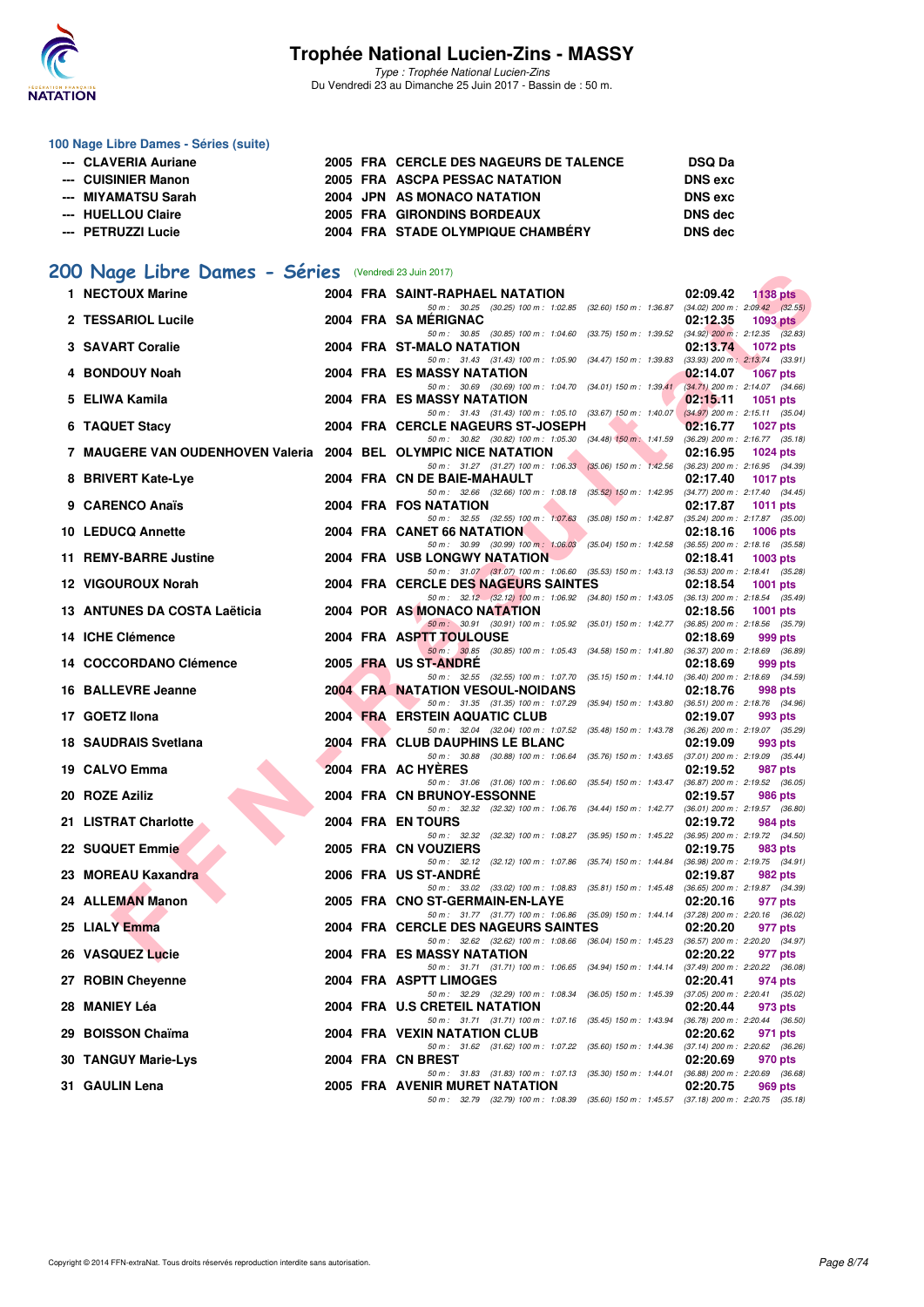### 100 Nage Libre Dames - Séries (suite)

| | | | | | |
|---|---|---|---|---|---|
| --- | CLAVERIA Auriane | 2005 | FRA | CERCLE DES NAGEURS DE TALENCE | DSQ Da |
| --- | CUISINIER Manon | 2005 | FRA | ASCPA PESSAC NATATION | DNS exc |
| --- | MIYAMATSU Sarah | 2004 | JPN | AS MONACO NATATION | DNS exc |
| --- | HUELLOU Claire | 2005 | FRA | GIRONDINS BORDEAUX | DNS dec |
| --- | PETRUZZI Lucie | 2004 | FRA | STADE OLYMPIQUE CHAMBÉRY | DNS dec |

## 200 Nage Libre Dames - Séries (Vendredi 23 Juin 2017)

| Rang | Nom | Année | Nat | Club | Temps | Points |
|---|---|---|---|---|---|---|
| 1 | NECTOUX Marine | 2004 | FRA | SAINT-RAPHAEL NATATION | 02:09.42 | 1138 pts |
| | 50 m : 30.25 (30.25) 100 m : 1:02.85 (32.60) 150 m : 1:36.87 (34.02) 200 m : 2:09.42 (32.55) | | | | | |
| 2 | TESSARIOL Lucile | 2004 | FRA | SA MÉRIGNAC | 02:12.35 | 1093 pts |
| | 50 m : 30.85 (30.85) 100 m : 1:04.60 (33.75) 150 m : 1:39.52 (34.92) 200 m : 2:12.35 (32.83) | | | | | |
| 3 | SAVART Coralie | 2004 | FRA | ST-MALO NATATION | 02:13.74 | 1072 pts |
| | 50 m : 31.43 (31.43) 100 m : 1:05.90 (34.47) 150 m : 1:39.83 (33.93) 200 m : 2:13.74 (33.91) | | | | | |
| 4 | BONDOUY Noah | 2004 | FRA | ES MASSY NATATION | 02:14.07 | 1067 pts |
| | 50 m : 30.69 (30.69) 100 m : 1:04.70 (34.01) 150 m : 1:39.41 (34.71) 200 m : 2:14.07 (34.66) | | | | | |
| 5 | ELIWA Kamila | 2004 | FRA | ES MASSY NATATION | 02:15.11 | 1051 pts |
| | 50 m : 31.43 (31.43) 100 m : 1:05.10 (33.67) 150 m : 1:40.07 (34.97) 200 m : 2:15.11 (35.04) | | | | | |
| 6 | TAQUET Stacy | 2004 | FRA | CERCLE NAGEURS ST-JOSEPH | 02:16.77 | 1027 pts |
| | 50 m : 30.82 (30.82) 100 m : 1:05.30 (34.48) 150 m : 1:41.59 (36.29) 200 m : 2:16.77 (35.18) | | | | | |
| 7 | MAUGERE VAN OUDENHOVEN Valeria | 2004 | BEL | OLYMPIC NICE NATATION | 02:16.95 | 1024 pts |
| | 50 m : 31.27 (31.27) 100 m : 1:06.33 (35.06) 150 m : 1:42.56 (36.23) 200 m : 2:16.95 (34.39) | | | | | |
| 8 | BRIVERT Kate-Lye | 2004 | FRA | CN DE BAIE-MAHAULT | 02:17.40 | 1017 pts |
| | 50 m : 32.66 (32.66) 100 m : 1:08.18 (35.52) 150 m : 1:42.95 (34.77) 200 m : 2:17.40 (34.45) | | | | | |
| 9 | CARENCO Anaïs | 2004 | FRA | FOS NATATION | 02:17.87 | 1011 pts |
| | 50 m : 32.55 (32.55) 100 m : 1:07.63 (35.08) 150 m : 1:42.87 (35.24) 200 m : 2:17.87 (35.00) | | | | | |
| 10 | LEDUCQ Annette | 2004 | FRA | CANET 66 NATATION | 02:18.16 | 1006 pts |
| | 50 m : 30.99 (30.99) 100 m : 1:06.03 (35.04) 150 m : 1:42.58 (36.55) 200 m : 2:18.16 (35.58) | | | | | |
| 11 | REMY-BARRE Justine | 2004 | FRA | USB LONGWY NATATION | 02:18.41 | 1003 pts |
| | 50 m : 31.07 (31.07) 100 m : 1:06.60 (35.53) 150 m : 1:43.13 (36.53) 200 m : 2:18.41 (35.28) | | | | | |
| 12 | VIGOUROUX Norah | 2004 | FRA | CERCLE DES NAGEURS SAINTES | 02:18.54 | 1001 pts |
| | 50 m : 32.12 (32.12) 100 m : 1:06.92 (34.80) 150 m : 1:43.05 (36.13) 200 m : 2:18.54 (35.49) | | | | | |
| 13 | ANTUNES DA COSTA Laëticia | 2004 | POR | AS MONACO NATATION | 02:18.56 | 1001 pts |
| | 50 m : 30.91 (30.91) 100 m : 1:05.92 (35.01) 150 m : 1:42.77 (36.85) 200 m : 2:18.56 (35.79) | | | | | |
| 14 | ICHE Clémence | 2004 | FRA | ASPTT TOULOUSE | 02:18.69 | 999 pts |
| | 50 m : 30.85 (30.85) 100 m : 1:05.43 (34.58) 150 m : 1:41.80 (36.37) 200 m : 2:18.69 (36.89) | | | | | |
| 14 | COCCORDANO Clémence | 2005 | FRA | US ST-ANDRÉ | 02:18.69 | 999 pts |
| | 50 m : 32.55 (32.55) 100 m : 1:07.70 (35.15) 150 m : 1:44.10 (36.40) 200 m : 2:18.69 (34.59) | | | | | |
| 16 | BALLEVRE Jeanne | 2004 | FRA | NATATION VESOUL-NOIDANS | 02:18.76 | 998 pts |
| | 50 m : 31.35 (31.35) 100 m : 1:07.29 (35.94) 150 m : 1:43.80 (36.51) 200 m : 2:18.76 (34.96) | | | | | |
| 17 | GOETZ Ilona | 2004 | FRA | ERSTEIN AQUATIC CLUB | 02:19.07 | 993 pts |
| | 50 m : 32.04 (32.04) 100 m : 1:07.52 (35.48) 150 m : 1:43.78 (36.26) 200 m : 2:19.07 (35.29) | | | | | |
| 18 | SAUDRAIS Svetlana | 2004 | FRA | CLUB DAUPHINS LE BLANC | 02:19.09 | 993 pts |
| | 50 m : 30.88 (30.88) 100 m : 1:06.64 (35.76) 150 m : 1:43.65 (37.01) 200 m : 2:19.09 (35.44) | | | | | |
| 19 | CALVO Emma | 2004 | FRA | AC HYÈRES | 02:19.52 | 987 pts |
| | 50 m : 31.06 (31.06) 100 m : 1:06.60 (35.54) 150 m : 1:43.47 (36.87) 200 m : 2:19.52 (36.05) | | | | | |
| 20 | ROZE Aziliz | 2004 | FRA | CN BRUNOY-ESSONNE | 02:19.57 | 986 pts |
| | 50 m : 32.32 (32.32) 100 m : 1:06.76 (34.44) 150 m : 1:42.77 (36.01) 200 m : 2:19.57 (36.80) | | | | | |
| 21 | LISTRAT Charlotte | 2004 | FRA | EN TOURS | 02:19.72 | 984 pts |
| | 50 m : 32.32 (32.32) 100 m : 1:08.27 (35.95) 150 m : 1:45.22 (36.95) 200 m : 2:19.72 (34.50) | | | | | |
| 22 | SUQUET Emmie | 2005 | FRA | CN VOUZIERS | 02:19.75 | 983 pts |
| | 50 m : 32.12 (32.12) 100 m : 1:07.86 (35.74) 150 m : 1:44.84 (36.98) 200 m : 2:19.75 (34.91) | | | | | |
| 23 | MOREAU Kaxandra | 2006 | FRA | US ST-ANDRÉ | 02:19.87 | 982 pts |
| | 50 m : 33.02 (33.02) 100 m : 1:08.83 (35.81) 150 m : 1:45.48 (36.65) 200 m : 2:19.87 (34.39) | | | | | |
| 24 | ALLEMAN Manon | 2005 | FRA | CNO ST-GERMAIN-EN-LAYE | 02:20.16 | 977 pts |
| | 50 m : 31.77 (31.77) 100 m : 1:06.86 (35.09) 150 m : 1:44.14 (37.28) 200 m : 2:20.16 (36.02) | | | | | |
| 25 | LIALY Emma | 2004 | FRA | CERCLE DES NAGEURS SAINTES | 02:20.20 | 977 pts |
| | 50 m : 32.62 (32.62) 100 m : 1:08.66 (36.04) 150 m : 1:45.23 (36.57) 200 m : 2:20.20 (34.97) | | | | | |
| 26 | VASQUEZ Lucie | 2004 | FRA | ES MASSY NATATION | 02:20.22 | 977 pts |
| | 50 m : 31.71 (31.71) 100 m : 1:06.65 (34.94) 150 m : 1:44.14 (37.49) 200 m : 2:20.22 (36.08) | | | | | |
| 27 | ROBIN Cheyenne | 2004 | FRA | ASPTT LIMOGES | 02:20.41 | 974 pts |
| | 50 m : 32.29 (32.29) 100 m : 1:08.34 (36.05) 150 m : 1:45.39 (37.05) 200 m : 2:20.41 (35.02) | | | | | |
| 28 | MANIEY Léa | 2004 | FRA | U.S CRETEIL NATATION | 02:20.44 | 973 pts |
| | 50 m : 31.71 (31.71) 100 m : 1:07.16 (35.45) 150 m : 1:43.94 (36.78) 200 m : 2:20.44 (36.50) | | | | | |
| 29 | BOISSON Chaïma | 2004 | FRA | VEXIN NATATION CLUB | 02:20.62 | 971 pts |
| | 50 m : 31.62 (31.62) 100 m : 1:07.22 (35.60) 150 m : 1:44.36 (37.14) 200 m : 2:20.62 (36.26) | | | | | |
| 30 | TANGUY Marie-Lys | 2004 | FRA | CN BREST | 02:20.69 | 970 pts |
| | 50 m : 31.83 (31.83) 100 m : 1:07.13 (35.30) 150 m : 1:44.01 (36.88) 200 m : 2:20.69 (36.68) | | | | | |
| 31 | GAULIN Lena | 2005 | FRA | AVENIR MURET NATATION | 02:20.75 | 969 pts |
| | 50 m : 32.79 (32.79) 100 m : 1:08.39 (35.60) 150 m : 1:45.57 (37.18) 200 m : 2:20.75 (35.18) | | | | | |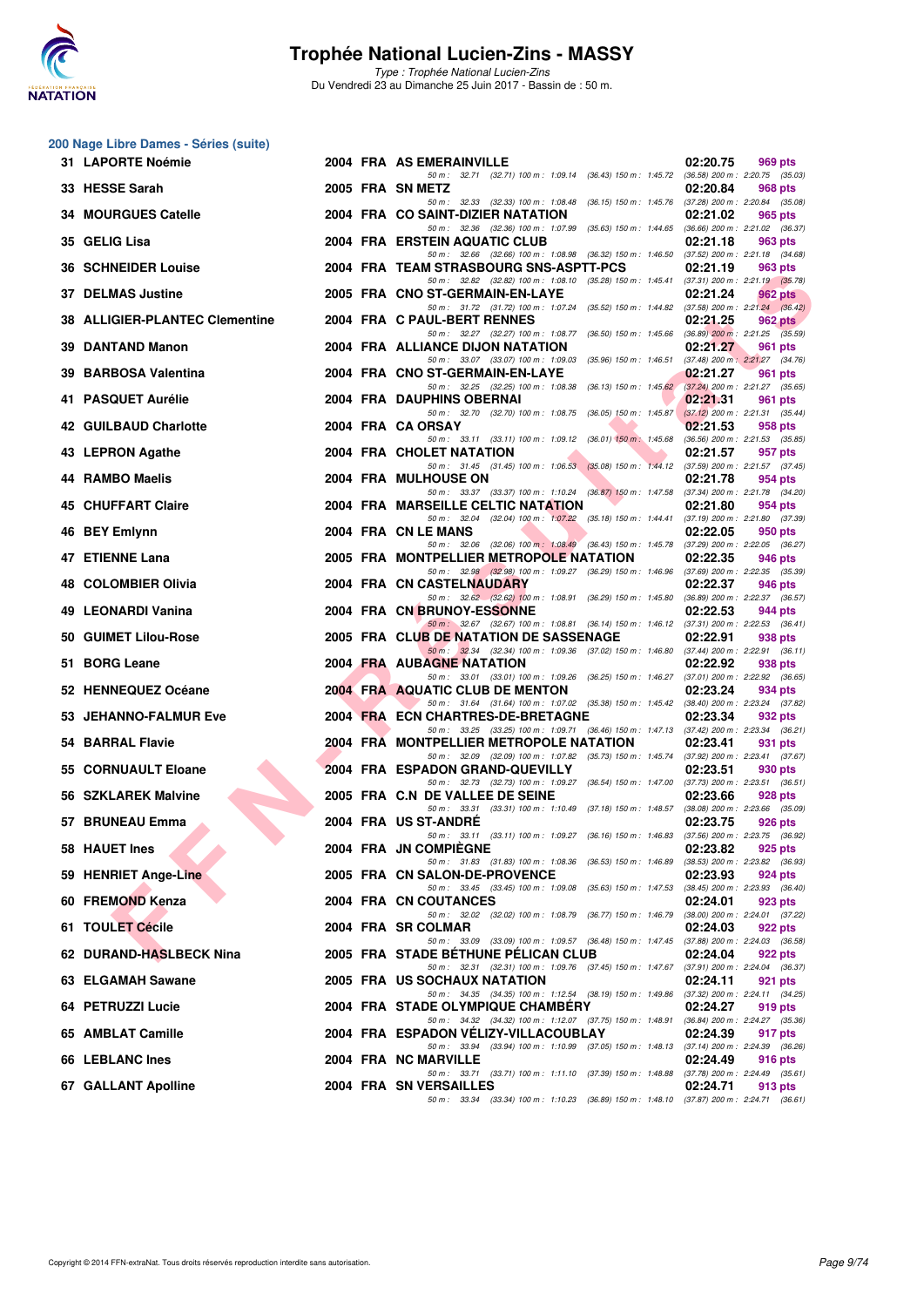# Trophée National Lucien-Zins - MASSY

*Type : Trophée National Lucien-Zins*
Du Vendredi 23 au Dimanche 25 Juin 2017 - Bassin de : 50 m.

## 200 Nage Libre Dames - Séries (suite)

| Rang | Nom | Année | Nat | Club | Temps | Points |
|---|---|---|---|---|---|---|
| 31 | LAPORTE Noémie | 2004 | FRA | AS EMERAINVILLE | 02:20.75 | 969 pts |
| | 50 m : 32.71 (32.71) 100 m : 1:09.14 (36.43) 150 m : 1:45.72 (36.58) 200 m : 2:20.75 (35.03) | | | | | |
| 33 | HESSE Sarah | 2005 | FRA | SN METZ | 02:20.84 | 968 pts |
| | 50 m : 32.33 (32.33) 100 m : 1:08.48 (36.15) 150 m : 1:45.76 (37.28) 200 m : 2:20.84 (35.08) | | | | | |
| 34 | MOURGUES Catelle | 2004 | FRA | CO SAINT-DIZIER NATATION | 02:21.02 | 965 pts |
| | 50 m : 32.36 (32.36) 100 m : 1:07.99 (35.63) 150 m : 1:44.65 (36.66) 200 m : 2:21.02 (36.37) | | | | | |
| 35 | GELIG Lisa | 2004 | FRA | ERSTEIN AQUATIC CLUB | 02:21.18 | 963 pts |
| | 50 m : 32.66 (32.66) 100 m : 1:08.98 (36.32) 150 m : 1:46.50 (37.52) 200 m : 2:21.18 (34.68) | | | | | |
| 36 | SCHNEIDER Louise | 2004 | FRA | TEAM STRASBOURG SNS-ASPTT-PCS | 02:21.19 | 963 pts |
| | 50 m : 32.82 (32.82) 100 m : 1:08.10 (35.28) 150 m : 1:45.41 (37.31) 200 m : 2:21.19 (35.78) | | | | | |
| 37 | DELMAS Justine | 2005 | FRA | CNO ST-GERMAIN-EN-LAYE | 02:21.24 | 962 pts |
| | 50 m : 31.72 (31.72) 100 m : 1:07.24 (35.52) 150 m : 1:44.82 (37.58) 200 m : 2:21.24 (36.42) | | | | | |
| 38 | ALLIGIER-PLANTEC Clementine | 2004 | FRA | C PAUL-BERT RENNES | 02:21.25 | 962 pts |
| | 50 m : 32.27 (32.27) 100 m : 1:08.77 (36.50) 150 m : 1:45.66 (36.89) 200 m : 2:21.25 (35.59) | | | | | |
| 39 | DANTAND Manon | 2004 | FRA | ALLIANCE DIJON NATATION | 02:21.27 | 961 pts |
| | 50 m : 33.07 (33.07) 100 m : 1:09.03 (35.96) 150 m : 1:46.51 (37.48) 200 m : 2:21.27 (34.76) | | | | | |
| 39 | BARBOSA Valentina | 2004 | FRA | CNO ST-GERMAIN-EN-LAYE | 02:21.27 | 961 pts |
| | 50 m : 32.25 (32.25) 100 m : 1:08.38 (36.13) 150 m : 1:45.62 (37.24) 200 m : 2:21.27 (35.65) | | | | | |
| 41 | PASQUET Aurélie | 2004 | FRA | DAUPHINS OBERNAI | 02:21.31 | 961 pts |
| | 50 m : 32.70 (32.70) 100 m : 1:08.75 (36.05) 150 m : 1:45.87 (37.12) 200 m : 2:21.31 (35.44) | | | | | |
| 42 | GUILBAUD Charlotte | 2004 | FRA | CA ORSAY | 02:21.53 | 958 pts |
| | 50 m : 33.11 (33.11) 100 m : 1:09.12 (36.01) 150 m : 1:45.68 (36.56) 200 m : 2:21.53 (35.85) | | | | | |
| 43 | LEPRON Agathe | 2004 | FRA | CHOLET NATATION | 02:21.57 | 957 pts |
| | 50 m : 31.45 (31.45) 100 m : 1:06.53 (35.08) 150 m : 1:44.12 (37.59) 200 m : 2:21.57 (37.45) | | | | | |
| 44 | RAMBO Maelis | 2004 | FRA | MULHOUSE ON | 02:21.78 | 954 pts |
| | 50 m : 33.37 (33.37) 100 m : 1:10.24 (36.87) 150 m : 1:47.58 (37.34) 200 m : 2:21.78 (34.20) | | | | | |
| 45 | CHUFFART Claire | 2004 | FRA | MARSEILLE CELTIC NATATION | 02:21.80 | 954 pts |
| | 50 m : 32.04 (32.04) 100 m : 1:07.22 (35.18) 150 m : 1:44.41 (37.19) 200 m : 2:21.80 (37.39) | | | | | |
| 46 | BEY Emlynn | 2004 | FRA | CN LE MANS | 02:22.05 | 950 pts |
| | 50 m : 32.06 (32.06) 100 m : 1:08.49 (36.43) 150 m : 1:45.78 (37.29) 200 m : 2:22.05 (36.27) | | | | | |
| 47 | ETIENNE Lana | 2005 | FRA | MONTPELLIER METROPOLE NATATION | 02:22.35 | 946 pts |
| | 50 m : 32.98 (32.98) 100 m : 1:09.27 (36.29) 150 m : 1:46.96 (37.69) 200 m : 2:22.35 (35.39) | | | | | |
| 48 | COLOMBIER Olivia | 2004 | FRA | CN CASTELNAUDARY | 02:22.37 | 946 pts |
| | 50 m : 32.62 (32.62) 100 m : 1:08.91 (36.29) 150 m : 1:45.80 (36.89) 200 m : 2:22.37 (36.57) | | | | | |
| 49 | LEONARDI Vanina | 2004 | FRA | CN BRUNOY-ESSONNE | 02:22.53 | 944 pts |
| | 50 m : 32.67 (32.67) 100 m : 1:08.81 (36.14) 150 m : 1:46.12 (37.31) 200 m : 2:22.53 (36.41) | | | | | |
| 50 | GUIMET Lilou-Rose | 2005 | FRA | CLUB DE NATATION DE SASSENAGE | 02:22.91 | 938 pts |
| | 50 m : 32.34 (32.34) 100 m : 1:09.36 (37.02) 150 m : 1:46.80 (37.44) 200 m : 2:22.91 (36.11) | | | | | |
| 51 | BORG Leane | 2004 | FRA | AUBAGNE NATATION | 02:22.92 | 938 pts |
| | 50 m : 33.01 (33.01) 100 m : 1:09.26 (36.25) 150 m : 1:46.27 (37.01) 200 m : 2:22.92 (36.65) | | | | | |
| 52 | HENNEQUEZ Océane | 2004 | FRA | AQUATIC CLUB DE MENTON | 02:23.24 | 934 pts |
| | 50 m : 31.64 (31.64) 100 m : 1:07.02 (35.38) 150 m : 1:45.42 (38.40) 200 m : 2:23.24 (37.82) | | | | | |
| 53 | JEHANNO-FALMUR Eve | 2004 | FRA | ECN CHARTRES-DE-BRETAGNE | 02:23.34 | 932 pts |
| | 50 m : 33.25 (33.25) 100 m : 1:09.71 (36.46) 150 m : 1:47.13 (37.42) 200 m : 2:23.34 (36.21) | | | | | |
| 54 | BARRAL Flavie | 2004 | FRA | MONTPELLIER METROPOLE NATATION | 02:23.41 | 931 pts |
| | 50 m : 32.09 (32.09) 100 m : 1:07.82 (35.73) 150 m : 1:45.74 (37.92) 200 m : 2:23.41 (37.67) | | | | | |
| 55 | CORNUAULT Eloane | 2004 | FRA | ESPADON GRAND-QUEVILLY | 02:23.51 | 930 pts |
| | 50 m : 32.73 (32.73) 100 m : 1:09.27 (36.54) 150 m : 1:47.00 (37.73) 200 m : 2:23.51 (36.51) | | | | | |
| 56 | SZKLAREK Malvine | 2005 | FRA | C.N DE VALLEE DE SEINE | 02:23.66 | 928 pts |
| | 50 m : 33.31 (33.31) 100 m : 1:10.49 (37.18) 150 m : 1:48.57 (38.08) 200 m : 2:23.66 (35.09) | | | | | |
| 57 | BRUNEAU Emma | 2004 | FRA | US ST-ANDRÉ | 02:23.75 | 926 pts |
| | 50 m : 33.11 (33.11) 100 m : 1:09.27 (36.16) 150 m : 1:46.83 (37.56) 200 m : 2:23.75 (36.92) | | | | | |
| 58 | HAUET Ines | 2004 | FRA | JN COMPIÈGNE | 02:23.82 | 925 pts |
| | 50 m : 31.83 (31.83) 100 m : 1:08.36 (36.53) 150 m : 1:46.89 (38.53) 200 m : 2:23.82 (36.93) | | | | | |
| 59 | HENRIET Ange-Line | 2005 | FRA | CN SALON-DE-PROVENCE | 02:23.93 | 924 pts |
| | 50 m : 33.45 (33.45) 100 m : 1:09.08 (35.63) 150 m : 1:47.53 (38.45) 200 m : 2:23.93 (36.40) | | | | | |
| 60 | FREMOND Kenza | 2004 | FRA | CN COUTANCES | 02:24.01 | 923 pts |
| | 50 m : 32.02 (32.02) 100 m : 1:08.79 (36.77) 150 m : 1:46.79 (38.00) 200 m : 2:24.01 (37.22) | | | | | |
| 61 | TOULET Cécile | 2004 | FRA | SR COLMAR | 02:24.03 | 922 pts |
| | 50 m : 33.09 (33.09) 100 m : 1:09.57 (36.48) 150 m : 1:47.45 (37.88) 200 m : 2:24.03 (36.58) | | | | | |
| 62 | DURAND-HASLBECK Nina | 2005 | FRA | STADE BÉTHUNE PÉLICAN CLUB | 02:24.04 | 922 pts |
| | 50 m : 32.31 (32.31) 100 m : 1:09.76 (37.45) 150 m : 1:47.67 (37.91) 200 m : 2:24.04 (36.37) | | | | | |
| 63 | ELGAMAH Sawane | 2005 | FRA | US SOCHAUX NATATION | 02:24.11 | 921 pts |
| | 50 m : 34.35 (34.35) 100 m : 1:12.54 (38.19) 150 m : 1:49.86 (37.32) 200 m : 2:24.11 (34.25) | | | | | |
| 64 | PETRUZZI Lucie | 2004 | FRA | STADE OLYMPIQUE CHAMBÉRY | 02:24.27 | 919 pts |
| | 50 m : 34.32 (34.32) 100 m : 1:12.07 (37.75) 150 m : 1:48.91 (36.84) 200 m : 2:24.27 (35.36) | | | | | |
| 65 | AMBLAT Camille | 2004 | FRA | ESPADON VÉLIZY-VILLACOUBLAY | 02:24.39 | 917 pts |
| | 50 m : 33.94 (33.94) 100 m : 1:10.99 (37.05) 150 m : 1:48.13 (37.14) 200 m : 2:24.39 (36.26) | | | | | |
| 66 | LEBLANC Ines | 2004 | FRA | NC MARVILLE | 02:24.49 | 916 pts |
| | 50 m : 33.71 (33.71) 100 m : 1:11.10 (37.39) 150 m : 1:48.88 (37.78) 200 m : 2:24.49 (35.61) | | | | | |
| 67 | GALLANT Apolline | 2004 | FRA | SN VERSAILLES | 02:24.71 | 913 pts |
| | 50 m : 33.34 (33.34) 100 m : 1:10.23 (36.89) 150 m : 1:48.10 (37.87) 200 m : 2:24.71 (36.61) | | | | | |

Copyright © 2014 FFN-extraNat. Tous droits réservés reproduction interdite sans autorisation.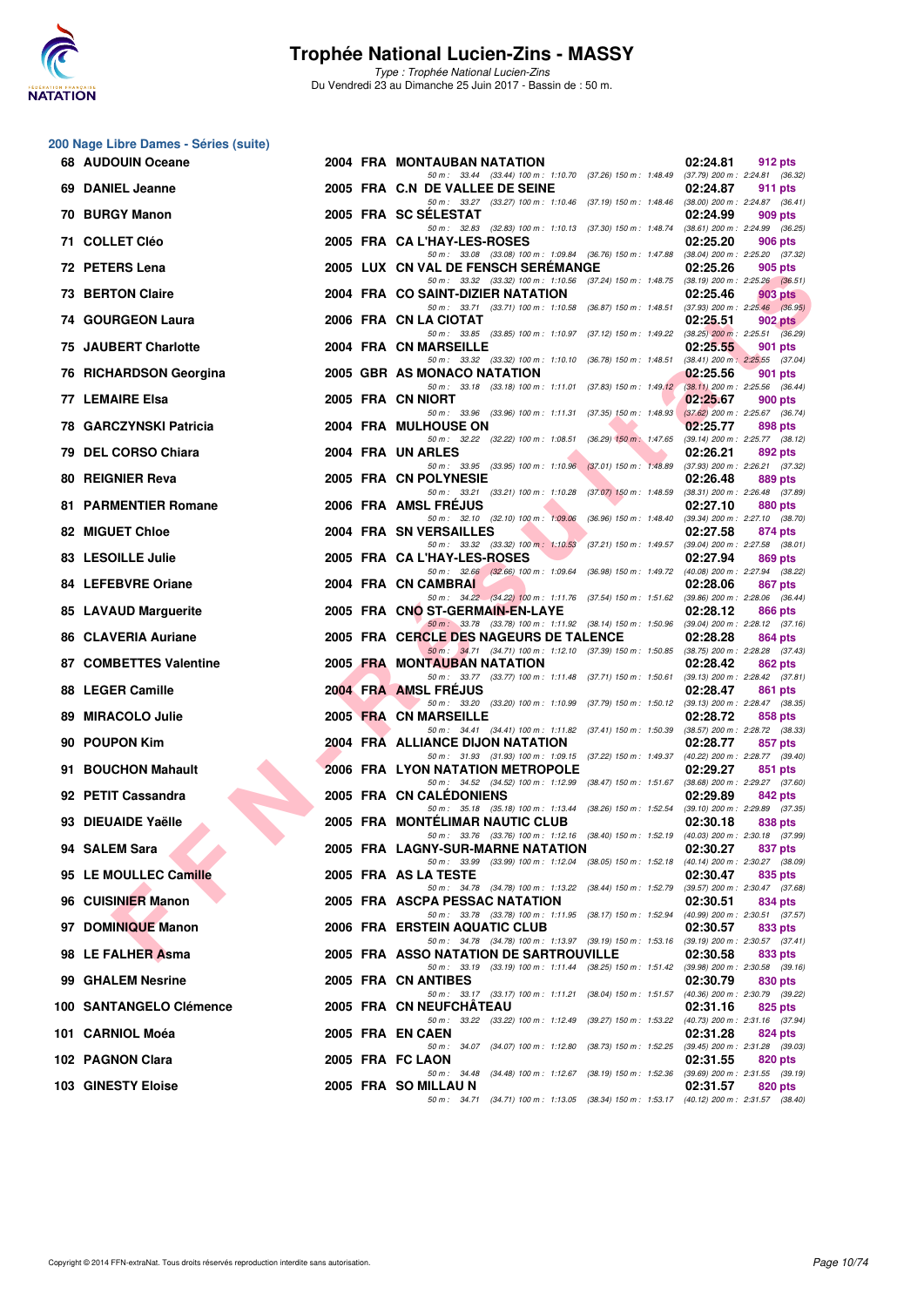# Trophée National Lucien-Zins - MASSY

*Type : Trophée National Lucien-Zins*
Du Vendredi 23 au Dimanche 25 Juin 2017 - Bassin de : 50 m.

## 200 Nage Libre Dames - Séries (suite)

| | | | | | | |
|---|---|---|---|---|---|---|
| 68 | AUDOUIN Oceane | 2004 | FRA | MONTAUBAN NATATION | 02:24.81 | 912 pts |
| | 50 m : 33.44 (33.44) 100 m : 1:10.70 (37.26) 150 m : 1:48.49 (37.79) 200 m : 2:24.81 (36.32) | | | | | |
| 69 | DANIEL Jeanne | 2005 | FRA | C.N DE VALLEE DE SEINE | 02:24.87 | 911 pts |
| | 50 m : 33.27 (33.27) 100 m : 1:10.46 (37.19) 150 m : 1:48.46 (38.00) 200 m : 2:24.87 (36.41) | | | | | |
| 70 | BURGY Manon | 2005 | FRA | SC SÉLESTAT | 02:24.99 | 909 pts |
| | 50 m : 32.83 (32.83) 100 m : 1:10.13 (37.30) 150 m : 1:48.74 (38.61) 200 m : 2:24.99 (36.25) | | | | | |
| 71 | COLLET Cléo | 2005 | FRA | CA L'HAY-LES-ROSES | 02:25.20 | 906 pts |
| | 50 m : 33.08 (33.08) 100 m : 1:09.84 (36.76) 150 m : 1:47.88 (38.04) 200 m : 2:25.20 (37.32) | | | | | |
| 72 | PETERS Lena | 2005 | LUX | CN VAL DE FENSCH SERÉMANGE | 02:25.26 | 905 pts |
| | 50 m : 33.32 (33.32) 100 m : 1:10.56 (37.24) 150 m : 1:48.75 (38.19) 200 m : 2:25.26 (36.51) | | | | | |
| 73 | BERTON Claire | 2004 | FRA | CO SAINT-DIZIER NATATION | 02:25.46 | 903 pts |
| | 50 m : 33.71 (33.71) 100 m : 1:10.58 (36.87) 150 m : 1:48.51 (37.93) 200 m : 2:25.46 (36.95) | | | | | |
| 74 | GOURGEON Laura | 2006 | FRA | CN LA CIOTAT | 02:25.51 | 902 pts |
| | 50 m : 33.85 (33.85) 100 m : 1:10.97 (37.12) 150 m : 1:49.22 (38.25) 200 m : 2:25.51 (36.29) | | | | | |
| 75 | JAUBERT Charlotte | 2004 | FRA | CN MARSEILLE | 02:25.55 | 901 pts |
| | 50 m : 33.32 (33.32) 100 m : 1:10.10 (36.78) 150 m : 1:48.51 (38.41) 200 m : 2:25.55 (37.04) | | | | | |
| 76 | RICHARDSON Georgina | 2005 | GBR | AS MONACO NATATION | 02:25.56 | 901 pts |
| | 50 m : 33.18 (33.18) 100 m : 1:11.01 (37.83) 150 m : 1:49.12 (38.11) 200 m : 2:25.56 (36.44) | | | | | |
| 77 | LEMAIRE Elsa | 2005 | FRA | CN NIORT | 02:25.67 | 900 pts |
| | 50 m : 33.96 (33.96) 100 m : 1:11.31 (37.35) 150 m : 1:48.93 (37.62) 200 m : 2:25.67 (36.74) | | | | | |
| 78 | GARCZYNSKI Patricia | 2004 | FRA | MULHOUSE ON | 02:25.77 | 898 pts |
| | 50 m : 32.22 (32.22) 100 m : 1:08.51 (36.29) 150 m : 1:47.65 (39.14) 200 m : 2:25.77 (38.12) | | | | | |
| 79 | DEL CORSO Chiara | 2004 | FRA | UN ARLES | 02:26.21 | 892 pts |
| | 50 m : 33.95 (33.95) 100 m : 1:10.96 (37.01) 150 m : 1:48.89 (37.93) 200 m : 2:26.21 (37.32) | | | | | |
| 80 | REIGNIER Reva | 2005 | FRA | CN POLYNESIE | 02:26.48 | 889 pts |
| | 50 m : 33.21 (33.21) 100 m : 1:10.28 (37.07) 150 m : 1:48.59 (38.31) 200 m : 2:26.48 (37.89) | | | | | |
| 81 | PARMENTIER Romane | 2006 | FRA | AMSL FRÉJUS | 02:27.10 | 880 pts |
| | 50 m : 32.10 (32.10) 100 m : 1:09.06 (36.96) 150 m : 1:48.40 (39.34) 200 m : 2:27.10 (38.70) | | | | | |
| 82 | MIGUET Chloe | 2004 | FRA | SN VERSAILLES | 02:27.58 | 874 pts |
| | 50 m : 33.32 (33.32) 100 m : 1:10.53 (37.21) 150 m : 1:49.57 (39.04) 200 m : 2:27.58 (38.01) | | | | | |
| 83 | LESOILLE Julie | 2005 | FRA | CA L'HAY-LES-ROSES | 02:27.94 | 869 pts |
| | 50 m : 32.66 (32.66) 100 m : 1:09.64 (36.98) 150 m : 1:49.72 (40.08) 200 m : 2:27.94 (38.22) | | | | | |
| 84 | LEFEBVRE Oriane | 2004 | FRA | CN CAMBRAI | 02:28.06 | 867 pts |
| | 50 m : 34.22 (34.22) 100 m : 1:11.76 (37.54) 150 m : 1:51.62 (39.86) 200 m : 2:28.06 (36.44) | | | | | |
| 85 | LAVAUD Marguerite | 2005 | FRA | CNO ST-GERMAIN-EN-LAYE | 02:28.12 | 866 pts |
| | 50 m : 33.78 (33.78) 100 m : 1:11.92 (38.14) 150 m : 1:50.96 (39.04) 200 m : 2:28.12 (37.16) | | | | | |
| 86 | CLAVERIA Auriane | 2005 | FRA | CERCLE DES NAGEURS DE TALENCE | 02:28.28 | 864 pts |
| | 50 m : 34.71 (34.71) 100 m : 1:12.10 (37.39) 150 m : 1:50.85 (38.75) 200 m : 2:28.28 (37.43) | | | | | |
| 87 | COMBETTES Valentine | 2005 | FRA | MONTAUBAN NATATION | 02:28.42 | 862 pts |
| | 50 m : 33.77 (33.77) 100 m : 1:11.48 (37.71) 150 m : 1:50.61 (39.13) 200 m : 2:28.42 (37.81) | | | | | |
| 88 | LEGER Camille | 2004 | FRA | AMSL FRÉJUS | 02:28.47 | 861 pts |
| | 50 m : 33.20 (33.20) 100 m : 1:10.99 (37.79) 150 m : 1:50.12 (39.13) 200 m : 2:28.47 (38.35) | | | | | |
| 89 | MIRACOLO Julie | 2005 | FRA | CN MARSEILLE | 02:28.72 | 858 pts |
| | 50 m : 34.41 (34.41) 100 m : 1:11.82 (37.41) 150 m : 1:50.39 (38.57) 200 m : 2:28.72 (38.33) | | | | | |
| 90 | POUPON Kim | 2004 | FRA | ALLIANCE DIJON NATATION | 02:28.77 | 857 pts |
| | 50 m : 31.93 (31.93) 100 m : 1:09.15 (37.22) 150 m : 1:49.37 (40.22) 200 m : 2:28.77 (39.40) | | | | | |
| 91 | BOUCHON Mahault | 2006 | FRA | LYON NATATION METROPOLE | 02:29.27 | 851 pts |
| | 50 m : 34.52 (34.52) 100 m : 1:12.99 (38.47) 150 m : 1:51.67 (38.68) 200 m : 2:29.27 (37.60) | | | | | |
| 92 | PETIT Cassandra | 2005 | FRA | CN CALÉDONIENS | 02:29.89 | 842 pts |
| | 50 m : 35.18 (35.18) 100 m : 1:13.44 (38.26) 150 m : 1:52.54 (39.10) 200 m : 2:29.89 (37.35) | | | | | |
| 93 | DIEUAIDE Yaëlle | 2005 | FRA | MONTÉLIMAR NAUTIC CLUB | 02:30.18 | 838 pts |
| | 50 m : 33.76 (33.76) 100 m : 1:12.16 (38.40) 150 m : 1:52.19 (40.03) 200 m : 2:30.18 (37.99) | | | | | |
| 94 | SALEM Sara | 2005 | FRA | LAGNY-SUR-MARNE NATATION | 02:30.27 | 837 pts |
| | 50 m : 33.99 (33.99) 100 m : 1:12.04 (38.05) 150 m : 1:52.18 (40.14) 200 m : 2:30.27 (38.09) | | | | | |
| 95 | LE MOULLEC Camille | 2005 | FRA | AS LA TESTE | 02:30.47 | 835 pts |
| | 50 m : 34.78 (34.78) 100 m : 1:13.22 (38.44) 150 m : 1:52.79 (39.57) 200 m : 2:30.47 (37.68) | | | | | |
| 96 | CUISINIER Manon | 2005 | FRA | ASCPA PESSAC NATATION | 02:30.51 | 834 pts |
| | 50 m : 33.78 (33.78) 100 m : 1:11.95 (38.17) 150 m : 1:52.94 (40.99) 200 m : 2:30.51 (37.57) | | | | | |
| 97 | DOMINIQUE Manon | 2006 | FRA | ERSTEIN AQUATIC CLUB | 02:30.57 | 833 pts |
| | 50 m : 34.78 (34.78) 100 m : 1:13.97 (39.19) 150 m : 1:53.16 (39.19) 200 m : 2:30.57 (37.41) | | | | | |
| 98 | LE FALHER Asma | 2005 | FRA | ASSO NATATION DE SARTROUVILLE | 02:30.58 | 833 pts |
| | 50 m : 33.19 (33.19) 100 m : 1:11.44 (38.25) 150 m : 1:51.42 (39.98) 200 m : 2:30.58 (39.16) | | | | | |
| 99 | GHALEM Nesrine | 2005 | FRA | CN ANTIBES | 02:30.79 | 830 pts |
| | 50 m : 33.17 (33.17) 100 m : 1:11.21 (38.04) 150 m : 1:51.57 (40.36) 200 m : 2:30.79 (39.22) | | | | | |
| 100 | SANTANGELO Clémence | 2005 | FRA | CN NEUFCHÂTEAU | 02:31.16 | 825 pts |
| | 50 m : 33.22 (33.22) 100 m : 1:12.49 (39.27) 150 m : 1:53.22 (40.73) 200 m : 2:31.16 (37.94) | | | | | |
| 101 | CARNIOL Moéa | 2005 | FRA | EN CAEN | 02:31.28 | 824 pts |
| | 50 m : 34.07 (34.07) 100 m : 1:12.80 (38.73) 150 m : 1:52.25 (39.45) 200 m : 2:31.28 (39.03) | | | | | |
| 102 | PAGNON Clara | 2005 | FRA | FC LAON | 02:31.55 | 820 pts |
| | 50 m : 34.48 (34.48) 100 m : 1:12.67 (38.19) 150 m : 1:52.36 (39.69) 200 m : 2:31.55 (39.19) | | | | | |
| 103 | GINESTY Eloise | 2005 | FRA | SO MILLAU N | 02:31.57 | 820 pts |
| | 50 m : 34.71 (34.71) 100 m : 1:13.05 (38.34) 150 m : 1:53.17 (40.12) 200 m : 2:31.57 (38.40) | | | | | |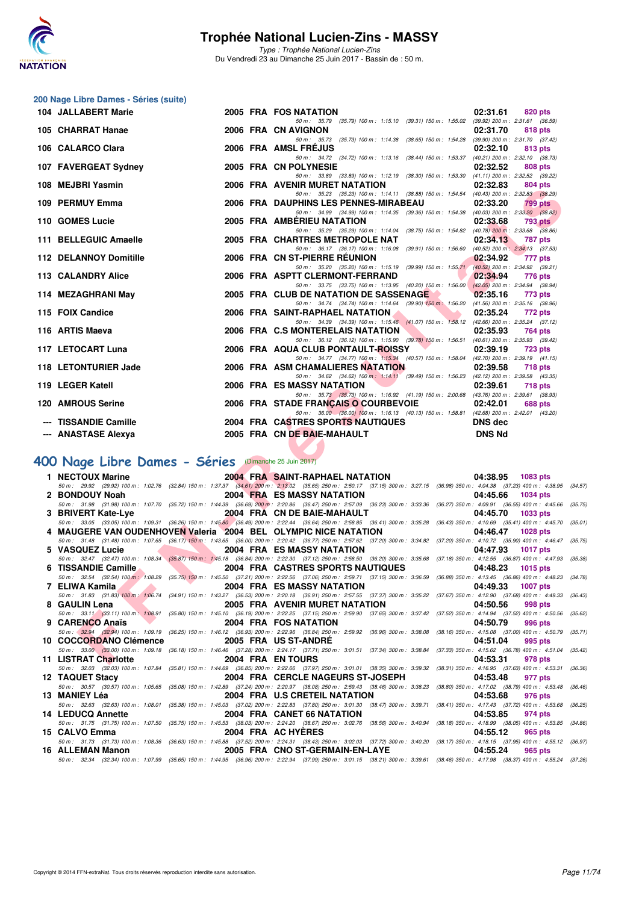# Trophée National Lucien-Zins - MASSY

*Type : Trophée National Lucien-Zins*
Du Vendredi 23 au Dimanche 25 Juin 2017 - Bassin de : 50 m.

## 200 Nage Libre Dames - Séries (suite)

| | | | | | | |
|---|---|---|---|---|---|---|
| 104 | JALLABERT Marie | 2005 | FRA | FOS NATATION | 02:31.61 | 820 pts |
| | 50 m : 35.79 (35.79) 100 m : 1:15.10 (39.31) 150 m : 1:55.02 (39.92) 200 m : 2:31.61 (36.59) | | | | | |
| 105 | CHARRAT Hanae | 2006 | FRA | CN AVIGNON | 02:31.70 | 818 pts |
| | 50 m : 35.73 (35.73) 100 m : 1:14.38 (38.65) 150 m : 1:54.28 (39.90) 200 m : 2:31.70 (37.42) | | | | | |
| 106 | CALARCO Clara | 2006 | FRA | AMSL FRÉJUS | 02:32.10 | 813 pts |
| | 50 m : 34.72 (34.72) 100 m : 1:13.16 (38.44) 150 m : 1:53.37 (40.21) 200 m : 2:32.10 (38.73) | | | | | |
| 107 | FAVERGEAT Sydney | 2005 | FRA | CN POLYNESIE | 02:32.52 | 808 pts |
| | 50 m : 33.89 (33.89) 100 m : 1:12.19 (38.30) 150 m : 1:53.30 (41.11) 200 m : 2:32.52 (39.22) | | | | | |
| 108 | MEJBRI Yasmin | 2006 | FRA | AVENIR MURET NATATION | 02:32.83 | 804 pts |
| | 50 m : 35.23 (35.23) 100 m : 1:14.11 (38.88) 150 m : 1:54.54 (40.43) 200 m : 2:32.83 (38.29) | | | | | |
| 109 | PERMUY Emma | 2006 | FRA | DAUPHINS LES PENNES-MIRABEAU | 02:33.20 | 799 pts |
| | 50 m : 34.99 (34.99) 100 m : 1:14.35 (39.36) 150 m : 1:54.38 (40.03) 200 m : 2:33.20 (38.82) | | | | | |
| 110 | GOMES Lucie | 2005 | FRA | AMBÉRIEU NATATION | 02:33.68 | 793 pts |
| | 50 m : 35.29 (35.29) 100 m : 1:14.04 (38.75) 150 m : 1:54.82 (40.78) 200 m : 2:33.68 (38.86) | | | | | |
| 111 | BELLEGUIC Amaelle | 2005 | FRA | CHARTRES METROPOLE NAT | 02:34.13 | 787 pts |
| | 50 m : 36.17 (36.17) 100 m : 1:16.08 (39.91) 150 m : 1:56.60 (40.52) 200 m : 2:34.13 (37.53) | | | | | |
| 112 | DELANNOY Domitille | 2006 | FRA | CN ST-PIERRE RÉUNION | 02:34.92 | 777 pts |
| | 50 m : 35.20 (35.20) 100 m : 1:15.19 (39.99) 150 m : 1:55.71 (40.52) 200 m : 2:34.92 (39.21) | | | | | |
| 113 | CALANDRY Alice | 2006 | FRA | ASPTT CLERMONT-FERRAND | 02:34.94 | 776 pts |
| | 50 m : 33.75 (33.75) 100 m : 1:13.95 (40.20) 150 m : 1:56.00 (42.05) 200 m : 2:34.94 (38.94) | | | | | |
| 114 | MEZAGHRANI May | 2005 | FRA | CLUB DE NATATION DE SASSENAGE | 02:35.16 | 773 pts |
| | 50 m : 34.74 (34.74) 100 m : 1:14.64 (39.90) 150 m : 1:56.20 (41.56) 200 m : 2:35.16 (38.96) | | | | | |
| 115 | FOIX Candice | 2006 | FRA | SAINT-RAPHAEL NATATION | 02:35.24 | 772 pts |
| | 50 m : 34.39 (34.39) 100 m : 1:15.46 (41.07) 150 m : 1:58.12 (42.66) 200 m : 2:35.24 (37.12) | | | | | |
| 116 | ARTIS Maeva | 2006 | FRA | C.S MONTERELAIS NATATION | 02:35.93 | 764 pts |
| | 50 m : 36.12 (36.12) 100 m : 1:15.90 (39.78) 150 m : 1:56.51 (40.61) 200 m : 2:35.93 (39.42) | | | | | |
| 117 | LETOCART Luna | 2006 | FRA | AQUA CLUB PONTAULT-ROISSY | 02:39.19 | 723 pts |
| | 50 m : 34.77 (34.77) 100 m : 1:15.34 (40.57) 150 m : 1:58.04 (42.70) 200 m : 2:39.19 (41.15) | | | | | |
| 118 | LETONTURIER Jade | 2006 | FRA | ASM CHAMALIERES NATATION | 02:39.58 | 718 pts |
| | 50 m : 34.62 (34.62) 100 m : 1:14.11 (39.49) 150 m : 1:56.23 (42.12) 200 m : 2:39.58 (43.35) | | | | | |
| 119 | LEGER Katell | 2006 | FRA | ES MASSY NATATION | 02:39.61 | 718 pts |
| | 50 m : 35.73 (35.73) 100 m : 1:16.92 (41.19) 150 m : 2:00.68 (43.76) 200 m : 2:39.61 (38.93) | | | | | |
| 120 | AMROUS Serine | 2006 | FRA | STADE FRANÇAIS O COURBEVOIE | 02:42.01 | 688 pts |
| | 50 m : 36.00 (36.00) 100 m : 1:16.13 (40.13) 150 m : 1:58.81 (42.68) 200 m : 2:42.01 (43.20) | | | | | |
| --- | TISSANDIE Camille | 2004 | FRA | CASTRES SPORTS NAUTIQUES | DNS dec | |
| --- | ANASTASE Alexya | 2005 | FRA | CN DE BAIE-MAHAULT | DNS Nd | |

## 400 Nage Libre Dames - Séries (Dimanche 25 Juin 2017)

| | | | | | | |
|---|---|---|---|---|---|---|
| 1 | NECTOUX Marine | 2004 | FRA | SAINT-RAPHAEL NATATION | 04:38.95 | 1083 pts |
| | 50 m : 29.92 (29.92) 100 m : 1:02.76 (32.84) 150 m : 1:37.37 (34.61) 200 m : 2:13.02 (35.65) 250 m : 2:50.17 (37.15) 300 m : 3:27.15 (36.98) 350 m : 4:04.38 (37.23) 400 m : 4:38.95 (34.57) | | | | | |
| 2 | BONDOUY Noah | 2004 | FRA | ES MASSY NATATION | 04:45.66 | 1034 pts |
| | 50 m : 31.98 (31.98) 100 m : 1:07.70 (35.72) 150 m : 1:44.39 (36.69) 200 m : 2:20.86 (36.47) 250 m : 2:57.09 (36.23) 300 m : 3:33.36 (36.27) 350 m : 4:09.91 (36.55) 400 m : 4:45.66 (35.75) | | | | | |
| 3 | BRIVERT Kate-Lye | 2004 | FRA | CN DE BAIE-MAHAULT | 04:45.70 | 1033 pts |
| | 50 m : 33.05 (33.05) 100 m : 1:09.31 (36.26) 150 m : 1:45.80 (36.49) 200 m : 2:22.44 (36.64) 250 m : 2:58.85 (36.41) 300 m : 3:35.28 (36.43) 350 m : 4:10.69 (35.41) 400 m : 4:45.70 (35.01) | | | | | |
| 4 | MAUGERE VAN OUDENHOVEN Valeria | 2004 | BEL | OLYMPIC NICE NATATION | 04:46.47 | 1028 pts |
| | 50 m : 31.48 (31.48) 100 m : 1:07.65 (36.17) 150 m : 1:43.65 (36.00) 200 m : 2:20.42 (36.77) 250 m : 2:57.62 (37.20) 300 m : 3:34.82 (37.20) 350 m : 4:10.72 (35.90) 400 m : 4:46.47 (35.75) | | | | | |
| 5 | VASQUEZ Lucie | 2004 | FRA | ES MASSY NATATION | 04:47.93 | 1017 pts |
| | 50 m : 32.47 (32.47) 100 m : 1:08.34 (35.87) 150 m : 1:45.18 (36.84) 200 m : 2:22.30 (37.12) 250 m : 2:58.50 (36.20) 300 m : 3:35.68 (37.18) 350 m : 4:12.55 (36.87) 400 m : 4:47.93 (35.38) | | | | | |
| 6 | TISSANDIE Camille | 2004 | FRA | CASTRES SPORTS NAUTIQUES | 04:48.23 | 1015 pts |
| | 50 m : 32.54 (32.54) 100 m : 1:08.29 (35.75) 150 m : 1:45.50 (37.21) 200 m : 2:22.56 (37.06) 250 m : 2:59.71 (37.15) 300 m : 3:36.59 (36.88) 350 m : 4:13.45 (36.86) 400 m : 4:48.23 (34.78) | | | | | |
| 7 | ELIWA Kamila | 2004 | FRA | ES MASSY NATATION | 04:49.33 | 1007 pts |
| | 50 m : 31.83 (31.83) 100 m : 1:06.74 (34.91) 150 m : 1:43.27 (36.53) 200 m : 2:20.18 (36.91) 250 m : 2:57.55 (37.37) 300 m : 3:35.22 (37.67) 350 m : 4:12.90 (37.68) 400 m : 4:49.33 (36.43) | | | | | |
| 8 | GAULIN Lena | 2005 | FRA | AVENIR MURET NATATION | 04:50.56 | 998 pts |
| | 50 m : 33.11 (33.11) 100 m : 1:08.91 (35.80) 150 m : 1:45.10 (36.19) 200 m : 2:22.25 (37.15) 250 m : 2:59.90 (37.65) 300 m : 3:37.42 (37.52) 350 m : 4:14.94 (37.52) 400 m : 4:50.56 (35.62) | | | | | |
| 9 | CARENCO Anaïs | 2004 | FRA | FOS NATATION | 04:50.79 | 996 pts |
| | 50 m : 32.94 (32.94) 100 m : 1:09.19 (36.25) 150 m : 1:46.12 (36.93) 200 m : 2:22.96 (36.84) 250 m : 2:59.92 (36.96) 300 m : 3:38.08 (38.16) 350 m : 4:15.08 (37.00) 400 m : 4:50.79 (35.71) | | | | | |
| 10 | COCCORDANO Clémence | 2005 | FRA | US ST-ANDRÉ | 04:51.04 | 995 pts |
| | 50 m : 33.00 (33.00) 100 m : 1:09.18 (36.18) 150 m : 1:46.46 (37.28) 200 m : 2:24.17 (37.71) 250 m : 3:01.51 (37.34) 300 m : 3:38.84 (37.33) 350 m : 4:15.62 (36.78) 400 m : 4:51.04 (35.42) | | | | | |
| 11 | LISTRAT Charlotte | 2004 | FRA | EN TOURS | 04:53.31 | 978 pts |
| | 50 m : 32.03 (32.03) 100 m : 1:07.84 (35.81) 150 m : 1:44.69 (36.85) 200 m : 2:22.66 (37.97) 250 m : 3:01.01 (38.35) 300 m : 3:39.32 (38.31) 350 m : 4:16.95 (37.63) 400 m : 4:53.31 (36.36) | | | | | |
| 12 | TAQUET Stacy | 2004 | FRA | CERCLE NAGEURS ST-JOSEPH | 04:53.48 | 977 pts |
| | 50 m : 30.57 (30.57) 100 m : 1:05.65 (35.08) 150 m : 1:42.89 (37.24) 200 m : 2:20.97 (38.08) 250 m : 2:59.43 (38.46) 300 m : 3:38.23 (38.80) 350 m : 4:17.02 (38.79) 400 m : 4:53.48 (36.46) | | | | | |
| 13 | MANIEY Léa | 2004 | FRA | U.S CRETEIL NATATION | 04:53.68 | 976 pts |
| | 50 m : 32.63 (32.63) 100 m : 1:08.01 (35.38) 150 m : 1:45.03 (37.02) 200 m : 2:22.83 (37.80) 250 m : 3:01.30 (38.47) 300 m : 3:39.71 (38.41) 350 m : 4:17.43 (37.72) 400 m : 4:53.68 (36.25) | | | | | |
| 14 | LEDUCQ Annette | 2004 | FRA | CANET 66 NATATION | 04:53.85 | 974 pts |
| | 50 m : 31.75 (31.75) 100 m : 1:07.50 (35.75) 150 m : 1:45.53 (38.03) 200 m : 2:24.20 (38.67) 250 m : 3:02.76 (38.56) 300 m : 3:40.94 (38.18) 350 m : 4:18.99 (38.05) 400 m : 4:53.85 (34.86) | | | | | |
| 15 | CALVO Emma | 2004 | FRA | AC HYÈRES | 04:55.12 | 965 pts |
| | 50 m : 31.73 (31.73) 100 m : 1:08.36 (36.63) 150 m : 1:45.88 (37.52) 200 m : 2:24.31 (38.43) 250 m : 3:02.03 (37.72) 300 m : 3:40.20 (38.17) 350 m : 4:18.15 (37.95) 400 m : 4:55.12 (36.97) | | | | | |
| 16 | ALLEMAN Manon | 2005 | FRA | CNO ST-GERMAIN-EN-LAYE | 04:55.24 | 965 pts |
| | 50 m : 32.34 (32.34) 100 m : 1:07.99 (35.65) 150 m : 1:44.95 (36.96) 200 m : 2:22.94 (37.99) 250 m : 3:01.15 (38.21) 300 m : 3:39.61 (38.46) 350 m : 4:17.98 (38.37) 400 m : 4:55.24 (37.26) | | | | | |

Copyright © 2014 FFN-extraNat. Tous droits réservés reproduction interdite sans autorisation.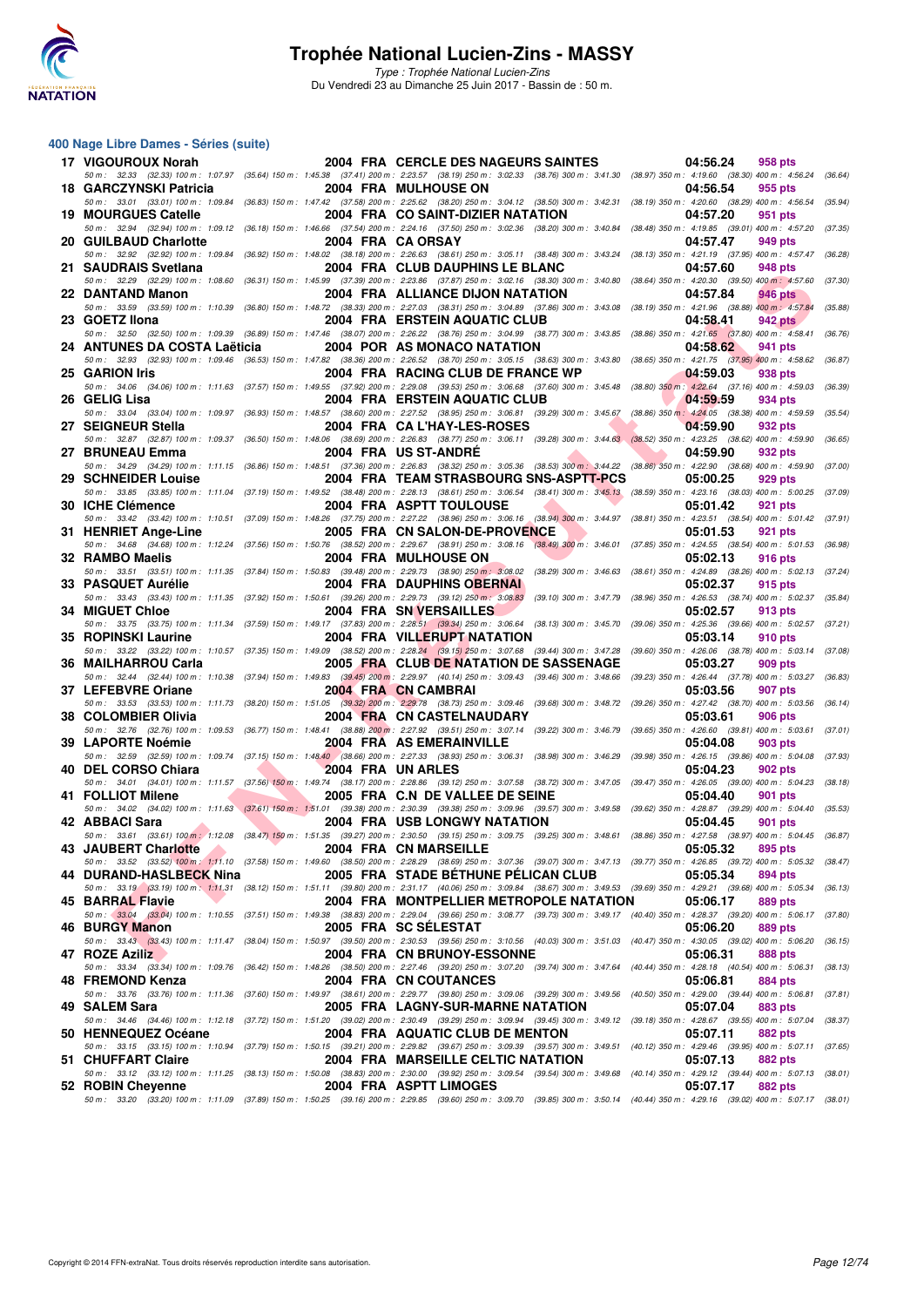# Trophée National Lucien-Zins - MASSY

*Type : Trophée National Lucien-Zins*

Du Vendredi 23 au Dimanche 25 Juin 2017 - Bassin de : 50 m.

## 400 Nage Libre Dames - Séries (suite)

| | | | | | | |
|---|---|---|---|---|---|---|
| 17 | VIGOUROUX Norah | 2004 | FRA | CERCLE DES NAGEURS SAINTES | 04:56.24 | 958 pts |
| | 50 m : 32.33 (32.33) 100 m : 1:07.97 (35.64) 150 m : 1:45.38 (37.41) 200 m : 2:23.57 (38.19) 250 m : 3:02.33 (38.76) 300 m : 3:41.30 (38.97) 350 m : 4:19.60 (38.30) 400 m : 4:56.24 (36.64) | | | | | |
| 18 | GARCZYNSKI Patricia | 2004 | FRA | MULHOUSE ON | 04:56.54 | 955 pts |
| | 50 m : 33.01 (33.01) 100 m : 1:09.84 (36.83) 150 m : 1:47.42 (37.58) 200 m : 2:25.62 (38.20) 250 m : 3:04.12 (38.50) 300 m : 3:42.31 (38.19) 350 m : 4:20.60 (38.29) 400 m : 4:56.54 (35.94) | | | | | |
| 19 | MOURGUES Catelle | 2004 | FRA | CO SAINT-DIZIER NATATION | 04:57.20 | 951 pts |
| | 50 m : 32.94 (32.94) 100 m : 1:09.12 (36.18) 150 m : 1:46.66 (37.54) 200 m : 2:24.16 (37.50) 250 m : 3:02.36 (38.20) 300 m : 3:40.84 (38.48) 350 m : 4:19.85 (39.01) 400 m : 4:57.20 (37.35) | | | | | |
| 20 | GUILBAUD Charlotte | 2004 | FRA | CA ORSAY | 04:57.47 | 949 pts |
| | 50 m : 32.92 (32.92) 100 m : 1:09.84 (36.92) 150 m : 1:48.02 (38.18) 200 m : 2:26.63 (38.61) 250 m : 3:05.11 (38.48) 300 m : 3:43.24 (38.13) 350 m : 4:21.19 (37.95) 400 m : 4:57.47 (36.28) | | | | | |
| 21 | SAUDRAIS Svetlana | 2004 | FRA | CLUB DAUPHINS LE BLANC | 04:57.60 | 948 pts |
| | 50 m : 32.29 (32.29) 100 m : 1:08.60 (36.31) 150 m : 1:45.99 (37.39) 200 m : 2:23.86 (37.87) 250 m : 3:02.16 (38.30) 300 m : 3:40.80 (38.64) 350 m : 4:20.30 (39.50) 400 m : 4:57.60 (37.30) | | | | | |
| 22 | DANTAND Manon | 2004 | FRA | ALLIANCE DIJON NATATION | 04:57.84 | 946 pts |
| | 50 m : 33.59 (33.59) 100 m : 1:10.39 (36.80) 150 m : 1:48.72 (38.33) 200 m : 2:27.03 (38.31) 250 m : 3:04.89 (37.86) 300 m : 3:43.08 (38.19) 350 m : 4:21.96 (38.88) 400 m : 4:57.84 (35.88) | | | | | |
| 23 | GOETZ Ilona | 2004 | FRA | ERSTEIN AQUATIC CLUB | 04:58.41 | 942 pts |
| | 50 m : 32.50 (32.50) 100 m : 1:09.39 (36.89) 150 m : 1:47.46 (38.07) 200 m : 2:26.22 (38.76) 250 m : 3:04.99 (38.77) 300 m : 3:43.85 (38.86) 350 m : 4:21.65 (37.80) 400 m : 4:58.41 (36.76) | | | | | |
| 24 | ANTUNES DA COSTA Laëticia | 2004 | POR | AS MONACO NATATION | 04:58.62 | 941 pts |
| | 50 m : 32.93 (32.93) 100 m : 1:09.46 (36.53) 150 m : 1:47.82 (38.36) 200 m : 2:26.52 (38.70) 250 m : 3:05.15 (38.63) 300 m : 3:43.80 (38.65) 350 m : 4:21.75 (37.95) 400 m : 4:58.62 (36.87) | | | | | |
| 25 | GARION Iris | 2004 | FRA | RACING CLUB DE FRANCE WP | 04:59.03 | 938 pts |
| | 50 m : 34.06 (34.06) 100 m : 1:11.63 (37.57) 150 m : 1:49.55 (37.92) 200 m : 2:29.08 (39.53) 250 m : 3:06.68 (37.60) 300 m : 3:45.48 (38.80) 350 m : 4:22.64 (37.16) 400 m : 4:59.03 (36.39) | | | | | |
| 26 | GELIG Lisa | 2004 | FRA | ERSTEIN AQUATIC CLUB | 04:59.59 | 934 pts |
| | 50 m : 33.04 (33.04) 100 m : 1:09.97 (36.93) 150 m : 1:48.57 (38.60) 200 m : 2:27.52 (38.95) 250 m : 3:06.81 (39.29) 300 m : 3:45.67 (38.86) 350 m : 4:24.05 (38.38) 400 m : 4:59.59 (35.54) | | | | | |
| 27 | SEIGNEUR Stella | 2004 | FRA | CA L'HAY-LES-ROSES | 04:59.90 | 932 pts |
| | 50 m : 32.87 (32.87) 100 m : 1:09.37 (36.50) 150 m : 1:48.06 (38.69) 200 m : 2:26.83 (38.77) 250 m : 3:06.11 (39.28) 300 m : 3:44.63 (38.52) 350 m : 4:23.25 (38.62) 400 m : 4:59.90 (36.65) | | | | | |
| 27 | BRUNEAU Emma | 2004 | FRA | US ST-ANDRÉ | 04:59.90 | 932 pts |
| | 50 m : 34.29 (34.29) 100 m : 1:11.15 (36.86) 150 m : 1:48.51 (37.36) 200 m : 2:26.83 (38.32) 250 m : 3:05.36 (38.53) 300 m : 3:44.22 (38.86) 350 m : 4:22.90 (38.68) 400 m : 4:59.90 (37.00) | | | | | |
| 29 | SCHNEIDER Louise | 2004 | FRA | TEAM STRASBOURG SNS-ASPTT-PCS | 05:00.25 | 929 pts |
| | 50 m : 33.85 (33.85) 100 m : 1:11.04 (37.19) 150 m : 1:49.52 (38.48) 200 m : 2:28.13 (38.61) 250 m : 3:06.54 (38.41) 300 m : 3:45.13 (38.59) 350 m : 4:23.16 (38.03) 400 m : 5:00.25 (37.09) | | | | | |
| 30 | ICHE Clémence | 2004 | FRA | ASPTT TOULOUSE | 05:01.42 | 921 pts |
| | 50 m : 33.42 (33.42) 100 m : 1:10.51 (37.09) 150 m : 1:48.26 (37.75) 200 m : 2:27.22 (38.96) 250 m : 3:06.16 (38.94) 300 m : 3:44.97 (38.81) 350 m : 4:23.51 (38.54) 400 m : 5:01.42 (37.91) | | | | | |
| 31 | HENRIET Ange-Line | 2005 | FRA | CN SALON-DE-PROVENCE | 05:01.53 | 921 pts |
| | 50 m : 34.68 (34.68) 100 m : 1:12.24 (37.56) 150 m : 1:50.76 (38.52) 200 m : 2:29.67 (38.91) 250 m : 3:08.16 (38.49) 300 m : 3:46.01 (37.85) 350 m : 4:24.55 (38.54) 400 m : 5:01.53 (36.98) | | | | | |
| 32 | RAMBO Maelis | 2004 | FRA | MULHOUSE ON | 05:02.13 | 916 pts |
| | 50 m : 33.51 (33.51) 100 m : 1:11.35 (37.84) 150 m : 1:50.83 (39.48) 200 m : 2:29.73 (38.90) 250 m : 3:08.02 (38.29) 300 m : 3:46.63 (38.61) 350 m : 4:24.89 (38.26) 400 m : 5:02.13 (37.24) | | | | | |
| 33 | PASQUET Aurélie | 2004 | FRA | DAUPHINS OBERNAI | 05:02.37 | 915 pts |
| | 50 m : 33.43 (33.43) 100 m : 1:11.35 (37.92) 150 m : 1:50.61 (39.26) 200 m : 2:29.73 (39.12) 250 m : 3:08.83 (39.10) 300 m : 3:47.79 (38.96) 350 m : 4:26.53 (38.74) 400 m : 5:02.37 (35.84) | | | | | |
| 34 | MIGUET Chloe | 2004 | FRA | SN VERSAILLES | 05:02.57 | 913 pts |
| | 50 m : 33.75 (33.75) 100 m : 1:11.34 (37.59) 150 m : 1:49.17 (37.83) 200 m : 2:28.51 (39.34) 250 m : 3:06.64 (38.13) 300 m : 3:45.70 (39.06) 350 m : 4:25.36 (39.66) 400 m : 5:02.57 (37.21) | | | | | |
| 35 | ROPINSKI Laurine | 2004 | FRA | VILLERUPT NATATION | 05:03.14 | 910 pts |
| | 50 m : 33.22 (33.22) 100 m : 1:10.57 (37.35) 150 m : 1:49.09 (38.52) 200 m : 2:28.24 (39.15) 250 m : 3:07.68 (39.44) 300 m : 3:47.28 (39.60) 350 m : 4:26.06 (38.78) 400 m : 5:03.14 (37.08) | | | | | |
| 36 | MAILHARROU Carla | 2005 | FRA | CLUB DE NATATION DE SASSENAGE | 05:03.27 | 909 pts |
| | 50 m : 32.44 (32.44) 100 m : 1:10.38 (37.94) 150 m : 1:49.83 (39.45) 200 m : 2:29.97 (40.14) 250 m : 3:09.43 (39.46) 300 m : 3:48.66 (39.23) 350 m : 4:26.44 (37.78) 400 m : 5:03.27 (36.83) | | | | | |
| 37 | LEFEBVRE Oriane | 2004 | FRA | CN CAMBRAI | 05:03.56 | 907 pts |
| | 50 m : 33.53 (33.53) 100 m : 1:11.73 (38.20) 150 m : 1:51.05 (39.32) 200 m : 2:29.78 (38.73) 250 m : 3:09.46 (39.68) 300 m : 3:48.72 (39.26) 350 m : 4:27.42 (38.70) 400 m : 5:03.56 (36.14) | | | | | |
| 38 | COLOMBIER Olivia | 2004 | FRA | CN CASTELNAUDARY | 05:03.61 | 906 pts |
| | 50 m : 32.76 (32.76) 100 m : 1:09.53 (36.77) 150 m : 1:48.41 (38.88) 200 m : 2:27.92 (39.51) 250 m : 3:07.14 (39.22) 300 m : 3:46.79 (39.65) 350 m : 4:26.60 (39.81) 400 m : 5:03.61 (37.01) | | | | | |
| 39 | LAPORTE Noémie | 2004 | FRA | AS EMERAINVILLE | 05:04.08 | 903 pts |
| | 50 m : 32.59 (32.59) 100 m : 1:09.74 (37.15) 150 m : 1:48.40 (38.66) 200 m : 2:27.33 (38.93) 250 m : 3:06.31 (38.98) 300 m : 3:46.29 (39.98) 350 m : 4:26.15 (39.86) 400 m : 5:04.08 (37.93) | | | | | |
| 40 | DEL CORSO Chiara | 2004 | FRA | UN ARLES | 05:04.23 | 902 pts |
| | 50 m : 34.01 (34.01) 100 m : 1:11.57 (37.56) 150 m : 1:49.74 (38.17) 200 m : 2:28.86 (39.12) 250 m : 3:07.58 (38.72) 300 m : 3:47.05 (39.47) 350 m : 4:26.05 (39.00) 400 m : 5:04.23 (38.18) | | | | | |
| 41 | FOLLIOT Milene | 2005 | FRA | C.N DE VALLEE DE SEINE | 05:04.40 | 901 pts |
| | 50 m : 34.02 (34.02) 100 m : 1:11.63 (37.61) 150 m : 1:51.01 (39.38) 200 m : 2:30.39 (39.38) 250 m : 3:09.96 (39.57) 300 m : 3:49.58 (39.62) 350 m : 4:28.87 (39.29) 400 m : 5:04.40 (35.53) | | | | | |
| 42 | ABBACI Sara | 2004 | FRA | USB LONGWY NATATION | 05:04.45 | 901 pts |
| | 50 m : 33.61 (33.61) 100 m : 1:12.08 (38.47) 150 m : 1:51.35 (39.27) 200 m : 2:30.50 (39.15) 250 m : 3:09.75 (39.25) 300 m : 3:48.61 (38.86) 350 m : 4:27.58 (38.97) 400 m : 5:04.45 (36.87) | | | | | |
| 43 | JAUBERT Charlotte | 2004 | FRA | CN MARSEILLE | 05:05.32 | 895 pts |
| | 50 m : 33.52 (33.52) 100 m : 1:11.10 (37.58) 150 m : 1:49.60 (38.50) 200 m : 2:28.29 (38.69) 250 m : 3:07.36 (39.07) 300 m : 3:47.13 (39.77) 350 m : 4:26.85 (39.72) 400 m : 5:05.32 (38.47) | | | | | |
| 44 | DURAND-HASLBECK Nina | 2005 | FRA | STADE BÉTHUNE PÉLICAN CLUB | 05:05.34 | 894 pts |
| | 50 m : 33.19 (33.19) 100 m : 1:11.31 (38.12) 150 m : 1:51.11 (39.80) 200 m : 2:31.17 (40.06) 250 m : 3:09.84 (38.67) 300 m : 3:49.53 (39.69) 350 m : 4:29.21 (39.68) 400 m : 5:05.34 (36.13) | | | | | |
| 45 | BARRAL Flavie | 2004 | FRA | MONTPELLIER METROPOLE NATATION | 05:06.17 | 889 pts |
| | 50 m : 33.04 (33.04) 100 m : 1:10.55 (37.51) 150 m : 1:49.38 (38.83) 200 m : 2:29.04 (39.66) 250 m : 3:08.77 (39.73) 300 m : 3:49.17 (40.40) 350 m : 4:28.37 (39.20) 400 m : 5:06.17 (37.80) | | | | | |
| 46 | BURGY Manon | 2005 | FRA | SC SÉLESTAT | 05:06.20 | 889 pts |
| | 50 m : 33.43 (33.43) 100 m : 1:11.47 (38.04) 150 m : 1:50.97 (39.50) 200 m : 2:30.53 (39.56) 250 m : 3:10.56 (40.03) 300 m : 3:51.03 (40.47) 350 m : 4:30.05 (39.02) 400 m : 5:06.20 (36.15) | | | | | |
| 47 | ROZE Aziliz | 2004 | FRA | CN BRUNOY-ESSONNE | 05:06.31 | 888 pts |
| | 50 m : 33.34 (33.34) 100 m : 1:09.76 (36.42) 150 m : 1:48.26 (38.50) 200 m : 2:27.46 (39.20) 250 m : 3:07.20 (39.74) 300 m : 3:47.64 (40.44) 350 m : 4:28.18 (40.54) 400 m : 5:06.31 (38.13) | | | | | |
| 48 | FREMOND Kenza | 2004 | FRA | CN COUTANCES | 05:06.81 | 884 pts |
| | 50 m : 33.76 (33.76) 100 m : 1:11.36 (37.60) 150 m : 1:49.97 (38.61) 200 m : 2:29.77 (39.80) 250 m : 3:09.06 (39.29) 300 m : 3:49.56 (40.50) 350 m : 4:29.00 (39.44) 400 m : 5:06.81 (37.81) | | | | | |
| 49 | SALEM Sara | 2005 | FRA | LAGNY-SUR-MARNE NATATION | 05:07.04 | 883 pts |
| | 50 m : 34.46 (34.46) 100 m : 1:12.18 (37.72) 150 m : 1:51.20 (39.02) 200 m : 2:30.49 (39.29) 250 m : 3:09.94 (39.45) 300 m : 3:49.12 (39.18) 350 m : 4:28.67 (39.55) 400 m : 5:07.04 (38.37) | | | | | |
| 50 | HENNEQUEZ Océane | 2004 | FRA | AQUATIC CLUB DE MENTON | 05:07.11 | 882 pts |
| | 50 m : 33.15 (33.15) 100 m : 1:10.94 (37.79) 150 m : 1:50.15 (39.21) 200 m : 2:29.82 (39.67) 250 m : 3:09.39 (39.57) 300 m : 3:49.51 (40.12) 350 m : 4:29.46 (39.95) 400 m : 5:07.11 (37.65) | | | | | |
| 51 | CHUFFART Claire | 2004 | FRA | MARSEILLE CELTIC NATATION | 05:07.13 | 882 pts |
| | 50 m : 33.12 (33.12) 100 m : 1:11.25 (38.13) 150 m : 1:50.08 (38.83) 200 m : 2:30.00 (39.92) 250 m : 3:09.54 (39.54) 300 m : 3:49.68 (40.14) 350 m : 4:29.12 (39.44) 400 m : 5:07.13 (38.01) | | | | | |
| 52 | ROBIN Cheyenne | 2004 | FRA | ASPTT LIMOGES | 05:07.17 | 882 pts |
| | 50 m : 33.20 (33.20) 100 m : 1:11.09 (37.89) 150 m : 1:50.25 (39.16) 200 m : 2:29.85 (39.60) 250 m : 3:09.70 (39.85) 300 m : 3:50.14 (40.44) 350 m : 4:29.16 (39.02) 400 m : 5:07.17 (38.01) | | | | | |

Copyright © 2014 FFN-extraNat. Tous droits réservés reproduction interdite sans autorisation.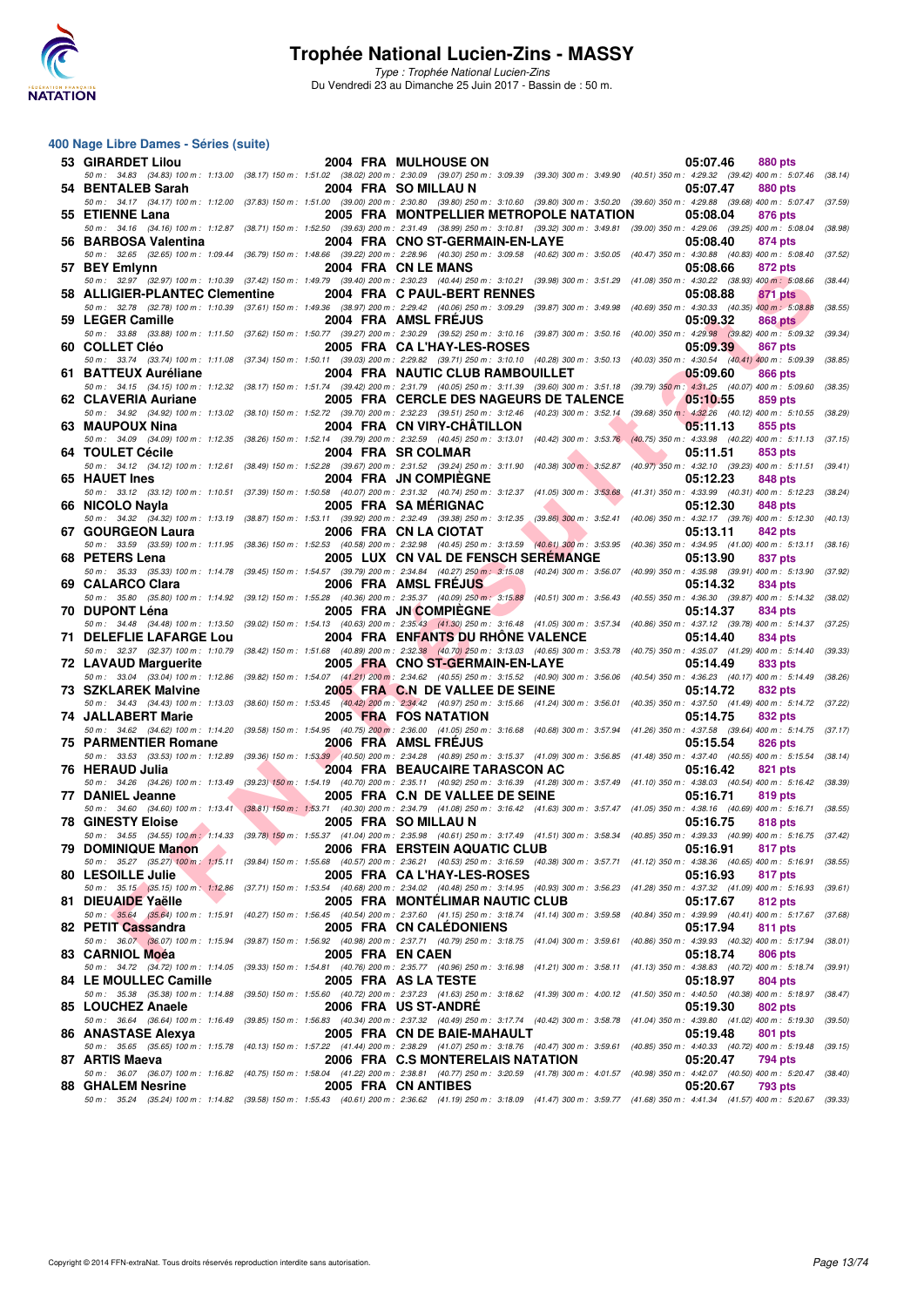## 400 Nage Libre Dames - Séries (suite)

| Rang | Nom | Année | Nat. | Club | Temps | Points |
|---|---|---|---|---|---|---|
| 53 | GIRARDET Lilou | 2004 | FRA | MULHOUSE ON | 05:07.46 | 880 pts |
| | 50 m : 34.83 (34.83) 100 m : 1:13.00 (38.17) 150 m : 1:51.02 (38.02) 200 m : 2:30.09 (39.07) 250 m : 3:09.39 (39.30) 300 m : 3:49.90 (40.51) 350 m : 4:29.32 (39.42) 400 m : 5:07.46 (38.14) | | | | | |
| 54 | BENTALEB Sarah | 2004 | FRA | SO MILLAU N | 05:07.47 | 880 pts |
| | 50 m : 34.17 (34.17) 100 m : 1:12.00 (37.83) 150 m : 1:51.00 (39.00) 200 m : 2:30.80 (39.80) 250 m : 3:10.60 (39.80) 300 m : 3:50.20 (39.60) 350 m : 4:29.88 (39.68) 400 m : 5:07.47 (37.59) | | | | | |
| 55 | ETIENNE Lana | 2005 | FRA | MONTPELLIER METROPOLE NATATION | 05:08.04 | 876 pts |
| | 50 m : 34.16 (34.16) 100 m : 1:12.87 (38.71) 150 m : 1:52.50 (39.63) 200 m : 2:31.49 (38.99) 250 m : 3:10.81 (39.32) 300 m : 3:49.81 (39.00) 350 m : 4:29.06 (39.25) 400 m : 5:08.04 (38.98) | | | | | |
| 56 | BARBOSA Valentina | 2004 | FRA | CNO ST-GERMAIN-EN-LAYE | 05:08.40 | 874 pts |
| | 50 m : 32.65 (32.65) 100 m : 1:09.44 (36.79) 150 m : 1:48.66 (39.22) 200 m : 2:28.96 (40.30) 250 m : 3:09.58 (40.62) 300 m : 3:50.05 (40.47) 350 m : 4:30.88 (40.83) 400 m : 5:08.40 (37.52) | | | | | |
| 57 | BEY Emlynn | 2004 | FRA | CN LE MANS | 05:08.66 | 872 pts |
| | 50 m : 32.97 (32.97) 100 m : 1:10.39 (37.42) 150 m : 1:49.79 (39.40) 200 m : 2:30.23 (40.44) 250 m : 3:10.21 (39.98) 300 m : 3:51.29 (41.08) 350 m : 4:30.22 (38.93) 400 m : 5:08.66 (38.44) | | | | | |
| 58 | ALLIGIER-PLANTEC Clementine | 2004 | FRA | C PAUL-BERT RENNES | 05:08.88 | 871 pts |
| | 50 m : 32.78 (32.78) 100 m : 1:10.39 (37.61) 150 m : 1:49.36 (38.97) 200 m : 2:29.42 (40.06) 250 m : 3:09.29 (39.87) 300 m : 3:49.98 (40.69) 350 m : 4:30.33 (40.35) 400 m : 5:08.88 (38.55) | | | | | |
| 59 | LEGER Camille | 2004 | FRA | AMSL FRÉJUS | 05:09.32 | 868 pts |
| | 50 m : 33.88 (33.88) 100 m : 1:11.50 (37.62) 150 m : 1:50.77 (39.27) 200 m : 2:30.29 (39.52) 250 m : 3:10.16 (39.87) 300 m : 3:50.16 (40.00) 350 m : 4:29.98 (39.82) 400 m : 5:09.32 (39.34) | | | | | |
| 60 | COLLET Cléo | 2005 | FRA | CA L'HAY-LES-ROSES | 05:09.39 | 867 pts |
| | 50 m : 33.74 (33.74) 100 m : 1:11.08 (37.34) 150 m : 1:50.11 (39.03) 200 m : 2:29.82 (39.71) 250 m : 3:10.10 (40.28) 300 m : 3:50.13 (40.03) 350 m : 4:30.54 (40.41) 400 m : 5:09.39 (38.85) | | | | | |
| 61 | BATTEUX Auréliane | 2004 | FRA | NAUTIC CLUB RAMBOUILLET | 05:09.60 | 866 pts |
| | 50 m : 34.15 (34.15) 100 m : 1:12.32 (38.17) 150 m : 1:51.74 (39.42) 200 m : 2:31.79 (40.05) 250 m : 3:11.39 (39.60) 300 m : 3:51.18 (39.79) 350 m : 4:31.25 (40.07) 400 m : 5:09.60 (38.35) | | | | | |
| 62 | CLAVERIA Auriane | 2005 | FRA | CERCLE DES NAGEURS DE TALENCE | 05:10.55 | 859 pts |
| | 50 m : 34.92 (34.92) 100 m : 1:13.02 (38.10) 150 m : 1:52.72 (39.70) 200 m : 2:32.23 (39.51) 250 m : 3:12.46 (40.23) 300 m : 3:52.14 (39.68) 350 m : 4:32.26 (40.12) 400 m : 5:10.55 (38.29) | | | | | |
| 63 | MAUPOUX Nina | 2004 | FRA | CN VIRY-CHÂTILLON | 05:11.13 | 855 pts |
| | 50 m : 34.09 (34.09) 100 m : 1:12.35 (38.26) 150 m : 1:52.14 (39.79) 200 m : 2:32.59 (40.45) 250 m : 3:13.01 (40.42) 300 m : 3:53.76 (40.75) 350 m : 4:33.98 (40.22) 400 m : 5:11.13 (37.15) | | | | | |
| 64 | TOULET Cécile | 2004 | FRA | SR COLMAR | 05:11.51 | 853 pts |
| | 50 m : 34.12 (34.12) 100 m : 1:12.61 (38.49) 150 m : 1:52.28 (39.67) 200 m : 2:31.52 (39.24) 250 m : 3:11.90 (40.38) 300 m : 3:52.87 (40.97) 350 m : 4:32.10 (39.23) 400 m : 5:11.51 (39.41) | | | | | |
| 65 | HAUET Ines | 2004 | FRA | JN COMPIÈGNE | 05:12.23 | 848 pts |
| | 50 m : 33.12 (33.12) 100 m : 1:10.51 (37.39) 150 m : 1:50.58 (40.07) 200 m : 2:31.32 (40.74) 250 m : 3:12.37 (41.05) 300 m : 3:53.68 (41.31) 350 m : 4:33.99 (40.31) 400 m : 5:12.23 (38.24) | | | | | |
| 66 | NICOLO Nayla | 2005 | FRA | SA MÉRIGNAC | 05:12.30 | 848 pts |
| | 50 m : 34.32 (34.32) 100 m : 1:13.19 (38.87) 150 m : 1:53.11 (39.92) 200 m : 2:32.49 (39.38) 250 m : 3:12.35 (39.86) 300 m : 3:52.41 (40.06) 350 m : 4:32.17 (39.76) 400 m : 5:12.30 (40.13) | | | | | |
| 67 | GOURGEON Laura | 2006 | FRA | CN LA CIOTAT | 05:13.11 | 842 pts |
| | 50 m : 33.59 (33.59) 100 m : 1:11.95 (38.36) 150 m : 1:52.53 (40.58) 200 m : 2:32.98 (40.45) 250 m : 3:13.59 (40.61) 300 m : 3:53.95 (40.36) 350 m : 4:34.95 (41.00) 400 m : 5:13.11 (38.16) | | | | | |
| 68 | PETERS Lena | 2005 | LUX | CN VAL DE FENSCH SERÉMANGE | 05:13.90 | 837 pts |
| | 50 m : 35.33 (35.33) 100 m : 1:14.78 (39.45) 150 m : 1:54.57 (39.79) 200 m : 2:34.84 (40.27) 250 m : 3:15.08 (40.24) 300 m : 3:56.07 (40.99) 350 m : 4:35.98 (39.91) 400 m : 5:13.90 (37.92) | | | | | |
| 69 | CALARCO Clara | 2006 | FRA | AMSL FRÉJUS | 05:14.32 | 834 pts |
| | 50 m : 35.80 (35.80) 100 m : 1:14.92 (39.12) 150 m : 1:55.28 (40.36) 200 m : 2:35.37 (40.09) 250 m : 3:15.88 (40.51) 300 m : 3:56.43 (40.55) 350 m : 4:36.30 (39.87) 400 m : 5:14.32 (38.02) | | | | | |
| 70 | DUPONT Léna | 2005 | FRA | JN COMPIÈGNE | 05:14.37 | 834 pts |
| | 50 m : 34.48 (34.48) 100 m : 1:13.50 (39.02) 150 m : 1:54.13 (40.63) 200 m : 2:35.43 (41.30) 250 m : 3:16.48 (41.05) 300 m : 3:57.34 (40.86) 350 m : 4:37.12 (39.78) 400 m : 5:14.37 (37.25) | | | | | |
| 71 | DELEFLIE LAFARGE Lou | 2004 | FRA | ENFANTS DU RHÔNE VALENCE | 05:14.40 | 834 pts |
| | 50 m : 32.37 (32.37) 100 m : 1:10.79 (38.42) 150 m : 1:51.68 (40.89) 200 m : 2:32.38 (40.70) 250 m : 3:13.03 (40.65) 300 m : 3:53.78 (40.75) 350 m : 4:35.07 (41.29) 400 m : 5:14.40 (39.33) | | | | | |
| 72 | LAVAUD Marguerite | 2005 | FRA | CNO ST-GERMAIN-EN-LAYE | 05:14.49 | 833 pts |
| | 50 m : 33.04 (33.04) 100 m : 1:12.86 (39.82) 150 m : 1:54.07 (41.21) 200 m : 2:34.62 (40.55) 250 m : 3:15.52 (40.90) 300 m : 3:56.06 (40.54) 350 m : 4:36.23 (40.17) 400 m : 5:14.49 (38.26) | | | | | |
| 73 | SZKLAREK Malvine | 2005 | FRA | C.N DE VALLEE DE SEINE | 05:14.72 | 832 pts |
| | 50 m : 34.43 (34.43) 100 m : 1:13.03 (38.60) 150 m : 1:53.45 (40.42) 200 m : 2:34.42 (40.97) 250 m : 3:15.66 (41.24) 300 m : 3:56.01 (40.35) 350 m : 4:37.50 (41.49) 400 m : 5:14.72 (37.22) | | | | | |
| 74 | JALLABERT Marie | 2005 | FRA | FOS NATATION | 05:14.75 | 832 pts |
| | 50 m : 34.62 (34.62) 100 m : 1:14.20 (39.58) 150 m : 1:54.95 (40.75) 200 m : 2:36.00 (41.05) 250 m : 3:16.68 (40.68) 300 m : 3:57.94 (41.26) 350 m : 4:37.58 (39.64) 400 m : 5:14.75 (37.17) | | | | | |
| 75 | PARMENTIER Romane | 2006 | FRA | AMSL FRÉJUS | 05:15.54 | 826 pts |
| | 50 m : 33.53 (33.53) 100 m : 1:12.89 (39.36) 150 m : 1:53.39 (40.50) 200 m : 2:34.28 (40.89) 250 m : 3:15.37 (41.09) 300 m : 3:56.85 (41.48) 350 m : 4:37.40 (40.55) 400 m : 5:15.54 (38.14) | | | | | |
| 76 | HERAUD Julia | 2004 | FRA | BEAUCAIRE TARASCON AC | 05:16.42 | 821 pts |
| | 50 m : 34.26 (34.26) 100 m : 1:13.49 (39.23) 150 m : 1:54.19 (40.70) 200 m : 2:35.11 (40.92) 250 m : 3:16.39 (41.28) 300 m : 3:57.49 (41.10) 350 m : 4:38.03 (40.54) 400 m : 5:16.42 (38.39) | | | | | |
| 77 | DANIEL Jeanne | 2005 | FRA | C.N DE VALLEE DE SEINE | 05:16.71 | 819 pts |
| | 50 m : 34.60 (34.60) 100 m : 1:13.41 (38.81) 150 m : 1:53.71 (40.30) 200 m : 2:34.79 (41.08) 250 m : 3:16.42 (41.63) 300 m : 3:57.47 (41.05) 350 m : 4:38.16 (40.69) 400 m : 5:16.71 (38.55) | | | | | |
| 78 | GINESTY Eloise | 2005 | FRA | SO MILLAU N | 05:16.75 | 818 pts |
| | 50 m : 34.55 (34.55) 100 m : 1:14.33 (39.78) 150 m : 1:55.37 (41.04) 200 m : 2:35.98 (40.61) 250 m : 3:17.49 (41.51) 300 m : 3:58.34 (40.85) 350 m : 4:39.33 (40.99) 400 m : 5:16.75 (37.42) | | | | | |
| 79 | DOMINIQUE Manon | 2006 | FRA | ERSTEIN AQUATIC CLUB | 05:16.91 | 817 pts |
| | 50 m : 35.27 (35.27) 100 m : 1:15.11 (39.84) 150 m : 1:55.68 (40.57) 200 m : 2:36.21 (40.53) 250 m : 3:16.59 (40.38) 300 m : 3:57.71 (41.12) 350 m : 4:38.36 (40.65) 400 m : 5:16.91 (38.55) | | | | | |
| 80 | LESOILLE Julie | 2005 | FRA | CA L'HAY-LES-ROSES | 05:16.93 | 817 pts |
| | 50 m : 35.15 (35.15) 100 m : 1:12.86 (37.71) 150 m : 1:53.54 (40.68) 200 m : 2:34.02 (40.48) 250 m : 3:14.95 (40.93) 300 m : 3:56.23 (41.28) 350 m : 4:37.32 (41.09) 400 m : 5:16.93 (39.61) | | | | | |
| 81 | DIEUAIDE Yaëlle | 2005 | FRA | MONTÉLIMAR NAUTIC CLUB | 05:17.67 | 812 pts |
| | 50 m : 35.64 (35.64) 100 m : 1:15.91 (40.27) 150 m : 1:56.45 (40.54) 200 m : 2:37.60 (41.15) 250 m : 3:18.74 (41.14) 300 m : 3:59.58 (40.84) 350 m : 4:39.99 (40.41) 400 m : 5:17.67 (37.68) | | | | | |
| 82 | PETIT Cassandra | 2005 | FRA | CN CALÉDONIENS | 05:17.94 | 811 pts |
| | 50 m : 36.07 (36.07) 100 m : 1:15.94 (39.87) 150 m : 1:56.92 (40.98) 200 m : 2:37.71 (40.79) 250 m : 3:18.75 (41.04) 300 m : 3:59.61 (40.86) 350 m : 4:39.93 (40.32) 400 m : 5:17.94 (38.01) | | | | | |
| 83 | CARNIOL Moéa | 2005 | FRA | EN CAEN | 05:18.74 | 806 pts |
| | 50 m : 34.72 (34.72) 100 m : 1:14.05 (39.33) 150 m : 1:54.81 (40.76) 200 m : 2:35.77 (40.96) 250 m : 3:16.98 (41.21) 300 m : 3:58.11 (41.13) 350 m : 4:38.83 (40.72) 400 m : 5:18.74 (39.91) | | | | | |
| 84 | LE MOULLEC Camille | 2005 | FRA | AS LA TESTE | 05:18.97 | 804 pts |
| | 50 m : 35.38 (35.38) 100 m : 1:14.88 (39.50) 150 m : 1:55.60 (40.72) 200 m : 2:37.23 (41.63) 250 m : 3:18.62 (41.39) 300 m : 4:00.12 (41.50) 350 m : 4:40.50 (40.38) 400 m : 5:18.97 (38.47) | | | | | |
| 85 | LOUCHEZ Anaele | 2006 | FRA | US ST-ANDRÉ | 05:19.30 | 802 pts |
| | 50 m : 36.64 (36.64) 100 m : 1:16.49 (39.85) 150 m : 1:56.83 (40.34) 200 m : 2:37.32 (40.49) 250 m : 3:17.74 (40.42) 300 m : 3:58.78 (41.04) 350 m : 4:39.80 (41.02) 400 m : 5:19.30 (39.50) | | | | | |
| 86 | ANASTASE Alexya | 2005 | FRA | CN DE BAIE-MAHAULT | 05:19.48 | 801 pts |
| | 50 m : 35.65 (35.65) 100 m : 1:15.78 (40.13) 150 m : 1:57.22 (41.44) 200 m : 2:38.29 (41.07) 250 m : 3:18.76 (40.47) 300 m : 3:59.61 (40.85) 350 m : 4:40.33 (40.72) 400 m : 5:19.48 (39.15) | | | | | |
| 87 | ARTIS Maeva | 2006 | FRA | C.S MONTERELAIS NATATION | 05:20.47 | 794 pts |
| | 50 m : 36.07 (36.07) 100 m : 1:16.82 (40.75) 150 m : 1:58.04 (41.22) 200 m : 2:38.81 (40.77) 250 m : 3:20.59 (41.78) 300 m : 4:01.57 (40.98) 350 m : 4:42.07 (40.50) 400 m : 5:20.47 (38.40) | | | | | |
| 88 | GHALEM Nesrine | 2005 | FRA | CN ANTIBES | 05:20.67 | 793 pts |
| | 50 m : 35.24 (35.24) 100 m : 1:14.82 (39.58) 150 m : 1:55.43 (40.61) 200 m : 2:36.62 (41.19) 250 m : 3:18.09 (41.47) 300 m : 3:59.77 (41.68) 350 m : 4:41.34 (41.57) 400 m : 5:20.67 (39.33) | | | | | |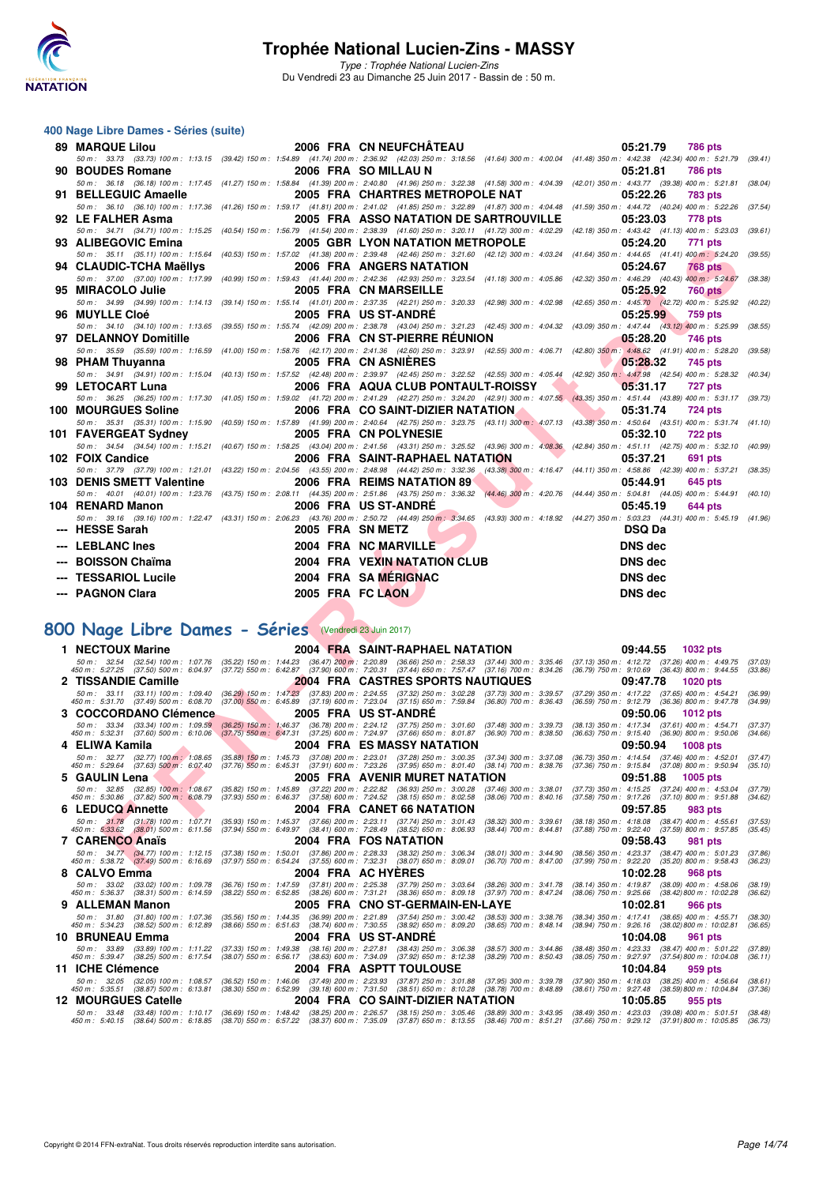# Trophée National Lucien-Zins - MASSY

*Type : Trophée National Lucien-Zins*
Du Vendredi 23 au Dimanche 25 Juin 2017 - Bassin de : 50 m.

## 400 Nage Libre Dames - Séries (suite)

| | | | | | | |
|---|---|---|---|---|---|---|
| 89 | MARQUE Lilou | 2006 | FRA | CN NEUFCHÂTEAU | 05:21.79 | 786 pts |
| | 50 m : 33.73 (33.73) 100 m : 1:13.15 (39.42) 150 m : 1:54.89 (41.74) 200 m : 2:36.92 (42.03) 250 m : 3:18.56 (41.64) 300 m : 4:00.04 (41.48) 350 m : 4:42.38 (42.34) 400 m : 5:21.79 (39.41) | | | | | |
| 90 | BOUDES Romane | 2006 | FRA | SO MILLAU N | 05:21.81 | 786 pts |
| | 50 m : 36.18 (36.18) 100 m : 1:17.45 (41.27) 150 m : 1:58.84 (41.39) 200 m : 2:40.80 (41.96) 250 m : 3:22.38 (41.58) 300 m : 4:04.39 (42.01) 350 m : 4:43.77 (39.38) 400 m : 5:21.81 (38.04) | | | | | |
| 91 | BELLEGUIC Amaelle | 2005 | FRA | CHARTRES METROPOLE NAT | 05:22.26 | 783 pts |
| | 50 m : 36.10 (36.10) 100 m : 1:17.36 (41.26) 150 m : 1:59.17 (41.81) 200 m : 2:41.02 (41.85) 250 m : 3:22.89 (41.87) 300 m : 4:04.48 (41.59) 350 m : 4:44.72 (40.24) 400 m : 5:22.26 (37.54) | | | | | |
| 92 | LE FALHER Asma | 2005 | FRA | ASSO NATATION DE SARTROUVILLE | 05:23.03 | 778 pts |
| | 50 m : 34.71 (34.71) 100 m : 1:15.25 (40.54) 150 m : 1:56.79 (41.54) 200 m : 2:38.39 (41.60) 250 m : 3:20.11 (41.72) 300 m : 4:02.29 (42.18) 350 m : 4:43.42 (41.13) 400 m : 5:23.03 (39.61) | | | | | |
| 93 | ALIBEGOVIC Emina | 2005 | GBR | LYON NATATION METROPOLE | 05:24.20 | 771 pts |
| | 50 m : 35.11 (35.11) 100 m : 1:15.64 (40.53) 150 m : 1:57.02 (41.38) 200 m : 2:39.48 (42.46) 250 m : 3:21.60 (42.12) 300 m : 4:03.24 (41.64) 350 m : 4:44.65 (41.41) 400 m : 5:24.20 (39.55) | | | | | |
| 94 | CLAUDIC-TCHA Maëllys | 2006 | FRA | ANGERS NATATION | 05:24.67 | 768 pts |
| | 50 m : 37.00 (37.00) 100 m : 1:17.99 (40.99) 150 m : 1:59.43 (41.44) 200 m : 2:42.36 (42.93) 250 m : 3:23.54 (41.18) 300 m : 4:05.86 (42.32) 350 m : 4:46.29 (40.43) 400 m : 5:24.67 (38.38) | | | | | |
| 95 | MIRACOLO Julie | 2005 | FRA | CN MARSEILLE | 05:25.92 | 760 pts |
| | 50 m : 34.99 (34.99) 100 m : 1:14.13 (39.14) 150 m : 1:55.14 (41.01) 200 m : 2:37.35 (42.21) 250 m : 3:20.33 (42.98) 300 m : 4:02.98 (42.65) 350 m : 4:45.70 (42.72) 400 m : 5:25.92 (40.22) | | | | | |
| 96 | MUYLLE Cloé | 2005 | FRA | US ST-ANDRÉ | 05:25.99 | 759 pts |
| | 50 m : 34.10 (34.10) 100 m : 1:13.65 (39.55) 150 m : 1:55.74 (42.09) 200 m : 2:38.78 (43.04) 250 m : 3:21.23 (42.45) 300 m : 4:04.32 (43.09) 350 m : 4:47.44 (43.12) 400 m : 5:25.99 (38.55) | | | | | |
| 97 | DELANNOY Domitille | 2006 | FRA | CN ST-PIERRE RÉUNION | 05:28.20 | 746 pts |
| | 50 m : 35.59 (35.59) 100 m : 1:16.59 (41.00) 150 m : 1:58.76 (42.17) 200 m : 2:41.36 (42.60) 250 m : 3:23.91 (42.55) 300 m : 4:06.71 (42.80) 350 m : 4:48.62 (41.91) 400 m : 5:28.20 (39.58) | | | | | |
| 98 | PHAM Thuyanna | 2005 | FRA | CN ASNIÈRES | 05:28.32 | 745 pts |
| | 50 m : 34.91 (34.91) 100 m : 1:15.04 (40.13) 150 m : 1:57.52 (42.48) 200 m : 2:39.97 (42.45) 250 m : 3:22.52 (42.55) 300 m : 4:05.44 (42.92) 350 m : 4:47.98 (42.54) 400 m : 5:28.32 (40.34) | | | | | |
| 99 | LETOCART Luna | 2006 | FRA | AQUA CLUB PONTAULT-ROISSY | 05:31.17 | 727 pts |
| | 50 m : 36.25 (36.25) 100 m : 1:17.30 (41.05) 150 m : 1:59.02 (41.72) 200 m : 2:41.29 (42.27) 250 m : 3:24.20 (42.91) 300 m : 4:07.55 (43.35) 350 m : 4:51.44 (43.89) 400 m : 5:31.17 (39.73) | | | | | |
| 100 | MOURGUES Soline | 2006 | FRA | CO SAINT-DIZIER NATATION | 05:31.74 | 724 pts |
| | 50 m : 35.31 (35.31) 100 m : 1:15.90 (40.59) 150 m : 1:57.89 (41.99) 200 m : 2:40.64 (42.75) 250 m : 3:23.75 (43.11) 300 m : 4:07.13 (43.38) 350 m : 4:50.64 (43.51) 400 m : 5:31.74 (41.10) | | | | | |
| 101 | FAVERGEAT Sydney | 2005 | FRA | CN POLYNESIE | 05:32.10 | 722 pts |
| | 50 m : 34.54 (34.54) 100 m : 1:15.21 (40.67) 150 m : 1:58.25 (43.04) 200 m : 2:41.56 (43.31) 250 m : 3:25.52 (43.96) 300 m : 4:08.36 (42.84) 350 m : 4:51.11 (42.75) 400 m : 5:32.10 (40.99) | | | | | |
| 102 | FOIX Candice | 2006 | FRA | SAINT-RAPHAEL NATATION | 05:37.21 | 691 pts |
| | 50 m : 37.79 (37.79) 100 m : 1:21.01 (43.22) 150 m : 2:04.56 (43.55) 200 m : 2:48.98 (44.42) 250 m : 3:32.36 (43.38) 300 m : 4:16.47 (44.11) 350 m : 4:58.86 (42.39) 400 m : 5:37.21 (38.35) | | | | | |
| 103 | DENIS SMETT Valentine | 2006 | FRA | REIMS NATATION 89 | 05:44.91 | 645 pts |
| | 50 m : 40.01 (40.01) 100 m : 1:23.76 (43.75) 150 m : 2:08.11 (44.35) 200 m : 2:51.86 (43.75) 250 m : 3:36.32 (44.46) 300 m : 4:20.76 (44.44) 350 m : 5:04.81 (44.05) 400 m : 5:44.91 (40.10) | | | | | |
| 104 | RENARD Manon | 2006 | FRA | US ST-ANDRÉ | 05:45.19 | 644 pts |
| | 50 m : 39.16 (39.16) 100 m : 1:22.47 (43.31) 150 m : 2:06.23 (43.76) 200 m : 2:50.72 (44.49) 250 m : 3:34.65 (43.93) 300 m : 4:18.92 (44.27) 350 m : 5:03.23 (44.31) 400 m : 5:45.19 (41.96) | | | | | |
| --- | HESSE Sarah | 2005 | FRA | SN METZ | DSQ Da | |
| --- | LEBLANC Ines | 2004 | FRA | NC MARVILLE | DNS dec | |
| --- | BOISSON Chaïma | 2004 | FRA | VEXIN NATATION CLUB | DNS dec | |
| --- | TESSARIOL Lucile | 2004 | FRA | SA MÉRIGNAC | DNS dec | |
| --- | PAGNON Clara | 2005 | FRA | FC LAON | DNS dec | |

## 800 Nage Libre Dames - Séries (Vendredi 23 Juin 2017)

| | | | | | | |
|---|---|---|---|---|---|---|
| 1 | NECTOUX Marine | 2004 | FRA | SAINT-RAPHAEL NATATION | 09:44.55 | 1032 pts |
| | 50 m : 32.54 (32.54) 100 m : 1:07.76 (35.22) 150 m : 1:44.23 (36.47) 200 m : 2:20.89 (36.66) 250 m : 2:58.33 (37.44) 300 m : 3:35.46 (37.13) 350 m : 4:12.72 (37.26) 400 m : 4:49.75 (37.03) | | | | | |
| | 450 m : 5:27.25 (37.50) 500 m : 6:04.97 (37.72) 550 m : 6:42.87 (37.90) 600 m : 7:20.31 (37.44) 650 m : 7:57.47 (37.16) 700 m : 8:34.26 (36.79) 750 m : 9:10.69 (36.43) 800 m : 9:44.55 (33.86) | | | | | |
| 2 | TISSANDIE Camille | 2004 | FRA | CASTRES SPORTS NAUTIQUES | 09:47.78 | 1020 pts |
| | 50 m : 33.11 (33.11) 100 m : 1:09.40 (36.29) 150 m : 1:47.23 (37.83) 200 m : 2:24.55 (37.32) 250 m : 3:02.28 (37.73) 300 m : 3:39.57 (37.29) 350 m : 4:17.22 (37.65) 400 m : 4:54.21 (36.99) | | | | | |
| | 450 m : 5:31.70 (37.49) 500 m : 6:08.70 (37.00) 550 m : 6:45.89 (37.19) 600 m : 7:23.04 (37.15) 650 m : 7:59.84 (36.80) 700 m : 8:36.43 (36.59) 750 m : 9:12.79 (36.36) 800 m : 9:47.78 (34.99) | | | | | |
| 3 | COCCORDANO Clémence | 2005 | FRA | US ST-ANDRÉ | 09:50.06 | 1012 pts |
| | 50 m : 33.34 (33.34) 100 m : 1:09.59 (36.25) 150 m : 1:46.37 (36.78) 200 m : 2:24.12 (37.75) 250 m : 3:01.60 (37.48) 300 m : 3:39.73 (38.13) 350 m : 4:17.34 (37.61) 400 m : 4:54.71 (37.37) | | | | | |
| | 450 m : 5:32.31 (37.60) 500 m : 6:10.06 (37.75) 550 m : 6:47.31 (37.25) 600 m : 7:24.97 (37.66) 650 m : 8:01.87 (36.90) 700 m : 8:38.50 (36.63) 750 m : 9:15.40 (36.90) 800 m : 9:50.06 (34.66) | | | | | |
| 4 | ELIWA Kamila | 2004 | FRA | ES MASSY NATATION | 09:50.94 | 1008 pts |
| | 50 m : 32.77 (32.77) 100 m : 1:08.65 (35.88) 150 m : 1:45.73 (37.08) 200 m : 2:23.01 (37.28) 250 m : 3:00.35 (37.34) 300 m : 3:37.08 (36.73) 350 m : 4:14.54 (37.46) 400 m : 4:52.01 (37.47) | | | | | |
| | 450 m : 5:29.64 (37.63) 500 m : 6:07.40 (37.76) 550 m : 6:45.31 (37.91) 600 m : 7:23.26 (37.95) 650 m : 8:01.40 (38.14) 700 m : 8:38.76 (37.36) 750 m : 9:15.84 (37.08) 800 m : 9:50.94 (35.10) | | | | | |
| 5 | GAULIN Lena | 2005 | FRA | AVENIR MURET NATATION | 09:51.88 | 1005 pts |
| | 50 m : 32.85 (32.85) 100 m : 1:08.67 (35.82) 150 m : 1:45.89 (37.22) 200 m : 2:22.82 (36.93) 250 m : 3:00.28 (37.46) 300 m : 3:38.01 (37.73) 350 m : 4:15.25 (37.24) 400 m : 4:53.04 (37.79) | | | | | |
| | 450 m : 5:30.86 (37.82) 500 m : 6:08.79 (37.93) 550 m : 6:46.37 (37.58) 600 m : 7:24.52 (38.15) 650 m : 8:02.58 (38.06) 700 m : 8:40.16 (37.58) 750 m : 9:17.26 (37.10) 800 m : 9:51.88 (34.62) | | | | | |
| 6 | LEDUCQ Annette | 2004 | FRA | CANET 66 NATATION | 09:57.85 | 983 pts |
| | 50 m : 31.78 (31.78) 100 m : 1:07.71 (35.93) 150 m : 1:45.37 (37.66) 200 m : 2:23.11 (37.74) 250 m : 3:01.43 (38.32) 300 m : 3:39.61 (38.18) 350 m : 4:18.08 (38.47) 400 m : 4:55.61 (37.53) | | | | | |
| | 450 m : 5:33.62 (38.01) 500 m : 6:11.56 (37.94) 550 m : 6:49.97 (38.41) 600 m : 7:28.49 (38.52) 650 m : 8:06.93 (38.44) 700 m : 8:44.81 (37.88) 750 m : 9:22.40 (37.59) 800 m : 9:57.85 (35.45) | | | | | |
| 7 | CARENCO Anaïs | 2004 | FRA | FOS NATATION | 09:58.43 | 981 pts |
| | 50 m : 34.77 (34.77) 100 m : 1:12.15 (37.38) 150 m : 1:50.01 (37.86) 200 m : 2:28.33 (38.32) 250 m : 3:06.34 (38.01) 300 m : 3:44.90 (38.56) 350 m : 4:23.37 (38.47) 400 m : 5:01.23 (37.86) | | | | | |
| | 450 m : 5:38.72 (37.49) 500 m : 6:16.69 (37.97) 550 m : 6:54.24 (37.55) 600 m : 7:32.31 (38.07) 650 m : 8:09.01 (36.70) 700 m : 8:47.00 (37.99) 750 m : 9:22.20 (35.20) 800 m : 9:58.43 (36.23) | | | | | |
| 8 | CALVO Emma | 2004 | FRA | AC HYÈRES | 10:02.28 | 968 pts |
| | 50 m : 33.02 (33.02) 100 m : 1:09.78 (36.76) 150 m : 1:47.59 (37.81) 200 m : 2:25.38 (37.79) 250 m : 3:03.64 (38.26) 300 m : 3:41.78 (38.14) 350 m : 4:19.87 (38.09) 400 m : 4:58.06 (38.19) | | | | | |
| | 450 m : 5:36.37 (38.31) 500 m : 6:14.59 (38.22) 550 m : 6:52.85 (38.26) 600 m : 7:31.21 (38.36) 650 m : 8:09.18 (37.97) 700 m : 8:47.24 (38.06) 750 m : 9:25.66 (38.42) 800 m : 10:02.28 (36.62) | | | | | |
| 9 | ALLEMAN Manon | 2005 | FRA | CNO ST-GERMAIN-EN-LAYE | 10:02.81 | 966 pts |
| | 50 m : 31.80 (31.80) 100 m : 1:07.36 (35.56) 150 m : 1:44.35 (36.99) 200 m : 2:21.89 (37.54) 250 m : 3:00.42 (38.53) 300 m : 3:38.76 (38.34) 350 m : 4:17.41 (38.65) 400 m : 4:55.71 (38.30) | | | | | |
| | 450 m : 5:34.23 (38.52) 500 m : 6:12.89 (38.66) 550 m : 6:51.63 (38.74) 600 m : 7:30.55 (38.92) 650 m : 8:09.20 (38.65) 700 m : 8:48.14 (38.94) 750 m : 9:26.16 (38.02) 800 m : 10:02.81 (36.65) | | | | | |
| 10 | BRUNEAU Emma | 2004 | FRA | US ST-ANDRÉ | 10:04.08 | 961 pts |
| | 50 m : 33.89 (33.89) 100 m : 1:11.22 (37.33) 150 m : 1:49.38 (38.16) 200 m : 2:27.81 (38.43) 250 m : 3:06.38 (38.57) 300 m : 3:44.86 (38.48) 350 m : 4:23.33 (38.47) 400 m : 5:01.22 (37.89) | | | | | |
| | 450 m : 5:39.47 (38.25) 500 m : 6:17.54 (38.07) 550 m : 6:56.17 (38.63) 600 m : 7:34.09 (37.92) 650 m : 8:12.38 (38.29) 700 m : 8:50.43 (38.05) 750 m : 9:27.97 (37.54) 800 m : 10:04.08 (36.11) | | | | | |
| 11 | ICHE Clémence | 2004 | FRA | ASPTT TOULOUSE | 10:04.84 | 959 pts |
| | 50 m : 32.05 (32.05) 100 m : 1:08.57 (36.52) 150 m : 1:46.06 (37.49) 200 m : 2:23.93 (37.87) 250 m : 3:01.88 (37.95) 300 m : 3:39.78 (37.90) 350 m : 4:18.03 (38.25) 400 m : 4:56.64 (38.61) | | | | | |
| | 450 m : 5:35.51 (38.87) 500 m : 6:13.81 (38.30) 550 m : 6:52.99 (39.18) 600 m : 7:31.50 (38.51) 650 m : 8:10.28 (38.78) 700 m : 8:48.89 (38.61) 750 m : 9:27.48 (38.59) 800 m : 10:04.84 (37.36) | | | | | |
| 12 | MOURGUES Catelle | 2004 | FRA | CO SAINT-DIZIER NATATION | 10:05.85 | 955 pts |
| | 50 m : 33.48 (33.48) 100 m : 1:10.17 (36.69) 150 m : 1:48.42 (38.25) 200 m : 2:26.57 (38.15) 250 m : 3:05.46 (38.89) 300 m : 3:43.95 (38.49) 350 m : 4:23.03 (39.08) 400 m : 5:01.51 (38.48) | | | | | |
| | 450 m : 5:40.15 (38.64) 500 m : 6:18.85 (38.70) 550 m : 6:57.22 (38.37) 600 m : 7:35.09 (37.87) 650 m : 8:13.55 (38.46) 700 m : 8:51.21 (37.66) 750 m : 9:29.12 (37.91) 800 m : 10:05.85 (36.73) | | | | | |

Copyright © 2014 FFN-extraNat. Tous droits réservés reproduction interdite sans autorisation.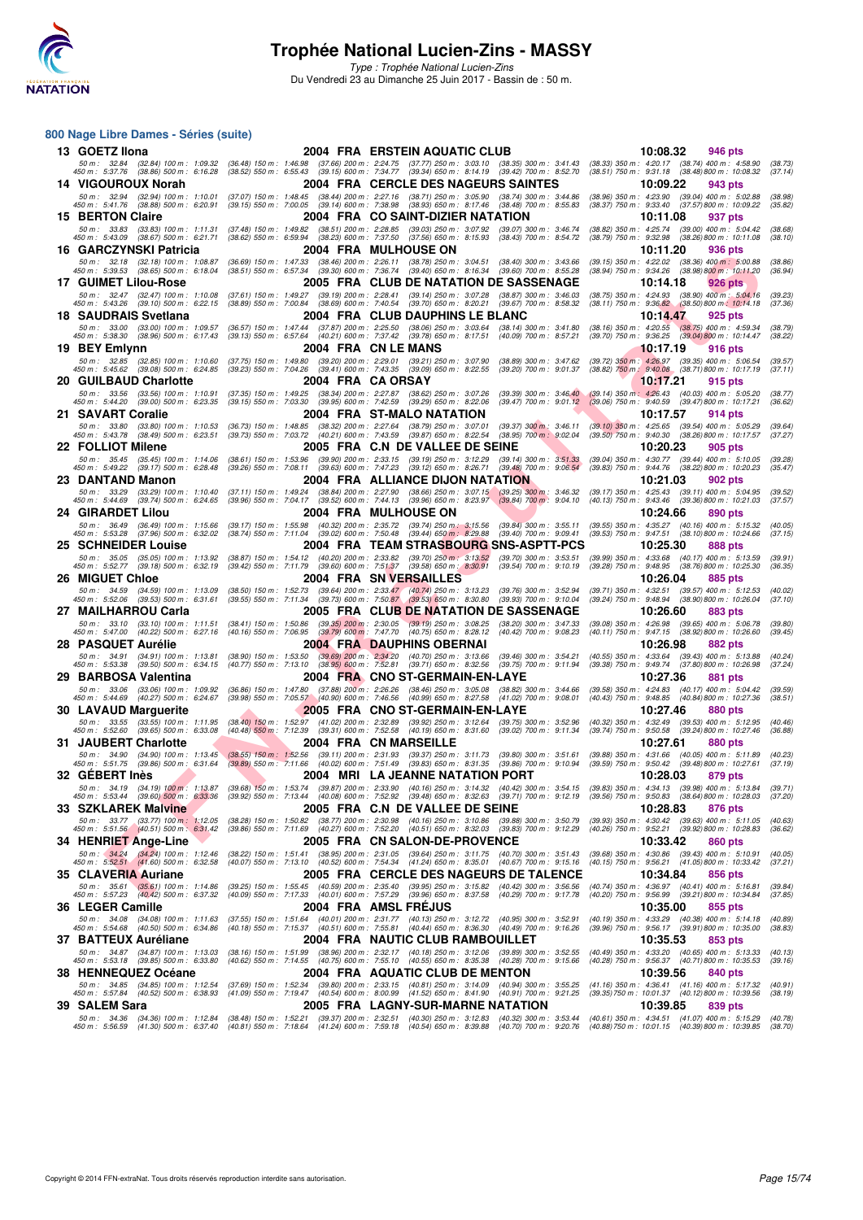# Trophée National Lucien-Zins - MASSY

Type : Trophée National Lucien-Zins
Du Vendredi 23 au Dimanche 25 Juin 2017 - Bassin de : 50 m.

## 800 Nage Libre Dames - Séries (suite)

**13 GOETZ Ilona** — 2004 FRA ERSTEIN AQUATIC CLUB — 10:08.32 — 946 pts
50 m : 32.84 (32.84) 100 m : 1:09.32 (36.48) 150 m : 1:46.98 (37.66) 200 m : 2:24.75 (37.77) 250 m : 3:03.10 (38.35) 300 m : 3:41.43 (38.33) 350 m : 4:20.17 (38.74) 400 m : 4:58.90 (38.73)
450 m : 5:37.76 (38.86) 500 m : 6:16.28 (38.52) 550 m : 6:55.43 (39.15) 600 m : 7:34.77 (39.34) 650 m : 8:14.19 (39.42) 700 m : 8:52.70 (38.51) 750 m : 9:31.18 (38.48) 800 m : 10:08.32 (37.14)

**14 VIGOUROUX Norah** — 2004 FRA CERCLE DES NAGEURS SAINTES — 10:09.22 — 943 pts
50 m : 32.94 (32.94) 100 m : 1:10.01 (37.07) 150 m : 1:48.45 (38.44) 200 m : 2:27.16 (38.71) 250 m : 3:05.90 (38.74) 300 m : 3:44.86 (38.96) 350 m : 4:23.90 (39.04) 400 m : 5:02.88 (38.98)
450 m : 5:41.76 (38.88) 500 m : 6:20.91 (39.15) 550 m : 7:00.05 (39.14) 600 m : 7:38.98 (38.93) 650 m : 8:17.46 (38.48) 700 m : 8:55.83 (38.37) 750 m : 9:33.40 (37.57) 800 m : 10:09.22 (35.82)

**15 BERTON Claire** — 2004 FRA CO SAINT-DIZIER NATATION — 10:11.08 — 937 pts
50 m : 33.83 (33.83) 100 m : 1:11.31 (37.48) 150 m : 1:49.82 (38.51) 200 m : 2:28.85 (39.03) 250 m : 3:07.92 (39.07) 300 m : 3:46.74 (38.82) 350 m : 4:25.74 (39.00) 400 m : 5:04.42 (38.68)
450 m : 5:43.09 (38.67) 500 m : 6:21.71 (38.62) 550 m : 6:59.94 (38.23) 600 m : 7:37.50 (37.56) 650 m : 8:15.93 (38.43) 700 m : 8:54.72 (38.79) 750 m : 9:32.98 (38.26) 800 m : 10:11.08 (38.10)

**16 GARCZYNSKI Patricia** — 2004 FRA MULHOUSE ON — 10:11.20 — 936 pts
50 m : 32.18 (32.18) 100 m : 1:08.87 (36.69) 150 m : 1:47.33 (38.46) 200 m : 2:26.11 (38.78) 250 m : 3:04.51 (38.40) 300 m : 3:43.66 (39.15) 350 m : 4:22.02 (38.36) 400 m : 5:00.88 (38.86)
450 m : 5:39.53 (38.65) 500 m : 6:18.04 (38.51) 550 m : 6:57.34 (39.30) 600 m : 7:36.74 (39.40) 650 m : 8:16.34 (39.60) 700 m : 8:55.28 (38.94) 750 m : 9:34.26 (38.98) 800 m : 10:11.20 (36.94)

**17 GUIMET Lilou-Rose** — 2005 FRA CLUB DE NATATION DE SASSENAGE — 10:14.18 — 926 pts
50 m : 32.47 (32.47) 100 m : 1:10.08 (37.61) 150 m : 1:49.27 (39.19) 200 m : 2:28.41 (39.14) 250 m : 3:07.28 (38.87) 300 m : 3:46.03 (38.75) 350 m : 4:24.93 (38.90) 400 m : 5:04.16 (39.23)
450 m : 5:43.26 (39.10) 500 m : 6:22.15 (38.89) 550 m : 7:00.84 (38.69) 600 m : 7:40.54 (39.70) 650 m : 8:20.21 (39.67) 700 m : 8:58.32 (38.11) 750 m : 9:36.82 (38.50) 800 m : 10:14.18 (37.36)

**18 SAUDRAIS Svetlana** — 2004 FRA CLUB DAUPHINS LE BLANC — 10:14.47 — 925 pts
50 m : 33.00 (33.00) 100 m : 1:09.57 (36.57) 150 m : 1:47.44 (37.87) 200 m : 2:25.50 (38.06) 250 m : 3:03.64 (38.14) 300 m : 3:41.80 (38.16) 350 m : 4:20.55 (38.75) 400 m : 4:59.34 (38.79)
450 m : 5:38.30 (38.96) 500 m : 6:17.43 (39.13) 550 m : 6:57.64 (40.21) 600 m : 7:37.42 (39.78) 650 m : 8:17.51 (40.09) 700 m : 8:57.21 (39.70) 750 m : 9:36.25 (39.04) 800 m : 10:14.47 (38.22)

**19 BEY Emlynn** — 2004 FRA CN LE MANS — 10:17.19 — 916 pts
50 m : 32.85 (32.85) 100 m : 1:10.60 (37.75) 150 m : 1:49.80 (39.20) 200 m : 2:29.01 (39.21) 250 m : 3:07.90 (38.89) 300 m : 3:47.62 (39.72) 350 m : 4:26.97 (39.35) 400 m : 5:06.54 (39.57)
450 m : 5:45.62 (39.08) 500 m : 6:24.85 (39.23) 550 m : 7:04.26 (39.41) 600 m : 7:43.35 (39.09) 650 m : 8:22.55 (39.20) 700 m : 9:01.37 (38.82) 750 m : 9:40.08 (38.71) 800 m : 10:17.19 (37.11)

**20 GUILBAUD Charlotte** — 2004 FRA CA ORSAY — 10:17.21 — 915 pts
50 m : 33.56 (33.56) 100 m : 1:10.91 (37.35) 150 m : 1:49.25 (38.34) 200 m : 2:27.87 (38.62) 250 m : 3:07.26 (39.39) 300 m : 3:46.40 (39.14) 350 m : 4:26.43 (40.03) 400 m : 5:05.20 (38.77)
450 m : 5:44.20 (39.00) 500 m : 6:23.35 (39.15) 550 m : 7:03.30 (39.95) 600 m : 7:42.59 (39.29) 650 m : 8:22.06 (39.47) 700 m : 9:01.12 (39.06) 750 m : 9:40.59 (39.47) 800 m : 10:17.21 (36.62)

**21 SAVART Coralie** — 2004 FRA ST-MALO NATATION — 10:17.57 — 914 pts
50 m : 33.80 (33.80) 100 m : 1:10.53 (36.73) 150 m : 1:48.85 (38.32) 200 m : 2:27.64 (38.79) 250 m : 3:07.01 (39.37) 300 m : 3:46.11 (39.10) 350 m : 4:25.65 (39.54) 400 m : 5:05.29 (39.64)
450 m : 5:43.78 (38.49) 500 m : 6:23.51 (39.73) 550 m : 7:03.72 (40.21) 600 m : 7:43.59 (39.87) 650 m : 8:22.54 (38.95) 700 m : 9:02.04 (39.50) 750 m : 9:40.30 (38.26) 800 m : 10:17.57 (37.27)

**22 FOLLIOT Milene** — 2005 FRA C.N DE VALLEE DE SEINE — 10:20.23 — 905 pts
50 m : 35.45 (35.45) 100 m : 1:14.06 (38.61) 150 m : 1:53.96 (39.90) 200 m : 2:33.15 (39.19) 250 m : 3:12.29 (39.14) 300 m : 3:51.33 (39.04) 350 m : 4:30.77 (39.44) 400 m : 5:10.05 (39.28)
450 m : 5:49.22 (39.17) 500 m : 6:28.48 (39.26) 550 m : 7:08.11 (39.63) 600 m : 7:47.23 (39.12) 650 m : 8:26.71 (39.48) 700 m : 9:06.54 (39.83) 750 m : 9:44.76 (38.22) 800 m : 10:20.23 (35.47)

**23 DANTAND Manon** — 2004 FRA ALLIANCE DIJON NATATION — 10:21.03 — 902 pts
50 m : 33.29 (33.29) 100 m : 1:10.40 (37.11) 150 m : 1:49.24 (38.84) 200 m : 2:27.90 (38.66) 250 m : 3:07.15 (39.25) 300 m : 3:46.32 (39.17) 350 m : 4:25.43 (39.11) 400 m : 5:04.95 (39.52)
450 m : 5:44.69 (39.74) 500 m : 6:24.65 (39.96) 550 m : 7:04.17 (39.52) 600 m : 7:44.13 (39.96) 650 m : 8:23.97 (39.84) 700 m : 9:04.10 (40.13) 750 m : 9:43.46 (39.36) 800 m : 10:21.03 (37.57)

**24 GIRARDET Lilou** — 2004 FRA MULHOUSE ON — 10:24.66 — 890 pts
50 m : 36.49 (36.49) 100 m : 1:15.66 (39.17) 150 m : 1:55.98 (40.32) 200 m : 2:35.72 (39.74) 250 m : 3:15.56 (39.84) 300 m : 3:55.11 (39.55) 350 m : 4:35.27 (40.16) 400 m : 5:15.32 (40.05)
450 m : 5:53.28 (37.96) 500 m : 6:32.02 (38.74) 550 m : 7:11.04 (39.02) 600 m : 7:50.48 (39.44) 650 m : 8:29.88 (39.40) 700 m : 9:09.41 (39.53) 750 m : 9:47.51 (38.10) 800 m : 10:24.66 (37.15)

**25 SCHNEIDER Louise** — 2004 FRA TEAM STRASBOURG SNS-ASPTT-PCS — 10:25.30 — 888 pts
50 m : 35.05 (35.05) 100 m : 1:13.92 (38.87) 150 m : 1:54.12 (40.20) 200 m : 2:33.82 (39.70) 250 m : 3:13.52 (39.70) 300 m : 3:53.51 (39.99) 350 m : 4:33.68 (40.17) 400 m : 5:13.59 (39.91)
450 m : 5:52.77 (39.18) 500 m : 6:32.19 (39.42) 550 m : 7:11.79 (39.60) 600 m : 7:51.37 (39.58) 650 m : 8:30.91 (39.54) 700 m : 9:10.19 (39.28) 750 m : 9:48.95 (38.76) 800 m : 10:25.30 (36.35)

**26 MIGUET Chloe** — 2004 FRA SN VERSAILLES — 10:26.04 — 885 pts
50 m : 34.59 (34.59) 100 m : 1:13.09 (38.50) 150 m : 1:52.73 (39.64) 200 m : 2:33.47 (40.74) 250 m : 3:13.23 (39.76) 300 m : 3:52.94 (39.71) 350 m : 4:32.51 (39.57) 400 m : 5:12.53 (40.02)
450 m : 5:52.06 (39.53) 500 m : 6:31.61 (39.55) 550 m : 7:11.34 (39.73) 600 m : 7:50.87 (39.53) 650 m : 8:30.80 (39.93) 700 m : 9:10.04 (39.24) 750 m : 9:48.94 (38.90) 800 m : 10:26.04 (37.10)

**27 MAILHARROU Carla** — 2005 FRA CLUB DE NATATION DE SASSENAGE — 10:26.60 — 883 pts
50 m : 33.10 (33.10) 100 m : 1:11.51 (38.41) 150 m : 1:50.86 (39.35) 200 m : 2:30.05 (39.19) 250 m : 3:08.25 (38.20) 300 m : 3:47.33 (39.08) 350 m : 4:26.98 (39.65) 400 m : 5:06.78 (39.80)
450 m : 5:47.00 (40.22) 500 m : 6:27.16 (40.16) 550 m : 7:06.95 (39.79) 600 m : 7:47.70 (40.75) 650 m : 8:28.12 (40.42) 700 m : 9:08.23 (40.11) 750 m : 9:47.15 (38.92) 800 m : 10:26.60 (39.45)

**28 PASQUET Aurélie** — 2004 FRA DAUPHINS OBERNAI — 10:26.98 — 882 pts
50 m : 34.91 (34.91) 100 m : 1:13.81 (38.90) 150 m : 1:53.50 (39.69) 200 m : 2:34.20 (40.70) 250 m : 3:13.66 (39.46) 300 m : 3:54.21 (40.55) 350 m : 4:33.64 (39.43) 400 m : 5:13.88 (40.24)
450 m : 5:53.38 (39.50) 500 m : 6:34.15 (40.77) 550 m : 7:13.10 (38.95) 600 m : 7:52.81 (39.71) 650 m : 8:32.56 (39.75) 700 m : 9:11.94 (39.38) 750 m : 9:49.74 (37.80) 800 m : 10:26.98 (37.24)

**29 BARBOSA Valentina** — 2004 FRA CNO ST-GERMAIN-EN-LAYE — 10:27.36 — 881 pts
50 m : 33.06 (33.06) 100 m : 1:09.92 (36.86) 150 m : 1:47.80 (37.88) 200 m : 2:26.26 (38.46) 250 m : 3:05.08 (38.82) 300 m : 3:44.66 (39.58) 350 m : 4:24.83 (40.17) 400 m : 5:04.42 (39.59)
450 m : 5:44.69 (40.27) 500 m : 6:24.67 (39.98) 550 m : 7:05.57 (40.90) 600 m : 7:46.56 (40.99) 650 m : 8:27.58 (41.02) 700 m : 9:08.01 (40.43) 750 m : 9:48.85 (40.84) 800 m : 10:27.36 (38.51)

**30 LAVAUD Marguerite** — 2005 FRA CNO ST-GERMAIN-EN-LAYE — 10:27.46 — 880 pts
50 m : 33.55 (33.55) 100 m : 1:11.95 (38.40) 150 m : 1:52.97 (41.02) 200 m : 2:32.89 (39.92) 250 m : 3:12.64 (39.75) 300 m : 3:52.96 (40.32) 350 m : 4:32.49 (39.53) 400 m : 5:12.95 (40.46)
450 m : 5:52.60 (39.65) 500 m : 6:33.08 (40.48) 550 m : 7:12.39 (39.31) 600 m : 7:52.58 (40.19) 650 m : 8:31.60 (39.02) 700 m : 9:11.34 (39.74) 750 m : 9:50.58 (39.24) 800 m : 10:27.46 (36.88)

**31 JAUBERT Charlotte** — 2004 FRA CN MARSEILLE — 10:27.61 — 880 pts
50 m : 34.90 (34.90) 100 m : 1:13.45 (38.55) 150 m : 1:52.56 (39.11) 200 m : 2:31.93 (39.37) 250 m : 3:11.73 (39.80) 300 m : 3:51.61 (39.88) 350 m : 4:31.66 (40.05) 400 m : 5:11.89 (40.23)
450 m : 5:51.75 (39.86) 500 m : 6:31.64 (39.89) 550 m : 7:11.66 (40.02) 600 m : 7:51.49 (39.83) 650 m : 8:31.35 (39.86) 700 m : 9:10.94 (39.59) 750 m : 9:50.42 (39.48) 800 m : 10:27.61 (37.19)

**32 GÉBERT Inès** — 2004 MRI LA JEANNE NATATION PORT — 10:28.03 — 879 pts
50 m : 34.19 (34.19) 100 m : 1:13.87 (39.68) 150 m : 1:53.74 (39.87) 200 m : 2:33.90 (40.16) 250 m : 3:14.32 (40.42) 300 m : 3:54.15 (39.83) 350 m : 4:34.13 (39.98) 400 m : 5:13.84 (39.71)
450 m : 5:53.44 (39.60) 500 m : 6:33.36 (39.92) 550 m : 7:13.44 (40.08) 600 m : 7:52.92 (39.48) 650 m : 8:32.63 (39.71) 700 m : 9:12.19 (39.56) 750 m : 9:50.83 (38.64) 800 m : 10:28.03 (37.20)

**33 SZKLAREK Malvine** — 2005 FRA C.N DE VALLEE DE SEINE — 10:28.83 — 876 pts
50 m : 33.77 (33.77) 100 m : 1:12.05 (38.28) 150 m : 1:50.82 (38.77) 200 m : 2:30.98 (40.16) 250 m : 3:10.86 (39.88) 300 m : 3:50.79 (39.93) 350 m : 4:30.42 (39.63) 400 m : 5:11.05 (40.63)
450 m : 5:51.56 (40.51) 500 m : 6:31.42 (39.86) 550 m : 7:11.69 (40.27) 600 m : 7:52.20 (40.51) 650 m : 8:32.03 (39.83) 700 m : 9:12.29 (40.26) 750 m : 9:52.21 (39.92) 800 m : 10:28.83 (36.62)

**34 HENRIET Ange-Line** — 2005 FRA CN SALON-DE-PROVENCE — 10:33.42 — 860 pts
50 m : 34.24 (34.24) 100 m : 1:12.46 (38.22) 150 m : 1:51.41 (38.95) 200 m : 2:31.05 (39.64) 250 m : 3:11.75 (40.70) 300 m : 3:51.43 (39.68) 350 m : 4:30.86 (39.43) 400 m : 5:10.91 (40.05)
450 m : 5:52.51 (41.60) 500 m : 6:32.58 (40.07) 550 m : 7:13.10 (40.52) 600 m : 7:54.34 (41.24) 650 m : 8:35.01 (40.67) 700 m : 9:15.16 (40.15) 750 m : 9:56.21 (41.05) 800 m : 10:33.42 (37.21)

**35 CLAVERIA Auriane** — 2005 FRA CERCLE DES NAGEURS DE TALENCE — 10:34.84 — 856 pts
50 m : 35.61 (35.61) 100 m : 1:14.86 (39.25) 150 m : 1:55.45 (40.59) 200 m : 2:35.40 (39.95) 250 m : 3:15.82 (40.42) 300 m : 3:56.56 (40.74) 350 m : 4:36.97 (40.41) 400 m : 5:16.81 (39.84)
450 m : 5:57.23 (40.42) 500 m : 6:37.32 (40.09) 550 m : 7:17.33 (40.01) 600 m : 7:57.29 (39.96) 650 m : 8:37.58 (40.29) 700 m : 9:17.78 (40.20) 750 m : 9:56.99 (39.21) 800 m : 10:34.84 (37.85)

**36 LEGER Camille** — 2004 FRA AMSL FRÉJUS — 10:35.00 — 855 pts
50 m : 34.08 (34.08) 100 m : 1:11.63 (37.55) 150 m : 1:51.64 (40.01) 200 m : 2:31.77 (40.13) 250 m : 3:12.72 (40.95) 300 m : 3:52.91 (40.19) 350 m : 4:33.29 (40.38) 400 m : 5:14.18 (40.89)
450 m : 5:54.68 (40.50) 500 m : 6:34.86 (40.18) 550 m : 7:15.37 (40.51) 600 m : 7:55.81 (40.44) 650 m : 8:36.30 (40.49) 700 m : 9:16.26 (39.96) 750 m : 9:56.17 (39.91) 800 m : 10:35.00 (38.83)

**37 BATTEUX Auréliane** — 2004 FRA NAUTIC CLUB RAMBOUILLET — 10:35.53 — 853 pts
50 m : 34.87 (34.87) 100 m : 1:13.03 (38.16) 150 m : 1:51.99 (38.96) 200 m : 2:32.17 (40.18) 250 m : 3:12.06 (39.89) 300 m : 3:52.55 (40.49) 350 m : 4:33.20 (40.65) 400 m : 5:13.33 (40.13)
450 m : 5:53.18 (39.85) 500 m : 6:33.80 (40.62) 550 m : 7:14.55 (40.75) 600 m : 7:55.10 (40.55) 650 m : 8:35.38 (40.28) 700 m : 9:15.66 (40.28) 750 m : 9:56.37 (40.71) 800 m : 10:35.53 (39.16)

**38 HENNEQUEZ Océane** — 2004 FRA AQUATIC CLUB DE MENTON — 10:39.56 — 840 pts
50 m : 34.85 (34.85) 100 m : 1:12.54 (37.69) 150 m : 1:52.34 (39.80) 200 m : 2:33.15 (40.81) 250 m : 3:14.09 (40.94) 300 m : 3:55.25 (41.16) 350 m : 4:36.41 (41.16) 400 m : 5:17.32 (40.91)
450 m : 5:57.84 (40.52) 500 m : 6:38.93 (41.09) 550 m : 7:19.47 (40.54) 600 m : 8:00.99 (41.52) 650 m : 8:41.90 (40.91) 700 m : 9:21.25 (39.35) 750 m : 10:01.37 (40.12) 800 m : 10:39.56 (38.19)

**39 SALEM Sara** — 2005 FRA LAGNY-SUR-MARNE NATATION — 10:39.85 — 839 pts
50 m : 34.36 (34.36) 100 m : 1:12.84 (38.48) 150 m : 1:52.21 (39.37) 200 m : 2:32.51 (40.30) 250 m : 3:12.83 (40.32) 300 m : 3:53.44 (40.61) 350 m : 4:34.51 (41.07) 400 m : 5:15.29 (40.78)
450 m : 5:56.59 (41.30) 500 m : 6:37.40 (40.81) 550 m : 7:18.64 (41.24) 600 m : 7:59.18 (40.54) 650 m : 8:39.88 (40.70) 700 m : 9:20.76 (40.88) 750 m : 10:01.15 (40.39) 800 m : 10:39.85 (38.70)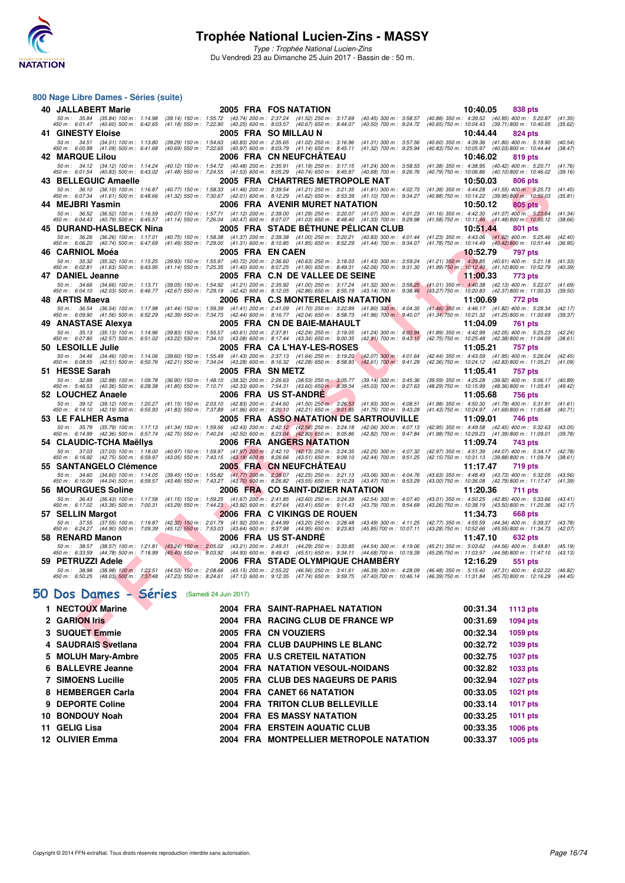## 800 Nage Libre Dames - Séries (suite)

| | | | | | | |
|---|---|---|---|---|---|---|
| 40 | JALLABERT Marie | 2005 | FRA | FOS NATATION | 10:40.05 | 838 pts |

50 m : 35.84 (35.84) 100 m : 1:14.98 (39.14) 150 m : 1:55.72 (40.74) 200 m : 2:37.24 (41.52) 250 m : 3:17.69 (40.45) 300 m : 3:58.57 (40.88) 350 m : 4:39.52 (40.95) 400 m : 5:20.87 (41.35)
450 m : 6:01.47 (40.60) 500 m : 6:42.65 (41.18) 550 m : 7:22.90 (40.25) 600 m : 8:03.57 (40.67) 650 m : 8:44.07 (40.50) 700 m : 9:24.72 (40.65) 750 m : 10:04.43 (39.71) 800 m : 10:40.05 (35.62)

| | | | | | | |
|---|---|---|---|---|---|---|
| 41 | GINESTY Eloise | 2005 | FRA | SO MILLAU N | 10:44.44 | 824 pts |

50 m : 34.51 (34.51) 100 m : 1:13.80 (39.29) 150 m : 1:54.63 (40.83) 200 m : 2:35.65 (41.02) 250 m : 3:16.96 (41.31) 300 m : 3:57.56 (40.60) 350 m : 4:39.36 (41.80) 400 m : 5:19.90 (40.54)
450 m : 6:00.99 (41.09) 500 m : 6:41.68 (40.69) 550 m : 7:22.65 (40.97) 600 m : 8:03.79 (41.14) 650 m : 8:45.11 (41.32) 700 m : 9:25.94 (40.83) 750 m : 10:05.97 (40.03) 800 m : 10:44.44 (38.47)

| | | | | | | |
|---|---|---|---|---|---|---|
| 42 | MARQUE Lilou | 2006 | FRA | CN NEUFCHÂTEAU | 10:46.02 | 819 pts |

50 m : 34.12 (34.12) 100 m : 1:14.24 (40.12) 150 m : 1:54.72 (40.48) 200 m : 2:35.91 (41.19) 250 m : 3:17.15 (41.24) 300 m : 3:58.53 (41.38) 350 m : 4:38.95 (40.42) 400 m : 5:20.71 (41.76)
450 m : 6:01.54 (40.83) 500 m : 6:43.02 (41.48) 550 m : 7:24.55 (41.53) 600 m : 8:05.29 (40.74) 650 m : 8:45.97 (40.68) 700 m : 9:26.76 (40.79) 750 m : 10:06.86 (40.10) 800 m : 10:46.02 (39.16)

| | | | | | | |
|---|---|---|---|---|---|---|
| 43 | BELLEGUIC Amaelle | 2005 | FRA | CHARTRES METROPOLE NAT | 10:50.03 | 806 pts |

50 m : 36.10 (36.10) 100 m : 1:16.87 (40.77) 150 m : 1:58.33 (41.46) 200 m : 2:39.54 (41.21) 250 m : 3:21.35 (41.81) 300 m : 4:02.73 (41.38) 350 m : 4:44.28 (41.55) 400 m : 5:25.73 (41.45)
450 m : 6:07.34 (41.61) 500 m : 6:48.66 (41.32) 550 m : 7:30.67 (42.01) 600 m : 8:12.29 (41.62) 650 m : 8:53.39 (41.10) 700 m : 9:34.27 (40.88) 750 m : 10:14.22 (39.95) 800 m : 10:50.03 (35.81)

| | | | | | | |
|---|---|---|---|---|---|---|
| 44 | MEJBRI Yasmin | 2006 | FRA | AVENIR MURET NATATION | 10:50.12 | 805 pts |

50 m : 36.52 (36.52) 100 m : 1:16.59 (40.07) 150 m : 1:57.71 (41.12) 200 m : 2:39.00 (41.29) 250 m : 3:20.07 (41.07) 300 m : 4:01.23 (41.16) 350 m : 4:42.30 (41.07) 400 m : 5:23.64 (41.34)
450 m : 6:04.43 (40.79) 500 m : 6:45.57 (41.14) 550 m : 7:26.04 (40.47) 600 m : 8:07.07 (41.03) 650 m : 8:48.40 (41.33) 700 m : 9:29.98 (41.58) 750 m : 10:11.46 (41.48) 800 m : 10:50.12 (38.66)

| | | | | | | |
|---|---|---|---|---|---|---|
| 45 | DURAND-HASLBECK Nina | 2005 | FRA | STADE BÉTHUNE PÉLICAN CLUB | 10:51.44 | 801 pts |

50 m : 36.26 (36.26) 100 m : 1:17.01 (40.75) 150 m : 1:58.38 (41.37) 200 m : 2:39.38 (41.00) 250 m : 3:20.21 (40.83) 300 m : 4:01.44 (41.23) 350 m : 4:43.06 (41.62) 400 m : 5:25.46 (42.40)
450 m : 6:06.20 (40.74) 500 m : 6:47.69 (41.49) 550 m : 7:29.00 (41.31) 600 m : 8:10.85 (41.85) 650 m : 8:52.29 (41.44) 700 m : 9:34.07 (41.78) 750 m : 10:14.49 (40.42) 800 m : 10:51.44 (36.95)

| | | | | | | |
|---|---|---|---|---|---|---|
| 46 | CARNIOL Moéa | 2005 | FRA | EN CAEN | 10:52.79 | 797 pts |

50 m : 35.32 (35.32) 100 m : 1:15.25 (39.93) 150 m : 1:55.97 (40.72) 200 m : 2:36.60 (40.63) 250 m : 3:18.03 (41.43) 300 m : 3:59.24 (41.21) 350 m : 4:39.85 (40.61) 400 m : 5:21.18 (41.33)
450 m : 6:02.81 (41.63) 500 m : 6:43.95 (41.14) 550 m : 7:25.35 (41.40) 600 m : 8:07.25 (41.90) 650 m : 8:49.31 (42.06) 700 m : 9:31.30 (41.99) 750 m : 10:12.40 (41.10) 800 m : 10:52.79 (40.39)

| | | | | | | |
|---|---|---|---|---|---|---|
| 47 | DANIEL Jeanne | 2005 | FRA | C.N DE VALLEE DE SEINE | 11:00.33 | 773 pts |

50 m : 34.66 (34.66) 100 m : 1:13.71 (39.05) 150 m : 1:54.92 (41.21) 200 m : 2:35.92 (41.00) 250 m : 3:17.24 (41.32) 300 m : 3:58.25 (41.01) 350 m : 4:40.38 (42.13) 400 m : 5:22.07 (41.69)
450 m : 6:04.10 (42.03) 500 m : 6:46.77 (42.67) 550 m : 7:29.19 (42.42) 600 m : 8:12.05 (42.86) 650 m : 8:55.19 (43.14) 700 m : 9:38.46 (43.27) 750 m : 10:20.83 (42.37) 800 m : 11:00.33 (39.50)

| | | | | | | |
|---|---|---|---|---|---|---|
| 48 | ARTIS Maeva | 2006 | FRA | C.S MONTERELAIS NATATION | 11:00.69 | 772 pts |

50 m : 36.54 (36.54) 100 m : 1:17.98 (41.44) 150 m : 1:59.39 (41.41) 200 m : 2:41.09 (41.70) 250 m : 3:22.89 (41.80) 300 m : 4:04.35 (41.46) 350 m : 4:46.17 (41.82) 400 m : 5:28.34 (42.17)
450 m : 6:09.90 (41.56) 500 m : 6:52.29 (42.39) 550 m : 7:34.73 (42.44) 600 m : 8:16.77 (42.04) 650 m : 8:58.73 (41.96) 700 m : 9:40.07 (41.34) 750 m : 10:21.32 (41.25) 800 m : 11:00.69 (39.37)

| | | | | | | |
|---|---|---|---|---|---|---|
| 49 | ANASTASE Alexya | 2005 | FRA | CN DE BAIE-MAHAULT | 11:04.09 | 761 pts |

50 m : 35.13 (35.13) 100 m : 1:14.96 (39.83) 150 m : 1:55.57 (40.61) 200 m : 2:37.81 (42.24) 250 m : 3:19.05 (41.24) 300 m : 4:00.94 (41.89) 350 m : 4:42.99 (42.05) 400 m : 5:25.23 (42.24)
450 m : 6:07.80 (42.57) 500 m : 6:51.02 (43.22) 550 m : 7:34.10 (43.08) 600 m : 8:17.44 (43.34) 650 m : 9:00.35 (42.91) 700 m : 9:43.10 (42.75) 750 m : 10:25.48 (42.38) 800 m : 11:04.09 (38.61)

| | | | | | | |
|---|---|---|---|---|---|---|
| 50 | LESOILLE Julie | 2005 | FRA | CA L'HAY-LES-ROSES | 11:05.21 | 757 pts |

50 m : 34.46 (34.46) 100 m : 1:14.06 (39.60) 150 m : 1:55.49 (41.43) 200 m : 2:37.13 (41.64) 250 m : 3:19.20 (42.07) 300 m : 4:01.64 (42.44) 350 m : 4:43.59 (41.95) 400 m : 5:26.04 (42.45)
450 m : 6:08.55 (42.51) 500 m : 6:50.76 (42.21) 550 m : 7:34.04 (43.28) 600 m : 8:16.32 (42.28) 650 m : 8:58.93 (42.61) 700 m : 9:41.29 (42.36) 750 m : 10:24.12 (42.83) 800 m : 11:05.21 (41.09)

| | | | | | | |
|---|---|---|---|---|---|---|
| 51 | HESSE Sarah | 2005 | FRA | SN METZ | 11:05.41 | 757 pts |

50 m : 32.88 (32.88) 100 m : 1:09.78 (36.90) 150 m : 1:48.10 (38.32) 200 m : 2:26.63 (38.53) 250 m : 3:05.77 (39.14) 300 m : 3:45.36 (39.59) 350 m : 4:25.28 (39.92) 400 m : 5:06.17 (40.89)
450 m : 5:46.53 (40.36) 500 m : 6:28.38 (41.85) 550 m : 7:10.71 (42.33) 600 m : 7:54.31 (43.60) 650 m : 8:39.34 (45.03) 700 m : 9:27.63 (48.29) 750 m : 10:15.99 (48.36) 800 m : 11:05.41 (49.42)

| | | | | | | |
|---|---|---|---|---|---|---|
| 52 | LOUCHEZ Anaele | 2006 | FRA | US ST-ANDRÉ | 11:05.68 | 756 pts |

50 m : 39.12 (39.12) 100 m : 1:20.27 (41.15) 150 m : 2:03.10 (42.83) 200 m : 2:44.60 (41.50) 250 m : 3:26.53 (41.93) 300 m : 4:08.51 (41.98) 350 m : 4:50.30 (41.79) 400 m : 5:31.91 (41.61)
450 m : 6:14.10 (42.19) 500 m : 6:55.93 (41.83) 550 m : 7:37.89 (41.96) 600 m : 8:20.10 (42.21) 650 m : 9:01.85 (41.75) 700 m : 9:43.28 (41.43) 750 m : 10:24.97 (41.69) 800 m : 11:05.68 (40.71)

| | | | | | | |
|---|---|---|---|---|---|---|
| 53 | LE FALHER Asma | 2005 | FRA | ASSO NATATION DE SARTROUVILLE | 11:09.01 | 746 pts |

50 m : 35.79 (35.79) 100 m : 1:17.13 (41.34) 150 m : 1:59.56 (42.43) 200 m : 2:42.12 (42.56) 250 m : 3:24.18 (42.06) 300 m : 4:07.13 (42.95) 350 m : 4:49.58 (42.45) 400 m : 5:32.63 (43.05)
450 m : 6:14.99 (42.36) 500 m : 6:57.74 (42.75) 550 m : 7:40.24 (42.50) 600 m : 8:23.04 (42.80) 650 m : 9:05.86 (42.82) 700 m : 9:47.84 (41.98) 750 m : 10:29.23 (41.39) 800 m : 11:09.01 (39.78)

| | | | | | | |
|---|---|---|---|---|---|---|
| 54 | CLAUDIC-TCHA Maëllys | 2006 | FRA | ANGERS NATATION | 11:09.74 | 743 pts |

50 m : 37.03 (37.03) 100 m : 1:18.00 (40.97) 150 m : 1:59.97 (41.97) 200 m : 2:42.10 (42.13) 250 m : 3:24.35 (42.25) 300 m : 4:07.32 (42.97) 350 m : 4:51.39 (44.07) 400 m : 5:34.17 (42.78)
450 m : 6:16.92 (42.75) 500 m : 6:59.97 (43.05) 550 m : 7:43.15 (43.18) 600 m : 8:26.66 (43.51) 650 m : 9:09.10 (42.44) 700 m : 9:51.25 (42.15) 750 m : 10:31.13 (39.88) 800 m : 11:09.74 (38.61)

| | | | | | | |
|---|---|---|---|---|---|---|
| 55 | SANTANGELO Clémence | 2005 | FRA | CN NEUFCHÂTEAU | 11:17.47 | 719 pts |

50 m : 34.60 (34.60) 100 m : 1:14.05 (39.45) 150 m : 1:55.82 (41.77) 200 m : 2:38.07 (42.25) 250 m : 3:21.13 (43.06) 300 m : 4:04.76 (43.63) 350 m : 4:48.49 (43.73) 400 m : 5:32.05 (43.56)
450 m : 6:16.09 (44.04) 500 m : 6:59.57 (43.48) 550 m : 7:43.27 (43.70) 600 m : 8:26.82 (43.55) 650 m : 9:10.29 (43.47) 700 m : 9:53.29 (43.00) 750 m : 10:36.08 (42.79) 800 m : 11:17.47 (41.39)

| | | | | | | |
|---|---|---|---|---|---|---|
| 56 | MOURGUES Soline | 2006 | FRA | CO SAINT-DIZIER NATATION | 11:20.36 | 711 pts |

50 m : 36.43 (36.43) 100 m : 1:17.58 (41.15) 150 m : 1:59.25 (41.67) 200 m : 2:41.85 (42.60) 250 m : 3:24.39 (42.54) 300 m : 4:07.40 (43.01) 350 m : 4:50.25 (42.85) 400 m : 5:33.66 (43.41)
450 m : 6:17.02 (43.36) 500 m : 7:00.31 (43.29) 550 m : 7:44.23 (43.92) 600 m : 8:27.64 (43.41) 650 m : 9:11.43 (43.79) 700 m : 9:54.69 (43.26) 750 m : 10:38.19 (43.50) 800 m : 11:20.36 (42.17)

| | | | | | | |
|---|---|---|---|---|---|---|
| 57 | SELLIN Margot | 2006 | FRA | C VIKINGS DE ROUEN | 11:34.73 | 668 pts |

50 m : 37.55 (37.55) 100 m : 1:19.87 (42.32) 150 m : 2:01.79 (41.92) 200 m : 2:44.99 (43.20) 250 m : 3:28.48 (43.49) 300 m : 4:11.25 (42.77) 350 m : 4:55.59 (44.34) 400 m : 5:39.37 (43.78)
450 m : 6:24.27 (44.90) 500 m : 7:09.39 (45.12) 550 m : 7:53.03 (43.64) 600 m : 8:37.98 (44.95) 650 m : 9:23.83 (45.85) 700 m : 10:07.11 (43.28) 750 m : 10:52.66 (45.55) 800 m : 11:34.73 (42.07)

| | | | | | | |
|---|---|---|---|---|---|---|
| 58 | RENARD Manon | 2006 | FRA | US ST-ANDRÉ | 11:47.10 | 632 pts |

50 m : 38.57 (38.57) 100 m : 1:21.81 (43.24) 150 m : 2:05.02 (43.21) 200 m : 2:49.31 (44.29) 250 m : 3:33.85 (44.54) 300 m : 4:19.06 (45.21) 350 m : 5:03.62 (44.56) 400 m : 5:48.81 (45.19)
450 m : 6:33.59 (44.78) 500 m : 7:18.99 (45.40) 550 m : 8:03.92 (44.93) 600 m : 8:49.43 (45.51) 650 m : 9:34.11 (44.68) 700 m : 10:19.39 (45.28) 750 m : 11:03.97 (44.58) 800 m : 11:47.10 (43.13)

| | | | | | | |
|---|---|---|---|---|---|---|
| 59 | PETRUZZI Adele | 2006 | FRA | STADE OLYMPIQUE CHAMBÉRY | 12:16.29 | 551 pts |

50 m : 38.98 (38.98) 100 m : 1:23.51 (44.53) 150 m : 2:08.66 (45.15) 200 m : 2:55.22 (46.56) 250 m : 3:41.61 (46.39) 300 m : 4:28.09 (46.48) 350 m : 5:15.40 (47.31) 400 m : 6:02.22 (46.82)
450 m : 6:50.25 (48.03) 500 m : 7:37.48 (47.23) 550 m : 8:24.61 (47.13) 600 m : 9:12.35 (47.74) 650 m : 9:59.75 (47.40) 700 m : 10:46.14 (46.39) 750 m : 11:31.84 (45.70) 800 m : 12:16.29 (44.45)

## 50 Dos Dames - Séries (Samedi 24 Juin 2017)

| | | | | | | |
|---|---|---|---|---|---|---|
| 1 | NECTOUX Marine | 2004 | FRA | SAINT-RAPHAEL NATATION | 00:31.34 | 1113 pts |
| 2 | GARION Iris | 2004 | FRA | RACING CLUB DE FRANCE WP | 00:31.69 | 1094 pts |
| 3 | SUQUET Emmie | 2005 | FRA | CN VOUZIERS | 00:32.34 | 1059 pts |
| 4 | SAUDRAIS Svetlana | 2004 | FRA | CLUB DAUPHINS LE BLANC | 00:32.72 | 1039 pts |
| 5 | MOLUH Mary-Ambre | 2005 | FRA | U.S CRETEIL NATATION | 00:32.75 | 1037 pts |
| 6 | BALLEVRE Jeanne | 2004 | FRA | NATATION VESOUL-NOIDANS | 00:32.82 | 1033 pts |
| 7 | SIMOENS Lucille | 2005 | FRA | CLUB DES NAGEURS DE PARIS | 00:32.94 | 1027 pts |
| 8 | HEMBERGER Carla | 2004 | FRA | CANET 66 NATATION | 00:33.05 | 1021 pts |
| 9 | DEPORTE Coline | 2004 | FRA | TRITON CLUB BELLEVILLE | 00:33.14 | 1017 pts |
| 10 | BONDOUY Noah | 2004 | FRA | ES MASSY NATATION | 00:33.25 | 1011 pts |
| 11 | GELIG Lisa | 2004 | FRA | ERSTEIN AQUATIC CLUB | 00:33.35 | 1006 pts |
| 12 | OLIVIER Emma | 2004 | FRA | MONTPELLIER METROPOLE NATATION | 00:33.37 | 1005 pts |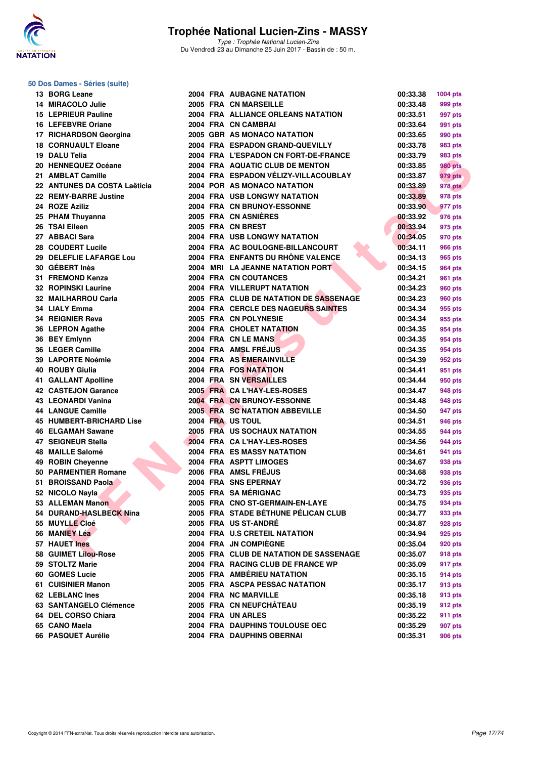## 50 Dos Dames - Séries (suite)

| Place | Nom | Année | Nat. | Club | Temps | Points |
|---|---|---|---|---|---|---|
| 13 | BORG Leane | 2004 | FRA | AUBAGNE NATATION | 00:33.38 | 1004 pts |
| 14 | MIRACOLO Julie | 2005 | FRA | CN MARSEILLE | 00:33.48 | 999 pts |
| 15 | LEPRIEUR Pauline | 2004 | FRA | ALLIANCE ORLEANS NATATION | 00:33.51 | 997 pts |
| 16 | LEFEBVRE Oriane | 2004 | FRA | CN CAMBRAI | 00:33.64 | 991 pts |
| 17 | RICHARDSON Georgina | 2005 | GBR | AS MONACO NATATION | 00:33.65 | 990 pts |
| 18 | CORNUAULT Eloane | 2004 | FRA | ESPADON GRAND-QUEVILLY | 00:33.78 | 983 pts |
| 19 | DALU Telia | 2004 | FRA | L'ESPADON CN FORT-DE-FRANCE | 00:33.79 | 983 pts |
| 20 | HENNEQUEZ Océane | 2004 | FRA | AQUATIC CLUB DE MENTON | 00:33.85 | 980 pts |
| 21 | AMBLAT Camille | 2004 | FRA | ESPADON VÉLIZY-VILLACOUBLAY | 00:33.87 | 979 pts |
| 22 | ANTUNES DA COSTA Laëticia | 2004 | POR | AS MONACO NATATION | 00:33.89 | 978 pts |
| 22 | REMY-BARRE Justine | 2004 | FRA | USB LONGWY NATATION | 00:33.89 | 978 pts |
| 24 | ROZE Aziliz | 2004 | FRA | CN BRUNOY-ESSONNE | 00:33.90 | 977 pts |
| 25 | PHAM Thuyanna | 2005 | FRA | CN ASNIÈRES | 00:33.92 | 976 pts |
| 26 | TSAI Eileen | 2005 | FRA | CN BREST | 00:33.94 | 975 pts |
| 27 | ABBACI Sara | 2004 | FRA | USB LONGWY NATATION | 00:34.05 | 970 pts |
| 28 | COUDERT Lucile | 2004 | FRA | AC BOULOGNE-BILLANCOURT | 00:34.11 | 966 pts |
| 29 | DELEFLIE LAFARGE Lou | 2004 | FRA | ENFANTS DU RHÔNE VALENCE | 00:34.13 | 965 pts |
| 30 | GÉBERT Inès | 2004 | MRI | LA JEANNE NATATION PORT | 00:34.15 | 964 pts |
| 31 | FREMOND Kenza | 2004 | FRA | CN COUTANCES | 00:34.21 | 961 pts |
| 32 | ROPINSKI Laurine | 2004 | FRA | VILLERUPT NATATION | 00:34.23 | 960 pts |
| 32 | MAILHARROU Carla | 2005 | FRA | CLUB DE NATATION DE SASSENAGE | 00:34.23 | 960 pts |
| 34 | LIALY Emma | 2004 | FRA | CERCLE DES NAGEURS SAINTES | 00:34.34 | 955 pts |
| 34 | REIGNIER Reva | 2005 | FRA | CN POLYNESIE | 00:34.34 | 955 pts |
| 36 | LEPRON Agathe | 2004 | FRA | CHOLET NATATION | 00:34.35 | 954 pts |
| 36 | BEY Emlynn | 2004 | FRA | CN LE MANS | 00:34.35 | 954 pts |
| 36 | LEGER Camille | 2004 | FRA | AMSL FRÉJUS | 00:34.35 | 954 pts |
| 39 | LAPORTE Noémie | 2004 | FRA | AS EMERAINVILLE | 00:34.39 | 952 pts |
| 40 | ROUBY Giulia | 2004 | FRA | FOS NATATION | 00:34.41 | 951 pts |
| 41 | GALLANT Apolline | 2004 | FRA | SN VERSAILLES | 00:34.44 | 950 pts |
| 42 | CASTEJON Garance | 2005 | FRA | CA L'HAY-LES-ROSES | 00:34.47 | 948 pts |
| 43 | LEONARDI Vanina | 2004 | FRA | CN BRUNOY-ESSONNE | 00:34.48 | 948 pts |
| 44 | LANGUE Camille | 2005 | FRA | SC NATATION ABBEVILLE | 00:34.50 | 947 pts |
| 45 | HUMBERT-BRICHARD Lise | 2004 | FRA | US TOUL | 00:34.51 | 946 pts |
| 46 | ELGAMAH Sawane | 2005 | FRA | US SOCHAUX NATATION | 00:34.55 | 944 pts |
| 47 | SEIGNEUR Stella | 2004 | FRA | CA L'HAY-LES-ROSES | 00:34.56 | 944 pts |
| 48 | MAILLE Salomé | 2004 | FRA | ES MASSY NATATION | 00:34.61 | 941 pts |
| 49 | ROBIN Cheyenne | 2004 | FRA | ASPTT LIMOGES | 00:34.67 | 938 pts |
| 50 | PARMENTIER Romane | 2006 | FRA | AMSL FRÉJUS | 00:34.68 | 938 pts |
| 51 | BROISSAND Paola | 2004 | FRA | SNS EPERNAY | 00:34.72 | 936 pts |
| 52 | NICOLO Nayla | 2005 | FRA | SA MÉRIGNAC | 00:34.73 | 935 pts |
| 53 | ALLEMAN Manon | 2005 | FRA | CNO ST-GERMAIN-EN-LAYE | 00:34.75 | 934 pts |
| 54 | DURAND-HASLBECK Nina | 2005 | FRA | STADE BÉTHUNE PÉLICAN CLUB | 00:34.77 | 933 pts |
| 55 | MUYLLE Cloé | 2005 | FRA | US ST-ANDRÉ | 00:34.87 | 928 pts |
| 56 | MANIEY Léa | 2004 | FRA | U.S CRETEIL NATATION | 00:34.94 | 925 pts |
| 57 | HAUET Ines | 2004 | FRA | JN COMPIÈGNE | 00:35.04 | 920 pts |
| 58 | GUIMET Lilou-Rose | 2005 | FRA | CLUB DE NATATION DE SASSENAGE | 00:35.07 | 918 pts |
| 59 | STOLTZ Marie | 2004 | FRA | RACING CLUB DE FRANCE WP | 00:35.09 | 917 pts |
| 60 | GOMES Lucie | 2005 | FRA | AMBÉRIEU NATATION | 00:35.15 | 914 pts |
| 61 | CUISINIER Manon | 2005 | FRA | ASCPA PESSAC NATATION | 00:35.17 | 913 pts |
| 62 | LEBLANC Ines | 2004 | FRA | NC MARVILLE | 00:35.18 | 913 pts |
| 63 | SANTANGELO Clémence | 2005 | FRA | CN NEUFCHÂTEAU | 00:35.19 | 912 pts |
| 64 | DEL CORSO Chiara | 2004 | FRA | UN ARLES | 00:35.22 | 911 pts |
| 65 | CANO Maela | 2004 | FRA | DAUPHINS TOULOUSE OEC | 00:35.29 | 907 pts |
| 66 | PASQUET Aurélie | 2004 | FRA | DAUPHINS OBERNAI | 00:35.31 | 906 pts |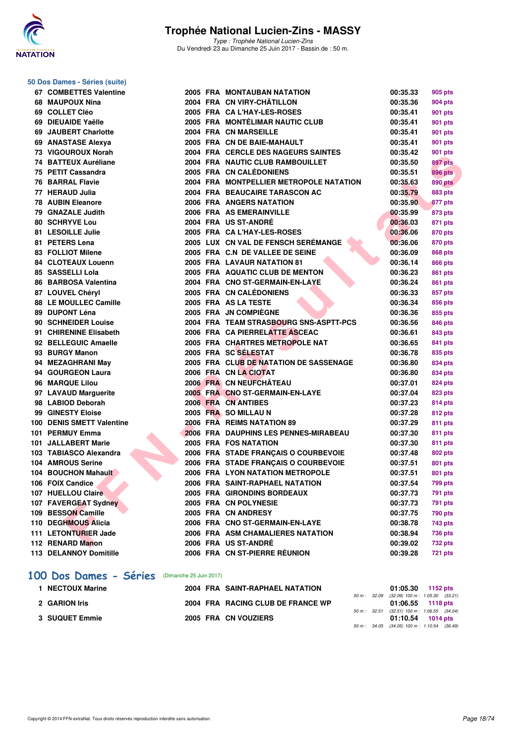## 50 Dos Dames - Séries (suite)

| | | | | | | |
|---|---|---|---|---|---|---|
| 67 | COMBETTES Valentine | 2005 | FRA | MONTAUBAN NATATION | 00:35.33 | 905 pts |
| 68 | MAUPOUX Nina | 2004 | FRA | CN VIRY-CHÂTILLON | 00:35.36 | 904 pts |
| 69 | COLLET Cléo | 2005 | FRA | CA L'HAY-LES-ROSES | 00:35.41 | 901 pts |
| 69 | DIEUAIDE Yaëlle | 2005 | FRA | MONTÉLIMAR NAUTIC CLUB | 00:35.41 | 901 pts |
| 69 | JAUBERT Charlotte | 2004 | FRA | CN MARSEILLE | 00:35.41 | 901 pts |
| 69 | ANASTASE Alexya | 2005 | FRA | CN DE BAIE-MAHAULT | 00:35.41 | 901 pts |
| 73 | VIGOUROUX Norah | 2004 | FRA | CERCLE DES NAGEURS SAINTES | 00:35.42 | 901 pts |
| 74 | BATTEUX Auréliane | 2004 | FRA | NAUTIC CLUB RAMBOUILLET | 00:35.50 | 897 pts |
| 75 | PETIT Cassandra | 2005 | FRA | CN CALÉDONIENS | 00:35.51 | 896 pts |
| 76 | BARRAL Flavie | 2004 | FRA | MONTPELLIER METROPOLE NATATION | 00:35.63 | 890 pts |
| 77 | HERAUD Julia | 2004 | FRA | BEAUCAIRE TARASCON AC | 00:35.79 | 883 pts |
| 78 | AUBIN Eleanore | 2006 | FRA | ANGERS NATATION | 00:35.90 | 877 pts |
| 79 | GNAZALE Judith | 2006 | FRA | AS EMERAINVILLE | 00:35.99 | 873 pts |
| 80 | SCHRYVE Lou | 2004 | FRA | US ST-ANDRÉ | 00:36.03 | 871 pts |
| 81 | LESOILLE Julie | 2005 | FRA | CA L'HAY-LES-ROSES | 00:36.06 | 870 pts |
| 81 | PETERS Lena | 2005 | LUX | CN VAL DE FENSCH SERÉMANGE | 00:36.06 | 870 pts |
| 83 | FOLLIOT Milene | 2005 | FRA | C.N DE VALLEE DE SEINE | 00:36.09 | 868 pts |
| 84 | CLOTEAUX Louenn | 2005 | FRA | LAVAUR NATATION 81 | 00:36.14 | 866 pts |
| 85 | SASSELLI Lola | 2005 | FRA | AQUATIC CLUB DE MENTON | 00:36.23 | 861 pts |
| 86 | BARBOSA Valentina | 2004 | FRA | CNO ST-GERMAIN-EN-LAYE | 00:36.24 | 861 pts |
| 87 | LOUVEL Chéryl | 2005 | FRA | CN CALÉDONIENS | 00:36.33 | 857 pts |
| 88 | LE MOULLEC Camille | 2005 | FRA | AS LA TESTE | 00:36.34 | 856 pts |
| 89 | DUPONT Léna | 2005 | FRA | JN COMPIÈGNE | 00:36.36 | 855 pts |
| 90 | SCHNEIDER Louise | 2004 | FRA | TEAM STRASBOURG SNS-ASPTT-PCS | 00:36.56 | 846 pts |
| 91 | CHIRENINE Elisabeth | 2006 | FRA | CA PIERRELATTE ASCEAC | 00:36.61 | 843 pts |
| 92 | BELLEGUIC Amaelle | 2005 | FRA | CHARTRES METROPOLE NAT | 00:36.65 | 841 pts |
| 93 | BURGY Manon | 2005 | FRA | SC SÉLESTAT | 00:36.78 | 835 pts |
| 94 | MEZAGHRANI May | 2005 | FRA | CLUB DE NATATION DE SASSENAGE | 00:36.80 | 834 pts |
| 94 | GOURGEON Laura | 2006 | FRA | CN LA CIOTAT | 00:36.80 | 834 pts |
| 96 | MARQUE Lilou | 2006 | FRA | CN NEUFCHÂTEAU | 00:37.01 | 824 pts |
| 97 | LAVAUD Marguerite | 2005 | FRA | CNO ST-GERMAIN-EN-LAYE | 00:37.04 | 823 pts |
| 98 | LABIOD Deborah | 2006 | FRA | CN ANTIBES | 00:37.23 | 814 pts |
| 99 | GINESTY Eloise | 2005 | FRA | SO MILLAU N | 00:37.28 | 812 pts |
| 100 | DENIS SMETT Valentine | 2006 | FRA | REIMS NATATION 89 | 00:37.29 | 811 pts |
| 101 | PERMUY Emma | 2006 | FRA | DAUPHINS LES PENNES-MIRABEAU | 00:37.30 | 811 pts |
| 101 | JALLABERT Marie | 2005 | FRA | FOS NATATION | 00:37.30 | 811 pts |
| 103 | TABIASCO Alexandra | 2006 | FRA | STADE FRANÇAIS O COURBEVOIE | 00:37.48 | 802 pts |
| 104 | AMROUS Serine | 2006 | FRA | STADE FRANÇAIS O COURBEVOIE | 00:37.51 | 801 pts |
| 104 | BOUCHON Mahault | 2006 | FRA | LYON NATATION METROPOLE | 00:37.51 | 801 pts |
| 106 | FOIX Candice | 2006 | FRA | SAINT-RAPHAEL NATATION | 00:37.54 | 799 pts |
| 107 | HUELLOU Claire | 2005 | FRA | GIRONDINS BORDEAUX | 00:37.73 | 791 pts |
| 107 | FAVERGEAT Sydney | 2005 | FRA | CN POLYNESIE | 00:37.73 | 791 pts |
| 109 | BESSON Camille | 2005 | FRA | CN ANDRESY | 00:37.75 | 790 pts |
| 110 | DEGHMOUS Alicia | 2006 | FRA | CNO ST-GERMAIN-EN-LAYE | 00:38.78 | 743 pts |
| 111 | LETONTURIER Jade | 2006 | FRA | ASM CHAMALIERES NATATION | 00:38.94 | 736 pts |
| 112 | RENARD Manon | 2006 | FRA | US ST-ANDRÉ | 00:39.02 | 732 pts |
| 113 | DELANNOY Domitille | 2006 | FRA | CN ST-PIERRE RÉUNION | 00:39.28 | 721 pts |

## 100 Dos Dames - Séries (Dimanche 25 Juin 2017)

| | | | | | | |
|---|---|---|---|---|---|---|
| 1 | NECTOUX Marine | 2004 | FRA | SAINT-RAPHAEL NATATION | 01:05.30 | 1152 pts |
| | | | | 50 m : 32.09 (32.09) 100 m : 1:05.30 (33.21) | | |
| 2 | GARION Iris | 2004 | FRA | RACING CLUB DE FRANCE WP | 01:06.55 | 1118 pts |
| | | | | 50 m : 32.51 (32.51) 100 m : 1:06.55 (34.04) | | |
| 3 | SUQUET Emmie | 2005 | FRA | CN VOUZIERS | 01:10.54 | 1014 pts |
| | | | | 50 m : 34.05 (34.05) 100 m : 1:10.54 (36.49) | | |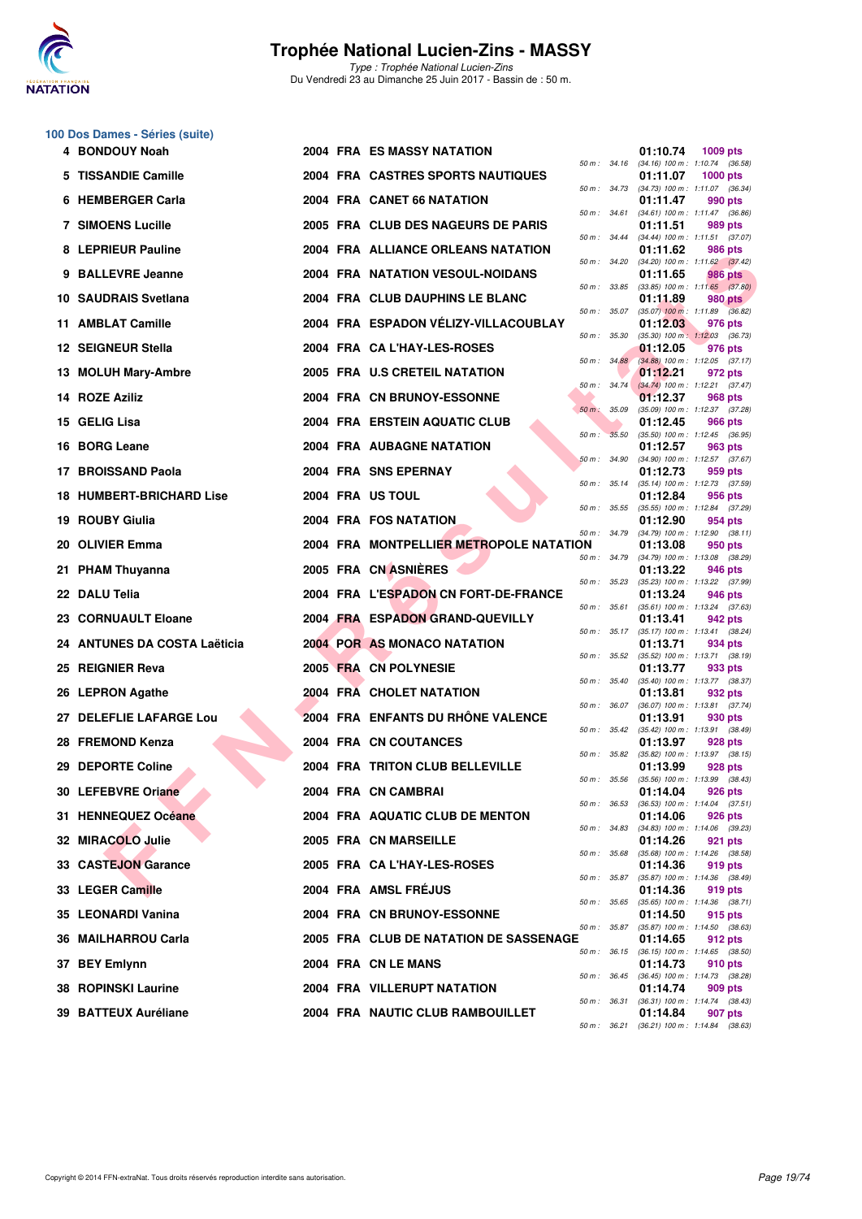# Trophée National Lucien-Zins - MASSY

*Type : Trophée National Lucien-Zins*
Du Vendredi 23 au Dimanche 25 Juin 2017 - Bassin de : 50 m.

## 100 Dos Dames - Séries (suite)

| | | | | | | | |
|---|---|---|---|---|---|---|---|
| 4 | BONDOUY Noah | 2004 | FRA | ES MASSY NATATION | 01:10.74 | 1009 pts | 50 m : 34.16 (34.16) 100 m : 1:10.74 (36.58) |
| 5 | TISSANDIE Camille | 2004 | FRA | CASTRES SPORTS NAUTIQUES | 01:11.07 | 1000 pts | 50 m : 34.73 (34.73) 100 m : 1:11.07 (36.34) |
| 6 | HEMBERGER Carla | 2004 | FRA | CANET 66 NATATION | 01:11.47 | 990 pts | 50 m : 34.61 (34.61) 100 m : 1:11.47 (36.86) |
| 7 | SIMOENS Lucille | 2005 | FRA | CLUB DES NAGEURS DE PARIS | 01:11.51 | 989 pts | 50 m : 34.44 (34.44) 100 m : 1:11.51 (37.07) |
| 8 | LEPRIEUR Pauline | 2004 | FRA | ALLIANCE ORLEANS NATATION | 01:11.62 | 986 pts | 50 m : 34.20 (34.20) 100 m : 1:11.62 (37.42) |
| 9 | BALLEVRE Jeanne | 2004 | FRA | NATATION VESOUL-NOIDANS | 01:11.65 | 986 pts | 50 m : 33.85 (33.85) 100 m : 1:11.65 (37.80) |
| 10 | SAUDRAIS Svetlana | 2004 | FRA | CLUB DAUPHINS LE BLANC | 01:11.89 | 980 pts | 50 m : 35.07 (35.07) 100 m : 1:11.89 (36.82) |
| 11 | AMBLAT Camille | 2004 | FRA | ESPADON VÉLIZY-VILLACOUBLAY | 01:12.03 | 976 pts | 50 m : 35.30 (35.30) 100 m : 1:12.03 (36.73) |
| 12 | SEIGNEUR Stella | 2004 | FRA | CA L'HAY-LES-ROSES | 01:12.05 | 976 pts | 50 m : 34.88 (34.88) 100 m : 1:12.05 (37.17) |
| 13 | MOLUH Mary-Ambre | 2005 | FRA | U.S CRETEIL NATATION | 01:12.21 | 972 pts | 50 m : 34.74 (34.74) 100 m : 1:12.21 (37.47) |
| 14 | ROZE Aziliz | 2004 | FRA | CN BRUNOY-ESSONNE | 01:12.37 | 968 pts | 50 m : 35.09 (35.09) 100 m : 1:12.37 (37.28) |
| 15 | GELIG Lisa | 2004 | FRA | ERSTEIN AQUATIC CLUB | 01:12.45 | 966 pts | 50 m : 35.50 (35.50) 100 m : 1:12.45 (36.95) |
| 16 | BORG Leane | 2004 | FRA | AUBAGNE NATATION | 01:12.57 | 963 pts | 50 m : 34.90 (34.90) 100 m : 1:12.57 (37.67) |
| 17 | BROISSAND Paola | 2004 | FRA | SNS EPERNAY | 01:12.73 | 959 pts | 50 m : 35.14 (35.14) 100 m : 1:12.73 (37.59) |
| 18 | HUMBERT-BRICHARD Lise | 2004 | FRA | US TOUL | 01:12.84 | 956 pts | 50 m : 35.55 (35.55) 100 m : 1:12.84 (37.29) |
| 19 | ROUBY Giulia | 2004 | FRA | FOS NATATION | 01:12.90 | 954 pts | 50 m : 34.79 (34.79) 100 m : 1:12.90 (38.11) |
| 20 | OLIVIER Emma | 2004 | FRA | MONTPELLIER METROPOLE NATATION | 01:13.08 | 950 pts | 50 m : 34.79 (34.79) 100 m : 1:13.08 (38.29) |
| 21 | PHAM Thuyanna | 2005 | FRA | CN ASNIÈRES | 01:13.22 | 946 pts | 50 m : 35.23 (35.23) 100 m : 1:13.22 (37.99) |
| 22 | DALU Telia | 2004 | FRA | L'ESPADON CN FORT-DE-FRANCE | 01:13.24 | 946 pts | 50 m : 35.61 (35.61) 100 m : 1:13.24 (37.63) |
| 23 | CORNUAULT Eloane | 2004 | FRA | ESPADON GRAND-QUEVILLY | 01:13.41 | 942 pts | 50 m : 35.17 (35.17) 100 m : 1:13.41 (38.24) |
| 24 | ANTUNES DA COSTA Laëticia | 2004 | POR | AS MONACO NATATION | 01:13.71 | 934 pts | 50 m : 35.52 (35.52) 100 m : 1:13.71 (38.19) |
| 25 | REIGNIER Reva | 2005 | FRA | CN POLYNESIE | 01:13.77 | 933 pts | 50 m : 35.40 (35.40) 100 m : 1:13.77 (38.37) |
| 26 | LEPRON Agathe | 2004 | FRA | CHOLET NATATION | 01:13.81 | 932 pts | 50 m : 36.07 (36.07) 100 m : 1:13.81 (37.74) |
| 27 | DELEFLIE LAFARGE Lou | 2004 | FRA | ENFANTS DU RHÔNE VALENCE | 01:13.91 | 930 pts | 50 m : 35.42 (35.42) 100 m : 1:13.91 (38.49) |
| 28 | FREMOND Kenza | 2004 | FRA | CN COUTANCES | 01:13.97 | 928 pts | 50 m : 35.82 (35.82) 100 m : 1:13.97 (38.15) |
| 29 | DEPORTE Coline | 2004 | FRA | TRITON CLUB BELLEVILLE | 01:13.99 | 928 pts | 50 m : 35.56 (35.56) 100 m : 1:13.99 (38.43) |
| 30 | LEFEBVRE Oriane | 2004 | FRA | CN CAMBRAI | 01:14.04 | 926 pts | 50 m : 36.53 (36.53) 100 m : 1:14.04 (37.51) |
| 31 | HENNEQUEZ Océane | 2004 | FRA | AQUATIC CLUB DE MENTON | 01:14.06 | 926 pts | 50 m : 34.83 (34.83) 100 m : 1:14.06 (39.23) |
| 32 | MIRACOLO Julie | 2005 | FRA | CN MARSEILLE | 01:14.26 | 921 pts | 50 m : 35.68 (35.68) 100 m : 1:14.26 (38.58) |
| 33 | CASTEJON Garance | 2005 | FRA | CA L'HAY-LES-ROSES | 01:14.36 | 919 pts | 50 m : 35.87 (35.87) 100 m : 1:14.36 (38.49) |
| 33 | LEGER Camille | 2004 | FRA | AMSL FRÉJUS | 01:14.36 | 919 pts | 50 m : 35.65 (35.65) 100 m : 1:14.36 (38.71) |
| 35 | LEONARDI Vanina | 2004 | FRA | CN BRUNOY-ESSONNE | 01:14.50 | 915 pts | 50 m : 35.87 (35.87) 100 m : 1:14.50 (38.63) |
| 36 | MAILHARROU Carla | 2005 | FRA | CLUB DE NATATION DE SASSENAGE | 01:14.65 | 912 pts | 50 m : 36.15 (36.15) 100 m : 1:14.65 (38.50) |
| 37 | BEY Emlynn | 2004 | FRA | CN LE MANS | 01:14.73 | 910 pts | 50 m : 36.45 (36.45) 100 m : 1:14.73 (38.28) |
| 38 | ROPINSKI Laurine | 2004 | FRA | VILLERUPT NATATION | 01:14.74 | 909 pts | 50 m : 36.31 (36.31) 100 m : 1:14.74 (38.43) |
| 39 | BATTEUX Auréliane | 2004 | FRA | NAUTIC CLUB RAMBOUILLET | 01:14.84 | 907 pts | 50 m : 36.21 (36.21) 100 m : 1:14.84 (38.63) |

Copyright © 2014 FFN-extraNat. Tous droits réservés reproduction interdite sans autorisation.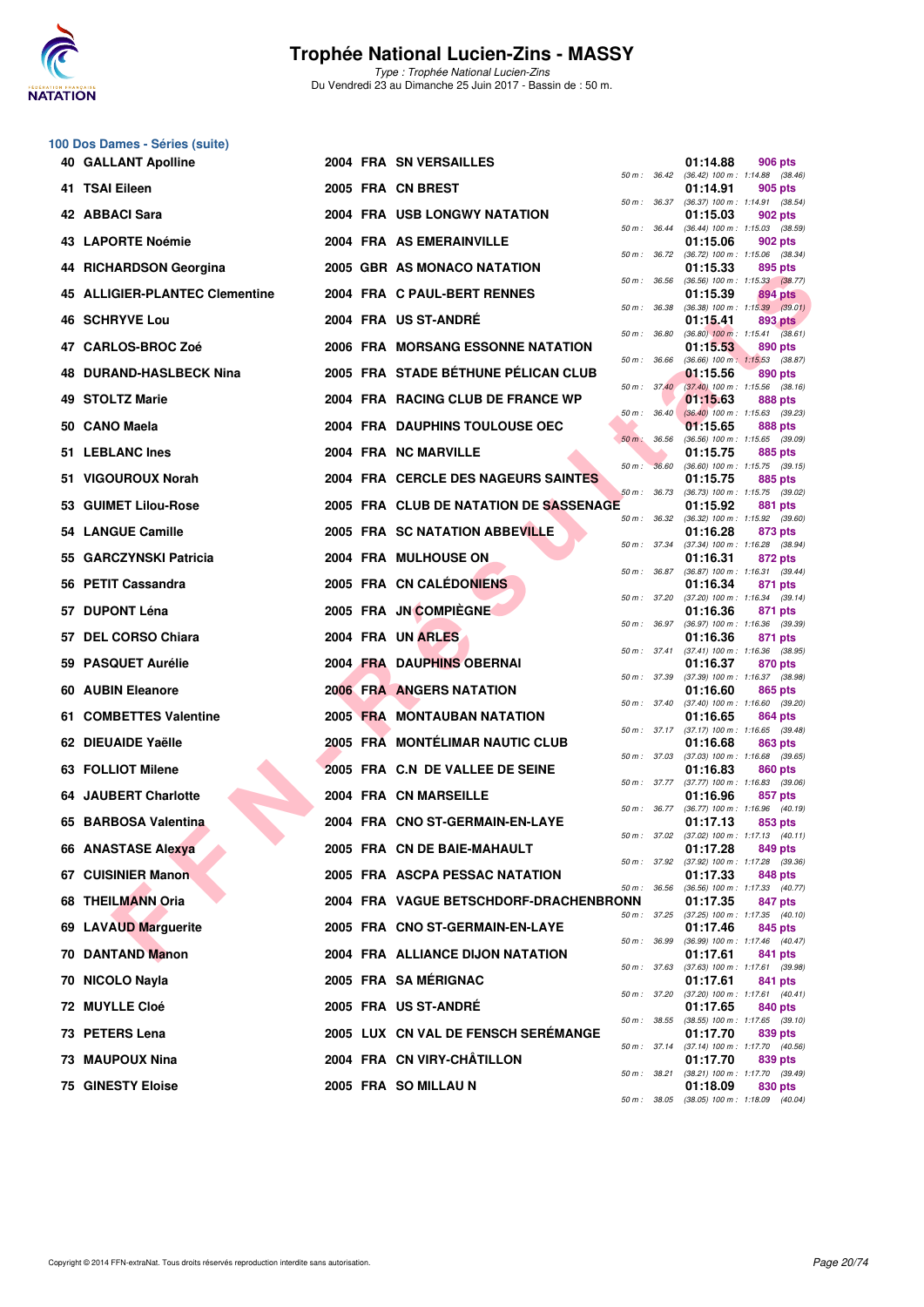# Trophée National Lucien-Zins - MASSY

*Type : Trophée National Lucien-Zins*
Du Vendredi 23 au Dimanche 25 Juin 2017 - Bassin de : 50 m.

## 100 Dos Dames - Séries (suite)

| | | | | | | | | |
|---|---|---|---|---|---|---|---|---|
| 40 | GALLANT Apolline | 2004 | FRA | SN VERSAILLES | 50 m : 36.42 | (36.42) 100 m : 1:14.88 (38.46) | 01:14.88 | 906 pts |
| 41 | TSAI Eileen | 2005 | FRA | CN BREST | 50 m : 36.37 | (36.37) 100 m : 1:14.91 (38.54) | 01:14.91 | 905 pts |
| 42 | ABBACI Sara | 2004 | FRA | USB LONGWY NATATION | 50 m : 36.44 | (36.44) 100 m : 1:15.03 (38.59) | 01:15.03 | 902 pts |
| 43 | LAPORTE Noémie | 2004 | FRA | AS EMERAINVILLE | 50 m : 36.72 | (36.72) 100 m : 1:15.06 (38.34) | 01:15.06 | 902 pts |
| 44 | RICHARDSON Georgina | 2005 | GBR | AS MONACO NATATION | 50 m : 36.56 | (36.56) 100 m : 1:15.33 (38.77) | 01:15.33 | 895 pts |
| 45 | ALLIGIER-PLANTEC Clementine | 2004 | FRA | C PAUL-BERT RENNES | 50 m : 36.38 | (36.38) 100 m : 1:15.39 (39.01) | 01:15.39 | 894 pts |
| 46 | SCHRYVE Lou | 2004 | FRA | US ST-ANDRÉ | 50 m : 36.80 | (36.80) 100 m : 1:15.41 (38.61) | 01:15.41 | 893 pts |
| 47 | CARLOS-BROC Zoé | 2006 | FRA | MORSANG ESSONNE NATATION | 50 m : 36.66 | (36.66) 100 m : 1:15.53 (38.87) | 01:15.53 | 890 pts |
| 48 | DURAND-HASLBECK Nina | 2005 | FRA | STADE BÉTHUNE PÉLICAN CLUB | 50 m : 37.40 | (37.40) 100 m : 1:15.56 (38.16) | 01:15.56 | 890 pts |
| 49 | STOLTZ Marie | 2004 | FRA | RACING CLUB DE FRANCE WP | 50 m : 36.40 | (36.40) 100 m : 1:15.63 (39.23) | 01:15.63 | 888 pts |
| 50 | CANO Maela | 2004 | FRA | DAUPHINS TOULOUSE OEC | 50 m : 36.56 | (36.56) 100 m : 1:15.65 (39.09) | 01:15.65 | 888 pts |
| 51 | LEBLANC Ines | 2004 | FRA | NC MARVILLE | 50 m : 36.60 | (36.60) 100 m : 1:15.75 (39.15) | 01:15.75 | 885 pts |
| 51 | VIGOUROUX Norah | 2004 | FRA | CERCLE DES NAGEURS SAINTES | 50 m : 36.73 | (36.73) 100 m : 1:15.75 (39.02) | 01:15.75 | 885 pts |
| 53 | GUIMET Lilou-Rose | 2005 | FRA | CLUB DE NATATION DE SASSENAGE | 50 m : 36.32 | (36.32) 100 m : 1:15.92 (39.60) | 01:15.92 | 881 pts |
| 54 | LANGUE Camille | 2005 | FRA | SC NATATION ABBEVILLE | 50 m : 37.34 | (37.34) 100 m : 1:16.28 (38.94) | 01:16.28 | 873 pts |
| 55 | GARCZYNSKI Patricia | 2004 | FRA | MULHOUSE ON | 50 m : 36.87 | (36.87) 100 m : 1:16.31 (39.44) | 01:16.31 | 872 pts |
| 56 | PETIT Cassandra | 2005 | FRA | CN CALÉDONIENS | 50 m : 37.20 | (37.20) 100 m : 1:16.34 (39.14) | 01:16.34 | 871 pts |
| 57 | DUPONT Léna | 2005 | FRA | JN COMPIÈGNE | 50 m : 36.97 | (36.97) 100 m : 1:16.36 (39.39) | 01:16.36 | 871 pts |
| 57 | DEL CORSO Chiara | 2004 | FRA | UN ARLES | 50 m : 37.41 | (37.41) 100 m : 1:16.36 (38.95) | 01:16.36 | 871 pts |
| 59 | PASQUET Aurélie | 2004 | FRA | DAUPHINS OBERNAI | 50 m : 37.39 | (37.39) 100 m : 1:16.37 (38.98) | 01:16.37 | 870 pts |
| 60 | AUBIN Eleanore | 2006 | FRA | ANGERS NATATION | 50 m : 37.40 | (37.40) 100 m : 1:16.60 (39.20) | 01:16.60 | 865 pts |
| 61 | COMBETTES Valentine | 2005 | FRA | MONTAUBAN NATATION | 50 m : 37.17 | (37.17) 100 m : 1:16.65 (39.48) | 01:16.65 | 864 pts |
| 62 | DIEUAIDE Yaëlle | 2005 | FRA | MONTÉLIMAR NAUTIC CLUB | 50 m : 37.03 | (37.03) 100 m : 1:16.68 (39.65) | 01:16.68 | 863 pts |
| 63 | FOLLIOT Milene | 2005 | FRA | C.N DE VALLEE DE SEINE | 50 m : 37.77 | (37.77) 100 m : 1:16.83 (39.06) | 01:16.83 | 860 pts |
| 64 | JAUBERT Charlotte | 2004 | FRA | CN MARSEILLE | 50 m : 36.77 | (36.77) 100 m : 1:16.96 (40.19) | 01:16.96 | 857 pts |
| 65 | BARBOSA Valentina | 2004 | FRA | CNO ST-GERMAIN-EN-LAYE | 50 m : 37.02 | (37.02) 100 m : 1:17.13 (40.11) | 01:17.13 | 853 pts |
| 66 | ANASTASE Alexya | 2005 | FRA | CN DE BAIE-MAHAULT | 50 m : 37.92 | (37.92) 100 m : 1:17.28 (39.36) | 01:17.28 | 849 pts |
| 67 | CUISINIER Manon | 2005 | FRA | ASCPA PESSAC NATATION | 50 m : 36.56 | (36.56) 100 m : 1:17.33 (40.77) | 01:17.33 | 848 pts |
| 68 | THEILMANN Oria | 2004 | FRA | VAGUE BETSCHDORF-DRACHENBRONN | 50 m : 37.25 | (37.25) 100 m : 1:17.35 (40.10) | 01:17.35 | 847 pts |
| 69 | LAVAUD Marguerite | 2005 | FRA | CNO ST-GERMAIN-EN-LAYE | 50 m : 36.99 | (36.99) 100 m : 1:17.46 (40.47) | 01:17.46 | 845 pts |
| 70 | DANTAND Manon | 2004 | FRA | ALLIANCE DIJON NATATION | 50 m : 37.63 | (37.63) 100 m : 1:17.61 (39.98) | 01:17.61 | 841 pts |
| 70 | NICOLO Nayla | 2005 | FRA | SA MÉRIGNAC | 50 m : 37.20 | (37.20) 100 m : 1:17.61 (40.41) | 01:17.61 | 841 pts |
| 72 | MUYLLE Cloé | 2005 | FRA | US ST-ANDRÉ | 50 m : 38.55 | (38.55) 100 m : 1:17.65 (39.10) | 01:17.65 | 840 pts |
| 73 | PETERS Lena | 2005 | LUX | CN VAL DE FENSCH SERÉMANGE | 50 m : 37.14 | (37.14) 100 m : 1:17.70 (40.56) | 01:17.70 | 839 pts |
| 73 | MAUPOUX Nina | 2004 | FRA | CN VIRY-CHÂTILLON | 50 m : 38.21 | (38.21) 100 m : 1:17.70 (39.49) | 01:17.70 | 839 pts |
| 75 | GINESTY Eloise | 2005 | FRA | SO MILLAU N | 50 m : 38.05 | (38.05) 100 m : 1:18.09 (40.04) | 01:18.09 | 830 pts |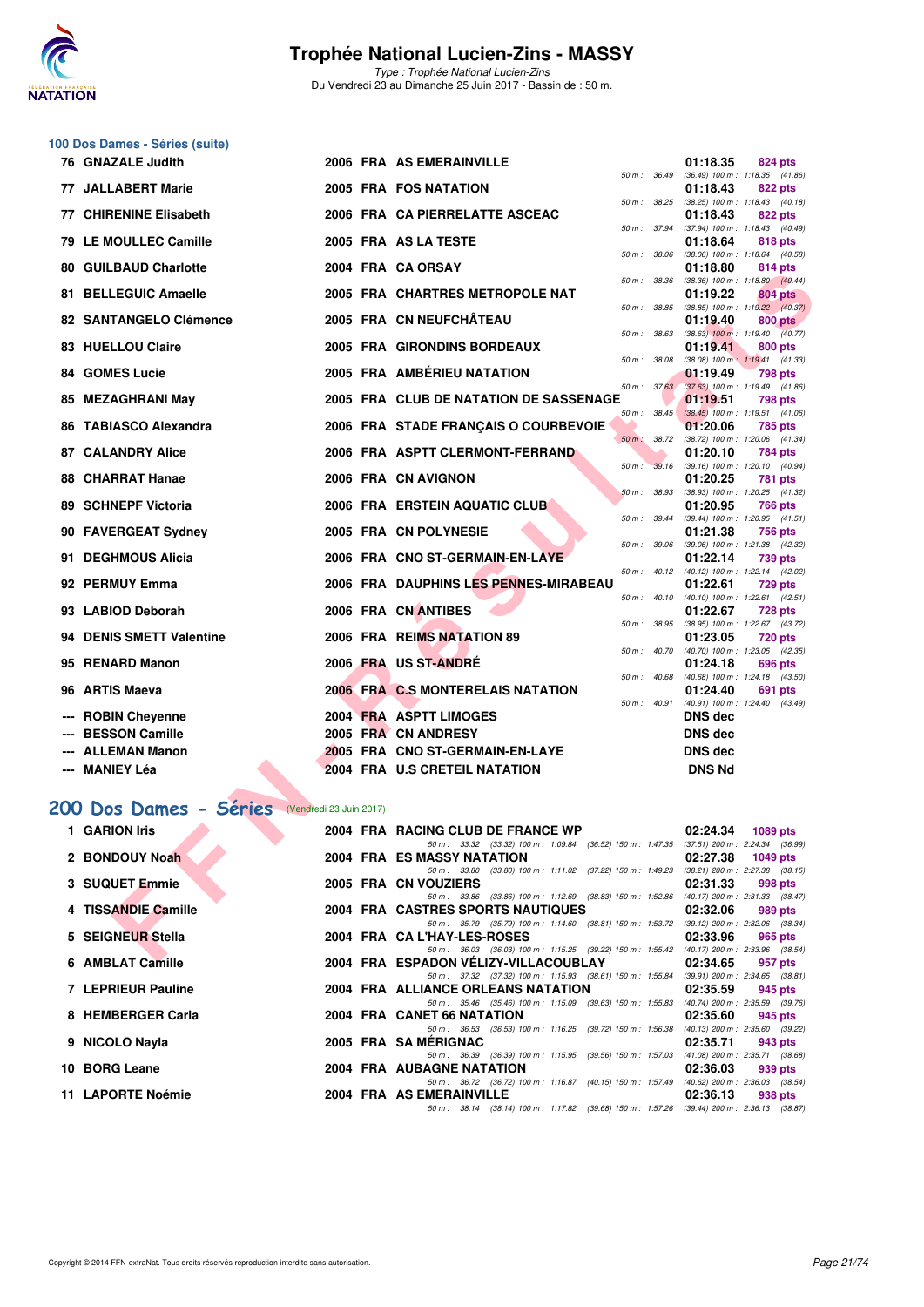# Trophée National Lucien-Zins - MASSY

*Type : Trophée National Lucien-Zins*
Du Vendredi 23 au Dimanche 25 Juin 2017 - Bassin de : 50 m.

## 100 Dos Dames - Séries (suite)

| | | | | | | | |
|---|---|---|---|---|---|---|---|
| 76 | GNAZALE Judith | 2006 | FRA | AS EMERAINVILLE | 50 m : 36.49 (36.49) 100 m : 1:18.35 (41.86) | 01:18.35 | 824 pts |
| 77 | JALLABERT Marie | 2005 | FRA | FOS NATATION | 50 m : 38.25 (38.25) 100 m : 1:18.43 (40.18) | 01:18.43 | 822 pts |
| 77 | CHIRENINE Elisabeth | 2006 | FRA | CA PIERRELATTE ASCEAC | 50 m : 37.94 (37.94) 100 m : 1:18.43 (40.49) | 01:18.43 | 822 pts |
| 79 | LE MOULLEC Camille | 2005 | FRA | AS LA TESTE | 50 m : 38.06 (38.06) 100 m : 1:18.64 (40.58) | 01:18.64 | 818 pts |
| 80 | GUILBAUD Charlotte | 2004 | FRA | CA ORSAY | 50 m : 38.36 (38.36) 100 m : 1:18.80 (40.44) | 01:18.80 | 814 pts |
| 81 | BELLEGUIC Amaelle | 2005 | FRA | CHARTRES METROPOLE NAT | 50 m : 38.85 (38.85) 100 m : 1:19.22 (40.37) | 01:19.22 | 804 pts |
| 82 | SANTANGELO Clémence | 2005 | FRA | CN NEUFCHÂTEAU | 50 m : 38.63 (38.63) 100 m : 1:19.40 (40.77) | 01:19.40 | 800 pts |
| 83 | HUELLOU Claire | 2005 | FRA | GIRONDINS BORDEAUX | 50 m : 38.08 (38.08) 100 m : 1:19.41 (41.33) | 01:19.41 | 800 pts |
| 84 | GOMES Lucie | 2005 | FRA | AMBÉRIEU NATATION | 50 m : 37.63 (37.63) 100 m : 1:19.49 (41.86) | 01:19.49 | 798 pts |
| 85 | MEZAGHRANI May | 2005 | FRA | CLUB DE NATATION DE SASSENAGE | 50 m : 38.45 (38.45) 100 m : 1:19.51 (41.06) | 01:19.51 | 798 pts |
| 86 | TABIASCO Alexandra | 2006 | FRA | STADE FRANÇAIS O COURBEVOIE | 50 m : 38.72 (38.72) 100 m : 1:20.06 (41.34) | 01:20.06 | 785 pts |
| 87 | CALANDRY Alice | 2006 | FRA | ASPTT CLERMONT-FERRAND | 50 m : 39.16 (39.16) 100 m : 1:20.10 (40.94) | 01:20.10 | 784 pts |
| 88 | CHARRAT Hanae | 2006 | FRA | CN AVIGNON | 50 m : 38.93 (38.93) 100 m : 1:20.25 (41.32) | 01:20.25 | 781 pts |
| 89 | SCHNEPF Victoria | 2006 | FRA | ERSTEIN AQUATIC CLUB | 50 m : 39.44 (39.44) 100 m : 1:20.95 (41.51) | 01:20.95 | 766 pts |
| 90 | FAVERGEAT Sydney | 2005 | FRA | CN POLYNESIE | 50 m : 39.06 (39.06) 100 m : 1:21.38 (42.32) | 01:21.38 | 756 pts |
| 91 | DEGHMOUS Alicia | 2006 | FRA | CNO ST-GERMAIN-EN-LAYE | 50 m : 40.12 (40.12) 100 m : 1:22.14 (42.02) | 01:22.14 | 739 pts |
| 92 | PERMUY Emma | 2006 | FRA | DAUPHINS LES PENNES-MIRABEAU | 50 m : 40.10 (40.10) 100 m : 1:22.61 (42.51) | 01:22.61 | 729 pts |
| 93 | LABIOD Deborah | 2006 | FRA | CN ANTIBES | 50 m : 38.95 (38.95) 100 m : 1:22.67 (43.72) | 01:22.67 | 728 pts |
| 94 | DENIS SMETT Valentine | 2006 | FRA | REIMS NATATION 89 | 50 m : 40.70 (40.70) 100 m : 1:23.05 (42.35) | 01:23.05 | 720 pts |
| 95 | RENARD Manon | 2006 | FRA | US ST-ANDRÉ | 50 m : 40.68 (40.68) 100 m : 1:24.18 (43.50) | 01:24.18 | 696 pts |
| 96 | ARTIS Maeva | 2006 | FRA | C.S MONTERELAIS NATATION | 50 m : 40.91 (40.91) 100 m : 1:24.40 (43.49) | 01:24.40 | 691 pts |
| --- | ROBIN Cheyenne | 2004 | FRA | ASPTT LIMOGES | | DNS dec | |
| --- | BESSON Camille | 2005 | FRA | CN ANDRESY | | DNS dec | |
| --- | ALLEMAN Manon | 2005 | FRA | CNO ST-GERMAIN-EN-LAYE | | DNS dec | |
| --- | MANIEY Léa | 2004 | FRA | U.S CRETEIL NATATION | | DNS Nd | |

## 200 Dos Dames - Séries (Vendredi 23 Juin 2017)

| | | | | | | | |
|---|---|---|---|---|---|---|---|
| 1 | GARION Iris | 2004 | FRA | RACING CLUB DE FRANCE WP | 50 m : 33.32 (33.32) 100 m : 1:09.84 (36.52) 150 m : 1:47.35 (37.51) 200 m : 2:24.34 (36.99) | 02:24.34 | 1089 pts |
| 2 | BONDOUY Noah | 2004 | FRA | ES MASSY NATATION | 50 m : 33.80 (33.80) 100 m : 1:11.02 (37.22) 150 m : 1:49.23 (38.21) 200 m : 2:27.38 (38.15) | 02:27.38 | 1049 pts |
| 3 | SUQUET Emmie | 2005 | FRA | CN VOUZIERS | 50 m : 33.86 (33.86) 100 m : 1:12.69 (38.83) 150 m : 1:52.86 (40.17) 200 m : 2:31.33 (38.47) | 02:31.33 | 998 pts |
| 4 | TISSANDIE Camille | 2004 | FRA | CASTRES SPORTS NAUTIQUES | 50 m : 35.79 (35.79) 100 m : 1:14.60 (38.81) 150 m : 1:53.72 (39.12) 200 m : 2:32.06 (38.34) | 02:32.06 | 989 pts |
| 5 | SEIGNEUR Stella | 2004 | FRA | CA L'HAY-LES-ROSES | 50 m : 36.03 (36.03) 100 m : 1:15.25 (39.22) 150 m : 1:55.42 (40.17) 200 m : 2:33.96 (38.54) | 02:33.96 | 965 pts |
| 6 | AMBLAT Camille | 2004 | FRA | ESPADON VÉLIZY-VILLACOUBLAY | 50 m : 37.32 (37.32) 100 m : 1:15.93 (38.61) 150 m : 1:55.84 (39.91) 200 m : 2:34.65 (38.81) | 02:34.65 | 957 pts |
| 7 | LEPRIEUR Pauline | 2004 | FRA | ALLIANCE ORLEANS NATATION | 50 m : 35.46 (35.46) 100 m : 1:15.09 (39.63) 150 m : 1:55.83 (40.74) 200 m : 2:35.59 (39.76) | 02:35.59 | 945 pts |
| 8 | HEMBERGER Carla | 2004 | FRA | CANET 66 NATATION | 50 m : 36.53 (36.53) 100 m : 1:16.25 (39.72) 150 m : 1:56.38 (40.13) 200 m : 2:35.60 (39.22) | 02:35.60 | 945 pts |
| 9 | NICOLO Nayla | 2005 | FRA | SA MÉRIGNAC | 50 m : 36.39 (36.39) 100 m : 1:15.95 (39.56) 150 m : 1:57.03 (41.08) 200 m : 2:35.71 (38.68) | 02:35.71 | 943 pts |
| 10 | BORG Leane | 2004 | FRA | AUBAGNE NATATION | 50 m : 36.72 (36.72) 100 m : 1:16.87 (40.15) 150 m : 1:57.49 (40.62) 200 m : 2:36.03 (38.54) | 02:36.03 | 939 pts |
| 11 | LAPORTE Noémie | 2004 | FRA | AS EMERAINVILLE | 50 m : 38.14 (38.14) 100 m : 1:17.82 (39.68) 150 m : 1:57.26 (39.44) 200 m : 2:36.13 (38.87) | 02:36.13 | 938 pts |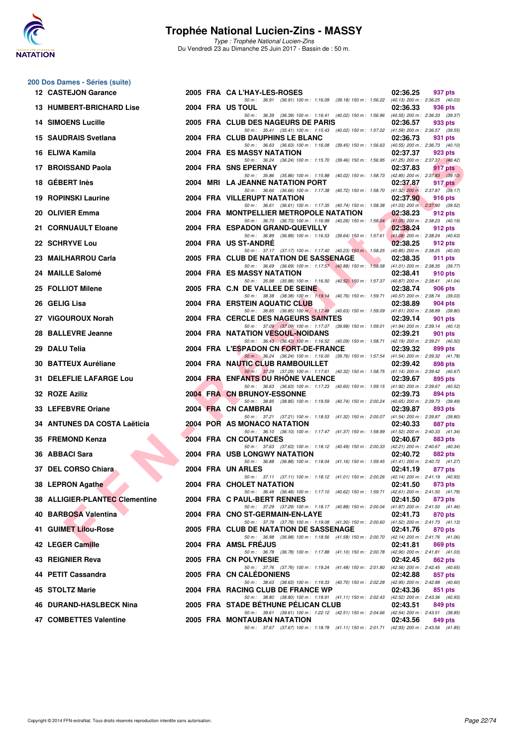# Trophée National Lucien-Zins - MASSY

*Type : Trophée National Lucien-Zins*
Du Vendredi 23 au Dimanche 25 Juin 2017 - Bassin de : 50 m.

## 200 Dos Dames - Séries (suite)

| | | | | | | |
|---|---|---|---|---|---|---|
| 12 | CASTEJON Garance | 2005 | FRA | CA L'HAY-LES-ROSES | 02:36.25 | 937 pts |
| | | | | 50 m : 36.91 (36.91) 100 m : 1:16.09 (39.18) 150 m : 1:56.22 (40.13) 200 m : 2:36.25 (40.03) | | |
| 13 | HUMBERT-BRICHARD Lise | 2004 | FRA | US TOUL | 02:36.33 | 936 pts |
| | | | | 50 m : 36.39 (36.39) 100 m : 1:16.41 (40.02) 150 m : 1:56.96 (40.55) 200 m : 2:36.33 (39.37) | | |
| 14 | SIMOENS Lucille | 2005 | FRA | CLUB DES NAGEURS DE PARIS | 02:36.57 | 933 pts |
| | | | | 50 m : 35.41 (35.41) 100 m : 1:15.43 (40.02) 150 m : 1:57.02 (41.59) 200 m : 2:36.57 (39.55) | | |
| 15 | SAUDRAIS Svetlana | 2004 | FRA | CLUB DAUPHINS LE BLANC | 02:36.73 | 931 pts |
| | | | | 50 m : 36.63 (36.63) 100 m : 1:16.08 (39.45) 150 m : 1:56.63 (40.55) 200 m : 2:36.73 (40.10) | | |
| 16 | ELIWA Kamila | 2004 | FRA | ES MASSY NATATION | 02:37.37 | 923 pts |
| | | | | 50 m : 36.24 (36.24) 100 m : 1:15.70 (39.46) 150 m : 1:56.95 (41.25) 200 m : 2:37.37 (40.42) | | |
| 17 | BROISSAND Paola | 2004 | FRA | SNS EPERNAY | 02:37.83 | 917 pts |
| | | | | 50 m : 35.86 (35.86) 100 m : 1:15.88 (40.02) 150 m : 1:58.73 (42.85) 200 m : 2:37.83 (39.10) | | |
| 18 | GÉBERT Inès | 2004 | MRI | LA JEANNE NATATION PORT | 02:37.87 | 917 pts |
| | | | | 50 m : 36.66 (36.66) 100 m : 1:17.38 (40.72) 150 m : 1:58.70 (41.32) 200 m : 2:37.87 (39.17) | | |
| 19 | ROPINSKI Laurine | 2004 | FRA | VILLERUPT NATATION | 02:37.90 | 916 pts |
| | | | | 50 m : 36.61 (36.61) 100 m : 1:17.35 (40.74) 150 m : 1:58.38 (41.03) 200 m : 2:37.90 (39.52) | | |
| 20 | OLIVIER Emma | 2004 | FRA | MONTPELLIER METROPOLE NATATION | 02:38.23 | 912 pts |
| | | | | 50 m : 36.73 (36.73) 100 m : 1:16.99 (40.26) 150 m : 1:58.04 (41.05) 200 m : 2:38.23 (40.19) | | |
| 21 | CORNUAULT Eloane | 2004 | FRA | ESPADON GRAND-QUEVILLY | 02:38.24 | 912 pts |
| | | | | 50 m : 36.89 (36.89) 100 m : 1:16.53 (39.64) 150 m : 1:57.61 (41.08) 200 m : 2:38.24 (40.63) | | |
| 22 | SCHRYVE Lou | 2004 | FRA | US ST-ANDRÉ | 02:38.25 | 912 pts |
| | | | | 50 m : 37.17 (37.17) 100 m : 1:17.40 (40.23) 150 m : 1:58.25 (40.85) 200 m : 2:38.25 (40.00) | | |
| 23 | MAILHARROU Carla | 2005 | FRA | CLUB DE NATATION DE SASSENAGE | 02:38.35 | 911 pts |
| | | | | 50 m : 36.69 (36.69) 100 m : 1:17.57 (40.88) 150 m : 1:58.58 (41.01) 200 m : 2:38.35 (39.77) | | |
| 24 | MAILLE Salomé | 2004 | FRA | ES MASSY NATATION | 02:38.41 | 910 pts |
| | | | | 50 m : 35.98 (35.98) 100 m : 1:16.50 (40.52) 150 m : 1:57.37 (40.87) 200 m : 2:38.41 (41.04) | | |
| 25 | FOLLIOT Milene | 2005 | FRA | C.N DE VALLEE DE SEINE | 02:38.74 | 906 pts |
| | | | | 50 m : 38.38 (38.38) 100 m : 1:19.14 (40.76) 150 m : 1:59.71 (40.57) 200 m : 2:38.74 (39.03) | | |
| 26 | GELIG Lisa | 2004 | FRA | ERSTEIN AQUATIC CLUB | 02:38.89 | 904 pts |
| | | | | 50 m : 36.85 (36.85) 100 m : 1:17.48 (40.63) 150 m : 1:59.09 (41.61) 200 m : 2:38.89 (39.80) | | |
| 27 | VIGOUROUX Norah | 2004 | FRA | CERCLE DES NAGEURS SAINTES | 02:39.14 | 901 pts |
| | | | | 50 m : 37.09 (37.09) 100 m : 1:17.07 (39.98) 150 m : 1:59.01 (41.94) 200 m : 2:39.14 (40.13) | | |
| 28 | BALLEVRE Jeanne | 2004 | FRA | NATATION VESOUL-NOIDANS | 02:39.21 | 901 pts |
| | | | | 50 m : 36.43 (36.43) 100 m : 1:16.52 (40.09) 150 m : 1:58.71 (42.19) 200 m : 2:39.21 (40.50) | | |
| 29 | DALU Telia | 2004 | FRA | L'ESPADON CN FORT-DE-FRANCE | 02:39.32 | 899 pts |
| | | | | 50 m : 36.24 (36.24) 100 m : 1:16.00 (39.76) 150 m : 1:57.54 (41.54) 200 m : 2:39.32 (41.78) | | |
| 30 | BATTEUX Auréliane | 2004 | FRA | NAUTIC CLUB RAMBOUILLET | 02:39.42 | 898 pts |
| | | | | 50 m : 37.29 (37.29) 100 m : 1:17.61 (40.32) 150 m : 1:58.75 (41.14) 200 m : 2:39.42 (40.67) | | |
| 31 | DELEFLIE LAFARGE Lou | 2004 | FRA | ENFANTS DU RHÔNE VALENCE | 02:39.67 | 895 pts |
| | | | | 50 m : 36.63 (36.63) 100 m : 1:17.23 (40.60) 150 m : 1:59.15 (41.92) 200 m : 2:39.67 (40.52) | | |
| 32 | ROZE Aziliz | 2004 | FRA | CN BRUNOY-ESSONNE | 02:39.73 | 894 pts |
| | | | | 50 m : 38.85 (38.85) 100 m : 1:19.59 (40.74) 150 m : 2:00.24 (40.65) 200 m : 2:39.73 (39.49) | | |
| 33 | LEFEBVRE Oriane | 2004 | FRA | CN CAMBRAI | 02:39.87 | 893 pts |
| | | | | 50 m : 37.21 (37.21) 100 m : 1:18.53 (41.32) 150 m : 2:00.07 (41.54) 200 m : 2:39.87 (39.80) | | |
| 34 | ANTUNES DA COSTA Laëticia | 2004 | POR | AS MONACO NATATION | 02:40.33 | 887 pts |
| | | | | 50 m : 36.10 (36.10) 100 m : 1:17.47 (41.37) 150 m : 1:58.99 (41.52) 200 m : 2:40.33 (41.34) | | |
| 35 | FREMOND Kenza | 2004 | FRA | CN COUTANCES | 02:40.67 | 883 pts |
| | | | | 50 m : 37.63 (37.63) 100 m : 1:18.12 (40.49) 150 m : 2:00.33 (42.21) 200 m : 2:40.67 (40.34) | | |
| 36 | ABBACI Sara | 2004 | FRA | USB LONGWY NATATION | 02:40.72 | 882 pts |
| | | | | 50 m : 36.88 (36.88) 100 m : 1:18.04 (41.16) 150 m : 1:59.45 (41.41) 200 m : 2:40.72 (41.27) | | |
| 37 | DEL CORSO Chiara | 2004 | FRA | UN ARLES | 02:41.19 | 877 pts |
| | | | | 50 m : 37.11 (37.11) 100 m : 1:18.12 (41.01) 150 m : 2:00.26 (42.14) 200 m : 2:41.19 (40.93) | | |
| 38 | LEPRON Agathe | 2004 | FRA | CHOLET NATATION | 02:41.50 | 873 pts |
| | | | | 50 m : 36.48 (36.48) 100 m : 1:17.10 (40.62) 150 m : 1:59.71 (42.61) 200 m : 2:41.50 (41.79) | | |
| 38 | ALLIGIER-PLANTEC Clementine | 2004 | FRA | C PAUL-BERT RENNES | 02:41.50 | 873 pts |
| | | | | 50 m : 37.29 (37.29) 100 m : 1:18.17 (40.88) 150 m : 2:00.04 (41.87) 200 m : 2:41.50 (41.46) | | |
| 40 | BARBOSA Valentina | 2004 | FRA | CNO ST-GERMAIN-EN-LAYE | 02:41.73 | 870 pts |
| | | | | 50 m : 37.78 (37.78) 100 m : 1:19.08 (41.30) 150 m : 2:00.60 (41.52) 200 m : 2:41.73 (41.13) | | |
| 41 | GUIMET Lilou-Rose | 2005 | FRA | CLUB DE NATATION DE SASSENAGE | 02:41.76 | 870 pts |
| | | | | 50 m : 36.98 (36.98) 100 m : 1:18.56 (41.58) 150 m : 2:00.70 (42.14) 200 m : 2:41.76 (41.06) | | |
| 42 | LEGER Camille | 2004 | FRA | AMSL FRÉJUS | 02:41.81 | 869 pts |
| | | | | 50 m : 36.78 (36.78) 100 m : 1:17.88 (41.10) 150 m : 2:00.78 (42.90) 200 m : 2:41.81 (41.03) | | |
| 43 | REIGNIER Reva | 2005 | FRA | CN POLYNESIE | 02:42.45 | 862 pts |
| | | | | 50 m : 37.76 (37.76) 100 m : 1:19.24 (41.48) 150 m : 2:01.80 (42.56) 200 m : 2:42.45 (40.65) | | |
| 44 | PETIT Cassandra | 2005 | FRA | CN CALÉDONIENS | 02:42.88 | 857 pts |
| | | | | 50 m : 38.63 (38.63) 100 m : 1:19.33 (40.70) 150 m : 2:02.28 (42.95) 200 m : 2:42.88 (40.60) | | |
| 45 | STOLTZ Marie | 2004 | FRA | RACING CLUB DE FRANCE WP | 02:43.36 | 851 pts |
| | | | | 50 m : 38.80 (38.80) 100 m : 1:19.91 (41.11) 150 m : 2:02.43 (42.52) 200 m : 2:43.36 (40.93) | | |
| 46 | DURAND-HASLBECK Nina | 2005 | FRA | STADE BÉTHUNE PÉLICAN CLUB | 02:43.51 | 849 pts |
| | | | | 50 m : 39.61 (39.61) 100 m : 1:22.12 (42.51) 150 m : 2:04.66 (42.54) 200 m : 2:43.51 (38.85) | | |
| 47 | COMBETTES Valentine | 2005 | FRA | MONTAUBAN NATATION | 02:43.56 | 849 pts |
| | | | | 50 m : 37.67 (37.67) 100 m : 1:18.78 (41.11) 150 m : 2:01.71 (42.93) 200 m : 2:43.56 (41.85) | | |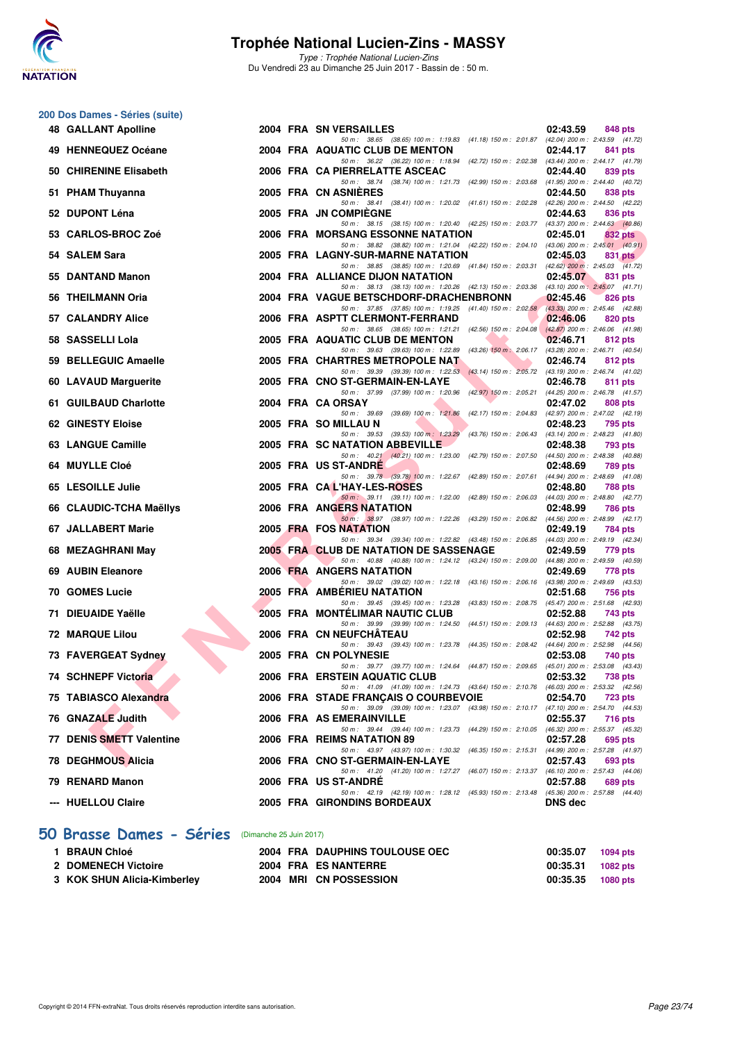# Trophée National Lucien-Zins - MASSY

*Type : Trophée National Lucien-Zins*
Du Vendredi 23 au Dimanche 25 Juin 2017 - Bassin de : 50 m.

## 200 Dos Dames - Séries (suite)

| | | | | | | |
|---|---|---|---|---|---|---|
| 48 | GALLANT Apolline | 2004 | FRA | SN VERSAILLES | 02:43.59 | 848 pts |
| | | | | 50 m : 38.65 (38.65) 100 m : 1:19.83 (41.18) 150 m : 2:01.87 (42.04) 200 m : 2:43.59 (41.72) | | |
| 49 | HENNEQUEZ Océane | 2004 | FRA | AQUATIC CLUB DE MENTON | 02:44.17 | 841 pts |
| | | | | 50 m : 36.22 (36.22) 100 m : 1:18.94 (42.72) 150 m : 2:02.38 (43.44) 200 m : 2:44.17 (41.79) | | |
| 50 | CHIRENINE Elisabeth | 2006 | FRA | CA PIERRELATTE ASCEAC | 02:44.40 | 839 pts |
| | | | | 50 m : 38.74 (38.74) 100 m : 1:21.73 (42.99) 150 m : 2:03.68 (41.95) 200 m : 2:44.40 (40.72) | | |
| 51 | PHAM Thuyanna | 2005 | FRA | CN ASNIÈRES | 02:44.50 | 838 pts |
| | | | | 50 m : 38.41 (38.41) 100 m : 1:20.02 (41.61) 150 m : 2:02.28 (42.26) 200 m : 2:44.50 (42.22) | | |
| 52 | DUPONT Léna | 2005 | FRA | JN COMPIÈGNE | 02:44.63 | 836 pts |
| | | | | 50 m : 38.15 (38.15) 100 m : 1:20.40 (42.25) 150 m : 2:03.77 (43.37) 200 m : 2:44.63 (40.86) | | |
| 53 | CARLOS-BROC Zoé | 2006 | FRA | MORSANG ESSONNE NATATION | 02:45.01 | 832 pts |
| | | | | 50 m : 38.82 (38.82) 100 m : 1:21.04 (42.22) 150 m : 2:04.10 (43.06) 200 m : 2:45.01 (40.91) | | |
| 54 | SALEM Sara | 2005 | FRA | LAGNY-SUR-MARNE NATATION | 02:45.03 | 831 pts |
| | | | | 50 m : 38.85 (38.85) 100 m : 1:20.69 (41.84) 150 m : 2:03.31 (42.62) 200 m : 2:45.03 (41.72) | | |
| 55 | DANTAND Manon | 2004 | FRA | ALLIANCE DIJON NATATION | 02:45.07 | 831 pts |
| | | | | 50 m : 38.13 (38.13) 100 m : 1:20.26 (42.13) 150 m : 2:03.36 (43.10) 200 m : 2:45.07 (41.71) | | |
| 56 | THEILMANN Oria | 2004 | FRA | VAGUE BETSCHDORF-DRACHENBRONN | 02:45.46 | 826 pts |
| | | | | 50 m : 37.85 (37.85) 100 m : 1:19.25 (41.40) 150 m : 2:02.58 (43.33) 200 m : 2:45.46 (42.88) | | |
| 57 | CALANDRY Alice | 2006 | FRA | ASPTT CLERMONT-FERRAND | 02:46.06 | 820 pts |
| | | | | 50 m : 38.65 (38.65) 100 m : 1:21.21 (42.56) 150 m : 2:04.08 (42.87) 200 m : 2:46.06 (41.98) | | |
| 58 | SASSELLI Lola | 2005 | FRA | AQUATIC CLUB DE MENTON | 02:46.71 | 812 pts |
| | | | | 50 m : 39.63 (39.63) 100 m : 1:22.89 (43.26) 150 m : 2:06.17 (43.28) 200 m : 2:46.71 (40.54) | | |
| 59 | BELLEGUIC Amaelle | 2005 | FRA | CHARTRES METROPOLE NAT | 02:46.74 | 812 pts |
| | | | | 50 m : 39.39 (39.39) 100 m : 1:22.53 (43.14) 150 m : 2:05.72 (43.19) 200 m : 2:46.74 (41.02) | | |
| 60 | LAVAUD Marguerite | 2005 | FRA | CNO ST-GERMAIN-EN-LAYE | 02:46.78 | 811 pts |
| | | | | 50 m : 37.99 (37.99) 100 m : 1:20.96 (42.97) 150 m : 2:05.21 (44.25) 200 m : 2:46.78 (41.57) | | |
| 61 | GUILBAUD Charlotte | 2004 | FRA | CA ORSAY | 02:47.02 | 808 pts |
| | | | | 50 m : 39.69 (39.69) 100 m : 1:21.86 (42.17) 150 m : 2:04.83 (42.97) 200 m : 2:47.02 (42.19) | | |
| 62 | GINESTY Eloise | 2005 | FRA | SO MILLAU N | 02:48.23 | 795 pts |
| | | | | 50 m : 39.53 (39.53) 100 m : 1:23.29 (43.76) 150 m : 2:06.43 (43.14) 200 m : 2:48.23 (41.80) | | |
| 63 | LANGUE Camille | 2005 | FRA | SC NATATION ABBEVILLE | 02:48.38 | 793 pts |
| | | | | 50 m : 40.21 (40.21) 100 m : 1:23.00 (42.79) 150 m : 2:07.50 (44.50) 200 m : 2:48.38 (40.88) | | |
| 64 | MUYLLE Cloé | 2005 | FRA | US ST-ANDRÉ | 02:48.69 | 789 pts |
| | | | | 50 m : 39.78 (39.78) 100 m : 1:22.67 (42.89) 150 m : 2:07.61 (44.94) 200 m : 2:48.69 (41.08) | | |
| 65 | LESOILLE Julie | 2005 | FRA | CA L'HAY-LES-ROSES | 02:48.80 | 788 pts |
| | | | | 50 m : 39.11 (39.11) 100 m : 1:22.00 (42.89) 150 m : 2:06.03 (44.03) 200 m : 2:48.80 (42.77) | | |
| 66 | CLAUDIC-TCHA Maëllys | 2006 | FRA | ANGERS NATATION | 02:48.99 | 786 pts |
| | | | | 50 m : 38.97 (38.97) 100 m : 1:22.26 (43.29) 150 m : 2:06.82 (44.56) 200 m : 2:48.99 (42.17) | | |
| 67 | JALLABERT Marie | 2005 | FRA | FOS NATATION | 02:49.19 | 784 pts |
| | | | | 50 m : 39.34 (39.34) 100 m : 1:22.82 (43.48) 150 m : 2:06.85 (44.03) 200 m : 2:49.19 (42.34) | | |
| 68 | MEZAGHRANI May | 2005 | FRA | CLUB DE NATATION DE SASSENAGE | 02:49.59 | 779 pts |
| | | | | 50 m : 40.88 (40.88) 100 m : 1:24.12 (43.24) 150 m : 2:09.00 (44.88) 200 m : 2:49.59 (40.59) | | |
| 69 | AUBIN Eleanore | 2006 | FRA | ANGERS NATATION | 02:49.69 | 778 pts |
| | | | | 50 m : 39.02 (39.02) 100 m : 1:22.18 (43.16) 150 m : 2:06.16 (43.98) 200 m : 2:49.69 (43.53) | | |
| 70 | GOMES Lucie | 2005 | FRA | AMBÉRIEU NATATION | 02:51.68 | 756 pts |
| | | | | 50 m : 39.45 (39.45) 100 m : 1:23.28 (43.83) 150 m : 2:08.75 (45.47) 200 m : 2:51.68 (42.93) | | |
| 71 | DIEUAIDE Yaëlle | 2005 | FRA | MONTÉLIMAR NAUTIC CLUB | 02:52.88 | 743 pts |
| | | | | 50 m : 39.99 (39.99) 100 m : 1:24.50 (44.51) 150 m : 2:09.13 (44.63) 200 m : 2:52.88 (43.75) | | |
| 72 | MARQUE Lilou | 2006 | FRA | CN NEUFCHÂTEAU | 02:52.98 | 742 pts |
| | | | | 50 m : 39.43 (39.43) 100 m : 1:23.78 (44.35) 150 m : 2:08.42 (44.64) 200 m : 2:52.98 (44.56) | | |
| 73 | FAVERGEAT Sydney | 2005 | FRA | CN POLYNESIE | 02:53.08 | 740 pts |
| | | | | 50 m : 39.77 (39.77) 100 m : 1:24.64 (44.87) 150 m : 2:09.65 (45.01) 200 m : 2:53.08 (43.43) | | |
| 74 | SCHNEPF Victoria | 2006 | FRA | ERSTEIN AQUATIC CLUB | 02:53.32 | 738 pts |
| | | | | 50 m : 41.09 (41.09) 100 m : 1:24.73 (43.64) 150 m : 2:10.76 (46.03) 200 m : 2:53.32 (42.56) | | |
| 75 | TABIASCO Alexandra | 2006 | FRA | STADE FRANÇAIS O COURBEVOIE | 02:54.70 | 723 pts |
| | | | | 50 m : 39.09 (39.09) 100 m : 1:23.07 (43.98) 150 m : 2:10.17 (47.10) 200 m : 2:54.70 (44.53) | | |
| 76 | GNAZALE Judith | 2006 | FRA | AS EMERAINVILLE | 02:55.37 | 716 pts |
| | | | | 50 m : 39.44 (39.44) 100 m : 1:23.73 (44.29) 150 m : 2:10.05 (46.32) 200 m : 2:55.37 (45.32) | | |
| 77 | DENIS SMETT Valentine | 2006 | FRA | REIMS NATATION 89 | 02:57.28 | 695 pts |
| | | | | 50 m : 43.97 (43.97) 100 m : 1:30.32 (46.35) 150 m : 2:15.31 (44.99) 200 m : 2:57.28 (41.97) | | |
| 78 | DEGHMOUS Alicia | 2006 | FRA | CNO ST-GERMAIN-EN-LAYE | 02:57.43 | 693 pts |
| | | | | 50 m : 41.20 (41.20) 100 m : 1:27.27 (46.07) 150 m : 2:13.37 (46.10) 200 m : 2:57.43 (44.06) | | |
| 79 | RENARD Manon | 2006 | FRA | US ST-ANDRÉ | 02:57.88 | 689 pts |
| | | | | 50 m : 42.19 (42.19) 100 m : 1:28.12 (45.93) 150 m : 2:13.48 (45.36) 200 m : 2:57.88 (44.40) | | |
| --- | HUELLOU Claire | 2005 | FRA | GIRONDINS BORDEAUX | DNS dec | |

## 50 Brasse Dames - Séries (Dimanche 25 Juin 2017)

| | | | | | | |
|---|---|---|---|---|---|---|
| 1 | BRAUN Chloé | 2004 | FRA | DAUPHINS TOULOUSE OEC | 00:35.07 | 1094 pts |
| 2 | DOMENECH Victoire | 2004 | FRA | ES NANTERRE | 00:35.31 | 1082 pts |
| 3 | KOK SHUN Alicia-Kimberley | 2004 | MRI | CN POSSESSION | 00:35.35 | 1080 pts |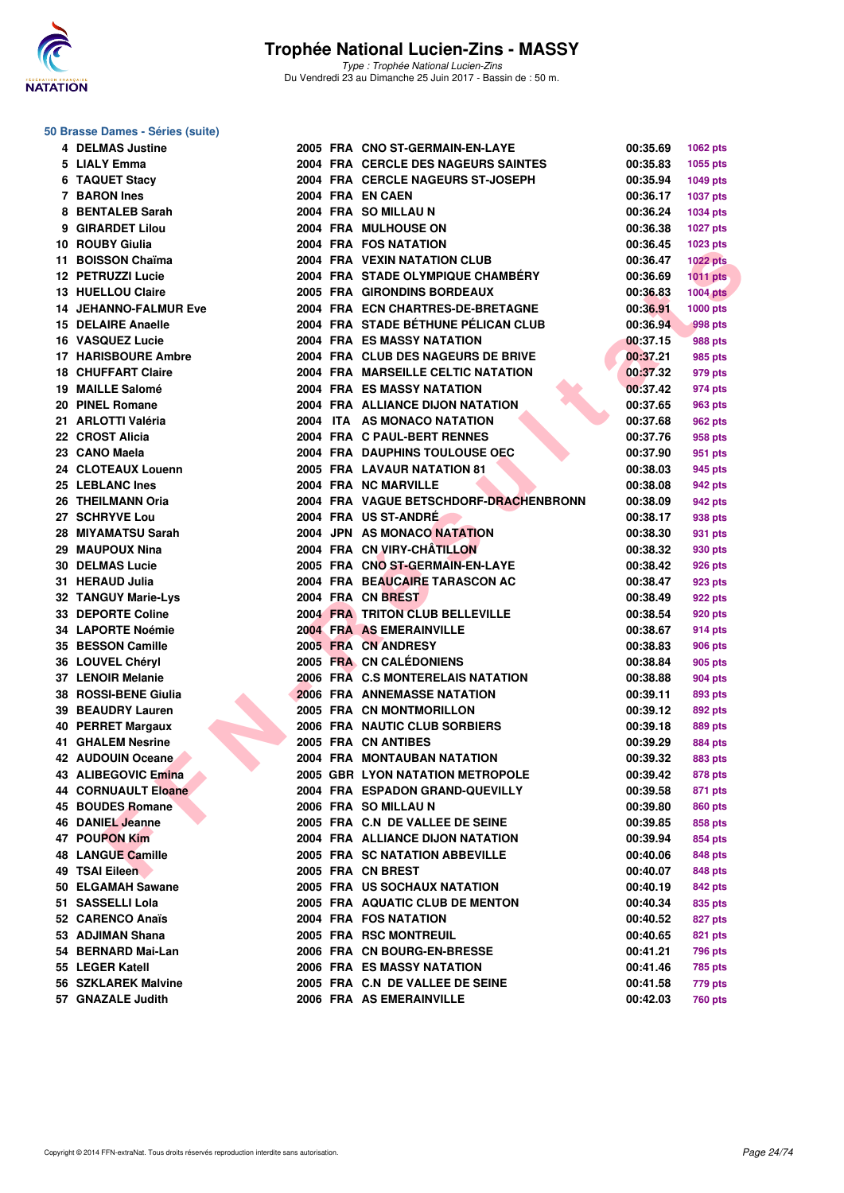### 50 Brasse Dames - Séries (suite)

| | | | | | | |
|---|---|---|---|---|---|---|
| 4 | DELMAS Justine | 2005 | FRA | CNO ST-GERMAIN-EN-LAYE | 00:35.69 | 1062 pts |
| 5 | LIALY Emma | 2004 | FRA | CERCLE DES NAGEURS SAINTES | 00:35.83 | 1055 pts |
| 6 | TAQUET Stacy | 2004 | FRA | CERCLE NAGEURS ST-JOSEPH | 00:35.94 | 1049 pts |
| 7 | BARON Ines | 2004 | FRA | EN CAEN | 00:36.17 | 1037 pts |
| 8 | BENTALEB Sarah | 2004 | FRA | SO MILLAU N | 00:36.24 | 1034 pts |
| 9 | GIRARDET Lilou | 2004 | FRA | MULHOUSE ON | 00:36.38 | 1027 pts |
| 10 | ROUBY Giulia | 2004 | FRA | FOS NATATION | 00:36.45 | 1023 pts |
| 11 | BOISSON Chaïma | 2004 | FRA | VEXIN NATATION CLUB | 00:36.47 | 1022 pts |
| 12 | PETRUZZI Lucie | 2004 | FRA | STADE OLYMPIQUE CHAMBÉRY | 00:36.69 | 1011 pts |
| 13 | HUELLOU Claire | 2005 | FRA | GIRONDINS BORDEAUX | 00:36.83 | 1004 pts |
| 14 | JEHANNO-FALMUR Eve | 2004 | FRA | ECN CHARTRES-DE-BRETAGNE | 00:36.91 | 1000 pts |
| 15 | DELAIRE Anaelle | 2004 | FRA | STADE BÉTHUNE PÉLICAN CLUB | 00:36.94 | 998 pts |
| 16 | VASQUEZ Lucie | 2004 | FRA | ES MASSY NATATION | 00:37.15 | 988 pts |
| 17 | HARISBOURE Ambre | 2004 | FRA | CLUB DES NAGEURS DE BRIVE | 00:37.21 | 985 pts |
| 18 | CHUFFART Claire | 2004 | FRA | MARSEILLE CELTIC NATATION | 00:37.32 | 979 pts |
| 19 | MAILLE Salomé | 2004 | FRA | ES MASSY NATATION | 00:37.42 | 974 pts |
| 20 | PINEL Romane | 2004 | FRA | ALLIANCE DIJON NATATION | 00:37.65 | 963 pts |
| 21 | ARLOTTI Valéria | 2004 | ITA | AS MONACO NATATION | 00:37.68 | 962 pts |
| 22 | CROST Alicia | 2004 | FRA | C PAUL-BERT RENNES | 00:37.76 | 958 pts |
| 23 | CANO Maela | 2004 | FRA | DAUPHINS TOULOUSE OEC | 00:37.90 | 951 pts |
| 24 | CLOTEAUX Louenn | 2005 | FRA | LAVAUR NATATION 81 | 00:38.03 | 945 pts |
| 25 | LEBLANC Ines | 2004 | FRA | NC MARVILLE | 00:38.08 | 942 pts |
| 26 | THEILMANN Oria | 2004 | FRA | VAGUE BETSCHDORF-DRACHENBRONN | 00:38.09 | 942 pts |
| 27 | SCHRYVE Lou | 2004 | FRA | US ST-ANDRÉ | 00:38.17 | 938 pts |
| 28 | MIYAMATSU Sarah | 2004 | JPN | AS MONACO NATATION | 00:38.30 | 931 pts |
| 29 | MAUPOUX Nina | 2004 | FRA | CN VIRY-CHÂTILLON | 00:38.32 | 930 pts |
| 30 | DELMAS Lucie | 2005 | FRA | CNO ST-GERMAIN-EN-LAYE | 00:38.42 | 926 pts |
| 31 | HERAUD Julia | 2004 | FRA | BEAUCAIRE TARASCON AC | 00:38.47 | 923 pts |
| 32 | TANGUY Marie-Lys | 2004 | FRA | CN BREST | 00:38.49 | 922 pts |
| 33 | DEPORTE Coline | 2004 | FRA | TRITON CLUB BELLEVILLE | 00:38.54 | 920 pts |
| 34 | LAPORTE Noémie | 2004 | FRA | AS EMERAINVILLE | 00:38.67 | 914 pts |
| 35 | BESSON Camille | 2005 | FRA | CN ANDRESY | 00:38.83 | 906 pts |
| 36 | LOUVEL Chéryl | 2005 | FRA | CN CALÉDONIENS | 00:38.84 | 905 pts |
| 37 | LENOIR Melanie | 2006 | FRA | C.S MONTERELAIS NATATION | 00:38.88 | 904 pts |
| 38 | ROSSI-BENE Giulia | 2006 | FRA | ANNEMASSE NATATION | 00:39.11 | 893 pts |
| 39 | BEAUDRY Lauren | 2005 | FRA | CN MONTMORILLON | 00:39.12 | 892 pts |
| 40 | PERRET Margaux | 2006 | FRA | NAUTIC CLUB SORBIERS | 00:39.18 | 889 pts |
| 41 | GHALEM Nesrine | 2005 | FRA | CN ANTIBES | 00:39.29 | 884 pts |
| 42 | AUDOUIN Oceane | 2004 | FRA | MONTAUBAN NATATION | 00:39.32 | 883 pts |
| 43 | ALIBEGOVIC Emina | 2005 | GBR | LYON NATATION METROPOLE | 00:39.42 | 878 pts |
| 44 | CORNUAULT Eloane | 2004 | FRA | ESPADON GRAND-QUEVILLY | 00:39.58 | 871 pts |
| 45 | BOUDES Romane | 2006 | FRA | SO MILLAU N | 00:39.80 | 860 pts |
| 46 | DANIEL Jeanne | 2005 | FRA | C.N DE VALLEE DE SEINE | 00:39.85 | 858 pts |
| 47 | POUPON Kim | 2004 | FRA | ALLIANCE DIJON NATATION | 00:39.94 | 854 pts |
| 48 | LANGUE Camille | 2005 | FRA | SC NATATION ABBEVILLE | 00:40.06 | 848 pts |
| 49 | TSAI Eileen | 2005 | FRA | CN BREST | 00:40.07 | 848 pts |
| 50 | ELGAMAH Sawane | 2005 | FRA | US SOCHAUX NATATION | 00:40.19 | 842 pts |
| 51 | SASSELLI Lola | 2005 | FRA | AQUATIC CLUB DE MENTON | 00:40.34 | 835 pts |
| 52 | CARENCO Anaïs | 2004 | FRA | FOS NATATION | 00:40.52 | 827 pts |
| 53 | ADJIMAN Shana | 2005 | FRA | RSC MONTREUIL | 00:40.65 | 821 pts |
| 54 | BERNARD Mai-Lan | 2006 | FRA | CN BOURG-EN-BRESSE | 00:41.21 | 796 pts |
| 55 | LEGER Katell | 2006 | FRA | ES MASSY NATATION | 00:41.46 | 785 pts |
| 56 | SZKLAREK Malvine | 2005 | FRA | C.N DE VALLEE DE SEINE | 00:41.58 | 779 pts |
| 57 | GNAZALE Judith | 2006 | FRA | AS EMERAINVILLE | 00:42.03 | 760 pts |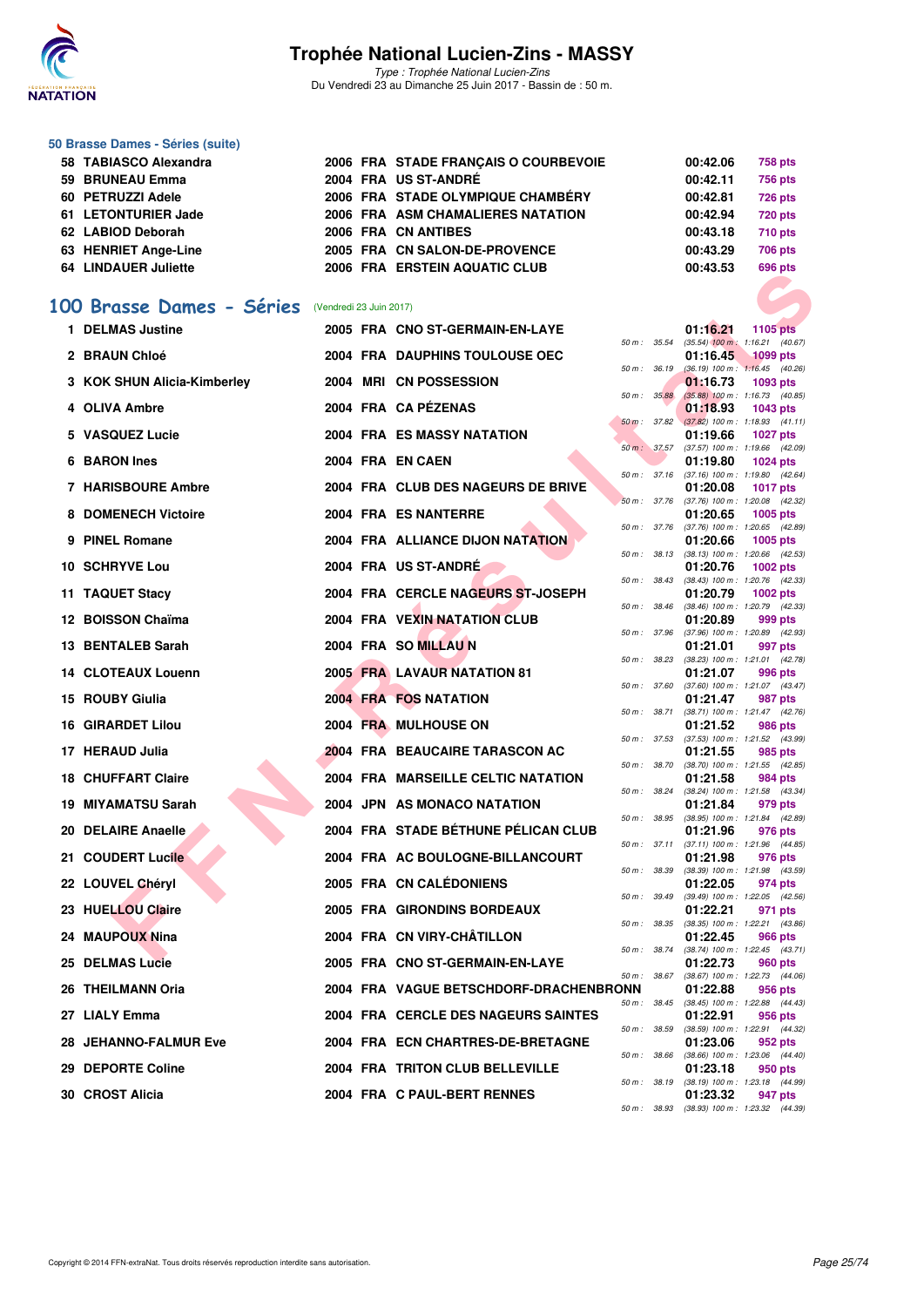# Trophée National Lucien-Zins - MASSY

*Type : Trophée National Lucien-Zins*
Du Vendredi 23 au Dimanche 25 Juin 2017 - Bassin de : 50 m.

### 50 Brasse Dames - Séries (suite)

| | | | | | | |
|---|---|---|---|---|---|---|
| 58 | TABIASCO Alexandra | 2006 | FRA | STADE FRANÇAIS O COURBEVOIE | 00:42.06 | 758 pts |
| 59 | BRUNEAU Emma | 2004 | FRA | US ST-ANDRÉ | 00:42.11 | 756 pts |
| 60 | PETRUZZI Adele | 2006 | FRA | STADE OLYMPIQUE CHAMBÉRY | 00:42.81 | 726 pts |
| 61 | LETONTURIER Jade | 2006 | FRA | ASM CHAMALIERES NATATION | 00:42.94 | 720 pts |
| 62 | LABIOD Deborah | 2006 | FRA | CN ANTIBES | 00:43.18 | 710 pts |
| 63 | HENRIET Ange-Line | 2005 | FRA | CN SALON-DE-PROVENCE | 00:43.29 | 706 pts |
| 64 | LINDAUER Juliette | 2006 | FRA | ERSTEIN AQUATIC CLUB | 00:43.53 | 696 pts |

## 100 Brasse Dames - Séries (Vendredi 23 Juin 2017)

| | | | | | | | |
|---|---|---|---|---|---|---|---|
| 1 | DELMAS Justine | 2005 | FRA | CNO ST-GERMAIN-EN-LAYE | 01:16.21 | 1105 pts | 50 m : 35.54 (35.54) 100 m : 1:16.21 (40.67) |
| 2 | BRAUN Chloé | 2004 | FRA | DAUPHINS TOULOUSE OEC | 01:16.45 | 1099 pts | 50 m : 36.19 (36.19) 100 m : 1:16.45 (40.26) |
| 3 | KOK SHUN Alicia-Kimberley | 2004 | MRI | CN POSSESSION | 01:16.73 | 1093 pts | 50 m : 35.88 (35.88) 100 m : 1:16.73 (40.85) |
| 4 | OLIVA Ambre | 2004 | FRA | CA PÉZENAS | 01:18.93 | 1043 pts | 50 m : 37.82 (37.82) 100 m : 1:18.93 (41.11) |
| 5 | VASQUEZ Lucie | 2004 | FRA | ES MASSY NATATION | 01:19.66 | 1027 pts | 50 m : 37.57 (37.57) 100 m : 1:19.66 (42.09) |
| 6 | BARON Ines | 2004 | FRA | EN CAEN | 01:19.80 | 1024 pts | 50 m : 37.16 (37.16) 100 m : 1:19.80 (42.64) |
| 7 | HARISBOURE Ambre | 2004 | FRA | CLUB DES NAGEURS DE BRIVE | 01:20.08 | 1017 pts | 50 m : 37.76 (37.76) 100 m : 1:20.08 (42.32) |
| 8 | DOMENECH Victoire | 2004 | FRA | ES NANTERRE | 01:20.65 | 1005 pts | 50 m : 37.76 (37.76) 100 m : 1:20.65 (42.89) |
| 9 | PINEL Romane | 2004 | FRA | ALLIANCE DIJON NATATION | 01:20.66 | 1005 pts | 50 m : 38.13 (38.13) 100 m : 1:20.66 (42.53) |
| 10 | SCHRYVE Lou | 2004 | FRA | US ST-ANDRÉ | 01:20.76 | 1002 pts | 50 m : 38.43 (38.43) 100 m : 1:20.76 (42.33) |
| 11 | TAQUET Stacy | 2004 | FRA | CERCLE NAGEURS ST-JOSEPH | 01:20.79 | 1002 pts | 50 m : 38.46 (38.46) 100 m : 1:20.79 (42.33) |
| 12 | BOISSON Chaïma | 2004 | FRA | VEXIN NATATION CLUB | 01:20.89 | 999 pts | 50 m : 37.96 (37.96) 100 m : 1:20.89 (42.93) |
| 13 | BENTALEB Sarah | 2004 | FRA | SO MILLAU N | 01:21.01 | 997 pts | 50 m : 38.23 (38.23) 100 m : 1:21.01 (42.78) |
| 14 | CLOTEAUX Louenn | 2005 | FRA | LAVAUR NATATION 81 | 01:21.07 | 996 pts | 50 m : 37.60 (37.60) 100 m : 1:21.07 (43.47) |
| 15 | ROUBY Giulia | 2004 | FRA | FOS NATATION | 01:21.47 | 987 pts | 50 m : 38.71 (38.71) 100 m : 1:21.47 (42.76) |
| 16 | GIRARDET Lilou | 2004 | FRA | MULHOUSE ON | 01:21.52 | 986 pts | 50 m : 37.53 (37.53) 100 m : 1:21.52 (43.99) |
| 17 | HERAUD Julia | 2004 | FRA | BEAUCAIRE TARASCON AC | 01:21.55 | 985 pts | 50 m : 38.70 (38.70) 100 m : 1:21.55 (42.85) |
| 18 | CHUFFART Claire | 2004 | FRA | MARSEILLE CELTIC NATATION | 01:21.58 | 984 pts | 50 m : 38.24 (38.24) 100 m : 1:21.58 (43.34) |
| 19 | MIYAMATSU Sarah | 2004 | JPN | AS MONACO NATATION | 01:21.84 | 979 pts | 50 m : 38.95 (38.95) 100 m : 1:21.84 (42.89) |
| 20 | DELAIRE Anaelle | 2004 | FRA | STADE BÉTHUNE PÉLICAN CLUB | 01:21.96 | 976 pts | 50 m : 37.11 (37.11) 100 m : 1:21.96 (44.85) |
| 21 | COUDERT Lucile | 2004 | FRA | AC BOULOGNE-BILLANCOURT | 01:21.98 | 976 pts | 50 m : 38.39 (38.39) 100 m : 1:21.98 (43.59) |
| 22 | LOUVEL Chéryl | 2005 | FRA | CN CALÉDONIENS | 01:22.05 | 974 pts | 50 m : 39.49 (39.49) 100 m : 1:22.05 (42.56) |
| 23 | HUELLOU Claire | 2005 | FRA | GIRONDINS BORDEAUX | 01:22.21 | 971 pts | 50 m : 38.35 (38.35) 100 m : 1:22.21 (43.86) |
| 24 | MAUPOUX Nina | 2004 | FRA | CN VIRY-CHÂTILLON | 01:22.45 | 966 pts | 50 m : 38.74 (38.74) 100 m : 1:22.45 (43.71) |
| 25 | DELMAS Lucie | 2005 | FRA | CNO ST-GERMAIN-EN-LAYE | 01:22.73 | 960 pts | 50 m : 38.67 (38.67) 100 m : 1:22.73 (44.06) |
| 26 | THEILMANN Oria | 2004 | FRA | VAGUE BETSCHDORF-DRACHENBRONN | 01:22.88 | 956 pts | 50 m : 38.45 (38.45) 100 m : 1:22.88 (44.43) |
| 27 | LIALY Emma | 2004 | FRA | CERCLE DES NAGEURS SAINTES | 01:22.91 | 956 pts | 50 m : 38.59 (38.59) 100 m : 1:22.91 (44.32) |
| 28 | JEHANNO-FALMUR Eve | 2004 | FRA | ECN CHARTRES-DE-BRETAGNE | 01:23.06 | 952 pts | 50 m : 38.66 (38.66) 100 m : 1:23.06 (44.40) |
| 29 | DEPORTE Coline | 2004 | FRA | TRITON CLUB BELLEVILLE | 01:23.18 | 950 pts | 50 m : 38.19 (38.19) 100 m : 1:23.18 (44.99) |
| 30 | CROST Alicia | 2004 | FRA | C PAUL-BERT RENNES | 01:23.32 | 947 pts | 50 m : 38.93 (38.93) 100 m : 1:23.32 (44.39) |

Copyright © 2014 FFN-extraNat. Tous droits réservés reproduction interdite sans autorisation.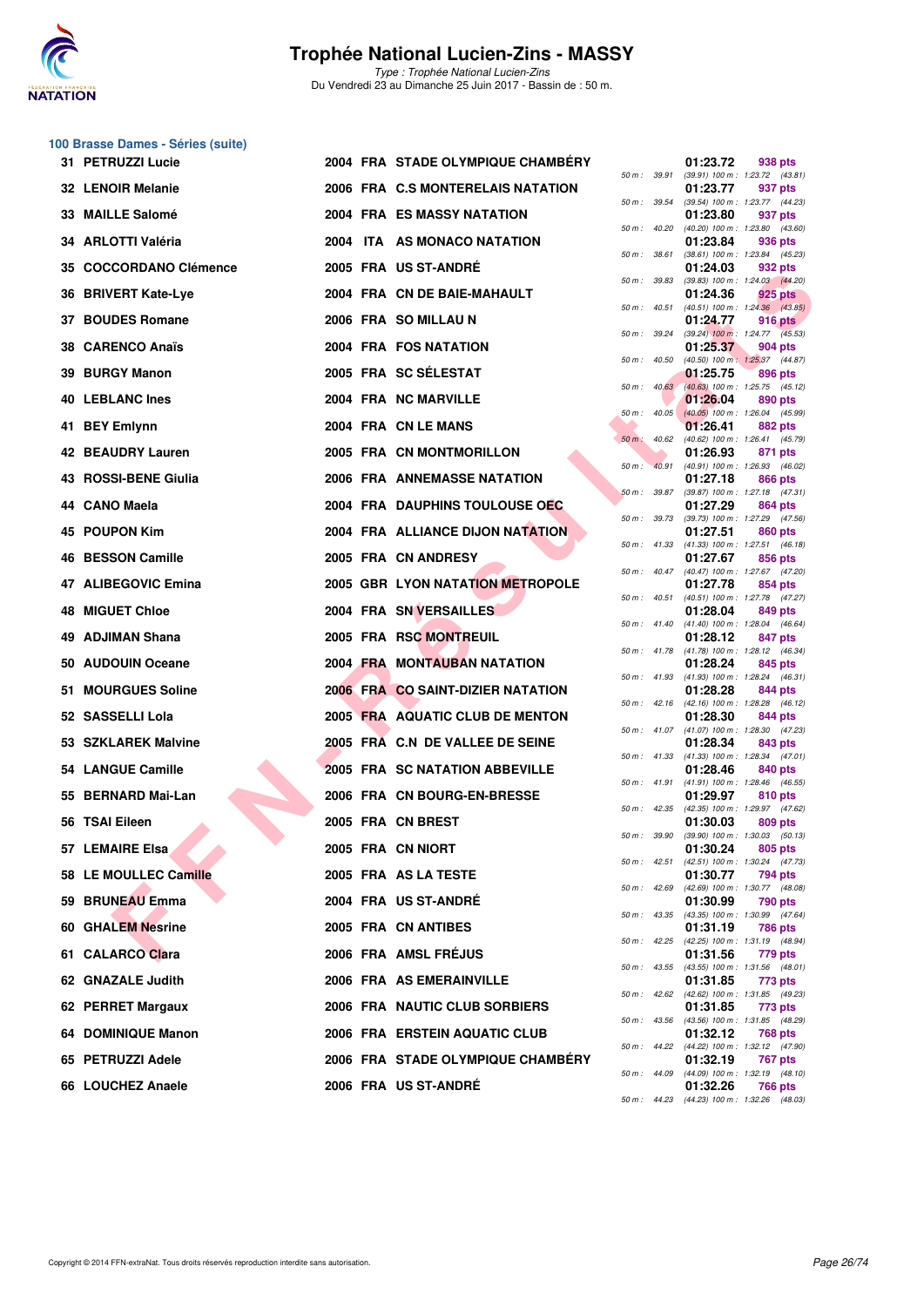# Trophée National Lucien-Zins - MASSY

*Type : Trophée National Lucien-Zins*
Du Vendredi 23 au Dimanche 25 Juin 2017 - Bassin de : 50 m.

## 100 Brasse Dames - Séries (suite)

| | | | | | | | |
|---|---|---|---|---|---|---|---|
| 31 | PETRUZZI Lucie | 2004 | FRA | STADE OLYMPIQUE CHAMBÉRY | 01:23.72 | 938 pts | 50 m : 39.91 (39.91) 100 m : 1:23.72 (43.81) |
| 32 | LENOIR Melanie | 2006 | FRA | C.S MONTERELAIS NATATION | 01:23.77 | 937 pts | 50 m : 39.54 (39.54) 100 m : 1:23.77 (44.23) |
| 33 | MAILLE Salomé | 2004 | FRA | ES MASSY NATATION | 01:23.80 | 937 pts | 50 m : 40.20 (40.20) 100 m : 1:23.80 (43.60) |
| 34 | ARLOTTI Valéria | 2004 | ITA | AS MONACO NATATION | 01:23.84 | 936 pts | 50 m : 38.61 (38.61) 100 m : 1:23.84 (45.23) |
| 35 | COCCORDANO Clémence | 2005 | FRA | US ST-ANDRÉ | 01:24.03 | 932 pts | 50 m : 39.83 (39.83) 100 m : 1:24.03 (44.20) |
| 36 | BRIVERT Kate-Lye | 2004 | FRA | CN DE BAIE-MAHAULT | 01:24.36 | 925 pts | 50 m : 40.51 (40.51) 100 m : 1:24.36 (43.85) |
| 37 | BOUDES Romane | 2006 | FRA | SO MILLAU N | 01:24.77 | 916 pts | 50 m : 39.24 (39.24) 100 m : 1:24.77 (45.53) |
| 38 | CARENCO Anaïs | 2004 | FRA | FOS NATATION | 01:25.37 | 904 pts | 50 m : 40.50 (40.50) 100 m : 1:25.37 (44.87) |
| 39 | BURGY Manon | 2005 | FRA | SC SÉLESTAT | 01:25.75 | 896 pts | 50 m : 40.63 (40.63) 100 m : 1:25.75 (45.12) |
| 40 | LEBLANC Ines | 2004 | FRA | NC MARVILLE | 01:26.04 | 890 pts | 50 m : 40.05 (40.05) 100 m : 1:26.04 (45.99) |
| 41 | BEY Emlynn | 2004 | FRA | CN LE MANS | 01:26.41 | 882 pts | 50 m : 40.62 (40.62) 100 m : 1:26.41 (45.79) |
| 42 | BEAUDRY Lauren | 2005 | FRA | CN MONTMORILLON | 01:26.93 | 871 pts | 50 m : 40.91 (40.91) 100 m : 1:26.93 (46.02) |
| 43 | ROSSI-BENE Giulia | 2006 | FRA | ANNEMASSE NATATION | 01:27.18 | 866 pts | 50 m : 39.87 (39.87) 100 m : 1:27.18 (47.31) |
| 44 | CANO Maela | 2004 | FRA | DAUPHINS TOULOUSE OEC | 01:27.29 | 864 pts | 50 m : 39.73 (39.73) 100 m : 1:27.29 (47.56) |
| 45 | POUPON Kim | 2004 | FRA | ALLIANCE DIJON NATATION | 01:27.51 | 860 pts | 50 m : 41.33 (41.33) 100 m : 1:27.51 (46.18) |
| 46 | BESSON Camille | 2005 | FRA | CN ANDRESY | 01:27.67 | 856 pts | 50 m : 40.47 (40.47) 100 m : 1:27.67 (47.20) |
| 47 | ALIBEGOVIC Emina | 2005 | GBR | LYON NATATION METROPOLE | 01:27.78 | 854 pts | 50 m : 40.51 (40.51) 100 m : 1:27.78 (47.27) |
| 48 | MIGUET Chloe | 2004 | FRA | SN VERSAILLES | 01:28.04 | 849 pts | 50 m : 41.40 (41.40) 100 m : 1:28.04 (46.64) |
| 49 | ADJIMAN Shana | 2005 | FRA | RSC MONTREUIL | 01:28.12 | 847 pts | 50 m : 41.78 (41.78) 100 m : 1:28.12 (46.34) |
| 50 | AUDOUIN Oceane | 2004 | FRA | MONTAUBAN NATATION | 01:28.24 | 845 pts | 50 m : 41.93 (41.93) 100 m : 1:28.24 (46.31) |
| 51 | MOURGUES Soline | 2006 | FRA | CO SAINT-DIZIER NATATION | 01:28.28 | 844 pts | 50 m : 42.16 (42.16) 100 m : 1:28.28 (46.12) |
| 52 | SASSELLI Lola | 2005 | FRA | AQUATIC CLUB DE MENTON | 01:28.30 | 844 pts | 50 m : 41.07 (41.07) 100 m : 1:28.30 (47.23) |
| 53 | SZKLAREK Malvine | 2005 | FRA | C.N DE VALLEE DE SEINE | 01:28.34 | 843 pts | 50 m : 41.33 (41.33) 100 m : 1:28.34 (47.01) |
| 54 | LANGUE Camille | 2005 | FRA | SC NATATION ABBEVILLE | 01:28.46 | 840 pts | 50 m : 41.91 (41.91) 100 m : 1:28.46 (46.55) |
| 55 | BERNARD Mai-Lan | 2006 | FRA | CN BOURG-EN-BRESSE | 01:29.97 | 810 pts | 50 m : 42.35 (42.35) 100 m : 1:29.97 (47.62) |
| 56 | TSAI Eileen | 2005 | FRA | CN BREST | 01:30.03 | 809 pts | 50 m : 39.90 (39.90) 100 m : 1:30.03 (50.13) |
| 57 | LEMAIRE Elsa | 2005 | FRA | CN NIORT | 01:30.24 | 805 pts | 50 m : 42.51 (42.51) 100 m : 1:30.24 (47.73) |
| 58 | LE MOULLEC Camille | 2005 | FRA | AS LA TESTE | 01:30.77 | 794 pts | 50 m : 42.69 (42.69) 100 m : 1:30.77 (48.08) |
| 59 | BRUNEAU Emma | 2004 | FRA | US ST-ANDRÉ | 01:30.99 | 790 pts | 50 m : 43.35 (43.35) 100 m : 1:30.99 (47.64) |
| 60 | GHALEM Nesrine | 2005 | FRA | CN ANTIBES | 01:31.19 | 786 pts | 50 m : 42.25 (42.25) 100 m : 1:31.19 (48.94) |
| 61 | CALARCO Clara | 2006 | FRA | AMSL FRÉJUS | 01:31.56 | 779 pts | 50 m : 43.55 (43.55) 100 m : 1:31.56 (48.01) |
| 62 | GNAZALE Judith | 2006 | FRA | AS EMERAINVILLE | 01:31.85 | 773 pts | 50 m : 42.62 (42.62) 100 m : 1:31.85 (49.23) |
| 62 | PERRET Margaux | 2006 | FRA | NAUTIC CLUB SORBIERS | 01:31.85 | 773 pts | 50 m : 43.56 (43.56) 100 m : 1:31.85 (48.29) |
| 64 | DOMINIQUE Manon | 2006 | FRA | ERSTEIN AQUATIC CLUB | 01:32.12 | 768 pts | 50 m : 44.22 (44.22) 100 m : 1:32.12 (47.90) |
| 65 | PETRUZZI Adele | 2006 | FRA | STADE OLYMPIQUE CHAMBÉRY | 01:32.19 | 767 pts | 50 m : 44.09 (44.09) 100 m : 1:32.19 (48.10) |
| 66 | LOUCHEZ Anaele | 2006 | FRA | US ST-ANDRÉ | 01:32.26 | 766 pts | 50 m : 44.23 (44.23) 100 m : 1:32.26 (48.03) |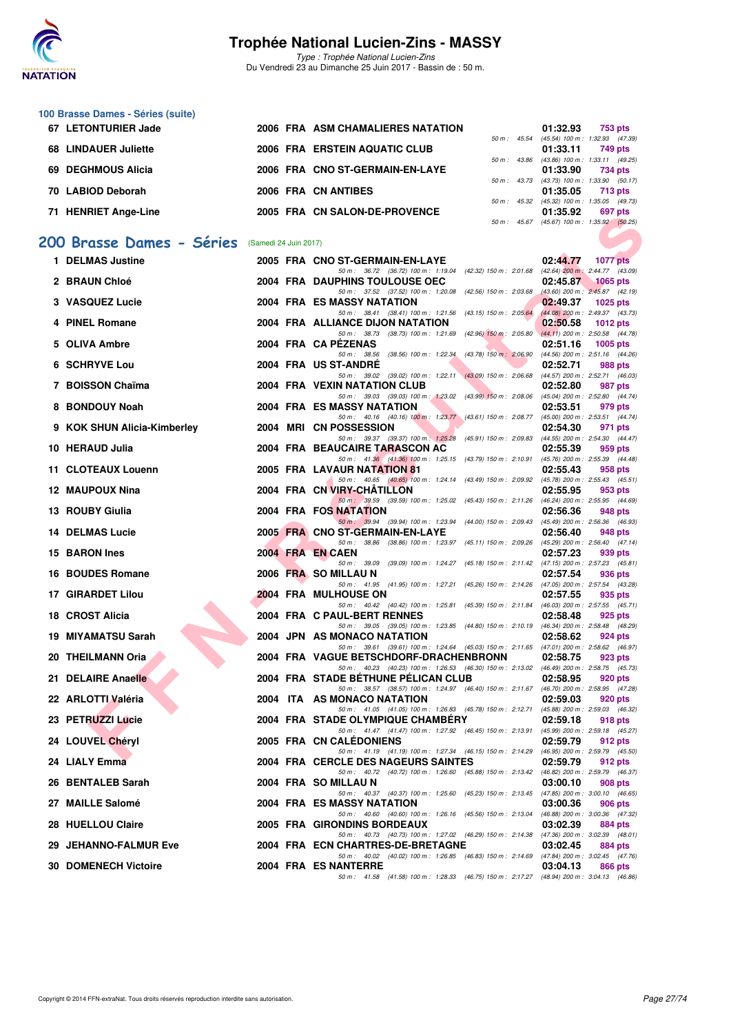## 100 Brasse Dames - Séries (suite)

| | | | | | | | |
|---|---|---|---|---|---|---|---|
| 67 | LETONTURIER Jade | 2006 | FRA | ASM CHAMALIERES NATATION | 01:32.93 | 753 pts | 50 m : 45.54 (45.54) 100 m : 1:32.93 (47.39) |
| 68 | LINDAUER Juliette | 2006 | FRA | ERSTEIN AQUATIC CLUB | 01:33.11 | 749 pts | 50 m : 43.86 (43.86) 100 m : 1:33.11 (49.25) |
| 69 | DEGHMOUS Alicia | 2006 | FRA | CNO ST-GERMAIN-EN-LAYE | 01:33.90 | 734 pts | 50 m : 43.73 (43.73) 100 m : 1:33.90 (50.17) |
| 70 | LABIOD Deborah | 2006 | FRA | CN ANTIBES | 01:35.05 | 713 pts | 50 m : 45.32 (45.32) 100 m : 1:35.05 (49.73) |
| 71 | HENRIET Ange-Line | 2005 | FRA | CN SALON-DE-PROVENCE | 01:35.92 | 697 pts | 50 m : 45.67 (45.67) 100 m : 1:35.92 (50.25) |

## 200 Brasse Dames - Séries (Samedi 24 Juin 2017)

| | | | | | | | |
|---|---|---|---|---|---|---|---|
| 1 | DELMAS Justine | 2005 | FRA | CNO ST-GERMAIN-EN-LAYE | 02:44.77 | 1077 pts | 50 m : 36.72 (36.72) 100 m : 1:19.04 (42.32) 150 m : 2:01.68 (42.64) 200 m : 2:44.77 (43.09) |
| 2 | BRAUN Chloé | 2004 | FRA | DAUPHINS TOULOUSE OEC | 02:45.87 | 1065 pts | 50 m : 37.52 (37.52) 100 m : 1:20.08 (42.56) 150 m : 2:03.68 (43.60) 200 m : 2:45.87 (42.19) |
| 3 | VASQUEZ Lucie | 2004 | FRA | ES MASSY NATATION | 02:49.37 | 1025 pts | 50 m : 38.41 (38.41) 100 m : 1:21.56 (43.15) 150 m : 2:05.64 (44.08) 200 m : 2:49.37 (43.73) |
| 4 | PINEL Romane | 2004 | FRA | ALLIANCE DIJON NATATION | 02:50.58 | 1012 pts | 50 m : 38.73 (38.73) 100 m : 1:21.69 (42.96) 150 m : 2:05.80 (44.11) 200 m : 2:50.58 (44.78) |
| 5 | OLIVA Ambre | 2004 | FRA | CA PÉZENAS | 02:51.16 | 1005 pts | 50 m : 38.56 (38.56) 100 m : 1:22.34 (43.78) 150 m : 2:06.90 (44.56) 200 m : 2:51.16 (44.26) |
| 6 | SCHRYVE Lou | 2004 | FRA | US ST-ANDRÉ | 02:52.71 | 988 pts | 50 m : 39.02 (39.02) 100 m : 1:22.11 (43.09) 150 m : 2:06.68 (44.57) 200 m : 2:52.71 (46.03) |
| 7 | BOISSON Chaïma | 2004 | FRA | VEXIN NATATION CLUB | 02:52.80 | 987 pts | 50 m : 39.03 (39.03) 100 m : 1:23.02 (43.99) 150 m : 2:08.06 (45.04) 200 m : 2:52.80 (44.74) |
| 8 | BONDOUY Noah | 2004 | FRA | ES MASSY NATATION | 02:53.51 | 979 pts | 50 m : 40.16 (40.16) 100 m : 1:23.77 (43.61) 150 m : 2:08.77 (45.00) 200 m : 2:53.51 (44.74) |
| 9 | KOK SHUN Alicia-Kimberley | 2004 | MRI | CN POSSESSION | 02:54.30 | 971 pts | 50 m : 39.37 (39.37) 100 m : 1:25.28 (45.91) 150 m : 2:09.83 (44.55) 200 m : 2:54.30 (44.47) |
| 10 | HERAUD Julia | 2004 | FRA | BEAUCAIRE TARASCON AC | 02:55.39 | 959 pts | 50 m : 41.36 (41.36) 100 m : 1:25.15 (43.79) 150 m : 2:10.91 (45.76) 200 m : 2:55.39 (44.48) |
| 11 | CLOTEAUX Louenn | 2005 | FRA | LAVAUR NATATION 81 | 02:55.43 | 958 pts | 50 m : 40.65 (40.65) 100 m : 1:24.14 (43.49) 150 m : 2:09.92 (45.78) 200 m : 2:55.43 (45.51) |
| 12 | MAUPOUX Nina | 2004 | FRA | CN VIRY-CHÂTILLON | 02:55.95 | 953 pts | 50 m : 39.59 (39.59) 100 m : 1:25.02 (45.43) 150 m : 2:11.26 (46.24) 200 m : 2:55.95 (44.69) |
| 13 | ROUBY Giulia | 2004 | FRA | FOS NATATION | 02:56.36 | 948 pts | 50 m : 39.94 (39.94) 100 m : 1:23.94 (44.00) 150 m : 2:09.43 (45.49) 200 m : 2:56.36 (46.93) |
| 14 | DELMAS Lucie | 2005 | FRA | CNO ST-GERMAIN-EN-LAYE | 02:56.40 | 948 pts | 50 m : 38.86 (38.86) 100 m : 1:23.97 (45.11) 150 m : 2:09.26 (45.29) 200 m : 2:56.40 (47.14) |
| 15 | BARON Ines | 2004 | FRA | EN CAEN | 02:57.23 | 939 pts | 50 m : 39.09 (39.09) 100 m : 1:24.27 (45.18) 150 m : 2:11.42 (47.15) 200 m : 2:57.23 (45.81) |
| 16 | BOUDES Romane | 2006 | FRA | SO MILLAU N | 02:57.54 | 936 pts | 50 m : 41.95 (41.95) 100 m : 1:27.21 (45.26) 150 m : 2:14.26 (47.05) 200 m : 2:57.54 (43.28) |
| 17 | GIRARDET Lilou | 2004 | FRA | MULHOUSE ON | 02:57.55 | 935 pts | 50 m : 40.42 (40.42) 100 m : 1:25.81 (45.39) 150 m : 2:11.84 (46.03) 200 m : 2:57.55 (45.71) |
| 18 | CROST Alicia | 2004 | FRA | C PAUL-BERT RENNES | 02:58.48 | 925 pts | 50 m : 39.05 (39.05) 100 m : 1:23.85 (44.80) 150 m : 2:10.19 (46.34) 200 m : 2:58.48 (48.29) |
| 19 | MIYAMATSU Sarah | 2004 | JPN | AS MONACO NATATION | 02:58.62 | 924 pts | 50 m : 39.61 (39.61) 100 m : 1:24.64 (45.03) 150 m : 2:11.65 (47.01) 200 m : 2:58.62 (46.97) |
| 20 | THEILMANN Oria | 2004 | FRA | VAGUE BETSCHDORF-DRACHENBRONN | 02:58.75 | 923 pts | 50 m : 40.23 (40.23) 100 m : 1:26.53 (46.30) 150 m : 2:13.02 (46.49) 200 m : 2:58.75 (45.73) |
| 21 | DELAIRE Anaelle | 2004 | FRA | STADE BÉTHUNE PÉLICAN CLUB | 02:58.95 | 920 pts | 50 m : 38.57 (38.57) 100 m : 1:24.97 (46.40) 150 m : 2:11.67 (46.70) 200 m : 2:58.95 (47.28) |
| 22 | ARLOTTI Valéria | 2004 | ITA | AS MONACO NATATION | 02:59.03 | 920 pts | 50 m : 41.05 (41.05) 100 m : 1:26.83 (45.78) 150 m : 2:12.71 (45.88) 200 m : 2:59.03 (46.32) |
| 23 | PETRUZZI Lucie | 2004 | FRA | STADE OLYMPIQUE CHAMBÉRY | 02:59.18 | 918 pts | 50 m : 41.47 (41.47) 100 m : 1:27.92 (46.45) 150 m : 2:13.91 (45.99) 200 m : 2:59.18 (45.27) |
| 24 | LOUVEL Chéryl | 2005 | FRA | CN CALÉDONIENS | 02:59.79 | 912 pts | 50 m : 41.19 (41.19) 100 m : 1:27.34 (46.15) 150 m : 2:14.29 (46.95) 200 m : 2:59.79 (45.50) |
| 24 | LIALY Emma | 2004 | FRA | CERCLE DES NAGEURS SAINTES | 02:59.79 | 912 pts | 50 m : 40.72 (40.72) 100 m : 1:26.60 (45.88) 150 m : 2:13.42 (46.82) 200 m : 2:59.79 (46.37) |
| 26 | BENTALEB Sarah | 2004 | FRA | SO MILLAU N | 03:00.10 | 908 pts | 50 m : 40.37 (40.37) 100 m : 1:25.60 (45.23) 150 m : 2:13.45 (47.85) 200 m : 3:00.10 (46.65) |
| 27 | MAILLE Salomé | 2004 | FRA | ES MASSY NATATION | 03:00.36 | 906 pts | 50 m : 40.60 (40.60) 100 m : 1:26.16 (45.56) 150 m : 2:13.04 (46.88) 200 m : 3:00.36 (47.32) |
| 28 | HUELLOU Claire | 2005 | FRA | GIRONDINS BORDEAUX | 03:02.39 | 884 pts | 50 m : 40.73 (40.73) 100 m : 1:27.02 (46.29) 150 m : 2:14.38 (47.36) 200 m : 3:02.39 (48.01) |
| 29 | JEHANNO-FALMUR Eve | 2004 | FRA | ECN CHARTRES-DE-BRETAGNE | 03:02.45 | 884 pts | 50 m : 40.02 (40.02) 100 m : 1:26.85 (46.83) 150 m : 2:14.69 (47.84) 200 m : 3:02.45 (47.76) |
| 30 | DOMENECH Victoire | 2004 | FRA | ES NANTERRE | 03:04.13 | 866 pts | 50 m : 41.58 (41.58) 100 m : 1:28.33 (46.75) 150 m : 2:17.27 (48.94) 200 m : 3:04.13 (46.86) |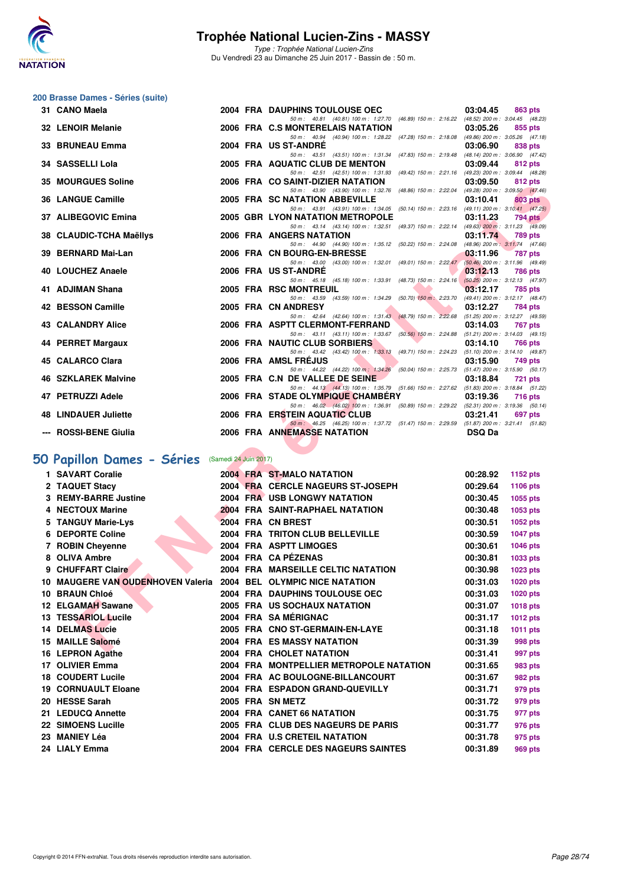## 200 Brasse Dames - Séries (suite)

| | | | | | | |
|---|---|---|---|---|---|---|
| 31 | CANO Maela | 2004 | FRA | DAUPHINS TOULOUSE OEC | 03:04.45 | 863 pts |
| | | | | 50 m : 40.81 (40.81) 100 m : 1:27.70 (46.89) 150 m : 2:16.22 (48.52) 200 m : 3:04.45 (48.23) | | |
| 32 | LENOIR Melanie | 2006 | FRA | C.S MONTERELAIS NATATION | 03:05.26 | 855 pts |
| | | | | 50 m : 40.94 (40.94) 100 m : 1:28.22 (47.28) 150 m : 2:18.08 (49.86) 200 m : 3:05.26 (47.18) | | |
| 33 | BRUNEAU Emma | 2004 | FRA | US ST-ANDRÉ | 03:06.90 | 838 pts |
| | | | | 50 m : 43.51 (43.51) 100 m : 1:31.34 (47.83) 150 m : 2:19.48 (48.14) 200 m : 3:06.90 (47.42) | | |
| 34 | SASSELLI Lola | 2005 | FRA | AQUATIC CLUB DE MENTON | 03:09.44 | 812 pts |
| | | | | 50 m : 42.51 (42.51) 100 m : 1:31.93 (49.42) 150 m : 2:21.16 (49.23) 200 m : 3:09.44 (48.28) | | |
| 35 | MOURGUES Soline | 2006 | FRA | CO SAINT-DIZIER NATATION | 03:09.50 | 812 pts |
| | | | | 50 m : 43.90 (43.90) 100 m : 1:32.76 (48.86) 150 m : 2:22.04 (49.28) 200 m : 3:09.50 (47.46) | | |
| 36 | LANGUE Camille | 2005 | FRA | SC NATATION ABBEVILLE | 03:10.41 | 803 pts |
| | | | | 50 m : 43.91 (43.91) 100 m : 1:34.05 (50.14) 150 m : 2:23.16 (49.11) 200 m : 3:10.41 (47.25) | | |
| 37 | ALIBEGOVIC Emina | 2005 | GBR | LYON NATATION METROPOLE | 03:11.23 | 794 pts |
| | | | | 50 m : 43.14 (43.14) 100 m : 1:32.51 (49.37) 150 m : 2:22.14 (49.63) 200 m : 3:11.23 (49.09) | | |
| 38 | CLAUDIC-TCHA Maëllys | 2006 | FRA | ANGERS NATATION | 03:11.74 | 789 pts |
| | | | | 50 m : 44.90 (44.90) 100 m : 1:35.12 (50.22) 150 m : 2:24.08 (48.96) 200 m : 3:11.74 (47.66) | | |
| 39 | BERNARD Mai-Lan | 2006 | FRA | CN BOURG-EN-BRESSE | 03:11.96 | 787 pts |
| | | | | 50 m : 43.00 (43.00) 100 m : 1:32.01 (49.01) 150 m : 2:22.47 (50.46) 200 m : 3:11.96 (49.49) | | |
| 40 | LOUCHEZ Anaele | 2006 | FRA | US ST-ANDRÉ | 03:12.13 | 786 pts |
| | | | | 50 m : 45.18 (45.18) 100 m : 1:33.91 (48.73) 150 m : 2:24.16 (50.25) 200 m : 3:12.13 (47.97) | | |
| 41 | ADJIMAN Shana | 2005 | FRA | RSC MONTREUIL | 03:12.17 | 785 pts |
| | | | | 50 m : 43.59 (43.59) 100 m : 1:34.29 (50.70) 150 m : 2:23.70 (49.41) 200 m : 3:12.17 (48.47) | | |
| 42 | BESSON Camille | 2005 | FRA | CN ANDRESY | 03:12.27 | 784 pts |
| | | | | 50 m : 42.64 (42.64) 100 m : 1:31.43 (48.79) 150 m : 2:22.68 (51.25) 200 m : 3:12.27 (49.59) | | |
| 43 | CALANDRY Alice | 2006 | FRA | ASPTT CLERMONT-FERRAND | 03:14.03 | 767 pts |
| | | | | 50 m : 43.11 (43.11) 100 m : 1:33.67 (50.56) 150 m : 2:24.88 (51.21) 200 m : 3:14.03 (49.15) | | |
| 44 | PERRET Margaux | 2006 | FRA | NAUTIC CLUB SORBIERS | 03:14.10 | 766 pts |
| | | | | 50 m : 43.42 (43.42) 100 m : 1:33.13 (49.71) 150 m : 2:24.23 (51.10) 200 m : 3:14.10 (49.87) | | |
| 45 | CALARCO Clara | 2006 | FRA | AMSL FRÉJUS | 03:15.90 | 749 pts |
| | | | | 50 m : 44.22 (44.22) 100 m : 1:34.26 (50.04) 150 m : 2:25.73 (51.47) 200 m : 3:15.90 (50.17) | | |
| 46 | SZKLAREK Malvine | 2005 | FRA | C.N DE VALLEE DE SEINE | 03:18.84 | 721 pts |
| | | | | 50 m : 44.13 (44.13) 100 m : 1:35.79 (51.66) 150 m : 2:27.62 (51.83) 200 m : 3:18.84 (51.22) | | |
| 47 | PETRUZZI Adele | 2006 | FRA | STADE OLYMPIQUE CHAMBÉRY | 03:19.36 | 716 pts |
| | | | | 50 m : 46.02 (46.02) 100 m : 1:36.91 (50.89) 150 m : 2:29.22 (52.31) 200 m : 3:19.36 (50.14) | | |
| 48 | LINDAUER Juliette | 2006 | FRA | ERSTEIN AQUATIC CLUB | 03:21.41 | 697 pts |
| | | | | 50 m : 46.25 (46.25) 100 m : 1:37.72 (51.47) 150 m : 2:29.59 (51.87) 200 m : 3:21.41 (51.82) | | |
| --- | ROSSI-BENE Giulia | 2006 | FRA | ANNEMASSE NATATION | DSQ Da | |

## 50 Papillon Dames - Séries (Samedi 24 Juin 2017)

| | | | | | | |
|---|---|---|---|---|---|---|
| 1 | SAVART Coralie | 2004 | FRA | ST-MALO NATATION | 00:28.92 | 1152 pts |
| 2 | TAQUET Stacy | 2004 | FRA | CERCLE NAGEURS ST-JOSEPH | 00:29.64 | 1106 pts |
| 3 | REMY-BARRE Justine | 2004 | FRA | USB LONGWY NATATION | 00:30.45 | 1055 pts |
| 4 | NECTOUX Marine | 2004 | FRA | SAINT-RAPHAEL NATATION | 00:30.48 | 1053 pts |
| 5 | TANGUY Marie-Lys | 2004 | FRA | CN BREST | 00:30.51 | 1052 pts |
| 6 | DEPORTE Coline | 2004 | FRA | TRITON CLUB BELLEVILLE | 00:30.59 | 1047 pts |
| 7 | ROBIN Cheyenne | 2004 | FRA | ASPTT LIMOGES | 00:30.61 | 1046 pts |
| 8 | OLIVA Ambre | 2004 | FRA | CA PÉZENAS | 00:30.81 | 1033 pts |
| 9 | CHUFFART Claire | 2004 | FRA | MARSEILLE CELTIC NATATION | 00:30.98 | 1023 pts |
| 10 | MAUGERE VAN OUDENHOVEN Valeria | 2004 | BEL | OLYMPIC NICE NATATION | 00:31.03 | 1020 pts |
| 10 | BRAUN Chloé | 2004 | FRA | DAUPHINS TOULOUSE OEC | 00:31.03 | 1020 pts |
| 12 | ELGAMAH Sawane | 2005 | FRA | US SOCHAUX NATATION | 00:31.07 | 1018 pts |
| 13 | TESSARIOL Lucile | 2004 | FRA | SA MÉRIGNAC | 00:31.17 | 1012 pts |
| 14 | DELMAS Lucie | 2005 | FRA | CNO ST-GERMAIN-EN-LAYE | 00:31.18 | 1011 pts |
| 15 | MAILLE Salomé | 2004 | FRA | ES MASSY NATATION | 00:31.39 | 998 pts |
| 16 | LEPRON Agathe | 2004 | FRA | CHOLET NATATION | 00:31.41 | 997 pts |
| 17 | OLIVIER Emma | 2004 | FRA | MONTPELLIER METROPOLE NATATION | 00:31.65 | 983 pts |
| 18 | COUDERT Lucile | 2004 | FRA | AC BOULOGNE-BILLANCOURT | 00:31.67 | 982 pts |
| 19 | CORNUAULT Eloane | 2004 | FRA | ESPADON GRAND-QUEVILLY | 00:31.71 | 979 pts |
| 20 | HESSE Sarah | 2005 | FRA | SN METZ | 00:31.72 | 979 pts |
| 21 | LEDUCQ Annette | 2004 | FRA | CANET 66 NATATION | 00:31.75 | 977 pts |
| 22 | SIMOENS Lucille | 2005 | FRA | CLUB DES NAGEURS DE PARIS | 00:31.77 | 976 pts |
| 23 | MANIEY Léa | 2004 | FRA | U.S CRETEIL NATATION | 00:31.78 | 975 pts |
| 24 | LIALY Emma | 2004 | FRA | CERCLE DES NAGEURS SAINTES | 00:31.89 | 969 pts |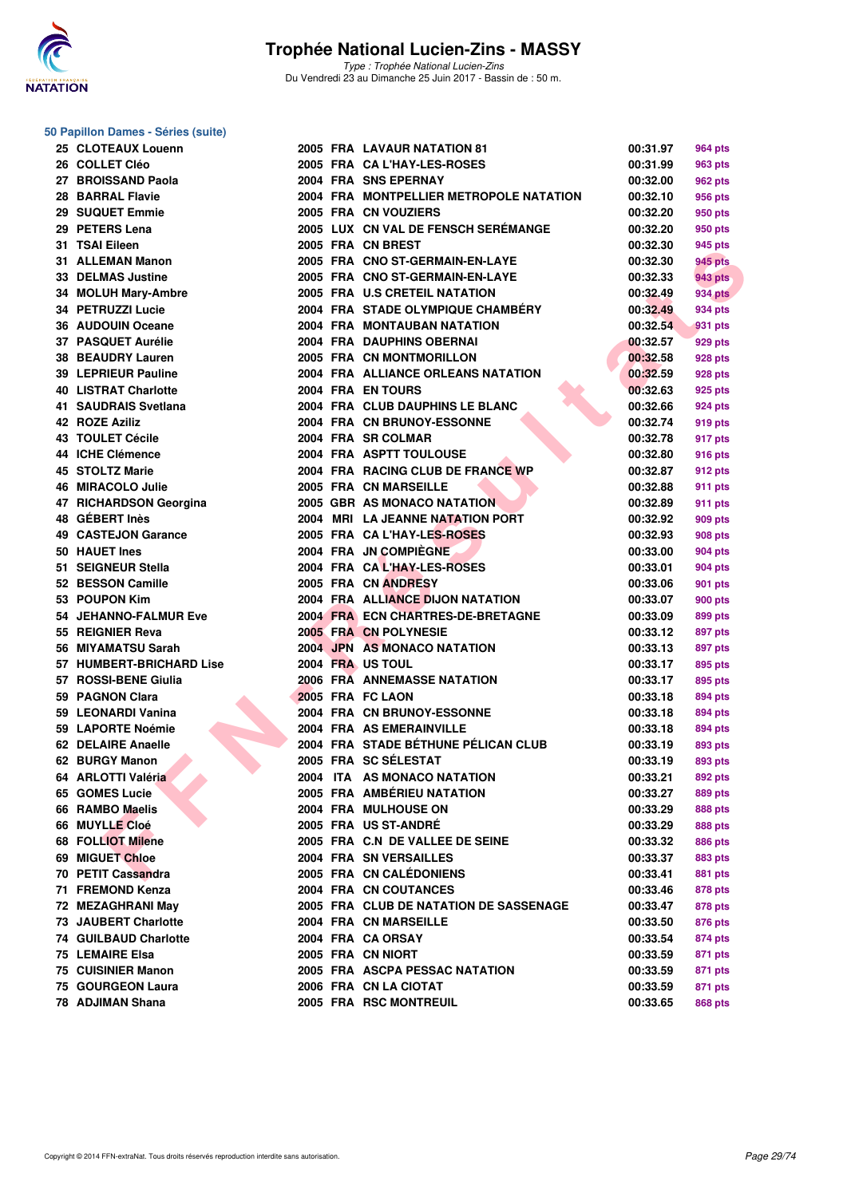# Trophée National Lucien-Zins - MASSY

*Type : Trophée National Lucien-Zins*
Du Vendredi 23 au Dimanche 25 Juin 2017 - Bassin de : 50 m.

## 50 Papillon Dames - Séries (suite)

| | | | | | | |
|---|---|---|---|---|---|---|
| 25 | CLOTEAUX Louenn | 2005 | FRA | LAVAUR NATATION 81 | 00:31.97 | 964 pts |
| 26 | COLLET Cléo | 2005 | FRA | CA L'HAY-LES-ROSES | 00:31.99 | 963 pts |
| 27 | BROISSAND Paola | 2004 | FRA | SNS EPERNAY | 00:32.00 | 962 pts |
| 28 | BARRAL Flavie | 2004 | FRA | MONTPELLIER METROPOLE NATATION | 00:32.10 | 956 pts |
| 29 | SUQUET Emmie | 2005 | FRA | CN VOUZIERS | 00:32.20 | 950 pts |
| 29 | PETERS Lena | 2005 | LUX | CN VAL DE FENSCH SERÉMANGE | 00:32.20 | 950 pts |
| 31 | TSAI Eileen | 2005 | FRA | CN BREST | 00:32.30 | 945 pts |
| 31 | ALLEMAN Manon | 2005 | FRA | CNO ST-GERMAIN-EN-LAYE | 00:32.30 | 945 pts |
| 33 | DELMAS Justine | 2005 | FRA | CNO ST-GERMAIN-EN-LAYE | 00:32.33 | 943 pts |
| 34 | MOLUH Mary-Ambre | 2005 | FRA | U.S CRETEIL NATATION | 00:32.49 | 934 pts |
| 34 | PETRUZZI Lucie | 2004 | FRA | STADE OLYMPIQUE CHAMBÉRY | 00:32.49 | 934 pts |
| 36 | AUDOUIN Oceane | 2004 | FRA | MONTAUBAN NATATION | 00:32.54 | 931 pts |
| 37 | PASQUET Aurélie | 2004 | FRA | DAUPHINS OBERNAI | 00:32.57 | 929 pts |
| 38 | BEAUDRY Lauren | 2005 | FRA | CN MONTMORILLON | 00:32.58 | 928 pts |
| 39 | LEPRIEUR Pauline | 2004 | FRA | ALLIANCE ORLEANS NATATION | 00:32.59 | 928 pts |
| 40 | LISTRAT Charlotte | 2004 | FRA | EN TOURS | 00:32.63 | 925 pts |
| 41 | SAUDRAIS Svetlana | 2004 | FRA | CLUB DAUPHINS LE BLANC | 00:32.66 | 924 pts |
| 42 | ROZE Aziliz | 2004 | FRA | CN BRUNOY-ESSONNE | 00:32.74 | 919 pts |
| 43 | TOULET Cécile | 2004 | FRA | SR COLMAR | 00:32.78 | 917 pts |
| 44 | ICHE Clémence | 2004 | FRA | ASPTT TOULOUSE | 00:32.80 | 916 pts |
| 45 | STOLTZ Marie | 2004 | FRA | RACING CLUB DE FRANCE WP | 00:32.87 | 912 pts |
| 46 | MIRACOLO Julie | 2005 | FRA | CN MARSEILLE | 00:32.88 | 911 pts |
| 47 | RICHARDSON Georgina | 2005 | GBR | AS MONACO NATATION | 00:32.89 | 911 pts |
| 48 | GÉBERT Inès | 2004 | MRI | LA JEANNE NATATION PORT | 00:32.92 | 909 pts |
| 49 | CASTEJON Garance | 2005 | FRA | CA L'HAY-LES-ROSES | 00:32.93 | 908 pts |
| 50 | HAUET Ines | 2004 | FRA | JN COMPIÈGNE | 00:33.00 | 904 pts |
| 51 | SEIGNEUR Stella | 2004 | FRA | CA L'HAY-LES-ROSES | 00:33.01 | 904 pts |
| 52 | BESSON Camille | 2005 | FRA | CN ANDRESY | 00:33.06 | 901 pts |
| 53 | POUPON Kim | 2004 | FRA | ALLIANCE DIJON NATATION | 00:33.07 | 900 pts |
| 54 | JEHANNO-FALMUR Eve | 2004 | FRA | ECN CHARTRES-DE-BRETAGNE | 00:33.09 | 899 pts |
| 55 | REIGNIER Reva | 2005 | FRA | CN POLYNESIE | 00:33.12 | 897 pts |
| 56 | MIYAMATSU Sarah | 2004 | JPN | AS MONACO NATATION | 00:33.13 | 897 pts |
| 57 | HUMBERT-BRICHARD Lise | 2004 | FRA | US TOUL | 00:33.17 | 895 pts |
| 57 | ROSSI-BENE Giulia | 2006 | FRA | ANNEMASSE NATATION | 00:33.17 | 895 pts |
| 59 | PAGNON Clara | 2005 | FRA | FC LAON | 00:33.18 | 894 pts |
| 59 | LEONARDI Vanina | 2004 | FRA | CN BRUNOY-ESSONNE | 00:33.18 | 894 pts |
| 59 | LAPORTE Noémie | 2004 | FRA | AS EMERAINVILLE | 00:33.18 | 894 pts |
| 62 | DELAIRE Anaelle | 2004 | FRA | STADE BÉTHUNE PÉLICAN CLUB | 00:33.19 | 893 pts |
| 62 | BURGY Manon | 2005 | FRA | SC SÉLESTAT | 00:33.19 | 893 pts |
| 64 | ARLOTTI Valéria | 2004 | ITA | AS MONACO NATATION | 00:33.21 | 892 pts |
| 65 | GOMES Lucie | 2005 | FRA | AMBÉRIEU NATATION | 00:33.27 | 889 pts |
| 66 | RAMBO Maelis | 2004 | FRA | MULHOUSE ON | 00:33.29 | 888 pts |
| 66 | MUYLLE Cloé | 2005 | FRA | US ST-ANDRÉ | 00:33.29 | 888 pts |
| 68 | FOLLIOT Milene | 2005 | FRA | C.N DE VALLEE DE SEINE | 00:33.32 | 886 pts |
| 69 | MIGUET Chloe | 2004 | FRA | SN VERSAILLES | 00:33.37 | 883 pts |
| 70 | PETIT Cassandra | 2005 | FRA | CN CALÉDONIENS | 00:33.41 | 881 pts |
| 71 | FREMOND Kenza | 2004 | FRA | CN COUTANCES | 00:33.46 | 878 pts |
| 72 | MEZAGHRANI May | 2005 | FRA | CLUB DE NATATION DE SASSENAGE | 00:33.47 | 878 pts |
| 73 | JAUBERT Charlotte | 2004 | FRA | CN MARSEILLE | 00:33.50 | 876 pts |
| 74 | GUILBAUD Charlotte | 2004 | FRA | CA ORSAY | 00:33.54 | 874 pts |
| 75 | LEMAIRE Elsa | 2005 | FRA | CN NIORT | 00:33.59 | 871 pts |
| 75 | CUISINIER Manon | 2005 | FRA | ASCPA PESSAC NATATION | 00:33.59 | 871 pts |
| 75 | GOURGEON Laura | 2006 | FRA | CN LA CIOTAT | 00:33.59 | 871 pts |
| 78 | ADJIMAN Shana | 2005 | FRA | RSC MONTREUIL | 00:33.65 | 868 pts |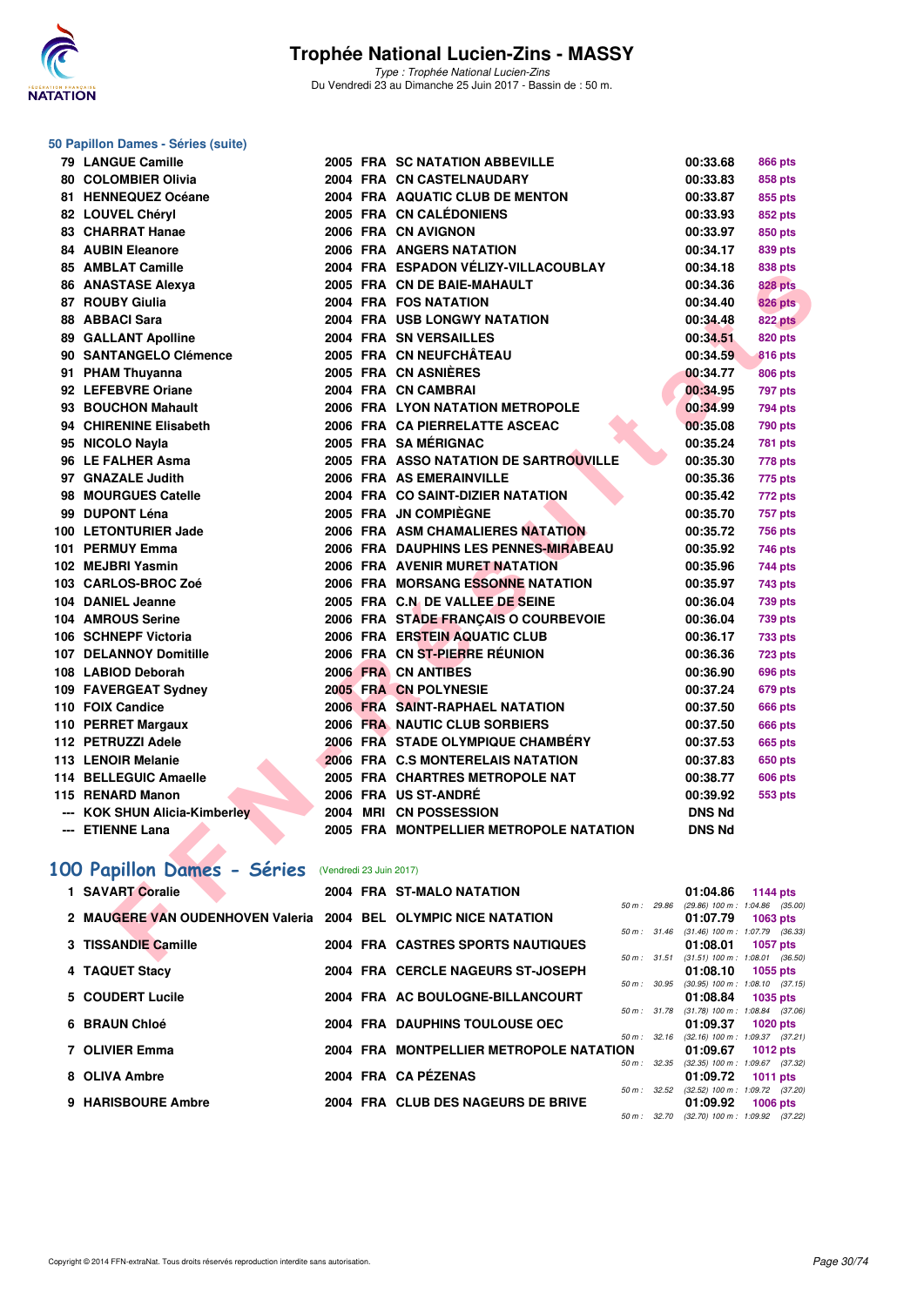# Trophée National Lucien-Zins - MASSY

*Type : Trophée National Lucien-Zins*
Du Vendredi 23 au Dimanche 25 Juin 2017 - Bassin de : 50 m.

## 50 Papillon Dames - Séries (suite)

| | | | | | | |
|---|---|---|---|---|---|---|
| 79 | LANGUE Camille | 2005 | FRA | SC NATATION ABBEVILLE | 00:33.68 | 866 pts |
| 80 | COLOMBIER Olivia | 2004 | FRA | CN CASTELNAUDARY | 00:33.83 | 858 pts |
| 81 | HENNEQUEZ Océane | 2004 | FRA | AQUATIC CLUB DE MENTON | 00:33.87 | 855 pts |
| 82 | LOUVEL Chéryl | 2005 | FRA | CN CALÉDONIENS | 00:33.93 | 852 pts |
| 83 | CHARRAT Hanae | 2006 | FRA | CN AVIGNON | 00:33.97 | 850 pts |
| 84 | AUBIN Eleanore | 2006 | FRA | ANGERS NATATION | 00:34.17 | 839 pts |
| 85 | AMBLAT Camille | 2004 | FRA | ESPADON VÉLIZY-VILLACOUBLAY | 00:34.18 | 838 pts |
| 86 | ANASTASE Alexya | 2005 | FRA | CN DE BAIE-MAHAULT | 00:34.36 | 828 pts |
| 87 | ROUBY Giulia | 2004 | FRA | FOS NATATION | 00:34.40 | 826 pts |
| 88 | ABBACI Sara | 2004 | FRA | USB LONGWY NATATION | 00:34.48 | 822 pts |
| 89 | GALLANT Apolline | 2004 | FRA | SN VERSAILLES | 00:34.51 | 820 pts |
| 90 | SANTANGELO Clémence | 2005 | FRA | CN NEUFCHÂTEAU | 00:34.59 | 816 pts |
| 91 | PHAM Thuyanna | 2005 | FRA | CN ASNIÈRES | 00:34.77 | 806 pts |
| 92 | LEFEBVRE Oriane | 2004 | FRA | CN CAMBRAI | 00:34.95 | 797 pts |
| 93 | BOUCHON Mahault | 2006 | FRA | LYON NATATION METROPOLE | 00:34.99 | 794 pts |
| 94 | CHIRENINE Elisabeth | 2006 | FRA | CA PIERRELATTE ASCEAC | 00:35.08 | 790 pts |
| 95 | NICOLO Nayla | 2005 | FRA | SA MÉRIGNAC | 00:35.24 | 781 pts |
| 96 | LE FALHER Asma | 2005 | FRA | ASSO NATATION DE SARTROUVILLE | 00:35.30 | 778 pts |
| 97 | GNAZALE Judith | 2006 | FRA | AS EMERAINVILLE | 00:35.36 | 775 pts |
| 98 | MOURGUES Catelle | 2004 | FRA | CO SAINT-DIZIER NATATION | 00:35.42 | 772 pts |
| 99 | DUPONT Léna | 2005 | FRA | JN COMPIÈGNE | 00:35.70 | 757 pts |
| 100 | LETONTURIER Jade | 2006 | FRA | ASM CHAMALIERES NATATION | 00:35.72 | 756 pts |
| 101 | PERMUY Emma | 2006 | FRA | DAUPHINS LES PENNES-MIRABEAU | 00:35.92 | 746 pts |
| 102 | MEJBRI Yasmin | 2006 | FRA | AVENIR MURET NATATION | 00:35.96 | 744 pts |
| 103 | CARLOS-BROC Zoé | 2006 | FRA | MORSANG ESSONNE NATATION | 00:35.97 | 743 pts |
| 104 | DANIEL Jeanne | 2005 | FRA | C.N DE VALLEE DE SEINE | 00:36.04 | 739 pts |
| 104 | AMROUS Serine | 2006 | FRA | STADE FRANÇAIS O COURBEVOIE | 00:36.04 | 739 pts |
| 106 | SCHNEPF Victoria | 2006 | FRA | ERSTEIN AQUATIC CLUB | 00:36.17 | 733 pts |
| 107 | DELANNOY Domitille | 2006 | FRA | CN ST-PIERRE RÉUNION | 00:36.36 | 723 pts |
| 108 | LABIOD Deborah | 2006 | FRA | CN ANTIBES | 00:36.90 | 696 pts |
| 109 | FAVERGEAT Sydney | 2005 | FRA | CN POLYNESIE | 00:37.24 | 679 pts |
| 110 | FOIX Candice | 2006 | FRA | SAINT-RAPHAEL NATATION | 00:37.50 | 666 pts |
| 110 | PERRET Margaux | 2006 | FRA | NAUTIC CLUB SORBIERS | 00:37.50 | 666 pts |
| 112 | PETRUZZI Adele | 2006 | FRA | STADE OLYMPIQUE CHAMBÉRY | 00:37.53 | 665 pts |
| 113 | LENOIR Melanie | 2006 | FRA | C.S MONTERELAIS NATATION | 00:37.83 | 650 pts |
| 114 | BELLEGUIC Amaelle | 2005 | FRA | CHARTRES METROPOLE NAT | 00:38.77 | 606 pts |
| 115 | RENARD Manon | 2006 | FRA | US ST-ANDRÉ | 00:39.92 | 553 pts |
| --- | KOK SHUN Alicia-Kimberley | 2004 | MRI | CN POSSESSION | DNS Nd | |
| --- | ETIENNE Lana | 2005 | FRA | MONTPELLIER METROPOLE NATATION | DNS Nd | |

## 100 Papillon Dames - Séries (Vendredi 23 Juin 2017)

| | | | | | | | |
|---|---|---|---|---|---|---|---|
| 1 | SAVART Coralie | 2004 | FRA | ST-MALO NATATION | 50 m : 29.86 | 01:04.86 (29.86) 100 m : 1:04.86 (35.00) | 1144 pts |
| 2 | MAUGERE VAN OUDENHOVEN Valeria | 2004 | BEL | OLYMPIC NICE NATATION | 50 m : 31.46 | 01:07.79 (31.46) 100 m : 1:07.79 (36.33) | 1063 pts |
| 3 | TISSANDIE Camille | 2004 | FRA | CASTRES SPORTS NAUTIQUES | 50 m : 31.51 | 01:08.01 (31.51) 100 m : 1:08.01 (36.50) | 1057 pts |
| 4 | TAQUET Stacy | 2004 | FRA | CERCLE NAGEURS ST-JOSEPH | 50 m : 30.95 | 01:08.10 (30.95) 100 m : 1:08.10 (37.15) | 1055 pts |
| 5 | COUDERT Lucile | 2004 | FRA | AC BOULOGNE-BILLANCOURT | 50 m : 31.78 | 01:08.84 (31.78) 100 m : 1:08.84 (37.06) | 1035 pts |
| 6 | BRAUN Chloé | 2004 | FRA | DAUPHINS TOULOUSE OEC | 50 m : 32.16 | 01:09.37 (32.16) 100 m : 1:09.37 (37.21) | 1020 pts |
| 7 | OLIVIER Emma | 2004 | FRA | MONTPELLIER METROPOLE NATATION | 50 m : 32.35 | 01:09.67 (32.35) 100 m : 1:09.67 (37.32) | 1012 pts |
| 8 | OLIVA Ambre | 2004 | FRA | CA PÉZENAS | 50 m : 32.52 | 01:09.72 (32.52) 100 m : 1:09.72 (37.20) | 1011 pts |
| 9 | HARISBOURE Ambre | 2004 | FRA | CLUB DES NAGEURS DE BRIVE | 50 m : 32.70 | 01:09.92 (32.70) 100 m : 1:09.92 (37.22) | 1006 pts |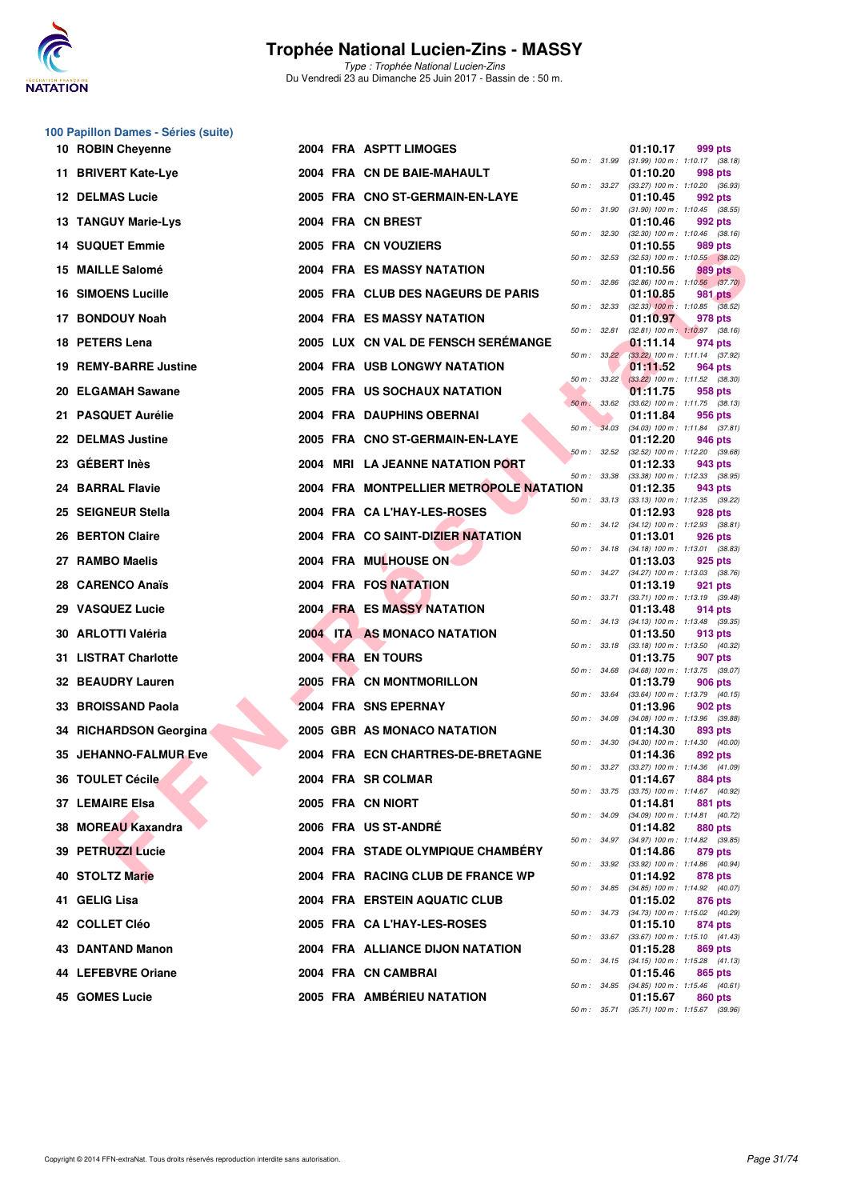# Trophée National Lucien-Zins - MASSY

*Type : Trophée National Lucien-Zins*
Du Vendredi 23 au Dimanche 25 Juin 2017 - Bassin de : 50 m.

## 100 Papillon Dames - Séries (suite)

| | | | | | | | |
|---|---|---|---|---|---|---|---|
| 10 | ROBIN Cheyenne | 2004 | FRA | ASPTT LIMOGES | 01:10.17 | 999 pts | 50 m : 31.99 (31.99) 100 m : 1:10.17 (38.18) |
| 11 | BRIVERT Kate-Lye | 2004 | FRA | CN DE BAIE-MAHAULT | 01:10.20 | 998 pts | 50 m : 33.27 (33.27) 100 m : 1:10.20 (36.93) |
| 12 | DELMAS Lucie | 2005 | FRA | CNO ST-GERMAIN-EN-LAYE | 01:10.45 | 992 pts | 50 m : 31.90 (31.90) 100 m : 1:10.45 (38.55) |
| 13 | TANGUY Marie-Lys | 2004 | FRA | CN BREST | 01:10.46 | 992 pts | 50 m : 32.30 (32.30) 100 m : 1:10.46 (38.16) |
| 14 | SUQUET Emmie | 2005 | FRA | CN VOUZIERS | 01:10.55 | 989 pts | 50 m : 32.53 (32.53) 100 m : 1:10.55 (38.02) |
| 15 | MAILLE Salomé | 2004 | FRA | ES MASSY NATATION | 01:10.56 | 989 pts | 50 m : 32.86 (32.86) 100 m : 1:10.56 (37.70) |
| 16 | SIMOENS Lucille | 2005 | FRA | CLUB DES NAGEURS DE PARIS | 01:10.85 | 981 pts | 50 m : 32.33 (32.33) 100 m : 1:10.85 (38.52) |
| 17 | BONDOUY Noah | 2004 | FRA | ES MASSY NATATION | 01:10.97 | 978 pts | 50 m : 32.81 (32.81) 100 m : 1:10.97 (38.16) |
| 18 | PETERS Lena | 2005 | LUX | CN VAL DE FENSCH SERÉMANGE | 01:11.14 | 974 pts | 50 m : 33.22 (33.22) 100 m : 1:11.14 (37.92) |
| 19 | REMY-BARRE Justine | 2004 | FRA | USB LONGWY NATATION | 01:11.52 | 964 pts | 50 m : 33.22 (33.22) 100 m : 1:11.52 (38.30) |
| 20 | ELGAMAH Sawane | 2005 | FRA | US SOCHAUX NATATION | 01:11.75 | 958 pts | 50 m : 33.62 (33.62) 100 m : 1:11.75 (38.13) |
| 21 | PASQUET Aurélie | 2004 | FRA | DAUPHINS OBERNAI | 01:11.84 | 956 pts | 50 m : 34.03 (34.03) 100 m : 1:11.84 (37.81) |
| 22 | DELMAS Justine | 2005 | FRA | CNO ST-GERMAIN-EN-LAYE | 01:12.20 | 946 pts | 50 m : 32.52 (32.52) 100 m : 1:12.20 (39.68) |
| 23 | GÉBERT Inès | 2004 | MRI | LA JEANNE NATATION PORT | 01:12.33 | 943 pts | 50 m : 33.38 (33.38) 100 m : 1:12.33 (38.95) |
| 24 | BARRAL Flavie | 2004 | FRA | MONTPELLIER METROPOLE NATATION | 01:12.35 | 943 pts | 50 m : 33.13 (33.13) 100 m : 1:12.35 (39.22) |
| 25 | SEIGNEUR Stella | 2004 | FRA | CA L'HAY-LES-ROSES | 01:12.93 | 928 pts | 50 m : 34.12 (34.12) 100 m : 1:12.93 (38.81) |
| 26 | BERTON Claire | 2004 | FRA | CO SAINT-DIZIER NATATION | 01:13.01 | 926 pts | 50 m : 34.18 (34.18) 100 m : 1:13.01 (38.83) |
| 27 | RAMBO Maelis | 2004 | FRA | MULHOUSE ON | 01:13.03 | 925 pts | 50 m : 34.27 (34.27) 100 m : 1:13.03 (38.76) |
| 28 | CARENCO Anaïs | 2004 | FRA | FOS NATATION | 01:13.19 | 921 pts | 50 m : 33.71 (33.71) 100 m : 1:13.19 (39.48) |
| 29 | VASQUEZ Lucie | 2004 | FRA | ES MASSY NATATION | 01:13.48 | 914 pts | 50 m : 34.13 (34.13) 100 m : 1:13.48 (39.35) |
| 30 | ARLOTTI Valéria | 2004 | ITA | AS MONACO NATATION | 01:13.50 | 913 pts | 50 m : 33.18 (33.18) 100 m : 1:13.50 (40.32) |
| 31 | LISTRAT Charlotte | 2004 | FRA | EN TOURS | 01:13.75 | 907 pts | 50 m : 34.68 (34.68) 100 m : 1:13.75 (39.07) |
| 32 | BEAUDRY Lauren | 2005 | FRA | CN MONTMORILLON | 01:13.79 | 906 pts | 50 m : 33.64 (33.64) 100 m : 1:13.79 (40.15) |
| 33 | BROISSAND Paola | 2004 | FRA | SNS EPERNAY | 01:13.96 | 902 pts | 50 m : 34.08 (34.08) 100 m : 1:13.96 (39.88) |
| 34 | RICHARDSON Georgina | 2005 | GBR | AS MONACO NATATION | 01:14.30 | 893 pts | 50 m : 34.30 (34.30) 100 m : 1:14.30 (40.00) |
| 35 | JEHANNO-FALMUR Eve | 2004 | FRA | ECN CHARTRES-DE-BRETAGNE | 01:14.36 | 892 pts | 50 m : 33.27 (33.27) 100 m : 1:14.36 (41.09) |
| 36 | TOULET Cécile | 2004 | FRA | SR COLMAR | 01:14.67 | 884 pts | 50 m : 33.75 (33.75) 100 m : 1:14.67 (40.92) |
| 37 | LEMAIRE Elsa | 2005 | FRA | CN NIORT | 01:14.81 | 881 pts | 50 m : 34.09 (34.09) 100 m : 1:14.81 (40.72) |
| 38 | MOREAU Kaxandra | 2006 | FRA | US ST-ANDRÉ | 01:14.82 | 880 pts | 50 m : 34.97 (34.97) 100 m : 1:14.82 (39.85) |
| 39 | PETRUZZI Lucie | 2004 | FRA | STADE OLYMPIQUE CHAMBÉRY | 01:14.86 | 879 pts | 50 m : 33.92 (33.92) 100 m : 1:14.86 (40.94) |
| 40 | STOLTZ Marie | 2004 | FRA | RACING CLUB DE FRANCE WP | 01:14.92 | 878 pts | 50 m : 34.85 (34.85) 100 m : 1:14.92 (40.07) |
| 41 | GELIG Lisa | 2004 | FRA | ERSTEIN AQUATIC CLUB | 01:15.02 | 876 pts | 50 m : 34.73 (34.73) 100 m : 1:15.02 (40.29) |
| 42 | COLLET Cléo | 2005 | FRA | CA L'HAY-LES-ROSES | 01:15.10 | 874 pts | 50 m : 33.67 (33.67) 100 m : 1:15.10 (41.43) |
| 43 | DANTAND Manon | 2004 | FRA | ALLIANCE DIJON NATATION | 01:15.28 | 869 pts | 50 m : 34.15 (34.15) 100 m : 1:15.28 (41.13) |
| 44 | LEFEBVRE Oriane | 2004 | FRA | CN CAMBRAI | 01:15.46 | 865 pts | 50 m : 34.85 (34.85) 100 m : 1:15.46 (40.61) |
| 45 | GOMES Lucie | 2005 | FRA | AMBÉRIEU NATATION | 01:15.67 | 860 pts | 50 m : 35.71 (35.71) 100 m : 1:15.67 (39.96) |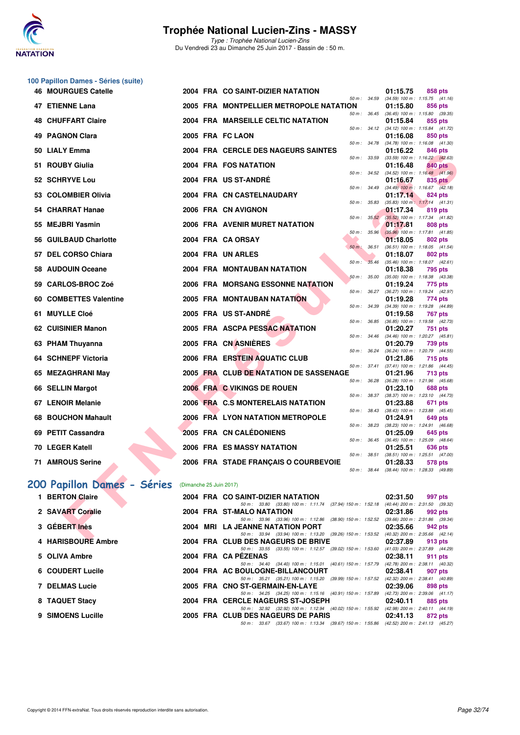# Trophée National Lucien-Zins - MASSY

*Type : Trophée National Lucien-Zins*
Du Vendredi 23 au Dimanche 25 Juin 2017 - Bassin de : 50 m.

## 100 Papillon Dames - Séries (suite)

| | | | | | | | |
|---|---|---|---|---|---|---|---|
| 46 | MOURGUES Catelle | 2004 | FRA | CO SAINT-DIZIER NATATION | 01:15.75 | 858 pts | 50 m : 34.59 (34.59) 100 m : 1:15.75 (41.16) |
| 47 | ETIENNE Lana | 2005 | FRA | MONTPELLIER METROPOLE NATATION | 01:15.80 | 856 pts | 50 m : 36.45 (36.45) 100 m : 1:15.80 (39.35) |
| 48 | CHUFFART Claire | 2004 | FRA | MARSEILLE CELTIC NATATION | 01:15.84 | 855 pts | 50 m : 34.12 (34.12) 100 m : 1:15.84 (41.72) |
| 49 | PAGNON Clara | 2005 | FRA | FC LAON | 01:16.08 | 850 pts | 50 m : 34.78 (34.78) 100 m : 1:16.08 (41.30) |
| 50 | LIALY Emma | 2004 | FRA | CERCLE DES NAGEURS SAINTES | 01:16.22 | 846 pts | 50 m : 33.59 (33.59) 100 m : 1:16.22 (42.63) |
| 51 | ROUBY Giulia | 2004 | FRA | FOS NATATION | 01:16.48 | 840 pts | 50 m : 34.52 (34.52) 100 m : 1:16.48 (41.96) |
| 52 | SCHRYVE Lou | 2004 | FRA | US ST-ANDRÉ | 01:16.67 | 835 pts | 50 m : 34.49 (34.49) 100 m : 1:16.67 (42.18) |
| 53 | COLOMBIER Olivia | 2004 | FRA | CN CASTELNAUDARY | 01:17.14 | 824 pts | 50 m : 35.83 (35.83) 100 m : 1:17.14 (41.31) |
| 54 | CHARRAT Hanae | 2006 | FRA | CN AVIGNON | 01:17.34 | 819 pts | 50 m : 35.52 (35.52) 100 m : 1:17.34 (41.82) |
| 55 | MEJBRI Yasmin | 2006 | FRA | AVENIR MURET NATATION | 01:17.81 | 808 pts | 50 m : 35.96 (35.96) 100 m : 1:17.81 (41.85) |
| 56 | GUILBAUD Charlotte | 2004 | FRA | CA ORSAY | 01:18.05 | 802 pts | 50 m : 36.51 (36.51) 100 m : 1:18.05 (41.54) |
| 57 | DEL CORSO Chiara | 2004 | FRA | UN ARLES | 01:18.07 | 802 pts | 50 m : 35.46 (35.46) 100 m : 1:18.07 (42.61) |
| 58 | AUDOUIN Oceane | 2004 | FRA | MONTAUBAN NATATION | 01:18.38 | 795 pts | 50 m : 35.00 (35.00) 100 m : 1:18.38 (43.38) |
| 59 | CARLOS-BROC Zoé | 2006 | FRA | MORSANG ESSONNE NATATION | 01:19.24 | 775 pts | 50 m : 36.27 (36.27) 100 m : 1:19.24 (42.97) |
| 60 | COMBETTES Valentine | 2005 | FRA | MONTAUBAN NATATION | 01:19.28 | 774 pts | 50 m : 34.39 (34.39) 100 m : 1:19.28 (44.89) |
| 61 | MUYLLE Cloé | 2005 | FRA | US ST-ANDRÉ | 01:19.58 | 767 pts | 50 m : 36.85 (36.85) 100 m : 1:19.58 (42.73) |
| 62 | CUISINIER Manon | 2005 | FRA | ASCPA PESSAC NATATION | 01:20.27 | 751 pts | 50 m : 34.46 (34.46) 100 m : 1:20.27 (45.81) |
| 63 | PHAM Thuyanna | 2005 | FRA | CN ASNIÈRES | 01:20.79 | 739 pts | 50 m : 36.24 (36.24) 100 m : 1:20.79 (44.55) |
| 64 | SCHNEPF Victoria | 2006 | FRA | ERSTEIN AQUATIC CLUB | 01:21.86 | 715 pts | 50 m : 37.41 (37.41) 100 m : 1:21.86 (44.45) |
| 65 | MEZAGHRANI May | 2005 | FRA | CLUB DE NATATION DE SASSENAGE | 01:21.96 | 713 pts | 50 m : 36.28 (36.28) 100 m : 1:21.96 (45.68) |
| 66 | SELLIN Margot | 2006 | FRA | C VIKINGS DE ROUEN | 01:23.10 | 688 pts | 50 m : 38.37 (38.37) 100 m : 1:23.10 (44.73) |
| 67 | LENOIR Melanie | 2006 | FRA | C.S MONTERELAIS NATATION | 01:23.88 | 671 pts | 50 m : 38.43 (38.43) 100 m : 1:23.88 (45.45) |
| 68 | BOUCHON Mahault | 2006 | FRA | LYON NATATION METROPOLE | 01:24.91 | 649 pts | 50 m : 38.23 (38.23) 100 m : 1:24.91 (46.68) |
| 69 | PETIT Cassandra | 2005 | FRA | CN CALÉDONIENS | 01:25.09 | 645 pts | 50 m : 36.45 (36.45) 100 m : 1:25.09 (48.64) |
| 70 | LEGER Katell | 2006 | FRA | ES MASSY NATATION | 01:25.51 | 636 pts | 50 m : 38.51 (38.51) 100 m : 1:25.51 (47.00) |
| 71 | AMROUS Serine | 2006 | FRA | STADE FRANÇAIS O COURBEVOIE | 01:28.33 | 578 pts | 50 m : 38.44 (38.44) 100 m : 1:28.33 (49.89) |

## 200 Papillon Dames - Séries (Dimanche 25 Juin 2017)

| | | | | | | | |
|---|---|---|---|---|---|---|---|
| 1 | BERTON Claire | 2004 | FRA | CO SAINT-DIZIER NATATION | 02:31.50 | 997 pts | 50 m : 33.80 (33.80) 100 m : 1:11.74 (37.94) 150 m : 1:52.18 (40.44) 200 m : 2:31.50 (39.32) |
| 2 | SAVART Coralie | 2004 | FRA | ST-MALO NATATION | 02:31.86 | 992 pts | 50 m : 33.96 (33.96) 100 m : 1:12.86 (38.90) 150 m : 1:52.52 (39.66) 200 m : 2:31.86 (39.34) |
| 3 | GÉBERT Inès | 2004 | MRI | LA JEANNE NATATION PORT | 02:35.66 | 942 pts | 50 m : 33.94 (33.94) 100 m : 1:13.20 (39.26) 150 m : 1:53.52 (40.32) 200 m : 2:35.66 (42.14) |
| 4 | HARISBOURE Ambre | 2004 | FRA | CLUB DES NAGEURS DE BRIVE | 02:37.89 | 913 pts | 50 m : 33.55 (33.55) 100 m : 1:12.57 (39.02) 150 m : 1:53.60 (41.03) 200 m : 2:37.89 (44.29) |
| 5 | OLIVA Ambre | 2004 | FRA | CA PÉZENAS | 02:38.11 | 911 pts | 50 m : 34.40 (34.40) 100 m : 1:15.01 (40.61) 150 m : 1:57.79 (42.78) 200 m : 2:38.11 (40.32) |
| 6 | COUDERT Lucile | 2004 | FRA | AC BOULOGNE-BILLANCOURT | 02:38.41 | 907 pts | 50 m : 35.21 (35.21) 100 m : 1:15.20 (39.99) 150 m : 1:57.52 (42.32) 200 m : 2:38.41 (40.89) |
| 7 | DELMAS Lucie | 2005 | FRA | CNO ST-GERMAIN-EN-LAYE | 02:39.06 | 898 pts | 50 m : 34.25 (34.25) 100 m : 1:15.16 (40.91) 150 m : 1:57.89 (42.73) 200 m : 2:39.06 (41.17) |
| 8 | TAQUET Stacy | 2004 | FRA | CERCLE NAGEURS ST-JOSEPH | 02:40.11 | 885 pts | 50 m : 32.92 (32.92) 100 m : 1:12.94 (40.02) 150 m : 1:55.92 (42.98) 200 m : 2:40.11 (44.19) |
| 9 | SIMOENS Lucille | 2005 | FRA | CLUB DES NAGEURS DE PARIS | 02:41.13 | 872 pts | 50 m : 33.67 (33.67) 100 m : 1:13.34 (39.67) 150 m : 1:55.86 (42.52) 200 m : 2:41.13 (45.27) |

Copyright © 2014 FFN-extraNat. Tous droits réservés reproduction interdite sans autorisation.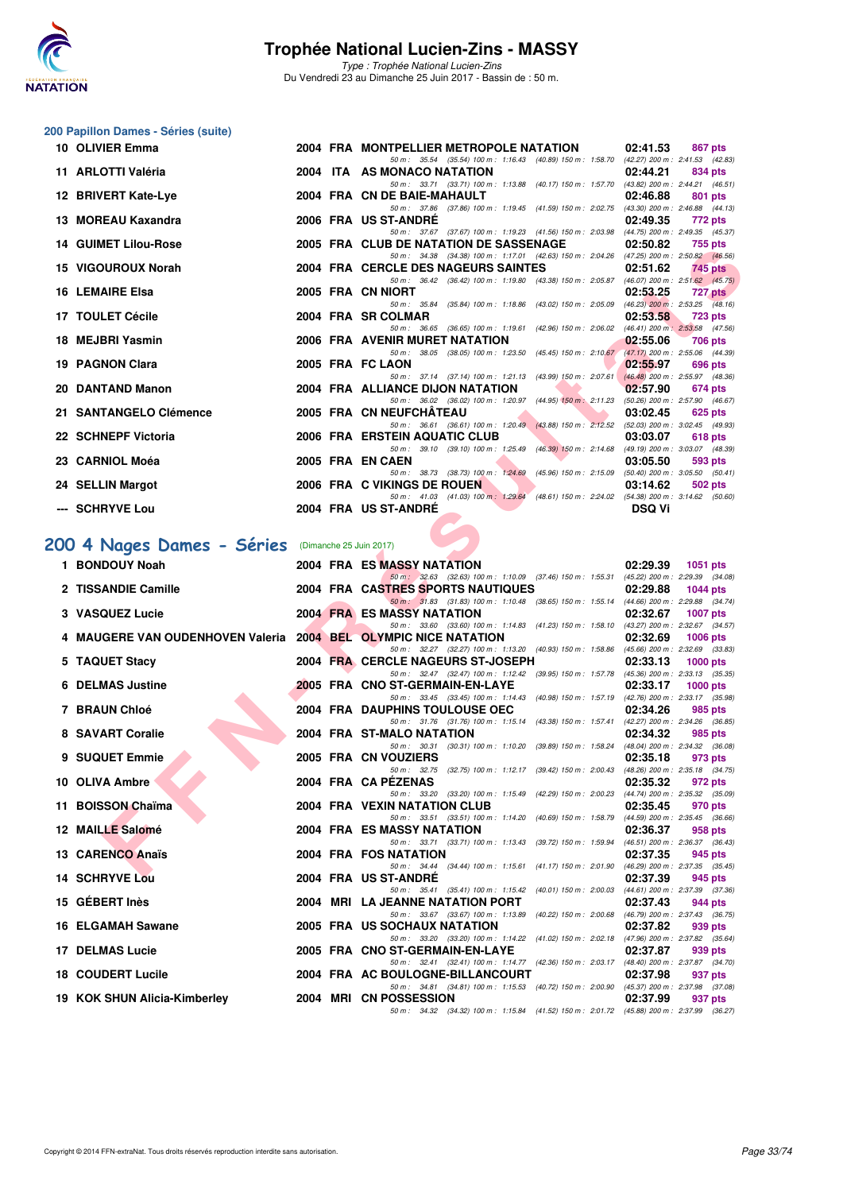# Trophée National Lucien-Zins - MASSY

*Type : Trophée National Lucien-Zins*
Du Vendredi 23 au Dimanche 25 Juin 2017 - Bassin de : 50 m.

### 200 Papillon Dames - Séries (suite)

| | | | | | | |
|---|---|---|---|---|---|---|
| 10 | OLIVIER Emma | 2004 | FRA | MONTPELLIER METROPOLE NATATION | 02:41.53 | 867 pts |
| | | | | 50 m : 35.54 (35.54) 100 m : 1:16.43 (40.89) 150 m : 1:58.70 (42.27) 200 m : 2:41.53 (42.83) | | |
| 11 | ARLOTTI Valéria | 2004 | ITA | AS MONACO NATATION | 02:44.21 | 834 pts |
| | | | | 50 m : 33.71 (33.71) 100 m : 1:13.88 (40.17) 150 m : 1:57.70 (43.82) 200 m : 2:44.21 (46.51) | | |
| 12 | BRIVERT Kate-Lye | 2004 | FRA | CN DE BAIE-MAHAULT | 02:46.88 | 801 pts |
| | | | | 50 m : 37.86 (37.86) 100 m : 1:19.45 (41.59) 150 m : 2:02.75 (43.30) 200 m : 2:46.88 (44.13) | | |
| 13 | MOREAU Kaxandra | 2006 | FRA | US ST-ANDRÉ | 02:49.35 | 772 pts |
| | | | | 50 m : 37.67 (37.67) 100 m : 1:19.23 (41.56) 150 m : 2:03.98 (44.75) 200 m : 2:49.35 (45.37) | | |
| 14 | GUIMET Lilou-Rose | 2005 | FRA | CLUB DE NATATION DE SASSENAGE | 02:50.82 | 755 pts |
| | | | | 50 m : 34.38 (34.38) 100 m : 1:17.01 (42.63) 150 m : 2:04.26 (47.25) 200 m : 2:50.82 (46.56) | | |
| 15 | VIGOUROUX Norah | 2004 | FRA | CERCLE DES NAGEURS SAINTES | 02:51.62 | 745 pts |
| | | | | 50 m : 36.42 (36.42) 100 m : 1:19.80 (43.38) 150 m : 2:05.87 (46.07) 200 m : 2:51.62 (45.75) | | |
| 16 | LEMAIRE Elsa | 2005 | FRA | CN NIORT | 02:53.25 | 727 pts |
| | | | | 50 m : 35.84 (35.84) 100 m : 1:18.86 (43.02) 150 m : 2:05.09 (46.23) 200 m : 2:53.25 (48.16) | | |
| 17 | TOULET Cécile | 2004 | FRA | SR COLMAR | 02:53.58 | 723 pts |
| | | | | 50 m : 36.65 (36.65) 100 m : 1:19.61 (42.96) 150 m : 2:06.02 (46.41) 200 m : 2:53.58 (47.56) | | |
| 18 | MEJBRI Yasmin | 2006 | FRA | AVENIR MURET NATATION | 02:55.06 | 706 pts |
| | | | | 50 m : 38.05 (38.05) 100 m : 1:23.50 (45.45) 150 m : 2:10.67 (47.17) 200 m : 2:55.06 (44.39) | | |
| 19 | PAGNON Clara | 2005 | FRA | FC LAON | 02:55.97 | 696 pts |
| | | | | 50 m : 37.14 (37.14) 100 m : 1:21.13 (43.99) 150 m : 2:07.61 (46.48) 200 m : 2:55.97 (48.36) | | |
| 20 | DANTAND Manon | 2004 | FRA | ALLIANCE DIJON NATATION | 02:57.90 | 674 pts |
| | | | | 50 m : 36.02 (36.02) 100 m : 1:20.97 (44.95) 150 m : 2:11.23 (50.26) 200 m : 2:57.90 (46.67) | | |
| 21 | SANTANGELO Clémence | 2005 | FRA | CN NEUFCHÂTEAU | 03:02.45 | 625 pts |
| | | | | 50 m : 36.61 (36.61) 100 m : 1:20.49 (43.88) 150 m : 2:12.52 (52.03) 200 m : 3:02.45 (49.93) | | |
| 22 | SCHNEPF Victoria | 2006 | FRA | ERSTEIN AQUATIC CLUB | 03:03.07 | 618 pts |
| | | | | 50 m : 39.10 (39.10) 100 m : 1:25.49 (46.39) 150 m : 2:14.68 (49.19) 200 m : 3:03.07 (48.39) | | |
| 23 | CARNIOL Moéa | 2005 | FRA | EN CAEN | 03:05.50 | 593 pts |
| | | | | 50 m : 38.73 (38.73) 100 m : 1:24.69 (45.96) 150 m : 2:15.09 (50.40) 200 m : 3:05.50 (50.41) | | |
| 24 | SELLIN Margot | 2006 | FRA | C VIKINGS DE ROUEN | 03:14.62 | 502 pts |
| | | | | 50 m : 41.03 (41.03) 100 m : 1:29.64 (48.61) 150 m : 2:24.02 (54.38) 200 m : 3:14.62 (50.60) | | |
| --- | SCHRYVE Lou | 2004 | FRA | US ST-ANDRÉ | DSQ Vi | |

## 200 4 Nages Dames - Séries (Dimanche 25 Juin 2017)

| | | | | | | |
|---|---|---|---|---|---|---|
| 1 | BONDOUY Noah | 2004 | FRA | ES MASSY NATATION | 02:29.39 | 1051 pts |
| | | | | 50 m : 32.63 (32.63) 100 m : 1:10.09 (37.46) 150 m : 1:55.31 (45.22) 200 m : 2:29.39 (34.08) | | |
| 2 | TISSANDIE Camille | 2004 | FRA | CASTRES SPORTS NAUTIQUES | 02:29.88 | 1044 pts |
| | | | | 50 m : 31.83 (31.83) 100 m : 1:10.48 (38.65) 150 m : 1:55.14 (44.66) 200 m : 2:29.88 (34.74) | | |
| 3 | VASQUEZ Lucie | 2004 | FRA | ES MASSY NATATION | 02:32.67 | 1007 pts |
| | | | | 50 m : 33.60 (33.60) 100 m : 1:14.83 (41.23) 150 m : 1:58.10 (43.27) 200 m : 2:32.67 (34.57) | | |
| 4 | MAUGERE VAN OUDENHOVEN Valeria | 2004 | BEL | OLYMPIC NICE NATATION | 02:32.69 | 1006 pts |
| | | | | 50 m : 32.27 (32.27) 100 m : 1:13.20 (40.93) 150 m : 1:58.86 (45.66) 200 m : 2:32.69 (33.83) | | |
| 5 | TAQUET Stacy | 2004 | FRA | CERCLE NAGEURS ST-JOSEPH | 02:33.13 | 1000 pts |
| | | | | 50 m : 32.47 (32.47) 100 m : 1:12.42 (39.95) 150 m : 1:57.78 (45.36) 200 m : 2:33.13 (35.35) | | |
| 6 | DELMAS Justine | 2005 | FRA | CNO ST-GERMAIN-EN-LAYE | 02:33.17 | 1000 pts |
| | | | | 50 m : 33.45 (33.45) 100 m : 1:14.43 (40.98) 150 m : 1:57.19 (42.76) 200 m : 2:33.17 (35.98) | | |
| 7 | BRAUN Chloé | 2004 | FRA | DAUPHINS TOULOUSE OEC | 02:34.26 | 985 pts |
| | | | | 50 m : 31.76 (31.76) 100 m : 1:15.14 (43.38) 150 m : 1:57.41 (42.27) 200 m : 2:34.26 (36.85) | | |
| 8 | SAVART Coralie | 2004 | FRA | ST-MALO NATATION | 02:34.32 | 985 pts |
| | | | | 50 m : 30.31 (30.31) 100 m : 1:10.20 (39.89) 150 m : 1:58.24 (48.04) 200 m : 2:34.32 (36.08) | | |
| 9 | SUQUET Emmie | 2005 | FRA | CN VOUZIERS | 02:35.18 | 973 pts |
| | | | | 50 m : 32.75 (32.75) 100 m : 1:12.17 (39.42) 150 m : 2:00.43 (48.26) 200 m : 2:35.18 (34.75) | | |
| 10 | OLIVA Ambre | 2004 | FRA | CA PÉZENAS | 02:35.32 | 972 pts |
| | | | | 50 m : 33.20 (33.20) 100 m : 1:15.49 (42.29) 150 m : 2:00.23 (44.74) 200 m : 2:35.32 (35.09) | | |
| 11 | BOISSON Chaïma | 2004 | FRA | VEXIN NATATION CLUB | 02:35.45 | 970 pts |
| | | | | 50 m : 33.51 (33.51) 100 m : 1:14.20 (40.69) 150 m : 1:58.79 (44.59) 200 m : 2:35.45 (36.66) | | |
| 12 | MAILLE Salomé | 2004 | FRA | ES MASSY NATATION | 02:36.37 | 958 pts |
| | | | | 50 m : 33.71 (33.71) 100 m : 1:13.43 (39.72) 150 m : 1:59.94 (46.51) 200 m : 2:36.37 (36.43) | | |
| 13 | CARENCO Anaïs | 2004 | FRA | FOS NATATION | 02:37.35 | 945 pts |
| | | | | 50 m : 34.44 (34.44) 100 m : 1:15.61 (41.17) 150 m : 2:01.90 (46.29) 200 m : 2:37.35 (35.45) | | |
| 14 | SCHRYVE Lou | 2004 | FRA | US ST-ANDRÉ | 02:37.39 | 945 pts |
| | | | | 50 m : 35.41 (35.41) 100 m : 1:15.42 (40.01) 150 m : 2:00.03 (44.61) 200 m : 2:37.39 (37.36) | | |
| 15 | GÉBERT Inès | 2004 | MRI | LA JEANNE NATATION PORT | 02:37.43 | 944 pts |
| | | | | 50 m : 33.67 (33.67) 100 m : 1:13.89 (40.22) 150 m : 2:00.68 (46.79) 200 m : 2:37.43 (36.75) | | |
| 16 | ELGAMAH Sawane | 2005 | FRA | US SOCHAUX NATATION | 02:37.82 | 939 pts |
| | | | | 50 m : 33.20 (33.20) 100 m : 1:14.22 (41.02) 150 m : 2:02.18 (47.96) 200 m : 2:37.82 (35.64) | | |
| 17 | DELMAS Lucie | 2005 | FRA | CNO ST-GERMAIN-EN-LAYE | 02:37.87 | 939 pts |
| | | | | 50 m : 32.41 (32.41) 100 m : 1:14.77 (42.36) 150 m : 2:03.17 (48.40) 200 m : 2:37.87 (34.70) | | |
| 18 | COUDERT Lucile | 2004 | FRA | AC BOULOGNE-BILLANCOURT | 02:37.98 | 937 pts |
| | | | | 50 m : 34.81 (34.81) 100 m : 1:15.53 (40.72) 150 m : 2:00.90 (45.37) 200 m : 2:37.98 (37.08) | | |
| 19 | KOK SHUN Alicia-Kimberley | 2004 | MRI | CN POSSESSION | 02:37.99 | 937 pts |
| | | | | 50 m : 34.32 (34.32) 100 m : 1:15.84 (41.52) 150 m : 2:01.72 (45.88) 200 m : 2:37.99 (36.27) | | |

Copyright © 2014 FFN-extraNat. Tous droits réservés reproduction interdite sans autorisation.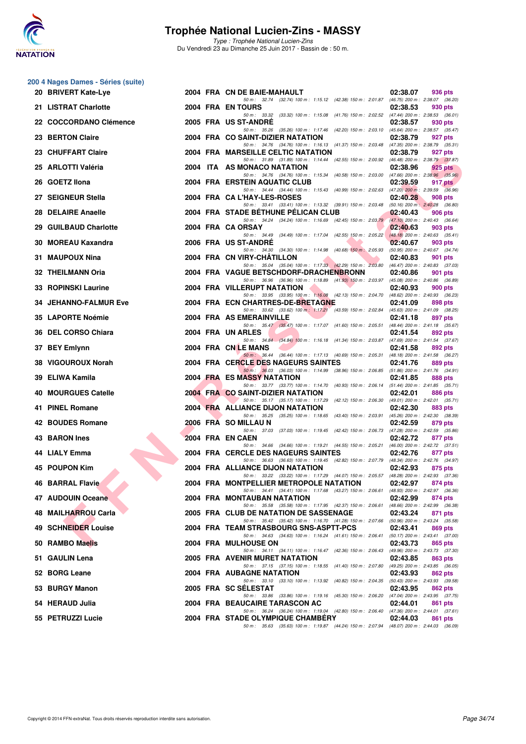# Trophée National Lucien-Zins - MASSY

*Type : Trophée National Lucien-Zins*

Du Vendredi 23 au Dimanche 25 Juin 2017 - Bassin de : 50 m.

## 200 4 Nages Dames - Séries (suite)

| Rang | Nom | Année | Nat. | Club | Temps | Points |
|---|---|---|---|---|---|---|
| 20 | BRIVERT Kate-Lye | 2004 | FRA | CN DE BAIE-MAHAULT | 02:38.07 | 936 pts |
| | 50 m : 32.74 (32.74) 100 m : 1:15.12 (42.38) 150 m : 2:01.87 (46.75) 200 m : 2:38.07 (36.20) | | | | | |
| 21 | LISTRAT Charlotte | 2004 | FRA | EN TOURS | 02:38.53 | 930 pts |
| | 50 m : 33.32 (33.32) 100 m : 1:15.08 (41.76) 150 m : 2:02.52 (47.44) 200 m : 2:38.53 (36.01) | | | | | |
| 22 | COCCORDANO Clémence | 2005 | FRA | US ST-ANDRÉ | 02:38.57 | 930 pts |
| | 50 m : 35.26 (35.26) 100 m : 1:17.46 (42.20) 150 m : 2:03.10 (45.64) 200 m : 2:38.57 (35.47) | | | | | |
| 23 | BERTON Claire | 2004 | FRA | CO SAINT-DIZIER NATATION | 02:38.79 | 927 pts |
| | 50 m : 34.76 (34.76) 100 m : 1:16.13 (41.37) 150 m : 2:03.48 (47.35) 200 m : 2:38.79 (35.31) | | | | | |
| 23 | CHUFFART Claire | 2004 | FRA | MARSEILLE CELTIC NATATION | 02:38.79 | 927 pts |
| | 50 m : 31.89 (31.89) 100 m : 1:14.44 (42.55) 150 m : 2:00.92 (46.48) 200 m : 2:38.79 (37.87) | | | | | |
| 25 | ARLOTTI Valéria | 2004 | ITA | AS MONACO NATATION | 02:38.96 | 925 pts |
| | 50 m : 34.76 (34.76) 100 m : 1:15.34 (40.58) 150 m : 2:03.00 (47.66) 200 m : 2:38.96 (35.96) | | | | | |
| 26 | GOETZ Ilona | 2004 | FRA | ERSTEIN AQUATIC CLUB | 02:39.59 | 917 pts |
| | 50 m : 34.44 (34.44) 100 m : 1:15.43 (40.99) 150 m : 2:02.63 (47.20) 200 m : 2:39.59 (36.96) | | | | | |
| 27 | SEIGNEUR Stella | 2004 | FRA | CA L'HAY-LES-ROSES | 02:40.28 | 908 pts |
| | 50 m : 33.41 (33.41) 100 m : 1:13.32 (39.91) 150 m : 2:03.48 (50.16) 200 m : 2:40.28 (36.80) | | | | | |
| 28 | DELAIRE Anaelle | 2004 | FRA | STADE BÉTHUNE PÉLICAN CLUB | 02:40.43 | 906 pts |
| | 50 m : 34.24 (34.24) 100 m : 1:16.69 (42.45) 150 m : 2:03.79 (47.10) 200 m : 2:40.43 (36.64) | | | | | |
| 29 | GUILBAUD Charlotte | 2004 | FRA | CA ORSAY | 02:40.63 | 903 pts |
| | 50 m : 34.49 (34.49) 100 m : 1:17.04 (42.55) 150 m : 2:05.22 (48.18) 200 m : 2:40.63 (35.41) | | | | | |
| 30 | MOREAU Kaxandra | 2006 | FRA | US ST-ANDRÉ | 02:40.67 | 903 pts |
| | 50 m : 34.30 (34.30) 100 m : 1:14.98 (40.68) 150 m : 2:05.93 (50.95) 200 m : 2:40.67 (34.74) | | | | | |
| 31 | MAUPOUX Nina | 2004 | FRA | CN VIRY-CHÂTILLON | 02:40.83 | 901 pts |
| | 50 m : 35.04 (35.04) 100 m : 1:17.33 (42.29) 150 m : 2:03.80 (46.47) 200 m : 2:40.83 (37.03) | | | | | |
| 32 | THEILMANN Oria | 2004 | FRA | VAGUE BETSCHDORF-DRACHENBRONN | 02:40.86 | 901 pts |
| | 50 m : 36.96 (36.96) 100 m : 1:18.89 (41.93) 150 m : 2:03.97 (45.08) 200 m : 2:40.86 (36.89) | | | | | |
| 33 | ROPINSKI Laurine | 2004 | FRA | VILLERUPT NATATION | 02:40.93 | 900 pts |
| | 50 m : 33.95 (33.95) 100 m : 1:16.08 (42.13) 150 m : 2:04.70 (48.62) 200 m : 2:40.93 (36.23) | | | | | |
| 34 | JEHANNO-FALMUR Eve | 2004 | FRA | ECN CHARTRES-DE-BRETAGNE | 02:41.09 | 898 pts |
| | 50 m : 33.62 (33.62) 100 m : 1:17.21 (43.59) 150 m : 2:02.84 (45.63) 200 m : 2:41.09 (38.25) | | | | | |
| 35 | LAPORTE Noémie | 2004 | FRA | AS EMERAINVILLE | 02:41.18 | 897 pts |
| | 50 m : 35.47 (35.47) 100 m : 1:17.07 (41.60) 150 m : 2:05.51 (48.44) 200 m : 2:41.18 (35.67) | | | | | |
| 36 | DEL CORSO Chiara | 2004 | FRA | UN ARLES | 02:41.54 | 892 pts |
| | 50 m : 34.84 (34.84) 100 m : 1:16.18 (41.34) 150 m : 2:03.87 (47.69) 200 m : 2:41.54 (37.67) | | | | | |
| 37 | BEY Emlynn | 2004 | FRA | CN LE MANS | 02:41.58 | 892 pts |
| | 50 m : 36.44 (36.44) 100 m : 1:17.13 (40.69) 150 m : 2:05.31 (48.18) 200 m : 2:41.58 (36.27) | | | | | |
| 38 | VIGOUROUX Norah | 2004 | FRA | CERCLE DES NAGEURS SAINTES | 02:41.76 | 889 pts |
| | 50 m : 36.03 (36.03) 100 m : 1:14.99 (38.96) 150 m : 2:06.85 (51.86) 200 m : 2:41.76 (34.91) | | | | | |
| 39 | ELIWA Kamila | 2004 | FRA | ES MASSY NATATION | 02:41.85 | 888 pts |
| | 50 m : 33.77 (33.77) 100 m : 1:14.70 (40.93) 150 m : 2:06.14 (51.44) 200 m : 2:41.85 (35.71) | | | | | |
| 40 | MOURGUES Catelle | 2004 | FRA | CO SAINT-DIZIER NATATION | 02:42.01 | 886 pts |
| | 50 m : 35.17 (35.17) 100 m : 1:17.29 (42.12) 150 m : 2:06.30 (49.01) 200 m : 2:42.01 (35.71) | | | | | |
| 41 | PINEL Romane | 2004 | FRA | ALLIANCE DIJON NATATION | 02:42.30 | 883 pts |
| | 50 m : 35.25 (35.25) 100 m : 1:18.65 (43.40) 150 m : 2:03.91 (45.26) 200 m : 2:42.30 (38.39) | | | | | |
| 42 | BOUDES Romane | 2006 | FRA | SO MILLAU N | 02:42.59 | 879 pts |
| | 50 m : 37.03 (37.03) 100 m : 1:19.45 (42.42) 150 m : 2:06.73 (47.28) 200 m : 2:42.59 (35.86) | | | | | |
| 43 | BARON Ines | 2004 | FRA | EN CAEN | 02:42.72 | 877 pts |
| | 50 m : 34.66 (34.66) 100 m : 1:19.21 (44.55) 150 m : 2:05.21 (46.00) 200 m : 2:42.72 (37.51) | | | | | |
| 44 | LIALY Emma | 2004 | FRA | CERCLE DES NAGEURS SAINTES | 02:42.76 | 877 pts |
| | 50 m : 36.63 (36.63) 100 m : 1:19.45 (42.82) 150 m : 2:07.79 (48.34) 200 m : 2:42.76 (34.97) | | | | | |
| 45 | POUPON Kim | 2004 | FRA | ALLIANCE DIJON NATATION | 02:42.93 | 875 pts |
| | 50 m : 33.22 (33.22) 100 m : 1:17.29 (44.07) 150 m : 2:05.57 (48.28) 200 m : 2:42.93 (37.36) | | | | | |
| 46 | BARRAL Flavie | 2004 | FRA | MONTPELLIER METROPOLE NATATION | 02:42.97 | 874 pts |
| | 50 m : 34.41 (34.41) 100 m : 1:17.68 (43.27) 150 m : 2:06.61 (48.93) 200 m : 2:42.97 (36.36) | | | | | |
| 47 | AUDOUIN Oceane | 2004 | FRA | MONTAUBAN NATATION | 02:42.99 | 874 pts |
| | 50 m : 35.58 (35.58) 100 m : 1:17.95 (42.37) 150 m : 2:06.61 (48.66) 200 m : 2:42.99 (36.38) | | | | | |
| 48 | MAILHARROU Carla | 2005 | FRA | CLUB DE NATATION DE SASSENAGE | 02:43.24 | 871 pts |
| | 50 m : 35.42 (35.42) 100 m : 1:16.70 (41.28) 150 m : 2:07.66 (50.96) 200 m : 2:43.24 (35.58) | | | | | |
| 49 | SCHNEIDER Louise | 2004 | FRA | TEAM STRASBOURG SNS-ASPTT-PCS | 02:43.41 | 869 pts |
| | 50 m : 34.63 (34.63) 100 m : 1:16.24 (41.61) 150 m : 2:06.41 (50.17) 200 m : 2:43.41 (37.00) | | | | | |
| 50 | RAMBO Maelis | 2004 | FRA | MULHOUSE ON | 02:43.73 | 865 pts |
| | 50 m : 34.11 (34.11) 100 m : 1:16.47 (42.36) 150 m : 2:06.43 (49.96) 200 m : 2:43.73 (37.30) | | | | | |
| 51 | GAULIN Lena | 2005 | FRA | AVENIR MURET NATATION | 02:43.85 | 863 pts |
| | 50 m : 37.15 (37.15) 100 m : 1:18.55 (41.40) 150 m : 2:07.80 (49.25) 200 m : 2:43.85 (36.05) | | | | | |
| 52 | BORG Leane | 2004 | FRA | AUBAGNE NATATION | 02:43.93 | 862 pts |
| | 50 m : 33.10 (33.10) 100 m : 1:13.92 (40.82) 150 m : 2:04.35 (50.43) 200 m : 2:43.93 (39.58) | | | | | |
| 53 | BURGY Manon | 2005 | FRA | SC SÉLESTAT | 02:43.95 | 862 pts |
| | 50 m : 33.86 (33.86) 100 m : 1:19.16 (45.30) 150 m : 2:06.20 (47.04) 200 m : 2:43.95 (37.75) | | | | | |
| 54 | HERAUD Julia | 2004 | FRA | BEAUCAIRE TARASCON AC | 02:44.01 | 861 pts |
| | 50 m : 36.24 (36.24) 100 m : 1:19.04 (42.80) 150 m : 2:06.40 (47.36) 200 m : 2:44.01 (37.61) | | | | | |
| 55 | PETRUZZI Lucie | 2004 | FRA | STADE OLYMPIQUE CHAMBÉRY | 02:44.03 | 861 pts |
| | 50 m : 35.63 (35.63) 100 m : 1:19.87 (44.24) 150 m : 2:07.94 (48.07) 200 m : 2:44.03 (36.09) | | | | | |

Copyright © 2014 FFN-extraNat. Tous droits réservés reproduction interdite sans autorisation.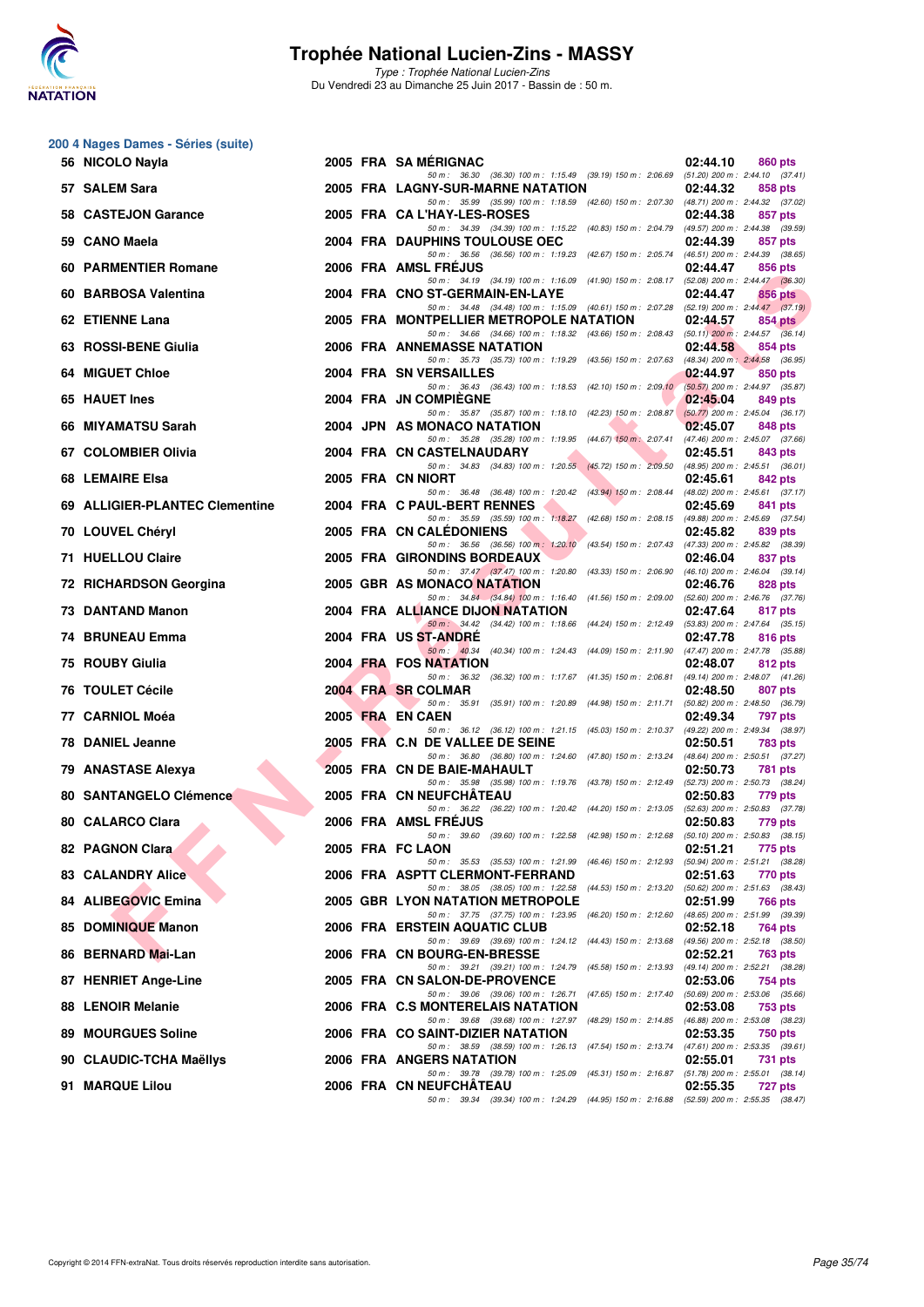## 200 4 Nages Dames - Séries (suite)

| | | | | | | |
|---|---|---|---|---|---|---|
| 56 | NICOLO Nayla | 2005 | FRA | SA MÉRIGNAC | 02:44.10 | 860 pts |
| | 50 m : 36.30 (36.30) 100 m : 1:15.49 (39.19) 150 m : 2:06.69 (51.20) 200 m : 2:44.10 (37.41) | | | | | |
| 57 | SALEM Sara | 2005 | FRA | LAGNY-SUR-MARNE NATATION | 02:44.32 | 858 pts |
| | 50 m : 35.99 (35.99) 100 m : 1:18.59 (42.60) 150 m : 2:07.30 (48.71) 200 m : 2:44.32 (37.02) | | | | | |
| 58 | CASTEJON Garance | 2005 | FRA | CA L'HAY-LES-ROSES | 02:44.38 | 857 pts |
| | 50 m : 34.39 (34.39) 100 m : 1:15.22 (40.83) 150 m : 2:04.79 (49.57) 200 m : 2:44.38 (39.59) | | | | | |
| 59 | CANO Maela | 2004 | FRA | DAUPHINS TOULOUSE OEC | 02:44.39 | 857 pts |
| | 50 m : 36.56 (36.56) 100 m : 1:19.23 (42.67) 150 m : 2:05.74 (46.51) 200 m : 2:44.39 (38.65) | | | | | |
| 60 | PARMENTIER Romane | 2006 | FRA | AMSL FRÉJUS | 02:44.47 | 856 pts |
| | 50 m : 34.19 (34.19) 100 m : 1:16.09 (41.90) 150 m : 2:08.17 (52.08) 200 m : 2:44.47 (36.30) | | | | | |
| 60 | BARBOSA Valentina | 2004 | FRA | CNO ST-GERMAIN-EN-LAYE | 02:44.47 | 856 pts |
| | 50 m : 34.48 (34.48) 100 m : 1:15.09 (40.61) 150 m : 2:07.28 (52.19) 200 m : 2:44.47 (37.19) | | | | | |
| 62 | ETIENNE Lana | 2005 | FRA | MONTPELLIER METROPOLE NATATION | 02:44.57 | 854 pts |
| | 50 m : 34.66 (34.66) 100 m : 1:18.32 (43.66) 150 m : 2:08.43 (50.11) 200 m : 2:44.57 (36.14) | | | | | |
| 63 | ROSSI-BENE Giulia | 2006 | FRA | ANNEMASSE NATATION | 02:44.58 | 854 pts |
| | 50 m : 35.73 (35.73) 100 m : 1:19.29 (43.56) 150 m : 2:07.63 (48.34) 200 m : 2:44.58 (36.95) | | | | | |
| 64 | MIGUET Chloe | 2004 | FRA | SN VERSAILLES | 02:44.97 | 850 pts |
| | 50 m : 36.43 (36.43) 100 m : 1:18.53 (42.10) 150 m : 2:09.10 (50.57) 200 m : 2:44.97 (35.87) | | | | | |
| 65 | HAUET Ines | 2004 | FRA | JN COMPIÈGNE | 02:45.04 | 849 pts |
| | 50 m : 35.87 (35.87) 100 m : 1:18.10 (42.23) 150 m : 2:08.87 (50.77) 200 m : 2:45.04 (36.17) | | | | | |
| 66 | MIYAMATSU Sarah | 2004 | JPN | AS MONACO NATATION | 02:45.07 | 848 pts |
| | 50 m : 35.28 (35.28) 100 m : 1:19.95 (44.67) 150 m : 2:07.41 (47.46) 200 m : 2:45.07 (37.66) | | | | | |
| 67 | COLOMBIER Olivia | 2004 | FRA | CN CASTELNAUDARY | 02:45.51 | 843 pts |
| | 50 m : 34.83 (34.83) 100 m : 1:20.55 (45.72) 150 m : 2:09.50 (48.95) 200 m : 2:45.51 (36.01) | | | | | |
| 68 | LEMAIRE Elsa | 2005 | FRA | CN NIORT | 02:45.61 | 842 pts |
| | 50 m : 36.48 (36.48) 100 m : 1:20.42 (43.94) 150 m : 2:08.44 (48.02) 200 m : 2:45.61 (37.17) | | | | | |
| 69 | ALLIGIER-PLANTEC Clementine | 2004 | FRA | C PAUL-BERT RENNES | 02:45.69 | 841 pts |
| | 50 m : 35.59 (35.59) 100 m : 1:18.27 (42.68) 150 m : 2:08.15 (49.88) 200 m : 2:45.69 (37.54) | | | | | |
| 70 | LOUVEL Chéryl | 2005 | FRA | CN CALÉDONIENS | 02:45.82 | 839 pts |
| | 50 m : 36.56 (36.56) 100 m : 1:20.10 (43.54) 150 m : 2:07.43 (47.33) 200 m : 2:45.82 (38.39) | | | | | |
| 71 | HUELLOU Claire | 2005 | FRA | GIRONDINS BORDEAUX | 02:46.04 | 837 pts |
| | 50 m : 37.47 (37.47) 100 m : 1:20.80 (43.33) 150 m : 2:06.90 (46.10) 200 m : 2:46.04 (39.14) | | | | | |
| 72 | RICHARDSON Georgina | 2005 | GBR | AS MONACO NATATION | 02:46.76 | 828 pts |
| | 50 m : 34.84 (34.84) 100 m : 1:16.40 (41.56) 150 m : 2:09.00 (52.60) 200 m : 2:46.76 (37.76) | | | | | |
| 73 | DANTAND Manon | 2004 | FRA | ALLIANCE DIJON NATATION | 02:47.64 | 817 pts |
| | 50 m : 34.42 (34.42) 100 m : 1:18.66 (44.24) 150 m : 2:12.49 (53.83) 200 m : 2:47.64 (35.15) | | | | | |
| 74 | BRUNEAU Emma | 2004 | FRA | US ST-ANDRÉ | 02:47.78 | 816 pts |
| | 50 m : 40.34 (40.34) 100 m : 1:24.43 (44.09) 150 m : 2:11.90 (47.47) 200 m : 2:47.78 (35.88) | | | | | |
| 75 | ROUBY Giulia | 2004 | FRA | FOS NATATION | 02:48.07 | 812 pts |
| | 50 m : 36.32 (36.32) 100 m : 1:17.67 (41.35) 150 m : 2:06.81 (49.14) 200 m : 2:48.07 (41.26) | | | | | |
| 76 | TOULET Cécile | 2004 | FRA | SR COLMAR | 02:48.50 | 807 pts |
| | 50 m : 35.91 (35.91) 100 m : 1:20.89 (44.98) 150 m : 2:11.71 (50.82) 200 m : 2:48.50 (36.79) | | | | | |
| 77 | CARNIOL Moéa | 2005 | FRA | EN CAEN | 02:49.34 | 797 pts |
| | 50 m : 36.12 (36.12) 100 m : 1:21.15 (45.03) 150 m : 2:10.37 (49.22) 200 m : 2:49.34 (38.97) | | | | | |
| 78 | DANIEL Jeanne | 2005 | FRA | C.N DE VALLEE DE SEINE | 02:50.51 | 783 pts |
| | 50 m : 36.80 (36.80) 100 m : 1:24.60 (47.80) 150 m : 2:13.24 (48.64) 200 m : 2:50.51 (37.27) | | | | | |
| 79 | ANASTASE Alexya | 2005 | FRA | CN DE BAIE-MAHAULT | 02:50.73 | 781 pts |
| | 50 m : 35.98 (35.98) 100 m : 1:19.76 (43.78) 150 m : 2:12.49 (52.73) 200 m : 2:50.73 (38.24) | | | | | |
| 80 | SANTANGELO Clémence | 2005 | FRA | CN NEUFCHÂTEAU | 02:50.83 | 779 pts |
| | 50 m : 36.22 (36.22) 100 m : 1:20.42 (44.20) 150 m : 2:13.05 (52.63) 200 m : 2:50.83 (37.78) | | | | | |
| 80 | CALARCO Clara | 2006 | FRA | AMSL FRÉJUS | 02:50.83 | 779 pts |
| | 50 m : 39.60 (39.60) 100 m : 1:22.58 (42.98) 150 m : 2:12.68 (50.10) 200 m : 2:50.83 (38.15) | | | | | |
| 82 | PAGNON Clara | 2005 | FRA | FC LAON | 02:51.21 | 775 pts |
| | 50 m : 35.53 (35.53) 100 m : 1:21.99 (46.46) 150 m : 2:12.93 (50.94) 200 m : 2:51.21 (38.28) | | | | | |
| 83 | CALANDRY Alice | 2006 | FRA | ASPTT CLERMONT-FERRAND | 02:51.63 | 770 pts |
| | 50 m : 38.05 (38.05) 100 m : 1:22.58 (44.53) 150 m : 2:13.20 (50.62) 200 m : 2:51.63 (38.43) | | | | | |
| 84 | ALIBEGOVIC Emina | 2005 | GBR | LYON NATATION METROPOLE | 02:51.99 | 766 pts |
| | 50 m : 37.75 (37.75) 100 m : 1:23.95 (46.20) 150 m : 2:12.60 (48.65) 200 m : 2:51.99 (39.39) | | | | | |
| 85 | DOMINIQUE Manon | 2006 | FRA | ERSTEIN AQUATIC CLUB | 02:52.18 | 764 pts |
| | 50 m : 39.69 (39.69) 100 m : 1:24.12 (44.43) 150 m : 2:13.68 (49.56) 200 m : 2:52.18 (38.50) | | | | | |
| 86 | BERNARD Mai-Lan | 2006 | FRA | CN BOURG-EN-BRESSE | 02:52.21 | 763 pts |
| | 50 m : 39.21 (39.21) 100 m : 1:24.79 (45.58) 150 m : 2:13.93 (49.14) 200 m : 2:52.21 (38.28) | | | | | |
| 87 | HENRIET Ange-Line | 2005 | FRA | CN SALON-DE-PROVENCE | 02:53.06 | 754 pts |
| | 50 m : 39.06 (39.06) 100 m : 1:26.71 (47.65) 150 m : 2:17.40 (50.69) 200 m : 2:53.06 (35.66) | | | | | |
| 88 | LENOIR Melanie | 2006 | FRA | C.S MONTERELAIS NATATION | 02:53.08 | 753 pts |
| | 50 m : 39.68 (39.68) 100 m : 1:27.97 (48.29) 150 m : 2:14.85 (46.88) 200 m : 2:53.08 (38.23) | | | | | |
| 89 | MOURGUES Soline | 2006 | FRA | CO SAINT-DIZIER NATATION | 02:53.35 | 750 pts |
| | 50 m : 38.59 (38.59) 100 m : 1:26.13 (47.54) 150 m : 2:13.74 (47.61) 200 m : 2:53.35 (39.61) | | | | | |
| 90 | CLAUDIC-TCHA Maëllys | 2006 | FRA | ANGERS NATATION | 02:55.01 | 731 pts |
| | 50 m : 39.78 (39.78) 100 m : 1:25.09 (45.31) 150 m : 2:16.87 (51.78) 200 m : 2:55.01 (38.14) | | | | | |
| 91 | MARQUE Lilou | 2006 | FRA | CN NEUFCHÂTEAU | 02:55.35 | 727 pts |
| | 50 m : 39.34 (39.34) 100 m : 1:24.29 (44.95) 150 m : 2:16.88 (52.59) 200 m : 2:55.35 (38.47) | | | | | |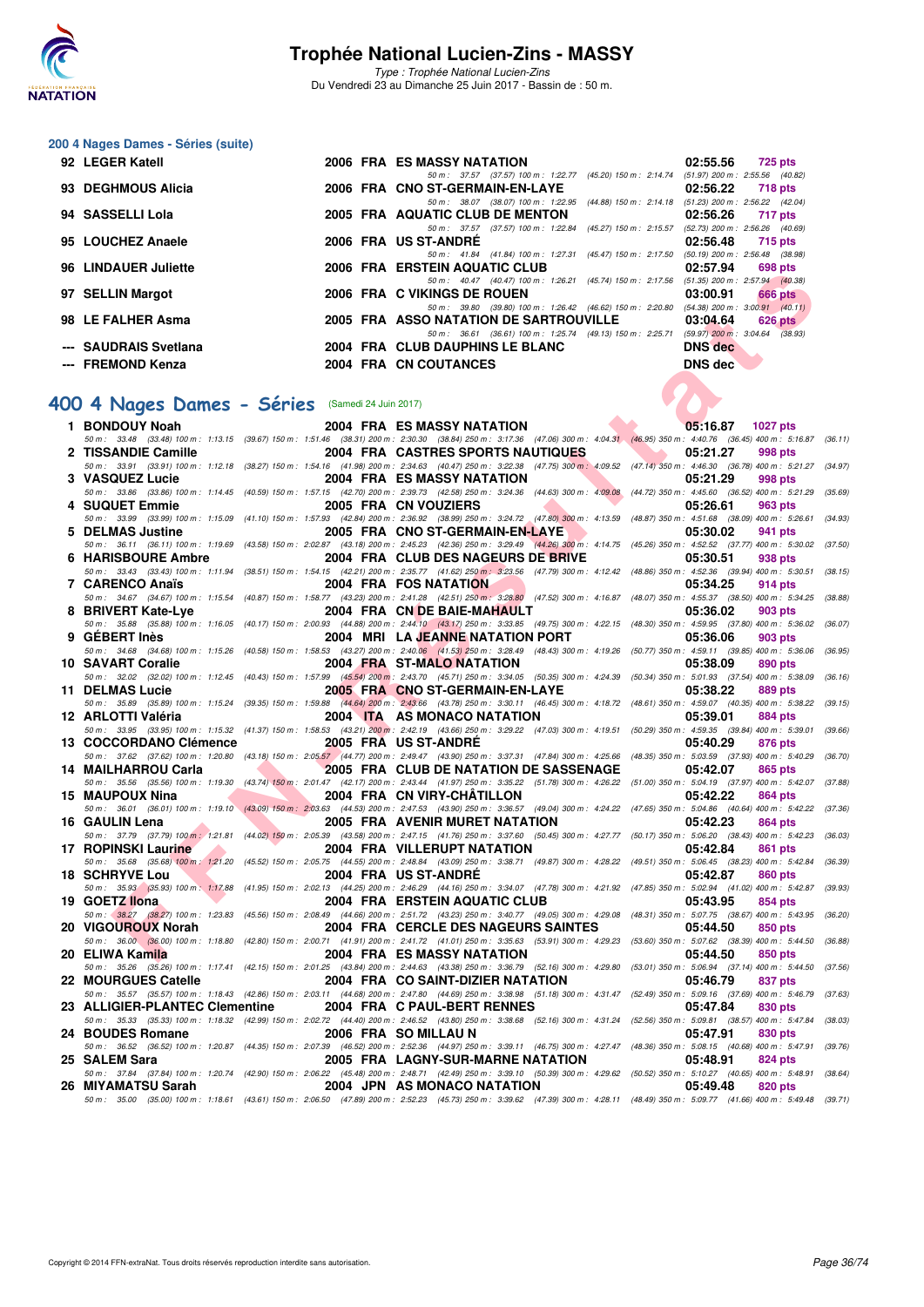# Trophée National Lucien-Zins - MASSY

*Type : Trophée National Lucien-Zins*
Du Vendredi 23 au Dimanche 25 Juin 2017 - Bassin de : 50 m.

## 200 4 Nages Dames - Séries (suite)

| | | | | | | |
|---|---|---|---|---|---|---|
| 92 | LEGER Katell | 2006 | FRA | ES MASSY NATATION | 02:55.56 | 725 pts |
| | 50 m : 37.57 (37.57) 100 m : 1:22.77 (45.20) 150 m : 2:14.74 (51.97) 200 m : 2:55.56 (40.82) | | | | | |
| 93 | DEGHMOUS Alicia | 2006 | FRA | CNO ST-GERMAIN-EN-LAYE | 02:56.22 | 718 pts |
| | 50 m : 38.07 (38.07) 100 m : 1:22.95 (44.88) 150 m : 2:14.18 (51.23) 200 m : 2:56.22 (42.04) | | | | | |
| 94 | SASSELLI Lola | 2005 | FRA | AQUATIC CLUB DE MENTON | 02:56.26 | 717 pts |
| | 50 m : 37.57 (37.57) 100 m : 1:22.84 (45.27) 150 m : 2:15.57 (52.73) 200 m : 2:56.26 (40.69) | | | | | |
| 95 | LOUCHEZ Anaele | 2006 | FRA | US ST-ANDRÉ | 02:56.48 | 715 pts |
| | 50 m : 41.84 (41.84) 100 m : 1:27.31 (45.47) 150 m : 2:17.50 (50.19) 200 m : 2:56.48 (38.98) | | | | | |
| 96 | LINDAUER Juliette | 2006 | FRA | ERSTEIN AQUATIC CLUB | 02:57.94 | 698 pts |
| | 50 m : 40.47 (40.47) 100 m : 1:26.21 (45.74) 150 m : 2:17.56 (51.35) 200 m : 2:57.94 (40.38) | | | | | |
| 97 | SELLIN Margot | 2006 | FRA | C VIKINGS DE ROUEN | 03:00.91 | 666 pts |
| | 50 m : 39.80 (39.80) 100 m : 1:26.42 (46.62) 150 m : 2:20.80 (54.38) 200 m : 3:00.91 (40.11) | | | | | |
| 98 | LE FALHER Asma | 2005 | FRA | ASSO NATATION DE SARTROUVILLE | 03:04.64 | 626 pts |
| | 50 m : 36.61 (36.61) 100 m : 1:25.74 (49.13) 150 m : 2:25.71 (59.97) 200 m : 3:04.64 (38.93) | | | | | |
| --- | SAUDRAIS Svetlana | 2004 | FRA | CLUB DAUPHINS LE BLANC | DNS dec | |
| --- | FREMOND Kenza | 2004 | FRA | CN COUTANCES | DNS dec | |

## 400 4 Nages Dames - Séries (Samedi 24 Juin 2017)

| | | | | | | |
|---|---|---|---|---|---|---|
| 1 | BONDOUY Noah | 2004 | FRA | ES MASSY NATATION | 05:16.87 | 1027 pts |
| | 50 m : 33.48 (33.48) 100 m : 1:13.15 (39.67) 150 m : 1:51.46 (38.31) 200 m : 2:30.30 (38.84) 250 m : 3:17.36 (47.06) 300 m : 4:04.31 (46.95) 350 m : 4:40.76 (36.45) 400 m : 5:16.87 (36.11) | | | | | |
| 2 | TISSANDIE Camille | 2004 | FRA | CASTRES SPORTS NAUTIQUES | 05:21.27 | 998 pts |
| | 50 m : 33.91 (33.91) 100 m : 1:12.18 (38.27) 150 m : 1:54.16 (41.98) 200 m : 2:34.63 (40.47) 250 m : 3:22.38 (47.75) 300 m : 4:09.52 (47.14) 350 m : 4:46.30 (36.78) 400 m : 5:21.27 (34.97) | | | | | |
| 3 | VASQUEZ Lucie | 2004 | FRA | ES MASSY NATATION | 05:21.29 | 998 pts |
| | 50 m : 33.86 (33.86) 100 m : 1:14.45 (40.59) 150 m : 1:57.15 (42.70) 200 m : 2:39.73 (42.58) 250 m : 3:24.36 (44.63) 300 m : 4:09.08 (44.72) 350 m : 4:45.60 (36.52) 400 m : 5:21.29 (35.69) | | | | | |
| 4 | SUQUET Emmie | 2005 | FRA | CN VOUZIERS | 05:26.61 | 963 pts |
| | 50 m : 33.99 (33.99) 100 m : 1:15.09 (41.10) 150 m : 1:57.93 (42.84) 200 m : 2:36.92 (38.99) 250 m : 3:24.72 (47.80) 300 m : 4:13.59 (48.87) 350 m : 4:51.68 (38.09) 400 m : 5:26.61 (34.93) | | | | | |
| 5 | DELMAS Justine | 2005 | FRA | CNO ST-GERMAIN-EN-LAYE | 05:30.02 | 941 pts |
| | 50 m : 36.11 (36.11) 100 m : 1:19.69 (43.58) 150 m : 2:02.87 (43.18) 200 m : 2:45.23 (42.36) 250 m : 3:29.49 (44.26) 300 m : 4:14.75 (45.26) 350 m : 4:52.52 (37.77) 400 m : 5:30.02 (37.50) | | | | | |
| 6 | HARISBOURE Ambre | 2004 | FRA | CLUB DES NAGEURS DE BRIVE | 05:30.51 | 938 pts |
| | 50 m : 33.43 (33.43) 100 m : 1:11.94 (38.51) 150 m : 1:54.15 (42.21) 200 m : 2:35.77 (41.62) 250 m : 3:23.56 (47.79) 300 m : 4:12.42 (48.86) 350 m : 4:52.36 (39.94) 400 m : 5:30.51 (38.15) | | | | | |
| 7 | CARENCO Anaïs | 2004 | FRA | FOS NATATION | 05:34.25 | 914 pts |
| | 50 m : 34.67 (34.67) 100 m : 1:15.54 (40.87) 150 m : 1:58.77 (43.23) 200 m : 2:41.28 (42.51) 250 m : 3:28.80 (47.52) 300 m : 4:16.87 (48.07) 350 m : 4:55.37 (38.50) 400 m : 5:34.25 (38.88) | | | | | |
| 8 | BRIVERT Kate-Lye | 2004 | FRA | CN DE BAIE-MAHAULT | 05:36.02 | 903 pts |
| | 50 m : 35.88 (35.88) 100 m : 1:16.05 (40.17) 150 m : 2:00.93 (44.88) 200 m : 2:44.10 (43.17) 250 m : 3:33.85 (49.75) 300 m : 4:22.15 (48.30) 350 m : 4:59.95 (37.80) 400 m : 5:36.02 (36.07) | | | | | |
| 9 | GÉBERT Inès | 2004 | MRI | LA JEANNE NATATION PORT | 05:36.06 | 903 pts |
| | 50 m : 34.68 (34.68) 100 m : 1:15.26 (40.58) 150 m : 1:58.53 (43.27) 200 m : 2:40.06 (41.53) 250 m : 3:28.49 (48.43) 300 m : 4:19.26 (50.77) 350 m : 4:59.11 (39.85) 400 m : 5:36.06 (36.95) | | | | | |
| 10 | SAVART Coralie | 2004 | FRA | ST-MALO NATATION | 05:38.09 | 890 pts |
| | 50 m : 32.02 (32.02) 100 m : 1:12.45 (40.43) 150 m : 1:57.99 (45.54) 200 m : 2:43.70 (45.71) 250 m : 3:34.05 (50.35) 300 m : 4:24.39 (50.34) 350 m : 5:01.93 (37.54) 400 m : 5:38.09 (36.16) | | | | | |
| 11 | DELMAS Lucie | 2005 | FRA | CNO ST-GERMAIN-EN-LAYE | 05:38.22 | 889 pts |
| | 50 m : 35.89 (35.89) 100 m : 1:15.24 (39.35) 150 m : 1:59.88 (44.64) 200 m : 2:43.66 (43.78) 250 m : 3:30.11 (46.45) 300 m : 4:18.72 (48.61) 350 m : 4:59.07 (40.35) 400 m : 5:38.22 (39.15) | | | | | |
| 12 | ARLOTTI Valéria | 2004 | ITA | AS MONACO NATATION | 05:39.01 | 884 pts |
| | 50 m : 33.95 (33.95) 100 m : 1:15.32 (41.37) 150 m : 1:58.53 (43.21) 200 m : 2:42.19 (43.66) 250 m : 3:29.22 (47.03) 300 m : 4:19.51 (50.29) 350 m : 4:59.35 (39.84) 400 m : 5:39.01 (39.66) | | | | | |
| 13 | COCCORDANO Clémence | 2005 | FRA | US ST-ANDRÉ | 05:40.29 | 876 pts |
| | 50 m : 37.62 (37.62) 100 m : 1:20.80 (43.18) 150 m : 2:05.57 (44.77) 200 m : 2:49.47 (43.90) 250 m : 3:37.31 (47.84) 300 m : 4:25.66 (48.35) 350 m : 5:03.59 (37.93) 400 m : 5:40.29 (36.70) | | | | | |
| 14 | MAILHARROU Carla | 2005 | FRA | CLUB DE NATATION DE SASSENAGE | 05:42.07 | 865 pts |
| | 50 m : 35.56 (35.56) 100 m : 1:19.30 (43.74) 150 m : 2:01.47 (42.17) 200 m : 2:43.44 (41.97) 250 m : 3:35.22 (51.78) 300 m : 4:26.22 (51.00) 350 m : 5:04.19 (37.97) 400 m : 5:42.07 (37.88) | | | | | |
| 15 | MAUPOUX Nina | 2004 | FRA | CN VIRY-CHÂTILLON | 05:42.22 | 864 pts |
| | 50 m : 36.01 (36.01) 100 m : 1:19.10 (43.09) 150 m : 2:03.63 (44.53) 200 m : 2:47.53 (43.90) 250 m : 3:36.57 (49.04) 300 m : 4:24.22 (47.65) 350 m : 5:04.86 (40.64) 400 m : 5:42.22 (37.36) | | | | | |
| 16 | GAULIN Lena | 2005 | FRA | AVENIR MURET NATATION | 05:42.23 | 864 pts |
| | 50 m : 37.79 (37.79) 100 m : 1:21.81 (44.02) 150 m : 2:05.39 (43.58) 200 m : 2:47.15 (41.76) 250 m : 3:37.60 (50.45) 300 m : 4:27.77 (50.17) 350 m : 5:06.20 (38.43) 400 m : 5:42.23 (36.03) | | | | | |
| 17 | ROPINSKI Laurine | 2004 | FRA | VILLERUPT NATATION | 05:42.84 | 861 pts |
| | 50 m : 35.68 (35.68) 100 m : 1:21.20 (45.52) 150 m : 2:05.75 (44.55) 200 m : 2:48.84 (43.09) 250 m : 3:38.71 (49.87) 300 m : 4:28.22 (49.51) 350 m : 5:06.45 (38.23) 400 m : 5:42.84 (36.39) | | | | | |
| 18 | SCHRYVE Lou | 2004 | FRA | US ST-ANDRÉ | 05:42.87 | 860 pts |
| | 50 m : 35.93 (35.93) 100 m : 1:17.88 (41.95) 150 m : 2:02.13 (44.25) 200 m : 2:46.29 (44.16) 250 m : 3:34.07 (47.78) 300 m : 4:21.92 (47.85) 350 m : 5:02.94 (41.02) 400 m : 5:42.87 (39.93) | | | | | |
| 19 | GOETZ Ilona | 2004 | FRA | ERSTEIN AQUATIC CLUB | 05:43.95 | 854 pts |
| | 50 m : 38.27 (38.27) 100 m : 1:23.83 (45.56) 150 m : 2:08.49 (44.66) 200 m : 2:51.72 (43.23) 250 m : 3:40.77 (49.05) 300 m : 4:29.08 (48.31) 350 m : 5:07.75 (38.67) 400 m : 5:43.95 (36.20) | | | | | |
| 20 | VIGOUROUX Norah | 2004 | FRA | CERCLE DES NAGEURS SAINTES | 05:44.50 | 850 pts |
| | 50 m : 36.00 (36.00) 100 m : 1:18.80 (42.80) 150 m : 2:00.71 (41.91) 200 m : 2:41.72 (41.01) 250 m : 3:35.63 (53.91) 300 m : 4:29.23 (53.60) 350 m : 5:07.62 (38.39) 400 m : 5:44.50 (36.88) | | | | | |
| 20 | ELIWA Kamila | 2004 | FRA | ES MASSY NATATION | 05:44.50 | 850 pts |
| | 50 m : 35.26 (35.26) 100 m : 1:17.41 (42.15) 150 m : 2:01.25 (43.84) 200 m : 2:44.63 (43.38) 250 m : 3:36.79 (52.16) 300 m : 4:29.80 (53.01) 350 m : 5:06.94 (37.14) 400 m : 5:44.50 (37.56) | | | | | |
| 22 | MOURGUES Catelle | 2004 | FRA | CO SAINT-DIZIER NATATION | 05:46.79 | 837 pts |
| | 50 m : 35.57 (35.57) 100 m : 1:18.43 (42.86) 150 m : 2:03.11 (44.68) 200 m : 2:47.80 (44.69) 250 m : 3:38.98 (51.18) 300 m : 4:31.47 (52.49) 350 m : 5:09.16 (37.69) 400 m : 5:46.79 (37.63) | | | | | |
| 23 | ALLIGIER-PLANTEC Clementine | 2004 | FRA | C PAUL-BERT RENNES | 05:47.84 | 830 pts |
| | 50 m : 35.33 (35.33) 100 m : 1:18.32 (42.99) 150 m : 2:02.72 (44.40) 200 m : 2:46.52 (43.80) 250 m : 3:38.68 (52.16) 300 m : 4:31.24 (52.56) 350 m : 5:09.81 (38.57) 400 m : 5:47.84 (38.03) | | | | | |
| 24 | BOUDES Romane | 2006 | FRA | SO MILLAU N | 05:47.91 | 830 pts |
| | 50 m : 36.52 (36.52) 100 m : 1:20.87 (44.35) 150 m : 2:07.39 (46.52) 200 m : 2:52.36 (44.97) 250 m : 3:39.11 (46.75) 300 m : 4:27.47 (48.36) 350 m : 5:08.15 (40.68) 400 m : 5:47.91 (39.76) | | | | | |
| 25 | SALEM Sara | 2005 | FRA | LAGNY-SUR-MARNE NATATION | 05:48.91 | 824 pts |
| | 50 m : 37.84 (37.84) 100 m : 1:20.74 (42.90) 150 m : 2:06.22 (45.48) 200 m : 2:48.71 (42.49) 250 m : 3:39.10 (50.39) 300 m : 4:29.62 (50.52) 350 m : 5:10.27 (40.65) 400 m : 5:48.91 (38.64) | | | | | |
| 26 | MIYAMATSU Sarah | 2004 | JPN | AS MONACO NATATION | 05:49.48 | 820 pts |
| | 50 m : 35.00 (35.00) 100 m : 1:18.61 (43.61) 150 m : 2:06.50 (47.89) 200 m : 2:52.23 (45.73) 250 m : 3:39.62 (47.39) 300 m : 4:28.11 (48.49) 350 m : 5:09.77 (41.66) 400 m : 5:49.48 (39.71) | | | | | |

Copyright © 2014 FFN-extraNat. Tous droits réservés reproduction interdite sans autorisation.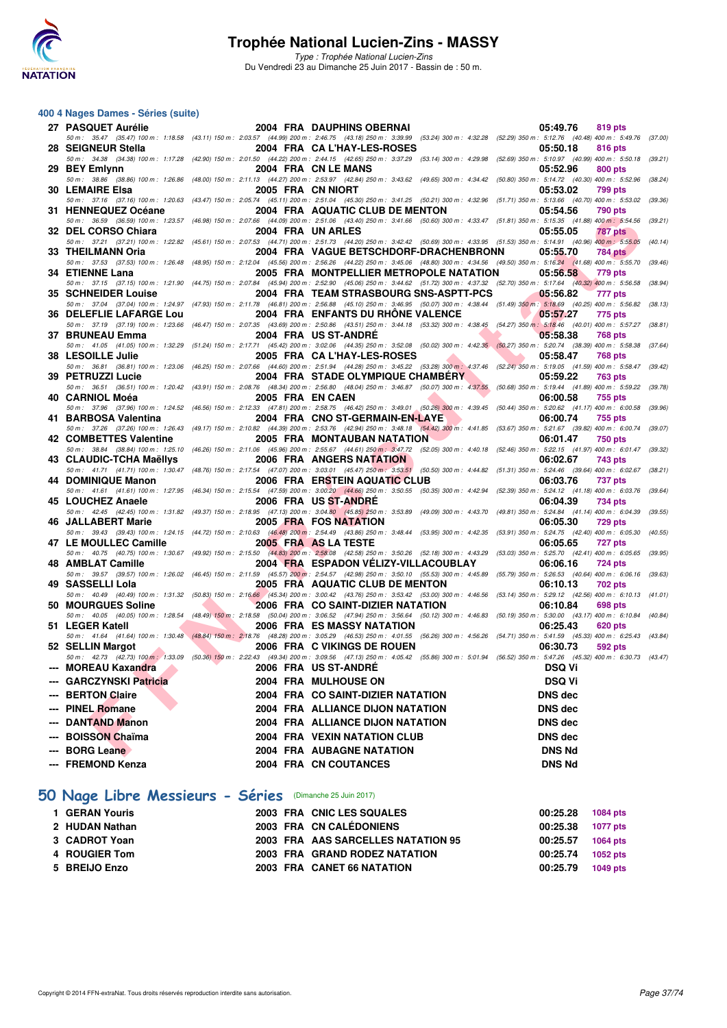## 400 4 Nages Dames - Séries (suite)

| | | | | | | |
|---|---|---|---|---|---|---|
| 27 | PASQUET Aurélie | 2004 | FRA | DAUPHINS OBERNAI | 05:49.76 | 819 pts |
| | 50 m : 35.47 (35.47) 100 m : 1:18.58 (43.11) 150 m : 2:03.57 (44.99) 200 m : 2:46.75 (43.18) 250 m : 3:39.99 (53.24) 300 m : 4:32.28 (52.29) 350 m : 5:12.76 (40.48) 400 m : 5:49.76 (37.00) | | | | | |
| 28 | SEIGNEUR Stella | 2004 | FRA | CA L'HAY-LES-ROSES | 05:50.18 | 816 pts |
| | 50 m : 34.38 (34.38) 100 m : 1:17.28 (42.90) 150 m : 2:01.50 (44.22) 200 m : 2:44.15 (42.65) 250 m : 3:37.29 (53.14) 300 m : 4:29.98 (52.69) 350 m : 5:10.97 (40.99) 400 m : 5:50.18 (39.21) | | | | | |
| 29 | BEY Emlynn | 2004 | FRA | CN LE MANS | 05:52.96 | 800 pts |
| | 50 m : 38.86 (38.86) 100 m : 1:26.86 (48.00) 150 m : 2:11.13 (44.27) 200 m : 2:53.97 (42.84) 250 m : 3:43.62 (49.65) 300 m : 4:34.42 (50.80) 350 m : 5:14.72 (40.30) 400 m : 5:52.96 (38.24) | | | | | |
| 30 | LEMAIRE Elsa | 2005 | FRA | CN NIORT | 05:53.02 | 799 pts |
| | 50 m : 37.16 (37.16) 100 m : 1:20.63 (43.47) 150 m : 2:05.74 (45.11) 200 m : 2:51.04 (45.30) 250 m : 3:41.25 (50.21) 300 m : 4:32.96 (51.71) 350 m : 5:13.66 (40.70) 400 m : 5:53.02 (39.36) | | | | | |
| 31 | HENNEQUEZ Océane | 2004 | FRA | AQUATIC CLUB DE MENTON | 05:54.56 | 790 pts |
| | 50 m : 36.59 (36.59) 100 m : 1:23.57 (46.98) 150 m : 2:07.66 (44.09) 200 m : 2:51.06 (43.40) 250 m : 3:41.66 (50.60) 300 m : 4:33.47 (51.81) 350 m : 5:15.35 (41.88) 400 m : 5:54.56 (39.21) | | | | | |
| 32 | DEL CORSO Chiara | 2004 | FRA | UN ARLES | 05:55.05 | 787 pts |
| | 50 m : 37.21 (37.21) 100 m : 1:22.82 (45.61) 150 m : 2:07.53 (44.71) 200 m : 2:51.73 (44.20) 250 m : 3:42.42 (50.69) 300 m : 4:33.95 (51.53) 350 m : 5:14.91 (40.96) 400 m : 5:55.05 (40.14) | | | | | |
| 33 | THEILMANN Oria | 2004 | FRA | VAGUE BETSCHDORF-DRACHENBRONN | 05:55.70 | 784 pts |
| | 50 m : 37.53 (37.53) 100 m : 1:26.48 (48.95) 150 m : 2:12.04 (45.56) 200 m : 2:56.26 (44.22) 250 m : 3:45.06 (48.80) 300 m : 4:34.56 (49.50) 350 m : 5:16.24 (41.68) 400 m : 5:55.70 (39.46) | | | | | |
| 34 | ETIENNE Lana | 2005 | FRA | MONTPELLIER METROPOLE NATATION | 05:56.58 | 779 pts |
| | 50 m : 37.15 (37.15) 100 m : 1:21.90 (44.75) 150 m : 2:07.84 (45.94) 200 m : 2:52.90 (45.06) 250 m : 3:44.62 (51.72) 300 m : 4:37.32 (52.70) 350 m : 5:17.64 (40.32) 400 m : 5:56.58 (38.94) | | | | | |
| 35 | SCHNEIDER Louise | 2004 | FRA | TEAM STRASBOURG SNS-ASPTT-PCS | 05:56.82 | 777 pts |
| | 50 m : 37.04 (37.04) 100 m : 1:24.97 (47.93) 150 m : 2:11.78 (46.81) 200 m : 2:56.88 (45.10) 250 m : 3:46.95 (50.07) 300 m : 4:38.44 (51.49) 350 m : 5:18.69 (40.25) 400 m : 5:56.82 (38.13) | | | | | |
| 36 | DELEFLIE LAFARGE Lou | 2004 | FRA | ENFANTS DU RHÔNE VALENCE | 05:57.27 | 775 pts |
| | 50 m : 37.19 (37.19) 100 m : 1:23.66 (46.47) 150 m : 2:07.35 (43.69) 200 m : 2:50.86 (43.51) 250 m : 3:44.18 (53.32) 300 m : 4:38.45 (54.27) 350 m : 5:18.46 (40.01) 400 m : 5:57.27 (38.81) | | | | | |
| 37 | BRUNEAU Emma | 2004 | FRA | US ST-ANDRÉ | 05:58.38 | 768 pts |
| | 50 m : 41.05 (41.05) 100 m : 1:32.29 (51.24) 150 m : 2:17.71 (45.42) 200 m : 3:02.06 (44.35) 250 m : 3:52.08 (50.02) 300 m : 4:42.35 (50.27) 350 m : 5:20.74 (38.39) 400 m : 5:58.38 (37.64) | | | | | |
| 38 | LESOILLE Julie | 2005 | FRA | CA L'HAY-LES-ROSES | 05:58.47 | 768 pts |
| | 50 m : 36.81 (36.81) 100 m : 1:23.06 (46.25) 150 m : 2:07.66 (44.60) 200 m : 2:51.94 (44.28) 250 m : 3:45.22 (53.28) 300 m : 4:37.46 (52.24) 350 m : 5:19.05 (41.59) 400 m : 5:58.47 (39.42) | | | | | |
| 39 | PETRUZZI Lucie | 2004 | FRA | STADE OLYMPIQUE CHAMBÉRY | 05:59.22 | 763 pts |
| | 50 m : 36.51 (36.51) 100 m : 1:20.42 (43.91) 150 m : 2:08.76 (48.34) 200 m : 2:56.80 (48.04) 250 m : 3:46.87 (50.07) 300 m : 4:37.55 (50.68) 350 m : 5:19.44 (41.89) 400 m : 5:59.22 (39.78) | | | | | |
| 40 | CARNIOL Moéa | 2005 | FRA | EN CAEN | 06:00.58 | 755 pts |
| | 50 m : 37.96 (37.96) 100 m : 1:24.52 (46.56) 150 m : 2:12.33 (47.81) 200 m : 2:58.75 (46.42) 250 m : 3:49.01 (50.26) 300 m : 4:39.45 (50.44) 350 m : 5:20.62 (41.17) 400 m : 6:00.58 (39.96) | | | | | |
| 41 | BARBOSA Valentina | 2004 | FRA | CNO ST-GERMAIN-EN-LAYE | 06:00.74 | 755 pts |
| | 50 m : 37.26 (37.26) 100 m : 1:26.43 (49.17) 150 m : 2:10.82 (44.39) 200 m : 2:53.76 (42.94) 250 m : 3:48.18 (54.42) 300 m : 4:41.85 (53.67) 350 m : 5:21.67 (39.82) 400 m : 6:00.74 (39.07) | | | | | |
| 42 | COMBETTES Valentine | 2005 | FRA | MONTAUBAN NATATION | 06:01.47 | 750 pts |
| | 50 m : 38.84 (38.84) 100 m : 1:25.10 (46.26) 150 m : 2:11.06 (45.96) 200 m : 2:55.67 (44.61) 250 m : 3:47.72 (52.05) 300 m : 4:40.18 (52.46) 350 m : 5:22.15 (41.97) 400 m : 6:01.47 (39.32) | | | | | |
| 43 | CLAUDIC-TCHA Maëllys | 2006 | FRA | ANGERS NATATION | 06:02.67 | 743 pts |
| | 50 m : 41.71 (41.71) 100 m : 1:30.47 (48.76) 150 m : 2:17.54 (47.07) 200 m : 3:03.01 (45.47) 250 m : 3:53.51 (50.50) 300 m : 4:44.82 (51.31) 350 m : 5:24.46 (39.64) 400 m : 6:02.67 (38.21) | | | | | |
| 44 | DOMINIQUE Manon | 2006 | FRA | ERSTEIN AQUATIC CLUB | 06:03.76 | 737 pts |
| | 50 m : 41.61 (41.61) 100 m : 1:27.95 (46.34) 150 m : 2:15.54 (47.59) 200 m : 3:00.20 (44.66) 250 m : 3:50.55 (50.35) 300 m : 4:42.94 (52.39) 350 m : 5:24.12 (41.18) 400 m : 6:03.76 (39.64) | | | | | |
| 45 | LOUCHEZ Anaele | 2006 | FRA | US ST-ANDRÉ | 06:04.39 | 734 pts |
| | 50 m : 42.45 (42.45) 100 m : 1:31.82 (49.37) 150 m : 2:18.95 (47.13) 200 m : 3:04.80 (45.85) 250 m : 3:53.89 (49.09) 300 m : 4:43.70 (49.81) 350 m : 5:24.84 (41.14) 400 m : 6:04.39 (39.55) | | | | | |
| 46 | JALLABERT Marie | 2005 | FRA | FOS NATATION | 06:05.30 | 729 pts |
| | 50 m : 39.43 (39.43) 100 m : 1:24.15 (44.72) 150 m : 2:10.63 (46.48) 200 m : 2:54.49 (43.86) 250 m : 3:48.44 (53.95) 300 m : 4:42.35 (53.91) 350 m : 5:24.75 (42.40) 400 m : 6:05.30 (40.55) | | | | | |
| 47 | LE MOULLEC Camille | 2005 | FRA | AS LA TESTE | 06:05.65 | 727 pts |
| | 50 m : 40.75 (40.75) 100 m : 1:30.67 (49.92) 150 m : 2:15.50 (44.83) 200 m : 2:58.08 (42.58) 250 m : 3:50.26 (52.18) 300 m : 4:43.29 (53.03) 350 m : 5:25.70 (42.41) 400 m : 6:05.65 (39.95) | | | | | |
| 48 | AMBLAT Camille | 2004 | FRA | ESPADON VÉLIZY-VILLACOUBLAY | 06:06.16 | 724 pts |
| | 50 m : 39.57 (39.57) 100 m : 1:26.02 (46.45) 150 m : 2:11.59 (45.57) 200 m : 2:54.57 (42.98) 250 m : 3:50.10 (55.53) 300 m : 4:45.89 (55.79) 350 m : 5:26.53 (40.64) 400 m : 6:06.16 (39.63) | | | | | |
| 49 | SASSELLI Lola | 2005 | FRA | AQUATIC CLUB DE MENTON | 06:10.13 | 702 pts |
| | 50 m : 40.49 (40.49) 100 m : 1:31.32 (50.83) 150 m : 2:16.66 (45.34) 200 m : 3:00.42 (43.76) 250 m : 3:53.42 (53.00) 300 m : 4:46.56 (53.14) 350 m : 5:29.12 (42.56) 400 m : 6:10.13 (41.01) | | | | | |
| 50 | MOURGUES Soline | 2006 | FRA | CO SAINT-DIZIER NATATION | 06:10.84 | 698 pts |
| | 50 m : 40.05 (40.05) 100 m : 1:28.54 (48.49) 150 m : 2:18.58 (50.04) 200 m : 3:06.52 (47.94) 250 m : 3:56.64 (50.12) 300 m : 4:46.83 (50.19) 350 m : 5:30.00 (43.17) 400 m : 6:10.84 (40.84) | | | | | |
| 51 | LEGER Katell | 2006 | FRA | ES MASSY NATATION | 06:25.43 | 620 pts |
| | 50 m : 41.64 (41.64) 100 m : 1:30.48 (48.84) 150 m : 2:18.76 (48.28) 200 m : 3:05.29 (46.53) 250 m : 4:01.55 (56.26) 300 m : 4:56.26 (54.71) 350 m : 5:41.59 (45.33) 400 m : 6:25.43 (43.84) | | | | | |
| 52 | SELLIN Margot | 2006 | FRA | C VIKINGS DE ROUEN | 06:30.73 | 592 pts |
| | 50 m : 42.73 (42.73) 100 m : 1:33.09 (50.36) 150 m : 2:22.43 (49.34) 200 m : 3:09.56 (47.13) 250 m : 4:05.42 (55.86) 300 m : 5:01.94 (56.52) 350 m : 5:47.26 (45.32) 400 m : 6:30.73 (43.47) | | | | | |
| --- | MOREAU Kaxandra | 2006 | FRA | US ST-ANDRÉ | DSQ Vi | |
| --- | GARCZYNSKI Patricia | 2004 | FRA | MULHOUSE ON | DSQ Vi | |
| --- | BERTON Claire | 2004 | FRA | CO SAINT-DIZIER NATATION | DNS dec | |
| --- | PINEL Romane | 2004 | FRA | ALLIANCE DIJON NATATION | DNS dec | |
| --- | DANTAND Manon | 2004 | FRA | ALLIANCE DIJON NATATION | DNS dec | |
| --- | BOISSON Chaïma | 2004 | FRA | VEXIN NATATION CLUB | DNS dec | |
| --- | BORG Leane | 2004 | FRA | AUBAGNE NATATION | DNS Nd | |
| --- | FREMOND Kenza | 2004 | FRA | CN COUTANCES | DNS Nd | |

## 50 Nage Libre Messieurs - Séries (Dimanche 25 Juin 2017)

| | | | | | | |
|---|---|---|---|---|---|---|
| 1 | GERAN Youris | 2003 | FRA | CNIC LES SQUALES | 00:25.28 | 1084 pts |
| 2 | HUDAN Nathan | 2003 | FRA | CN CALÉDONIENS | 00:25.38 | 1077 pts |
| 3 | CADROT Yoan | 2003 | FRA | AAS SARCELLES NATATION 95 | 00:25.57 | 1064 pts |
| 4 | ROUGIER Tom | 2003 | FRA | GRAND RODEZ NATATION | 00:25.74 | 1052 pts |
| 5 | BREIJO Enzo | 2003 | FRA | CANET 66 NATATION | 00:25.79 | 1049 pts |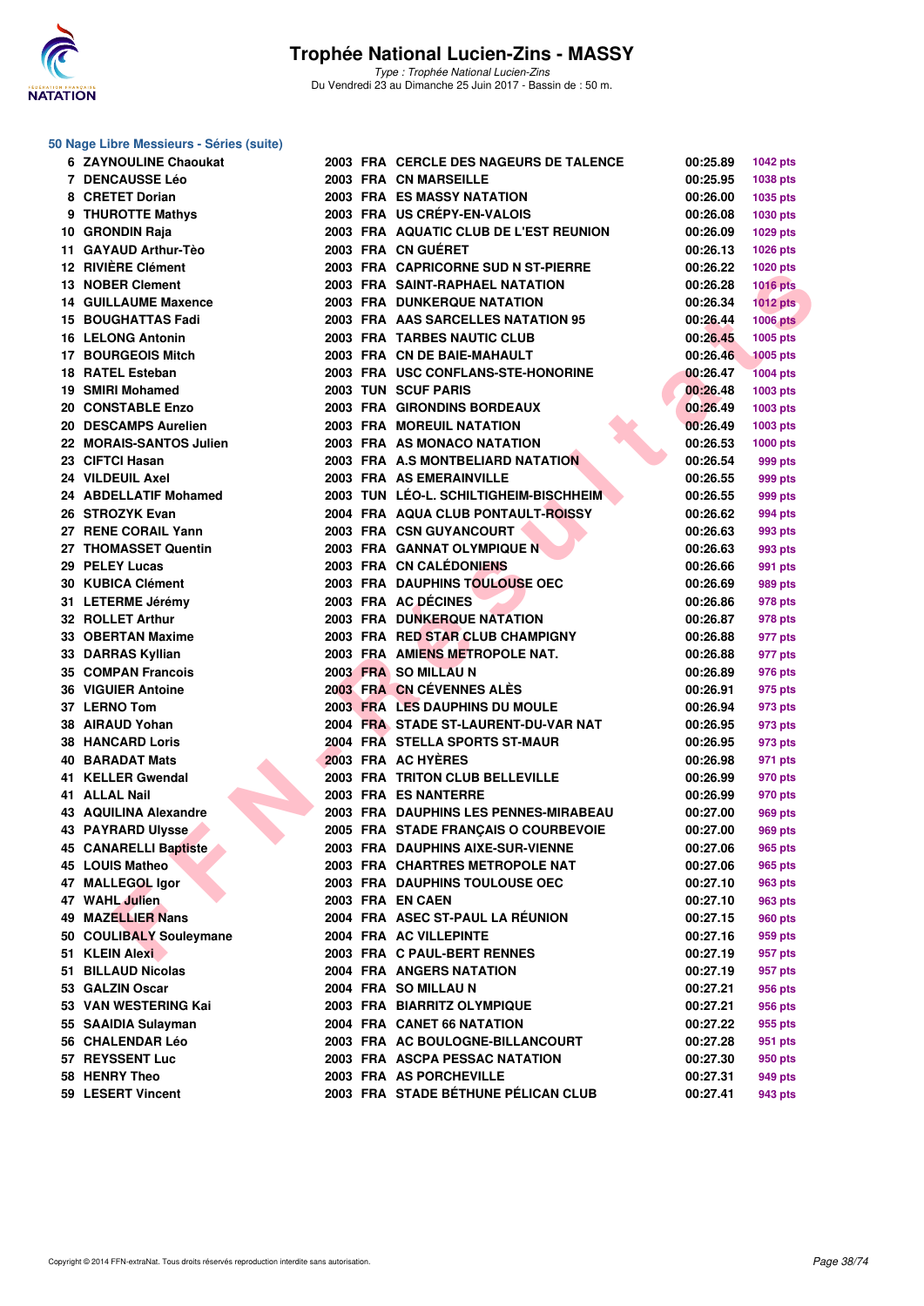## 50 Nage Libre Messieurs - Séries (suite)

| | | | | | | |
|---|---|---|---|---|---|---|
| 6 | ZAYNOULINE Chaoukat | 2003 | FRA | CERCLE DES NAGEURS DE TALENCE | 00:25.89 | 1042 pts |
| 7 | DENCAUSSE Léo | 2003 | FRA | CN MARSEILLE | 00:25.95 | 1038 pts |
| 8 | CRETET Dorian | 2003 | FRA | ES MASSY NATATION | 00:26.00 | 1035 pts |
| 9 | THUROTTE Mathys | 2003 | FRA | US CRÉPY-EN-VALOIS | 00:26.08 | 1030 pts |
| 10 | GRONDIN Raja | 2003 | FRA | AQUATIC CLUB DE L'EST REUNION | 00:26.09 | 1029 pts |
| 11 | GAYAUD Arthur-Tèo | 2003 | FRA | CN GUÉRET | 00:26.13 | 1026 pts |
| 12 | RIVIÈRE Clément | 2003 | FRA | CAPRICORNE SUD N ST-PIERRE | 00:26.22 | 1020 pts |
| 13 | NOBER Clement | 2003 | FRA | SAINT-RAPHAEL NATATION | 00:26.28 | 1016 pts |
| 14 | GUILLAUME Maxence | 2003 | FRA | DUNKERQUE NATATION | 00:26.34 | 1012 pts |
| 15 | BOUGHATTAS Fadi | 2003 | FRA | AAS SARCELLES NATATION 95 | 00:26.44 | 1006 pts |
| 16 | LELONG Antonin | 2003 | FRA | TARBES NAUTIC CLUB | 00:26.45 | 1005 pts |
| 17 | BOURGEOIS Mitch | 2003 | FRA | CN DE BAIE-MAHAULT | 00:26.46 | 1005 pts |
| 18 | RATEL Esteban | 2003 | FRA | USC CONFLANS-STE-HONORINE | 00:26.47 | 1004 pts |
| 19 | SMIRI Mohamed | 2003 | TUN | SCUF PARIS | 00:26.48 | 1003 pts |
| 20 | CONSTABLE Enzo | 2003 | FRA | GIRONDINS BORDEAUX | 00:26.49 | 1003 pts |
| 20 | DESCAMPS Aurelien | 2003 | FRA | MOREUIL NATATION | 00:26.49 | 1003 pts |
| 22 | MORAIS-SANTOS Julien | 2003 | FRA | AS MONACO NATATION | 00:26.53 | 1000 pts |
| 23 | CIFTCI Hasan | 2003 | FRA | A.S MONTBELIARD NATATION | 00:26.54 | 999 pts |
| 24 | VILDEUIL Axel | 2003 | FRA | AS EMERAINVILLE | 00:26.55 | 999 pts |
| 24 | ABDELLATIF Mohamed | 2003 | TUN | LÉO-L. SCHILTIGHEIM-BISCHHEIM | 00:26.55 | 999 pts |
| 26 | STROZYK Evan | 2004 | FRA | AQUA CLUB PONTAULT-ROISSY | 00:26.62 | 994 pts |
| 27 | RENE CORAIL Yann | 2003 | FRA | CSN GUYANCOURT | 00:26.63 | 993 pts |
| 27 | THOMASSET Quentin | 2003 | FRA | GANNAT OLYMPIQUE N | 00:26.63 | 993 pts |
| 29 | PELEY Lucas | 2003 | FRA | CN CALÉDONIENS | 00:26.66 | 991 pts |
| 30 | KUBICA Clément | 2003 | FRA | DAUPHINS TOULOUSE OEC | 00:26.69 | 989 pts |
| 31 | LETERME Jérémy | 2003 | FRA | AC DÉCINES | 00:26.86 | 978 pts |
| 32 | ROLLET Arthur | 2003 | FRA | DUNKERQUE NATATION | 00:26.87 | 978 pts |
| 33 | OBERTAN Maxime | 2003 | FRA | RED STAR CLUB CHAMPIGNY | 00:26.88 | 977 pts |
| 33 | DARRAS Kyllian | 2003 | FRA | AMIENS METROPOLE NAT. | 00:26.88 | 977 pts |
| 35 | COMPAN Francois | 2003 | FRA | SO MILLAU N | 00:26.89 | 976 pts |
| 36 | VIGUIER Antoine | 2003 | FRA | CN CÉVENNES ALÈS | 00:26.91 | 975 pts |
| 37 | LERNO Tom | 2003 | FRA | LES DAUPHINS DU MOULE | 00:26.94 | 973 pts |
| 38 | AIRAUD Yohan | 2004 | FRA | STADE ST-LAURENT-DU-VAR NAT | 00:26.95 | 973 pts |
| 38 | HANCARD Loris | 2004 | FRA | STELLA SPORTS ST-MAUR | 00:26.95 | 973 pts |
| 40 | BARADAT Mats | 2003 | FRA | AC HYÈRES | 00:26.98 | 971 pts |
| 41 | KELLER Gwendal | 2003 | FRA | TRITON CLUB BELLEVILLE | 00:26.99 | 970 pts |
| 41 | ALLAL Nail | 2003 | FRA | ES NANTERRE | 00:26.99 | 970 pts |
| 43 | AQUILINA Alexandre | 2003 | FRA | DAUPHINS LES PENNES-MIRABEAU | 00:27.00 | 969 pts |
| 43 | PAYRARD Ulysse | 2005 | FRA | STADE FRANÇAIS O COURBEVOIE | 00:27.00 | 969 pts |
| 45 | CANARELLI Baptiste | 2003 | FRA | DAUPHINS AIXE-SUR-VIENNE | 00:27.06 | 965 pts |
| 45 | LOUIS Matheo | 2003 | FRA | CHARTRES METROPOLE NAT | 00:27.06 | 965 pts |
| 47 | MALLEGOL Igor | 2003 | FRA | DAUPHINS TOULOUSE OEC | 00:27.10 | 963 pts |
| 47 | WAHL Julien | 2003 | FRA | EN CAEN | 00:27.10 | 963 pts |
| 49 | MAZELLIER Nans | 2004 | FRA | ASEC ST-PAUL LA RÉUNION | 00:27.15 | 960 pts |
| 50 | COULIBALY Souleymane | 2004 | FRA | AC VILLEPINTE | 00:27.16 | 959 pts |
| 51 | KLEIN Alexi | 2003 | FRA | C PAUL-BERT RENNES | 00:27.19 | 957 pts |
| 51 | BILLAUD Nicolas | 2004 | FRA | ANGERS NATATION | 00:27.19 | 957 pts |
| 53 | GALZIN Oscar | 2004 | FRA | SO MILLAU N | 00:27.21 | 956 pts |
| 53 | VAN WESTERING Kai | 2003 | FRA | BIARRITZ OLYMPIQUE | 00:27.21 | 956 pts |
| 55 | SAAIDIA Sulayman | 2004 | FRA | CANET 66 NATATION | 00:27.22 | 955 pts |
| 56 | CHALENDAR Léo | 2003 | FRA | AC BOULOGNE-BILLANCOURT | 00:27.28 | 951 pts |
| 57 | REYSSENT Luc | 2003 | FRA | ASCPA PESSAC NATATION | 00:27.30 | 950 pts |
| 58 | HENRY Theo | 2003 | FRA | AS PORCHEVILLE | 00:27.31 | 949 pts |
| 59 | LESERT Vincent | 2003 | FRA | STADE BÉTHUNE PÉLICAN CLUB | 00:27.41 | 943 pts |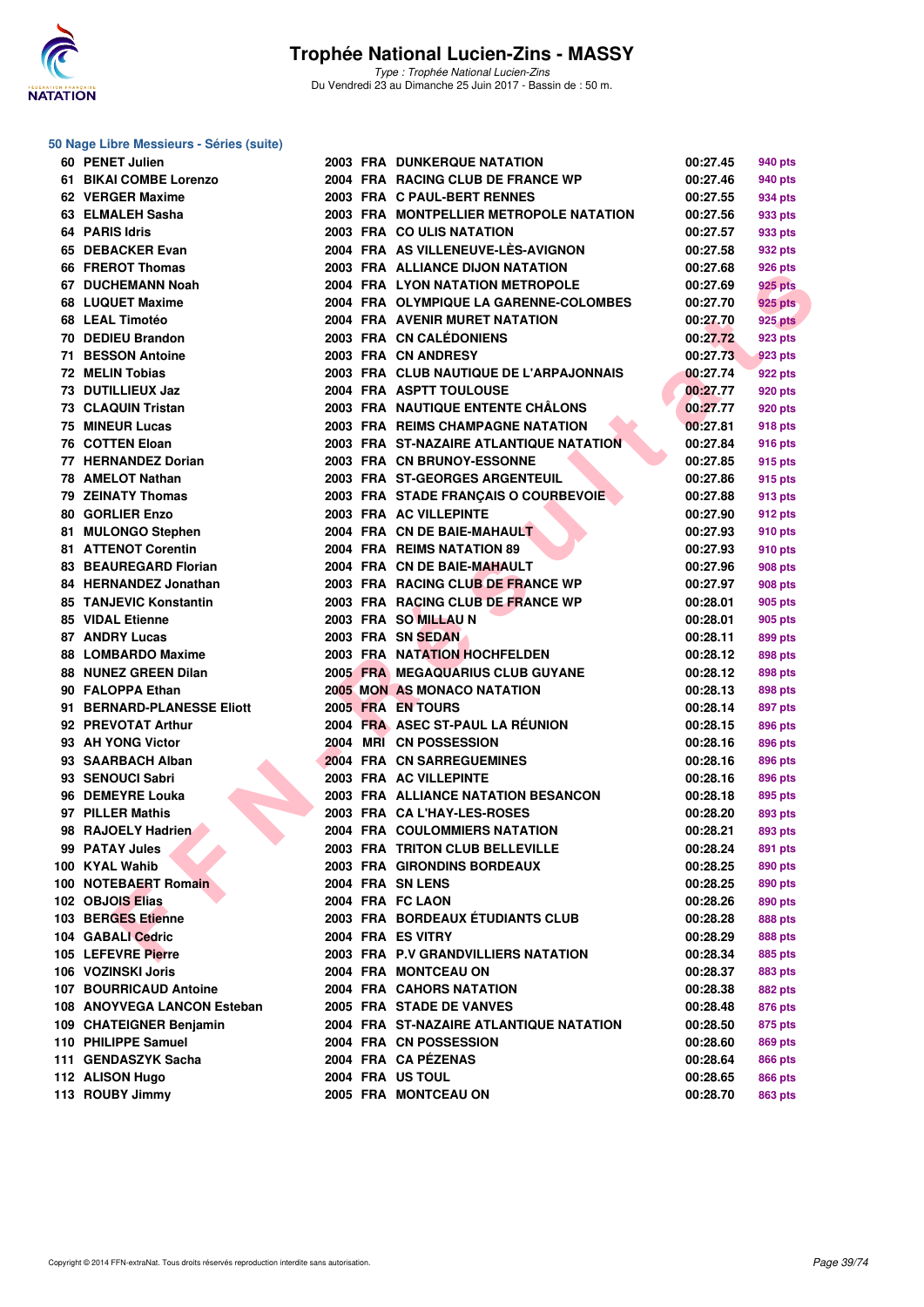### 50 Nage Libre Messieurs - Séries (suite)

| | | | | | | |
|---|---|---|---|---|---|---|
| 60 | PENET Julien | 2003 | FRA | DUNKERQUE NATATION | 00:27.45 | 940 pts |
| 61 | BIKAI COMBE Lorenzo | 2004 | FRA | RACING CLUB DE FRANCE WP | 00:27.46 | 940 pts |
| 62 | VERGER Maxime | 2003 | FRA | C PAUL-BERT RENNES | 00:27.55 | 934 pts |
| 63 | ELMALEH Sasha | 2003 | FRA | MONTPELLIER METROPOLE NATATION | 00:27.56 | 933 pts |
| 64 | PARIS Idris | 2003 | FRA | CO ULIS NATATION | 00:27.57 | 933 pts |
| 65 | DEBACKER Evan | 2004 | FRA | AS VILLENEUVE-LÈS-AVIGNON | 00:27.58 | 932 pts |
| 66 | FREROT Thomas | 2003 | FRA | ALLIANCE DIJON NATATION | 00:27.68 | 926 pts |
| 67 | DUCHEMANN Noah | 2004 | FRA | LYON NATATION METROPOLE | 00:27.69 | 925 pts |
| 68 | LUQUET Maxime | 2004 | FRA | OLYMPIQUE LA GARENNE-COLOMBES | 00:27.70 | 925 pts |
| 68 | LEAL Timotéo | 2004 | FRA | AVENIR MURET NATATION | 00:27.70 | 925 pts |
| 70 | DEDIEU Brandon | 2003 | FRA | CN CALÉDONIENS | 00:27.72 | 923 pts |
| 71 | BESSON Antoine | 2003 | FRA | CN ANDRESY | 00:27.73 | 923 pts |
| 72 | MELIN Tobias | 2003 | FRA | CLUB NAUTIQUE DE L'ARPAJONNAIS | 00:27.74 | 922 pts |
| 73 | DUTILLIEUX Jaz | 2004 | FRA | ASPTT TOULOUSE | 00:27.77 | 920 pts |
| 73 | CLAQUIN Tristan | 2003 | FRA | NAUTIQUE ENTENTE CHÂLONS | 00:27.77 | 920 pts |
| 75 | MINEUR Lucas | 2003 | FRA | REIMS CHAMPAGNE NATATION | 00:27.81 | 918 pts |
| 76 | COTTEN Eloan | 2003 | FRA | ST-NAZAIRE ATLANTIQUE NATATION | 00:27.84 | 916 pts |
| 77 | HERNANDEZ Dorian | 2003 | FRA | CN BRUNOY-ESSONNE | 00:27.85 | 915 pts |
| 78 | AMELOT Nathan | 2003 | FRA | ST-GEORGES ARGENTEUIL | 00:27.86 | 915 pts |
| 79 | ZEINATY Thomas | 2003 | FRA | STADE FRANÇAIS O COURBEVOIE | 00:27.88 | 913 pts |
| 80 | GORLIER Enzo | 2003 | FRA | AC VILLEPINTE | 00:27.90 | 912 pts |
| 81 | MULONGO Stephen | 2004 | FRA | CN DE BAIE-MAHAULT | 00:27.93 | 910 pts |
| 81 | ATTENOT Corentin | 2004 | FRA | REIMS NATATION 89 | 00:27.93 | 910 pts |
| 83 | BEAUREGARD Florian | 2004 | FRA | CN DE BAIE-MAHAULT | 00:27.96 | 908 pts |
| 84 | HERNANDEZ Jonathan | 2003 | FRA | RACING CLUB DE FRANCE WP | 00:27.97 | 908 pts |
| 85 | TANJEVIC Konstantin | 2003 | FRA | RACING CLUB DE FRANCE WP | 00:28.01 | 905 pts |
| 85 | VIDAL Etienne | 2003 | FRA | SO MILLAU N | 00:28.01 | 905 pts |
| 87 | ANDRY Lucas | 2003 | FRA | SN SEDAN | 00:28.11 | 899 pts |
| 88 | LOMBARDO Maxime | 2003 | FRA | NATATION HOCHFELDEN | 00:28.12 | 898 pts |
| 88 | NUNEZ GREEN Dilan | 2005 | FRA | MEGAQUARIUS CLUB GUYANE | 00:28.12 | 898 pts |
| 90 | FALOPPA Ethan | 2005 | MON | AS MONACO NATATION | 00:28.13 | 898 pts |
| 91 | BERNARD-PLANESSE Eliott | 2005 | FRA | EN TOURS | 00:28.14 | 897 pts |
| 92 | PREVOTAT Arthur | 2004 | FRA | ASEC ST-PAUL LA RÉUNION | 00:28.15 | 896 pts |
| 93 | AH YONG Victor | 2004 | MRI | CN POSSESSION | 00:28.16 | 896 pts |
| 93 | SAARBACH Alban | 2004 | FRA | CN SARREGUEMINES | 00:28.16 | 896 pts |
| 93 | SENOUCI Sabri | 2003 | FRA | AC VILLEPINTE | 00:28.16 | 896 pts |
| 96 | DEMEYRE Louka | 2003 | FRA | ALLIANCE NATATION BESANCON | 00:28.18 | 895 pts |
| 97 | PILLER Mathis | 2003 | FRA | CA L'HAY-LES-ROSES | 00:28.20 | 893 pts |
| 98 | RAJOELY Hadrien | 2004 | FRA | COULOMMIERS NATATION | 00:28.21 | 893 pts |
| 99 | PATAY Jules | 2003 | FRA | TRITON CLUB BELLEVILLE | 00:28.24 | 891 pts |
| 100 | KYAL Wahib | 2003 | FRA | GIRONDINS BORDEAUX | 00:28.25 | 890 pts |
| 100 | NOTEBAERT Romain | 2004 | FRA | SN LENS | 00:28.25 | 890 pts |
| 102 | OBJOIS Elias | 2004 | FRA | FC LAON | 00:28.26 | 890 pts |
| 103 | BERGES Etienne | 2003 | FRA | BORDEAUX ÉTUDIANTS CLUB | 00:28.28 | 888 pts |
| 104 | GABALI Cedric | 2004 | FRA | ES VITRY | 00:28.29 | 888 pts |
| 105 | LEFEVRE Pierre | 2003 | FRA | P.V GRANDVILLIERS NATATION | 00:28.34 | 885 pts |
| 106 | VOZINSKI Joris | 2004 | FRA | MONTCEAU ON | 00:28.37 | 883 pts |
| 107 | BOURRICAUD Antoine | 2004 | FRA | CAHORS NATATION | 00:28.38 | 882 pts |
| 108 | ANOYVEGA LANCON Esteban | 2005 | FRA | STADE DE VANVES | 00:28.48 | 876 pts |
| 109 | CHATEIGNER Benjamin | 2004 | FRA | ST-NAZAIRE ATLANTIQUE NATATION | 00:28.50 | 875 pts |
| 110 | PHILIPPE Samuel | 2004 | FRA | CN POSSESSION | 00:28.60 | 869 pts |
| 111 | GENDASZYK Sacha | 2004 | FRA | CA PÉZENAS | 00:28.64 | 866 pts |
| 112 | ALISON Hugo | 2004 | FRA | US TOUL | 00:28.65 | 866 pts |
| 113 | ROUBY Jimmy | 2005 | FRA | MONTCEAU ON | 00:28.70 | 863 pts |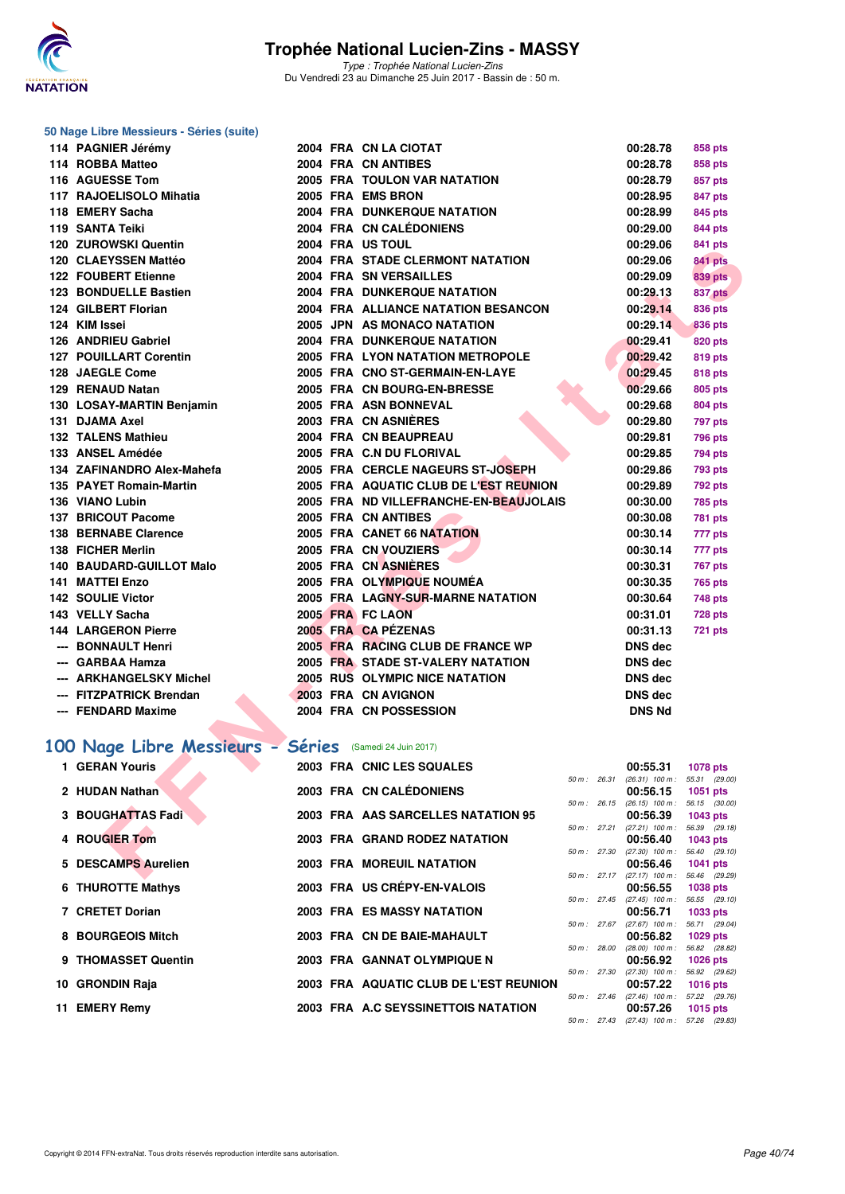### 50 Nage Libre Messieurs - Séries (suite)

| | | | | | | |
|---|---|---|---|---|---|---|
| 114 | PAGNIER Jérémy | 2004 | FRA | CN LA CIOTAT | 00:28.78 | 858 pts |
| 114 | ROBBA Matteo | 2004 | FRA | CN ANTIBES | 00:28.78 | 858 pts |
| 116 | AGUESSE Tom | 2005 | FRA | TOULON VAR NATATION | 00:28.79 | 857 pts |
| 117 | RAJOELISOLO Mihatia | 2005 | FRA | EMS BRON | 00:28.95 | 847 pts |
| 118 | EMERY Sacha | 2004 | FRA | DUNKERQUE NATATION | 00:28.99 | 845 pts |
| 119 | SANTA Teiki | 2004 | FRA | CN CALÉDONIENS | 00:29.00 | 844 pts |
| 120 | ZUROWSKI Quentin | 2004 | FRA | US TOUL | 00:29.06 | 841 pts |
| 120 | CLAEYSSEN Mattéo | 2004 | FRA | STADE CLERMONT NATATION | 00:29.06 | 841 pts |
| 122 | FOUBERT Etienne | 2004 | FRA | SN VERSAILLES | 00:29.09 | 839 pts |
| 123 | BONDUELLE Bastien | 2004 | FRA | DUNKERQUE NATATION | 00:29.13 | 837 pts |
| 124 | GILBERT Florian | 2004 | FRA | ALLIANCE NATATION BESANCON | 00:29.14 | 836 pts |
| 124 | KIM Issei | 2005 | JPN | AS MONACO NATATION | 00:29.14 | 836 pts |
| 126 | ANDRIEU Gabriel | 2004 | FRA | DUNKERQUE NATATION | 00:29.41 | 820 pts |
| 127 | POUILLART Corentin | 2005 | FRA | LYON NATATION METROPOLE | 00:29.42 | 819 pts |
| 128 | JAEGLE Come | 2005 | FRA | CNO ST-GERMAIN-EN-LAYE | 00:29.45 | 818 pts |
| 129 | RENAUD Natan | 2005 | FRA | CN BOURG-EN-BRESSE | 00:29.66 | 805 pts |
| 130 | LOSAY-MARTIN Benjamin | 2005 | FRA | ASN BONNEVAL | 00:29.68 | 804 pts |
| 131 | DJAMA Axel | 2003 | FRA | CN ASNIÈRES | 00:29.80 | 797 pts |
| 132 | TALENS Mathieu | 2004 | FRA | CN BEAUPREAU | 00:29.81 | 796 pts |
| 133 | ANSEL Amédée | 2005 | FRA | C.N DU FLORIVAL | 00:29.85 | 794 pts |
| 134 | ZAFINANDRO Alex-Mahefa | 2005 | FRA | CERCLE NAGEURS ST-JOSEPH | 00:29.86 | 793 pts |
| 135 | PAYET Romain-Martin | 2005 | FRA | AQUATIC CLUB DE L'EST REUNION | 00:29.89 | 792 pts |
| 136 | VIANO Lubin | 2005 | FRA | ND VILLEFRANCHE-EN-BEAUJOLAIS | 00:30.00 | 785 pts |
| 137 | BRICOUT Pacome | 2005 | FRA | CN ANTIBES | 00:30.08 | 781 pts |
| 138 | BERNABE Clarence | 2005 | FRA | CANET 66 NATATION | 00:30.14 | 777 pts |
| 138 | FICHER Merlin | 2005 | FRA | CN VOUZIERS | 00:30.14 | 777 pts |
| 140 | BAUDARD-GUILLOT Malo | 2005 | FRA | CN ASNIÈRES | 00:30.31 | 767 pts |
| 141 | MATTEI Enzo | 2005 | FRA | OLYMPIQUE NOUMÉA | 00:30.35 | 765 pts |
| 142 | SOULIE Victor | 2005 | FRA | LAGNY-SUR-MARNE NATATION | 00:30.64 | 748 pts |
| 143 | VELLY Sacha | 2005 | FRA | FC LAON | 00:31.01 | 728 pts |
| 144 | LARGERON Pierre | 2005 | FRA | CA PÉZENAS | 00:31.13 | 721 pts |
| --- | BONNAULT Henri | 2005 | FRA | RACING CLUB DE FRANCE WP | DNS dec | |
| --- | GARBAA Hamza | 2005 | FRA | STADE ST-VALERY NATATION | DNS dec | |
| --- | ARKHANGELSKY Michel | 2005 | RUS | OLYMPIC NICE NATATION | DNS dec | |
| --- | FITZPATRICK Brendan | 2003 | FRA | CN AVIGNON | DNS dec | |
| --- | FENDARD Maxime | 2004 | FRA | CN POSSESSION | DNS Nd | |

## 100 Nage Libre Messieurs - Séries (Samedi 24 Juin 2017)

| | | | | | | | |
|---|---|---|---|---|---|---|---|
| 1 | GERAN Youris | 2003 | FRA | CNIC LES SQUALES | 00:55.31 | 1078 pts | 50 m : 26.31 (26.31) 100 m : 55.31 (29.00) |
| 2 | HUDAN Nathan | 2003 | FRA | CN CALÉDONIENS | 00:56.15 | 1051 pts | 50 m : 26.15 (26.15) 100 m : 56.15 (30.00) |
| 3 | BOUGHATTAS Fadi | 2003 | FRA | AAS SARCELLES NATATION 95 | 00:56.39 | 1043 pts | 50 m : 27.21 (27.21) 100 m : 56.39 (29.18) |
| 4 | ROUGIER Tom | 2003 | FRA | GRAND RODEZ NATATION | 00:56.40 | 1043 pts | 50 m : 27.30 (27.30) 100 m : 56.40 (29.10) |
| 5 | DESCAMPS Aurelien | 2003 | FRA | MOREUIL NATATION | 00:56.46 | 1041 pts | 50 m : 27.17 (27.17) 100 m : 56.46 (29.29) |
| 6 | THUROTTE Mathys | 2003 | FRA | US CRÉPY-EN-VALOIS | 00:56.55 | 1038 pts | 50 m : 27.45 (27.45) 100 m : 56.55 (29.10) |
| 7 | CRETET Dorian | 2003 | FRA | ES MASSY NATATION | 00:56.71 | 1033 pts | 50 m : 27.67 (27.67) 100 m : 56.71 (29.04) |
| 8 | BOURGEOIS Mitch | 2003 | FRA | CN DE BAIE-MAHAULT | 00:56.82 | 1029 pts | 50 m : 28.00 (28.00) 100 m : 56.82 (28.82) |
| 9 | THOMASSET Quentin | 2003 | FRA | GANNAT OLYMPIQUE N | 00:56.92 | 1026 pts | 50 m : 27.30 (27.30) 100 m : 56.92 (29.62) |
| 10 | GRONDIN Raja | 2003 | FRA | AQUATIC CLUB DE L'EST REUNION | 00:57.22 | 1016 pts | 50 m : 27.46 (27.46) 100 m : 57.22 (29.76) |
| 11 | EMERY Remy | 2003 | FRA | A.C SEYSSINETTOIS NATATION | 00:57.26 | 1015 pts | 50 m : 27.43 (27.43) 100 m : 57.26 (29.83) |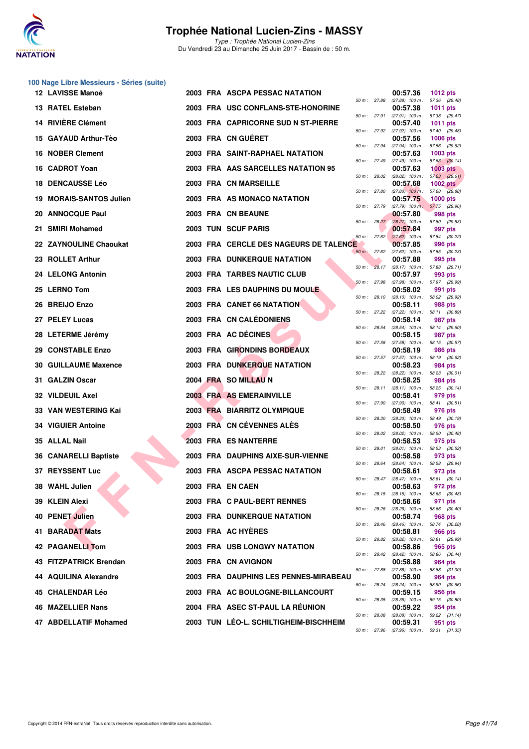## 100 Nage Libre Messieurs - Séries (suite)

| | | | | | | | | |
|---|---|---|---|---|---|---|---|---|
| 12 | LAVISSE Manoé | 2003 | FRA | ASCPA PESSAC NATATION | 00:57.36 | 1012 pts | 50 m : 27.88 | (27.88) 100 m : 57.36 (29.48) |
| 13 | RATEL Esteban | 2003 | FRA | USC CONFLANS-STE-HONORINE | 00:57.38 | 1011 pts | 50 m : 27.91 | (27.91) 100 m : 57.38 (29.47) |
| 14 | RIVIÈRE Clément | 2003 | FRA | CAPRICORNE SUD N ST-PIERRE | 00:57.40 | 1011 pts | 50 m : 27.92 | (27.92) 100 m : 57.40 (29.48) |
| 15 | GAYAUD Arthur-Tèo | 2003 | FRA | CN GUÉRET | 00:57.56 | 1006 pts | 50 m : 27.94 | (27.94) 100 m : 57.56 (29.62) |
| 16 | NOBER Clement | 2003 | FRA | SAINT-RAPHAEL NATATION | 00:57.63 | 1003 pts | 50 m : 27.49 | (27.49) 100 m : 57.63 (30.14) |
| 16 | CADROT Yoan | 2003 | FRA | AAS SARCELLES NATATION 95 | 00:57.63 | 1003 pts | 50 m : 28.02 | (28.02) 100 m : 57.63 (29.61) |
| 18 | DENCAUSSE Léo | 2003 | FRA | CN MARSEILLE | 00:57.68 | 1002 pts | 50 m : 27.80 | (27.80) 100 m : 57.68 (29.88) |
| 19 | MORAIS-SANTOS Julien | 2003 | FRA | AS MONACO NATATION | 00:57.75 | 1000 pts | 50 m : 27.79 | (27.79) 100 m : 57.75 (29.96) |
| 20 | ANNOCQUE Paul | 2003 | FRA | CN BEAUNE | 00:57.80 | 998 pts | 50 m : 28.27 | (28.27) 100 m : 57.80 (29.53) |
| 21 | SMIRI Mohamed | 2003 | TUN | SCUF PARIS | 00:57.84 | 997 pts | 50 m : 27.62 | (27.62) 100 m : 57.84 (30.22) |
| 22 | ZAYNOULINE Chaoukat | 2003 | FRA | CERCLE DES NAGEURS DE TALENCE | 00:57.85 | 996 pts | 50 m : 27.62 | (27.62) 100 m : 57.85 (30.23) |
| 23 | ROLLET Arthur | 2003 | FRA | DUNKERQUE NATATION | 00:57.88 | 995 pts | 50 m : 28.17 | (28.17) 100 m : 57.88 (29.71) |
| 24 | LELONG Antonin | 2003 | FRA | TARBES NAUTIC CLUB | 00:57.97 | 993 pts | 50 m : 27.98 | (27.98) 100 m : 57.97 (29.99) |
| 25 | LERNO Tom | 2003 | FRA | LES DAUPHINS DU MOULE | 00:58.02 | 991 pts | 50 m : 28.10 | (28.10) 100 m : 58.02 (29.92) |
| 26 | BREIJO Enzo | 2003 | FRA | CANET 66 NATATION | 00:58.11 | 988 pts | 50 m : 27.22 | (27.22) 100 m : 58.11 (30.89) |
| 27 | PELEY Lucas | 2003 | FRA | CN CALÉDONIENS | 00:58.14 | 987 pts | 50 m : 28.54 | (28.54) 100 m : 58.14 (29.60) |
| 28 | LETERME Jérémy | 2003 | FRA | AC DÉCINES | 00:58.15 | 987 pts | 50 m : 27.58 | (27.58) 100 m : 58.15 (30.57) |
| 29 | CONSTABLE Enzo | 2003 | FRA | GIRONDINS BORDEAUX | 00:58.19 | 986 pts | 50 m : 27.57 | (27.57) 100 m : 58.19 (30.62) |
| 30 | GUILLAUME Maxence | 2003 | FRA | DUNKERQUE NATATION | 00:58.23 | 984 pts | 50 m : 28.22 | (28.22) 100 m : 58.23 (30.01) |
| 31 | GALZIN Oscar | 2004 | FRA | SO MILLAU N | 00:58.25 | 984 pts | 50 m : 28.11 | (28.11) 100 m : 58.25 (30.14) |
| 32 | VILDEUIL Axel | 2003 | FRA | AS EMERAINVILLE | 00:58.41 | 979 pts | 50 m : 27.90 | (27.90) 100 m : 58.41 (30.51) |
| 33 | VAN WESTERING Kai | 2003 | FRA | BIARRITZ OLYMPIQUE | 00:58.49 | 976 pts | 50 m : 28.30 | (28.30) 100 m : 58.49 (30.19) |
| 34 | VIGUIER Antoine | 2003 | FRA | CN CÉVENNES ALÈS | 00:58.50 | 976 pts | 50 m : 28.02 | (28.02) 100 m : 58.50 (30.48) |
| 35 | ALLAL Nail | 2003 | FRA | ES NANTERRE | 00:58.53 | 975 pts | 50 m : 28.01 | (28.01) 100 m : 58.53 (30.52) |
| 36 | CANARELLI Baptiste | 2003 | FRA | DAUPHINS AIXE-SUR-VIENNE | 00:58.58 | 973 pts | 50 m : 28.64 | (28.64) 100 m : 58.58 (29.94) |
| 37 | REYSSENT Luc | 2003 | FRA | ASCPA PESSAC NATATION | 00:58.61 | 973 pts | 50 m : 28.47 | (28.47) 100 m : 58.61 (30.14) |
| 38 | WAHL Julien | 2003 | FRA | EN CAEN | 00:58.63 | 972 pts | 50 m : 28.15 | (28.15) 100 m : 58.63 (30.48) |
| 39 | KLEIN Alexi | 2003 | FRA | C PAUL-BERT RENNES | 00:58.66 | 971 pts | 50 m : 28.26 | (28.26) 100 m : 58.66 (30.40) |
| 40 | PENET Julien | 2003 | FRA | DUNKERQUE NATATION | 00:58.74 | 968 pts | 50 m : 28.46 | (28.46) 100 m : 58.74 (30.28) |
| 41 | BARADAT Mats | 2003 | FRA | AC HYÈRES | 00:58.81 | 966 pts | 50 m : 28.82 | (28.82) 100 m : 58.81 (29.99) |
| 42 | PAGANELLI Tom | 2003 | FRA | USB LONGWY NATATION | 00:58.86 | 965 pts | 50 m : 28.42 | (28.42) 100 m : 58.86 (30.44) |
| 43 | FITZPATRICK Brendan | 2003 | FRA | CN AVIGNON | 00:58.88 | 964 pts | 50 m : 27.88 | (27.88) 100 m : 58.88 (31.00) |
| 44 | AQUILINA Alexandre | 2003 | FRA | DAUPHINS LES PENNES-MIRABEAU | 00:58.90 | 964 pts | 50 m : 28.24 | (28.24) 100 m : 58.90 (30.66) |
| 45 | CHALENDAR Léo | 2003 | FRA | AC BOULOGNE-BILLANCOURT | 00:59.15 | 956 pts | 50 m : 28.35 | (28.35) 100 m : 59.15 (30.80) |
| 46 | MAZELLIER Nans | 2004 | FRA | ASEC ST-PAUL LA RÉUNION | 00:59.22 | 954 pts | 50 m : 28.08 | (28.08) 100 m : 59.22 (31.14) |
| 47 | ABDELLATIF Mohamed | 2003 | TUN | LÉO-L. SCHILTIGHEIM-BISCHHEIM | 00:59.31 | 951 pts | 50 m : 27.96 | (27.96) 100 m : 59.31 (31.35) |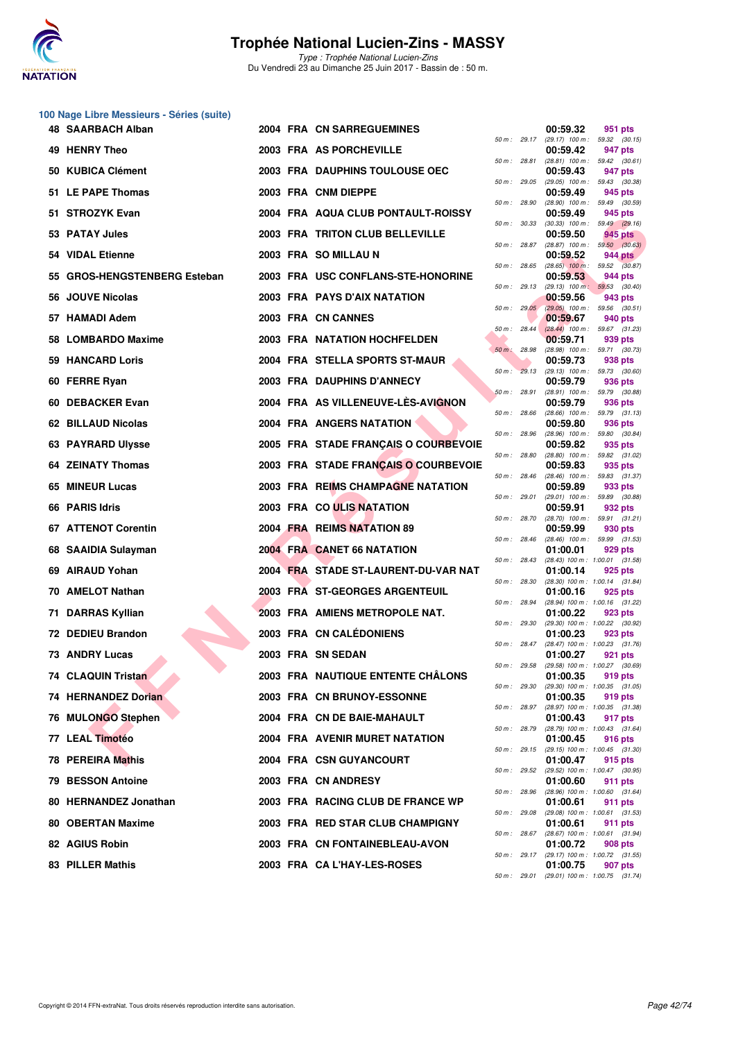## 100 Nage Libre Messieurs - Séries (suite)

| | | | | | | | |
|---|---|---|---|---|---|---|---|
| 48 | SAARBACH Alban | 2004 | FRA | CN SARREGUEMINES | 00:59.32 | 951 pts | 50 m : 29.17 (29.17) 100 m : 59.32 (30.15) |
| 49 | HENRY Theo | 2003 | FRA | AS PORCHEVILLE | 00:59.42 | 947 pts | 50 m : 28.81 (28.81) 100 m : 59.42 (30.61) |
| 50 | KUBICA Clément | 2003 | FRA | DAUPHINS TOULOUSE OEC | 00:59.43 | 947 pts | 50 m : 29.05 (29.05) 100 m : 59.43 (30.38) |
| 51 | LE PAPE Thomas | 2003 | FRA | CNM DIEPPE | 00:59.49 | 945 pts | 50 m : 28.90 (28.90) 100 m : 59.49 (30.59) |
| 51 | STROZYK Evan | 2004 | FRA | AQUA CLUB PONTAULT-ROISSY | 00:59.49 | 945 pts | 50 m : 30.33 (30.33) 100 m : 59.49 (29.16) |
| 53 | PATAY Jules | 2003 | FRA | TRITON CLUB BELLEVILLE | 00:59.50 | 945 pts | 50 m : 28.87 (28.87) 100 m : 59.50 (30.63) |
| 54 | VIDAL Etienne | 2003 | FRA | SO MILLAU N | 00:59.52 | 944 pts | 50 m : 28.65 (28.65) 100 m : 59.52 (30.87) |
| 55 | GROS-HENGSTENBERG Esteban | 2003 | FRA | USC CONFLANS-STE-HONORINE | 00:59.53 | 944 pts | 50 m : 29.13 (29.13) 100 m : 59.53 (30.40) |
| 56 | JOUVE Nicolas | 2003 | FRA | PAYS D'AIX NATATION | 00:59.56 | 943 pts | 50 m : 29.05 (29.05) 100 m : 59.56 (30.51) |
| 57 | HAMADI Adem | 2003 | FRA | CN CANNES | 00:59.67 | 940 pts | 50 m : 28.44 (28.44) 100 m : 59.67 (31.23) |
| 58 | LOMBARDO Maxime | 2003 | FRA | NATATION HOCHFELDEN | 00:59.71 | 939 pts | 50 m : 28.98 (28.98) 100 m : 59.71 (30.73) |
| 59 | HANCARD Loris | 2004 | FRA | STELLA SPORTS ST-MAUR | 00:59.73 | 938 pts | 50 m : 29.13 (29.13) 100 m : 59.73 (30.60) |
| 60 | FERRE Ryan | 2003 | FRA | DAUPHINS D'ANNECY | 00:59.79 | 936 pts | 50 m : 28.91 (28.91) 100 m : 59.79 (30.88) |
| 60 | DEBACKER Evan | 2004 | FRA | AS VILLENEUVE-LÈS-AVIGNON | 00:59.79 | 936 pts | 50 m : 28.66 (28.66) 100 m : 59.79 (31.13) |
| 62 | BILLAUD Nicolas | 2004 | FRA | ANGERS NATATION | 00:59.80 | 936 pts | 50 m : 28.96 (28.96) 100 m : 59.80 (30.84) |
| 63 | PAYRARD Ulysse | 2005 | FRA | STADE FRANÇAIS O COURBEVOIE | 00:59.82 | 935 pts | 50 m : 28.80 (28.80) 100 m : 59.82 (31.02) |
| 64 | ZEINATY Thomas | 2003 | FRA | STADE FRANÇAIS O COURBEVOIE | 00:59.83 | 935 pts | 50 m : 28.46 (28.46) 100 m : 59.83 (31.37) |
| 65 | MINEUR Lucas | 2003 | FRA | REIMS CHAMPAGNE NATATION | 00:59.89 | 933 pts | 50 m : 29.01 (29.01) 100 m : 59.89 (30.88) |
| 66 | PARIS Idris | 2003 | FRA | CO ULIS NATATION | 00:59.91 | 932 pts | 50 m : 28.70 (28.70) 100 m : 59.91 (31.21) |
| 67 | ATTENOT Corentin | 2004 | FRA | REIMS NATATION 89 | 00:59.99 | 930 pts | 50 m : 28.46 (28.46) 100 m : 59.99 (31.53) |
| 68 | SAAIDIA Sulayman | 2004 | FRA | CANET 66 NATATION | 01:00.01 | 929 pts | 50 m : 28.43 (28.43) 100 m : 1:00.01 (31.58) |
| 69 | AIRAUD Yohan | 2004 | FRA | STADE ST-LAURENT-DU-VAR NAT | 01:00.14 | 925 pts | 50 m : 28.30 (28.30) 100 m : 1:00.14 (31.84) |
| 70 | AMELOT Nathan | 2003 | FRA | ST-GEORGES ARGENTEUIL | 01:00.16 | 925 pts | 50 m : 28.94 (28.94) 100 m : 1:00.16 (31.22) |
| 71 | DARRAS Kyllian | 2003 | FRA | AMIENS METROPOLE NAT. | 01:00.22 | 923 pts | 50 m : 29.30 (29.30) 100 m : 1:00.22 (30.92) |
| 72 | DEDIEU Brandon | 2003 | FRA | CN CALÉDONIENS | 01:00.23 | 923 pts | 50 m : 28.47 (28.47) 100 m : 1:00.23 (31.76) |
| 73 | ANDRY Lucas | 2003 | FRA | SN SEDAN | 01:00.27 | 921 pts | 50 m : 29.58 (29.58) 100 m : 1:00.27 (30.69) |
| 74 | CLAQUIN Tristan | 2003 | FRA | NAUTIQUE ENTENTE CHÂLONS | 01:00.35 | 919 pts | 50 m : 29.30 (29.30) 100 m : 1:00.35 (31.05) |
| 74 | HERNANDEZ Dorian | 2003 | FRA | CN BRUNOY-ESSONNE | 01:00.35 | 919 pts | 50 m : 28.97 (28.97) 100 m : 1:00.35 (31.38) |
| 76 | MULONGO Stephen | 2004 | FRA | CN DE BAIE-MAHAULT | 01:00.43 | 917 pts | 50 m : 28.79 (28.79) 100 m : 1:00.43 (31.64) |
| 77 | LEAL Timotéo | 2004 | FRA | AVENIR MURET NATATION | 01:00.45 | 916 pts | 50 m : 29.15 (29.15) 100 m : 1:00.45 (31.30) |
| 78 | PEREIRA Mathis | 2004 | FRA | CSN GUYANCOURT | 01:00.47 | 915 pts | 50 m : 29.52 (29.52) 100 m : 1:00.47 (30.95) |
| 79 | BESSON Antoine | 2003 | FRA | CN ANDRESY | 01:00.60 | 911 pts | 50 m : 28.96 (28.96) 100 m : 1:00.60 (31.64) |
| 80 | HERNANDEZ Jonathan | 2003 | FRA | RACING CLUB DE FRANCE WP | 01:00.61 | 911 pts | 50 m : 29.08 (29.08) 100 m : 1:00.61 (31.53) |
| 80 | OBERTAN Maxime | 2003 | FRA | RED STAR CLUB CHAMPIGNY | 01:00.61 | 911 pts | 50 m : 28.67 (28.67) 100 m : 1:00.61 (31.94) |
| 82 | AGIUS Robin | 2003 | FRA | CN FONTAINEBLEAU-AVON | 01:00.72 | 908 pts | 50 m : 29.17 (29.17) 100 m : 1:00.72 (31.55) |
| 83 | PILLER Mathis | 2003 | FRA | CA L'HAY-LES-ROSES | 01:00.75 | 907 pts | 50 m : 29.01 (29.01) 100 m : 1:00.75 (31.74) |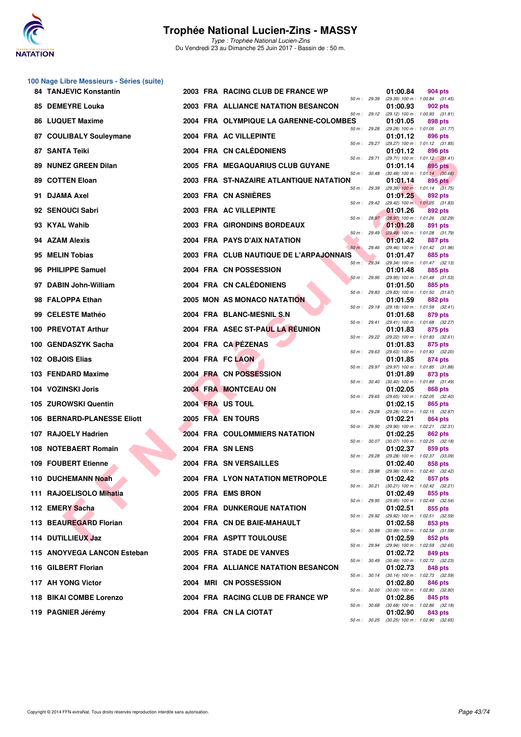# Trophée National Lucien-Zins - MASSY

*Type : Trophée National Lucien-Zins*
Du Vendredi 23 au Dimanche 25 Juin 2017 - Bassin de : 50 m.

## 100 Nage Libre Messieurs - Séries (suite)

| Rang | Nom | Année | Nat. | Club | Temps | Points | Splits |
|---|---|---|---|---|---|---|---|
| 84 | TANJEVIC Konstantin | 2003 | FRA | RACING CLUB DE FRANCE WP | 01:00.84 | 904 pts | 50 m : 29.39 (29.39) 100 m : 1:00.84 (31.45) |
| 85 | DEMEYRE Louka | 2003 | FRA | ALLIANCE NATATION BESANCON | 01:00.93 | 902 pts | 50 m : 29.12 (29.12) 100 m : 1:00.93 (31.81) |
| 86 | LUQUET Maxime | 2004 | FRA | OLYMPIQUE LA GARENNE-COLOMBES | 01:01.05 | 898 pts | 50 m : 29.28 (29.28) 100 m : 1:01.05 (31.77) |
| 87 | COULIBALY Souleymane | 2004 | FRA | AC VILLEPINTE | 01:01.12 | 896 pts | 50 m : 29.27 (29.27) 100 m : 1:01.12 (31.85) |
| 87 | SANTA Teiki | 2004 | FRA | CN CALÉDONIENS | 01:01.12 | 896 pts | 50 m : 29.71 (29.71) 100 m : 1:01.12 (31.41) |
| 89 | NUNEZ GREEN Dilan | 2005 | FRA | MEGAQUARIUS CLUB GUYANE | 01:01.14 | 895 pts | 50 m : 30.48 (30.48) 100 m : 1:01.14 (30.66) |
| 89 | COTTEN Eloan | 2003 | FRA | ST-NAZAIRE ATLANTIQUE NATATION | 01:01.14 | 895 pts | 50 m : 29.39 (29.39) 100 m : 1:01.14 (31.75) |
| 91 | DJAMA Axel | 2003 | FRA | CN ASNIÈRES | 01:01.25 | 892 pts | 50 m : 29.42 (29.42) 100 m : 1:01.25 (31.83) |
| 92 | SENOUCI Sabri | 2003 | FRA | AC VILLEPINTE | 01:01.26 | 892 pts | 50 m : 28.97 (28.97) 100 m : 1:01.26 (32.29) |
| 93 | KYAL Wahib | 2003 | FRA | GIRONDINS BORDEAUX | 01:01.28 | 891 pts | 50 m : 29.49 (29.49) 100 m : 1:01.28 (31.79) |
| 94 | AZAM Alexis | 2004 | FRA | PAYS D'AIX NATATION | 01:01.42 | 887 pts | 50 m : 29.46 (29.46) 100 m : 1:01.42 (31.96) |
| 95 | MELIN Tobias | 2003 | FRA | CLUB NAUTIQUE DE L'ARPAJONNAIS | 01:01.47 | 885 pts | 50 m : 29.34 (29.34) 100 m : 1:01.47 (32.13) |
| 96 | PHILIPPE Samuel | 2004 | FRA | CN POSSESSION | 01:01.48 | 885 pts | 50 m : 29.95 (29.95) 100 m : 1:01.48 (31.53) |
| 97 | DABIN John-William | 2004 | FRA | CN CALÉDONIENS | 01:01.50 | 885 pts | 50 m : 29.83 (29.83) 100 m : 1:01.50 (31.67) |
| 98 | FALOPPA Ethan | 2005 | MON | AS MONACO NATATION | 01:01.59 | 882 pts | 50 m : 29.18 (29.18) 100 m : 1:01.59 (32.41) |
| 99 | CELESTE Mathéo | 2004 | FRA | BLANC-MESNIL S.N | 01:01.68 | 879 pts | 50 m : 29.41 (29.41) 100 m : 1:01.68 (32.27) |
| 100 | PREVOTAT Arthur | 2004 | FRA | ASEC ST-PAUL LA RÉUNION | 01:01.83 | 875 pts | 50 m : 29.22 (29.22) 100 m : 1:01.83 (32.61) |
| 100 | GENDASZYK Sacha | 2004 | FRA | CA PÉZENAS | 01:01.83 | 875 pts | 50 m : 29.63 (29.63) 100 m : 1:01.83 (32.20) |
| 102 | OBJOIS Elias | 2004 | FRA | FC LAON | 01:01.85 | 874 pts | 50 m : 29.97 (29.97) 100 m : 1:01.85 (31.88) |
| 103 | FENDARD Maxime | 2004 | FRA | CN POSSESSION | 01:01.89 | 873 pts | 50 m : 30.40 (30.40) 100 m : 1:01.89 (31.49) |
| 104 | VOZINSKI Joris | 2004 | FRA | MONTCEAU ON | 01:02.05 | 868 pts | 50 m : 29.65 (29.65) 100 m : 1:02.05 (32.40) |
| 105 | ZUROWSKI Quentin | 2004 | FRA | US TOUL | 01:02.15 | 865 pts | 50 m : 29.28 (29.28) 100 m : 1:02.15 (32.87) |
| 106 | BERNARD-PLANESSE Eliott | 2005 | FRA | EN TOURS | 01:02.21 | 864 pts | 50 m : 29.90 (29.90) 100 m : 1:02.21 (32.31) |
| 107 | RAJOELY Hadrien | 2004 | FRA | COULOMMIERS NATATION | 01:02.25 | 862 pts | 50 m : 30.07 (30.07) 100 m : 1:02.25 (32.18) |
| 108 | NOTEBAERT Romain | 2004 | FRA | SN LENS | 01:02.37 | 859 pts | 50 m : 29.28 (29.28) 100 m : 1:02.37 (33.09) |
| 109 | FOUBERT Etienne | 2004 | FRA | SN VERSAILLES | 01:02.40 | 858 pts | 50 m : 29.98 (29.98) 100 m : 1:02.40 (32.42) |
| 110 | DUCHEMANN Noah | 2004 | FRA | LYON NATATION METROPOLE | 01:02.42 | 857 pts | 50 m : 30.21 (30.21) 100 m : 1:02.42 (32.21) |
| 111 | RAJOELISOLO Mihatia | 2005 | FRA | EMS BRON | 01:02.49 | 855 pts | 50 m : 29.95 (29.95) 100 m : 1:02.49 (32.54) |
| 112 | EMERY Sacha | 2004 | FRA | DUNKERQUE NATATION | 01:02.51 | 855 pts | 50 m : 29.92 (29.92) 100 m : 1:02.51 (32.59) |
| 113 | BEAUREGARD Florian | 2004 | FRA | CN DE BAIE-MAHAULT | 01:02.58 | 853 pts | 50 m : 30.99 (30.99) 100 m : 1:02.58 (31.59) |
| 114 | DUTILLIEUX Jaz | 2004 | FRA | ASPTT TOULOUSE | 01:02.59 | 852 pts | 50 m : 29.94 (29.94) 100 m : 1:02.59 (32.65) |
| 115 | ANOYVEGA LANCON Esteban | 2005 | FRA | STADE DE VANVES | 01:02.72 | 849 pts | 50 m : 30.49 (30.49) 100 m : 1:02.72 (32.23) |
| 116 | GILBERT Florian | 2004 | FRA | ALLIANCE NATATION BESANCON | 01:02.73 | 848 pts | 50 m : 30.14 (30.14) 100 m : 1:02.73 (32.59) |
| 117 | AH YONG Victor | 2004 | MRI | CN POSSESSION | 01:02.80 | 846 pts | 50 m : 30.00 (30.00) 100 m : 1:02.80 (32.80) |
| 118 | BIKAI COMBE Lorenzo | 2004 | FRA | RACING CLUB DE FRANCE WP | 01:02.86 | 845 pts | 50 m : 30.68 (30.68) 100 m : 1:02.86 (32.18) |
| 119 | PAGNIER Jérémy | 2004 | FRA | CN LA CIOTAT | 01:02.90 | 843 pts | 50 m : 30.25 (30.25) 100 m : 1:02.90 (32.65) |

Copyright © 2014 FFN-extraNat. Tous droits réservés reproduction interdite sans autorisation.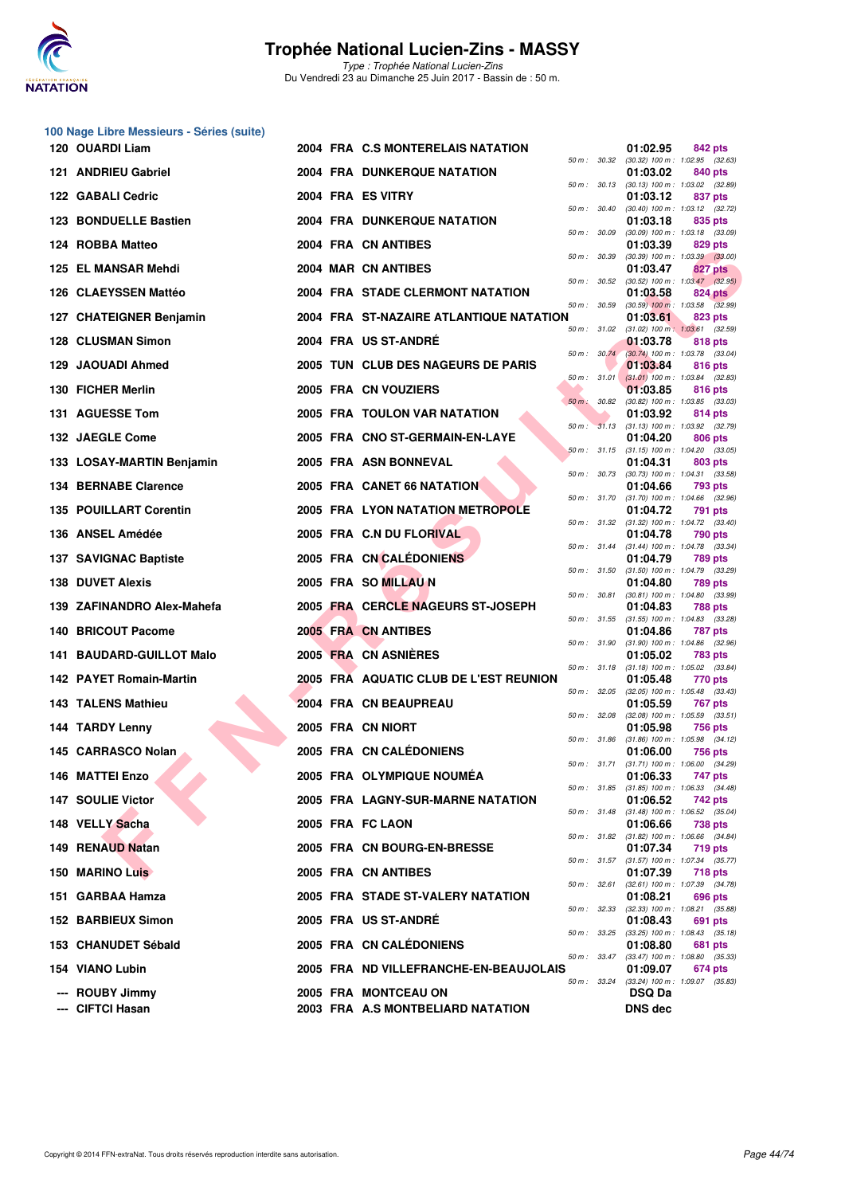# Trophée National Lucien-Zins - MASSY

*Type : Trophée National Lucien-Zins*
Du Vendredi 23 au Dimanche 25 Juin 2017 - Bassin de : 50 m.

## 100 Nage Libre Messieurs - Séries (suite)

| | | | | | | | | |
|---|---|---|---|---|---|---|---|---|
| 120 | OUARDI Liam | 2004 | FRA | C.S MONTERELAIS NATATION | 50 m : 30.32 | 01:02.95 | 842 pts | (30.32) 100 m : 1:02.95 (32.63) |
| 121 | ANDRIEU Gabriel | 2004 | FRA | DUNKERQUE NATATION | 50 m : 30.13 | 01:03.02 | 840 pts | (30.13) 100 m : 1:03.02 (32.89) |
| 122 | GABALI Cedric | 2004 | FRA | ES VITRY | 50 m : 30.40 | 01:03.12 | 837 pts | (30.40) 100 m : 1:03.12 (32.72) |
| 123 | BONDUELLE Bastien | 2004 | FRA | DUNKERQUE NATATION | 50 m : 30.09 | 01:03.18 | 835 pts | (30.09) 100 m : 1:03.18 (33.09) |
| 124 | ROBBA Matteo | 2004 | FRA | CN ANTIBES | 50 m : 30.39 | 01:03.39 | 829 pts | (30.39) 100 m : 1:03.39 (33.00) |
| 125 | EL MANSAR Mehdi | 2004 | MAR | CN ANTIBES | 50 m : 30.52 | 01:03.47 | 827 pts | (30.52) 100 m : 1:03.47 (32.95) |
| 126 | CLAEYSSEN Mattéo | 2004 | FRA | STADE CLERMONT NATATION | 50 m : 30.59 | 01:03.58 | 824 pts | (30.59) 100 m : 1:03.58 (32.99) |
| 127 | CHATEIGNER Benjamin | 2004 | FRA | ST-NAZAIRE ATLANTIQUE NATATION | 50 m : 31.02 | 01:03.61 | 823 pts | (31.02) 100 m : 1:03.61 (32.59) |
| 128 | CLUSMAN Simon | 2004 | FRA | US ST-ANDRÉ | 50 m : 30.74 | 01:03.78 | 818 pts | (30.74) 100 m : 1:03.78 (33.04) |
| 129 | JAOUADI Ahmed | 2005 | TUN | CLUB DES NAGEURS DE PARIS | 50 m : 31.01 | 01:03.84 | 816 pts | (31.01) 100 m : 1:03.84 (32.83) |
| 130 | FICHER Merlin | 2005 | FRA | CN VOUZIERS | 50 m : 30.82 | 01:03.85 | 816 pts | (30.82) 100 m : 1:03.85 (33.03) |
| 131 | AGUESSE Tom | 2005 | FRA | TOULON VAR NATATION | 50 m : 31.13 | 01:03.92 | 814 pts | (31.13) 100 m : 1:03.92 (32.79) |
| 132 | JAEGLE Come | 2005 | FRA | CNO ST-GERMAIN-EN-LAYE | 50 m : 31.15 | 01:04.20 | 806 pts | (31.15) 100 m : 1:04.20 (33.05) |
| 133 | LOSAY-MARTIN Benjamin | 2005 | FRA | ASN BONNEVAL | 50 m : 30.73 | 01:04.31 | 803 pts | (30.73) 100 m : 1:04.31 (33.58) |
| 134 | BERNABE Clarence | 2005 | FRA | CANET 66 NATATION | 50 m : 31.70 | 01:04.66 | 793 pts | (31.70) 100 m : 1:04.66 (32.96) |
| 135 | POUILLART Corentin | 2005 | FRA | LYON NATATION METROPOLE | 50 m : 31.32 | 01:04.72 | 791 pts | (31.32) 100 m : 1:04.72 (33.40) |
| 136 | ANSEL Amédée | 2005 | FRA | C.N DU FLORIVAL | 50 m : 31.44 | 01:04.78 | 790 pts | (31.44) 100 m : 1:04.78 (33.34) |
| 137 | SAVIGNAC Baptiste | 2005 | FRA | CN CALÉDONIENS | 50 m : 31.50 | 01:04.79 | 789 pts | (31.50) 100 m : 1:04.79 (33.29) |
| 138 | DUVET Alexis | 2005 | FRA | SO MILLAU N | 50 m : 30.81 | 01:04.80 | 789 pts | (30.81) 100 m : 1:04.80 (33.99) |
| 139 | ZAFINANDRO Alex-Mahefa | 2005 | FRA | CERCLE NAGEURS ST-JOSEPH | 50 m : 31.55 | 01:04.83 | 788 pts | (31.55) 100 m : 1:04.83 (33.28) |
| 140 | BRICOUT Pacome | 2005 | FRA | CN ANTIBES | 50 m : 31.90 | 01:04.86 | 787 pts | (31.90) 100 m : 1:04.86 (32.96) |
| 141 | BAUDARD-GUILLOT Malo | 2005 | FRA | CN ASNIÈRES | 50 m : 31.18 | 01:05.02 | 783 pts | (31.18) 100 m : 1:05.02 (33.84) |
| 142 | PAYET Romain-Martin | 2005 | FRA | AQUATIC CLUB DE L'EST REUNION | 50 m : 32.05 | 01:05.48 | 770 pts | (32.05) 100 m : 1:05.48 (33.43) |
| 143 | TALENS Mathieu | 2004 | FRA | CN BEAUPREAU | 50 m : 32.08 | 01:05.59 | 767 pts | (32.08) 100 m : 1:05.59 (33.51) |
| 144 | TARDY Lenny | 2005 | FRA | CN NIORT | 50 m : 31.86 | 01:05.98 | 756 pts | (31.86) 100 m : 1:05.98 (34.12) |
| 145 | CARRASCO Nolan | 2005 | FRA | CN CALÉDONIENS | 50 m : 31.71 | 01:06.00 | 756 pts | (31.71) 100 m : 1:06.00 (34.29) |
| 146 | MATTEI Enzo | 2005 | FRA | OLYMPIQUE NOUMÉA | 50 m : 31.85 | 01:06.33 | 747 pts | (31.85) 100 m : 1:06.33 (34.48) |
| 147 | SOULIE Victor | 2005 | FRA | LAGNY-SUR-MARNE NATATION | 50 m : 31.48 | 01:06.52 | 742 pts | (31.48) 100 m : 1:06.52 (35.04) |
| 148 | VELLY Sacha | 2005 | FRA | FC LAON | 50 m : 31.82 | 01:06.66 | 738 pts | (31.82) 100 m : 1:06.66 (34.84) |
| 149 | RENAUD Natan | 2005 | FRA | CN BOURG-EN-BRESSE | 50 m : 31.57 | 01:07.34 | 719 pts | (31.57) 100 m : 1:07.34 (35.77) |
| 150 | MARINO Luis | 2005 | FRA | CN ANTIBES | 50 m : 32.61 | 01:07.39 | 718 pts | (32.61) 100 m : 1:07.39 (34.78) |
| 151 | GARBAA Hamza | 2005 | FRA | STADE ST-VALERY NATATION | 50 m : 32.33 | 01:08.21 | 696 pts | (32.33) 100 m : 1:08.21 (35.88) |
| 152 | BARBIEUX Simon | 2005 | FRA | US ST-ANDRÉ | 50 m : 33.25 | 01:08.43 | 691 pts | (33.25) 100 m : 1:08.43 (35.18) |
| 153 | CHANUDET Sébald | 2005 | FRA | CN CALÉDONIENS | 50 m : 33.47 | 01:08.80 | 681 pts | (33.47) 100 m : 1:08.80 (35.33) |
| 154 | VIANO Lubin | 2005 | FRA | ND VILLEFRANCHE-EN-BEAUJOLAIS | 50 m : 33.24 | 01:09.07 | 674 pts | (33.24) 100 m : 1:09.07 (35.83) |
| --- | ROUBY Jimmy | 2005 | FRA | MONTCEAU ON | | DSQ Da | | |
| --- | CIFTCI Hasan | 2003 | FRA | A.S MONTBELIARD NATATION | | DNS dec | | |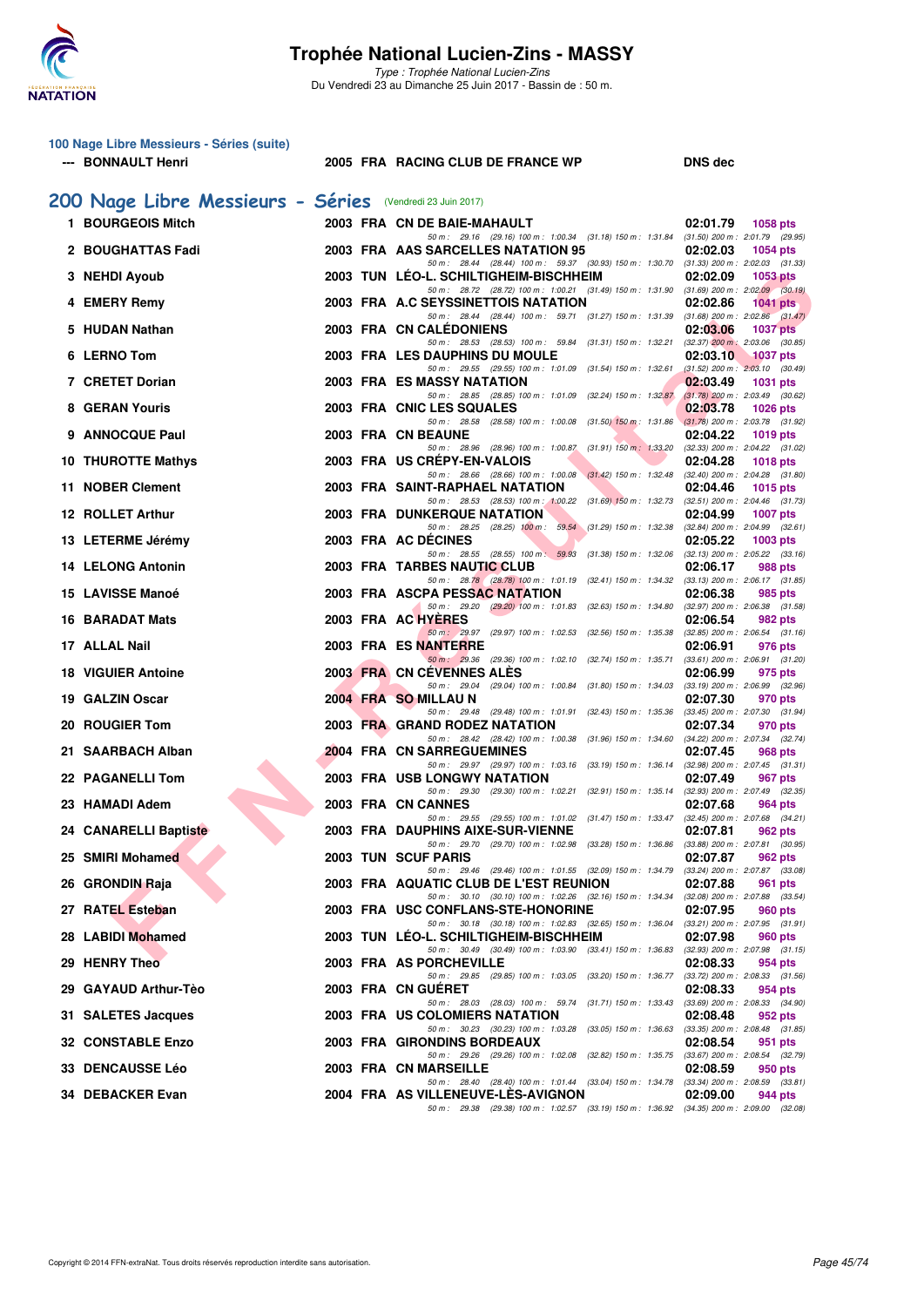### 100 Nage Libre Messieurs - Séries (suite)

| | | | | | | |
|---|---|---|---|---|---|---|
| --- | BONNAULT Henri | 2005 | FRA | RACING CLUB DE FRANCE WP | DNS dec | |

## 200 Nage Libre Messieurs - Séries (Vendredi 23 Juin 2017)

| Rang | Nom | Année | Nation | Club | Temps | Points |
|---|---|---|---|---|---|---|
| 1 | BOURGEOIS Mitch | 2003 | FRA | CN DE BAIE-MAHAULT | 02:01.79 | 1058 pts |
| | 50 m : 29.16 (29.16) 100 m : 1:00.34 (31.18) 150 m : 1:31.84 (31.50) 200 m : 2:01.79 (29.95) | | | | | |
| 2 | BOUGHATTAS Fadi | 2003 | FRA | AAS SARCELLES NATATION 95 | 02:02.03 | 1054 pts |
| | 50 m : 28.44 (28.44) 100 m : 59.37 (30.93) 150 m : 1:30.70 (31.33) 200 m : 2:02.03 (31.33) | | | | | |
| 3 | NEHDI Ayoub | 2003 | TUN | LÉO-L. SCHILTIGHEIM-BISCHHEIM | 02:02.09 | 1053 pts |
| | 50 m : 28.72 (28.72) 100 m : 1:00.21 (31.49) 150 m : 1:31.90 (31.69) 200 m : 2:02.09 (30.19) | | | | | |
| 4 | EMERY Remy | 2003 | FRA | A.C SEYSSINETTOIS NATATION | 02:02.86 | 1041 pts |
| | 50 m : 28.44 (28.44) 100 m : 59.71 (31.27) 150 m : 1:31.39 (31.68) 200 m : 2:02.86 (31.47) | | | | | |
| 5 | HUDAN Nathan | 2003 | FRA | CN CALÉDONIENS | 02:03.06 | 1037 pts |
| | 50 m : 28.53 (28.53) 100 m : 59.84 (31.31) 150 m : 1:32.21 (32.37) 200 m : 2:03.06 (30.85) | | | | | |
| 6 | LERNO Tom | 2003 | FRA | LES DAUPHINS DU MOULE | 02:03.10 | 1037 pts |
| | 50 m : 29.55 (29.55) 100 m : 1:01.09 (31.54) 150 m : 1:32.61 (31.52) 200 m : 2:03.10 (30.49) | | | | | |
| 7 | CRETET Dorian | 2003 | FRA | ES MASSY NATATION | 02:03.49 | 1031 pts |
| | 50 m : 28.85 (28.85) 100 m : 1:01.09 (32.24) 150 m : 1:32.87 (31.78) 200 m : 2:03.49 (30.62) | | | | | |
| 8 | GERAN Youris | 2003 | FRA | CNIC LES SQUALES | 02:03.78 | 1026 pts |
| | 50 m : 28.58 (28.58) 100 m : 1:00.08 (31.50) 150 m : 1:31.86 (31.78) 200 m : 2:03.78 (31.92) | | | | | |
| 9 | ANNOCQUE Paul | 2003 | FRA | CN BEAUNE | 02:04.22 | 1019 pts |
| | 50 m : 28.96 (28.96) 100 m : 1:00.87 (31.91) 150 m : 1:33.20 (32.33) 200 m : 2:04.22 (31.02) | | | | | |
| 10 | THUROTTE Mathys | 2003 | FRA | US CRÉPY-EN-VALOIS | 02:04.28 | 1018 pts |
| | 50 m : 28.66 (28.66) 100 m : 1:00.08 (31.42) 150 m : 1:32.48 (32.40) 200 m : 2:04.28 (31.80) | | | | | |
| 11 | NOBER Clement | 2003 | FRA | SAINT-RAPHAEL NATATION | 02:04.46 | 1015 pts |
| | 50 m : 28.53 (28.53) 100 m : 1:00.22 (31.69) 150 m : 1:32.73 (32.51) 200 m : 2:04.46 (31.73) | | | | | |
| 12 | ROLLET Arthur | 2003 | FRA | DUNKERQUE NATATION | 02:04.99 | 1007 pts |
| | 50 m : 28.25 (28.25) 100 m : 59.54 (31.29) 150 m : 1:32.38 (32.84) 200 m : 2:04.99 (32.61) | | | | | |
| 13 | LETERME Jérémy | 2003 | FRA | AC DÉCINES | 02:05.22 | 1003 pts |
| | 50 m : 28.55 (28.55) 100 m : 59.93 (31.38) 150 m : 1:32.06 (32.13) 200 m : 2:05.22 (33.16) | | | | | |
| 14 | LELONG Antonin | 2003 | FRA | TARBES NAUTIC CLUB | 02:06.17 | 988 pts |
| | 50 m : 28.78 (28.78) 100 m : 1:01.19 (32.41) 150 m : 1:34.32 (33.13) 200 m : 2:06.17 (31.85) | | | | | |
| 15 | LAVISSE Manoé | 2003 | FRA | ASCPA PESSAC NATATION | 02:06.38 | 985 pts |
| | 50 m : 29.20 (29.20) 100 m : 1:01.83 (32.63) 150 m : 1:34.80 (32.97) 200 m : 2:06.38 (31.58) | | | | | |
| 16 | BARADAT Mats | 2003 | FRA | AC HYÈRES | 02:06.54 | 982 pts |
| | 50 m : 29.97 (29.97) 100 m : 1:02.53 (32.56) 150 m : 1:35.38 (32.85) 200 m : 2:06.54 (31.16) | | | | | |
| 17 | ALLAL Nail | 2003 | FRA | ES NANTERRE | 02:06.91 | 976 pts |
| | 50 m : 29.36 (29.36) 100 m : 1:02.10 (32.74) 150 m : 1:35.71 (33.61) 200 m : 2:06.91 (31.20) | | | | | |
| 18 | VIGUIER Antoine | 2003 | FRA | CN CÉVENNES ALÈS | 02:06.99 | 975 pts |
| | 50 m : 29.04 (29.04) 100 m : 1:00.84 (31.80) 150 m : 1:34.03 (33.19) 200 m : 2:06.99 (32.96) | | | | | |
| 19 | GALZIN Oscar | 2004 | FRA | SO MILLAU N | 02:07.30 | 970 pts |
| | 50 m : 29.48 (29.48) 100 m : 1:01.91 (32.43) 150 m : 1:35.36 (33.45) 200 m : 2:07.30 (31.94) | | | | | |
| 20 | ROUGIER Tom | 2003 | FRA | GRAND RODEZ NATATION | 02:07.34 | 970 pts |
| | 50 m : 28.42 (28.42) 100 m : 1:00.38 (31.96) 150 m : 1:34.60 (34.22) 200 m : 2:07.34 (32.74) | | | | | |
| 21 | SAARBACH Alban | 2004 | FRA | CN SARREGUEMINES | 02:07.45 | 968 pts |
| | 50 m : 29.97 (29.97) 100 m : 1:03.16 (33.19) 150 m : 1:36.14 (32.98) 200 m : 2:07.45 (31.31) | | | | | |
| 22 | PAGANELLI Tom | 2003 | FRA | USB LONGWY NATATION | 02:07.49 | 967 pts |
| | 50 m : 29.30 (29.30) 100 m : 1:02.21 (32.91) 150 m : 1:35.14 (32.93) 200 m : 2:07.49 (32.35) | | | | | |
| 23 | HAMADI Adem | 2003 | FRA | CN CANNES | 02:07.68 | 964 pts |
| | 50 m : 29.55 (29.55) 100 m : 1:01.02 (31.47) 150 m : 1:33.47 (32.45) 200 m : 2:07.68 (34.21) | | | | | |
| 24 | CANARELLI Baptiste | 2003 | FRA | DAUPHINS AIXE-SUR-VIENNE | 02:07.81 | 962 pts |
| | 50 m : 29.70 (29.70) 100 m : 1:02.98 (33.28) 150 m : 1:36.86 (33.88) 200 m : 2:07.81 (30.95) | | | | | |
| 25 | SMIRI Mohamed | 2003 | TUN | SCUF PARIS | 02:07.87 | 962 pts |
| | 50 m : 29.46 (29.46) 100 m : 1:01.55 (32.09) 150 m : 1:34.79 (33.24) 200 m : 2:07.87 (33.08) | | | | | |
| 26 | GRONDIN Raja | 2003 | FRA | AQUATIC CLUB DE L'EST REUNION | 02:07.88 | 961 pts |
| | 50 m : 30.10 (30.10) 100 m : 1:02.26 (32.16) 150 m : 1:34.34 (32.08) 200 m : 2:07.88 (33.54) | | | | | |
| 27 | RATEL Esteban | 2003 | FRA | USC CONFLANS-STE-HONORINE | 02:07.95 | 960 pts |
| | 50 m : 30.18 (30.18) 100 m : 1:02.83 (32.65) 150 m : 1:36.04 (33.21) 200 m : 2:07.95 (31.91) | | | | | |
| 28 | LABIDI Mohamed | 2003 | TUN | LÉO-L. SCHILTIGHEIM-BISCHHEIM | 02:07.98 | 960 pts |
| | 50 m : 30.49 (30.49) 100 m : 1:03.90 (33.41) 150 m : 1:36.83 (32.93) 200 m : 2:07.98 (31.15) | | | | | |
| 29 | HENRY Theo | 2003 | FRA | AS PORCHEVILLE | 02:08.33 | 954 pts |
| | 50 m : 29.85 (29.85) 100 m : 1:03.05 (33.20) 150 m : 1:36.77 (33.72) 200 m : 2:08.33 (31.56) | | | | | |
| 29 | GAYAUD Arthur-Tèo | 2003 | FRA | CN GUÉRET | 02:08.33 | 954 pts |
| | 50 m : 28.03 (28.03) 100 m : 59.74 (31.71) 150 m : 1:33.43 (33.69) 200 m : 2:08.33 (34.90) | | | | | |
| 31 | SALETES Jacques | 2003 | FRA | US COLOMIERS NATATION | 02:08.48 | 952 pts |
| | 50 m : 30.23 (30.23) 100 m : 1:03.28 (33.05) 150 m : 1:36.63 (33.35) 200 m : 2:08.48 (31.85) | | | | | |
| 32 | CONSTABLE Enzo | 2003 | FRA | GIRONDINS BORDEAUX | 02:08.54 | 951 pts |
| | 50 m : 29.26 (29.26) 100 m : 1:02.08 (32.82) 150 m : 1:35.75 (33.67) 200 m : 2:08.54 (32.79) | | | | | |
| 33 | DENCAUSSE Léo | 2003 | FRA | CN MARSEILLE | 02:08.59 | 950 pts |
| | 50 m : 28.40 (28.40) 100 m : 1:01.44 (33.04) 150 m : 1:34.78 (33.34) 200 m : 2:08.59 (33.81) | | | | | |
| 34 | DEBACKER Evan | 2004 | FRA | AS VILLENEUVE-LÈS-AVIGNON | 02:09.00 | 944 pts |
| | 50 m : 29.38 (29.38) 100 m : 1:02.57 (33.19) 150 m : 1:36.92 (34.35) 200 m : 2:09.00 (32.08) | | | | | |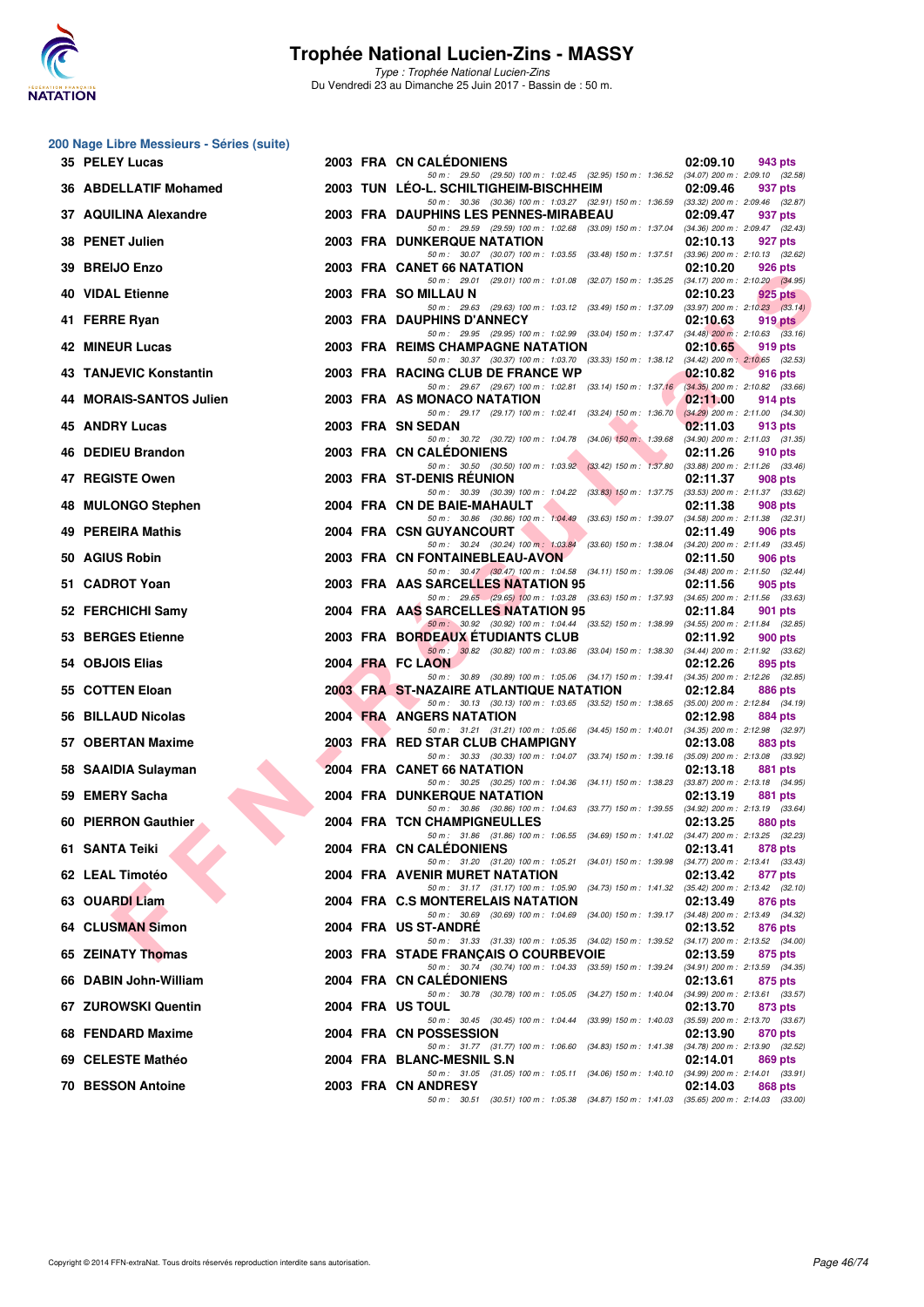# Trophée National Lucien-Zins - MASSY

*Type : Trophée National Lucien-Zins*

Du Vendredi 23 au Dimanche 25 Juin 2017 - Bassin de : 50 m.

## 200 Nage Libre Messieurs - Séries (suite)

| | | | | | | |
|---|---|---|---|---|---|---|
| 35 | PELEY Lucas | 2003 | FRA | CN CALÉDONIENS | 02:09.10 | 943 pts |
| | 50 m : 29.50 (29.50) 100 m : 1:02.45 (32.95) 150 m : 1:36.52 (34.07) 200 m : 2:09.10 (32.58) | | | | | |
| 36 | ABDELLATIF Mohamed | 2003 | TUN | LÉO-L. SCHILTIGHEIM-BISCHHEIM | 02:09.46 | 937 pts |
| | 50 m : 30.36 (30.36) 100 m : 1:03.27 (32.91) 150 m : 1:36.59 (33.32) 200 m : 2:09.46 (32.87) | | | | | |
| 37 | AQUILINA Alexandre | 2003 | FRA | DAUPHINS LES PENNES-MIRABEAU | 02:09.47 | 937 pts |
| | 50 m : 29.59 (29.59) 100 m : 1:02.68 (33.09) 150 m : 1:37.04 (34.36) 200 m : 2:09.47 (32.43) | | | | | |
| 38 | PENET Julien | 2003 | FRA | DUNKERQUE NATATION | 02:10.13 | 927 pts |
| | 50 m : 30.07 (30.07) 100 m : 1:03.55 (33.48) 150 m : 1:37.51 (33.96) 200 m : 2:10.13 (32.62) | | | | | |
| 39 | BREIJO Enzo | 2003 | FRA | CANET 66 NATATION | 02:10.20 | 926 pts |
| | 50 m : 29.01 (29.01) 100 m : 1:01.08 (32.07) 150 m : 1:35.25 (34.17) 200 m : 2:10.20 (34.95) | | | | | |
| 40 | VIDAL Etienne | 2003 | FRA | SO MILLAU N | 02:10.23 | 925 pts |
| | 50 m : 29.63 (29.63) 100 m : 1:03.12 (33.49) 150 m : 1:37.09 (33.97) 200 m : 2:10.23 (33.14) | | | | | |
| 41 | FERRE Ryan | 2003 | FRA | DAUPHINS D'ANNECY | 02:10.63 | 919 pts |
| | 50 m : 29.95 (29.95) 100 m : 1:02.99 (33.04) 150 m : 1:37.47 (34.48) 200 m : 2:10.63 (33.16) | | | | | |
| 42 | MINEUR Lucas | 2003 | FRA | REIMS CHAMPAGNE NATATION | 02:10.65 | 919 pts |
| | 50 m : 30.37 (30.37) 100 m : 1:03.70 (33.33) 150 m : 1:38.12 (34.42) 200 m : 2:10.65 (32.53) | | | | | |
| 43 | TANJEVIC Konstantin | 2003 | FRA | RACING CLUB DE FRANCE WP | 02:10.82 | 916 pts |
| | 50 m : 29.67 (29.67) 100 m : 1:02.81 (33.14) 150 m : 1:37.16 (34.35) 200 m : 2:10.82 (33.66) | | | | | |
| 44 | MORAIS-SANTOS Julien | 2003 | FRA | AS MONACO NATATION | 02:11.00 | 914 pts |
| | 50 m : 29.17 (29.17) 100 m : 1:02.41 (33.24) 150 m : 1:36.70 (34.29) 200 m : 2:11.00 (34.30) | | | | | |
| 45 | ANDRY Lucas | 2003 | FRA | SN SEDAN | 02:11.03 | 913 pts |
| | 50 m : 30.72 (30.72) 100 m : 1:04.78 (34.06) 150 m : 1:39.68 (34.90) 200 m : 2:11.03 (31.35) | | | | | |
| 46 | DEDIEU Brandon | 2003 | FRA | CN CALÉDONIENS | 02:11.26 | 910 pts |
| | 50 m : 30.50 (30.50) 100 m : 1:03.92 (33.42) 150 m : 1:37.80 (33.88) 200 m : 2:11.26 (33.46) | | | | | |
| 47 | REGISTE Owen | 2003 | FRA | ST-DENIS RÉUNION | 02:11.37 | 908 pts |
| | 50 m : 30.39 (30.39) 100 m : 1:04.22 (33.83) 150 m : 1:37.75 (33.53) 200 m : 2:11.37 (33.62) | | | | | |
| 48 | MULONGO Stephen | 2004 | FRA | CN DE BAIE-MAHAULT | 02:11.38 | 908 pts |
| | 50 m : 30.86 (30.86) 100 m : 1:04.49 (33.63) 150 m : 1:39.07 (34.58) 200 m : 2:11.38 (32.31) | | | | | |
| 49 | PEREIRA Mathis | 2004 | FRA | CSN GUYANCOURT | 02:11.49 | 906 pts |
| | 50 m : 30.24 (30.24) 100 m : 1:03.84 (33.60) 150 m : 1:38.04 (34.20) 200 m : 2:11.49 (33.45) | | | | | |
| 50 | AGIUS Robin | 2003 | FRA | CN FONTAINEBLEAU-AVON | 02:11.50 | 906 pts |
| | 50 m : 30.47 (30.47) 100 m : 1:04.58 (34.11) 150 m : 1:39.06 (34.48) 200 m : 2:11.50 (32.44) | | | | | |
| 51 | CADROT Yoan | 2003 | FRA | AAS SARCELLES NATATION 95 | 02:11.56 | 905 pts |
| | 50 m : 29.65 (29.65) 100 m : 1:03.28 (33.63) 150 m : 1:37.93 (34.65) 200 m : 2:11.56 (33.63) | | | | | |
| 52 | FERCHICHI Samy | 2004 | FRA | AAS SARCELLES NATATION 95 | 02:11.84 | 901 pts |
| | 50 m : 30.92 (30.92) 100 m : 1:04.44 (33.52) 150 m : 1:38.99 (34.55) 200 m : 2:11.84 (32.85) | | | | | |
| 53 | BERGES Etienne | 2003 | FRA | BORDEAUX ÉTUDIANTS CLUB | 02:11.92 | 900 pts |
| | 50 m : 30.82 (30.82) 100 m : 1:03.86 (33.04) 150 m : 1:38.30 (34.44) 200 m : 2:11.92 (33.62) | | | | | |
| 54 | OBJOIS Elias | 2004 | FRA | FC LAON | 02:12.26 | 895 pts |
| | 50 m : 30.89 (30.89) 100 m : 1:05.06 (34.17) 150 m : 1:39.41 (34.35) 200 m : 2:12.26 (32.85) | | | | | |
| 55 | COTTEN Eloan | 2003 | FRA | ST-NAZAIRE ATLANTIQUE NATATION | 02:12.84 | 886 pts |
| | 50 m : 30.13 (30.13) 100 m : 1:03.65 (33.52) 150 m : 1:38.65 (35.00) 200 m : 2:12.84 (34.19) | | | | | |
| 56 | BILLAUD Nicolas | 2004 | FRA | ANGERS NATATION | 02:12.98 | 884 pts |
| | 50 m : 31.21 (31.21) 100 m : 1:05.66 (34.45) 150 m : 1:40.01 (34.35) 200 m : 2:12.98 (32.97) | | | | | |
| 57 | OBERTAN Maxime | 2003 | FRA | RED STAR CLUB CHAMPIGNY | 02:13.08 | 883 pts |
| | 50 m : 30.33 (30.33) 100 m : 1:04.07 (33.74) 150 m : 1:39.16 (35.09) 200 m : 2:13.08 (33.92) | | | | | |
| 58 | SAAIDIA Sulayman | 2004 | FRA | CANET 66 NATATION | 02:13.18 | 881 pts |
| | 50 m : 30.25 (30.25) 100 m : 1:04.36 (34.11) 150 m : 1:38.23 (33.87) 200 m : 2:13.18 (34.95) | | | | | |
| 59 | EMERY Sacha | 2004 | FRA | DUNKERQUE NATATION | 02:13.19 | 881 pts |
| | 50 m : 30.86 (30.86) 100 m : 1:04.63 (33.77) 150 m : 1:39.55 (34.92) 200 m : 2:13.19 (33.64) | | | | | |
| 60 | PIERRON Gauthier | 2004 | FRA | TCN CHAMPIGNEULLES | 02:13.25 | 880 pts |
| | 50 m : 31.86 (31.86) 100 m : 1:06.55 (34.69) 150 m : 1:41.02 (34.47) 200 m : 2:13.25 (32.23) | | | | | |
| 61 | SANTA Teiki | 2004 | FRA | CN CALÉDONIENS | 02:13.41 | 878 pts |
| | 50 m : 31.20 (31.20) 100 m : 1:05.21 (34.01) 150 m : 1:39.98 (34.77) 200 m : 2:13.41 (33.43) | | | | | |
| 62 | LEAL Timotéo | 2004 | FRA | AVENIR MURET NATATION | 02:13.42 | 877 pts |
| | 50 m : 31.17 (31.17) 100 m : 1:05.90 (34.73) 150 m : 1:41.32 (35.42) 200 m : 2:13.42 (32.10) | | | | | |
| 63 | OUARDI Liam | 2004 | FRA | C.S MONTERELAIS NATATION | 02:13.49 | 876 pts |
| | 50 m : 30.69 (30.69) 100 m : 1:04.69 (34.00) 150 m : 1:39.17 (34.48) 200 m : 2:13.49 (34.32) | | | | | |
| 64 | CLUSMAN Simon | 2004 | FRA | US ST-ANDRÉ | 02:13.52 | 876 pts |
| | 50 m : 31.33 (31.33) 100 m : 1:05.35 (34.02) 150 m : 1:39.52 (34.17) 200 m : 2:13.52 (34.00) | | | | | |
| 65 | ZEINATY Thomas | 2003 | FRA | STADE FRANÇAIS O COURBEVOIE | 02:13.59 | 875 pts |
| | 50 m : 30.74 (30.74) 100 m : 1:04.33 (33.59) 150 m : 1:39.24 (34.91) 200 m : 2:13.59 (34.35) | | | | | |
| 66 | DABIN John-William | 2004 | FRA | CN CALÉDONIENS | 02:13.61 | 875 pts |
| | 50 m : 30.78 (30.78) 100 m : 1:05.05 (34.27) 150 m : 1:40.04 (34.99) 200 m : 2:13.61 (33.57) | | | | | |
| 67 | ZUROWSKI Quentin | 2004 | FRA | US TOUL | 02:13.70 | 873 pts |
| | 50 m : 30.45 (30.45) 100 m : 1:04.44 (33.99) 150 m : 1:40.03 (35.59) 200 m : 2:13.70 (33.67) | | | | | |
| 68 | FENDARD Maxime | 2004 | FRA | CN POSSESSION | 02:13.90 | 870 pts |
| | 50 m : 31.77 (31.77) 100 m : 1:06.60 (34.83) 150 m : 1:41.38 (34.78) 200 m : 2:13.90 (32.52) | | | | | |
| 69 | CELESTE Mathéo | 2004 | FRA | BLANC-MESNIL S.N | 02:14.01 | 869 pts |
| | 50 m : 31.05 (31.05) 100 m : 1:05.11 (34.06) 150 m : 1:40.10 (34.99) 200 m : 2:14.01 (33.91) | | | | | |
| 70 | BESSON Antoine | 2003 | FRA | CN ANDRESY | 02:14.03 | 868 pts |
| | 50 m : 30.51 (30.51) 100 m : 1:05.38 (34.87) 150 m : 1:41.03 (35.65) 200 m : 2:14.03 (33.00) | | | | | |

Copyright © 2014 FFN-extraNat. Tous droits réservés reproduction interdite sans autorisation.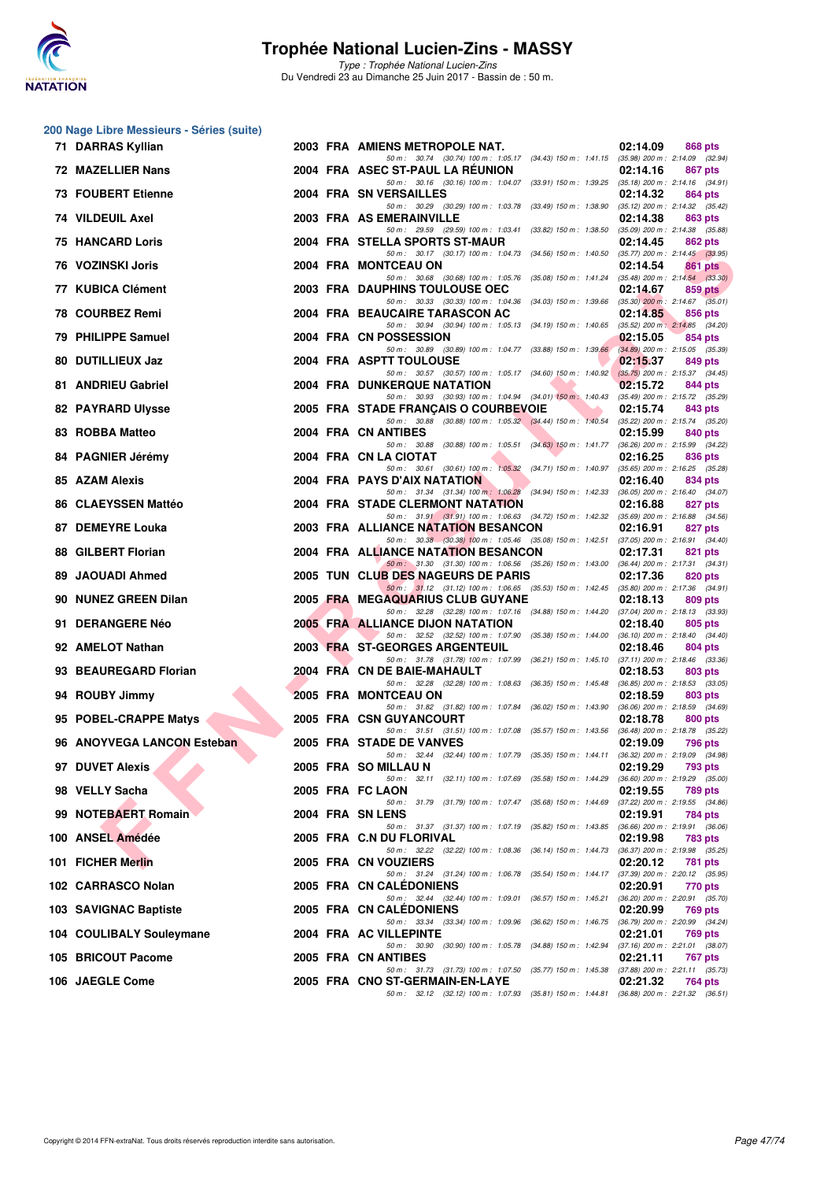## 200 Nage Libre Messieurs - Séries (suite)

| | | | | | | |
|---|---|---|---|---|---|---|
| 71 | DARRAS Kyllian | 2003 | FRA | AMIENS METROPOLE NAT. | 02:14.09 | 868 pts |
| | | | | 50 m : 30.74 (30.74) 100 m : 1:05.17 (34.43) 150 m : 1:41.15 (35.98) 200 m : 2:14.09 (32.94) | | |
| 72 | MAZELLIER Nans | 2004 | FRA | ASEC ST-PAUL LA RÉUNION | 02:14.16 | 867 pts |
| | | | | 50 m : 30.16 (30.16) 100 m : 1:04.07 (33.91) 150 m : 1:39.25 (35.18) 200 m : 2:14.16 (34.91) | | |
| 73 | FOUBERT Etienne | 2004 | FRA | SN VERSAILLES | 02:14.32 | 864 pts |
| | | | | 50 m : 30.29 (30.29) 100 m : 1:03.78 (33.49) 150 m : 1:38.90 (35.12) 200 m : 2:14.32 (35.42) | | |
| 74 | VILDEUIL Axel | 2003 | FRA | AS EMERAINVILLE | 02:14.38 | 863 pts |
| | | | | 50 m : 29.59 (29.59) 100 m : 1:03.41 (33.82) 150 m : 1:38.50 (35.09) 200 m : 2:14.38 (35.88) | | |
| 75 | HANCARD Loris | 2004 | FRA | STELLA SPORTS ST-MAUR | 02:14.45 | 862 pts |
| | | | | 50 m : 30.17 (30.17) 100 m : 1:04.73 (34.56) 150 m : 1:40.50 (35.77) 200 m : 2:14.45 (33.95) | | |
| 76 | VOZINSKI Joris | 2004 | FRA | MONTCEAU ON | 02:14.54 | 861 pts |
| | | | | 50 m : 30.68 (30.68) 100 m : 1:05.76 (35.08) 150 m : 1:41.24 (35.48) 200 m : 2:14.54 (33.30) | | |
| 77 | KUBICA Clément | 2003 | FRA | DAUPHINS TOULOUSE OEC | 02:14.67 | 859 pts |
| | | | | 50 m : 30.33 (30.33) 100 m : 1:04.36 (34.03) 150 m : 1:39.66 (35.30) 200 m : 2:14.67 (35.01) | | |
| 78 | COURBEZ Remi | 2004 | FRA | BEAUCAIRE TARASCON AC | 02:14.85 | 856 pts |
| | | | | 50 m : 30.94 (30.94) 100 m : 1:05.13 (34.19) 150 m : 1:40.65 (35.52) 200 m : 2:14.85 (34.20) | | |
| 79 | PHILIPPE Samuel | 2004 | FRA | CN POSSESSION | 02:15.05 | 854 pts |
| | | | | 50 m : 30.89 (30.89) 100 m : 1:04.77 (33.88) 150 m : 1:39.66 (34.89) 200 m : 2:15.05 (35.39) | | |
| 80 | DUTILLIEUX Jaz | 2004 | FRA | ASPTT TOULOUSE | 02:15.37 | 849 pts |
| | | | | 50 m : 30.57 (30.57) 100 m : 1:05.17 (34.60) 150 m : 1:40.92 (35.75) 200 m : 2:15.37 (34.45) | | |
| 81 | ANDRIEU Gabriel | 2004 | FRA | DUNKERQUE NATATION | 02:15.72 | 844 pts |
| | | | | 50 m : 30.93 (30.93) 100 m : 1:04.94 (34.01) 150 m : 1:40.43 (35.49) 200 m : 2:15.72 (35.29) | | |
| 82 | PAYRARD Ulysse | 2005 | FRA | STADE FRANÇAIS O COURBEVOIE | 02:15.74 | 843 pts |
| | | | | 50 m : 30.88 (30.88) 100 m : 1:05.32 (34.44) 150 m : 1:40.54 (35.22) 200 m : 2:15.74 (35.20) | | |
| 83 | ROBBA Matteo | 2004 | FRA | CN ANTIBES | 02:15.99 | 840 pts |
| | | | | 50 m : 30.88 (30.88) 100 m : 1:05.51 (34.63) 150 m : 1:41.77 (36.26) 200 m : 2:15.99 (34.22) | | |
| 84 | PAGNIER Jérémy | 2004 | FRA | CN LA CIOTAT | 02:16.25 | 836 pts |
| | | | | 50 m : 30.61 (30.61) 100 m : 1:05.32 (34.71) 150 m : 1:40.97 (35.65) 200 m : 2:16.25 (35.28) | | |
| 85 | AZAM Alexis | 2004 | FRA | PAYS D'AIX NATATION | 02:16.40 | 834 pts |
| | | | | 50 m : 31.34 (31.34) 100 m : 1:06.28 (34.94) 150 m : 1:42.33 (36.05) 200 m : 2:16.40 (34.07) | | |
| 86 | CLAEYSSEN Mattéo | 2004 | FRA | STADE CLERMONT NATATION | 02:16.88 | 827 pts |
| | | | | 50 m : 31.91 (31.91) 100 m : 1:06.63 (34.72) 150 m : 1:42.32 (35.69) 200 m : 2:16.88 (34.56) | | |
| 87 | DEMEYRE Louka | 2003 | FRA | ALLIANCE NATATION BESANCON | 02:16.91 | 827 pts |
| | | | | 50 m : 30.38 (30.38) 100 m : 1:05.46 (35.08) 150 m : 1:42.51 (37.05) 200 m : 2:16.91 (34.40) | | |
| 88 | GILBERT Florian | 2004 | FRA | ALLIANCE NATATION BESANCON | 02:17.31 | 821 pts |
| | | | | 50 m : 31.30 (31.30) 100 m : 1:06.56 (35.26) 150 m : 1:43.00 (36.44) 200 m : 2:17.31 (34.31) | | |
| 89 | JAOUADI Ahmed | 2005 | TUN | CLUB DES NAGEURS DE PARIS | 02:17.36 | 820 pts |
| | | | | 50 m : 31.12 (31.12) 100 m : 1:06.65 (35.53) 150 m : 1:42.45 (35.80) 200 m : 2:17.36 (34.91) | | |
| 90 | NUNEZ GREEN Dilan | 2005 | FRA | MEGAQUARIUS CLUB GUYANE | 02:18.13 | 809 pts |
| | | | | 50 m : 32.28 (32.28) 100 m : 1:07.16 (34.88) 150 m : 1:44.20 (37.04) 200 m : 2:18.13 (33.93) | | |
| 91 | DERANGERE Néo | 2005 | FRA | ALLIANCE DIJON NATATION | 02:18.40 | 805 pts |
| | | | | 50 m : 32.52 (32.52) 100 m : 1:07.90 (35.38) 150 m : 1:44.00 (36.10) 200 m : 2:18.40 (34.40) | | |
| 92 | AMELOT Nathan | 2003 | FRA | ST-GEORGES ARGENTEUIL | 02:18.46 | 804 pts |
| | | | | 50 m : 31.78 (31.78) 100 m : 1:07.99 (36.21) 150 m : 1:45.10 (37.11) 200 m : 2:18.46 (33.36) | | |
| 93 | BEAUREGARD Florian | 2004 | FRA | CN DE BAIE-MAHAULT | 02:18.53 | 803 pts |
| | | | | 50 m : 32.28 (32.28) 100 m : 1:08.63 (36.35) 150 m : 1:45.48 (36.85) 200 m : 2:18.53 (33.05) | | |
| 94 | ROUBY Jimmy | 2005 | FRA | MONTCEAU ON | 02:18.59 | 803 pts |
| | | | | 50 m : 31.82 (31.82) 100 m : 1:07.84 (36.02) 150 m : 1:43.90 (36.06) 200 m : 2:18.59 (34.69) | | |
| 95 | POBEL-CRAPPE Matys | 2005 | FRA | CSN GUYANCOURT | 02:18.78 | 800 pts |
| | | | | 50 m : 31.51 (31.51) 100 m : 1:07.08 (35.57) 150 m : 1:43.56 (36.48) 200 m : 2:18.78 (35.22) | | |
| 96 | ANOYVEGA LANCON Esteban | 2005 | FRA | STADE DE VANVES | 02:19.09 | 796 pts |
| | | | | 50 m : 32.44 (32.44) 100 m : 1:07.79 (35.35) 150 m : 1:44.11 (36.32) 200 m : 2:19.09 (34.98) | | |
| 97 | DUVET Alexis | 2005 | FRA | SO MILLAU N | 02:19.29 | 793 pts |
| | | | | 50 m : 32.11 (32.11) 100 m : 1:07.69 (35.58) 150 m : 1:44.29 (36.60) 200 m : 2:19.29 (35.00) | | |
| 98 | VELLY Sacha | 2005 | FRA | FC LAON | 02:19.55 | 789 pts |
| | | | | 50 m : 31.79 (31.79) 100 m : 1:07.47 (35.68) 150 m : 1:44.69 (37.22) 200 m : 2:19.55 (34.86) | | |
| 99 | NOTEBAERT Romain | 2004 | FRA | SN LENS | 02:19.91 | 784 pts |
| | | | | 50 m : 31.37 (31.37) 100 m : 1:07.19 (35.82) 150 m : 1:43.85 (36.66) 200 m : 2:19.91 (36.06) | | |
| 100 | ANSEL Amédée | 2005 | FRA | C.N DU FLORIVAL | 02:19.98 | 783 pts |
| | | | | 50 m : 32.22 (32.22) 100 m : 1:08.36 (36.14) 150 m : 1:44.73 (36.37) 200 m : 2:19.98 (35.25) | | |
| 101 | FICHER Merlin | 2005 | FRA | CN VOUZIERS | 02:20.12 | 781 pts |
| | | | | 50 m : 31.24 (31.24) 100 m : 1:06.78 (35.54) 150 m : 1:44.17 (37.39) 200 m : 2:20.12 (35.95) | | |
| 102 | CARRASCO Nolan | 2005 | FRA | CN CALÉDONIENS | 02:20.91 | 770 pts |
| | | | | 50 m : 32.44 (32.44) 100 m : 1:09.01 (36.57) 150 m : 1:45.21 (36.20) 200 m : 2:20.91 (35.70) | | |
| 103 | SAVIGNAC Baptiste | 2005 | FRA | CN CALÉDONIENS | 02:20.99 | 769 pts |
| | | | | 50 m : 33.34 (33.34) 100 m : 1:09.96 (36.62) 150 m : 1:46.75 (36.79) 200 m : 2:20.99 (34.24) | | |
| 104 | COULIBALY Souleymane | 2004 | FRA | AC VILLEPINTE | 02:21.01 | 769 pts |
| | | | | 50 m : 30.90 (30.90) 100 m : 1:05.78 (34.88) 150 m : 1:42.94 (37.16) 200 m : 2:21.01 (38.07) | | |
| 105 | BRICOUT Pacome | 2005 | FRA | CN ANTIBES | 02:21.11 | 767 pts |
| | | | | 50 m : 31.73 (31.73) 100 m : 1:07.50 (35.77) 150 m : 1:45.38 (37.88) 200 m : 2:21.11 (35.73) | | |
| 106 | JAEGLE Come | 2005 | FRA | CNO ST-GERMAIN-EN-LAYE | 02:21.32 | 764 pts |
| | | | | 50 m : 32.12 (32.12) 100 m : 1:07.93 (35.81) 150 m : 1:44.81 (36.88) 200 m : 2:21.32 (36.51) | | |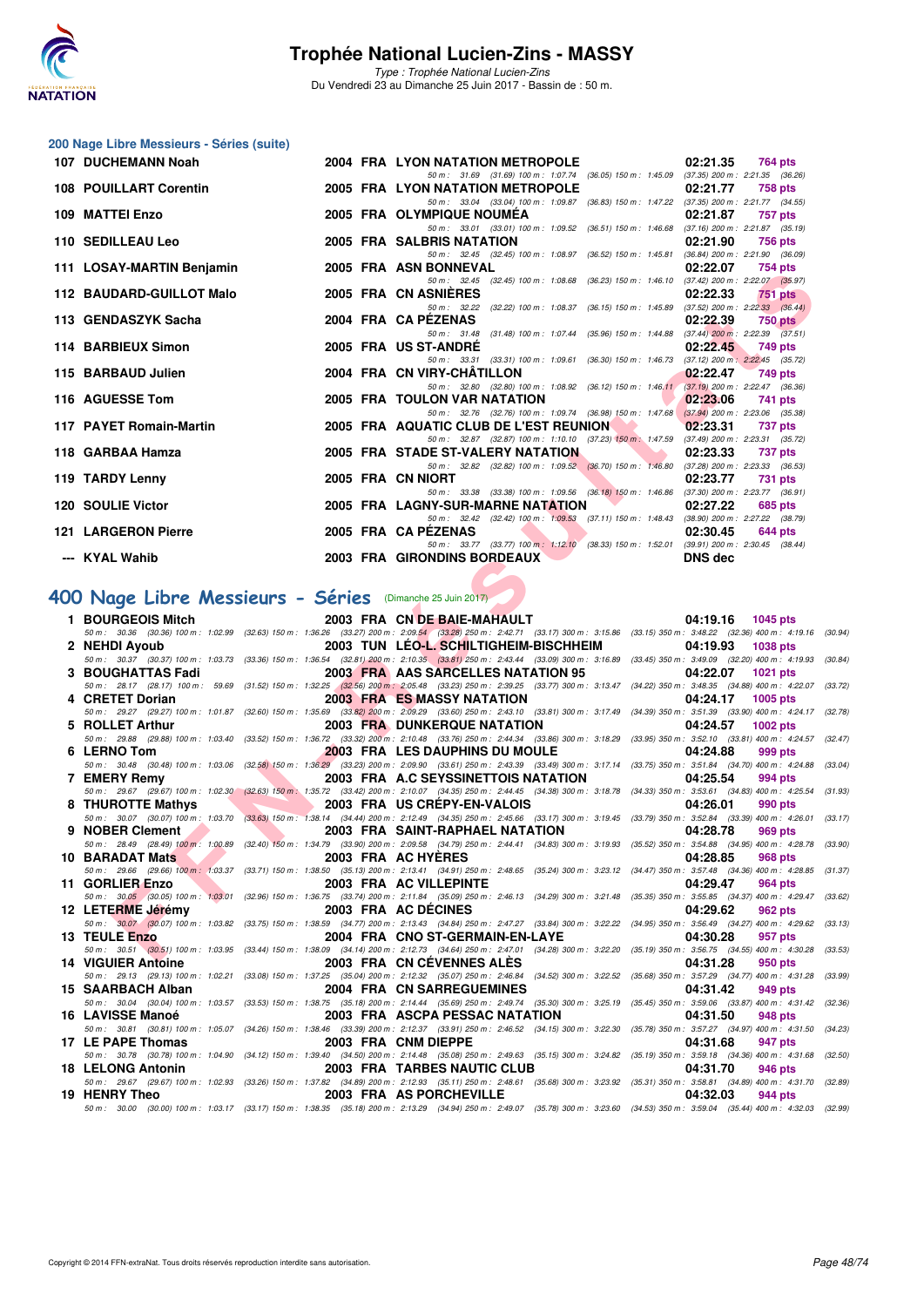## 200 Nage Libre Messieurs - Séries (suite)

| | | | | | | |
|---|---|---|---|---|---|---|
| 107 | DUCHEMANN Noah | 2004 | FRA | LYON NATATION METROPOLE | 02:21.35 | 764 pts |
| | 50 m : 31.69 (31.69) 100 m : 1:07.74 (36.05) 150 m : 1:45.09 (37.35) 200 m : 2:21.35 (36.26) | | | | | |
| 108 | POUILLART Corentin | 2005 | FRA | LYON NATATION METROPOLE | 02:21.77 | 758 pts |
| | 50 m : 33.04 (33.04) 100 m : 1:09.87 (36.83) 150 m : 1:47.22 (37.35) 200 m : 2:21.77 (34.55) | | | | | |
| 109 | MATTEI Enzo | 2005 | FRA | OLYMPIQUE NOUMÉA | 02:21.87 | 757 pts |
| | 50 m : 33.01 (33.01) 100 m : 1:09.52 (36.51) 150 m : 1:46.68 (37.16) 200 m : 2:21.87 (35.19) | | | | | |
| 110 | SEDILLEAU Leo | 2005 | FRA | SALBRIS NATATION | 02:21.90 | 756 pts |
| | 50 m : 32.45 (32.45) 100 m : 1:08.97 (36.52) 150 m : 1:45.81 (36.84) 200 m : 2:21.90 (36.09) | | | | | |
| 111 | LOSAY-MARTIN Benjamin | 2005 | FRA | ASN BONNEVAL | 02:22.07 | 754 pts |
| | 50 m : 32.45 (32.45) 100 m : 1:08.68 (36.23) 150 m : 1:46.10 (37.42) 200 m : 2:22.07 (35.97) | | | | | |
| 112 | BAUDARD-GUILLOT Malo | 2005 | FRA | CN ASNIÈRES | 02:22.33 | 751 pts |
| | 50 m : 32.22 (32.22) 100 m : 1:08.37 (36.15) 150 m : 1:45.89 (37.52) 200 m : 2:22.33 (36.44) | | | | | |
| 113 | GENDASZYK Sacha | 2004 | FRA | CA PÉZENAS | 02:22.39 | 750 pts |
| | 50 m : 31.48 (31.48) 100 m : 1:07.44 (35.96) 150 m : 1:44.88 (37.44) 200 m : 2:22.39 (37.51) | | | | | |
| 114 | BARBIEUX Simon | 2005 | FRA | US ST-ANDRÉ | 02:22.45 | 749 pts |
| | 50 m : 33.31 (33.31) 100 m : 1:09.61 (36.30) 150 m : 1:46.73 (37.12) 200 m : 2:22.45 (35.72) | | | | | |
| 115 | BARBAUD Julien | 2004 | FRA | CN VIRY-CHÂTILLON | 02:22.47 | 749 pts |
| | 50 m : 32.80 (32.80) 100 m : 1:08.92 (36.12) 150 m : 1:46.11 (37.19) 200 m : 2:22.47 (36.36) | | | | | |
| 116 | AGUESSE Tom | 2005 | FRA | TOULON VAR NATATION | 02:23.06 | 741 pts |
| | 50 m : 32.76 (32.76) 100 m : 1:09.74 (36.98) 150 m : 1:47.68 (37.94) 200 m : 2:23.06 (35.38) | | | | | |
| 117 | PAYET Romain-Martin | 2005 | FRA | AQUATIC CLUB DE L'EST REUNION | 02:23.31 | 737 pts |
| | 50 m : 32.87 (32.87) 100 m : 1:10.10 (37.23) 150 m : 1:47.59 (37.49) 200 m : 2:23.31 (35.72) | | | | | |
| 118 | GARBAA Hamza | 2005 | FRA | STADE ST-VALERY NATATION | 02:23.33 | 737 pts |
| | 50 m : 32.82 (32.82) 100 m : 1:09.52 (36.70) 150 m : 1:46.80 (37.28) 200 m : 2:23.33 (36.53) | | | | | |
| 119 | TARDY Lenny | 2005 | FRA | CN NIORT | 02:23.77 | 731 pts |
| | 50 m : 33.38 (33.38) 100 m : 1:09.56 (36.18) 150 m : 1:46.86 (37.30) 200 m : 2:23.77 (36.91) | | | | | |
| 120 | SOULIE Victor | 2005 | FRA | LAGNY-SUR-MARNE NATATION | 02:27.22 | 685 pts |
| | 50 m : 32.42 (32.42) 100 m : 1:09.53 (37.11) 150 m : 1:48.43 (38.90) 200 m : 2:27.22 (38.79) | | | | | |
| 121 | LARGERON Pierre | 2005 | FRA | CA PÉZENAS | 02:30.45 | 644 pts |
| | 50 m : 33.77 (33.77) 100 m : 1:12.10 (38.33) 150 m : 1:52.01 (39.91) 200 m : 2:30.45 (38.44) | | | | | |
| --- | KYAL Wahib | 2003 | FRA | GIRONDINS BORDEAUX | DNS dec | |

## 400 Nage Libre Messieurs - Séries (Dimanche 25 Juin 2017)

| | | | | | | |
|---|---|---|---|---|---|---|
| 1 | BOURGEOIS Mitch | 2003 | FRA | CN DE BAIE-MAHAULT | 04:19.16 | 1045 pts |
| | 50 m : 30.36 (30.36) 100 m : 1:02.99 (32.63) 150 m : 1:36.26 (33.27) 200 m : 2:09.54 (33.28) 250 m : 2:42.71 (33.17) 300 m : 3:15.86 (33.15) 350 m : 3:48.22 (32.36) 400 m : 4:19.16 (30.94) | | | | | |
| 2 | NEHDI Ayoub | 2003 | TUN | LÉO-L. SCHILTIGHEIM-BISCHHEIM | 04:19.93 | 1038 pts |
| | 50 m : 30.37 (30.37) 100 m : 1:03.73 (33.36) 150 m : 1:36.54 (32.81) 200 m : 2:10.35 (33.81) 250 m : 2:43.44 (33.09) 300 m : 3:16.89 (33.45) 350 m : 3:49.09 (32.20) 400 m : 4:19.93 (30.84) | | | | | |
| 3 | BOUGHATTAS Fadi | 2003 | FRA | AAS SARCELLES NATATION 95 | 04:22.07 | 1021 pts |
| | 50 m : 28.17 (28.17) 100 m : 59.69 (31.52) 150 m : 1:32.25 (32.56) 200 m : 2:05.48 (33.23) 250 m : 2:39.25 (33.77) 300 m : 3:13.47 (34.22) 350 m : 3:48.35 (34.88) 400 m : 4:22.07 (33.72) | | | | | |
| 4 | CRETET Dorian | 2003 | FRA | ES MASSY NATATION | 04:24.17 | 1005 pts |
| | 50 m : 29.27 (29.27) 100 m : 1:01.87 (32.60) 150 m : 1:35.69 (33.82) 200 m : 2:09.29 (33.60) 250 m : 2:43.10 (33.81) 300 m : 3:17.49 (34.39) 350 m : 3:51.39 (33.90) 400 m : 4:24.17 (32.78) | | | | | |
| 5 | ROLLET Arthur | 2003 | FRA | DUNKERQUE NATATION | 04:24.57 | 1002 pts |
| | 50 m : 29.88 (29.88) 100 m : 1:03.40 (33.52) 150 m : 1:36.72 (33.32) 200 m : 2:10.48 (33.76) 250 m : 2:44.34 (33.86) 300 m : 3:18.29 (33.95) 350 m : 3:52.10 (33.81) 400 m : 4:24.57 (32.47) | | | | | |
| 6 | LERNO Tom | 2003 | FRA | LES DAUPHINS DU MOULE | 04:24.88 | 999 pts |
| | 50 m : 30.48 (30.48) 100 m : 1:03.06 (32.58) 150 m : 1:36.29 (33.23) 200 m : 2:09.90 (33.61) 250 m : 2:43.39 (33.49) 300 m : 3:17.14 (33.75) 350 m : 3:51.84 (34.70) 400 m : 4:24.88 (33.04) | | | | | |
| 7 | EMERY Remy | 2003 | FRA | A.C SEYSSINETTOIS NATATION | 04:25.54 | 994 pts |
| | 50 m : 29.67 (29.67) 100 m : 1:02.30 (32.63) 150 m : 1:35.72 (33.42) 200 m : 2:10.07 (34.35) 250 m : 2:44.45 (34.38) 300 m : 3:18.78 (34.33) 350 m : 3:53.61 (34.83) 400 m : 4:25.54 (31.93) | | | | | |
| 8 | THUROTTE Mathys | 2003 | FRA | US CRÉPY-EN-VALOIS | 04:26.01 | 990 pts |
| | 50 m : 30.07 (30.07) 100 m : 1:03.70 (33.63) 150 m : 1:38.14 (34.44) 200 m : 2:12.49 (34.35) 250 m : 2:45.66 (33.17) 300 m : 3:19.45 (33.79) 350 m : 3:52.84 (33.39) 400 m : 4:26.01 (33.17) | | | | | |
| 9 | NOBER Clement | 2003 | FRA | SAINT-RAPHAEL NATATION | 04:28.78 | 969 pts |
| | 50 m : 28.49 (28.49) 100 m : 1:00.89 (32.40) 150 m : 1:34.79 (33.90) 200 m : 2:09.58 (34.79) 250 m : 2:44.41 (34.83) 300 m : 3:19.93 (35.52) 350 m : 3:54.88 (34.95) 400 m : 4:28.78 (33.90) | | | | | |
| 10 | BARADAT Mats | 2003 | FRA | AC HYÈRES | 04:28.85 | 968 pts |
| | 50 m : 29.66 (29.66) 100 m : 1:03.37 (33.71) 150 m : 1:38.50 (35.13) 200 m : 2:13.41 (34.91) 250 m : 2:48.65 (35.24) 300 m : 3:23.12 (34.47) 350 m : 3:57.48 (34.36) 400 m : 4:28.85 (31.37) | | | | | |
| 11 | GORLIER Enzo | 2003 | FRA | AC VILLEPINTE | 04:29.47 | 964 pts |
| | 50 m : 30.05 (30.05) 100 m : 1:03.01 (32.96) 150 m : 1:36.75 (33.74) 200 m : 2:11.84 (35.09) 250 m : 2:46.13 (34.29) 300 m : 3:21.48 (35.35) 350 m : 3:55.85 (34.37) 400 m : 4:29.47 (33.62) | | | | | |
| 12 | LETERME Jérémy | 2003 | FRA | AC DÉCINES | 04:29.62 | 962 pts |
| | 50 m : 30.07 (30.07) 100 m : 1:03.82 (33.75) 150 m : 1:38.59 (34.77) 200 m : 2:13.43 (34.84) 250 m : 2:47.27 (33.84) 300 m : 3:22.22 (34.95) 350 m : 3:56.49 (34.27) 400 m : 4:29.62 (33.13) | | | | | |
| 13 | TEULE Enzo | 2004 | FRA | CNO ST-GERMAIN-EN-LAYE | 04:30.28 | 957 pts |
| | 50 m : 30.51 (30.51) 100 m : 1:03.95 (33.44) 150 m : 1:38.09 (34.14) 200 m : 2:12.73 (34.64) 250 m : 2:47.01 (34.28) 300 m : 3:22.20 (35.19) 350 m : 3:56.75 (34.55) 400 m : 4:30.28 (33.53) | | | | | |
| 14 | VIGUIER Antoine | 2003 | FRA | CN CÉVENNES ALÈS | 04:31.28 | 950 pts |
| | 50 m : 29.13 (29.13) 100 m : 1:02.21 (33.08) 150 m : 1:37.25 (35.04) 200 m : 2:12.32 (35.07) 250 m : 2:46.84 (34.52) 300 m : 3:22.52 (35.68) 350 m : 3:57.29 (34.77) 400 m : 4:31.28 (33.99) | | | | | |
| 15 | SAARBACH Alban | 2004 | FRA | CN SARREGUEMINES | 04:31.42 | 949 pts |
| | 50 m : 30.04 (30.04) 100 m : 1:03.57 (33.53) 150 m : 1:38.75 (35.18) 200 m : 2:14.44 (35.69) 250 m : 2:49.74 (35.30) 300 m : 3:25.19 (35.45) 350 m : 3:59.06 (33.87) 400 m : 4:31.42 (32.36) | | | | | |
| 16 | LAVISSE Manoé | 2003 | FRA | ASCPA PESSAC NATATION | 04:31.50 | 948 pts |
| | 50 m : 30.81 (30.81) 100 m : 1:05.07 (34.26) 150 m : 1:38.46 (33.39) 200 m : 2:12.37 (33.91) 250 m : 2:46.52 (34.15) 300 m : 3:22.30 (35.78) 350 m : 3:57.27 (34.97) 400 m : 4:31.50 (34.23) | | | | | |
| 17 | LE PAPE Thomas | 2003 | FRA | CNM DIEPPE | 04:31.68 | 947 pts |
| | 50 m : 30.78 (30.78) 100 m : 1:04.90 (34.12) 150 m : 1:39.40 (34.50) 200 m : 2:14.48 (35.08) 250 m : 2:49.63 (35.15) 300 m : 3:24.82 (35.19) 350 m : 3:59.18 (34.36) 400 m : 4:31.68 (32.50) | | | | | |
| 18 | LELONG Antonin | 2003 | FRA | TARBES NAUTIC CLUB | 04:31.70 | 946 pts |
| | 50 m : 29.67 (29.67) 100 m : 1:02.93 (33.26) 150 m : 1:37.82 (34.89) 200 m : 2:12.93 (35.11) 250 m : 2:48.61 (35.68) 300 m : 3:23.92 (35.31) 350 m : 3:58.81 (34.89) 400 m : 4:31.70 (32.89) | | | | | |
| 19 | HENRY Theo | 2003 | FRA | AS PORCHEVILLE | 04:32.03 | 944 pts |
| | 50 m : 30.00 (30.00) 100 m : 1:03.17 (33.17) 150 m : 1:38.35 (35.18) 200 m : 2:13.29 (34.94) 250 m : 2:49.07 (35.78) 300 m : 3:23.60 (34.53) 350 m : 3:59.04 (35.44) 400 m : 4:32.03 (32.99) | | | | | |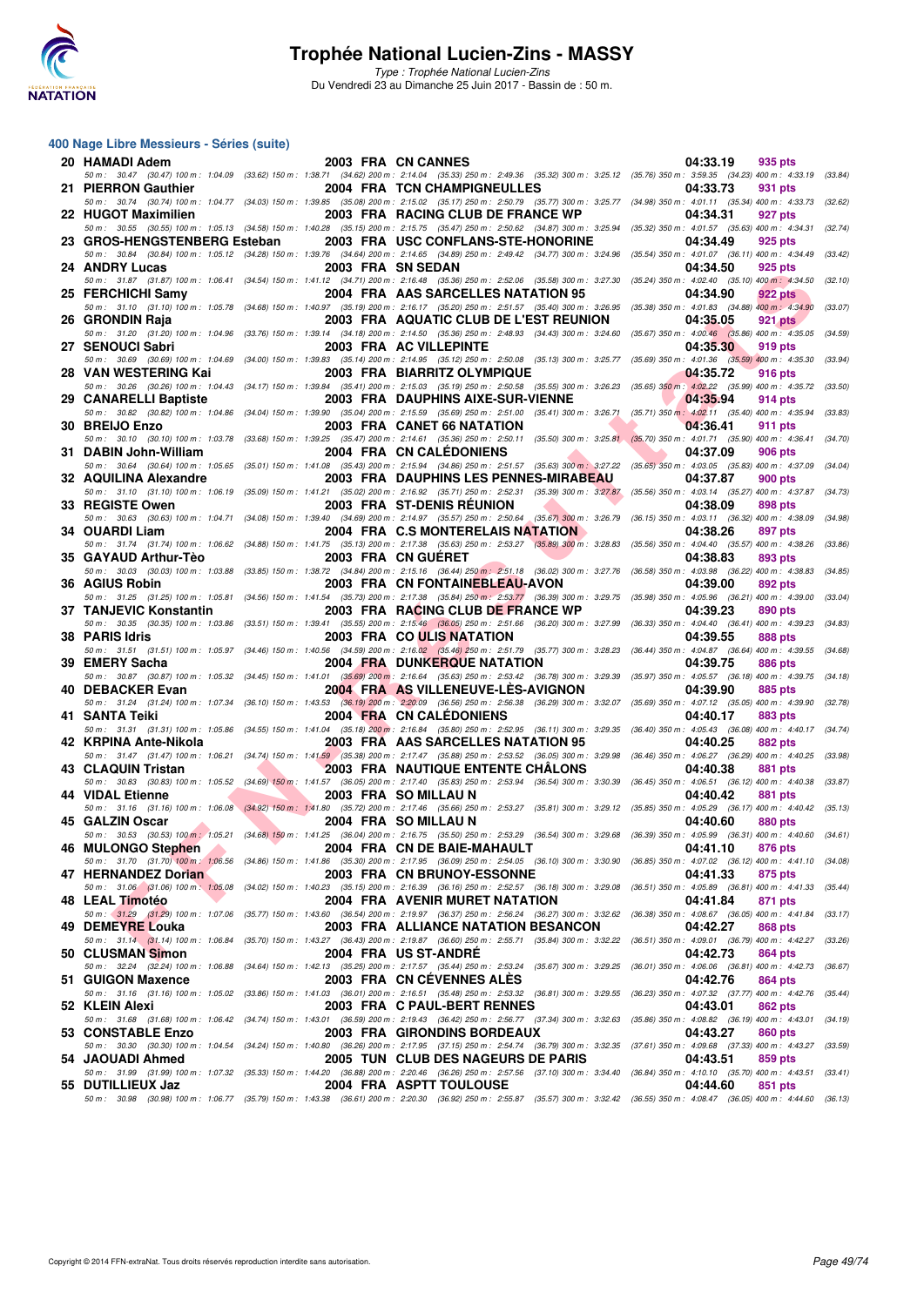# Trophée National Lucien-Zins - MASSY

*Type : Trophée National Lucien-Zins*

Du Vendredi 23 au Dimanche 25 Juin 2017 - Bassin de : 50 m.

## 400 Nage Libre Messieurs - Séries (suite)

| Rang | Nom | Année | Nat | Club | Temps | Points |
|---|---|---|---|---|---|---|
| 20 | HAMADI Adem | 2003 | FRA | CN CANNES | 04:33.19 | 935 pts |
| | 50 m : 30.47 (30.47) 100 m : 1:04.09 (33.62) 150 m : 1:38.71 (34.62) 200 m : 2:14.04 (35.33) 250 m : 2:49.36 (35.32) 300 m : 3:25.12 (35.76) 350 m : 3:59.35 (34.23) 400 m : 4:33.19 (33.84) | | | | | |
| 21 | PIERRON Gauthier | 2004 | FRA | TCN CHAMPIGNEULLES | 04:33.73 | 931 pts |
| | 50 m : 30.74 (30.74) 100 m : 1:04.77 (34.03) 150 m : 1:39.85 (35.08) 200 m : 2:15.02 (35.17) 250 m : 2:50.79 (35.77) 300 m : 3:25.77 (34.98) 350 m : 4:01.11 (35.34) 400 m : 4:33.73 (32.62) | | | | | |
| 22 | HUGOT Maximilien | 2003 | FRA | RACING CLUB DE FRANCE WP | 04:34.31 | 927 pts |
| | 50 m : 30.55 (30.55) 100 m : 1:05.13 (34.58) 150 m : 1:40.28 (35.15) 200 m : 2:15.75 (35.47) 250 m : 2:50.62 (34.87) 300 m : 3:25.94 (35.32) 350 m : 4:01.57 (35.63) 400 m : 4:34.31 (32.74) | | | | | |
| 23 | GROS-HENGSTENBERG Esteban | 2003 | FRA | USC CONFLANS-STE-HONORINE | 04:34.49 | 925 pts |
| | 50 m : 30.84 (30.84) 100 m : 1:05.12 (34.28) 150 m : 1:39.76 (34.64) 200 m : 2:14.65 (34.89) 250 m : 2:49.42 (34.77) 300 m : 3:24.96 (35.54) 350 m : 4:01.07 (36.11) 400 m : 4:34.49 (33.42) | | | | | |
| 24 | ANDRY Lucas | 2003 | FRA | SN SEDAN | 04:34.50 | 925 pts |
| | 50 m : 31.87 (31.87) 100 m : 1:06.41 (34.54) 150 m : 1:41.12 (34.71) 200 m : 2:16.48 (35.36) 250 m : 2:52.06 (35.58) 300 m : 3:27.30 (35.24) 350 m : 4:02.40 (35.10) 400 m : 4:34.50 (32.10) | | | | | |
| 25 | FERCHICHI Samy | 2004 | FRA | AAS SARCELLES NATATION 95 | 04:34.90 | 922 pts |
| | 50 m : 31.10 (31.10) 100 m : 1:05.78 (34.68) 150 m : 1:40.97 (35.19) 200 m : 2:16.17 (35.20) 250 m : 2:51.57 (35.40) 300 m : 3:26.95 (35.38) 350 m : 4:01.83 (34.88) 400 m : 4:34.90 (33.07) | | | | | |
| 26 | GRONDIN Raja | 2003 | FRA | AQUATIC CLUB DE L'EST REUNION | 04:35.05 | 921 pts |
| | 50 m : 31.20 (31.20) 100 m : 1:04.96 (33.76) 150 m : 1:39.14 (34.18) 200 m : 2:14.50 (35.36) 250 m : 2:48.93 (34.43) 300 m : 3:24.60 (35.67) 350 m : 4:00.46 (35.86) 400 m : 4:35.05 (34.59) | | | | | |
| 27 | SENOUCI Sabri | 2003 | FRA | AC VILLEPINTE | 04:35.30 | 919 pts |
| | 50 m : 30.69 (30.69) 100 m : 1:04.69 (34.00) 150 m : 1:39.83 (35.14) 200 m : 2:14.95 (35.12) 250 m : 2:50.08 (35.13) 300 m : 3:25.77 (35.69) 350 m : 4:01.36 (35.59) 400 m : 4:35.30 (33.94) | | | | | |
| 28 | VAN WESTERING Kai | 2003 | FRA | BIARRITZ OLYMPIQUE | 04:35.72 | 916 pts |
| | 50 m : 30.26 (30.26) 100 m : 1:04.43 (34.17) 150 m : 1:39.84 (35.41) 200 m : 2:15.03 (35.19) 250 m : 2:50.58 (35.55) 300 m : 3:26.23 (35.65) 350 m : 4:02.22 (35.99) 400 m : 4:35.72 (33.50) | | | | | |
| 29 | CANARELLI Baptiste | 2003 | FRA | DAUPHINS AIXE-SUR-VIENNE | 04:35.94 | 914 pts |
| | 50 m : 30.82 (30.82) 100 m : 1:04.86 (34.04) 150 m : 1:39.90 (35.04) 200 m : 2:15.59 (35.69) 250 m : 2:51.00 (35.41) 300 m : 3:26.71 (35.71) 350 m : 4:02.11 (35.40) 400 m : 4:35.94 (33.83) | | | | | |
| 30 | BREIJO Enzo | 2003 | FRA | CANET 66 NATATION | 04:36.41 | 911 pts |
| | 50 m : 30.10 (30.10) 100 m : 1:03.78 (33.68) 150 m : 1:39.25 (35.47) 200 m : 2:14.61 (35.36) 250 m : 2:50.11 (35.50) 300 m : 3:25.81 (35.70) 350 m : 4:01.71 (35.90) 400 m : 4:36.41 (34.70) | | | | | |
| 31 | DABIN John-William | 2004 | FRA | CN CALÉDONIENS | 04:37.09 | 906 pts |
| | 50 m : 30.64 (30.64) 100 m : 1:05.65 (35.01) 150 m : 1:41.08 (35.43) 200 m : 2:15.94 (34.86) 250 m : 2:51.57 (35.63) 300 m : 3:27.22 (35.65) 350 m : 4:03.05 (35.83) 400 m : 4:37.09 (34.04) | | | | | |
| 32 | AQUILINA Alexandre | 2003 | FRA | DAUPHINS LES PENNES-MIRABEAU | 04:37.87 | 900 pts |
| | 50 m : 31.10 (31.10) 100 m : 1:06.19 (35.09) 150 m : 1:41.21 (35.02) 200 m : 2:16.92 (35.71) 250 m : 2:52.31 (35.39) 300 m : 3:27.87 (35.56) 350 m : 4:03.14 (35.27) 400 m : 4:37.87 (34.73) | | | | | |
| 33 | REGISTE Owen | 2003 | FRA | ST-DENIS RÉUNION | 04:38.09 | 898 pts |
| | 50 m : 30.63 (30.63) 100 m : 1:04.71 (34.08) 150 m : 1:39.40 (34.69) 200 m : 2:14.97 (35.57) 250 m : 2:50.64 (35.67) 300 m : 3:26.79 (36.15) 350 m : 4:03.11 (36.32) 400 m : 4:38.09 (34.98) | | | | | |
| 34 | OUARDI Liam | 2004 | FRA | C.S MONTERELAIS NATATION | 04:38.26 | 897 pts |
| | 50 m : 31.74 (31.74) 100 m : 1:06.62 (34.88) 150 m : 1:41.75 (35.13) 200 m : 2:17.38 (35.63) 250 m : 2:53.27 (35.89) 300 m : 3:28.83 (35.56) 350 m : 4:04.40 (35.57) 400 m : 4:38.26 (33.86) | | | | | |
| 35 | GAYAUD Arthur-Tèo | 2003 | FRA | CN GUÉRET | 04:38.83 | 893 pts |
| | 50 m : 30.03 (30.03) 100 m : 1:03.88 (33.85) 150 m : 1:38.72 (34.84) 200 m : 2:15.16 (36.44) 250 m : 2:51.18 (36.02) 300 m : 3:27.76 (36.58) 350 m : 4:03.98 (36.22) 400 m : 4:38.83 (34.85) | | | | | |
| 36 | AGIUS Robin | 2003 | FRA | CN FONTAINEBLEAU-AVON | 04:39.00 | 892 pts |
| | 50 m : 31.25 (31.25) 100 m : 1:05.81 (34.56) 150 m : 1:41.54 (35.73) 200 m : 2:17.38 (35.84) 250 m : 2:53.77 (36.39) 300 m : 3:29.75 (35.98) 350 m : 4:05.96 (36.21) 400 m : 4:39.00 (33.04) | | | | | |
| 37 | TANJEVIC Konstantin | 2003 | FRA | RACING CLUB DE FRANCE WP | 04:39.23 | 890 pts |
| | 50 m : 30.35 (30.35) 100 m : 1:03.86 (33.51) 150 m : 1:39.41 (35.55) 200 m : 2:15.46 (36.05) 250 m : 2:51.66 (36.20) 300 m : 3:27.99 (36.33) 350 m : 4:04.40 (36.41) 400 m : 4:39.23 (34.83) | | | | | |
| 38 | PARIS Idris | 2003 | FRA | CO ULIS NATATION | 04:39.55 | 888 pts |
| | 50 m : 31.51 (31.51) 100 m : 1:05.97 (34.46) 150 m : 1:40.56 (34.59) 200 m : 2:16.02 (35.46) 250 m : 2:51.79 (35.77) 300 m : 3:28.23 (36.44) 350 m : 4:04.87 (36.64) 400 m : 4:39.55 (34.68) | | | | | |
| 39 | EMERY Sacha | 2004 | FRA | DUNKERQUE NATATION | 04:39.75 | 886 pts |
| | 50 m : 30.87 (30.87) 100 m : 1:05.32 (34.45) 150 m : 1:41.01 (35.69) 200 m : 2:16.64 (35.63) 250 m : 2:53.42 (36.78) 300 m : 3:29.39 (35.97) 350 m : 4:05.57 (36.18) 400 m : 4:39.75 (34.18) | | | | | |
| 40 | DEBACKER Evan | 2004 | FRA | AS VILLENEUVE-LÈS-AVIGNON | 04:39.90 | 885 pts |
| | 50 m : 31.24 (31.24) 100 m : 1:07.34 (36.10) 150 m : 1:43.53 (36.19) 200 m : 2:20.09 (36.56) 250 m : 2:56.38 (36.29) 300 m : 3:32.07 (35.69) 350 m : 4:07.12 (35.05) 400 m : 4:39.90 (32.78) | | | | | |
| 41 | SANTA Teiki | 2004 | FRA | CN CALÉDONIENS | 04:40.17 | 883 pts |
| | 50 m : 31.31 (31.31) 100 m : 1:05.86 (34.55) 150 m : 1:41.04 (35.18) 200 m : 2:16.84 (35.80) 250 m : 2:52.95 (36.11) 300 m : 3:29.35 (36.40) 350 m : 4:05.43 (36.08) 400 m : 4:40.17 (34.74) | | | | | |
| 42 | KRPINA Ante-Nikola | 2003 | FRA | AAS SARCELLES NATATION 95 | 04:40.25 | 882 pts |
| | 50 m : 31.47 (31.47) 100 m : 1:06.21 (34.74) 150 m : 1:41.59 (35.38) 200 m : 2:17.47 (35.88) 250 m : 2:53.52 (36.05) 300 m : 3:29.98 (36.46) 350 m : 4:06.27 (36.29) 400 m : 4:40.25 (33.98) | | | | | |
| 43 | CLAQUIN Tristan | 2003 | FRA | NAUTIQUE ENTENTE CHÂLONS | 04:40.38 | 881 pts |
| | 50 m : 30.83 (30.83) 100 m : 1:05.52 (34.69) 150 m : 1:41.57 (36.05) 200 m : 2:17.40 (35.83) 250 m : 2:53.94 (36.54) 300 m : 3:30.39 (36.45) 350 m : 4:06.51 (36.12) 400 m : 4:40.38 (33.87) | | | | | |
| 44 | VIDAL Etienne | 2003 | FRA | SO MILLAU N | 04:40.42 | 881 pts |
| | 50 m : 31.16 (31.16) 100 m : 1:06.08 (34.92) 150 m : 1:41.80 (35.72) 200 m : 2:17.46 (35.66) 250 m : 2:53.27 (35.81) 300 m : 3:29.12 (35.85) 350 m : 4:05.29 (36.17) 400 m : 4:40.42 (35.13) | | | | | |
| 45 | GALZIN Oscar | 2004 | FRA | SO MILLAU N | 04:40.60 | 880 pts |
| | 50 m : 30.53 (30.53) 100 m : 1:05.21 (34.68) 150 m : 1:41.25 (36.04) 200 m : 2:16.75 (35.50) 250 m : 2:53.29 (36.54) 300 m : 3:29.68 (36.39) 350 m : 4:05.99 (36.31) 400 m : 4:40.60 (34.61) | | | | | |
| 46 | MULONGO Stephen | 2004 | FRA | CN DE BAIE-MAHAULT | 04:41.10 | 876 pts |
| | 50 m : 31.70 (31.70) 100 m : 1:06.56 (34.86) 150 m : 1:41.86 (35.30) 200 m : 2:17.95 (36.09) 250 m : 2:54.05 (36.10) 300 m : 3:30.90 (36.85) 350 m : 4:07.02 (36.12) 400 m : 4:41.10 (34.08) | | | | | |
| 47 | HERNANDEZ Dorian | 2003 | FRA | CN BRUNOY-ESSONNE | 04:41.33 | 875 pts |
| | 50 m : 31.06 (31.06) 100 m : 1:05.08 (34.02) 150 m : 1:40.23 (35.15) 200 m : 2:16.39 (36.16) 250 m : 2:52.57 (36.18) 300 m : 3:29.08 (36.51) 350 m : 4:05.89 (36.81) 400 m : 4:41.33 (35.44) | | | | | |
| 48 | LEAL Timotéo | 2004 | FRA | AVENIR MURET NATATION | 04:41.84 | 871 pts |
| | 50 m : 31.29 (31.29) 100 m : 1:07.06 (35.77) 150 m : 1:43.60 (36.54) 200 m : 2:19.97 (36.37) 250 m : 2:56.24 (36.27) 300 m : 3:32.62 (36.38) 350 m : 4:08.67 (36.05) 400 m : 4:41.84 (33.17) | | | | | |
| 49 | DEMEYRE Louka | 2003 | FRA | ALLIANCE NATATION BESANCON | 04:42.27 | 868 pts |
| | 50 m : 31.14 (31.14) 100 m : 1:06.84 (35.70) 150 m : 1:43.27 (36.43) 200 m : 2:19.87 (36.60) 250 m : 2:55.71 (35.84) 300 m : 3:32.22 (36.51) 350 m : 4:09.01 (36.79) 400 m : 4:42.27 (33.26) | | | | | |
| 50 | CLUSMAN Simon | 2004 | FRA | US ST-ANDRÉ | 04:42.73 | 864 pts |
| | 50 m : 32.24 (32.24) 100 m : 1:06.88 (34.64) 150 m : 1:42.13 (35.25) 200 m : 2:17.57 (35.44) 250 m : 2:53.24 (35.67) 300 m : 3:29.25 (36.01) 350 m : 4:06.06 (36.81) 400 m : 4:42.73 (36.67) | | | | | |
| 51 | GUIGON Maxence | 2003 | FRA | CN CÉVENNES ALÈS | 04:42.76 | 864 pts |
| | 50 m : 31.16 (31.16) 100 m : 1:05.02 (33.86) 150 m : 1:41.03 (36.01) 200 m : 2:16.51 (35.48) 250 m : 2:53.32 (36.81) 300 m : 3:29.55 (36.23) 350 m : 4:07.32 (37.77) 400 m : 4:42.76 (35.44) | | | | | |
| 52 | KLEIN Alexi | 2003 | FRA | C PAUL-BERT RENNES | 04:43.01 | 862 pts |
| | 50 m : 31.68 (31.68) 100 m : 1:06.42 (34.74) 150 m : 1:43.01 (36.59) 200 m : 2:19.43 (36.42) 250 m : 2:56.77 (37.34) 300 m : 3:32.63 (35.86) 350 m : 4:08.82 (36.19) 400 m : 4:43.01 (34.19) | | | | | |
| 53 | CONSTABLE Enzo | 2003 | FRA | GIRONDINS BORDEAUX | 04:43.27 | 860 pts |
| | 50 m : 30.30 (30.30) 100 m : 1:04.54 (34.24) 150 m : 1:40.80 (36.26) 200 m : 2:17.95 (37.15) 250 m : 2:54.74 (36.79) 300 m : 3:32.35 (37.61) 350 m : 4:09.68 (37.33) 400 m : 4:43.27 (33.59) | | | | | |
| 54 | JAOUADI Ahmed | 2005 | TUN | CLUB DES NAGEURS DE PARIS | 04:43.51 | 859 pts |
| | 50 m : 31.99 (31.99) 100 m : 1:07.32 (35.33) 150 m : 1:44.20 (36.88) 200 m : 2:20.46 (36.26) 250 m : 2:57.56 (37.10) 300 m : 3:34.40 (36.84) 350 m : 4:10.10 (35.70) 400 m : 4:43.51 (33.41) | | | | | |
| 55 | DUTILLIEUX Jaz | 2004 | FRA | ASPTT TOULOUSE | 04:44.60 | 851 pts |
| | 50 m : 30.98 (30.98) 100 m : 1:06.77 (35.79) 150 m : 1:43.38 (36.61) 200 m : 2:20.30 (36.92) 250 m : 2:55.87 (35.57) 300 m : 3:32.42 (36.55) 350 m : 4:08.47 (36.05) 400 m : 4:44.60 (36.13) | | | | | |

Copyright © 2014 FFN-extraNat. Tous droits réservés reproduction interdite sans autorisation.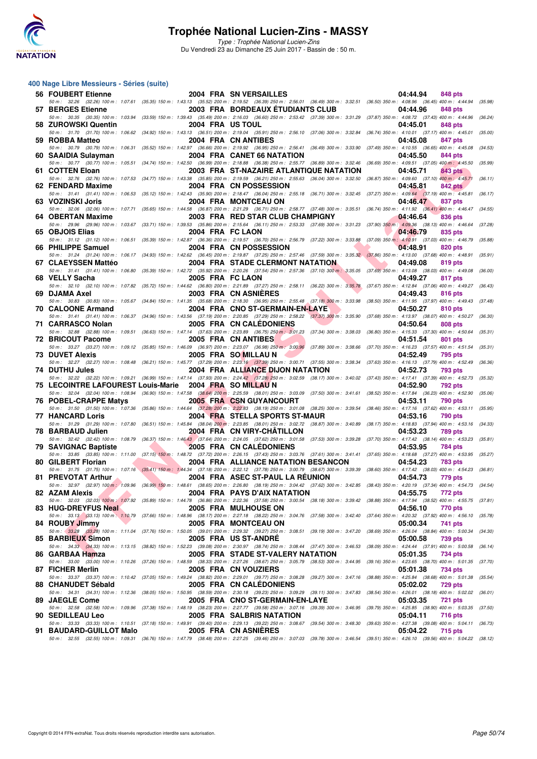# Trophée National Lucien-Zins - MASSY

*Type : Trophée National Lucien-Zins*

Du Vendredi 23 au Dimanche 25 Juin 2017 - Bassin de : 50 m.

## 400 Nage Libre Messieurs - Séries (suite)

| | | | | | | |
|---|---|---|---|---|---|---|
| 56 | FOUBERT Etienne | 2004 | FRA | SN VERSAILLES | 04:44.94 | 848 pts |
| | 50 m : 32.26 (32.26) 100 m : 1:07.61 (35.35) 150 m : 1:43.13 (35.52) 200 m : 2:19.52 (36.39) 250 m : 2:56.01 (36.49) 300 m : 3:32.51 (36.50) 350 m : 4:08.96 (36.45) 400 m : 4:44.94 (35.98) | | | | | |
| 57 | BERGES Etienne | 2003 | FRA | BORDEAUX ÉTUDIANTS CLUB | 04:44.96 | 848 pts |
| | 50 m : 30.35 (30.35) 100 m : 1:03.94 (33.59) 150 m : 1:39.43 (35.49) 200 m : 2:16.03 (36.60) 250 m : 2:53.42 (37.39) 300 m : 3:31.29 (37.87) 350 m : 4:08.72 (37.43) 400 m : 4:44.96 (36.24) | | | | | |
| 58 | ZUROWSKI Quentin | 2004 | FRA | US TOUL | 04:45.01 | 848 pts |
| | 50 m : 31.70 (31.70) 100 m : 1:06.62 (34.92) 150 m : 1:43.13 (36.51) 200 m : 2:19.04 (35.91) 250 m : 2:56.10 (37.06) 300 m : 3:32.84 (36.74) 350 m : 4:10.01 (37.17) 400 m : 4:45.01 (35.00) | | | | | |
| 59 | ROBBA Matteo | 2004 | FRA | CN ANTIBES | 04:45.08 | 847 pts |
| | 50 m : 30.79 (30.79) 100 m : 1:06.31 (35.52) 150 m : 1:42.97 (36.66) 200 m : 2:19.92 (36.95) 250 m : 2:56.41 (36.49) 300 m : 3:33.90 (37.49) 350 m : 4:10.55 (36.65) 400 m : 4:45.08 (34.53) | | | | | |
| 60 | SAAIDIA Sulayman | 2004 | FRA | CANET 66 NATATION | 04:45.50 | 844 pts |
| | 50 m : 30.77 (30.77) 100 m : 1:05.51 (34.74) 150 m : 1:42.50 (36.99) 200 m : 2:18.88 (36.38) 250 m : 2:55.77 (36.89) 300 m : 3:32.46 (36.69) 350 m : 4:09.51 (37.05) 400 m : 4:45.50 (35.99) | | | | | |
| 61 | COTTEN Eloan | 2003 | FRA | ST-NAZAIRE ATLANTIQUE NATATION | 04:45.71 | 843 pts |
| | 50 m : 32.76 (32.76) 100 m : 1:07.53 (34.77) 150 m : 1:43.38 (35.85) 200 m : 2:19.59 (36.21) 250 m : 2:55.63 (36.04) 300 m : 3:32.50 (36.87) 350 m : 4:09.60 (37.10) 400 m : 4:45.71 (36.11) | | | | | |
| 62 | FENDARD Maxime | 2004 | FRA | CN POSSESSION | 04:45.81 | 842 pts |
| | 50 m : 31.41 (31.41) 100 m : 1:06.53 (35.12) 150 m : 1:42.43 (35.90) 200 m : 2:18.47 (36.04) 250 m : 2:55.18 (36.71) 300 m : 3:32.45 (37.27) 350 m : 4:09.64 (37.19) 400 m : 4:45.81 (36.17) | | | | | |
| 63 | VOZINSKI Joris | 2004 | FRA | MONTCEAU ON | 04:46.47 | 837 pts |
| | 50 m : 32.06 (32.06) 100 m : 1:07.71 (35.65) 150 m : 1:44.58 (36.87) 200 m : 2:21.29 (36.71) 250 m : 2:58.77 (37.48) 300 m : 3:35.51 (36.74) 350 m : 4:11.92 (36.41) 400 m : 4:46.47 (34.55) | | | | | |
| 64 | OBERTAN Maxime | 2003 | FRA | RED STAR CLUB CHAMPIGNY | 04:46.64 | 836 pts |
| | 50 m : 29.96 (29.96) 100 m : 1:03.67 (33.71) 150 m : 1:39.53 (35.86) 200 m : 2:15.64 (36.11) 250 m : 2:53.33 (37.69) 300 m : 3:31.23 (37.90) 350 m : 4:09.36 (38.13) 400 m : 4:46.64 (37.28) | | | | | |
| 65 | OBJOIS Elias | 2004 | FRA | FC LAON | 04:46.79 | 835 pts |
| | 50 m : 31.12 (31.12) 100 m : 1:06.51 (35.39) 150 m : 1:42.87 (36.36) 200 m : 2:19.57 (36.70) 250 m : 2:56.79 (37.22) 300 m : 3:33.88 (37.09) 350 m : 4:10.91 (37.03) 400 m : 4:46.79 (35.88) | | | | | |
| 66 | PHILIPPE Samuel | 2004 | FRA | CN POSSESSION | 04:48.91 | 820 pts |
| | 50 m : 31.24 (31.24) 100 m : 1:06.17 (34.93) 150 m : 1:42.62 (36.45) 200 m : 2:19.87 (37.25) 250 m : 2:57.46 (37.59) 300 m : 3:35.32 (37.86) 350 m : 4:13.00 (37.68) 400 m : 4:48.91 (35.91) | | | | | |
| 67 | CLAEYSSEN Mattéo | 2004 | FRA | STADE CLERMONT NATATION | 04:49.08 | 819 pts |
| | 50 m : 31.41 (31.41) 100 m : 1:06.80 (35.39) 150 m : 1:42.72 (35.92) 200 m : 2:20.26 (37.54) 250 m : 2:57.36 (37.10) 300 m : 3:35.05 (37.69) 350 m : 4:13.08 (38.03) 400 m : 4:49.08 (36.00) | | | | | |
| 68 | VELLY Sacha | 2005 | FRA | FC LAON | 04:49.27 | 817 pts |
| | 50 m : 32.10 (32.10) 100 m : 1:07.82 (35.72) 150 m : 1:44.62 (36.80) 200 m : 2:21.89 (37.27) 250 m : 2:58.11 (36.22) 300 m : 3:35.78 (37.67) 350 m : 4:12.84 (37.06) 400 m : 4:49.27 (36.43) | | | | | |
| 69 | DJAMA Axel | 2003 | FRA | CN ASNIÈRES | 04:49.43 | 816 pts |
| | 50 m : 30.83 (30.83) 100 m : 1:05.67 (34.84) 150 m : 1:41.35 (35.68) 200 m : 2:18.30 (36.95) 250 m : 2:55.48 (37.18) 300 m : 3:33.98 (38.50) 350 m : 4:11.95 (37.97) 400 m : 4:49.43 (37.48) | | | | | |
| 70 | CALOONE Armand | 2004 | FRA | CNO ST-GERMAIN-EN-LAYE | 04:50.27 | 810 pts |
| | 50 m : 31.41 (31.41) 100 m : 1:06.37 (34.96) 150 m : 1:43.56 (37.19) 200 m : 2:20.85 (37.29) 250 m : 2:58.22 (37.37) 300 m : 3:35.90 (37.68) 350 m : 4:13.97 (38.07) 400 m : 4:50.27 (36.30) | | | | | |
| 71 | CARRASCO Nolan | 2005 | FRA | CN CALÉDONIENS | 04:50.64 | 808 pts |
| | 50 m : 32.88 (32.88) 100 m : 1:09.51 (36.63) 150 m : 1:47.14 (37.63) 200 m : 2:23.89 (36.75) 250 m : 3:01.23 (37.34) 300 m : 3:38.03 (36.80) 350 m : 4:15.33 (37.30) 400 m : 4:50.64 (35.31) | | | | | |
| 72 | BRICOUT Pacome | 2005 | FRA | CN ANTIBES | 04:51.54 | 801 pts |
| | 50 m : 33.27 (33.27) 100 m : 1:09.12 (35.85) 150 m : 1:46.09 (36.97) 200 m : 2:23.07 (36.98) 250 m : 3:00.96 (37.89) 300 m : 3:38.66 (37.70) 350 m : 4:16.23 (37.57) 400 m : 4:51.54 (35.31) | | | | | |
| 73 | DUVET Alexis | 2005 | FRA | SO MILLAU N | 04:52.49 | 795 pts |
| | 50 m : 32.27 (32.27) 100 m : 1:08.48 (36.21) 150 m : 1:45.77 (37.29) 200 m : 2:23.16 (37.39) 250 m : 3:00.71 (37.55) 300 m : 3:38.34 (37.63) 350 m : 4:16.13 (37.79) 400 m : 4:52.49 (36.36) | | | | | |
| 74 | DUTHU Jules | 2004 | FRA | ALLIANCE DIJON NATATION | 04:52.73 | 793 pts |
| | 50 m : 32.22 (32.22) 100 m : 1:09.21 (36.99) 150 m : 1:47.14 (37.93) 200 m : 2:24.42 (37.28) 250 m : 3:02.59 (38.17) 300 m : 3:40.02 (37.43) 350 m : 4:17.41 (37.39) 400 m : 4:52.73 (35.32) | | | | | |
| 75 | LECOINTRE LAFOUREST Louis-Marie | 2004 | FRA | SO MILLAU N | 04:52.90 | 792 pts |
| | 50 m : 32.04 (32.04) 100 m : 1:08.94 (36.90) 150 m : 1:47.58 (38.64) 200 m : 2:25.59 (38.01) 250 m : 3:03.09 (37.50) 300 m : 3:41.61 (38.52) 350 m : 4:17.84 (36.23) 400 m : 4:52.90 (35.06) | | | | | |
| 76 | POBEL-CRAPPE Matys | 2005 | FRA | CSN GUYANCOURT | 04:53.11 | 790 pts |
| | 50 m : 31.50 (31.50) 100 m : 1:07.36 (35.86) 150 m : 1:44.64 (37.28) 200 m : 2:22.83 (38.19) 250 m : 3:01.08 (38.25) 300 m : 3:39.54 (38.46) 350 m : 4:17.16 (37.62) 400 m : 4:53.11 (35.95) | | | | | |
| 77 | HANCARD Loris | 2004 | FRA | STELLA SPORTS ST-MAUR | 04:53.16 | 790 pts |
| | 50 m : 31.29 (31.29) 100 m : 1:07.80 (36.51) 150 m : 1:45.84 (38.04) 200 m : 2:23.85 (38.01) 250 m : 3:02.72 (38.87) 300 m : 3:40.89 (38.17) 350 m : 4:18.83 (37.94) 400 m : 4:53.16 (34.33) | | | | | |
| 78 | BARBAUD Julien | 2004 | FRA | CN VIRY-CHÂTILLON | 04:53.23 | 789 pts |
| | 50 m : 32.42 (32.42) 100 m : 1:08.79 (36.37) 150 m : 1:46.43 (37.64) 200 m : 2:24.05 (37.62) 250 m : 3:01.58 (37.53) 300 m : 3:39.28 (37.70) 350 m : 4:17.42 (38.14) 400 m : 4:53.23 (35.81) | | | | | |
| 79 | SAVIGNAC Baptiste | 2005 | FRA | CN CALÉDONIENS | 04:53.95 | 784 pts |
| | 50 m : 33.85 (33.85) 100 m : 1:11.00 (37.15) 150 m : 1:48.72 (37.72) 200 m : 2:26.15 (37.43) 250 m : 3:03.76 (37.61) 300 m : 3:41.41 (37.65) 350 m : 4:18.68 (37.27) 400 m : 4:53.95 (35.27) | | | | | |
| 80 | GILBERT Florian | 2004 | FRA | ALLIANCE NATATION BESANCON | 04:54.23 | 783 pts |
| | 50 m : 31.75 (31.75) 100 m : 1:07.16 (35.41) 150 m : 1:44.34 (37.18) 200 m : 2:22.12 (37.78) 250 m : 3:00.79 (38.67) 300 m : 3:39.39 (38.60) 350 m : 4:17.42 (38.03) 400 m : 4:54.23 (36.81) | | | | | |
| 81 | PREVOTAT Arthur | 2004 | FRA | ASEC ST-PAUL LA RÉUNION | 04:54.73 | 779 pts |
| | 50 m : 32.97 (32.97) 100 m : 1:09.96 (36.99) 150 m : 1:48.61 (38.65) 200 m : 2:26.80 (38.19) 250 m : 3:04.42 (37.62) 300 m : 3:42.85 (38.43) 350 m : 4:20.19 (37.34) 400 m : 4:54.73 (34.54) | | | | | |
| 82 | AZAM Alexis | 2004 | FRA | PAYS D'AIX NATATION | 04:55.75 | 772 pts |
| | 50 m : 32.03 (32.03) 100 m : 1:07.92 (35.89) 150 m : 1:44.78 (36.86) 200 m : 2:22.36 (37.58) 250 m : 3:00.54 (38.18) 300 m : 3:39.42 (38.88) 350 m : 4:17.94 (38.52) 400 m : 4:55.75 (37.81) | | | | | |
| 83 | HUG-DREYFUS Neal | 2005 | FRA | MULHOUSE ON | 04:56.10 | 770 pts |
| | 50 m : 33.13 (33.13) 100 m : 1:10.79 (37.66) 150 m : 1:48.96 (38.17) 200 m : 2:27.18 (38.22) 250 m : 3:04.76 (37.58) 300 m : 3:42.40 (37.64) 350 m : 4:20.32 (37.92) 400 m : 4:56.10 (35.78) | | | | | |
| 84 | ROUBY Jimmy | 2005 | FRA | MONTCEAU ON | 05:00.34 | 741 pts |
| | 50 m : 33.28 (33.28) 100 m : 1:11.04 (37.76) 150 m : 1:50.05 (39.01) 200 m : 2:29.32 (39.27) 250 m : 3:08.51 (39.19) 300 m : 3:47.20 (38.69) 350 m : 4:26.04 (38.84) 400 m : 5:00.34 (34.30) | | | | | |
| 85 | BARBIEUX Simon | 2005 | FRA | US ST-ANDRÉ | 05:00.58 | 739 pts |
| | 50 m : 34.33 (34.33) 100 m : 1:13.15 (38.82) 150 m : 1:52.23 (39.08) 200 m : 2:30.97 (38.74) 250 m : 3:08.44 (37.47) 300 m : 3:46.53 (38.09) 350 m : 4:24.44 (37.91) 400 m : 5:00.58 (36.14) | | | | | |
| 86 | GARBAA Hamza | 2005 | FRA | STADE ST-VALERY NATATION | 05:01.35 | 734 pts |
| | 50 m : 33.00 (33.00) 100 m : 1:10.26 (37.26) 150 m : 1:48.59 (38.33) 200 m : 2:27.26 (38.67) 250 m : 3:05.79 (38.53) 300 m : 3:44.95 (39.16) 350 m : 4:23.65 (38.70) 400 m : 5:01.35 (37.70) | | | | | |
| 87 | FICHER Merlin | 2005 | FRA | CN VOUZIERS | 05:01.38 | 734 pts |
| | 50 m : 33.37 (33.37) 100 m : 1:10.42 (37.05) 150 m : 1:49.24 (38.82) 200 m : 2:29.01 (39.77) 250 m : 3:08.28 (39.27) 300 m : 3:47.16 (38.88) 350 m : 4:25.84 (38.68) 400 m : 5:01.38 (35.54) | | | | | |
| 88 | CHANUDET Sébald | 2005 | FRA | CN CALÉDONIENS | 05:02.02 | 729 pts |
| | 50 m : 34.31 (34.31) 100 m : 1:12.36 (38.05) 150 m : 1:50.95 (38.59) 200 m : 2:30.18 (39.23) 250 m : 3:09.29 (39.11) 300 m : 3:47.83 (38.54) 350 m : 4:26.01 (38.18) 400 m : 5:02.02 (36.01) | | | | | |
| 89 | JAEGLE Come | 2005 | FRA | CNO ST-GERMAIN-EN-LAYE | 05:03.35 | 721 pts |
| | 50 m : 32.58 (32.58) 100 m : 1:09.96 (37.38) 150 m : 1:48.19 (38.23) 200 m : 2:27.77 (39.58) 250 m : 3:07.16 (39.39) 300 m : 3:46.95 (39.79) 350 m : 4:25.85 (38.90) 400 m : 5:03.35 (37.50) | | | | | |
| 90 | SEDILLEAU Leo | 2005 | FRA | SALBRIS NATATION | 05:04.11 | 716 pts |
| | 50 m : 33.33 (33.33) 100 m : 1:10.51 (37.18) 150 m : 1:49.91 (39.40) 200 m : 2:29.13 (39.22) 250 m : 3:08.67 (39.54) 300 m : 3:48.30 (39.63) 350 m : 4:27.38 (39.08) 400 m : 5:04.11 (36.73) | | | | | |
| 91 | BAUDARD-GUILLOT Malo | 2005 | FRA | CN ASNIÈRES | 05:04.22 | 715 pts |
| | 50 m : 32.55 (32.55) 100 m : 1:09.31 (36.76) 150 m : 1:47.79 (38.48) 200 m : 2:27.25 (39.46) 250 m : 3:07.03 (39.78) 300 m : 3:46.54 (39.51) 350 m : 4:26.10 (39.56) 400 m : 5:04.22 (38.12) | | | | | |

Copyright © 2014 FFN-extraNat. Tous droits réservés reproduction interdite sans autorisation.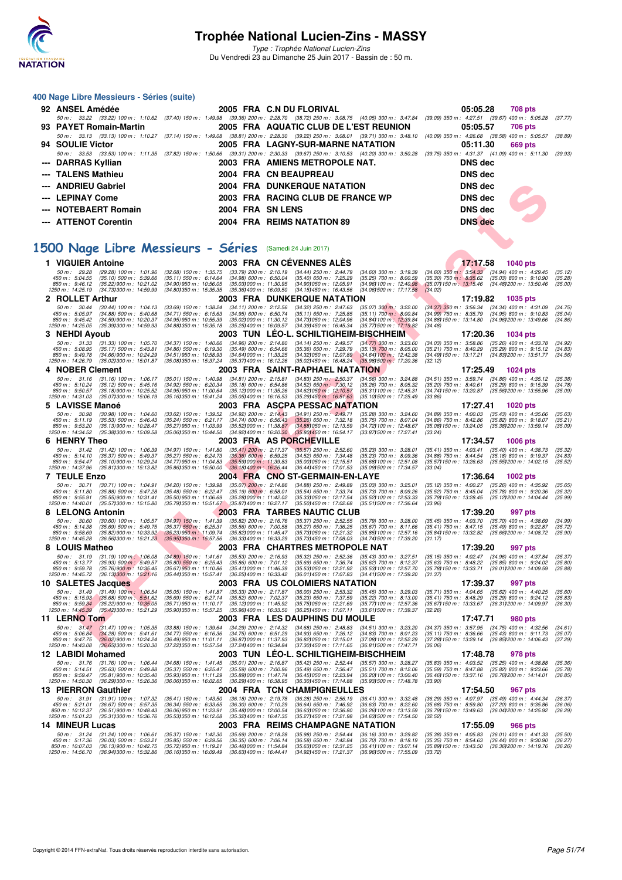## 400 Nage Libre Messieurs - Séries (suite)

**92 ANSEL Amédée** — 2005 FRA — C.N DU FLORIVAL — 05:05.28 — 708 pts

50 m : 33.22 (33.22) 100 m : 1:10.62 (37.40) 150 m : 1:49.98 (39.36) 200 m : 2:28.70 (38.72) 250 m : 3:08.75 (40.05) 300 m : 3:47.84 (39.09) 350 m : 4:27.51 (39.67) 400 m : 5:05.28 (37.77)

**93 PAYET Romain-Martin** — 2005 FRA — AQUATIC CLUB DE L'EST REUNION — 05:05.57 — 706 pts

50 m : 33.13 (33.13) 100 m : 1:10.27 (37.14) 150 m : 1:49.08 (38.81) 200 m : 2:28.30 (39.22) 250 m : 3:08.01 (39.71) 300 m : 3:48.10 (40.09) 350 m : 4:26.68 (38.58) 400 m : 5:05.57 (38.89)

**94 SOULIE Victor** — 2005 FRA — LAGNY-SUR-MARNE NATATION — 05:11.30 — 669 pts

50 m : 33.53 (33.53) 100 m : 1:11.35 (37.82) 150 m : 1:50.66 (39.31) 200 m : 2:30.33 (39.67) 250 m : 3:10.53 (40.20) 300 m : 3:50.28 (39.75) 350 m : 4:31.37 (41.09) 400 m : 5:11.30 (39.93)

| | | | | | |
|---|---|---|---|---|---|
| --- | DARRAS Kyllian | 2003 | FRA | AMIENS METROPOLE NAT. | DNS dec |
| --- | TALENS Mathieu | 2004 | FRA | CN BEAUPREAU | DNS dec |
| --- | ANDRIEU Gabriel | 2004 | FRA | DUNKERQUE NATATION | DNS dec |
| --- | LEPINAY Come | 2003 | FRA | RACING CLUB DE FRANCE WP | DNS dec |
| --- | NOTEBAERT Romain | 2004 | FRA | SN LENS | DNS dec |
| --- | ATTENOT Corentin | 2004 | FRA | REIMS NATATION 89 | DNS dec |

## 1500 Nage Libre Messieurs - Séries (Samedi 24 Juin 2017)

**1 VIGUIER Antoine** — 2003 FRA — CN CÉVENNES ALÈS — 17:17.58 — 1040 pts

50 m : 29.28 (29.28) 100 m : 1:01.96 (32.68) 150 m : 1:35.75 (33.79) 200 m : 2:10.19 (34.44) 250 m : 2:44.79 (34.60) 300 m : 3:19.39 (34.60) 350 m : 3:54.33 (34.94) 400 m : 4:29.45 (35.12)
450 m : 5:04.55 (35.10) 500 m : 5:39.66 (35.11) 550 m : 6:14.64 (34.98) 600 m : 6:50.04 (35.40) 650 m : 7:25.29 (35.25) 700 m : 8:00.59 (35.30) 750 m : 8:35.62 (35.03) 800 m : 9:10.90 (35.28)
850 m : 9:46.12 (35.22) 900 m : 10:21.02 (34.90) 950 m : 10:56.05 (35.03) 1000 m : 11:30.95 (34.90) 1050 m : 12:05.91 (34.96) 1100 m : 12:40.98 (35.07) 1150 m : 13:15.46 (34.48) 1200 m : 13:50.46 (35.00)
1250 m : 14:25.19 (34.73) 1300 m : 14:59.99 (34.80) 1350 m : 15:35.35 (35.36) 1400 m : 16:09.50 (34.15) 1450 m : 16:43.56 (34.06) 1500 m : 17:17.58 (34.02)

**2 ROLLET Arthur** — 2003 FRA — DUNKERQUE NATATION — 17:19.82 — 1035 pts

50 m : 30.44 (30.44) 100 m : 1:04.13 (33.69) 150 m : 1:38.24 (34.11) 200 m : 2:12.56 (34.32) 250 m : 2:47.63 (35.07) 300 m : 3:22.00 (34.37) 350 m : 3:56.34 (34.34) 400 m : 4:31.09 (34.75)
450 m : 5:05.97 (34.88) 500 m : 5:40.68 (34.71) 550 m : 6:15.63 (34.95) 600 m : 6:50.74 (35.11) 650 m : 7:25.85 (35.11) 700 m : 8:00.84 (34.99) 750 m : 8:35.79 (34.95) 800 m : 9:10.83 (35.04)
850 m : 9:45.42 (34.59) 900 m : 10:20.37 (34.95) 950 m : 10:55.39 (35.02) 1000 m : 11:30.12 (34.73) 1050 m : 12:04.96 (34.84) 1100 m : 12:39.84 (34.88) 1150 m : 13:14.80 (34.96) 1200 m : 13:49.66 (34.86)
1250 m : 14:25.05 (35.39) 1300 m : 14:59.93 (34.88) 1350 m : 15:35.18 (35.25) 1400 m : 16:09.57 (34.39) 1450 m : 16:45.34 (35.77) 1500 m : 17:19.82 (34.48)

**3 NEHDI Ayoub** — 2003 TUN — LÉO-L. SCHILTIGHEIM-BISCHHEIM — 17:20.36 — 1034 pts

50 m : 31.33 (31.33) 100 m : 1:05.70 (34.37) 150 m : 1:40.66 (34.96) 200 m : 2:14.80 (34.14) 250 m : 2:49.57 (34.77) 300 m : 3:23.60 (34.03) 350 m : 3:58.86 (35.26) 400 m : 4:33.78 (34.92)
450 m : 5:08.95 (35.17) 500 m : 5:43.81 (34.86) 550 m : 6:19.30 (35.49) 600 m : 6:54.66 (35.36) 650 m : 7:29.79 (35.13) 700 m : 8:05.00 (35.21) 750 m : 8:40.29 (35.29) 800 m : 9:15.12 (34.83)
850 m : 9:49.78 (34.66) 900 m : 10:24.29 (34.51) 950 m : 10:58.93 (34.64) 1000 m : 11:33.25 (34.32) 1050 m : 12:07.89 (34.64) 1100 m : 12:42.38 (34.49) 1150 m : 13:17.21 (34.83) 1200 m : 13:51.77 (34.56)
1250 m : 14:26.79 (35.02) 1300 m : 15:01.87 (35.08) 1350 m : 15:37.24 (35.37) 1400 m : 16:12.26 (35.02) 1450 m : 16:48.24 (35.98) 1500 m : 17:20.36 (32.12)

**4 NOBER Clement** — 2003 FRA — SAINT-RAPHAEL NATATION — 17:25.49 — 1024 pts

50 m : 31.16 (31.16) 100 m : 1:06.17 (35.01) 150 m : 1:40.98 (34.81) 200 m : 2:15.81 (34.83) 250 m : 2:50.37 (34.56) 300 m : 3:24.88 (34.51) 350 m : 3:59.74 (34.86) 400 m : 4:35.12 (35.38)
450 m : 5:10.24 (35.12) 500 m : 5:45.16 (34.92) 550 m : 6:20.34 (35.18) 600 m : 6:54.86 (34.52) 650 m : 7:30.12 (35.26) 700 m : 8:05.32 (35.20) 750 m : 8:40.61 (35.29) 800 m : 9:15.39 (34.78)
850 m : 9:50.57 (35.18) 900 m : 10:25.52 (34.95) 950 m : 11:00.64 (35.12) 1000 m : 11:35.26 (34.62) 1050 m : 12:10.57 (35.31) 1100 m : 12:45.31 (34.74) 1150 m : 13:20.87 (35.56) 1200 m : 13:55.96 (35.09)
1250 m : 14:31.03 (35.07) 1300 m : 15:06.19 (35.16) 1350 m : 15:41.24 (35.05) 1400 m : 16:16.53 (35.29) 1450 m : 16:51.63 (35.10) 1500 m : 17:25.49 (33.86)

**5 LAVISSE Manoé** — 2003 FRA — ASCPA PESSAC NATATION — 17:27.41 — 1020 pts

50 m : 30.98 (30.98) 100 m : 1:04.60 (33.62) 150 m : 1:39.52 (34.92) 200 m : 2:14.43 (34.91) 250 m : 2:49.71 (35.28) 300 m : 3:24.60 (34.89) 350 m : 4:00.03 (35.43) 400 m : 4:35.66 (35.63)
450 m : 5:11.19 (35.53) 500 m : 5:46.43 (35.24) 550 m : 6:21.17 (34.74) 600 m : 6:56.43 (35.26) 650 m : 7:32.18 (35.75) 700 m : 8:07.04 (34.86) 750 m : 8:42.86 (35.82) 800 m : 9:18.07 (35.21)
850 m : 9:53.20 (35.13) 900 m : 10:28.47 (35.27) 950 m : 11:03.99 (35.52) 1000 m : 11:38.87 (34.88) 1050 m : 12:13.59 (34.72) 1100 m : 12:48.67 (35.08) 1150 m : 13:24.05 (35.38) 1200 m : 13:59.14 (35.09)
1250 m : 14:34.52 (35.38) 1300 m : 15:09.58 (35.06) 1350 m : 15:44.50 (34.92) 1400 m : 16:20.30 (35.80) 1450 m : 16:54.17 (33.87) 1500 m : 17:27.41 (33.24)

**6 HENRY Theo** — 2003 FRA — AS PORCHEVILLE — 17:34.57 — 1006 pts

50 m : 31.42 (31.42) 100 m : 1:06.39 (34.97) 150 m : 1:41.80 (35.41) 200 m : 2:17.37 (35.57) 250 m : 2:52.60 (35.23) 300 m : 3:28.01 (35.41) 350 m : 4:03.41 (35.40) 400 m : 4:38.73 (35.32)
450 m : 5:14.10 (35.37) 500 m : 5:49.37 (35.27) 550 m : 6:24.73 (35.36) 600 m : 6:59.25 (34.52) 650 m : 7:34.48 (35.23) 700 m : 8:09.36 (34.88) 750 m : 8:44.54 (35.18) 800 m : 9:19.37 (34.83)
850 m : 9:54.47 (35.10) 900 m : 10:29.24 (34.77) 950 m : 11:04.83 (35.59) 1000 m : 11:39.83 (35.00) 1050 m : 12:15.51 (35.68) 1100 m : 12:51.08 (35.57) 1150 m : 13:26.63 (35.55) 1200 m : 14:02.15 (35.52)
1250 m : 14:37.96 (35.81) 1300 m : 15:13.82 (35.86) 1350 m : 15:50.00 (36.18) 1400 m : 16:26.44 (36.44) 1450 m : 17:01.53 (35.09) 1500 m : 17:34.57 (33.04)

**7 TEULE Enzo** — 2004 FRA — CNO ST-GERMAIN-EN-LAYE — 17:36.64 — 1002 pts

50 m : 30.71 (30.71) 100 m : 1:04.91 (34.20) 150 m : 1:39.98 (35.07) 200 m : 2:14.86 (34.88) 250 m : 2:49.89 (35.03) 300 m : 3:25.01 (35.12) 350 m : 4:00.27 (35.26) 400 m : 4:35.92 (35.65)
450 m : 5:11.80 (35.88) 500 m : 5:47.28 (35.48) 550 m : 6:22.47 (35.19) 600 m : 6:58.01 (35.54) 650 m : 7:33.74 (35.73) 700 m : 8:09.26 (35.52) 750 m : 8:45.04 (35.78) 800 m : 9:20.36 (35.32)
850 m : 9:55.91 (35.55) 900 m : 10:31.41 (35.50) 950 m : 11:06.69 (35.28) 1000 m : 11:42.02 (35.33) 1050 m : 12:17.54 (35.52) 1100 m : 12:53.33 (35.79) 1150 m : 13:28.45 (35.12) 1200 m : 14:04.44 (35.99)
1250 m : 14:40.01 (35.57) 1300 m : 15:15.80 (35.79) 1350 m : 15:51.67 (35.87) 1400 m : 16:27.17 (35.50) 1450 m : 17:02.68 (35.51) 1500 m : 17:36.64 (33.96)

**8 LELONG Antonin** — 2003 FRA — TARBES NAUTIC CLUB — 17:39.20 — 997 pts

50 m : 30.60 (30.60) 100 m : 1:05.57 (34.97) 150 m : 1:41.39 (35.82) 200 m : 2:16.76 (35.37) 250 m : 2:52.55 (35.79) 300 m : 3:28.00 (35.45) 350 m : 4:03.70 (35.70) 400 m : 4:38.69 (34.99)
450 m : 5:14.38 (35.69) 500 m : 5:49.75 (35.37) 550 m : 6:25.31 (35.56) 600 m : 7:00.58 (35.27) 650 m : 7:36.25 (35.67) 700 m : 8:11.66 (35.41) 750 m : 8:47.15 (35.49) 800 m : 9:22.87 (35.72)
850 m : 9:58.69 (35.82) 900 m : 10:33.92 (35.23) 950 m : 11:09.74 (35.82) 1000 m : 11:45.47 (35.73) 1050 m : 12:21.32 (35.85) 1100 m : 12:57.16 (35.84) 1150 m : 13:32.82 (35.66) 1200 m : 14:08.72 (35.90)
1250 m : 14:45.28 (36.56) 1300 m : 15:21.23 (35.95) 1350 m : 15:57.56 (36.33) 1400 m : 16:33.29 (35.73) 1450 m : 17:08.03 (34.74) 1500 m : 17:39.20 (31.17)

**8 LOUIS Matheo** — 2003 FRA — CHARTRES METROPOLE NAT — 17:39.20 — 997 pts

50 m : 31.19 (31.19) 100 m : 1:06.08 (34.89) 150 m : 1:41.61 (35.53) 200 m : 2:16.93 (35.32) 250 m : 2:52.36 (35.43) 300 m : 3:27.51 (35.15) 350 m : 4:02.47 (34.96) 400 m : 4:37.84 (35.37)
450 m : 5:13.77 (35.93) 500 m : 5:49.57 (35.80) 550 m : 6:25.43 (35.86) 600 m : 7:01.12 (35.69) 650 m : 7:36.74 (35.62) 700 m : 8:12.37 (35.63) 750 m : 8:48.22 (35.85) 800 m : 9:24.02 (35.80)
850 m : 9:59.78 (35.76) 900 m : 10:35.45 (35.67) 950 m : 11:10.86 (35.41) 1000 m : 11:46.39 (35.53) 1050 m : 12:21.92 (35.53) 1100 m : 12:57.70 (35.78) 1150 m : 13:33.71 (36.01) 1200 m : 14:09.59 (35.88)
1250 m : 14:45.72 (36.13) 1300 m : 15:21.16 (35.44) 1350 m : 15:57.41 (36.25) 1400 m : 16:33.42 (36.01) 1450 m : 17:07.83 (34.41) 1500 m : 17:39.20 (31.37)

**10 SALETES Jacques** — 2003 FRA — US COLOMIERS NATATION — 17:39.37 — 997 pts

50 m : 31.49 (31.49) 100 m : 1:06.54 (35.05) 150 m : 1:41.87 (35.33) 200 m : 2:17.87 (36.00) 250 m : 2:53.32 (35.45) 300 m : 3:29.03 (35.71) 350 m : 4:04.65 (35.62) 400 m : 4:40.25 (35.60)
450 m : 5:15.93 (35.68) 500 m : 5:51.62 (35.69) 550 m : 6:27.14 (35.52) 600 m : 7:02.37 (35.23) 650 m : 7:37.59 (35.22) 700 m : 8:13.00 (35.41) 750 m : 8:48.29 (35.29) 800 m : 9:24.12 (35.83)
850 m : 9:59.34 (35.22) 900 m : 10:35.05 (35.71) 950 m : 11:10.17 (35.12) 1000 m : 11:45.92 (35.75) 1050 m : 12:21.69 (35.77) 1100 m : 12:57.36 (35.67) 1150 m : 13:33.67 (36.31) 1200 m : 14:09.97 (36.30)
1250 m : 14:45.39 (35.42) 1300 m : 15:21.29 (35.90) 1350 m : 15:57.25 (35.96) 1400 m : 16:33.50 (36.25) 1450 m : 17:07.11 (33.61) 1500 m : 17:39.37 (32.26)

**11 LERNO Tom** — 2003 FRA — LES DAUPHINS DU MOULE — 17:47.71 — 980 pts

50 m : 31.47 (31.47) 100 m : 1:05.35 (33.88) 150 m : 1:39.64 (34.29) 200 m : 2:14.32 (34.68) 250 m : 2:48.83 (34.51) 300 m : 3:23.20 (34.37) 350 m : 3:57.95 (34.75) 400 m : 4:32.56 (34.61)
450 m : 5:06.84 (34.28) 500 m : 5:41.61 (34.77) 550 m : 6:16.36 (34.75) 600 m : 6:51.29 (34.93) 650 m : 7:26.12 (34.83) 700 m : 8:01.23 (35.11) 750 m : 8:36.66 (35.43) 800 m : 9:11.73 (35.07)
850 m : 9:47.75 (36.02) 900 m : 10:24.24 (36.49) 950 m : 11:01.11 (36.87) 1000 m : 11:37.93 (36.82) 1050 m : 12:15.01 (37.08) 1100 m : 12:52.29 (37.28) 1150 m : 13:29.14 (36.85) 1200 m : 14:06.43 (37.29)
1250 m : 14:43.08 (36.65) 1300 m : 15:20.30 (37.22) 1350 m : 15:57.54 (37.24) 1400 m : 16:34.84 (37.30) 1450 m : 17:11.65 (36.81) 1500 m : 17:47.71 (36.06)

**12 LABIDI Mohamed** — 2003 TUN — LÉO-L. SCHILTIGHEIM-BISCHHEIM — 17:48.78 — 978 pts

50 m : 31.76 (31.76) 100 m : 1:06.44 (34.68) 150 m : 1:41.45 (35.01) 200 m : 2:16.87 (35.42) 250 m : 2:52.44 (35.57) 300 m : 3:28.27 (35.83) 350 m : 4:03.52 (35.25) 400 m : 4:38.88 (35.36)
450 m : 5:14.51 (35.63) 500 m : 5:49.88 (35.37) 550 m : 6:25.47 (35.59) 600 m : 7:00.96 (35.49) 650 m : 7:36.47 (35.51) 700 m : 8:12.06 (35.59) 750 m : 8:47.88 (35.82) 800 m : 9:23.66 (35.78)
850 m : 9:59.47 (35.81) 900 m : 10:35.40 (35.93) 950 m : 11:11.29 (35.89) 1000 m : 11:47.74 (36.45) 1050 m : 12:23.94 (36.20) 1100 m : 13:00.40 (36.46) 1150 m : 13:37.16 (36.76) 1200 m : 14:14.01 (36.85)
1250 m : 14:50.30 (36.29) 1300 m : 15:26.36 (36.06) 1350 m : 16:02.65 (36.29) 1400 m : 16:38.95 (36.30) 1450 m : 17:14.88 (35.93) 1500 m : 17:48.78 (33.90)

**13 PIERRON Gauthier** — 2004 FRA — TCN CHAMPIGNEULLES — 17:54.50 — 967 pts

50 m : 31.91 (31.91) 100 m : 1:07.32 (35.41) 150 m : 1:43.50 (36.18) 200 m : 2:19.78 (36.28) 250 m : 2:56.19 (36.41) 300 m : 3:32.48 (36.29) 350 m : 4:07.97 (35.49) 400 m : 4:44.34 (36.37)
450 m : 5:21.01 (36.67) 500 m : 5:57.35 (36.34) 550 m : 6:33.65 (36.30) 600 m : 7:10.29 (36.64) 650 m : 7:46.92 (36.63) 700 m : 8:22.60 (35.68) 750 m : 8:59.80 (37.20) 800 m : 9:35.86 (36.06)
850 m : 10:12.37 (36.51) 900 m : 10:48.43 (36.06) 950 m : 11:23.91 (35.48) 1000 m : 12:00.54 (36.63) 1050 m : 12:36.80 (36.26) 1100 m : 13:13.59 (36.79) 1150 m : 13:49.63 (36.04) 1200 m : 14:25.92 (36.29)
1250 m : 15:01.23 (35.31) 1300 m : 15:36.76 (35.53) 1350 m : 16:12.08 (35.32) 1400 m : 16:47.35 (35.27) 1450 m : 17:21.98 (34.63) 1500 m : 17:54.50 (32.52)

**14 MINEUR Lucas** — 2003 FRA — REIMS CHAMPAGNE NATATION — 17:55.09 — 966 pts

50 m : 31.24 (31.24) 100 m : 1:06.61 (35.37) 150 m : 1:42.30 (35.69) 200 m : 2:18.28 (35.98) 250 m : 2:54.44 (36.16) 300 m : 3:29.82 (35.38) 350 m : 4:05.83 (36.01) 400 m : 4:41.33 (35.50)
450 m : 5:17.36 (36.03) 500 m : 5:53.21 (35.85) 550 m : 6:29.56 (36.35) 600 m : 7:06.14 (36.58) 650 m : 7:42.84 (36.70) 700 m : 8:18.19 (35.35) 750 m : 8:54.63 (36.44) 800 m : 9:30.90 (36.27)
850 m : 10:07.03 (36.13) 900 m : 10:42.75 (35.72) 950 m : 11:19.21 (36.46) 1000 m : 11:54.84 (35.63) 1050 m : 12:31.25 (36.41) 1100 m : 13:07.14 (35.89) 1150 m : 13:43.50 (36.36) 1200 m : 14:19.76 (36.26)
1250 m : 14:56.70 (36.94) 1300 m : 15:32.86 (36.16) 1350 m : 16:09.49 (36.63) 1400 m : 16:44.41 (34.92) 1450 m : 17:21.37 (36.96) 1500 m : 17:55.09 (33.72)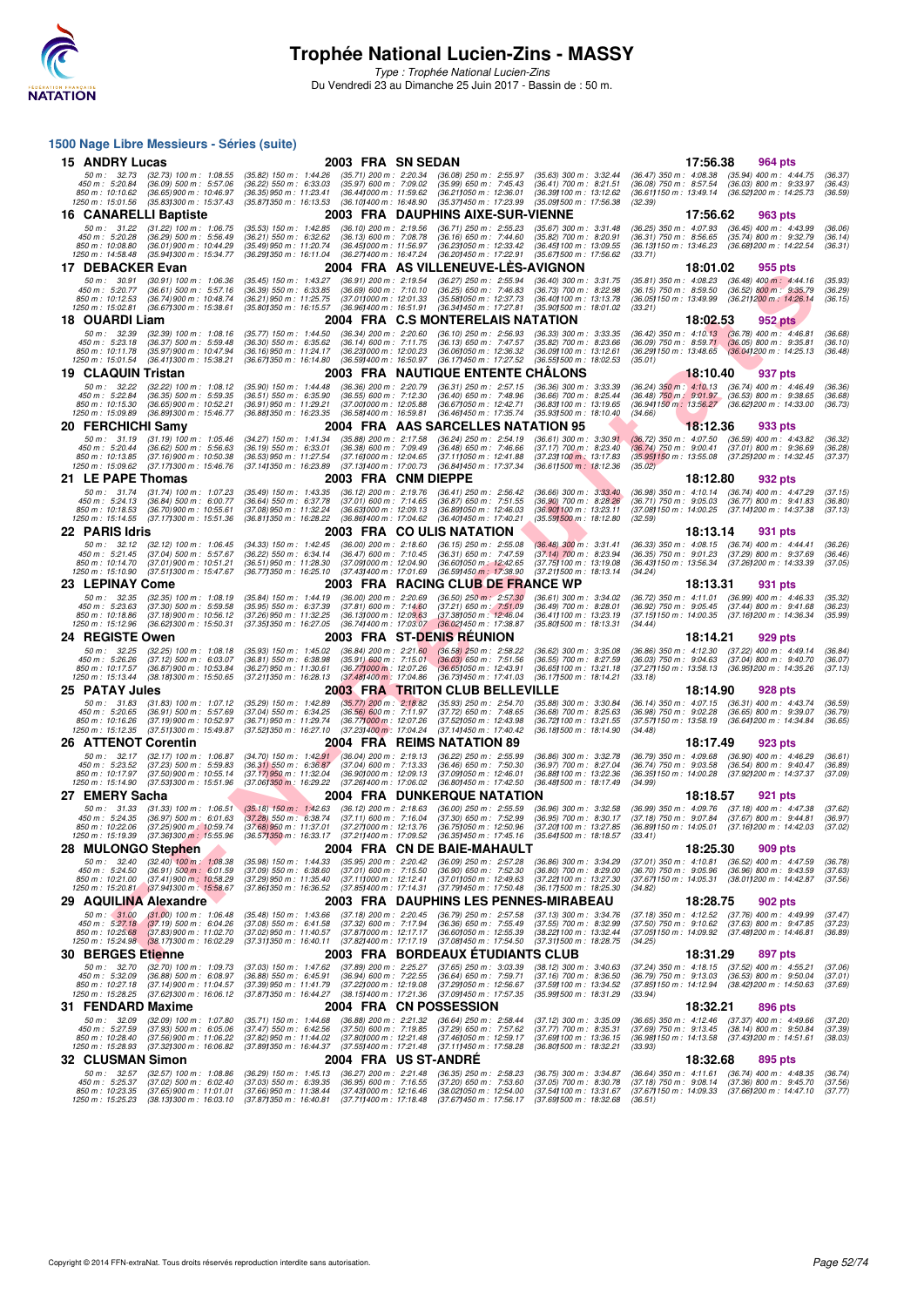# Trophée National Lucien-Zins - MASSY

Type : Trophée National Lucien-Zins
Du Vendredi 23 au Dimanche 25 Juin 2017 - Bassin de : 50 m.

## 1500 Nage Libre Messieurs - Séries (suite)

**15 ANDRY Lucas** — 2003 FRA SN SEDAN — 17:56.38 — 964 pts

50 m : 32.73 (32.73) 100 m : 1:08.55 (35.82) 150 m : 1:44.26 (35.71) 200 m : 2:20.34 (36.08) 250 m : 2:55.97 (35.63) 300 m : 3:32.44 (36.47) 350 m : 4:08.38 (35.94) 400 m : 4:44.75 (36.37)
450 m : 5:20.84 (36.09) 500 m : 5:57.06 (36.22) 550 m : 6:33.03 (35.97) 600 m : 7:09.02 (35.99) 650 m : 7:45.43 (36.41) 700 m : 8:21.51 (36.08) 750 m : 8:57.54 (36.03) 800 m : 9:33.97 (36.43)
850 m : 10:10.62 (36.65) 900 m : 10:46.97 (36.35) 950 m : 11:23.41 (36.44) 1000 m : 11:59.62 (36.21) 1050 m : 12:36.01 (36.39) 1100 m : 13:12.62 (36.61) 1150 m : 13:49.14 (36.52) 1200 m : 14:25.73 (36.59)
1250 m : 15:01.56 (35.83) 1300 m : 15:37.43 (35.87) 1350 m : 16:13.53 (36.10) 1400 m : 16:48.90 (35.37) 1450 m : 17:23.99 (35.09) 1500 m : 17:56.38 (32.39)

**16 CANARELLI Baptiste** — 2003 FRA DAUPHINS AIXE-SUR-VIENNE — 17:56.62 — 963 pts

50 m : 31.22 (31.22) 100 m : 1:06.75 (35.53) 150 m : 1:42.85 (36.10) 200 m : 2:19.56 (36.71) 250 m : 2:55.23 (35.67) 300 m : 3:31.48 (36.25) 350 m : 4:07.93 (36.45) 400 m : 4:43.99 (36.06)
450 m : 5:20.28 (36.29) 500 m : 5:56.49 (36.21) 550 m : 6:32.62 (36.13) 600 m : 7:08.78 (36.16) 650 m : 7:44.60 (35.82) 700 m : 8:20.91 (36.31) 750 m : 8:56.65 (35.74) 800 m : 9:32.79 (36.14)
850 m : 10:08.80 (36.01) 900 m : 10:44.29 (35.49) 950 m : 11:20.74 (36.45) 1000 m : 11:56.97 (36.23) 1050 m : 12:33.42 (36.45) 1100 m : 13:09.55 (36.13) 1150 m : 13:46.23 (36.68) 1200 m : 14:22.54 (36.31)
1250 m : 14:58.48 (35.94) 1300 m : 15:34.77 (36.29) 1350 m : 16:11.04 (36.27) 1400 m : 16:47.24 (36.20) 1450 m : 17:22.91 (35.67) 1500 m : 17:56.62 (33.71)

**17 DEBACKER Evan** — 2004 FRA AS VILLENEUVE-LÈS-AVIGNON — 18:01.02 — 955 pts

50 m : 30.91 (30.91) 100 m : 1:06.36 (35.45) 150 m : 1:43.27 (36.91) 200 m : 2:19.54 (36.27) 250 m : 2:55.94 (36.40) 300 m : 3:31.75 (35.81) 350 m : 4:08.23 (36.48) 400 m : 4:44.16 (35.93)
450 m : 5:20.77 (36.61) 500 m : 5:57.16 (36.39) 550 m : 6:33.85 (36.69) 600 m : 7:10.10 (36.25) 650 m : 7:46.83 (36.73) 700 m : 8:22.98 (36.15) 750 m : 8:59.50 (36.52) 800 m : 9:35.79 (36.29)
850 m : 10:12.53 (36.74) 900 m : 10:48.74 (36.21) 950 m : 11:25.75 (37.01) 1000 m : 12:01.33 (35.58) 1050 m : 12:37.73 (36.40) 1100 m : 13:13.78 (36.05) 1150 m : 13:49.99 (36.21) 1200 m : 14:26.14 (36.15)
1250 m : 15:02.81 (36.67) 1300 m : 15:38.61 (35.80) 1350 m : 16:15.57 (36.96) 1400 m : 16:51.91 (36.34) 1450 m : 17:27.81 (35.90) 1500 m : 18:01.02 (33.21)

**18 OUARDI Liam** — 2004 FRA C.S MONTERELAIS NATATION — 18:02.53 — 952 pts

50 m : 32.39 (32.39) 100 m : 1:08.16 (35.77) 150 m : 1:44.50 (36.34) 200 m : 2:20.60 (36.10) 250 m : 2:56.93 (36.33) 300 m : 3:33.35 (36.42) 350 m : 4:10.13 (36.78) 400 m : 4:46.81 (36.68)
450 m : 5:23.18 (36.37) 500 m : 5:59.48 (36.30) 550 m : 6:35.62 (36.14) 600 m : 7:11.75 (36.13) 650 m : 7:47.57 (35.82) 700 m : 8:23.66 (36.09) 750 m : 8:59.71 (36.05) 800 m : 9:35.81 (36.10)
850 m : 10:11.78 (35.97) 900 m : 10:47.94 (36.16) 950 m : 11:24.17 (36.23) 1000 m : 12:00.23 (36.06) 1050 m : 12:36.32 (36.09) 1100 m : 13:12.61 (36.29) 1150 m : 13:48.65 (36.04) 1200 m : 14:25.13 (36.48)
1250 m : 15:01.54 (36.41) 1300 m : 15:38.21 (36.67) 1350 m : 16:14.80 (36.59) 1400 m : 16:50.97 (36.17) 1450 m : 17:27.52 (36.55) 1500 m : 18:02.53 (35.01)

**19 CLAQUIN Tristan** — 2003 FRA NAUTIQUE ENTENTE CHÂLONS — 18:10.40 — 937 pts

50 m : 32.22 (32.22) 100 m : 1:08.12 (35.90) 150 m : 1:44.48 (36.36) 200 m : 2:20.79 (36.31) 250 m : 2:57.15 (36.36) 300 m : 3:33.39 (36.24) 350 m : 4:10.13 (36.74) 400 m : 4:46.49 (36.36)
450 m : 5:22.84 (36.35) 500 m : 5:59.35 (36.51) 550 m : 6:35.90 (36.55) 600 m : 7:12.30 (36.40) 650 m : 7:48.96 (36.66) 700 m : 8:25.44 (36.48) 750 m : 9:01.97 (36.53) 800 m : 9:38.65 (36.68)
850 m : 10:15.30 (36.65) 900 m : 10:52.21 (36.91) 950 m : 11:29.21 (37.00) 1000 m : 12:05.88 (36.67) 1050 m : 12:42.71 (36.83) 1100 m : 13:19.65 (36.94) 1150 m : 13:56.27 (36.62) 1200 m : 14:33.00 (36.73)
1250 m : 15:09.89 (36.89) 1300 m : 15:46.77 (36.88) 1350 m : 16:23.35 (36.58) 1400 m : 16:59.81 (36.46) 1450 m : 17:35.74 (35.93) 1500 m : 18:10.40 (34.66)

**20 FERCHICHI Samy** — 2004 FRA AAS SARCELLES NATATION 95 — 18:12.36 — 933 pts

50 m : 31.19 (31.19) 100 m : 1:05.46 (34.27) 150 m : 1:41.34 (35.88) 200 m : 2:17.58 (36.24) 250 m : 2:54.19 (36.61) 300 m : 3:30.91 (36.72) 350 m : 4:07.50 (36.59) 400 m : 4:43.82 (36.32)
450 m : 5:20.44 (36.62) 500 m : 5:56.63 (36.19) 550 m : 6:33.01 (36.38) 600 m : 7:09.49 (36.48) 650 m : 7:46.66 (37.17) 700 m : 8:23.40 (36.74) 750 m : 9:00.41 (37.01) 800 m : 9:36.69 (36.28)
850 m : 10:13.85 (37.16) 900 m : 10:50.38 (36.53) 950 m : 11:27.54 (37.16) 1000 m : 12:04.65 (37.11) 1050 m : 12:41.88 (37.23) 1100 m : 13:17.83 (35.95) 1150 m : 13:55.08 (37.25) 1200 m : 14:32.45 (37.37)
1250 m : 15:09.62 (37.17) 1300 m : 15:46.76 (37.14) 1350 m : 16:23.89 (37.13) 1400 m : 17:00.73 (36.84) 1450 m : 17:37.34 (36.61) 1500 m : 18:12.36 (35.02)

**21 LE PAPE Thomas** — 2003 FRA CNM DIEPPE — 18:12.80 — 932 pts

50 m : 31.74 (31.74) 100 m : 1:07.23 (35.49) 150 m : 1:43.35 (36.12) 200 m : 2:19.76 (36.41) 250 m : 2:56.42 (36.66) 300 m : 3:33.40 (36.98) 350 m : 4:10.14 (36.74) 400 m : 4:47.29 (37.15)
450 m : 5:24.13 (36.84) 500 m : 6:00.77 (36.64) 550 m : 6:37.78 (37.01) 600 m : 7:14.65 (36.87) 650 m : 7:51.55 (36.90) 700 m : 8:28.26 (36.71) 750 m : 9:05.03 (36.77) 800 m : 9:41.83 (36.80)
850 m : 10:18.53 (36.70) 900 m : 10:55.61 (37.08) 950 m : 11:32.24 (36.63) 1000 m : 12:09.13 (36.89) 1050 m : 12:46.03 (36.90) 1100 m : 13:23.11 (37.08) 1150 m : 14:00.25 (37.14) 1200 m : 14:37.38 (37.13)
1250 m : 15:14.55 (37.17) 1300 m : 15:51.36 (36.81) 1350 m : 16:28.22 (36.86) 1400 m : 17:04.62 (36.40) 1450 m : 17:40.21 (35.59) 1500 m : 18:12.80 (32.59)

**22 PARIS Idris** — 2003 FRA CO ULIS NATATION — 18:13.14 — 931 pts

50 m : 32.12 (32.12) 100 m : 1:06.45 (34.33) 150 m : 1:42.45 (36.00) 200 m : 2:18.60 (36.15) 250 m : 2:55.08 (36.48) 300 m : 3:31.41 (36.33) 350 m : 4:08.15 (36.74) 400 m : 4:44.41 (36.26)
450 m : 5:21.45 (37.04) 500 m : 5:57.67 (36.22) 550 m : 6:34.14 (36.47) 600 m : 7:10.45 (36.31) 650 m : 7:47.59 (37.14) 700 m : 8:23.94 (36.35) 750 m : 9:01.23 (37.29) 800 m : 9:37.69 (36.46)
850 m : 10:14.70 (37.01) 900 m : 10:51.21 (36.51) 950 m : 11:28.30 (37.09) 1000 m : 12:04.90 (36.60) 1050 m : 12:42.65 (37.75) 1100 m : 13:19.08 (36.43) 1150 m : 13:56.34 (37.26) 1200 m : 14:33.39 (37.05)
1250 m : 15:10.90 (37.51) 1300 m : 15:47.67 (36.77) 1350 m : 16:25.10 (37.43) 1400 m : 17:01.69 (36.59) 1450 m : 17:38.90 (37.21) 1500 m : 18:13.14 (34.24)

**23 LEPINAY Come** — 2003 FRA RACING CLUB DE FRANCE WP — 18:13.31 — 931 pts

50 m : 32.35 (32.35) 100 m : 1:08.19 (35.84) 150 m : 1:44.19 (36.00) 200 m : 2:20.69 (36.50) 250 m : 2:57.30 (36.61) 300 m : 3:34.02 (36.72) 350 m : 4:11.01 (36.99) 400 m : 4:46.33 (35.32)
450 m : 5:23.63 (37.30) 500 m : 5:59.58 (35.95) 550 m : 6:37.39 (37.81) 600 m : 7:14.60 (37.21) 650 m : 7:51.09 (36.49) 700 m : 8:28.01 (36.92) 750 m : 9:05.45 (37.44) 800 m : 9:41.68 (36.23)
850 m : 10:18.86 (37.18) 900 m : 10:56.12 (37.26) 950 m : 11:32.25 (36.13) 1000 m : 12:09.63 (37.38) 1050 m : 12:46.04 (36.41) 1100 m : 13:23.19 (37.15) 1150 m : 14:00.35 (37.16) 1200 m : 14:36.34 (35.99)
1250 m : 15:12.96 (36.62) 1300 m : 15:50.31 (37.35) 1350 m : 16:27.05 (36.74) 1400 m : 17:03.07 (36.02) 1450 m : 17:38.87 (35.80) 1500 m : 18:13.31 (34.44)

**24 REGISTE Owen** — 2003 FRA ST-DENIS RÉUNION — 18:14.21 — 929 pts

50 m : 32.25 (32.25) 100 m : 1:08.18 (35.93) 150 m : 1:45.02 (36.84) 200 m : 2:21.60 (36.58) 250 m : 2:58.22 (36.62) 300 m : 3:35.08 (36.86) 350 m : 4:12.30 (37.22) 400 m : 4:49.14 (36.84)
450 m : 5:26.26 (37.12) 500 m : 6:03.07 (36.81) 550 m : 6:38.98 (35.91) 600 m : 7:15.01 (36.03) 650 m : 7:51.56 (36.55) 700 m : 8:27.59 (36.03) 750 m : 9:04.63 (37.04) 800 m : 9:40.70 (36.07)
850 m : 10:17.57 (36.87) 900 m : 10:53.84 (36.27) 950 m : 11:30.61 (36.77) 1000 m : 12:07.26 (36.65) 1050 m : 12:43.91 (36.65) 1100 m : 13:21.18 (37.27) 1150 m : 13:58.13 (36.95) 1200 m : 14:35.26 (37.13)
1250 m : 15:13.44 (38.18) 1300 m : 15:50.65 (37.21) 1350 m : 16:28.13 (37.48) 1400 m : 17:04.86 (36.73) 1450 m : 17:41.03 (36.17) 1500 m : 18:14.21 (33.18)

**25 PATAY Jules** — 2003 FRA TRITON CLUB BELLEVILLE — 18:14.90 — 928 pts

50 m : 31.83 (31.83) 100 m : 1:07.12 (35.29) 150 m : 1:42.89 (35.77) 200 m : 2:18.82 (35.93) 250 m : 2:54.70 (35.88) 300 m : 3:30.84 (36.14) 350 m : 4:07.15 (36.31) 400 m : 4:43.74 (36.59)
450 m : 5:20.65 (36.91) 500 m : 5:57.69 (37.04) 550 m : 6:34.25 (36.56) 600 m : 7:11.97 (37.72) 650 m : 7:48.65 (36.68) 700 m : 8:25.63 (36.98) 750 m : 9:02.28 (36.65) 800 m : 9:39.07 (36.79)
850 m : 10:16.26 (37.19) 900 m : 10:52.97 (36.71) 950 m : 11:29.74 (36.77) 1000 m : 12:07.26 (37.52) 1050 m : 12:43.98 (36.72) 1100 m : 13:21.55 (37.57) 1150 m : 13:58.19 (36.64) 1200 m : 14:34.84 (36.65)
1250 m : 15:12.35 (37.51) 1300 m : 15:49.87 (37.52) 1350 m : 16:27.10 (37.23) 1400 m : 17:04.24 (37.14) 1450 m : 17:40.42 (36.18) 1500 m : 18:14.90 (34.48)

**26 ATTENOT Corentin** — 2004 FRA REIMS NATATION 89 — 18:17.49 — 923 pts

50 m : 32.17 (32.17) 100 m : 1:06.87 (34.70) 150 m : 1:42.91 (36.04) 200 m : 2:19.13 (36.22) 250 m : 2:55.99 (36.86) 300 m : 3:32.78 (36.79) 350 m : 4:09.68 (36.90) 400 m : 4:46.29 (36.61)
450 m : 5:23.52 (37.23) 500 m : 5:59.83 (36.31) 550 m : 6:36.87 (37.04) 600 m : 7:13.33 (36.46) 650 m : 7:50.30 (36.97) 700 m : 8:27.04 (36.74) 750 m : 9:03.58 (36.54) 800 m : 9:40.47 (36.89)
850 m : 10:17.97 (37.50) 900 m : 10:55.14 (37.17) 950 m : 11:32.04 (36.90) 1000 m : 12:09.13 (37.09) 1050 m : 12:46.01 (36.88) 1100 m : 13:22.36 (36.35) 1150 m : 14:00.28 (37.92) 1200 m : 14:37.37 (37.09)
1250 m : 15:14.90 (37.53) 1300 m : 15:51.96 (37.06) 1350 m : 16:29.22 (37.26) 1400 m : 17:06.02 (36.80) 1450 m : 17:42.50 (36.48) 1500 m : 18:17.49 (34.99)

**27 EMERY Sacha** — 2004 FRA DUNKERQUE NATATION — 18:18.57 — 921 pts

50 m : 31.33 (31.33) 100 m : 1:06.51 (35.18) 150 m : 1:42.63 (36.12) 200 m : 2:18.63 (36.00) 250 m : 2:55.59 (36.96) 300 m : 3:32.58 (36.99) 350 m : 4:09.76 (37.18) 400 m : 4:47.38 (37.62)
450 m : 5:24.35 (36.97) 500 m : 6:01.63 (37.28) 550 m : 6:38.74 (37.11) 600 m : 7:16.04 (37.30) 650 m : 7:52.99 (36.95) 700 m : 8:30.17 (37.18) 750 m : 9:07.84 (37.67) 800 m : 9:44.81 (36.97)
850 m : 10:22.06 (37.25) 900 m : 10:59.74 (37.68) 950 m : 11:37.01 (37.27) 1000 m : 12:13.76 (36.75) 1050 m : 12:50.96 (37.20) 1100 m : 13:27.85 (36.89) 1150 m : 14:05.01 (37.16) 1200 m : 14:42.03 (37.02)
1250 m : 15:19.39 (37.36) 1300 m : 15:55.96 (36.57) 1350 m : 16:33.17 (37.21) 1400 m : 17:09.52 (36.35) 1450 m : 17:45.16 (35.64) 1500 m : 18:18.57 (33.41)

**28 MULONGO Stephen** — 2004 FRA CN DE BAIE-MAHAULT — 18:25.30 — 909 pts

50 m : 32.40 (32.40) 100 m : 1:08.38 (35.98) 150 m : 1:44.33 (35.95) 200 m : 2:20.42 (36.09) 250 m : 2:57.28 (36.86) 300 m : 3:34.29 (37.01) 350 m : 4:10.81 (36.52) 400 m : 4:47.59 (36.78)
450 m : 5:24.50 (36.91) 500 m : 6:01.59 (37.09) 550 m : 6:38.60 (37.01) 600 m : 7:15.50 (36.90) 650 m : 7:52.30 (36.80) 700 m : 8:29.00 (36.70) 750 m : 9:05.96 (36.96) 800 m : 9:43.59 (37.63)
850 m : 10:21.00 (37.41) 900 m : 10:58.29 (37.29) 950 m : 11:35.40 (37.11) 1000 m : 12:12.41 (37.01) 1050 m : 12:49.63 (37.22) 1100 m : 13:27.30 (37.67) 1150 m : 14:05.31 (38.01) 1200 m : 14:42.87 (37.56)
1250 m : 15:20.81 (37.94) 1300 m : 15:58.67 (37.86) 1350 m : 16:36.52 (37.85) 1400 m : 17:14.31 (37.79) 1450 m : 17:50.48 (36.17) 1500 m : 18:25.30 (34.82)

**29 AQUILINA Alexandre** — 2003 FRA DAUPHINS LES PENNES-MIRABEAU — 18:28.75 — 902 pts

50 m : 31.00 (31.00) 100 m : 1:06.48 (35.48) 150 m : 1:43.66 (37.18) 200 m : 2:20.45 (36.79) 250 m : 2:57.58 (37.13) 300 m : 3:34.76 (37.18) 350 m : 4:12.52 (37.76) 400 m : 4:49.99 (37.47)
450 m : 5:27.18 (37.19) 500 m : 6:04.26 (37.08) 550 m : 6:41.58 (37.32) 600 m : 7:17.94 (36.36) 650 m : 7:55.49 (37.55) 700 m : 8:32.99 (37.50) 750 m : 9:10.62 (37.63) 800 m : 9:47.85 (37.23)
850 m : 10:25.68 (37.83) 900 m : 11:02.70 (37.02) 950 m : 11:40.57 (37.87) 1000 m : 12:17.17 (36.60) 1050 m : 12:55.39 (38.22) 1100 m : 13:32.44 (37.05) 1150 m : 14:09.92 (37.48) 1200 m : 14:46.81 (36.89)
1250 m : 15:24.98 (38.17) 1300 m : 16:02.29 (37.31) 1350 m : 16:40.11 (37.82) 1400 m : 17:17.19 (37.08) 1450 m : 17:54.50 (37.31) 1500 m : 18:28.75 (34.25)

**30 BERGES Etienne** — 2003 FRA BORDEAUX ÉTUDIANTS CLUB — 18:31.29 — 897 pts

50 m : 32.70 (32.70) 100 m : 1:09.73 (37.03) 150 m : 1:47.62 (37.89) 200 m : 2:25.27 (37.65) 250 m : 3:03.39 (38.12) 300 m : 3:40.63 (37.24) 350 m : 4:18.15 (37.52) 400 m : 4:55.21 (37.06)
450 m : 5:32.09 (36.88) 500 m : 6:08.97 (36.88) 550 m : 6:45.91 (36.94) 600 m : 7:22.55 (36.64) 650 m : 7:59.71 (37.16) 700 m : 8:36.50 (36.79) 750 m : 9:13.03 (36.53) 800 m : 9:50.04 (37.01)
850 m : 10:27.18 (37.14) 900 m : 11:04.57 (37.39) 950 m : 11:41.79 (37.22) 1000 m : 12:19.08 (37.29) 1050 m : 12:56.67 (37.59) 1100 m : 13:34.52 (37.85) 1150 m : 14:12.94 (38.42) 1200 m : 14:50.63 (37.69)
1250 m : 15:28.25 (37.62) 1300 m : 16:06.12 (37.87) 1350 m : 16:44.27 (38.15) 1400 m : 17:21.36 (37.09) 1450 m : 17:57.35 (35.99) 1500 m : 18:31.29 (33.94)

**31 FENDARD Maxime** — 2004 FRA CN POSSESSION — 18:32.21 — 896 pts

50 m : 32.09 (32.09) 100 m : 1:07.80 (35.71) 150 m : 1:44.68 (36.88) 200 m : 2:21.32 (36.64) 250 m : 2:58.44 (37.12) 300 m : 3:35.09 (36.65) 350 m : 4:12.46 (37.37) 400 m : 4:49.66 (37.20)
450 m : 5:27.59 (37.93) 500 m : 6:05.06 (37.47) 550 m : 6:42.56 (37.50) 600 m : 7:19.85 (37.29) 650 m : 7:57.62 (37.77) 700 m : 8:35.31 (37.69) 750 m : 9:13.45 (38.14) 800 m : 9:50.84 (37.39)
850 m : 10:28.40 (37.56) 900 m : 11:06.22 (37.82) 950 m : 11:44.02 (37.80) 1000 m : 12:21.48 (37.46) 1050 m : 12:59.17 (37.69) 1100 m : 13:36.15 (36.98) 1150 m : 14:13.58 (37.43) 1200 m : 14:51.61 (38.03)
1250 m : 15:28.93 (37.32) 1300 m : 16:06.82 (37.89) 1350 m : 16:44.37 (37.55) 1400 m : 17:21.48 (37.11) 1450 m : 17:58.28 (36.80) 1500 m : 18:32.21 (33.93)

**32 CLUSMAN Simon** — 2004 FRA US ST-ANDRÉ — 18:32.68 — 895 pts

50 m : 32.57 (32.57) 100 m : 1:08.86 (36.29) 150 m : 1:45.13 (36.27) 200 m : 2:21.48 (36.35) 250 m : 2:58.23 (36.75) 300 m : 3:34.87 (36.64) 350 m : 4:11.61 (36.74) 400 m : 4:48.35 (36.74)
450 m : 5:25.37 (37.02) 500 m : 6:02.40 (37.03) 550 m : 6:39.35 (36.95) 600 m : 7:16.55 (37.20) 650 m : 7:53.60 (37.05) 700 m : 8:30.78 (37.18) 750 m : 9:08.14 (37.36) 800 m : 9:45.70 (37.56)
850 m : 10:23.35 (37.65) 900 m : 11:01.01 (37.66) 950 m : 11:38.44 (37.43) 1000 m : 12:16.46 (38.02) 1050 m : 12:54.00 (37.54) 1100 m : 13:31.67 (37.67) 1150 m : 14:09.33 (37.66) 1200 m : 14:47.10 (37.77)
1250 m : 15:25.23 (38.13) 1300 m : 16:03.10 (37.87) 1350 m : 16:40.81 (37.71) 1400 m : 17:18.48 (37.67) 1450 m : 17:56.17 (37.69) 1500 m : 18:32.68 (36.51)

Copyright © 2014 FFN-extraNat. Tous droits réservés reproduction interdite sans autorisation.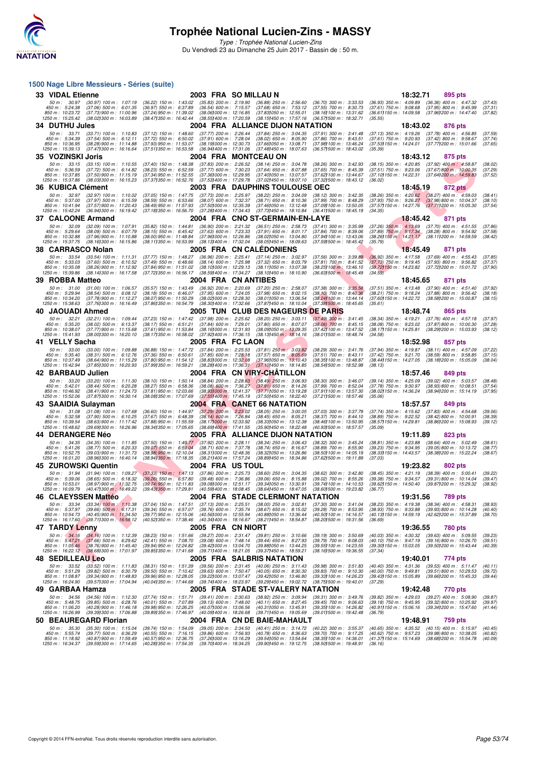# Trophée National Lucien-Zins - MASSY

*Type : Trophée National Lucien-Zins*
Du Vendredi 23 au Dimanche 25 Juin 2017 - Bassin de : 50 m.

## 1500 Nage Libre Messieurs - Séries (suite)

**33 VIDAL Etienne** 2003 FRA SO MILLAU N 18:32.71 895 pts

50 m : 30.97 (30.97) 100 m : 1:07.19 (36.22) 150 m : 1:43.02 (35.83) 200 m : 2:19.90 (36.88) 250 m : 2:56.60 (36.70) 300 m : 3:33.53 (36.93) 350 m : 4:09.89 (36.36) 400 m : 4:47.32 (37.43)
450 m : 5:24.38 (37.06) 500 m : 6:01.35 (36.97) 550 m : 6:37.89 (36.54) 600 m : 7:15.57 (37.68) 650 m : 7:53.12 (37.55) 700 m : 8:30.73 (37.61) 750 m : 9:08.68 (37.95) 800 m : 9:45.99 (37.31)
850 m : 10:23.72 (37.73) 900 m : 11:00.96 (37.24) 950 m : 11:39.02 (38.06) 1000 m : 12:16.85 (37.83) 1050 m : 12:55.01 (38.16) 1100 m : 13:31.62 (36.61) 1150 m : 14:09.58 (37.96) 1200 m : 14:47.40 (37.82)
1250 m : 15:25.42 (38.02) 1300 m : 16:03.89 (38.47) 1350 m : 16:42.44 (38.55) 1400 m : 17:20.59 (38.15) 1450 m : 17:57.16 (36.57) 1500 m : 18:32.71 (35.55)

**34 DUTHU Jules** 2004 FRA ALLIANCE DIJON NATATION 18:43.02 876 pts

50 m : 33.71 (33.71) 100 m : 1:10.83 (37.12) 150 m : 1:48.60 (37.77) 200 m : 2:26.44 (37.84) 250 m : 3:04.35 (37.91) 300 m : 3:41.48 (37.13) 350 m : 4:19.26 (37.78) 400 m : 4:56.85 (37.59)
450 m : 5:34.39 (37.54) 500 m : 6:12.11 (37.72) 550 m : 6:50.02 (37.91) 600 m : 7:28.04 (38.02) 650 m : 8:05.90 (37.86) 700 m : 8:43.51 (37.61) 750 m : 9:20.93 (37.42) 800 m : 9:58.67 (37.74)
850 m : 10:36.95 (38.28) 900 m : 11:14.88 (37.93) 950 m : 11:53.07 (38.19) 1000 m : 12:30.73 (37.66) 1050 m : 13:08.71 (37.98) 1100 m : 13:46.24 (37.53) 1150 m : 14:24.01 (37.77) 1200 m : 15:01.66 (37.65)
1250 m : 15:39.13 (37.47) 1300 m : 16:16.64 (37.51) 1350 m : 16:53.58 (36.94) 1400 m : 17:31.06 (37.48) 1450 m : 18:07.63 (36.57) 1500 m : 18:43.02 (35.39)

**35 VOZINSKI Joris** 2004 FRA MONTCEAU ON 18:43.12 875 pts

50 m : 33.15 (33.15) 100 m : 1:10.55 (37.40) 150 m : 1:48.38 (37.83) 200 m : 2:26.52 (38.14) 250 m : 3:04.78 (38.26) 300 m : 3:42.93 (38.15) 350 m : 4:20.85 (37.92) 400 m : 4:58.87 (38.02)
450 m : 5:36.59 (37.72) 500 m : 6:14.82 (38.23) 550 m : 6:52.59 (37.77) 600 m : 7:30.23 (37.64) 650 m : 8:07.88 (37.65) 700 m : 8:45.39 (37.51) 750 m : 9:23.06 (37.67) 800 m : 10:00.35 (37.29)
850 m : 10:37.85 (37.50) 900 m : 11:15.19 (37.34) 950 m : 11:52.55 (37.36) 1000 m : 12:29.95 (37.40) 1050 m : 13:07.57 (37.62) 1100 m : 13:44.67 (37.10) 1150 m : 14:22.31 (37.64) 1200 m : 14:59.83 (37.52)
1250 m : 15:37.86 (38.03) 1300 m : 16:15.23 (37.37) 1350 m : 16:52.76 (37.53) 1400 m : 17:29.78 (37.02) 1450 m : 18:07.10 (37.32) 1500 m : 18:43.12 (36.02)

**36 KUBICA Clément** 2003 FRA DAUPHINS TOULOUSE OEC 18:45.19 872 pts

50 m : 32.97 (32.97) 100 m : 1:10.02 (37.05) 150 m : 1:47.75 (37.73) 200 m : 2:25.97 (38.22) 250 m : 3:04.09 (38.12) 300 m : 3:42.35 (38.26) 350 m : 4:20.62 (38.27) 400 m : 4:59.03 (38.41)
450 m : 5:37.00 (37.97) 500 m : 6:15.59 (38.59) 550 m : 6:53.66 (38.07) 600 m : 7:32.37 (38.71) 650 m : 8:10.36 (37.99) 700 m : 8:48.29 (37.93) 750 m : 9:26.27 (37.98) 800 m : 10:04.37 (38.10)
850 m : 10:41.94 (37.57) 900 m : 11:20.43 (38.49) 950 m : 11:57.93 (37.50) 1000 m : 12:35.39 (37.46) 1050 m : 13:12.48 (37.09) 1100 m : 13:50.05 (37.57) 1150 m : 14:27.76 (37.71) 1200 m : 15:05.30 (37.54)
1250 m : 15:42.24 (36.94) 1300 m : 16:19.42 (37.18) 1350 m : 16:56.70 (37.28) 1400 m : 17:34.43 (37.73) 1450 m : 18:10.84 (36.41) 1500 m : 18:45.19 (34.35)

**37 CALOONE Armand** 2004 FRA CNO ST-GERMAIN-EN-LAYE 18:45.42 871 pts

50 m : 32.09 (32.09) 100 m : 1:07.91 (35.82) 150 m : 1:44.81 (36.90) 200 m : 2:21.32 (36.51) 250 m : 2:58.73 (37.41) 300 m : 3:35.99 (37.26) 350 m : 4:13.69 (37.70) 400 m : 4:51.55 (37.86)
450 m : 5:29.64 (38.09) 500 m : 6:07.79 (38.15) 550 m : 6:45.42 (37.63) 600 m : 7:23.33 (37.91) 650 m : 8:01.17 (37.84) 700 m : 8:39.06 (37.89) 750 m : 9:17.34 (38.28) 800 m : 9:54.92 (37.58)
850 m : 10:32.88 (37.96) 900 m : 11:10.88 (38.00) 950 m : 11:48.84 (37.96) 1000 m : 12:26.86 (38.02) 1050 m : 13:04.80 (37.94) 1100 m : 13:43.06 (38.26) 1150 m : 14:21.17 (38.11) 1200 m : 14:59.59 (38.42)
1250 m : 15:37.75 (38.16) 1300 m : 16:15.86 (38.11) 1350 m : 16:53.99 (38.13) 1400 m : 17:32.04 (38.05) 1450 m : 18:09.63 (37.59) 1500 m : 18:45.42 (35.79)

**38 CARRASCO Nolan** 2005 FRA CN CALÉDONIENS 18:45.49 871 pts

50 m : 33.54 (33.54) 100 m : 1:11.31 (37.77) 150 m : 1:48.27 (36.96) 200 m : 2:25.41 (37.14) 250 m : 3:02.97 (37.56) 300 m : 3:39.89 (36.92) 350 m : 4:17.58 (37.69) 400 m : 4:55.43 (37.85)
450 m : 5:33.03 (37.60) 500 m : 6:10.52 (37.49) 550 m : 6:48.66 (38.14) 600 m : 7:25.98 (37.32) 650 m : 8:03.79 (37.81) 700 m : 8:41.52 (37.73) 750 m : 9:19.45 (37.93) 800 m : 9:56.82 (37.37)
850 m : 10:35.08 (38.26) 900 m : 11:12.92 (37.84) 950 m : 11:51.02 (38.10) 1000 m : 12:29.13 (38.11) 1050 m : 13:07.38 (38.25) 1100 m : 13:46.10 (38.72) 1150 m : 14:23.82 (37.72) 1200 m : 15:01.72 (37.90)
1250 m : 15:39.86 (38.14) 1300 m : 16:17.58 (37.72) 1350 m : 16:56.17 (38.59) 1400 m : 17:34.27 (38.10) 1450 m : 18:10.90 (36.63) 1500 m : 18:45.49 (34.59)

**39 ROBBA Matteo** 2004 FRA CN ANTIBES 18:45.65 871 pts

50 m : 31.00 (31.00) 100 m : 1:06.57 (35.57) 150 m : 1:43.49 (36.92) 200 m : 2:20.69 (37.20) 250 m : 2:58.07 (37.38) 300 m : 3:35.58 (37.51) 350 m : 4:13.48 (37.90) 400 m : 4:51.40 (37.92)
450 m : 5:29.94 (38.54) 500 m : 6:08.12 (38.18) 550 m : 6:46.07 (37.95) 600 m : 7:24.05 (37.98) 650 m : 8:02.15 (38.10) 700 m : 8:40.36 (38.21) 750 m : 9:18.24 (37.88) 800 m : 9:56.42 (38.18)
850 m : 10:34.20 (37.78) 900 m : 11:12.27 (38.07) 950 m : 11:50.29 (38.02) 1000 m : 12:28.30 (38.01) 1050 m : 13:06.54 (38.24) 1100 m : 13:44.14 (37.60) 1150 m : 14:22.72 (38.58) 1200 m : 15:00.87 (38.15)
1250 m : 15:38.63 (37.76) 1300 m : 16:16.49 (37.86) 1350 m : 16:54.79 (38.30) 1400 m : 17:32.66 (37.87) 1450 m : 18:10.04 (37.38) 1500 m : 18:45.65 (35.61)

**40 JAOUADI Ahmed** 2005 TUN CLUB DES NAGEURS DE PARIS 18:48.74 865 pts

50 m : 32.21 (32.21) 100 m : 1:09.44 (37.23) 150 m : 1:47.42 (37.98) 200 m : 2:25.62 (38.20) 250 m : 3:03.11 (37.49) 300 m : 3:41.45 (38.34) 350 m : 4:19.21 (37.76) 400 m : 4:57.18 (37.97)
450 m : 5:35.20 (38.02) 500 m : 6:13.37 (38.17) 550 m : 6:51.21 (37.84) 600 m : 7:29.01 (37.80) 650 m : 8:07.07 (38.06) 700 m : 8:45.15 (38.08) 750 m : 9:23.02 (37.87) 800 m : 10:00.30 (37.28)
850 m : 10:38.07 (37.77) 900 m : 11:15.68 (37.61) 950 m : 11:53.84 (38.16) 1000 m : 12:31.93 (38.09) 1050 m : 13:09.35 (37.42) 1100 m : 13:47.52 (38.17) 1150 m : 14:25.81 (38.29) 1200 m : 15:03.93 (38.12)
1250 m : 15:41.93 (38.00) 1300 m : 16:20.10 (38.17) 1350 m : 16:58.02 (37.92) 1400 m : 17:36.15 (38.13) 1450 m : 18:14.16 (38.01) 1500 m : 18:48.74 (34.58)

**41 VELLY Sacha** 2005 FRA FC LAON 18:52.98 857 pts

50 m : 33.00 (33.00) 100 m : 1:09.88 (36.88) 150 m : 1:47.72 (37.84) 200 m : 2:25.53 (37.81) 250 m : 3:03.82 (38.29) 300 m : 3:41.76 (37.94) 350 m : 4:19.87 (38.11) 400 m : 4:57.09 (37.22)
450 m : 5:35.40 (38.31) 500 m : 6:12.76 (37.36) 550 m : 6:50.61 (37.85) 600 m : 7:28.18 (37.57) 650 m : 8:05.69 (37.51) 700 m : 8:43.11 (37.42) 750 m : 9:21.70 (38.59) 800 m : 9:58.85 (37.15)
850 m : 10:37.49 (38.64) 900 m : 11:15.29 (37.80) 950 m : 11:54.12 (38.83) 1000 m : 12:32.08 (37.96) 1050 m : 13:10.43 (38.35) 1100 m : 13:48.87 (38.44) 1150 m : 14:27.05 (38.18) 1200 m : 15:05.09 (38.04)
1250 m : 15:42.94 (37.85) 1300 m : 16:20.93 (37.99) 1350 m : 16:59.21 (38.28) 1400 m : 17:36.31 (37.10) 1450 m : 18:14.85 (38.54) 1500 m : 18:52.98 (38.13)

**42 BARBAUD Julien** 2004 FRA CN VIRY-CHÂTILLON 18:57.46 849 pts

50 m : 33.20 (33.20) 100 m : 1:11.30 (38.10) 150 m : 1:50.14 (38.84) 200 m : 2:28.63 (38.49) 250 m : 3:06.93 (38.30) 300 m : 3:46.07 (39.14) 350 m : 4:25.09 (39.02) 400 m : 5:03.57 (38.48)
450 m : 5:42.01 (38.44) 500 m : 6:20.28 (38.27) 550 m : 6:58.36 (38.08) 600 m : 7:36.27 (37.91) 650 m : 8:14.26 (37.99) 700 m : 8:52.04 (37.78) 750 m : 9:30.97 (38.93) 800 m : 10:08.51 (37.54)
850 m : 10:46.92 (38.41) 900 m : 11:24.73 (37.81) 950 m : 12:03.66 (38.93) 1000 m : 12:41.37 (37.71) 1050 m : 13:19.28 (37.91) 1100 m : 13:57.30 (38.02) 1150 m : 14:36.24 (38.94) 1200 m : 15:14.19 (37.95)
1250 m : 15:52.06 (37.87) 1300 m : 16:30.14 (38.08) 1350 m : 17:07.69 (37.55) 1400 m : 17:45.19 (37.50) 1450 m : 18:22.40 (37.21) 1500 m : 18:57.46 (35.06)

**43 SAAIDIA Sulayman** 2004 FRA CANET 66 NATATION 18:57.57 849 pts

50 m : 31.08 (31.08) 100 m : 1:07.68 (36.60) 150 m : 1:44.97 (37.29) 200 m : 2:23.02 (38.05) 250 m : 3:00.05 (37.03) 300 m : 3:37.79 (37.74) 350 m : 4:15.62 (37.83) 400 m : 4:54.68 (39.06)
450 m : 5:32.58 (37.90) 500 m : 6:10.25 (37.67) 550 m : 6:48.39 (38.14) 600 m : 7:26.84 (38.45) 650 m : 8:05.21 (38.37) 700 m : 8:44.10 (38.89) 750 m : 9:22.52 (38.42) 800 m : 10:00.91 (38.39)
850 m : 10:39.54 (38.63) 900 m : 11:17.42 (37.88) 950 m : 11:55.59 (38.17) 1000 m : 12:33.92 (38.33) 1050 m : 13:12.38 (38.46) 1100 m : 13:50.95 (38.57) 1150 m : 14:29.81 (38.86) 1200 m : 15:08.93 (39.12)
1250 m : 15:48.62 (39.69) 1300 m : 16:26.96 (38.34) 1350 m : 17:05.65 (38.69) 1400 m : 17:41.55 (35.90) 1450 m : 18:22.48 (40.93) 1500 m : 18:57.57 (35.09)

**44 DERANGERE Néo** 2005 FRA ALLIANCE DIJON NATATION 19:11.89 823 pts

50 m : 34.35 (34.35) 100 m : 1:11.85 (37.50) 150 m : 1:49.77 (37.92) 200 m : 2:28.11 (38.34) 250 m : 3:06.43 (38.32) 300 m : 3:45.24 (38.81) 350 m : 4:23.88 (38.64) 400 m : 5:02.49 (38.61)
450 m : 5:41.26 (38.77) 500 m : 6:20.33 (39.07) 550 m : 6:59.04 (38.71) 600 m : 7:37.78 (38.74) 650 m : 8:16.67 (38.89) 700 m : 8:55.90 (39.23) 750 m : 9:34.95 (39.05) 800 m : 10:13.72 (38.77)
850 m : 10:52.75 (39.03) 900 m : 11:31.73 (38.98) 950 m : 12:10.04 (38.31) 1000 m : 12:48.36 (38.32) 1050 m : 13:26.86 (38.50) 1100 m : 14:05.19 (38.33) 1150 m : 14:43.57 (38.38) 1200 m : 15:22.24 (38.67)
1250 m : 16:01.20 (38.96) 1300 m : 16:40.14 (38.94) 1350 m : 17:18.35 (38.21) 1400 m : 17:57.24 (38.89) 1450 m : 18:34.86 (37.62) 1500 m : 19:11.89 (37.03)

**45 ZUROWSKI Quentin** 2004 FRA US TOUL 19:23.82 802 pts

50 m : 31.94 (31.94) 100 m : 1:09.27 (37.33) 150 m : 1:47.13 (37.86) 200 m : 2:25.73 (38.60) 250 m : 3:04.35 (38.62) 300 m : 3:42.80 (38.45) 350 m : 4:21.19 (38.39) 400 m : 5:00.41 (39.22)
450 m : 5:39.06 (38.65) 500 m : 6:18.32 (39.26) 550 m : 6:57.80 (39.48) 600 m : 7:36.86 (39.06) 650 m : 8:15.88 (39.02) 700 m : 8:55.26 (39.38) 750 m : 9:34.57 (39.31) 800 m : 10:14.04 (39.47)
850 m : 10:53.01 (38.97) 900 m : 11:32.75 (39.74) 950 m : 12:11.83 (39.08) 1000 m : 12:51.17 (39.34) 1050 m : 13:30.91 (39.74) 1100 m : 14:10.53 (39.62) 1150 m : 14:50.40 (39.87) 1200 m : 15:29.32 (38.92)
1250 m : 16:09.79 (40.47) 1300 m : 16:49.22 (39.43) 1350 m : 17:29.81 (40.59) 1400 m : 18:08.45 (38.64) 1450 m : 18:47.05 (38.60) 1500 m : 19:23.82 (36.77)

**46 CLAEYSSEN Mattéo** 2004 FRA STADE CLERMONT NATATION 19:31.56 789 pts

50 m : 33.34 (33.34) 100 m : 1:10.38 (37.04) 150 m : 1:47.51 (37.13) 200 m : 2:25.51 (38.00) 250 m : 3:02.81 (37.30) 300 m : 3:41.04 (38.23) 350 m : 4:19.38 (38.34) 400 m : 4:58.31 (38.93)
450 m : 5:37.97 (39.66) 500 m : 6:17.31 (39.34) 550 m : 6:57.07 (39.76) 600 m : 7:35.74 (38.67) 650 m : 8:15.02 (39.28) 700 m : 8:53.95 (38.93) 750 m : 9:33.88 (39.93) 800 m : 10:14.28 (40.40)
850 m : 10:54.73 (40.45) 900 m : 11:34.50 (39.77) 950 m : 12:15.06 (40.56) 1000 m : 12:55.94 (40.88) 1050 m : 13:36.44 (40.50) 1100 m : 14:16.57 (40.13) 1150 m : 14:59.19 (42.62) 1200 m : 15:37.89 (38.70)
1250 m : 16:17.60 (39.71) 1300 m : 16:58.12 (40.52) 1350 m : 17:38.46 (40.34) 1400 m : 18:16.67 (38.21) 1450 m : 18:54.87 (38.20) 1500 m : 19:31.56 (36.69)

**47 TARDY Lenny** 2005 FRA CN NIORT 19:36.55 780 pts

50 m : 34.16 (34.16) 100 m : 1:12.39 (38.23) 150 m : 1:51.66 (39.27) 200 m : 2:31.47 (39.81) 250 m : 3:10.66 (39.19) 300 m : 3:50.69 (40.03) 350 m : 4:30.32 (39.63) 400 m : 5:09.55 (39.23)
450 m : 5:47.21 (37.66) 500 m : 6:29.62 (42.41) 550 m : 7:08.70 (39.08) 600 m : 7:48.14 (39.44) 650 m : 8:27.93 (39.79) 700 m : 9:08.03 (40.10) 750 m : 9:47.19 (39.16) 800 m : 10:26.70 (39.51)
850 m : 11:05.46 (38.76) 900 m : 11:45.40 (39.94) 950 m : 12:24.82 (39.42) 1000 m : 13:04.70 (39.88) 1050 m : 13:44.25 (39.55) 1100 m : 14:23.55 (39.30) 1150 m : 15:03.05 (39.50) 1200 m : 15:43.44 (40.39)
1250 m : 16:22.12 (38.68) 1300 m : 17:01.97 (39.85) 1350 m : 17:41.68 (39.71) 1400 m : 18:21.05 (39.37) 1450 m : 18:59.21 (38.16) 1500 m : 19:36.55 (37.34)

**48 SEDILLEAU Leo** 2005 FRA SALBRIS NATATION 19:40.01 774 pts

50 m : 33.52 (33.52) 100 m : 1:11.83 (38.31) 150 m : 1:51.39 (39.56) 200 m : 2:31.45 (40.06) 250 m : 3:11.43 (39.98) 300 m : 3:51.83 (40.40) 350 m : 4:31.36 (39.53) 400 m : 5:11.47 (40.11)
450 m : 5:51.29 (39.82) 500 m : 6:30.79 (39.50) 550 m : 7:10.42 (39.63) 600 m : 7:50.47 (40.05) 650 m : 8:30.30 (39.83) 700 m : 9:10.30 (40.00) 750 m : 9:49.81 (39.51) 800 m : 10:29.53 (39.72)
850 m : 11:08.87 (39.34) 900 m : 11:48.83 (39.96) 950 m : 12:28.05 (39.22) 1000 m : 13:07.47 (39.42) 1050 m : 13:46.80 (39.33) 1100 m : 14:26.23 (39.43) 1150 m : 15:05.89 (39.66) 1200 m : 15:45.33 (39.44)
1250 m : 16:24.90 (39.57) 1300 m : 17:04.94 (40.04) 1350 m : 17:44.68 (39.74) 1400 m : 18:23.97 (39.29) 1450 m : 19:02.72 (38.75) 1500 m : 19:40.01 (37.29)

**49 GARBAA Hamza** 2005 FRA STADE ST-VALERY NATATION 19:42.48 770 pts

50 m : 34.56 (34.56) 100 m : 1:12.30 (37.74) 150 m : 1:51.71 (39.41) 200 m : 2:30.63 (38.92) 250 m : 3:09.94 (39.31) 300 m : 3:49.76 (39.82) 350 m : 4:29.03 (39.27) 400 m : 5:08.90 (39.87)
450 m : 5:48.75 (39.85) 500 m : 6:28.76 (40.01) 550 m : 7:07.89 (39.13) 600 m : 7:48.00 (40.11) 650 m : 8:27.45 (39.45) 700 m : 9:06.63 (39.18) 750 m : 9:45.95 (39.32) 800 m : 10:25.92 (39.97)
850 m : 11:06.20 (40.28) 900 m : 11:46.18 (39.98) 950 m : 12:26.25 (40.07) 1000 m : 13:06.56 (40.31) 1050 m : 13:45.91 (39.35) 1100 m : 14:26.82 (40.91) 1150 m : 15:06.16 (39.34) 1200 m : 15:47.60 (41.44)
1250 m : 16:26.99 (39.39) 1300 m : 17:06.88 (39.89) 1350 m : 17:46.97 (40.09) 1400 m : 18:26.68 (39.71) 1450 m : 19:05.69 (39.01) 1500 m : 19:42.48 (36.79)

**50 BEAUREGARD Florian** 2004 FRA CN DE BAIE-MAHAULT 19:48.91 759 pts

50 m : 35.30 (35.30) 100 m : 1:15.04 (39.74) 150 m : 1:54.09 (39.05) 200 m : 2:34.50 (40.41) 250 m : 3:14.72 (40.22) 300 m : 3:55.37 (40.65) 350 m : 4:35.52 (40.15) 400 m : 5:15.97 (40.45)
450 m : 5:55.74 (39.77) 500 m : 6:36.29 (40.55) 550 m : 7:16.15 (39.86) 600 m : 7:56.93 (40.78) 650 m : 8:36.63 (39.70) 700 m : 9:17.25 (40.62) 750 m : 9:57.23 (39.98) 800 m : 10:38.05 (40.82)
850 m : 11:18.92 (40.87) 900 m : 11:59.49 (40.57) 950 m : 12:36.75 (37.26) 1000 m : 13:16.29 (39.54) 1050 m : 13:54.64 (38.35) 1100 m : 14:36.01 (41.37) 1150 m : 15:14.69 (38.68) 1200 m : 15:54.78 (40.09)
1250 m : 16:34.37 (39.59) 1300 m : 17:14.65 (40.28) 1350 m : 17:54.35 (39.70) 1400 m : 18:34.25 (39.90) 1450 m : 19:12.75 (38.50) 1500 m : 19:48.91 (36.16)

Copyright © 2014 FFN-extraNat. Tous droits réservés reproduction interdite sans autorisation.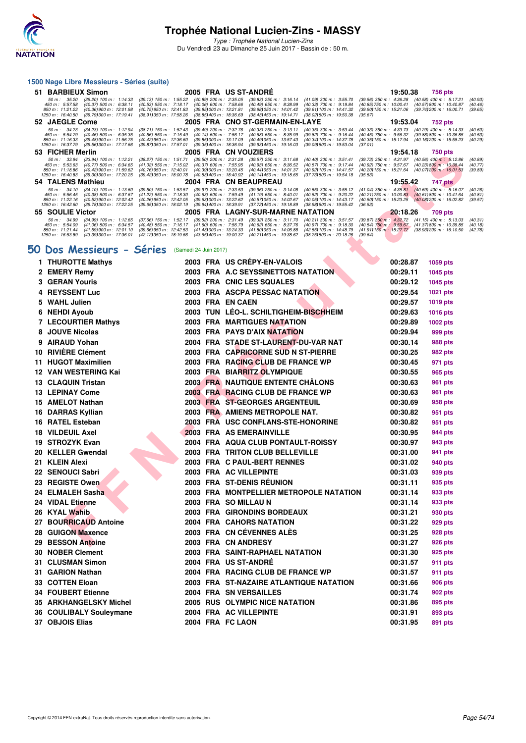## 1500 Nage Libre Messieurs - Séries (suite)

| | | | | | | |
|---|---|---|---|---|---|---|
| 51 | BARBIEUX Simon | 2005 | FRA | US ST-ANDRÉ | 19:50.38 | 756 pts |

50 m : 35.20 (35.20) 100 m : 1:14.33 (39.13) 150 m : 1:55.22 (40.89) 200 m : 2:35.05 (39.83) 250 m : 3:16.14 (41.09) 300 m : 3:55.70 (39.56) 350 m : 4:36.28 (40.58) 400 m : 5:17.21 (40.93)
450 m : 5:57.58 (40.37) 500 m : 6:38.11 (40.53) 550 m : 7:18.17 (40.06) 600 m : 7:58.66 (40.49) 650 m : 8:38.99 (40.33) 700 m : 9:19.84 (40.85) 750 m : 10:00.41 (40.57) 800 m : 10:40.87 (40.46)
850 m : 11:21.23 (40.36) 900 m : 12:01.98 (40.75) 950 m : 12:41.83 (39.85) 1000 m : 13:21.81 (39.98) 1050 m : 14:01.42 (39.61) 1100 m : 14:41.32 (39.90) 1150 m : 15:21.06 (39.74) 1200 m : 16:00.71 (39.65)
1250 m : 16:40.50 (39.79) 1300 m : 17:19.41 (38.91) 1350 m : 17:58.26 (38.85) 1400 m : 18:36.69 (38.43) 1450 m : 19:14.71 (38.02) 1500 m : 19:50.38 (35.67)

| | | | | | | |
|---|---|---|---|---|---|---|
| 52 | JAEGLE Come | 2005 | FRA | CNO ST-GERMAIN-EN-LAYE | 19:53.04 | 752 pts |

50 m : 34.23 (34.23) 100 m : 1:12.94 (38.71) 150 m : 1:52.43 (39.49) 200 m : 2:32.76 (40.33) 250 m : 3:13.11 (40.35) 300 m : 3:53.44 (40.33) 350 m : 4:33.73 (40.29) 400 m : 5:14.33 (40.60)
450 m : 5:54.79 (40.46) 500 m : 6:35.35 (40.56) 550 m : 7:15.49 (40.14) 600 m : 7:56.17 (40.68) 650 m : 8:35.99 (39.82) 700 m : 9:16.44 (40.45) 750 m : 9:56.32 (39.88) 800 m : 10:36.85 (40.53)
850 m : 11:16.33 (39.48) 900 m : 11:56.75 (40.42) 950 m : 12:36.60 (39.85) 1000 m : 13:17.09 (40.49) 1050 m : 13:57.43 (40.34) 1100 m : 14:37.78 (40.35) 1150 m : 15:17.94 (40.16) 1200 m : 15:58.23 (40.29)
1250 m : 16:37.79 (39.56) 1300 m : 17:17.66 (39.87) 1350 m : 17:57.01 (39.35) 1400 m : 18:36.94 (39.93) 1450 m : 19:16.03 (39.09) 1500 m : 19:53.04 (37.01)

| | | | | | | |
|---|---|---|---|---|---|---|
| 53 | FICHER Merlin | 2005 | FRA | CN VOUZIERS | 19:54.18 | 750 pts |

50 m : 33.94 (33.94) 100 m : 1:12.21 (38.27) 150 m : 1:51.71 (39.50) 200 m : 2:31.28 (39.57) 250 m : 3:11.68 (40.40) 300 m : 3:51.41 (39.73) 350 m : 4:31.97 (40.56) 400 m : 5:12.86 (40.89)
450 m : 5:53.63 (40.77) 500 m : 6:34.65 (41.02) 550 m : 7:15.02 (40.37) 600 m : 7:55.95 (40.93) 650 m : 8:36.52 (40.57) 700 m : 9:17.44 (40.92) 750 m : 9:57.67 (40.23) 800 m : 10:38.44 (40.77)
850 m : 11:18.86 (40.42) 900 m : 11:59.62 (40.76) 950 m : 12:40.01 (40.39) 1000 m : 13:20.45 (40.44) 1050 m : 14:01.37 (40.92) 1100 m : 14:41.57 (40.20) 1150 m : 15:21.64 (40.07) 1200 m : 16:01.53 (39.89)
1250 m : 16:40.83 (39.30) 1300 m : 17:20.25 (39.42) 1350 m : 18:00.78 (40.53) 1400 m : 18:40.92 (40.14) 1450 m : 19:18.65 (37.73) 1500 m : 19:54.18 (35.53)

| | | | | | | |
|---|---|---|---|---|---|---|
| 54 | TALENS Mathieu | 2004 | FRA | CN BEAUPREAU | 19:55.42 | 747 pts |

50 m : 34.10 (34.10) 100 m : 1:13.60 (39.50) 150 m : 1:53.57 (39.97) 200 m : 2:33.53 (39.96) 250 m : 3:14.08 (40.55) 300 m : 3:55.12 (41.04) 350 m : 4:35.81 (40.69) 400 m : 5:16.07 (40.26)
450 m : 5:56.45 (40.38) 500 m : 6:37.67 (41.22) 550 m : 7:18.30 (40.63) 600 m : 7:59.49 (41.19) 650 m : 8:40.01 (40.52) 700 m : 9:20.22 (40.21) 750 m : 10:00.83 (40.61) 800 m : 10:41.64 (40.81)
850 m : 11:22.16 (40.52) 900 m : 12:02.42 (40.26) 950 m : 12:42.05 (39.63) 1000 m : 13:22.62 (40.57) 1050 m : 14:02.67 (40.05) 1100 m : 14:43.17 (40.50) 1150 m : 15:23.25 (40.08) 1200 m : 16:02.82 (39.57)
1250 m : 16:42.60 (39.78) 1300 m : 17:22.25 (39.65) 1350 m : 18:02.19 (39.94) 1400 m : 18:39.91 (37.72) 1450 m : 19:18.89 (38.98) 1500 m : 19:55.42 (36.53)

| | | | | | | |
|---|---|---|---|---|---|---|
| 55 | SOULIE Victor | 2005 | FRA | LAGNY-SUR-MARNE NATATION | 20:18.26 | 709 pts |

50 m : 34.99 (34.99) 100 m : 1:12.65 (37.66) 150 m : 1:52.17 (39.52) 200 m : 2:31.49 (39.32) 250 m : 3:11.70 (40.21) 300 m : 3:51.57 (39.87) 350 m : 4:32.72 (41.15) 400 m : 5:13.03 (40.31)
450 m : 5:54.09 (41.06) 500 m : 6:34.57 (40.48) 550 m : 7:16.17 (41.60) 600 m : 7:56.79 (40.62) 650 m : 8:37.76 (40.97) 700 m : 9:18.30 (40.54) 750 m : 9:59.67 (41.37) 800 m : 10:39.85 (40.18)
850 m : 11:21.44 (41.59) 900 m : 12:01.10 (39.66) 950 m : 12:42.53 (41.43) 1000 m : 13:24.33 (41.80) 1050 m : 14:06.88 (42.55) 1100 m : 14:48.79 (41.91) 1150 m : 15:27.72 (38.93) 1200 m : 16:10.50 (42.78)
1250 m : 16:53.89 (43.39) 1300 m : 17:36.01 (42.12) 1350 m : 18:19.66 (43.65) 1400 m : 19:00.37 (40.71) 1450 m : 19:38.62 (38.25) 1500 m : 20:18.26 (39.64)

## 50 Dos Messieurs - Séries (Samedi 24 Juin 2017)

| | | | | | | |
|---|---|---|---|---|---|---|
| 1 | THUROTTE Mathys | 2003 | FRA | US CRÉPY-EN-VALOIS | 00:28.87 | 1059 pts |
| 2 | EMERY Remy | 2003 | FRA | A.C SEYSSINETTOIS NATATION | 00:29.11 | 1045 pts |
| 3 | GERAN Youris | 2003 | FRA | CNIC LES SQUALES | 00:29.12 | 1045 pts |
| 4 | REYSSENT Luc | 2003 | FRA | ASCPA PESSAC NATATION | 00:29.54 | 1021 pts |
| 5 | WAHL Julien | 2003 | FRA | EN CAEN | 00:29.57 | 1019 pts |
| 6 | NEHDI Ayoub | 2003 | TUN | LÉO-L. SCHILTIGHEIM-BISCHHEIM | 00:29.63 | 1016 pts |
| 7 | LECOURTIER Mathys | 2003 | FRA | MARTIGUES NATATION | 00:29.89 | 1002 pts |
| 8 | JOUVE Nicolas | 2003 | FRA | PAYS D'AIX NATATION | 00:29.94 | 999 pts |
| 9 | AIRAUD Yohan | 2004 | FRA | STADE ST-LAURENT-DU-VAR NAT | 00:30.14 | 988 pts |
| 10 | RIVIÈRE Clément | 2003 | FRA | CAPRICORNE SUD N ST-PIERRE | 00:30.25 | 982 pts |
| 11 | HUGOT Maximilien | 2003 | FRA | RACING CLUB DE FRANCE WP | 00:30.45 | 971 pts |
| 12 | VAN WESTERING Kai | 2003 | FRA | BIARRITZ OLYMPIQUE | 00:30.55 | 965 pts |
| 13 | CLAQUIN Tristan | 2003 | FRA | NAUTIQUE ENTENTE CHÂLONS | 00:30.63 | 961 pts |
| 13 | LEPINAY Come | 2003 | FRA | RACING CLUB DE FRANCE WP | 00:30.63 | 961 pts |
| 15 | AMELOT Nathan | 2003 | FRA | ST-GEORGES ARGENTEUIL | 00:30.69 | 958 pts |
| 16 | DARRAS Kyllian | 2003 | FRA | AMIENS METROPOLE NAT. | 00:30.82 | 951 pts |
| 16 | RATEL Esteban | 2003 | FRA | USC CONFLANS-STE-HONORINE | 00:30.82 | 951 pts |
| 18 | VILDEUIL Axel | 2003 | FRA | AS EMERAINVILLE | 00:30.95 | 944 pts |
| 19 | STROZYK Evan | 2004 | FRA | AQUA CLUB PONTAULT-ROISSY | 00:30.97 | 943 pts |
| 20 | KELLER Gwendal | 2003 | FRA | TRITON CLUB BELLEVILLE | 00:31.00 | 941 pts |
| 21 | KLEIN Alexi | 2003 | FRA | C PAUL-BERT RENNES | 00:31.02 | 940 pts |
| 22 | SENOUCI Sabri | 2003 | FRA | AC VILLEPINTE | 00:31.03 | 939 pts |
| 23 | REGISTE Owen | 2003 | FRA | ST-DENIS RÉUNION | 00:31.11 | 935 pts |
| 24 | ELMALEH Sasha | 2003 | FRA | MONTPELLIER METROPOLE NATATION | 00:31.14 | 933 pts |
| 24 | VIDAL Etienne | 2003 | FRA | SO MILLAU N | 00:31.14 | 933 pts |
| 26 | KYAL Wahib | 2003 | FRA | GIRONDINS BORDEAUX | 00:31.21 | 930 pts |
| 27 | BOURRICAUD Antoine | 2004 | FRA | CAHORS NATATION | 00:31.22 | 929 pts |
| 28 | GUIGON Maxence | 2003 | FRA | CN CÉVENNES ALÈS | 00:31.25 | 928 pts |
| 29 | BESSON Antoine | 2003 | FRA | CN ANDRESY | 00:31.27 | 926 pts |
| 30 | NOBER Clement | 2003 | FRA | SAINT-RAPHAEL NATATION | 00:31.30 | 925 pts |
| 31 | CLUSMAN Simon | 2004 | FRA | US ST-ANDRÉ | 00:31.57 | 911 pts |
| 31 | GARION Nathan | 2004 | FRA | RACING CLUB DE FRANCE WP | 00:31.57 | 911 pts |
| 33 | COTTEN Eloan | 2003 | FRA | ST-NAZAIRE ATLANTIQUE NATATION | 00:31.66 | 906 pts |
| 34 | FOUBERT Etienne | 2004 | FRA | SN VERSAILLES | 00:31.74 | 902 pts |
| 35 | ARKHANGELSKY Michel | 2005 | RUS | OLYMPIC NICE NATATION | 00:31.86 | 895 pts |
| 36 | COULIBALY Souleymane | 2004 | FRA | AC VILLEPINTE | 00:31.91 | 893 pts |
| 37 | OBJOIS Elias | 2004 | FRA | FC LAON | 00:31.95 | 891 pts |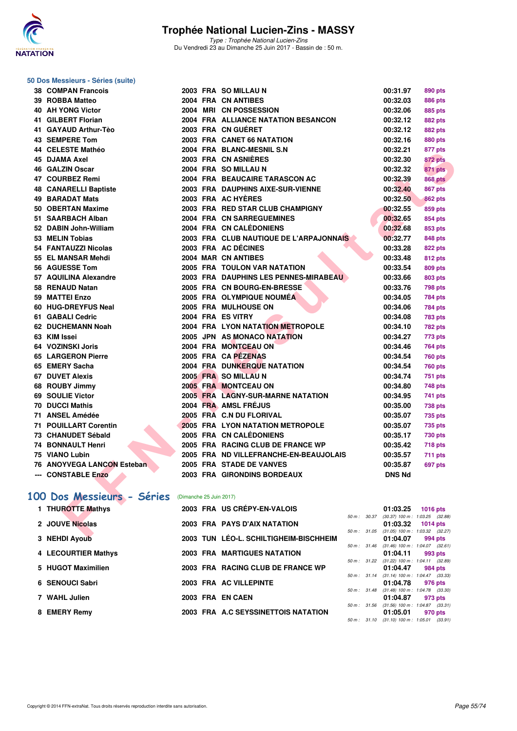# Trophée National Lucien-Zins - MASSY

*Type : Trophée National Lucien-Zins*
Du Vendredi 23 au Dimanche 25 Juin 2017 - Bassin de : 50 m.

## 50 Dos Messieurs - Séries (suite)

| | | | | | | |
|---|---|---|---|---|---|---|
| 38 | COMPAN Francois | 2003 | FRA | SO MILLAU N | 00:31.97 | 890 pts |
| 39 | ROBBA Matteo | 2004 | FRA | CN ANTIBES | 00:32.03 | 886 pts |
| 40 | AH YONG Victor | 2004 | MRI | CN POSSESSION | 00:32.06 | 885 pts |
| 41 | GILBERT Florian | 2004 | FRA | ALLIANCE NATATION BESANCON | 00:32.12 | 882 pts |
| 41 | GAYAUD Arthur-Tèo | 2003 | FRA | CN GUÉRET | 00:32.12 | 882 pts |
| 43 | SEMPERE Tom | 2003 | FRA | CANET 66 NATATION | 00:32.16 | 880 pts |
| 44 | CELESTE Mathéo | 2004 | FRA | BLANC-MESNIL S.N | 00:32.21 | 877 pts |
| 45 | DJAMA Axel | 2003 | FRA | CN ASNIÈRES | 00:32.30 | 872 pts |
| 46 | GALZIN Oscar | 2004 | FRA | SO MILLAU N | 00:32.32 | 871 pts |
| 47 | COURBEZ Remi | 2004 | FRA | BEAUCAIRE TARASCON AC | 00:32.39 | 868 pts |
| 48 | CANARELLI Baptiste | 2003 | FRA | DAUPHINS AIXE-SUR-VIENNE | 00:32.40 | 867 pts |
| 49 | BARADAT Mats | 2003 | FRA | AC HYÈRES | 00:32.50 | 862 pts |
| 50 | OBERTAN Maxime | 2003 | FRA | RED STAR CLUB CHAMPIGNY | 00:32.55 | 859 pts |
| 51 | SAARBACH Alban | 2004 | FRA | CN SARREGUEMINES | 00:32.65 | 854 pts |
| 52 | DABIN John-William | 2004 | FRA | CN CALÉDONIENS | 00:32.68 | 853 pts |
| 53 | MELIN Tobias | 2003 | FRA | CLUB NAUTIQUE DE L'ARPAJONNAIS | 00:32.77 | 848 pts |
| 54 | FANTAUZZI Nicolas | 2003 | FRA | AC DÉCINES | 00:33.28 | 822 pts |
| 55 | EL MANSAR Mehdi | 2004 | MAR | CN ANTIBES | 00:33.48 | 812 pts |
| 56 | AGUESSE Tom | 2005 | FRA | TOULON VAR NATATION | 00:33.54 | 809 pts |
| 57 | AQUILINA Alexandre | 2003 | FRA | DAUPHINS LES PENNES-MIRABEAU | 00:33.66 | 803 pts |
| 58 | RENAUD Natan | 2005 | FRA | CN BOURG-EN-BRESSE | 00:33.76 | 798 pts |
| 59 | MATTEI Enzo | 2005 | FRA | OLYMPIQUE NOUMÉA | 00:34.05 | 784 pts |
| 60 | HUG-DREYFUS Neal | 2005 | FRA | MULHOUSE ON | 00:34.06 | 784 pts |
| 61 | GABALI Cedric | 2004 | FRA | ES VITRY | 00:34.08 | 783 pts |
| 62 | DUCHEMANN Noah | 2004 | FRA | LYON NATATION METROPOLE | 00:34.10 | 782 pts |
| 63 | KIM Issei | 2005 | JPN | AS MONACO NATATION | 00:34.27 | 773 pts |
| 64 | VOZINSKI Joris | 2004 | FRA | MONTCEAU ON | 00:34.46 | 764 pts |
| 65 | LARGERON Pierre | 2005 | FRA | CA PÉZENAS | 00:34.54 | 760 pts |
| 65 | EMERY Sacha | 2004 | FRA | DUNKERQUE NATATION | 00:34.54 | 760 pts |
| 67 | DUVET Alexis | 2005 | FRA | SO MILLAU N | 00:34.74 | 751 pts |
| 68 | ROUBY Jimmy | 2005 | FRA | MONTCEAU ON | 00:34.80 | 748 pts |
| 69 | SOULIE Victor | 2005 | FRA | LAGNY-SUR-MARNE NATATION | 00:34.95 | 741 pts |
| 70 | DUCCI Mathis | 2004 | FRA | AMSL FRÉJUS | 00:35.00 | 738 pts |
| 71 | ANSEL Amédée | 2005 | FRA | C.N DU FLORIVAL | 00:35.07 | 735 pts |
| 71 | POUILLART Corentin | 2005 | FRA | LYON NATATION METROPOLE | 00:35.07 | 735 pts |
| 73 | CHANUDET Sébald | 2005 | FRA | CN CALÉDONIENS | 00:35.17 | 730 pts |
| 74 | BONNAULT Henri | 2005 | FRA | RACING CLUB DE FRANCE WP | 00:35.42 | 718 pts |
| 75 | VIANO Lubin | 2005 | FRA | ND VILLEFRANCHE-EN-BEAUJOLAIS | 00:35.57 | 711 pts |
| 76 | ANOYVEGA LANCON Esteban | 2005 | FRA | STADE DE VANVES | 00:35.87 | 697 pts |
| --- | CONSTABLE Enzo | 2003 | FRA | GIRONDINS BORDEAUX | DNS Nd | |

## 100 Dos Messieurs - Séries (Dimanche 25 Juin 2017)

| | | | | | | | |
|---|---|---|---|---|---|---|---|
| 1 | THUROTTE Mathys | 2003 | FRA | US CRÉPY-EN-VALOIS | 50 m : 30.37 (30.37) 100 m : 1:03.25 (32.88) | 01:03.25 | 1016 pts |
| 2 | JOUVE Nicolas | 2003 | FRA | PAYS D'AIX NATATION | 50 m : 31.05 (31.05) 100 m : 1:03.32 (32.27) | 01:03.32 | 1014 pts |
| 3 | NEHDI Ayoub | 2003 | TUN | LÉO-L. SCHILTIGHEIM-BISCHHEIM | 50 m : 31.46 (31.46) 100 m : 1:04.07 (32.61) | 01:04.07 | 994 pts |
| 4 | LECOURTIER Mathys | 2003 | FRA | MARTIGUES NATATION | 50 m : 31.22 (31.22) 100 m : 1:04.11 (32.89) | 01:04.11 | 993 pts |
| 5 | HUGOT Maximilien | 2003 | FRA | RACING CLUB DE FRANCE WP | 50 m : 31.14 (31.14) 100 m : 1:04.47 (33.33) | 01:04.47 | 984 pts |
| 6 | SENOUCI Sabri | 2003 | FRA | AC VILLEPINTE | 50 m : 31.48 (31.48) 100 m : 1:04.78 (33.30) | 01:04.78 | 976 pts |
| 7 | WAHL Julien | 2003 | FRA | EN CAEN | 50 m : 31.56 (31.56) 100 m : 1:04.87 (33.31) | 01:04.87 | 973 pts |
| 8 | EMERY Remy | 2003 | FRA | A.C SEYSSINETTOIS NATATION | 50 m : 31.10 (31.10) 100 m : 1:05.01 (33.91) | 01:05.01 | 970 pts |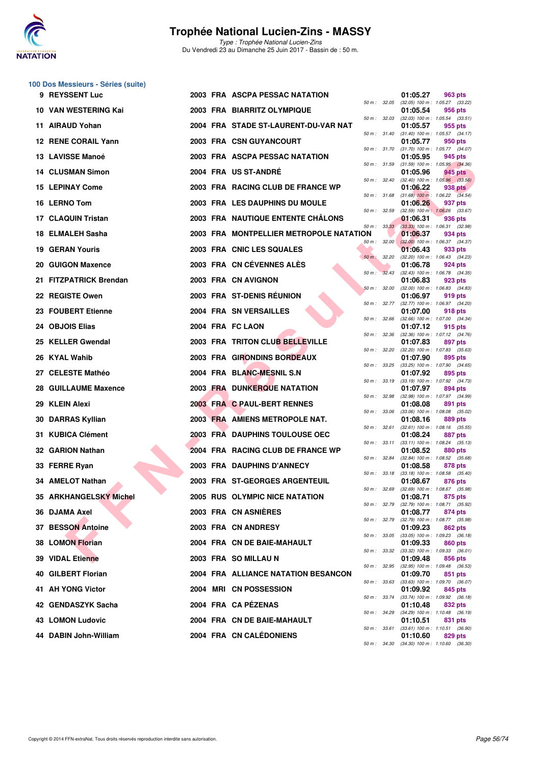## 100 Dos Messieurs - Séries (suite)

| | | | | | | | |
|---|---|---|---|---|---|---|---|
| 9 | REYSSENT Luc | 2003 | FRA | ASCPA PESSAC NATATION | 01:05.27 | 963 pts | 50 m : 32.05 (32.05) 100 m : 1:05.27 (33.22) |
| 10 | VAN WESTERING Kai | 2003 | FRA | BIARRITZ OLYMPIQUE | 01:05.54 | 956 pts | 50 m : 32.03 (32.03) 100 m : 1:05.54 (33.51) |
| 11 | AIRAUD Yohan | 2004 | FRA | STADE ST-LAURENT-DU-VAR NAT | 01:05.57 | 955 pts | 50 m : 31.40 (31.40) 100 m : 1:05.57 (34.17) |
| 12 | RENE CORAIL Yann | 2003 | FRA | CSN GUYANCOURT | 01:05.77 | 950 pts | 50 m : 31.70 (31.70) 100 m : 1:05.77 (34.07) |
| 13 | LAVISSE Manoé | 2003 | FRA | ASCPA PESSAC NATATION | 01:05.95 | 945 pts | 50 m : 31.59 (31.59) 100 m : 1:05.95 (34.36) |
| 14 | CLUSMAN Simon | 2004 | FRA | US ST-ANDRÉ | 01:05.96 | 945 pts | 50 m : 32.40 (32.40) 100 m : 1:05.96 (33.56) |
| 15 | LEPINAY Come | 2003 | FRA | RACING CLUB DE FRANCE WP | 01:06.22 | 938 pts | 50 m : 31.68 (31.68) 100 m : 1:06.22 (34.54) |
| 16 | LERNO Tom | 2003 | FRA | LES DAUPHINS DU MOULE | 01:06.26 | 937 pts | 50 m : 32.59 (32.59) 100 m : 1:06.26 (33.67) |
| 17 | CLAQUIN Tristan | 2003 | FRA | NAUTIQUE ENTENTE CHÂLONS | 01:06.31 | 936 pts | 50 m : 33.33 (33.33) 100 m : 1:06.31 (32.98) |
| 18 | ELMALEH Sasha | 2003 | FRA | MONTPELLIER METROPOLE NATATION | 01:06.37 | 934 pts | 50 m : 32.00 (32.00) 100 m : 1:06.37 (34.37) |
| 19 | GERAN Youris | 2003 | FRA | CNIC LES SQUALES | 01:06.43 | 933 pts | 50 m : 32.20 (32.20) 100 m : 1:06.43 (34.23) |
| 20 | GUIGON Maxence | 2003 | FRA | CN CÉVENNES ALÈS | 01:06.78 | 924 pts | 50 m : 32.43 (32.43) 100 m : 1:06.78 (34.35) |
| 21 | FITZPATRICK Brendan | 2003 | FRA | CN AVIGNON | 01:06.83 | 923 pts | 50 m : 32.00 (32.00) 100 m : 1:06.83 (34.83) |
| 22 | REGISTE Owen | 2003 | FRA | ST-DENIS RÉUNION | 01:06.97 | 919 pts | 50 m : 32.77 (32.77) 100 m : 1:06.97 (34.20) |
| 23 | FOUBERT Etienne | 2004 | FRA | SN VERSAILLES | 01:07.00 | 918 pts | 50 m : 32.66 (32.66) 100 m : 1:07.00 (34.34) |
| 24 | OBJOIS Elias | 2004 | FRA | FC LAON | 01:07.12 | 915 pts | 50 m : 32.36 (32.36) 100 m : 1:07.12 (34.76) |
| 25 | KELLER Gwendal | 2003 | FRA | TRITON CLUB BELLEVILLE | 01:07.83 | 897 pts | 50 m : 32.20 (32.20) 100 m : 1:07.83 (35.63) |
| 26 | KYAL Wahib | 2003 | FRA | GIRONDINS BORDEAUX | 01:07.90 | 895 pts | 50 m : 33.25 (33.25) 100 m : 1:07.90 (34.65) |
| 27 | CELESTE Mathéo | 2004 | FRA | BLANC-MESNIL S.N | 01:07.92 | 895 pts | 50 m : 33.19 (33.19) 100 m : 1:07.92 (34.73) |
| 28 | GUILLAUME Maxence | 2003 | FRA | DUNKERQUE NATATION | 01:07.97 | 894 pts | 50 m : 32.98 (32.98) 100 m : 1:07.97 (34.99) |
| 29 | KLEIN Alexi | 2003 | FRA | C PAUL-BERT RENNES | 01:08.08 | 891 pts | 50 m : 33.06 (33.06) 100 m : 1:08.08 (35.02) |
| 30 | DARRAS Kyllian | 2003 | FRA | AMIENS METROPOLE NAT. | 01:08.16 | 889 pts | 50 m : 32.61 (32.61) 100 m : 1:08.16 (35.55) |
| 31 | KUBICA Clément | 2003 | FRA | DAUPHINS TOULOUSE OEC | 01:08.24 | 887 pts | 50 m : 33.11 (33.11) 100 m : 1:08.24 (35.13) |
| 32 | GARION Nathan | 2004 | FRA | RACING CLUB DE FRANCE WP | 01:08.52 | 880 pts | 50 m : 32.84 (32.84) 100 m : 1:08.52 (35.68) |
| 33 | FERRE Ryan | 2003 | FRA | DAUPHINS D'ANNECY | 01:08.58 | 878 pts | 50 m : 33.18 (33.18) 100 m : 1:08.58 (35.40) |
| 34 | AMELOT Nathan | 2003 | FRA | ST-GEORGES ARGENTEUIL | 01:08.67 | 876 pts | 50 m : 32.69 (32.69) 100 m : 1:08.67 (35.98) |
| 35 | ARKHANGELSKY Michel | 2005 | RUS | OLYMPIC NICE NATATION | 01:08.71 | 875 pts | 50 m : 32.79 (32.79) 100 m : 1:08.71 (35.92) |
| 36 | DJAMA Axel | 2003 | FRA | CN ASNIÈRES | 01:08.77 | 874 pts | 50 m : 32.79 (32.79) 100 m : 1:08.77 (35.98) |
| 37 | BESSON Antoine | 2003 | FRA | CN ANDRESY | 01:09.23 | 862 pts | 50 m : 33.05 (33.05) 100 m : 1:09.23 (36.18) |
| 38 | LOMON Florian | 2004 | FRA | CN DE BAIE-MAHAULT | 01:09.33 | 860 pts | 50 m : 33.32 (33.32) 100 m : 1:09.33 (36.01) |
| 39 | VIDAL Etienne | 2003 | FRA | SO MILLAU N | 01:09.48 | 856 pts | 50 m : 32.95 (32.95) 100 m : 1:09.48 (36.53) |
| 40 | GILBERT Florian | 2004 | FRA | ALLIANCE NATATION BESANCON | 01:09.70 | 851 pts | 50 m : 33.63 (33.63) 100 m : 1:09.70 (36.07) |
| 41 | AH YONG Victor | 2004 | MRI | CN POSSESSION | 01:09.92 | 845 pts | 50 m : 33.74 (33.74) 100 m : 1:09.92 (36.18) |
| 42 | GENDASZYK Sacha | 2004 | FRA | CA PÉZENAS | 01:10.48 | 832 pts | 50 m : 34.29 (34.29) 100 m : 1:10.48 (36.19) |
| 43 | LOMON Ludovic | 2004 | FRA | CN DE BAIE-MAHAULT | 01:10.51 | 831 pts | 50 m : 33.61 (33.61) 100 m : 1:10.51 (36.90) |
| 44 | DABIN John-William | 2004 | FRA | CN CALÉDONIENS | 01:10.60 | 829 pts | 50 m : 34.30 (34.30) 100 m : 1:10.60 (36.30) |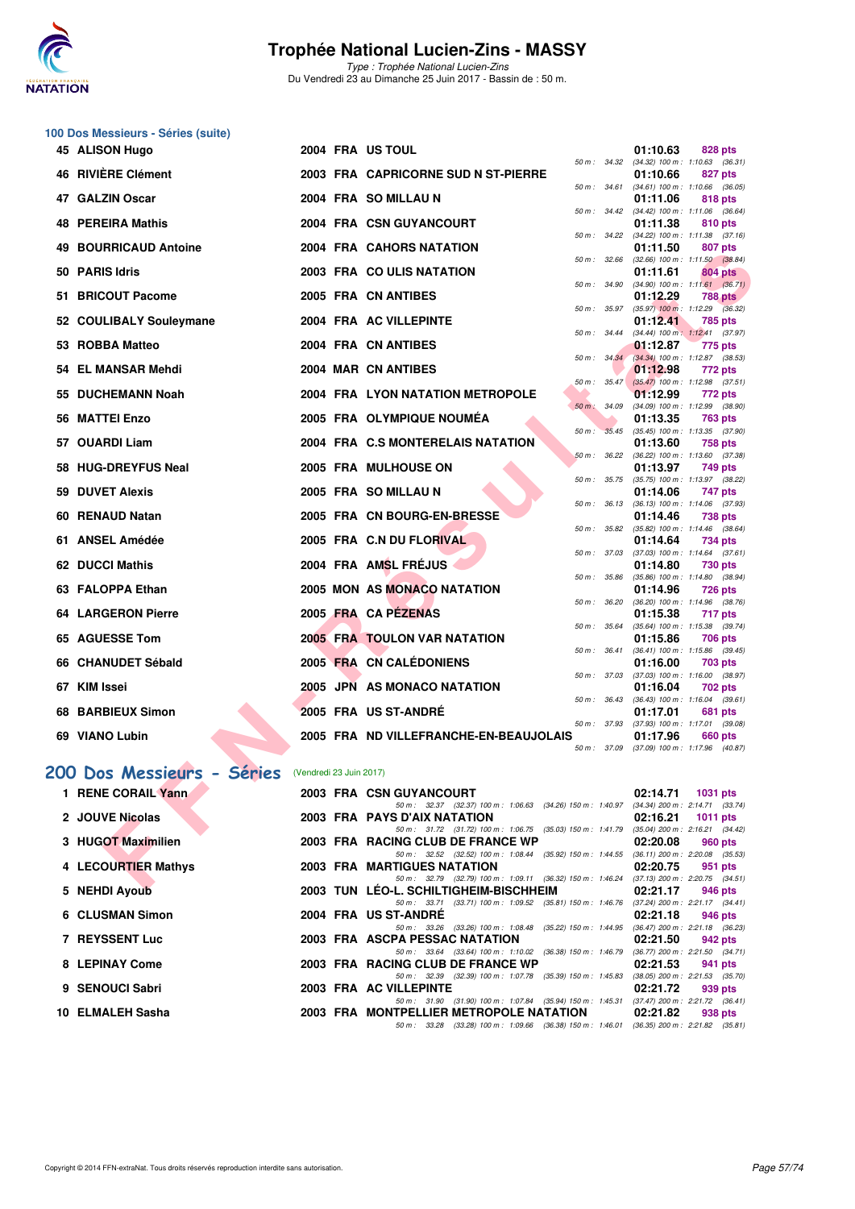## 100 Dos Messieurs - Séries (suite)

| | | | | | | |
|---|---|---|---|---|---|---|
| 45 | ALISON Hugo | 2004 | FRA | US TOUL | 01:10.63 | 828 pts |
| | | | | | 50 m : 34.32 (34.32) 100 m : 1:10.63 (36.31) | |
| 46 | RIVIÈRE Clément | 2003 | FRA | CAPRICORNE SUD N ST-PIERRE | 01:10.66 | 827 pts |
| | | | | | 50 m : 34.61 (34.61) 100 m : 1:10.66 (36.05) | |
| 47 | GALZIN Oscar | 2004 | FRA | SO MILLAU N | 01:11.06 | 818 pts |
| | | | | | 50 m : 34.42 (34.42) 100 m : 1:11.06 (36.64) | |
| 48 | PEREIRA Mathis | 2004 | FRA | CSN GUYANCOURT | 01:11.38 | 810 pts |
| | | | | | 50 m : 34.22 (34.22) 100 m : 1:11.38 (37.16) | |
| 49 | BOURRICAUD Antoine | 2004 | FRA | CAHORS NATATION | 01:11.50 | 807 pts |
| | | | | | 50 m : 32.66 (32.66) 100 m : 1:11.50 (38.84) | |
| 50 | PARIS Idris | 2003 | FRA | CO ULIS NATATION | 01:11.61 | 804 pts |
| | | | | | 50 m : 34.90 (34.90) 100 m : 1:11.61 (36.71) | |
| 51 | BRICOUT Pacome | 2005 | FRA | CN ANTIBES | 01:12.29 | 788 pts |
| | | | | | 50 m : 35.97 (35.97) 100 m : 1:12.29 (36.32) | |
| 52 | COULIBALY Souleymane | 2004 | FRA | AC VILLEPINTE | 01:12.41 | 785 pts |
| | | | | | 50 m : 34.44 (34.44) 100 m : 1:12.41 (37.97) | |
| 53 | ROBBA Matteo | 2004 | FRA | CN ANTIBES | 01:12.87 | 775 pts |
| | | | | | 50 m : 34.34 (34.34) 100 m : 1:12.87 (38.53) | |
| 54 | EL MANSAR Mehdi | 2004 | MAR | CN ANTIBES | 01:12.98 | 772 pts |
| | | | | | 50 m : 35.47 (35.47) 100 m : 1:12.98 (37.51) | |
| 55 | DUCHEMANN Noah | 2004 | FRA | LYON NATATION METROPOLE | 01:12.99 | 772 pts |
| | | | | | 50 m : 34.09 (34.09) 100 m : 1:12.99 (38.90) | |
| 56 | MATTEI Enzo | 2005 | FRA | OLYMPIQUE NOUMÉA | 01:13.35 | 763 pts |
| | | | | | 50 m : 35.45 (35.45) 100 m : 1:13.35 (37.90) | |
| 57 | OUARDI Liam | 2004 | FRA | C.S MONTERELAIS NATATION | 01:13.60 | 758 pts |
| | | | | | 50 m : 36.22 (36.22) 100 m : 1:13.60 (37.38) | |
| 58 | HUG-DREYFUS Neal | 2005 | FRA | MULHOUSE ON | 01:13.97 | 749 pts |
| | | | | | 50 m : 35.75 (35.75) 100 m : 1:13.97 (38.22) | |
| 59 | DUVET Alexis | 2005 | FRA | SO MILLAU N | 01:14.06 | 747 pts |
| | | | | | 50 m : 36.13 (36.13) 100 m : 1:14.06 (37.93) | |
| 60 | RENAUD Natan | 2005 | FRA | CN BOURG-EN-BRESSE | 01:14.46 | 738 pts |
| | | | | | 50 m : 35.82 (35.82) 100 m : 1:14.46 (38.64) | |
| 61 | ANSEL Amédée | 2005 | FRA | C.N DU FLORIVAL | 01:14.64 | 734 pts |
| | | | | | 50 m : 37.03 (37.03) 100 m : 1:14.64 (37.61) | |
| 62 | DUCCI Mathis | 2004 | FRA | AMSL FRÉJUS | 01:14.80 | 730 pts |
| | | | | | 50 m : 35.86 (35.86) 100 m : 1:14.80 (38.94) | |
| 63 | FALOPPA Ethan | 2005 | MON | AS MONACO NATATION | 01:14.96 | 726 pts |
| | | | | | 50 m : 36.20 (36.20) 100 m : 1:14.96 (38.76) | |
| 64 | LARGERON Pierre | 2005 | FRA | CA PÉZENAS | 01:15.38 | 717 pts |
| | | | | | 50 m : 35.64 (35.64) 100 m : 1:15.38 (39.74) | |
| 65 | AGUESSE Tom | 2005 | FRA | TOULON VAR NATATION | 01:15.86 | 706 pts |
| | | | | | 50 m : 36.41 (36.41) 100 m : 1:15.86 (39.45) | |
| 66 | CHANUDET Sébald | 2005 | FRA | CN CALÉDONIENS | 01:16.00 | 703 pts |
| | | | | | 50 m : 37.03 (37.03) 100 m : 1:16.00 (38.97) | |
| 67 | KIM Issei | 2005 | JPN | AS MONACO NATATION | 01:16.04 | 702 pts |
| | | | | | 50 m : 36.43 (36.43) 100 m : 1:16.04 (39.61) | |
| 68 | BARBIEUX Simon | 2005 | FRA | US ST-ANDRÉ | 01:17.01 | 681 pts |
| | | | | | 50 m : 37.93 (37.93) 100 m : 1:17.01 (39.08) | |
| 69 | VIANO Lubin | 2005 | FRA | ND VILLEFRANCHE-EN-BEAUJOLAIS | 01:17.96 | 660 pts |
| | | | | | 50 m : 37.09 (37.09) 100 m : 1:17.96 (40.87) | |

## 200 Dos Messieurs - Séries (Vendredi 23 Juin 2017)

| | | | | | | |
|---|---|---|---|---|---|---|
| 1 | RENE CORAIL Yann | 2003 | FRA | CSN GUYANCOURT | 02:14.71 | 1031 pts |
| | | | | 50 m : 32.37 (32.37) 100 m : 1:06.63 (34.26) 150 m : 1:40.97 (34.34) 200 m : 2:14.71 (33.74) | | |
| 2 | JOUVE Nicolas | 2003 | FRA | PAYS D'AIX NATATION | 02:16.21 | 1011 pts |
| | | | | 50 m : 31.72 (31.72) 100 m : 1:06.75 (35.03) 150 m : 1:41.79 (35.04) 200 m : 2:16.21 (34.42) | | |
| 3 | HUGOT Maximilien | 2003 | FRA | RACING CLUB DE FRANCE WP | 02:20.08 | 960 pts |
| | | | | 50 m : 32.52 (32.52) 100 m : 1:08.44 (35.92) 150 m : 1:44.55 (36.11) 200 m : 2:20.08 (35.53) | | |
| 4 | LECOURTIER Mathys | 2003 | FRA | MARTIGUES NATATION | 02:20.75 | 951 pts |
| | | | | 50 m : 32.79 (32.79) 100 m : 1:09.11 (36.32) 150 m : 1:46.24 (37.13) 200 m : 2:20.75 (34.51) | | |
| 5 | NEHDI Ayoub | 2003 | TUN | LÉO-L. SCHILTIGHEIM-BISCHHEIM | 02:21.17 | 946 pts |
| | | | | 50 m : 33.71 (33.71) 100 m : 1:09.52 (35.81) 150 m : 1:46.76 (37.24) 200 m : 2:21.17 (34.41) | | |
| 6 | CLUSMAN Simon | 2004 | FRA | US ST-ANDRÉ | 02:21.18 | 946 pts |
| | | | | 50 m : 33.26 (33.26) 100 m : 1:08.48 (35.22) 150 m : 1:44.95 (36.47) 200 m : 2:21.18 (36.23) | | |
| 7 | REYSSENT Luc | 2003 | FRA | ASCPA PESSAC NATATION | 02:21.50 | 942 pts |
| | | | | 50 m : 33.64 (33.64) 100 m : 1:10.02 (36.38) 150 m : 1:46.79 (36.77) 200 m : 2:21.50 (34.71) | | |
| 8 | LEPINAY Come | 2003 | FRA | RACING CLUB DE FRANCE WP | 02:21.53 | 941 pts |
| | | | | 50 m : 32.39 (32.39) 100 m : 1:07.78 (35.39) 150 m : 1:45.83 (38.05) 200 m : 2:21.53 (35.70) | | |
| 9 | SENOUCI Sabri | 2003 | FRA | AC VILLEPINTE | 02:21.72 | 939 pts |
| | | | | 50 m : 31.90 (31.90) 100 m : 1:07.84 (35.94) 150 m : 1:45.31 (37.47) 200 m : 2:21.72 (36.41) | | |
| 10 | ELMALEH Sasha | 2003 | FRA | MONTPELLIER METROPOLE NATATION | 02:21.82 | 938 pts |
| | | | | 50 m : 33.28 (33.28) 100 m : 1:09.66 (36.38) 150 m : 1:46.01 (36.35) 200 m : 2:21.82 (35.81) | | |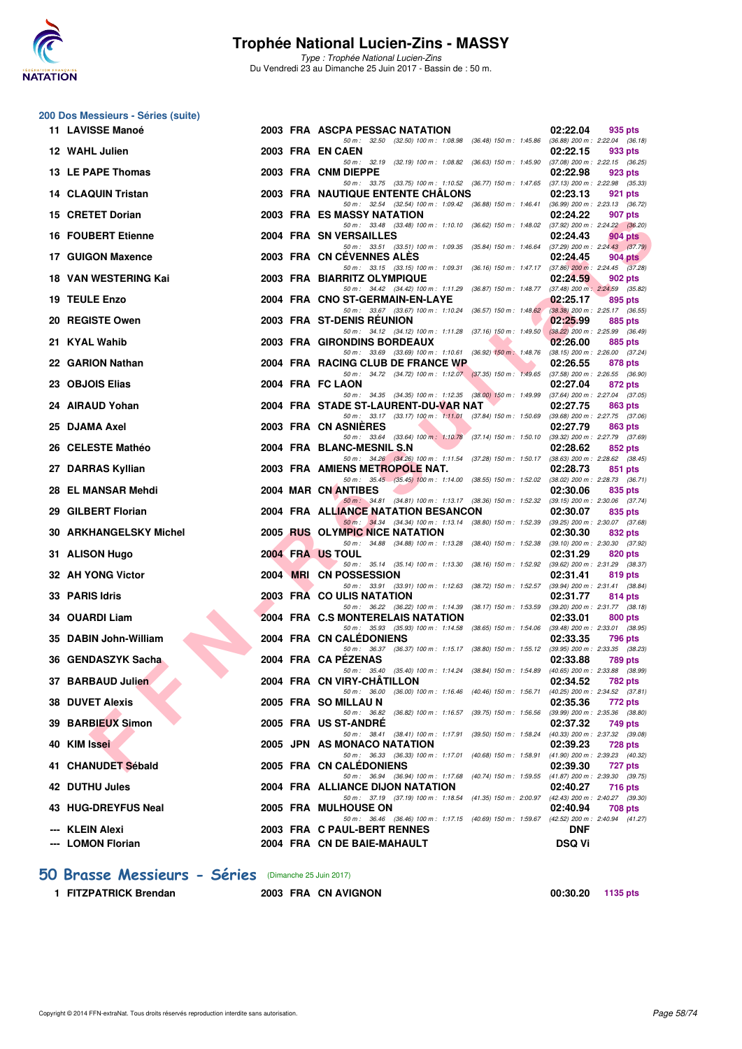## 200 Dos Messieurs - Séries (suite)

| | | | | | | |
|---|---|---|---|---|---|---|
| 11 | LAVISSE Manoé | 2003 | FRA | ASCPA PESSAC NATATION | 02:22.04 | 935 pts |
| | | | | 50 m : 32.50 (32.50) 100 m : 1:08.98 (36.48) 150 m : 1:45.86 (36.88) 200 m : 2:22.04 (36.18) | | |
| 12 | WAHL Julien | 2003 | FRA | EN CAEN | 02:22.15 | 933 pts |
| | | | | 50 m : 32.19 (32.19) 100 m : 1:08.82 (36.63) 150 m : 1:45.90 (37.08) 200 m : 2:22.15 (36.25) | | |
| 13 | LE PAPE Thomas | 2003 | FRA | CNM DIEPPE | 02:22.98 | 923 pts |
| | | | | 50 m : 33.75 (33.75) 100 m : 1:10.52 (36.77) 150 m : 1:47.65 (37.13) 200 m : 2:22.98 (35.33) | | |
| 14 | CLAQUIN Tristan | 2003 | FRA | NAUTIQUE ENTENTE CHÂLONS | 02:23.13 | 921 pts |
| | | | | 50 m : 32.54 (32.54) 100 m : 1:09.42 (36.88) 150 m : 1:46.41 (36.99) 200 m : 2:23.13 (36.72) | | |
| 15 | CRETET Dorian | 2003 | FRA | ES MASSY NATATION | 02:24.22 | 907 pts |
| | | | | 50 m : 33.48 (33.48) 100 m : 1:10.10 (36.62) 150 m : 1:48.02 (37.92) 200 m : 2:24.22 (36.20) | | |
| 16 | FOUBERT Etienne | 2004 | FRA | SN VERSAILLES | 02:24.43 | 904 pts |
| | | | | 50 m : 33.51 (33.51) 100 m : 1:09.35 (35.84) 150 m : 1:46.64 (37.29) 200 m : 2:24.43 (37.79) | | |
| 17 | GUIGON Maxence | 2003 | FRA | CN CÉVENNES ALÈS | 02:24.45 | 904 pts |
| | | | | 50 m : 33.15 (33.15) 100 m : 1:09.31 (36.16) 150 m : 1:47.17 (37.86) 200 m : 2:24.45 (37.28) | | |
| 18 | VAN WESTERING Kai | 2003 | FRA | BIARRITZ OLYMPIQUE | 02:24.59 | 902 pts |
| | | | | 50 m : 34.42 (34.42) 100 m : 1:11.29 (36.87) 150 m : 1:48.77 (37.48) 200 m : 2:24.59 (35.82) | | |
| 19 | TEULE Enzo | 2004 | FRA | CNO ST-GERMAIN-EN-LAYE | 02:25.17 | 895 pts |
| | | | | 50 m : 33.67 (33.67) 100 m : 1:10.24 (36.57) 150 m : 1:48.62 (38.38) 200 m : 2:25.17 (36.55) | | |
| 20 | REGISTE Owen | 2003 | FRA | ST-DENIS RÉUNION | 02:25.99 | 885 pts |
| | | | | 50 m : 34.12 (34.12) 100 m : 1:11.28 (37.16) 150 m : 1:49.50 (38.22) 200 m : 2:25.99 (36.49) | | |
| 21 | KYAL Wahib | 2003 | FRA | GIRONDINS BORDEAUX | 02:26.00 | 885 pts |
| | | | | 50 m : 33.69 (33.69) 100 m : 1:10.61 (36.92) 150 m : 1:48.76 (38.15) 200 m : 2:26.00 (37.24) | | |
| 22 | GARION Nathan | 2004 | FRA | RACING CLUB DE FRANCE WP | 02:26.55 | 878 pts |
| | | | | 50 m : 34.72 (34.72) 100 m : 1:12.07 (37.35) 150 m : 1:49.65 (37.58) 200 m : 2:26.55 (36.90) | | |
| 23 | OBJOIS Elias | 2004 | FRA | FC LAON | 02:27.04 | 872 pts |
| | | | | 50 m : 34.35 (34.35) 100 m : 1:12.35 (38.00) 150 m : 1:49.99 (37.64) 200 m : 2:27.04 (37.05) | | |
| 24 | AIRAUD Yohan | 2004 | FRA | STADE ST-LAURENT-DU-VAR NAT | 02:27.75 | 863 pts |
| | | | | 50 m : 33.17 (33.17) 100 m : 1:11.01 (37.84) 150 m : 1:50.69 (39.68) 200 m : 2:27.75 (37.06) | | |
| 25 | DJAMA Axel | 2003 | FRA | CN ASNIÈRES | 02:27.79 | 863 pts |
| | | | | 50 m : 33.64 (33.64) 100 m : 1:10.78 (37.14) 150 m : 1:50.10 (39.32) 200 m : 2:27.79 (37.69) | | |
| 26 | CELESTE Mathéo | 2004 | FRA | BLANC-MESNIL S.N | 02:28.62 | 852 pts |
| | | | | 50 m : 34.26 (34.26) 100 m : 1:11.54 (37.28) 150 m : 1:50.17 (38.63) 200 m : 2:28.62 (38.45) | | |
| 27 | DARRAS Kyllian | 2003 | FRA | AMIENS METROPOLE NAT. | 02:28.73 | 851 pts |
| | | | | 50 m : 35.45 (35.45) 100 m : 1:14.00 (38.55) 150 m : 1:52.02 (38.02) 200 m : 2:28.73 (36.71) | | |
| 28 | EL MANSAR Mehdi | 2004 | MAR | CN ANTIBES | 02:30.06 | 835 pts |
| | | | | 50 m : 34.81 (34.81) 100 m : 1:13.17 (38.36) 150 m : 1:52.32 (39.15) 200 m : 2:30.06 (37.74) | | |
| 29 | GILBERT Florian | 2004 | FRA | ALLIANCE NATATION BESANCON | 02:30.07 | 835 pts |
| | | | | 50 m : 34.34 (34.34) 100 m : 1:13.14 (38.80) 150 m : 1:52.39 (39.25) 200 m : 2:30.07 (37.68) | | |
| 30 | ARKHANGELSKY Michel | 2005 | RUS | OLYMPIC NICE NATATION | 02:30.30 | 832 pts |
| | | | | 50 m : 34.88 (34.88) 100 m : 1:13.28 (38.40) 150 m : 1:52.38 (39.10) 200 m : 2:30.30 (37.92) | | |
| 31 | ALISON Hugo | 2004 | FRA | US TOUL | 02:31.29 | 820 pts |
| | | | | 50 m : 35.14 (35.14) 100 m : 1:13.30 (38.16) 150 m : 1:52.92 (39.62) 200 m : 2:31.29 (38.37) | | |
| 32 | AH YONG Victor | 2004 | MRI | CN POSSESSION | 02:31.41 | 819 pts |
| | | | | 50 m : 33.91 (33.91) 100 m : 1:12.63 (38.72) 150 m : 1:52.57 (39.94) 200 m : 2:31.41 (38.84) | | |
| 33 | PARIS Idris | 2003 | FRA | CO ULIS NATATION | 02:31.77 | 814 pts |
| | | | | 50 m : 36.22 (36.22) 100 m : 1:14.39 (38.17) 150 m : 1:53.59 (39.20) 200 m : 2:31.77 (38.18) | | |
| 34 | OUARDI Liam | 2004 | FRA | C.S MONTERELAIS NATATION | 02:33.01 | 800 pts |
| | | | | 50 m : 35.93 (35.93) 100 m : 1:14.58 (38.65) 150 m : 1:54.06 (39.48) 200 m : 2:33.01 (38.95) | | |
| 35 | DABIN John-William | 2004 | FRA | CN CALÉDONIENS | 02:33.35 | 796 pts |
| | | | | 50 m : 36.37 (36.37) 100 m : 1:15.17 (38.80) 150 m : 1:55.12 (39.95) 200 m : 2:33.35 (38.23) | | |
| 36 | GENDASZYK Sacha | 2004 | FRA | CA PÉZENAS | 02:33.88 | 789 pts |
| | | | | 50 m : 35.40 (35.40) 100 m : 1:14.24 (38.84) 150 m : 1:54.89 (40.65) 200 m : 2:33.88 (38.99) | | |
| 37 | BARBAUD Julien | 2004 | FRA | CN VIRY-CHÂTILLON | 02:34.52 | 782 pts |
| | | | | 50 m : 36.00 (36.00) 100 m : 1:16.46 (40.46) 150 m : 1:56.71 (40.25) 200 m : 2:34.52 (37.81) | | |
| 38 | DUVET Alexis | 2005 | FRA | SO MILLAU N | 02:35.36 | 772 pts |
| | | | | 50 m : 36.82 (36.82) 100 m : 1:16.57 (39.75) 150 m : 1:56.56 (39.99) 200 m : 2:35.36 (38.80) | | |
| 39 | BARBIEUX Simon | 2005 | FRA | US ST-ANDRÉ | 02:37.32 | 749 pts |
| | | | | 50 m : 38.41 (38.41) 100 m : 1:17.91 (39.50) 150 m : 1:58.24 (40.33) 200 m : 2:37.32 (39.08) | | |
| 40 | KIM Issei | 2005 | JPN | AS MONACO NATATION | 02:39.23 | 728 pts |
| | | | | 50 m : 36.33 (36.33) 100 m : 1:17.01 (40.68) 150 m : 1:58.91 (41.90) 200 m : 2:39.23 (40.32) | | |
| 41 | CHANUDET Sébald | 2005 | FRA | CN CALÉDONIENS | 02:39.30 | 727 pts |
| | | | | 50 m : 36.94 (36.94) 100 m : 1:17.68 (40.74) 150 m : 1:59.55 (41.87) 200 m : 2:39.30 (39.75) | | |
| 42 | DUTHU Jules | 2004 | FRA | ALLIANCE DIJON NATATION | 02:40.27 | 716 pts |
| | | | | 50 m : 37.19 (37.19) 100 m : 1:18.54 (41.35) 150 m : 2:00.97 (42.43) 200 m : 2:40.27 (39.30) | | |
| 43 | HUG-DREYFUS Neal | 2005 | FRA | MULHOUSE ON | 02:40.94 | 708 pts |
| | | | | 50 m : 36.46 (36.46) 100 m : 1:17.15 (40.69) 150 m : 1:59.67 (42.52) 200 m : 2:40.94 (41.27) | | |
| --- | KLEIN Alexi | 2003 | FRA | C PAUL-BERT RENNES | DNF | |
| --- | LOMON Florian | 2004 | FRA | CN DE BAIE-MAHAULT | DSQ Vi | |

## 50 Brasse Messieurs - Séries (Dimanche 25 Juin 2017)

| | | | | | | |
|---|---|---|---|---|---|---|
| 1 | FITZPATRICK Brendan | 2003 | FRA | CN AVIGNON | 00:30.20 | 1135 pts |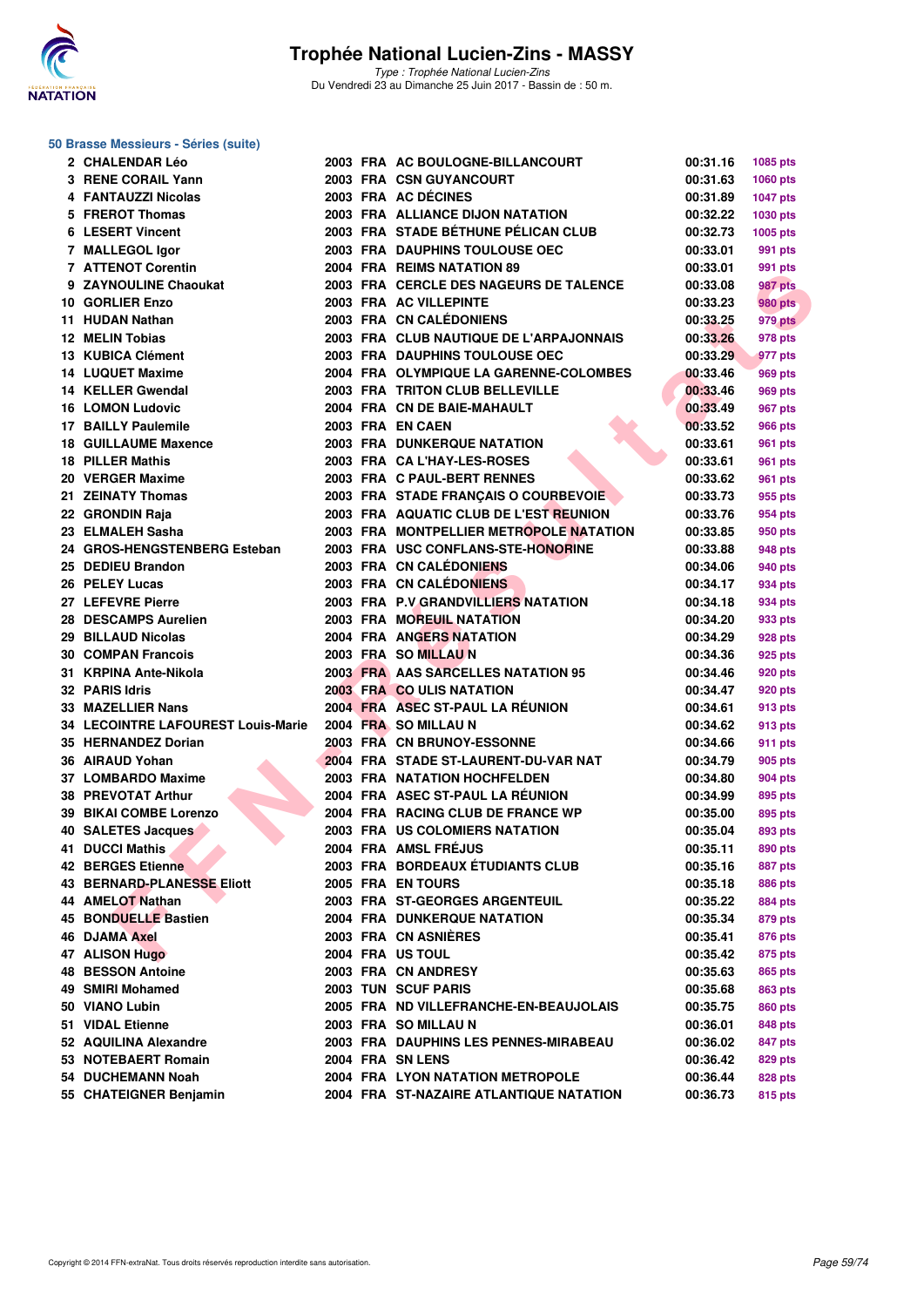# Trophée National Lucien-Zins - MASSY

*Type : Trophée National Lucien-Zins*
Du Vendredi 23 au Dimanche 25 Juin 2017 - Bassin de : 50 m.

## 50 Brasse Messieurs - Séries (suite)

| | | | | | | |
|---|---|---|---|---|---|---|
| 2 | CHALENDAR Léo | 2003 | FRA | AC BOULOGNE-BILLANCOURT | 00:31.16 | 1085 pts |
| 3 | RENE CORAIL Yann | 2003 | FRA | CSN GUYANCOURT | 00:31.63 | 1060 pts |
| 4 | FANTAUZZI Nicolas | 2003 | FRA | AC DÉCINES | 00:31.89 | 1047 pts |
| 5 | FREROT Thomas | 2003 | FRA | ALLIANCE DIJON NATATION | 00:32.22 | 1030 pts |
| 6 | LESERT Vincent | 2003 | FRA | STADE BÉTHUNE PÉLICAN CLUB | 00:32.73 | 1005 pts |
| 7 | MALLEGOL Igor | 2003 | FRA | DAUPHINS TOULOUSE OEC | 00:33.01 | 991 pts |
| 7 | ATTENOT Corentin | 2004 | FRA | REIMS NATATION 89 | 00:33.01 | 991 pts |
| 9 | ZAYNOULINE Chaoukat | 2003 | FRA | CERCLE DES NAGEURS DE TALENCE | 00:33.08 | 987 pts |
| 10 | GORLIER Enzo | 2003 | FRA | AC VILLEPINTE | 00:33.23 | 980 pts |
| 11 | HUDAN Nathan | 2003 | FRA | CN CALÉDONIENS | 00:33.25 | 979 pts |
| 12 | MELIN Tobias | 2003 | FRA | CLUB NAUTIQUE DE L'ARPAJONNAIS | 00:33.26 | 978 pts |
| 13 | KUBICA Clément | 2003 | FRA | DAUPHINS TOULOUSE OEC | 00:33.29 | 977 pts |
| 14 | LUQUET Maxime | 2004 | FRA | OLYMPIQUE LA GARENNE-COLOMBES | 00:33.46 | 969 pts |
| 14 | KELLER Gwendal | 2003 | FRA | TRITON CLUB BELLEVILLE | 00:33.46 | 969 pts |
| 16 | LOMON Ludovic | 2004 | FRA | CN DE BAIE-MAHAULT | 00:33.49 | 967 pts |
| 17 | BAILLY Paulemile | 2003 | FRA | EN CAEN | 00:33.52 | 966 pts |
| 18 | GUILLAUME Maxence | 2003 | FRA | DUNKERQUE NATATION | 00:33.61 | 961 pts |
| 18 | PILLER Mathis | 2003 | FRA | CA L'HAY-LES-ROSES | 00:33.61 | 961 pts |
| 20 | VERGER Maxime | 2003 | FRA | C PAUL-BERT RENNES | 00:33.62 | 961 pts |
| 21 | ZEINATY Thomas | 2003 | FRA | STADE FRANÇAIS O COURBEVOIE | 00:33.73 | 955 pts |
| 22 | GRONDIN Raja | 2003 | FRA | AQUATIC CLUB DE L'EST REUNION | 00:33.76 | 954 pts |
| 23 | ELMALEH Sasha | 2003 | FRA | MONTPELLIER METROPOLE NATATION | 00:33.85 | 950 pts |
| 24 | GROS-HENGSTENBERG Esteban | 2003 | FRA | USC CONFLANS-STE-HONORINE | 00:33.88 | 948 pts |
| 25 | DEDIEU Brandon | 2003 | FRA | CN CALÉDONIENS | 00:34.06 | 940 pts |
| 26 | PELEY Lucas | 2003 | FRA | CN CALÉDONIENS | 00:34.17 | 934 pts |
| 27 | LEFEVRE Pierre | 2003 | FRA | P.V GRANDVILLIERS NATATION | 00:34.18 | 934 pts |
| 28 | DESCAMPS Aurelien | 2003 | FRA | MOREUIL NATATION | 00:34.20 | 933 pts |
| 29 | BILLAUD Nicolas | 2004 | FRA | ANGERS NATATION | 00:34.29 | 928 pts |
| 30 | COMPAN Francois | 2003 | FRA | SO MILLAU N | 00:34.36 | 925 pts |
| 31 | KRPINA Ante-Nikola | 2003 | FRA | AAS SARCELLES NATATION 95 | 00:34.46 | 920 pts |
| 32 | PARIS Idris | 2003 | FRA | CO ULIS NATATION | 00:34.47 | 920 pts |
| 33 | MAZELLIER Nans | 2004 | FRA | ASEC ST-PAUL LA RÉUNION | 00:34.61 | 913 pts |
| 34 | LECOINTRE LAFOUREST Louis-Marie | 2004 | FRA | SO MILLAU N | 00:34.62 | 913 pts |
| 35 | HERNANDEZ Dorian | 2003 | FRA | CN BRUNOY-ESSONNE | 00:34.66 | 911 pts |
| 36 | AIRAUD Yohan | 2004 | FRA | STADE ST-LAURENT-DU-VAR NAT | 00:34.79 | 905 pts |
| 37 | LOMBARDO Maxime | 2003 | FRA | NATATION HOCHFELDEN | 00:34.80 | 904 pts |
| 38 | PREVOTAT Arthur | 2004 | FRA | ASEC ST-PAUL LA RÉUNION | 00:34.99 | 895 pts |
| 39 | BIKAI COMBE Lorenzo | 2004 | FRA | RACING CLUB DE FRANCE WP | 00:35.00 | 895 pts |
| 40 | SALETES Jacques | 2003 | FRA | US COLOMIERS NATATION | 00:35.04 | 893 pts |
| 41 | DUCCI Mathis | 2004 | FRA | AMSL FRÉJUS | 00:35.11 | 890 pts |
| 42 | BERGES Etienne | 2003 | FRA | BORDEAUX ÉTUDIANTS CLUB | 00:35.16 | 887 pts |
| 43 | BERNARD-PLANESSE Eliott | 2005 | FRA | EN TOURS | 00:35.18 | 886 pts |
| 44 | AMELOT Nathan | 2003 | FRA | ST-GEORGES ARGENTEUIL | 00:35.22 | 884 pts |
| 45 | BONDUELLE Bastien | 2004 | FRA | DUNKERQUE NATATION | 00:35.34 | 879 pts |
| 46 | DJAMA Axel | 2003 | FRA | CN ASNIÈRES | 00:35.41 | 876 pts |
| 47 | ALISON Hugo | 2004 | FRA | US TOUL | 00:35.42 | 875 pts |
| 48 | BESSON Antoine | 2003 | FRA | CN ANDRESY | 00:35.63 | 865 pts |
| 49 | SMIRI Mohamed | 2003 | TUN | SCUF PARIS | 00:35.68 | 863 pts |
| 50 | VIANO Lubin | 2005 | FRA | ND VILLEFRANCHE-EN-BEAUJOLAIS | 00:35.75 | 860 pts |
| 51 | VIDAL Etienne | 2003 | FRA | SO MILLAU N | 00:36.01 | 848 pts |
| 52 | AQUILINA Alexandre | 2003 | FRA | DAUPHINS LES PENNES-MIRABEAU | 00:36.02 | 847 pts |
| 53 | NOTEBAERT Romain | 2004 | FRA | SN LENS | 00:36.42 | 829 pts |
| 54 | DUCHEMANN Noah | 2004 | FRA | LYON NATATION METROPOLE | 00:36.44 | 828 pts |
| 55 | CHATEIGNER Benjamin | 2004 | FRA | ST-NAZAIRE ATLANTIQUE NATATION | 00:36.73 | 815 pts |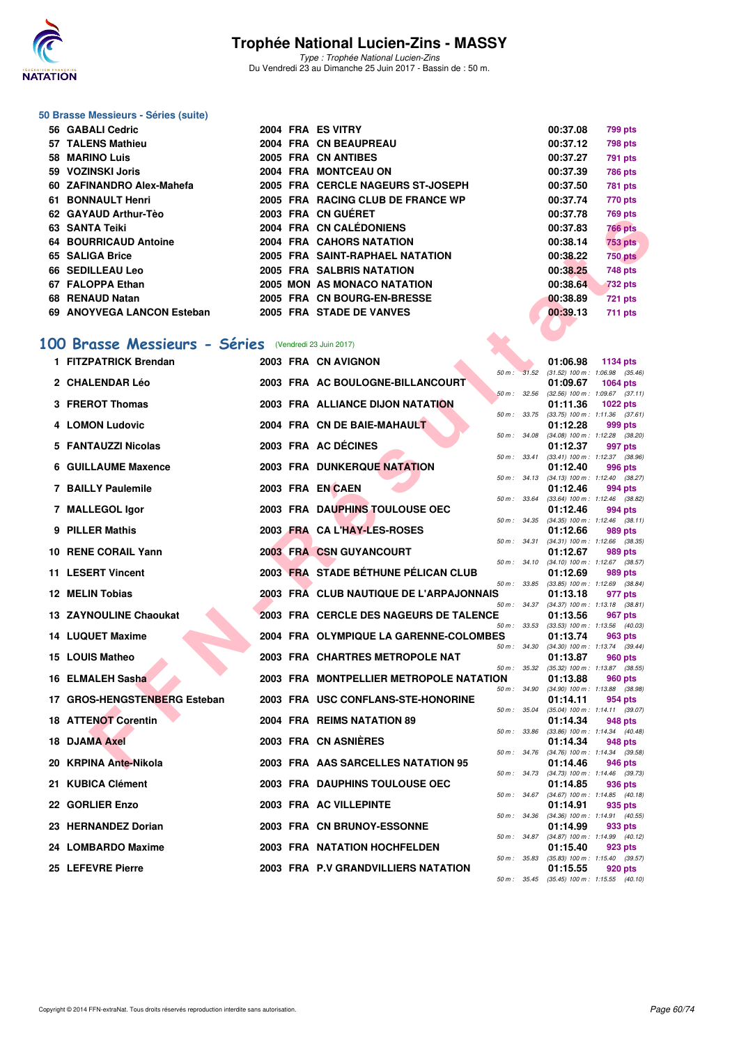# Trophée National Lucien-Zins - MASSY

*Type : Trophée National Lucien-Zins*
Du Vendredi 23 au Dimanche 25 Juin 2017 - Bassin de : 50 m.

### 50 Brasse Messieurs - Séries (suite)

| | | | | | | |
|---|---|---|---|---|---|---|
| 56 | GABALI Cedric | 2004 | FRA | ES VITRY | 00:37.08 | 799 pts |
| 57 | TALENS Mathieu | 2004 | FRA | CN BEAUPREAU | 00:37.12 | 798 pts |
| 58 | MARINO Luis | 2005 | FRA | CN ANTIBES | 00:37.27 | 791 pts |
| 59 | VOZINSKI Joris | 2004 | FRA | MONTCEAU ON | 00:37.39 | 786 pts |
| 60 | ZAFINANDRO Alex-Mahefa | 2005 | FRA | CERCLE NAGEURS ST-JOSEPH | 00:37.50 | 781 pts |
| 61 | BONNAULT Henri | 2005 | FRA | RACING CLUB DE FRANCE WP | 00:37.74 | 770 pts |
| 62 | GAYAUD Arthur-Tèo | 2003 | FRA | CN GUÉRET | 00:37.78 | 769 pts |
| 63 | SANTA Teiki | 2004 | FRA | CN CALÉDONIENS | 00:37.83 | 766 pts |
| 64 | BOURRICAUD Antoine | 2004 | FRA | CAHORS NATATION | 00:38.14 | 753 pts |
| 65 | SALIGA Brice | 2005 | FRA | SAINT-RAPHAEL NATATION | 00:38.22 | 750 pts |
| 66 | SEDILLEAU Leo | 2005 | FRA | SALBRIS NATATION | 00:38.25 | 748 pts |
| 67 | FALOPPA Ethan | 2005 | MON | AS MONACO NATATION | 00:38.64 | 732 pts |
| 68 | RENAUD Natan | 2005 | FRA | CN BOURG-EN-BRESSE | 00:38.89 | 721 pts |
| 69 | ANOYVEGA LANCON Esteban | 2005 | FRA | STADE DE VANVES | 00:39.13 | 711 pts |

## 100 Brasse Messieurs - Séries (Vendredi 23 Juin 2017)

| | | | | | | | |
|---|---|---|---|---|---|---|---|
| 1 | FITZPATRICK Brendan | 2003 | FRA | CN AVIGNON | 01:06.98 | 1134 pts | 50 m : 31.52 (31.52) 100 m : 1:06.98 (35.46) |
| 2 | CHALENDAR Léo | 2003 | FRA | AC BOULOGNE-BILLANCOURT | 01:09.67 | 1064 pts | 50 m : 32.56 (32.56) 100 m : 1:09.67 (37.11) |
| 3 | FREROT Thomas | 2003 | FRA | ALLIANCE DIJON NATATION | 01:11.36 | 1022 pts | 50 m : 33.75 (33.75) 100 m : 1:11.36 (37.61) |
| 4 | LOMON Ludovic | 2004 | FRA | CN DE BAIE-MAHAULT | 01:12.28 | 999 pts | 50 m : 34.08 (34.08) 100 m : 1:12.28 (38.20) |
| 5 | FANTAUZZI Nicolas | 2003 | FRA | AC DÉCINES | 01:12.37 | 997 pts | 50 m : 33.41 (33.41) 100 m : 1:12.37 (38.96) |
| 6 | GUILLAUME Maxence | 2003 | FRA | DUNKERQUE NATATION | 01:12.40 | 996 pts | 50 m : 34.13 (34.13) 100 m : 1:12.40 (38.27) |
| 7 | BAILLY Paulemile | 2003 | FRA | EN CAEN | 01:12.46 | 994 pts | 50 m : 33.64 (33.64) 100 m : 1:12.46 (38.82) |
| 7 | MALLEGOL Igor | 2003 | FRA | DAUPHINS TOULOUSE OEC | 01:12.46 | 994 pts | 50 m : 34.35 (34.35) 100 m : 1:12.46 (38.11) |
| 9 | PILLER Mathis | 2003 | FRA | CA L'HAY-LES-ROSES | 01:12.66 | 989 pts | 50 m : 34.31 (34.31) 100 m : 1:12.66 (38.35) |
| 10 | RENE CORAIL Yann | 2003 | FRA | CSN GUYANCOURT | 01:12.67 | 989 pts | 50 m : 34.10 (34.10) 100 m : 1:12.67 (38.57) |
| 11 | LESERT Vincent | 2003 | FRA | STADE BÉTHUNE PÉLICAN CLUB | 01:12.69 | 989 pts | 50 m : 33.85 (33.85) 100 m : 1:12.69 (38.84) |
| 12 | MELIN Tobias | 2003 | FRA | CLUB NAUTIQUE DE L'ARPAJONNAIS | 01:13.18 | 977 pts | 50 m : 34.37 (34.37) 100 m : 1:13.18 (38.81) |
| 13 | ZAYNOULINE Chaoukat | 2003 | FRA | CERCLE DES NAGEURS DE TALENCE | 01:13.56 | 967 pts | 50 m : 33.53 (33.53) 100 m : 1:13.56 (40.03) |
| 14 | LUQUET Maxime | 2004 | FRA | OLYMPIQUE LA GARENNE-COLOMBES | 01:13.74 | 963 pts | 50 m : 34.30 (34.30) 100 m : 1:13.74 (39.44) |
| 15 | LOUIS Matheo | 2003 | FRA | CHARTRES METROPOLE NAT | 01:13.87 | 960 pts | 50 m : 35.32 (35.32) 100 m : 1:13.87 (38.55) |
| 16 | ELMALEH Sasha | 2003 | FRA | MONTPELLIER METROPOLE NATATION | 01:13.88 | 960 pts | 50 m : 34.90 (34.90) 100 m : 1:13.88 (38.98) |
| 17 | GROS-HENGSTENBERG Esteban | 2003 | FRA | USC CONFLANS-STE-HONORINE | 01:14.11 | 954 pts | 50 m : 35.04 (35.04) 100 m : 1:14.11 (39.07) |
| 18 | ATTENOT Corentin | 2004 | FRA | REIMS NATATION 89 | 01:14.34 | 948 pts | 50 m : 33.86 (33.86) 100 m : 1:14.34 (40.48) |
| 18 | DJAMA Axel | 2003 | FRA | CN ASNIÈRES | 01:14.34 | 948 pts | 50 m : 34.76 (34.76) 100 m : 1:14.34 (39.58) |
| 20 | KRPINA Ante-Nikola | 2003 | FRA | AAS SARCELLES NATATION 95 | 01:14.46 | 946 pts | 50 m : 34.73 (34.73) 100 m : 1:14.46 (39.73) |
| 21 | KUBICA Clément | 2003 | FRA | DAUPHINS TOULOUSE OEC | 01:14.85 | 936 pts | 50 m : 34.67 (34.67) 100 m : 1:14.85 (40.18) |
| 22 | GORLIER Enzo | 2003 | FRA | AC VILLEPINTE | 01:14.91 | 935 pts | 50 m : 34.36 (34.36) 100 m : 1:14.91 (40.55) |
| 23 | HERNANDEZ Dorian | 2003 | FRA | CN BRUNOY-ESSONNE | 01:14.99 | 933 pts | 50 m : 34.87 (34.87) 100 m : 1:14.99 (40.12) |
| 24 | LOMBARDO Maxime | 2003 | FRA | NATATION HOCHFELDEN | 01:15.40 | 923 pts | 50 m : 35.83 (35.83) 100 m : 1:15.40 (39.57) |
| 25 | LEFEVRE Pierre | 2003 | FRA | P.V GRANDVILLIERS NATATION | 01:15.55 | 920 pts | 50 m : 35.45 (35.45) 100 m : 1:15.55 (40.10) |

Copyright © 2014 FFN-extraNat. Tous droits réservés reproduction interdite sans autorisation.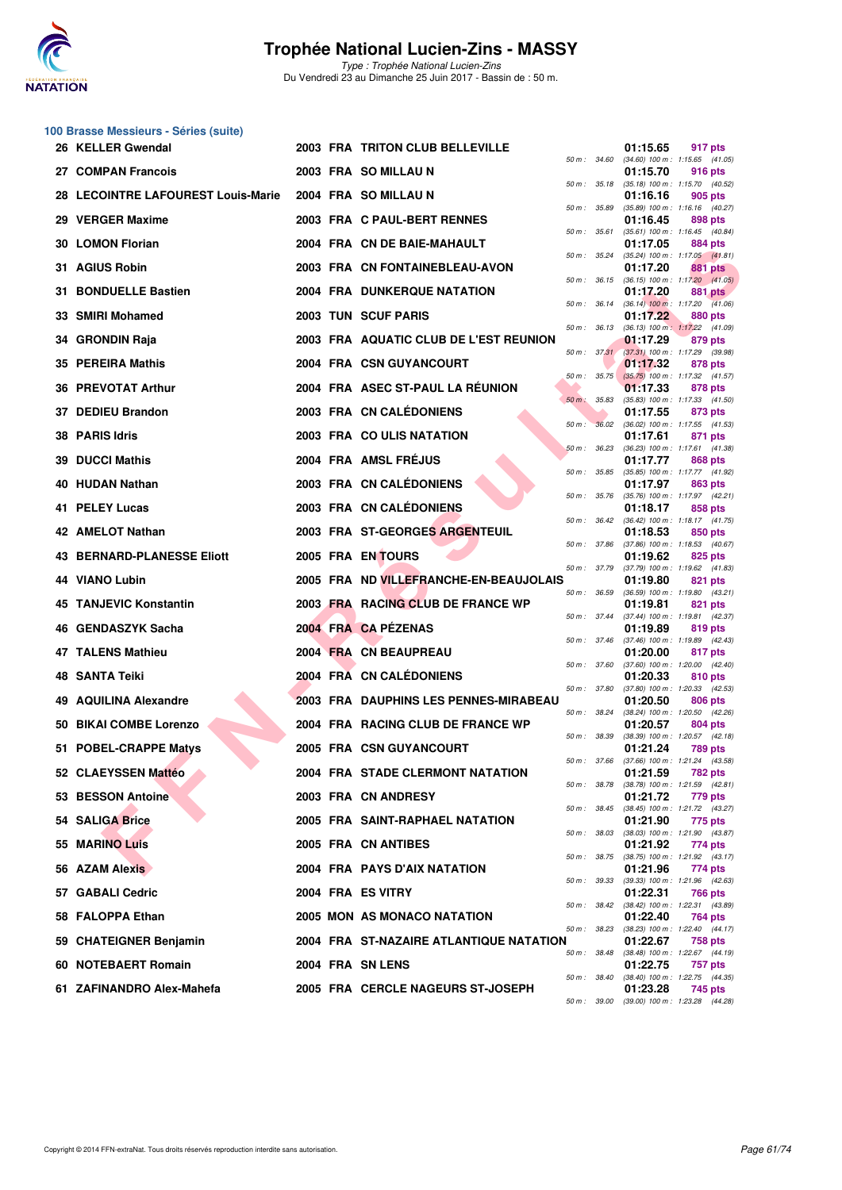# Trophée National Lucien-Zins - MASSY

*Type : Trophée National Lucien-Zins*
Du Vendredi 23 au Dimanche 25 Juin 2017 - Bassin de : 50 m.

## 100 Brasse Messieurs - Séries (suite)

| | | | | | | | |
|---|---|---|---|---|---|---|---|
| 26 | KELLER Gwendal | 2003 | FRA | TRITON CLUB BELLEVILLE | 01:15.65 | 917 pts | 50 m : 34.60 (34.60) 100 m : 1:15.65 (41.05) |
| 27 | COMPAN Francois | 2003 | FRA | SO MILLAU N | 01:15.70 | 916 pts | 50 m : 35.18 (35.18) 100 m : 1:15.70 (40.52) |
| 28 | LECOINTRE LAFOUREST Louis-Marie | 2004 | FRA | SO MILLAU N | 01:16.16 | 905 pts | 50 m : 35.89 (35.89) 100 m : 1:16.16 (40.27) |
| 29 | VERGER Maxime | 2003 | FRA | C PAUL-BERT RENNES | 01:16.45 | 898 pts | 50 m : 35.61 (35.61) 100 m : 1:16.45 (40.84) |
| 30 | LOMON Florian | 2004 | FRA | CN DE BAIE-MAHAULT | 01:17.05 | 884 pts | 50 m : 35.24 (35.24) 100 m : 1:17.05 (41.81) |
| 31 | AGIUS Robin | 2003 | FRA | CN FONTAINEBLEAU-AVON | 01:17.20 | 881 pts | 50 m : 36.15 (36.15) 100 m : 1:17.20 (41.05) |
| 31 | BONDUELLE Bastien | 2004 | FRA | DUNKERQUE NATATION | 01:17.20 | 881 pts | 50 m : 36.14 (36.14) 100 m : 1:17.20 (41.06) |
| 33 | SMIRI Mohamed | 2003 | TUN | SCUF PARIS | 01:17.22 | 880 pts | 50 m : 36.13 (36.13) 100 m : 1:17.22 (41.09) |
| 34 | GRONDIN Raja | 2003 | FRA | AQUATIC CLUB DE L'EST REUNION | 01:17.29 | 879 pts | 50 m : 37.31 (37.31) 100 m : 1:17.29 (39.98) |
| 35 | PEREIRA Mathis | 2004 | FRA | CSN GUYANCOURT | 01:17.32 | 878 pts | 50 m : 35.75 (35.75) 100 m : 1:17.32 (41.57) |
| 36 | PREVOTAT Arthur | 2004 | FRA | ASEC ST-PAUL LA RÉUNION | 01:17.33 | 878 pts | 50 m : 35.83 (35.83) 100 m : 1:17.33 (41.50) |
| 37 | DEDIEU Brandon | 2003 | FRA | CN CALÉDONIENS | 01:17.55 | 873 pts | 50 m : 36.02 (36.02) 100 m : 1:17.55 (41.53) |
| 38 | PARIS Idris | 2003 | FRA | CO ULIS NATATION | 01:17.61 | 871 pts | 50 m : 36.23 (36.23) 100 m : 1:17.61 (41.38) |
| 39 | DUCCI Mathis | 2004 | FRA | AMSL FRÉJUS | 01:17.77 | 868 pts | 50 m : 35.85 (35.85) 100 m : 1:17.77 (41.92) |
| 40 | HUDAN Nathan | 2003 | FRA | CN CALÉDONIENS | 01:17.97 | 863 pts | 50 m : 35.76 (35.76) 100 m : 1:17.97 (42.21) |
| 41 | PELEY Lucas | 2003 | FRA | CN CALÉDONIENS | 01:18.17 | 858 pts | 50 m : 36.42 (36.42) 100 m : 1:18.17 (41.75) |
| 42 | AMELOT Nathan | 2003 | FRA | ST-GEORGES ARGENTEUIL | 01:18.53 | 850 pts | 50 m : 37.86 (37.86) 100 m : 1:18.53 (40.67) |
| 43 | BERNARD-PLANESSE Eliott | 2005 | FRA | EN TOURS | 01:19.62 | 825 pts | 50 m : 37.79 (37.79) 100 m : 1:19.62 (41.83) |
| 44 | VIANO Lubin | 2005 | FRA | ND VILLEFRANCHE-EN-BEAUJOLAIS | 01:19.80 | 821 pts | 50 m : 36.59 (36.59) 100 m : 1:19.80 (43.21) |
| 45 | TANJEVIC Konstantin | 2003 | FRA | RACING CLUB DE FRANCE WP | 01:19.81 | 821 pts | 50 m : 37.44 (37.44) 100 m : 1:19.81 (42.37) |
| 46 | GENDASZYK Sacha | 2004 | FRA | CA PÉZENAS | 01:19.89 | 819 pts | 50 m : 37.46 (37.46) 100 m : 1:19.89 (42.43) |
| 47 | TALENS Mathieu | 2004 | FRA | CN BEAUPREAU | 01:20.00 | 817 pts | 50 m : 37.60 (37.60) 100 m : 1:20.00 (42.40) |
| 48 | SANTA Teiki | 2004 | FRA | CN CALÉDONIENS | 01:20.33 | 810 pts | 50 m : 37.80 (37.80) 100 m : 1:20.33 (42.53) |
| 49 | AQUILINA Alexandre | 2003 | FRA | DAUPHINS LES PENNES-MIRABEAU | 01:20.50 | 806 pts | 50 m : 38.24 (38.24) 100 m : 1:20.50 (42.26) |
| 50 | BIKAI COMBE Lorenzo | 2004 | FRA | RACING CLUB DE FRANCE WP | 01:20.57 | 804 pts | 50 m : 38.39 (38.39) 100 m : 1:20.57 (42.18) |
| 51 | POBEL-CRAPPE Matys | 2005 | FRA | CSN GUYANCOURT | 01:21.24 | 789 pts | 50 m : 37.66 (37.66) 100 m : 1:21.24 (43.58) |
| 52 | CLAEYSSEN Mattéo | 2004 | FRA | STADE CLERMONT NATATION | 01:21.59 | 782 pts | 50 m : 38.78 (38.78) 100 m : 1:21.59 (42.81) |
| 53 | BESSON Antoine | 2003 | FRA | CN ANDRESY | 01:21.72 | 779 pts | 50 m : 38.45 (38.45) 100 m : 1:21.72 (43.27) |
| 54 | SALIGA Brice | 2005 | FRA | SAINT-RAPHAEL NATATION | 01:21.90 | 775 pts | 50 m : 38.03 (38.03) 100 m : 1:21.90 (43.87) |
| 55 | MARINO Luis | 2005 | FRA | CN ANTIBES | 01:21.92 | 774 pts | 50 m : 38.75 (38.75) 100 m : 1:21.92 (43.17) |
| 56 | AZAM Alexis | 2004 | FRA | PAYS D'AIX NATATION | 01:21.96 | 774 pts | 50 m : 39.33 (39.33) 100 m : 1:21.96 (42.63) |
| 57 | GABALI Cedric | 2004 | FRA | ES VITRY | 01:22.31 | 766 pts | 50 m : 38.42 (38.42) 100 m : 1:22.31 (43.89) |
| 58 | FALOPPA Ethan | 2005 | MON | AS MONACO NATATION | 01:22.40 | 764 pts | 50 m : 38.23 (38.23) 100 m : 1:22.40 (44.17) |
| 59 | CHATEIGNER Benjamin | 2004 | FRA | ST-NAZAIRE ATLANTIQUE NATATION | 01:22.67 | 758 pts | 50 m : 38.48 (38.48) 100 m : 1:22.67 (44.19) |
| 60 | NOTEBAERT Romain | 2004 | FRA | SN LENS | 01:22.75 | 757 pts | 50 m : 38.40 (38.40) 100 m : 1:22.75 (44.35) |
| 61 | ZAFINANDRO Alex-Mahefa | 2005 | FRA | CERCLE NAGEURS ST-JOSEPH | 01:23.28 | 745 pts | 50 m : 39.00 (39.00) 100 m : 1:23.28 (44.28) |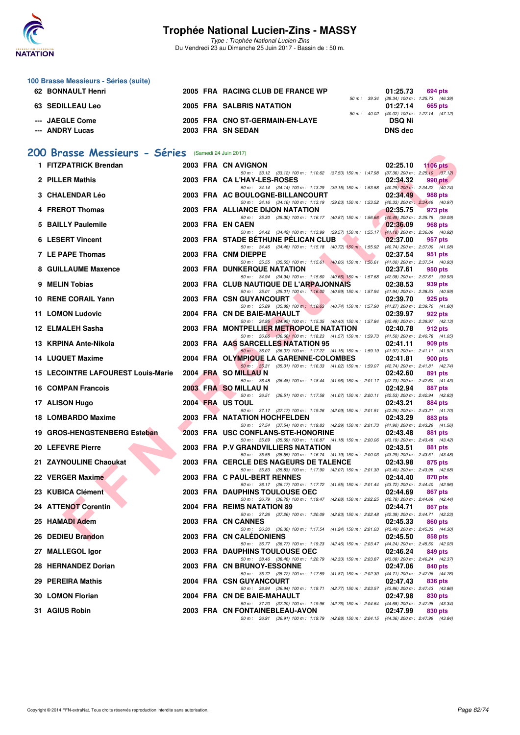## 100 Brasse Messieurs - Séries (suite)

| | | | | | | | |
|---|---|---|---|---|---|---|---|
| 62 | BONNAULT Henri | 2005 | FRA | RACING CLUB DE FRANCE WP | 50 m : 39.34 (39.34) 100 m : 1:25.73 (46.39) | 01:25.73 | 694 pts |
| 63 | SEDILLEAU Leo | 2005 | FRA | SALBRIS NATATION | 50 m : 40.02 (40.02) 100 m : 1:27.14 (47.12) | 01:27.14 | 665 pts |
| --- | JAEGLE Come | 2005 | FRA | CNO ST-GERMAIN-EN-LAYE | | DSQ Ni | |
| --- | ANDRY Lucas | 2003 | FRA | SN SEDAN | | DNS dec | |

## 200 Brasse Messieurs - Séries (Samedi 24 Juin 2017)

| | | | | | | | |
|---|---|---|---|---|---|---|---|
| 1 | FITZPATRICK Brendan | 2003 | FRA | CN AVIGNON | 50 m : 33.12 (33.12) 100 m : 1:10.62 (37.50) 150 m : 1:47.98 (37.36) 200 m : 2:25.10 (37.12) | 02:25.10 | 1106 pts |
| 2 | PILLER Mathis | 2003 | FRA | CA L'HAY-LES-ROSES | 50 m : 34.14 (34.14) 100 m : 1:13.29 (39.15) 150 m : 1:53.58 (40.29) 200 m : 2:34.32 (40.74) | 02:34.32 | 990 pts |
| 3 | CHALENDAR Léo | 2003 | FRA | AC BOULOGNE-BILLANCOURT | 50 m : 34.16 (34.16) 100 m : 1:13.19 (39.03) 150 m : 1:53.52 (40.33) 200 m : 2:34.49 (40.97) | 02:34.49 | 988 pts |
| 4 | FREROT Thomas | 2003 | FRA | ALLIANCE DIJON NATATION | 50 m : 35.30 (35.30) 100 m : 1:16.17 (40.87) 150 m : 1:56.66 (40.49) 200 m : 2:35.75 (39.09) | 02:35.75 | 973 pts |
| 5 | BAILLY Paulemile | 2003 | FRA | EN CAEN | 50 m : 34.42 (34.42) 100 m : 1:13.99 (39.57) 150 m : 1:55.17 (41.18) 200 m : 2:36.09 (40.92) | 02:36.09 | 968 pts |
| 6 | LESERT Vincent | 2003 | FRA | STADE BÉTHUNE PÉLICAN CLUB | 50 m : 34.46 (34.46) 100 m : 1:15.18 (40.72) 150 m : 1:55.92 (40.74) 200 m : 2:37.00 (41.08) | 02:37.00 | 957 pts |
| 7 | LE PAPE Thomas | 2003 | FRA | CNM DIEPPE | 50 m : 35.55 (35.55) 100 m : 1:15.61 (40.06) 150 m : 1:56.61 (41.00) 200 m : 2:37.54 (40.93) | 02:37.54 | 951 pts |
| 8 | GUILLAUME Maxence | 2003 | FRA | DUNKERQUE NATATION | 50 m : 34.94 (34.94) 100 m : 1:15.60 (40.66) 150 m : 1:57.68 (42.08) 200 m : 2:37.61 (39.93) | 02:37.61 | 950 pts |
| 9 | MELIN Tobias | 2003 | FRA | CLUB NAUTIQUE DE L'ARPAJONNAIS | 50 m : 35.01 (35.01) 100 m : 1:16.00 (40.99) 150 m : 1:57.94 (41.94) 200 m : 2:38.53 (40.59) | 02:38.53 | 939 pts |
| 10 | RENE CORAIL Yann | 2003 | FRA | CSN GUYANCOURT | 50 m : 35.89 (35.89) 100 m : 1:16.63 (40.74) 150 m : 1:57.90 (41.27) 200 m : 2:39.70 (41.80) | 02:39.70 | 925 pts |
| 11 | LOMON Ludovic | 2004 | FRA | CN DE BAIE-MAHAULT | 50 m : 34.95 (34.95) 100 m : 1:15.35 (40.40) 150 m : 1:57.84 (42.49) 200 m : 2:39.97 (42.13) | 02:39.97 | 922 pts |
| 12 | ELMALEH Sasha | 2003 | FRA | MONTPELLIER METROPOLE NATATION | 50 m : 36.66 (36.66) 100 m : 1:18.23 (41.57) 150 m : 1:59.73 (41.50) 200 m : 2:40.78 (41.05) | 02:40.78 | 912 pts |
| 13 | KRPINA Ante-Nikola | 2003 | FRA | AAS SARCELLES NATATION 95 | 50 m : 36.07 (36.07) 100 m : 1:17.22 (41.15) 150 m : 1:59.19 (41.97) 200 m : 2:41.11 (41.92) | 02:41.11 | 909 pts |
| 14 | LUQUET Maxime | 2004 | FRA | OLYMPIQUE LA GARENNE-COLOMBES | 50 m : 35.31 (35.31) 100 m : 1:16.33 (41.02) 150 m : 1:59.07 (42.74) 200 m : 2:41.81 (42.74) | 02:41.81 | 900 pts |
| 15 | LECOINTRE LAFOUREST Louis-Marie | 2004 | FRA | SO MILLAU N | 50 m : 36.48 (36.48) 100 m : 1:18.44 (41.96) 150 m : 2:01.17 (42.73) 200 m : 2:42.60 (41.43) | 02:42.60 | 891 pts |
| 16 | COMPAN Francois | 2003 | FRA | SO MILLAU N | 50 m : 36.51 (36.51) 100 m : 1:17.58 (41.07) 150 m : 2:00.11 (42.53) 200 m : 2:42.94 (42.83) | 02:42.94 | 887 pts |
| 17 | ALISON Hugo | 2004 | FRA | US TOUL | 50 m : 37.17 (37.17) 100 m : 1:19.26 (42.09) 150 m : 2:01.51 (42.25) 200 m : 2:43.21 (41.70) | 02:43.21 | 884 pts |
| 18 | LOMBARDO Maxime | 2003 | FRA | NATATION HOCHFELDEN | 50 m : 37.54 (37.54) 100 m : 1:19.83 (42.29) 150 m : 2:01.73 (41.90) 200 m : 2:43.29 (41.56) | 02:43.29 | 883 pts |
| 19 | GROS-HENGSTENBERG Esteban | 2003 | FRA | USC CONFLANS-STE-HONORINE | 50 m : 35.69 (35.69) 100 m : 1:16.87 (41.18) 150 m : 2:00.06 (43.19) 200 m : 2:43.48 (43.42) | 02:43.48 | 881 pts |
| 20 | LEFEVRE Pierre | 2003 | FRA | P.V GRANDVILLIERS NATATION | 50 m : 35.55 (35.55) 100 m : 1:16.74 (41.19) 150 m : 2:00.03 (43.29) 200 m : 2:43.51 (43.48) | 02:43.51 | 881 pts |
| 21 | ZAYNOULINE Chaoukat | 2003 | FRA | CERCLE DES NAGEURS DE TALENCE | 50 m : 35.83 (35.83) 100 m : 1:17.90 (42.07) 150 m : 2:01.30 (43.40) 200 m : 2:43.98 (42.68) | 02:43.98 | 875 pts |
| 22 | VERGER Maxime | 2003 | FRA | C PAUL-BERT RENNES | 50 m : 36.17 (36.17) 100 m : 1:17.72 (41.55) 150 m : 2:01.44 (43.72) 200 m : 2:44.40 (42.96) | 02:44.40 | 870 pts |
| 23 | KUBICA Clément | 2003 | FRA | DAUPHINS TOULOUSE OEC | 50 m : 36.79 (36.79) 100 m : 1:19.47 (42.68) 150 m : 2:02.25 (42.78) 200 m : 2:44.69 (42.44) | 02:44.69 | 867 pts |
| 24 | ATTENOT Corentin | 2004 | FRA | REIMS NATATION 89 | 50 m : 37.26 (37.26) 100 m : 1:20.09 (42.83) 150 m : 2:02.48 (42.39) 200 m : 2:44.71 (42.23) | 02:44.71 | 867 pts |
| 25 | HAMADI Adem | 2003 | FRA | CN CANNES | 50 m : 36.30 (36.30) 100 m : 1:17.54 (41.24) 150 m : 2:01.03 (43.49) 200 m : 2:45.33 (44.30) | 02:45.33 | 860 pts |
| 26 | DEDIEU Brandon | 2003 | FRA | CN CALÉDONIENS | 50 m : 36.77 (36.77) 100 m : 1:19.23 (42.46) 150 m : 2:03.47 (44.24) 200 m : 2:45.50 (42.03) | 02:45.50 | 858 pts |
| 27 | MALLEGOL Igor | 2003 | FRA | DAUPHINS TOULOUSE OEC | 50 m : 38.46 (38.46) 100 m : 1:20.79 (42.33) 150 m : 2:03.87 (43.08) 200 m : 2:46.24 (42.37) | 02:46.24 | 849 pts |
| 28 | HERNANDEZ Dorian | 2003 | FRA | CN BRUNOY-ESSONNE | 50 m : 35.72 (35.72) 100 m : 1:17.59 (41.87) 150 m : 2:02.30 (44.71) 200 m : 2:47.06 (44.76) | 02:47.06 | 840 pts |
| 29 | PEREIRA Mathis | 2004 | FRA | CSN GUYANCOURT | 50 m : 36.94 (36.94) 100 m : 1:19.71 (42.77) 150 m : 2:03.57 (43.86) 200 m : 2:47.43 (43.86) | 02:47.43 | 836 pts |
| 30 | LOMON Florian | 2004 | FRA | CN DE BAIE-MAHAULT | 50 m : 37.20 (37.20) 100 m : 1:19.96 (42.76) 150 m : 2:04.64 (44.68) 200 m : 2:47.98 (43.34) | 02:47.98 | 830 pts |
| 31 | AGIUS Robin | 2003 | FRA | CN FONTAINEBLEAU-AVON | 50 m : 36.91 (36.91) 100 m : 1:19.79 (42.88) 150 m : 2:04.15 (44.36) 200 m : 2:47.99 (43.84) | 02:47.99 | 830 pts |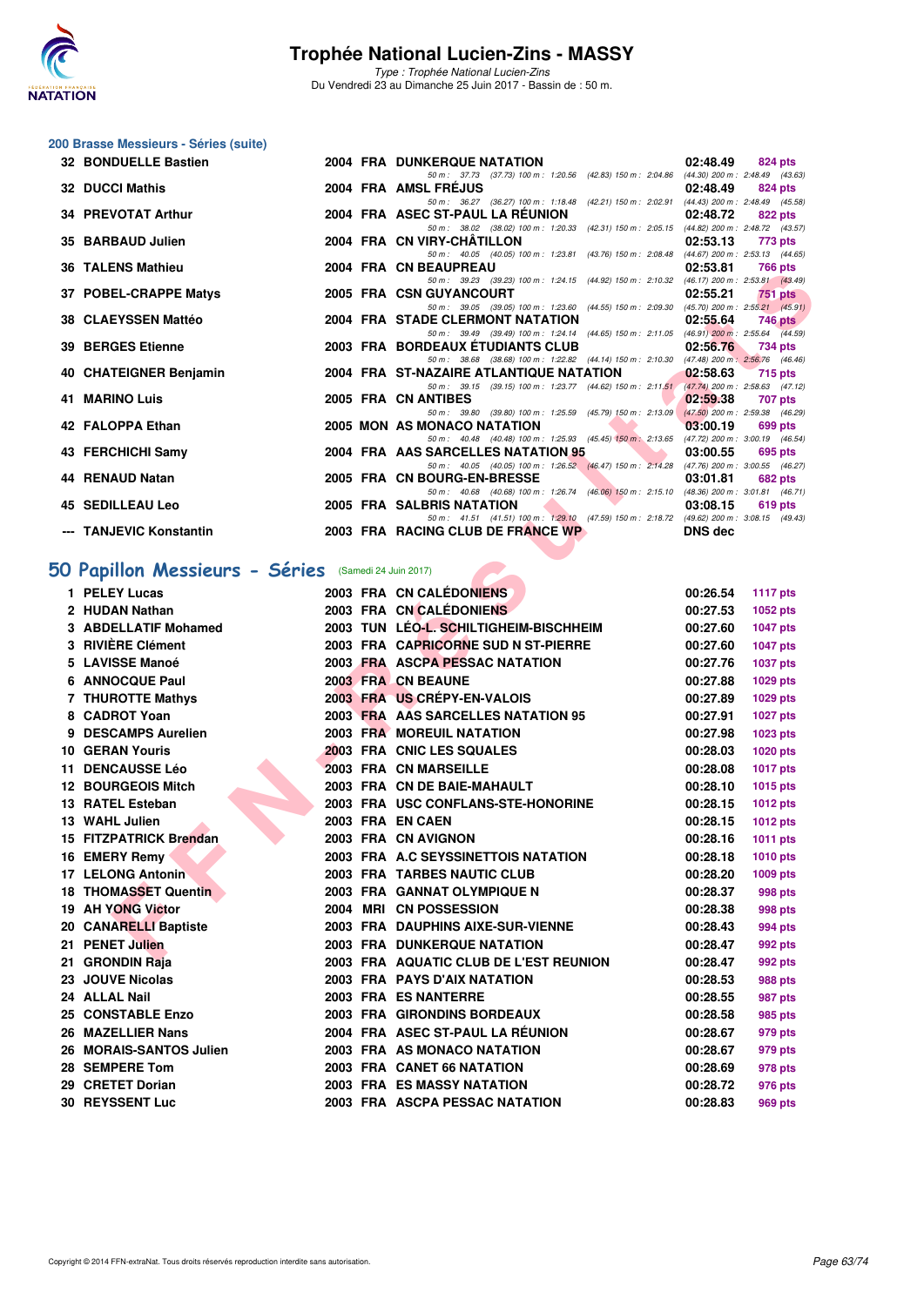# Trophée National Lucien-Zins - MASSY

*Type : Trophée National Lucien-Zins*
Du Vendredi 23 au Dimanche 25 Juin 2017 - Bassin de : 50 m.

## 200 Brasse Messieurs - Séries (suite)

| | | | | | | |
|---|---|---|---|---|---|---|
| 32 | BONDUELLE Bastien | 2004 | FRA | DUNKERQUE NATATION | 02:48.49 | 824 pts |
| | | | | 50 m : 37.73 (37.73) 100 m : 1:20.56 (42.83) 150 m : 2:04.86 (44.30) 200 m : 2:48.49 (43.63) | | |
| 32 | DUCCI Mathis | 2004 | FRA | AMSL FRÉJUS | 02:48.49 | 824 pts |
| | | | | 50 m : 36.27 (36.27) 100 m : 1:18.48 (42.21) 150 m : 2:02.91 (44.43) 200 m : 2:48.49 (45.58) | | |
| 34 | PREVOTAT Arthur | 2004 | FRA | ASEC ST-PAUL LA RÉUNION | 02:48.72 | 822 pts |
| | | | | 50 m : 38.02 (38.02) 100 m : 1:20.33 (42.31) 150 m : 2:05.15 (44.82) 200 m : 2:48.72 (43.57) | | |
| 35 | BARBAUD Julien | 2004 | FRA | CN VIRY-CHÂTILLON | 02:53.13 | 773 pts |
| | | | | 50 m : 40.05 (40.05) 100 m : 1:23.81 (43.76) 150 m : 2:08.48 (44.67) 200 m : 2:53.13 (44.65) | | |
| 36 | TALENS Mathieu | 2004 | FRA | CN BEAUPREAU | 02:53.81 | 766 pts |
| | | | | 50 m : 39.23 (39.23) 100 m : 1:24.15 (44.92) 150 m : 2:10.32 (46.17) 200 m : 2:53.81 (43.49) | | |
| 37 | POBEL-CRAPPE Matys | 2005 | FRA | CSN GUYANCOURT | 02:55.21 | 751 pts |
| | | | | 50 m : 39.05 (39.05) 100 m : 1:23.60 (44.55) 150 m : 2:09.30 (45.70) 200 m : 2:55.21 (45.91) | | |
| 38 | CLAEYSSEN Mattéo | 2004 | FRA | STADE CLERMONT NATATION | 02:55.64 | 746 pts |
| | | | | 50 m : 39.49 (39.49) 100 m : 1:24.14 (44.65) 150 m : 2:11.05 (46.91) 200 m : 2:55.64 (44.59) | | |
| 39 | BERGES Etienne | 2003 | FRA | BORDEAUX ÉTUDIANTS CLUB | 02:56.76 | 734 pts |
| | | | | 50 m : 38.68 (38.68) 100 m : 1:22.82 (44.14) 150 m : 2:10.30 (47.48) 200 m : 2:56.76 (46.46) | | |
| 40 | CHATEIGNER Benjamin | 2004 | FRA | ST-NAZAIRE ATLANTIQUE NATATION | 02:58.63 | 715 pts |
| | | | | 50 m : 39.15 (39.15) 100 m : 1:23.77 (44.62) 150 m : 2:11.51 (47.74) 200 m : 2:58.63 (47.12) | | |
| 41 | MARINO Luis | 2005 | FRA | CN ANTIBES | 02:59.38 | 707 pts |
| | | | | 50 m : 39.80 (39.80) 100 m : 1:25.59 (45.79) 150 m : 2:13.09 (47.50) 200 m : 2:59.38 (46.29) | | |
| 42 | FALOPPA Ethan | 2005 | MON | AS MONACO NATATION | 03:00.19 | 699 pts |
| | | | | 50 m : 40.48 (40.48) 100 m : 1:25.93 (45.45) 150 m : 2:13.65 (47.72) 200 m : 3:00.19 (46.54) | | |
| 43 | FERCHICHI Samy | 2004 | FRA | AAS SARCELLES NATATION 95 | 03:00.55 | 695 pts |
| | | | | 50 m : 40.05 (40.05) 100 m : 1:26.52 (46.47) 150 m : 2:14.28 (47.76) 200 m : 3:00.55 (46.27) | | |
| 44 | RENAUD Natan | 2005 | FRA | CN BOURG-EN-BRESSE | 03:01.81 | 682 pts |
| | | | | 50 m : 40.68 (40.68) 100 m : 1:26.74 (46.06) 150 m : 2:15.10 (48.36) 200 m : 3:01.81 (46.71) | | |
| 45 | SEDILLEAU Leo | 2005 | FRA | SALBRIS NATATION | 03:08.15 | 619 pts |
| | | | | 50 m : 41.51 (41.51) 100 m : 1:29.10 (47.59) 150 m : 2:18.72 (49.62) 200 m : 3:08.15 (49.43) | | |
| --- | TANJEVIC Konstantin | 2003 | FRA | RACING CLUB DE FRANCE WP | DNS dec | |

## 50 Papillon Messieurs - Séries (Samedi 24 Juin 2017)

| | | | | | | |
|---|---|---|---|---|---|---|
| 1 | PELEY Lucas | 2003 | FRA | CN CALÉDONIENS | 00:26.54 | 1117 pts |
| 2 | HUDAN Nathan | 2003 | FRA | CN CALÉDONIENS | 00:27.53 | 1052 pts |
| 3 | ABDELLATIF Mohamed | 2003 | TUN | LÉO-L. SCHILTIGHEIM-BISCHHEIM | 00:27.60 | 1047 pts |
| 3 | RIVIÈRE Clément | 2003 | FRA | CAPRICORNE SUD N ST-PIERRE | 00:27.60 | 1047 pts |
| 5 | LAVISSE Manoé | 2003 | FRA | ASCPA PESSAC NATATION | 00:27.76 | 1037 pts |
| 6 | ANNOCQUE Paul | 2003 | FRA | CN BEAUNE | 00:27.88 | 1029 pts |
| 7 | THUROTTE Mathys | 2003 | FRA | US CRÉPY-EN-VALOIS | 00:27.89 | 1029 pts |
| 8 | CADROT Yoan | 2003 | FRA | AAS SARCELLES NATATION 95 | 00:27.91 | 1027 pts |
| 9 | DESCAMPS Aurelien | 2003 | FRA | MOREUIL NATATION | 00:27.98 | 1023 pts |
| 10 | GERAN Youris | 2003 | FRA | CNIC LES SQUALES | 00:28.03 | 1020 pts |
| 11 | DENCAUSSE Léo | 2003 | FRA | CN MARSEILLE | 00:28.08 | 1017 pts |
| 12 | BOURGEOIS Mitch | 2003 | FRA | CN DE BAIE-MAHAULT | 00:28.10 | 1015 pts |
| 13 | RATEL Esteban | 2003 | FRA | USC CONFLANS-STE-HONORINE | 00:28.15 | 1012 pts |
| 13 | WAHL Julien | 2003 | FRA | EN CAEN | 00:28.15 | 1012 pts |
| 15 | FITZPATRICK Brendan | 2003 | FRA | CN AVIGNON | 00:28.16 | 1011 pts |
| 16 | EMERY Remy | 2003 | FRA | A.C SEYSSINETTOIS NATATION | 00:28.18 | 1010 pts |
| 17 | LELONG Antonin | 2003 | FRA | TARBES NAUTIC CLUB | 00:28.20 | 1009 pts |
| 18 | THOMASSET Quentin | 2003 | FRA | GANNAT OLYMPIQUE N | 00:28.37 | 998 pts |
| 19 | AH YONG Victor | 2004 | MRI | CN POSSESSION | 00:28.38 | 998 pts |
| 20 | CANARELLI Baptiste | 2003 | FRA | DAUPHINS AIXE-SUR-VIENNE | 00:28.43 | 994 pts |
| 21 | PENET Julien | 2003 | FRA | DUNKERQUE NATATION | 00:28.47 | 992 pts |
| 21 | GRONDIN Raja | 2003 | FRA | AQUATIC CLUB DE L'EST REUNION | 00:28.47 | 992 pts |
| 23 | JOUVE Nicolas | 2003 | FRA | PAYS D'AIX NATATION | 00:28.53 | 988 pts |
| 24 | ALLAL Nail | 2003 | FRA | ES NANTERRE | 00:28.55 | 987 pts |
| 25 | CONSTABLE Enzo | 2003 | FRA | GIRONDINS BORDEAUX | 00:28.58 | 985 pts |
| 26 | MAZELLIER Nans | 2004 | FRA | ASEC ST-PAUL LA RÉUNION | 00:28.67 | 979 pts |
| 26 | MORAIS-SANTOS Julien | 2003 | FRA | AS MONACO NATATION | 00:28.67 | 979 pts |
| 28 | SEMPERE Tom | 2003 | FRA | CANET 66 NATATION | 00:28.69 | 978 pts |
| 29 | CRETET Dorian | 2003 | FRA | ES MASSY NATATION | 00:28.72 | 976 pts |
| 30 | REYSSENT Luc | 2003 | FRA | ASCPA PESSAC NATATION | 00:28.83 | 969 pts |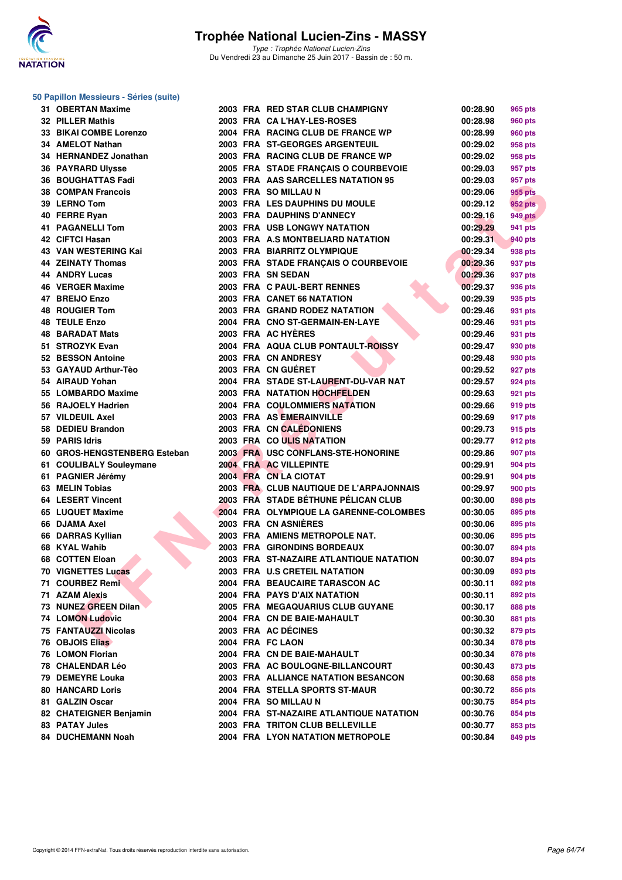## 50 Papillon Messieurs - Séries (suite)

| | | | | | | |
|---|---|---|---|---|---|---|
| 31 | OBERTAN Maxime | 2003 | FRA | RED STAR CLUB CHAMPIGNY | 00:28.90 | 965 pts |
| 32 | PILLER Mathis | 2003 | FRA | CA L'HAY-LES-ROSES | 00:28.98 | 960 pts |
| 33 | BIKAI COMBE Lorenzo | 2004 | FRA | RACING CLUB DE FRANCE WP | 00:28.99 | 960 pts |
| 34 | AMELOT Nathan | 2003 | FRA | ST-GEORGES ARGENTEUIL | 00:29.02 | 958 pts |
| 34 | HERNANDEZ Jonathan | 2003 | FRA | RACING CLUB DE FRANCE WP | 00:29.02 | 958 pts |
| 36 | PAYRARD Ulysse | 2005 | FRA | STADE FRANÇAIS O COURBEVOIE | 00:29.03 | 957 pts |
| 36 | BOUGHATTAS Fadi | 2003 | FRA | AAS SARCELLES NATATION 95 | 00:29.03 | 957 pts |
| 38 | COMPAN Francois | 2003 | FRA | SO MILLAU N | 00:29.06 | 955 pts |
| 39 | LERNO Tom | 2003 | FRA | LES DAUPHINS DU MOULE | 00:29.12 | 952 pts |
| 40 | FERRE Ryan | 2003 | FRA | DAUPHINS D'ANNECY | 00:29.16 | 949 pts |
| 41 | PAGANELLI Tom | 2003 | FRA | USB LONGWY NATATION | 00:29.29 | 941 pts |
| 42 | CIFTCI Hasan | 2003 | FRA | A.S MONTBELIARD NATATION | 00:29.31 | 940 pts |
| 43 | VAN WESTERING Kai | 2003 | FRA | BIARRITZ OLYMPIQUE | 00:29.34 | 938 pts |
| 44 | ZEINATY Thomas | 2003 | FRA | STADE FRANÇAIS O COURBEVOIE | 00:29.36 | 937 pts |
| 44 | ANDRY Lucas | 2003 | FRA | SN SEDAN | 00:29.36 | 937 pts |
| 46 | VERGER Maxime | 2003 | FRA | C PAUL-BERT RENNES | 00:29.37 | 936 pts |
| 47 | BREIJO Enzo | 2003 | FRA | CANET 66 NATATION | 00:29.39 | 935 pts |
| 48 | ROUGIER Tom | 2003 | FRA | GRAND RODEZ NATATION | 00:29.46 | 931 pts |
| 48 | TEULE Enzo | 2004 | FRA | CNO ST-GERMAIN-EN-LAYE | 00:29.46 | 931 pts |
| 48 | BARADAT Mats | 2003 | FRA | AC HYÈRES | 00:29.46 | 931 pts |
| 51 | STROZYK Evan | 2004 | FRA | AQUA CLUB PONTAULT-ROISSY | 00:29.47 | 930 pts |
| 52 | BESSON Antoine | 2003 | FRA | CN ANDRESY | 00:29.48 | 930 pts |
| 53 | GAYAUD Arthur-Tèo | 2003 | FRA | CN GUÉRET | 00:29.52 | 927 pts |
| 54 | AIRAUD Yohan | 2004 | FRA | STADE ST-LAURENT-DU-VAR NAT | 00:29.57 | 924 pts |
| 55 | LOMBARDO Maxime | 2003 | FRA | NATATION HOCHFELDEN | 00:29.63 | 921 pts |
| 56 | RAJOELY Hadrien | 2004 | FRA | COULOMMIERS NATATION | 00:29.66 | 919 pts |
| 57 | VILDEUIL Axel | 2003 | FRA | AS EMERAINVILLE | 00:29.69 | 917 pts |
| 58 | DEDIEU Brandon | 2003 | FRA | CN CALÉDONIENS | 00:29.73 | 915 pts |
| 59 | PARIS Idris | 2003 | FRA | CO ULIS NATATION | 00:29.77 | 912 pts |
| 60 | GROS-HENGSTENBERG Esteban | 2003 | FRA | USC CONFLANS-STE-HONORINE | 00:29.86 | 907 pts |
| 61 | COULIBALY Souleymane | 2004 | FRA | AC VILLEPINTE | 00:29.91 | 904 pts |
| 61 | PAGNIER Jérémy | 2004 | FRA | CN LA CIOTAT | 00:29.91 | 904 pts |
| 63 | MELIN Tobias | 2003 | FRA | CLUB NAUTIQUE DE L'ARPAJONNAIS | 00:29.97 | 900 pts |
| 64 | LESERT Vincent | 2003 | FRA | STADE BÉTHUNE PÉLICAN CLUB | 00:30.00 | 898 pts |
| 65 | LUQUET Maxime | 2004 | FRA | OLYMPIQUE LA GARENNE-COLOMBES | 00:30.05 | 895 pts |
| 66 | DJAMA Axel | 2003 | FRA | CN ASNIÈRES | 00:30.06 | 895 pts |
| 66 | DARRAS Kyllian | 2003 | FRA | AMIENS METROPOLE NAT. | 00:30.06 | 895 pts |
| 68 | KYAL Wahib | 2003 | FRA | GIRONDINS BORDEAUX | 00:30.07 | 894 pts |
| 68 | COTTEN Eloan | 2003 | FRA | ST-NAZAIRE ATLANTIQUE NATATION | 00:30.07 | 894 pts |
| 70 | VIGNETTES Lucas | 2003 | FRA | U.S CRETEIL NATATION | 00:30.09 | 893 pts |
| 71 | COURBEZ Remi | 2004 | FRA | BEAUCAIRE TARASCON AC | 00:30.11 | 892 pts |
| 71 | AZAM Alexis | 2004 | FRA | PAYS D'AIX NATATION | 00:30.11 | 892 pts |
| 73 | NUNEZ GREEN Dilan | 2005 | FRA | MEGAQUARIUS CLUB GUYANE | 00:30.17 | 888 pts |
| 74 | LOMON Ludovic | 2004 | FRA | CN DE BAIE-MAHAULT | 00:30.30 | 881 pts |
| 75 | FANTAUZZI Nicolas | 2003 | FRA | AC DÉCINES | 00:30.32 | 879 pts |
| 76 | OBJOIS Elias | 2004 | FRA | FC LAON | 00:30.34 | 878 pts |
| 76 | LOMON Florian | 2004 | FRA | CN DE BAIE-MAHAULT | 00:30.34 | 878 pts |
| 78 | CHALENDAR Léo | 2003 | FRA | AC BOULOGNE-BILLANCOURT | 00:30.43 | 873 pts |
| 79 | DEMEYRE Louka | 2003 | FRA | ALLIANCE NATATION BESANCON | 00:30.68 | 858 pts |
| 80 | HANCARD Loris | 2004 | FRA | STELLA SPORTS ST-MAUR | 00:30.72 | 856 pts |
| 81 | GALZIN Oscar | 2004 | FRA | SO MILLAU N | 00:30.75 | 854 pts |
| 82 | CHATEIGNER Benjamin | 2004 | FRA | ST-NAZAIRE ATLANTIQUE NATATION | 00:30.76 | 854 pts |
| 83 | PATAY Jules | 2003 | FRA | TRITON CLUB BELLEVILLE | 00:30.77 | 853 pts |
| 84 | DUCHEMANN Noah | 2004 | FRA | LYON NATATION METROPOLE | 00:30.84 | 849 pts |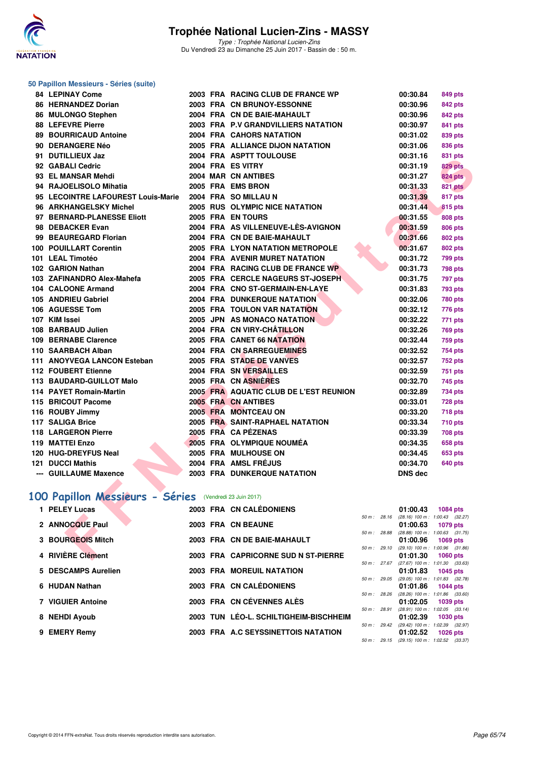## 50 Papillon Messieurs - Séries (suite)

| | | | | | | |
|---|---|---|---|---|---|---|
| 84 | LEPINAY Come | 2003 | FRA | RACING CLUB DE FRANCE WP | 00:30.84 | 849 pts |
| 86 | HERNANDEZ Dorian | 2003 | FRA | CN BRUNOY-ESSONNE | 00:30.96 | 842 pts |
| 86 | MULONGO Stephen | 2004 | FRA | CN DE BAIE-MAHAULT | 00:30.96 | 842 pts |
| 88 | LEFEVRE Pierre | 2003 | FRA | P.V GRANDVILLIERS NATATION | 00:30.97 | 841 pts |
| 89 | BOURRICAUD Antoine | 2004 | FRA | CAHORS NATATION | 00:31.02 | 839 pts |
| 90 | DERANGERE Néo | 2005 | FRA | ALLIANCE DIJON NATATION | 00:31.06 | 836 pts |
| 91 | DUTILLIEUX Jaz | 2004 | FRA | ASPTT TOULOUSE | 00:31.16 | 831 pts |
| 92 | GABALI Cedric | 2004 | FRA | ES VITRY | 00:31.19 | 829 pts |
| 93 | EL MANSAR Mehdi | 2004 | MAR | CN ANTIBES | 00:31.27 | 824 pts |
| 94 | RAJOELISOLO Mihatia | 2005 | FRA | EMS BRON | 00:31.33 | 821 pts |
| 95 | LECOINTRE LAFOUREST Louis-Marie | 2004 | FRA | SO MILLAU N | 00:31.39 | 817 pts |
| 96 | ARKHANGELSKY Michel | 2005 | RUS | OLYMPIC NICE NATATION | 00:31.44 | 815 pts |
| 97 | BERNARD-PLANESSE Eliott | 2005 | FRA | EN TOURS | 00:31.55 | 808 pts |
| 98 | DEBACKER Evan | 2004 | FRA | AS VILLENEUVE-LÈS-AVIGNON | 00:31.59 | 806 pts |
| 99 | BEAUREGARD Florian | 2004 | FRA | CN DE BAIE-MAHAULT | 00:31.66 | 802 pts |
| 100 | POUILLART Corentin | 2005 | FRA | LYON NATATION METROPOLE | 00:31.67 | 802 pts |
| 101 | LEAL Timotéo | 2004 | FRA | AVENIR MURET NATATION | 00:31.72 | 799 pts |
| 102 | GARION Nathan | 2004 | FRA | RACING CLUB DE FRANCE WP | 00:31.73 | 798 pts |
| 103 | ZAFINANDRO Alex-Mahefa | 2005 | FRA | CERCLE NAGEURS ST-JOSEPH | 00:31.75 | 797 pts |
| 104 | CALOONE Armand | 2004 | FRA | CNO ST-GERMAIN-EN-LAYE | 00:31.83 | 793 pts |
| 105 | ANDRIEU Gabriel | 2004 | FRA | DUNKERQUE NATATION | 00:32.06 | 780 pts |
| 106 | AGUESSE Tom | 2005 | FRA | TOULON VAR NATATION | 00:32.12 | 776 pts |
| 107 | KIM Issei | 2005 | JPN | AS MONACO NATATION | 00:32.22 | 771 pts |
| 108 | BARBAUD Julien | 2004 | FRA | CN VIRY-CHÂTILLON | 00:32.26 | 769 pts |
| 109 | BERNABE Clarence | 2005 | FRA | CANET 66 NATATION | 00:32.44 | 759 pts |
| 110 | SAARBACH Alban | 2004 | FRA | CN SARREGUEMINES | 00:32.52 | 754 pts |
| 111 | ANOYVEGA LANCON Esteban | 2005 | FRA | STADE DE VANVES | 00:32.57 | 752 pts |
| 112 | FOUBERT Etienne | 2004 | FRA | SN VERSAILLES | 00:32.59 | 751 pts |
| 113 | BAUDARD-GUILLOT Malo | 2005 | FRA | CN ASNIÈRES | 00:32.70 | 745 pts |
| 114 | PAYET Romain-Martin | 2005 | FRA | AQUATIC CLUB DE L'EST REUNION | 00:32.89 | 734 pts |
| 115 | BRICOUT Pacome | 2005 | FRA | CN ANTIBES | 00:33.01 | 728 pts |
| 116 | ROUBY Jimmy | 2005 | FRA | MONTCEAU ON | 00:33.20 | 718 pts |
| 117 | SALIGA Brice | 2005 | FRA | SAINT-RAPHAEL NATATION | 00:33.34 | 710 pts |
| 118 | LARGERON Pierre | 2005 | FRA | CA PÉZENAS | 00:33.39 | 708 pts |
| 119 | MATTEI Enzo | 2005 | FRA | OLYMPIQUE NOUMÉA | 00:34.35 | 658 pts |
| 120 | HUG-DREYFUS Neal | 2005 | FRA | MULHOUSE ON | 00:34.45 | 653 pts |
| 121 | DUCCI Mathis | 2004 | FRA | AMSL FRÉJUS | 00:34.70 | 640 pts |
| --- | GUILLAUME Maxence | 2003 | FRA | DUNKERQUE NATATION | DNS dec | |

## 100 Papillon Messieurs - Séries (Vendredi 23 Juin 2017)

| | | | | | | | |
|---|---|---|---|---|---|---|---|
| 1 | PELEY Lucas | 2003 | FRA | CN CALÉDONIENS | 01:00.43 | 1084 pts | 50 m : 28.16 (28.16) 100 m : 1:00.43 (32.27) |
| 2 | ANNOCQUE Paul | 2003 | FRA | CN BEAUNE | 01:00.63 | 1079 pts | 50 m : 28.88 (28.88) 100 m : 1:00.63 (31.75) |
| 3 | BOURGEOIS Mitch | 2003 | FRA | CN DE BAIE-MAHAULT | 01:00.96 | 1069 pts | 50 m : 29.10 (29.10) 100 m : 1:00.96 (31.86) |
| 4 | RIVIÈRE Clément | 2003 | FRA | CAPRICORNE SUD N ST-PIERRE | 01:01.30 | 1060 pts | 50 m : 27.67 (27.67) 100 m : 1:01.30 (33.63) |
| 5 | DESCAMPS Aurelien | 2003 | FRA | MOREUIL NATATION | 01:01.83 | 1045 pts | 50 m : 29.05 (29.05) 100 m : 1:01.83 (32.78) |
| 6 | HUDAN Nathan | 2003 | FRA | CN CALÉDONIENS | 01:01.86 | 1044 pts | 50 m : 28.26 (28.26) 100 m : 1:01.86 (33.60) |
| 7 | VIGUIER Antoine | 2003 | FRA | CN CÉVENNES ALÈS | 01:02.05 | 1039 pts | 50 m : 28.91 (28.91) 100 m : 1:02.05 (33.14) |
| 8 | NEHDI Ayoub | 2003 | TUN | LÉO-L. SCHILTIGHEIM-BISCHHEIM | 01:02.39 | 1030 pts | 50 m : 29.42 (29.42) 100 m : 1:02.39 (32.97) |
| 9 | EMERY Remy | 2003 | FRA | A.C SEYSSINETTOIS NATATION | 01:02.52 | 1026 pts | 50 m : 29.15 (29.15) 100 m : 1:02.52 (33.37) |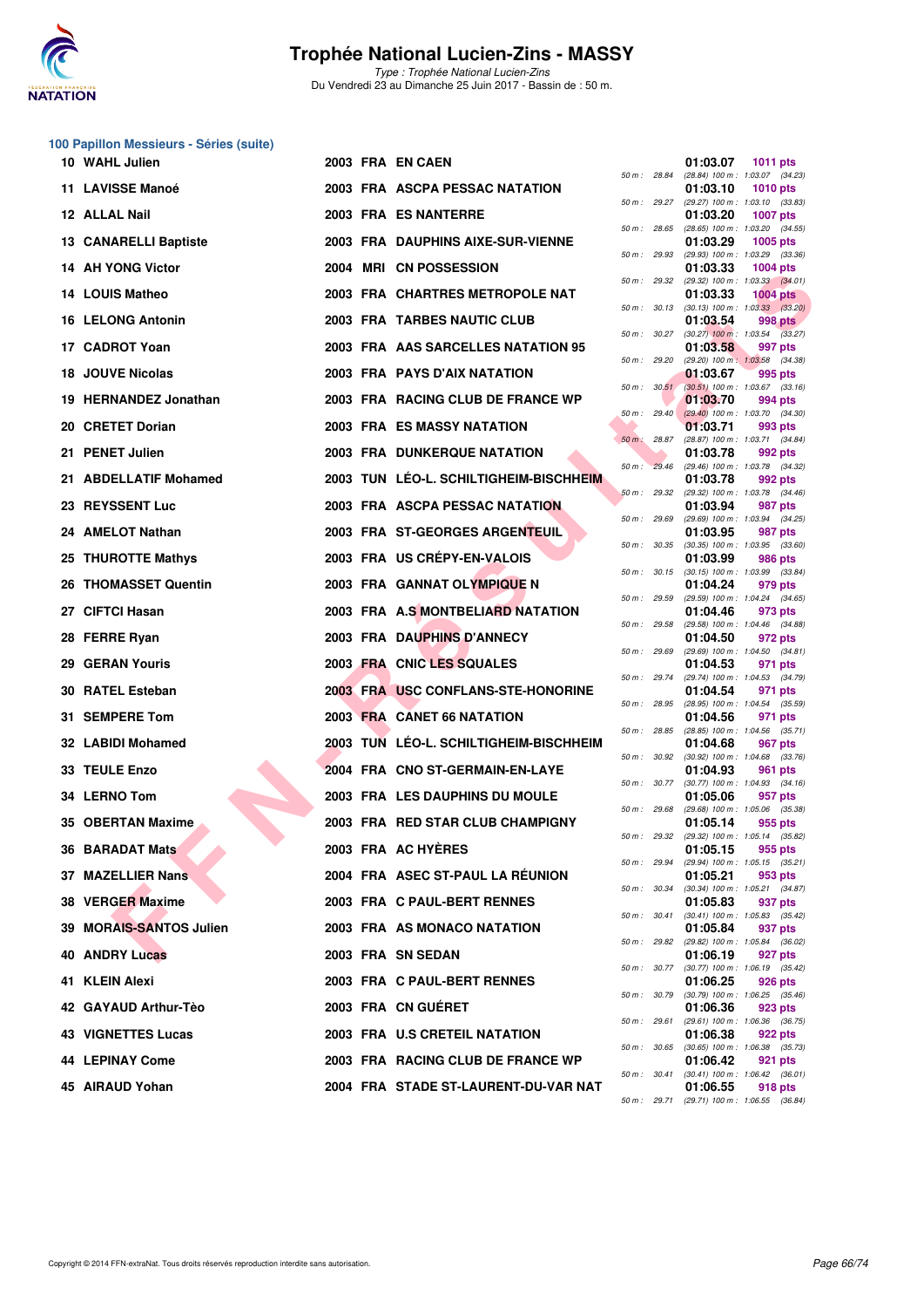# Trophée National Lucien-Zins - MASSY

*Type : Trophée National Lucien-Zins*
Du Vendredi 23 au Dimanche 25 Juin 2017 - Bassin de : 50 m.

## 100 Papillon Messieurs - Séries (suite)

| | | | | | | | | |
|---|---|---|---|---|---|---|---|---|
| 10 | WAHL Julien | 2003 | FRA | EN CAEN | 50 m : 28.84 | 01:03.07 | 1011 pts | (28.84) 100 m : 1:03.07 (34.23) |
| 11 | LAVISSE Manoé | 2003 | FRA | ASCPA PESSAC NATATION | 50 m : 29.27 | 01:03.10 | 1010 pts | (29.27) 100 m : 1:03.10 (33.83) |
| 12 | ALLAL Nail | 2003 | FRA | ES NANTERRE | 50 m : 28.65 | 01:03.20 | 1007 pts | (28.65) 100 m : 1:03.20 (34.55) |
| 13 | CANARELLI Baptiste | 2003 | FRA | DAUPHINS AIXE-SUR-VIENNE | 50 m : 29.93 | 01:03.29 | 1005 pts | (29.93) 100 m : 1:03.29 (33.36) |
| 14 | AH YONG Victor | 2004 | MRI | CN POSSESSION | 50 m : 29.32 | 01:03.33 | 1004 pts | (29.32) 100 m : 1:03.33 (34.01) |
| 14 | LOUIS Matheo | 2003 | FRA | CHARTRES METROPOLE NAT | 50 m : 30.13 | 01:03.33 | 1004 pts | (30.13) 100 m : 1:03.33 (33.20) |
| 16 | LELONG Antonin | 2003 | FRA | TARBES NAUTIC CLUB | 50 m : 30.27 | 01:03.54 | 998 pts | (30.27) 100 m : 1:03.54 (33.27) |
| 17 | CADROT Yoan | 2003 | FRA | AAS SARCELLES NATATION 95 | 50 m : 29.20 | 01:03.58 | 997 pts | (29.20) 100 m : 1:03.58 (34.38) |
| 18 | JOUVE Nicolas | 2003 | FRA | PAYS D'AIX NATATION | 50 m : 30.51 | 01:03.67 | 995 pts | (30.51) 100 m : 1:03.67 (33.16) |
| 19 | HERNANDEZ Jonathan | 2003 | FRA | RACING CLUB DE FRANCE WP | 50 m : 29.40 | 01:03.70 | 994 pts | (29.40) 100 m : 1:03.70 (34.30) |
| 20 | CRETET Dorian | 2003 | FRA | ES MASSY NATATION | 50 m : 28.87 | 01:03.71 | 993 pts | (28.87) 100 m : 1:03.71 (34.84) |
| 21 | PENET Julien | 2003 | FRA | DUNKERQUE NATATION | 50 m : 29.46 | 01:03.78 | 992 pts | (29.46) 100 m : 1:03.78 (34.32) |
| 21 | ABDELLATIF Mohamed | 2003 | TUN | LÉO-L. SCHILTIGHEIM-BISCHHEIM | 50 m : 29.32 | 01:03.78 | 992 pts | (29.32) 100 m : 1:03.78 (34.46) |
| 23 | REYSSENT Luc | 2003 | FRA | ASCPA PESSAC NATATION | 50 m : 29.69 | 01:03.94 | 987 pts | (29.69) 100 m : 1:03.94 (34.25) |
| 24 | AMELOT Nathan | 2003 | FRA | ST-GEORGES ARGENTEUIL | 50 m : 30.35 | 01:03.95 | 987 pts | (30.35) 100 m : 1:03.95 (33.60) |
| 25 | THUROTTE Mathys | 2003 | FRA | US CRÉPY-EN-VALOIS | 50 m : 30.15 | 01:03.99 | 986 pts | (30.15) 100 m : 1:03.99 (33.84) |
| 26 | THOMASSET Quentin | 2003 | FRA | GANNAT OLYMPIQUE N | 50 m : 29.59 | 01:04.24 | 979 pts | (29.59) 100 m : 1:04.24 (34.65) |
| 27 | CIFTCI Hasan | 2003 | FRA | A.S MONTBELIARD NATATION | 50 m : 29.58 | 01:04.46 | 973 pts | (29.58) 100 m : 1:04.46 (34.88) |
| 28 | FERRE Ryan | 2003 | FRA | DAUPHINS D'ANNECY | 50 m : 29.69 | 01:04.50 | 972 pts | (29.69) 100 m : 1:04.50 (34.81) |
| 29 | GERAN Youris | 2003 | FRA | CNIC LES SQUALES | 50 m : 29.74 | 01:04.53 | 971 pts | (29.74) 100 m : 1:04.53 (34.79) |
| 30 | RATEL Esteban | 2003 | FRA | USC CONFLANS-STE-HONORINE | 50 m : 28.95 | 01:04.54 | 971 pts | (28.95) 100 m : 1:04.54 (35.59) |
| 31 | SEMPERE Tom | 2003 | FRA | CANET 66 NATATION | 50 m : 28.85 | 01:04.56 | 971 pts | (28.85) 100 m : 1:04.56 (35.71) |
| 32 | LABIDI Mohamed | 2003 | TUN | LÉO-L. SCHILTIGHEIM-BISCHHEIM | 50 m : 30.92 | 01:04.68 | 967 pts | (30.92) 100 m : 1:04.68 (33.76) |
| 33 | TEULE Enzo | 2004 | FRA | CNO ST-GERMAIN-EN-LAYE | 50 m : 30.77 | 01:04.93 | 961 pts | (30.77) 100 m : 1:04.93 (34.16) |
| 34 | LERNO Tom | 2003 | FRA | LES DAUPHINS DU MOULE | 50 m : 29.68 | 01:05.06 | 957 pts | (29.68) 100 m : 1:05.06 (35.38) |
| 35 | OBERTAN Maxime | 2003 | FRA | RED STAR CLUB CHAMPIGNY | 50 m : 29.32 | 01:05.14 | 955 pts | (29.32) 100 m : 1:05.14 (35.82) |
| 36 | BARADAT Mats | 2003 | FRA | AC HYÈRES | 50 m : 29.94 | 01:05.15 | 955 pts | (29.94) 100 m : 1:05.15 (35.21) |
| 37 | MAZELLIER Nans | 2004 | FRA | ASEC ST-PAUL LA RÉUNION | 50 m : 30.34 | 01:05.21 | 953 pts | (30.34) 100 m : 1:05.21 (34.87) |
| 38 | VERGER Maxime | 2003 | FRA | C PAUL-BERT RENNES | 50 m : 30.41 | 01:05.83 | 937 pts | (30.41) 100 m : 1:05.83 (35.42) |
| 39 | MORAIS-SANTOS Julien | 2003 | FRA | AS MONACO NATATION | 50 m : 29.82 | 01:05.84 | 937 pts | (29.82) 100 m : 1:05.84 (36.02) |
| 40 | ANDRY Lucas | 2003 | FRA | SN SEDAN | 50 m : 30.77 | 01:06.19 | 927 pts | (30.77) 100 m : 1:06.19 (35.42) |
| 41 | KLEIN Alexi | 2003 | FRA | C PAUL-BERT RENNES | 50 m : 30.79 | 01:06.25 | 926 pts | (30.79) 100 m : 1:06.25 (35.46) |
| 42 | GAYAUD Arthur-Tèo | 2003 | FRA | CN GUÉRET | 50 m : 29.61 | 01:06.36 | 923 pts | (29.61) 100 m : 1:06.36 (36.75) |
| 43 | VIGNETTES Lucas | 2003 | FRA | U.S CRETEIL NATATION | 50 m : 30.65 | 01:06.38 | 922 pts | (30.65) 100 m : 1:06.38 (35.73) |
| 44 | LEPINAY Come | 2003 | FRA | RACING CLUB DE FRANCE WP | 50 m : 30.41 | 01:06.42 | 921 pts | (30.41) 100 m : 1:06.42 (36.01) |
| 45 | AIRAUD Yohan | 2004 | FRA | STADE ST-LAURENT-DU-VAR NAT | 50 m : 29.71 | 01:06.55 | 918 pts | (29.71) 100 m : 1:06.55 (36.84) |

Copyright © 2014 FFN-extraNat. Tous droits réservés reproduction interdite sans autorisation.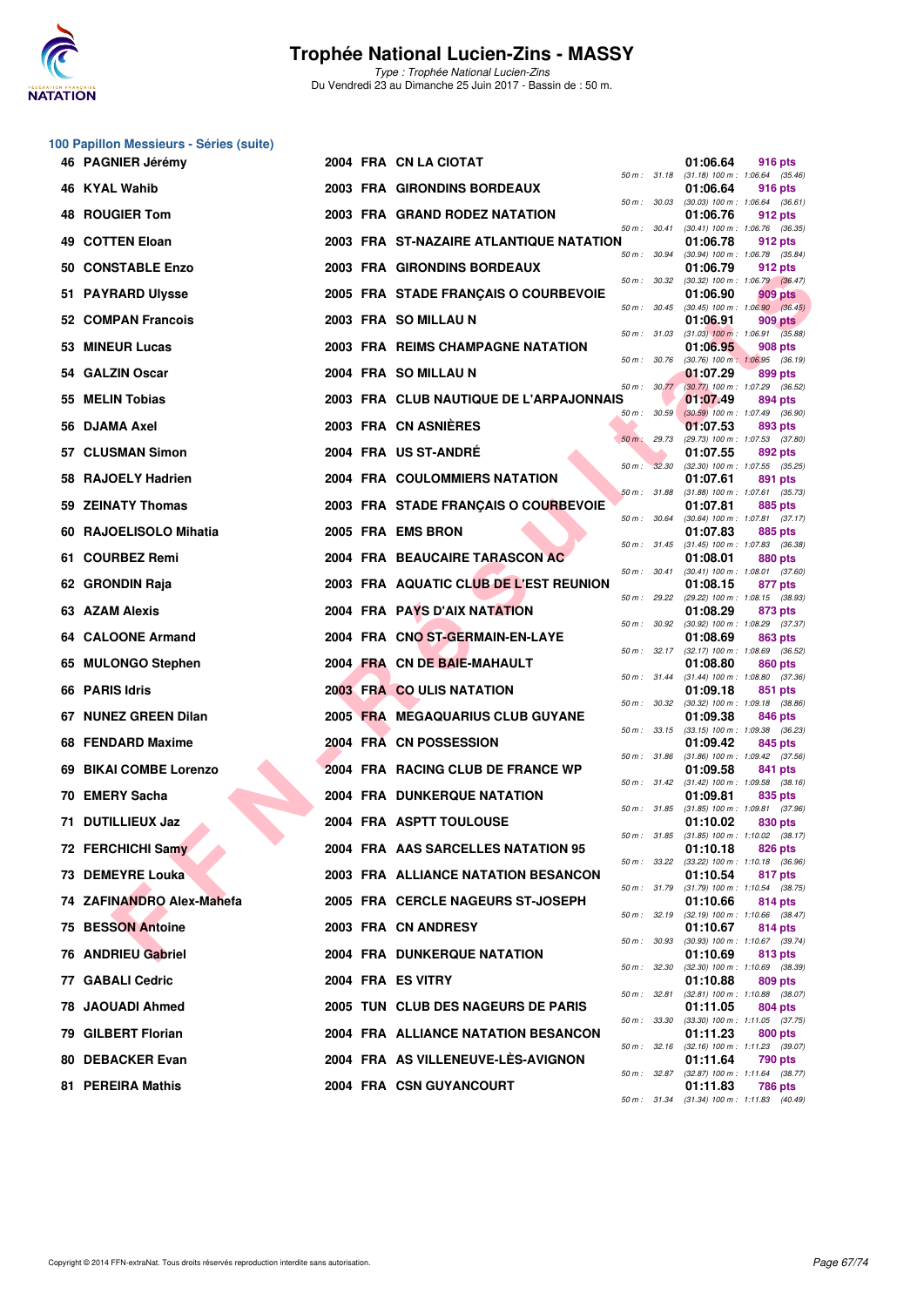# Trophée National Lucien-Zins - MASSY

*Type : Trophée National Lucien-Zins*
Du Vendredi 23 au Dimanche 25 Juin 2017 - Bassin de : 50 m.

## 100 Papillon Messieurs - Séries (suite)

| | | | | | | | |
|---|---|---|---|---|---|---|---|
| 46 | PAGNIER Jérémy | 2004 | FRA | CN LA CIOTAT | 01:06.64 | 916 pts | 50 m : 31.18 (31.18) 100 m : 1:06.64 (35.46) |
| 46 | KYAL Wahib | 2003 | FRA | GIRONDINS BORDEAUX | 01:06.64 | 916 pts | 50 m : 30.03 (30.03) 100 m : 1:06.64 (36.61) |
| 48 | ROUGIER Tom | 2003 | FRA | GRAND RODEZ NATATION | 01:06.76 | 912 pts | 50 m : 30.41 (30.41) 100 m : 1:06.76 (36.35) |
| 49 | COTTEN Eloan | 2003 | FRA | ST-NAZAIRE ATLANTIQUE NATATION | 01:06.78 | 912 pts | 50 m : 30.94 (30.94) 100 m : 1:06.78 (35.84) |
| 50 | CONSTABLE Enzo | 2003 | FRA | GIRONDINS BORDEAUX | 01:06.79 | 912 pts | 50 m : 30.32 (30.32) 100 m : 1:06.79 (36.47) |
| 51 | PAYRARD Ulysse | 2005 | FRA | STADE FRANÇAIS O COURBEVOIE | 01:06.90 | 909 pts | 50 m : 30.45 (30.45) 100 m : 1:06.90 (36.45) |
| 52 | COMPAN Francois | 2003 | FRA | SO MILLAU N | 01:06.91 | 909 pts | 50 m : 31.03 (31.03) 100 m : 1:06.91 (35.88) |
| 53 | MINEUR Lucas | 2003 | FRA | REIMS CHAMPAGNE NATATION | 01:06.95 | 908 pts | 50 m : 30.76 (30.76) 100 m : 1:06.95 (36.19) |
| 54 | GALZIN Oscar | 2004 | FRA | SO MILLAU N | 01:07.29 | 899 pts | 50 m : 30.77 (30.77) 100 m : 1:07.29 (36.52) |
| 55 | MELIN Tobias | 2003 | FRA | CLUB NAUTIQUE DE L'ARPAJONNAIS | 01:07.49 | 894 pts | 50 m : 30.59 (30.59) 100 m : 1:07.49 (36.90) |
| 56 | DJAMA Axel | 2003 | FRA | CN ASNIÈRES | 01:07.53 | 893 pts | 50 m : 29.73 (29.73) 100 m : 1:07.53 (37.80) |
| 57 | CLUSMAN Simon | 2004 | FRA | US ST-ANDRÉ | 01:07.55 | 892 pts | 50 m : 32.30 (32.30) 100 m : 1:07.55 (35.25) |
| 58 | RAJOELY Hadrien | 2004 | FRA | COULOMMIERS NATATION | 01:07.61 | 891 pts | 50 m : 31.88 (31.88) 100 m : 1:07.61 (35.73) |
| 59 | ZEINATY Thomas | 2003 | FRA | STADE FRANÇAIS O COURBEVOIE | 01:07.81 | 885 pts | 50 m : 30.64 (30.64) 100 m : 1:07.81 (37.17) |
| 60 | RAJOELISOLO Mihatia | 2005 | FRA | EMS BRON | 01:07.83 | 885 pts | 50 m : 31.45 (31.45) 100 m : 1:07.83 (36.38) |
| 61 | COURBEZ Remi | 2004 | FRA | BEAUCAIRE TARASCON AC | 01:08.01 | 880 pts | 50 m : 30.41 (30.41) 100 m : 1:08.01 (37.60) |
| 62 | GRONDIN Raja | 2003 | FRA | AQUATIC CLUB DE L'EST REUNION | 01:08.15 | 877 pts | 50 m : 29.22 (29.22) 100 m : 1:08.15 (38.93) |
| 63 | AZAM Alexis | 2004 | FRA | PAYS D'AIX NATATION | 01:08.29 | 873 pts | 50 m : 30.92 (30.92) 100 m : 1:08.29 (37.37) |
| 64 | CALOONE Armand | 2004 | FRA | CNO ST-GERMAIN-EN-LAYE | 01:08.69 | 863 pts | 50 m : 32.17 (32.17) 100 m : 1:08.69 (36.52) |
| 65 | MULONGO Stephen | 2004 | FRA | CN DE BAIE-MAHAULT | 01:08.80 | 860 pts | 50 m : 31.44 (31.44) 100 m : 1:08.80 (37.36) |
| 66 | PARIS Idris | 2003 | FRA | CO ULIS NATATION | 01:09.18 | 851 pts | 50 m : 30.32 (30.32) 100 m : 1:09.18 (38.86) |
| 67 | NUNEZ GREEN Dilan | 2005 | FRA | MEGAQUARIUS CLUB GUYANE | 01:09.38 | 846 pts | 50 m : 33.15 (33.15) 100 m : 1:09.38 (36.23) |
| 68 | FENDARD Maxime | 2004 | FRA | CN POSSESSION | 01:09.42 | 845 pts | 50 m : 31.86 (31.86) 100 m : 1:09.42 (37.56) |
| 69 | BIKAI COMBE Lorenzo | 2004 | FRA | RACING CLUB DE FRANCE WP | 01:09.58 | 841 pts | 50 m : 31.42 (31.42) 100 m : 1:09.58 (38.16) |
| 70 | EMERY Sacha | 2004 | FRA | DUNKERQUE NATATION | 01:09.81 | 835 pts | 50 m : 31.85 (31.85) 100 m : 1:09.81 (37.96) |
| 71 | DUTILLIEUX Jaz | 2004 | FRA | ASPTT TOULOUSE | 01:10.02 | 830 pts | 50 m : 31.85 (31.85) 100 m : 1:10.02 (38.17) |
| 72 | FERCHICHI Samy | 2004 | FRA | AAS SARCELLES NATATION 95 | 01:10.18 | 826 pts | 50 m : 33.22 (33.22) 100 m : 1:10.18 (36.96) |
| 73 | DEMEYRE Louka | 2003 | FRA | ALLIANCE NATATION BESANCON | 01:10.54 | 817 pts | 50 m : 31.79 (31.79) 100 m : 1:10.54 (38.75) |
| 74 | ZAFINANDRO Alex-Mahefa | 2005 | FRA | CERCLE NAGEURS ST-JOSEPH | 01:10.66 | 814 pts | 50 m : 32.19 (32.19) 100 m : 1:10.66 (38.47) |
| 75 | BESSON Antoine | 2003 | FRA | CN ANDRESY | 01:10.67 | 814 pts | 50 m : 30.93 (30.93) 100 m : 1:10.67 (39.74) |
| 76 | ANDRIEU Gabriel | 2004 | FRA | DUNKERQUE NATATION | 01:10.69 | 813 pts | 50 m : 32.30 (32.30) 100 m : 1:10.69 (38.39) |
| 77 | GABALI Cedric | 2004 | FRA | ES VITRY | 01:10.88 | 809 pts | 50 m : 32.81 (32.81) 100 m : 1:10.88 (38.07) |
| 78 | JAOUADI Ahmed | 2005 | TUN | CLUB DES NAGEURS DE PARIS | 01:11.05 | 804 pts | 50 m : 33.30 (33.30) 100 m : 1:11.05 (37.75) |
| 79 | GILBERT Florian | 2004 | FRA | ALLIANCE NATATION BESANCON | 01:11.23 | 800 pts | 50 m : 32.16 (32.16) 100 m : 1:11.23 (39.07) |
| 80 | DEBACKER Evan | 2004 | FRA | AS VILLENEUVE-LÈS-AVIGNON | 01:11.64 | 790 pts | 50 m : 32.87 (32.87) 100 m : 1:11.64 (38.77) |
| 81 | PEREIRA Mathis | 2004 | FRA | CSN GUYANCOURT | 01:11.83 | 786 pts | 50 m : 31.34 (31.34) 100 m : 1:11.83 (40.49) |

Copyright © 2014 FFN-extraNat. Tous droits réservés reproduction interdite sans autorisation.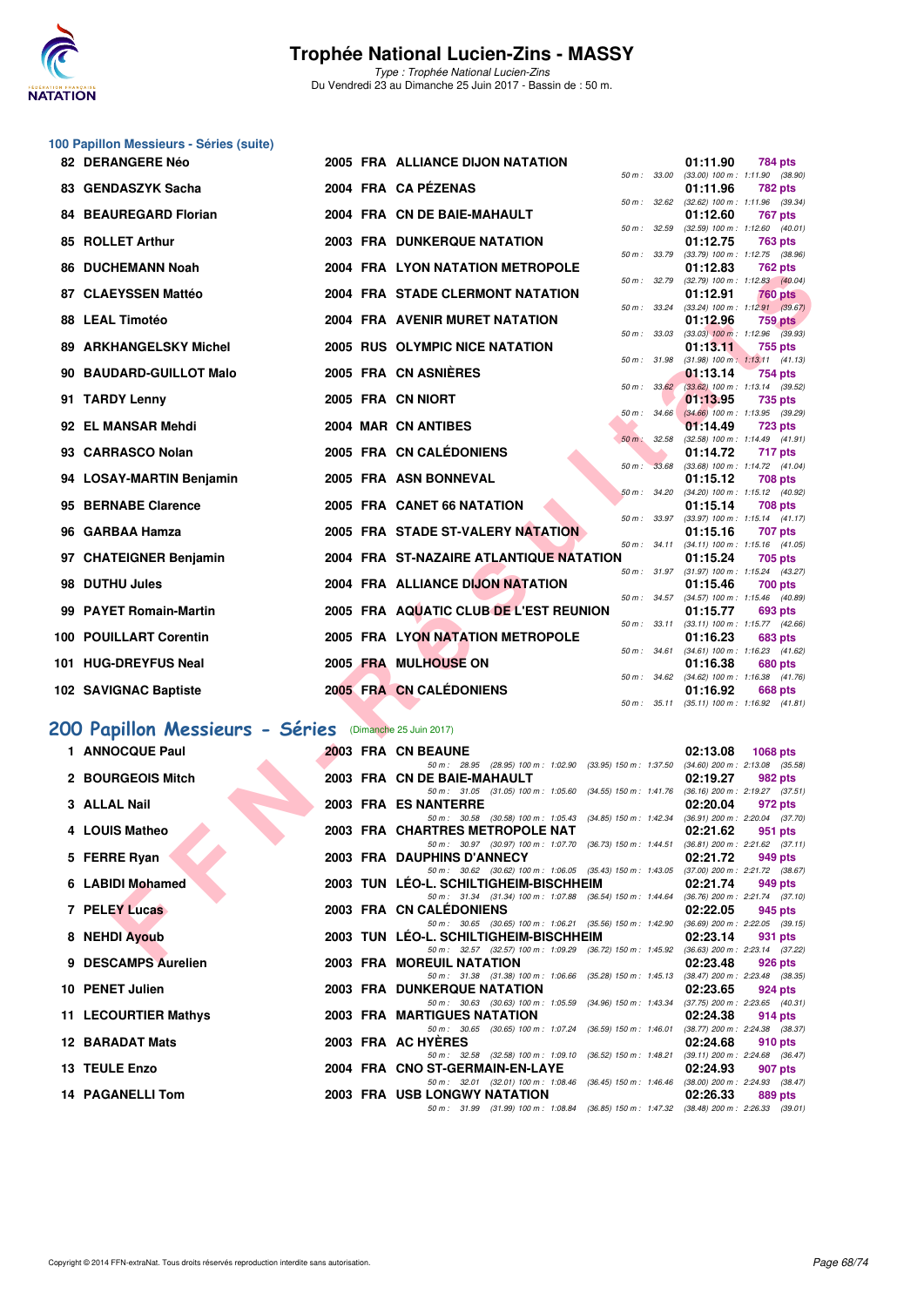## 100 Papillon Messieurs - Séries (suite)

| | | | | | | | |
|---|---|---|---|---|---|---|---|
| 82 | DERANGERE Néo | 2005 | FRA | ALLIANCE DIJON NATATION | 01:11.90 | 784 pts | 50 m : 33.00 (33.00) 100 m : 1:11.90 (38.90) |
| 83 | GENDASZYK Sacha | 2004 | FRA | CA PÉZENAS | 01:11.96 | 782 pts | 50 m : 32.62 (32.62) 100 m : 1:11.96 (39.34) |
| 84 | BEAUREGARD Florian | 2004 | FRA | CN DE BAIE-MAHAULT | 01:12.60 | 767 pts | 50 m : 32.59 (32.59) 100 m : 1:12.60 (40.01) |
| 85 | ROLLET Arthur | 2003 | FRA | DUNKERQUE NATATION | 01:12.75 | 763 pts | 50 m : 33.79 (33.79) 100 m : 1:12.75 (38.96) |
| 86 | DUCHEMANN Noah | 2004 | FRA | LYON NATATION METROPOLE | 01:12.83 | 762 pts | 50 m : 32.79 (32.79) 100 m : 1:12.83 (40.04) |
| 87 | CLAEYSSEN Mattéo | 2004 | FRA | STADE CLERMONT NATATION | 01:12.91 | 760 pts | 50 m : 33.24 (33.24) 100 m : 1:12.91 (39.67) |
| 88 | LEAL Timotéo | 2004 | FRA | AVENIR MURET NATATION | 01:12.96 | 759 pts | 50 m : 33.03 (33.03) 100 m : 1:12.96 (39.93) |
| 89 | ARKHANGELSKY Michel | 2005 | RUS | OLYMPIC NICE NATATION | 01:13.11 | 755 pts | 50 m : 31.98 (31.98) 100 m : 1:13.11 (41.13) |
| 90 | BAUDARD-GUILLOT Malo | 2005 | FRA | CN ASNIÈRES | 01:13.14 | 754 pts | 50 m : 33.62 (33.62) 100 m : 1:13.14 (39.52) |
| 91 | TARDY Lenny | 2005 | FRA | CN NIORT | 01:13.95 | 735 pts | 50 m : 34.66 (34.66) 100 m : 1:13.95 (39.29) |
| 92 | EL MANSAR Mehdi | 2004 | MAR | CN ANTIBES | 01:14.49 | 723 pts | 50 m : 32.58 (32.58) 100 m : 1:14.49 (41.91) |
| 93 | CARRASCO Nolan | 2005 | FRA | CN CALÉDONIENS | 01:14.72 | 717 pts | 50 m : 33.68 (33.68) 100 m : 1:14.72 (41.04) |
| 94 | LOSAY-MARTIN Benjamin | 2005 | FRA | ASN BONNEVAL | 01:15.12 | 708 pts | 50 m : 34.20 (34.20) 100 m : 1:15.12 (40.92) |
| 95 | BERNABE Clarence | 2005 | FRA | CANET 66 NATATION | 01:15.14 | 708 pts | 50 m : 33.97 (33.97) 100 m : 1:15.14 (41.17) |
| 96 | GARBAA Hamza | 2005 | FRA | STADE ST-VALERY NATATION | 01:15.16 | 707 pts | 50 m : 34.11 (34.11) 100 m : 1:15.16 (41.05) |
| 97 | CHATEIGNER Benjamin | 2004 | FRA | ST-NAZAIRE ATLANTIQUE NATATION | 01:15.24 | 705 pts | 50 m : 31.97 (31.97) 100 m : 1:15.24 (43.27) |
| 98 | DUTHU Jules | 2004 | FRA | ALLIANCE DIJON NATATION | 01:15.46 | 700 pts | 50 m : 34.57 (34.57) 100 m : 1:15.46 (40.89) |
| 99 | PAYET Romain-Martin | 2005 | FRA | AQUATIC CLUB DE L'EST REUNION | 01:15.77 | 693 pts | 50 m : 33.11 (33.11) 100 m : 1:15.77 (42.66) |
| 100 | POUILLART Corentin | 2005 | FRA | LYON NATATION METROPOLE | 01:16.23 | 683 pts | 50 m : 34.61 (34.61) 100 m : 1:16.23 (41.62) |
| 101 | HUG-DREYFUS Neal | 2005 | FRA | MULHOUSE ON | 01:16.38 | 680 pts | 50 m : 34.62 (34.62) 100 m : 1:16.38 (41.76) |
| 102 | SAVIGNAC Baptiste | 2005 | FRA | CN CALÉDONIENS | 01:16.92 | 668 pts | 50 m : 35.11 (35.11) 100 m : 1:16.92 (41.81) |

## 200 Papillon Messieurs - Séries (Dimanche 25 Juin 2017)

| | | | | | | | |
|---|---|---|---|---|---|---|---|
| 1 | ANNOCQUE Paul | 2003 | FRA | CN BEAUNE | 02:13.08 | 1068 pts | 50 m : 28.95 (28.95) 100 m : 1:02.90 (33.95) 150 m : 1:37.50 (34.60) 200 m : 2:13.08 (35.58) |
| 2 | BOURGEOIS Mitch | 2003 | FRA | CN DE BAIE-MAHAULT | 02:19.27 | 982 pts | 50 m : 31.05 (31.05) 100 m : 1:05.60 (34.55) 150 m : 1:41.76 (36.16) 200 m : 2:19.27 (37.51) |
| 3 | ALLAL Nail | 2003 | FRA | ES NANTERRE | 02:20.04 | 972 pts | 50 m : 30.58 (30.58) 100 m : 1:05.43 (34.85) 150 m : 1:42.34 (36.91) 200 m : 2:20.04 (37.70) |
| 4 | LOUIS Matheo | 2003 | FRA | CHARTRES METROPOLE NAT | 02:21.62 | 951 pts | 50 m : 30.97 (30.97) 100 m : 1:07.70 (36.73) 150 m : 1:44.51 (36.81) 200 m : 2:21.62 (37.11) |
| 5 | FERRE Ryan | 2003 | FRA | DAUPHINS D'ANNECY | 02:21.72 | 949 pts | 50 m : 30.62 (30.62) 100 m : 1:06.05 (35.43) 150 m : 1:43.05 (37.00) 200 m : 2:21.72 (38.67) |
| 6 | LABIDI Mohamed | 2003 | TUN | LÉO-L. SCHILTIGHEIM-BISCHHEIM | 02:21.74 | 949 pts | 50 m : 31.34 (31.34) 100 m : 1:07.88 (36.54) 150 m : 1:44.64 (36.76) 200 m : 2:21.74 (37.10) |
| 7 | PELEY Lucas | 2003 | FRA | CN CALÉDONIENS | 02:22.05 | 945 pts | 50 m : 30.65 (30.65) 100 m : 1:06.21 (35.56) 150 m : 1:42.90 (36.69) 200 m : 2:22.05 (39.15) |
| 8 | NEHDI Ayoub | 2003 | TUN | LÉO-L. SCHILTIGHEIM-BISCHHEIM | 02:23.14 | 931 pts | 50 m : 32.57 (32.57) 100 m : 1:09.29 (36.72) 150 m : 1:45.92 (36.63) 200 m : 2:23.14 (37.22) |
| 9 | DESCAMPS Aurelien | 2003 | FRA | MOREUIL NATATION | 02:23.48 | 926 pts | 50 m : 31.38 (31.38) 100 m : 1:06.66 (35.28) 150 m : 1:45.13 (38.47) 200 m : 2:23.48 (38.35) |
| 10 | PENET Julien | 2003 | FRA | DUNKERQUE NATATION | 02:23.65 | 924 pts | 50 m : 30.63 (30.63) 100 m : 1:05.59 (34.96) 150 m : 1:43.34 (37.75) 200 m : 2:23.65 (40.31) |
| 11 | LECOURTIER Mathys | 2003 | FRA | MARTIGUES NATATION | 02:24.38 | 914 pts | 50 m : 30.65 (30.65) 100 m : 1:07.24 (36.59) 150 m : 1:46.01 (38.77) 200 m : 2:24.38 (38.37) |
| 12 | BARADAT Mats | 2003 | FRA | AC HYÈRES | 02:24.68 | 910 pts | 50 m : 32.58 (32.58) 100 m : 1:09.10 (36.52) 150 m : 1:48.21 (39.11) 200 m : 2:24.68 (36.47) |
| 13 | TEULE Enzo | 2004 | FRA | CNO ST-GERMAIN-EN-LAYE | 02:24.93 | 907 pts | 50 m : 32.01 (32.01) 100 m : 1:08.46 (36.45) 150 m : 1:46.46 (38.00) 200 m : 2:24.93 (38.47) |
| 14 | PAGANELLI Tom | 2003 | FRA | USB LONGWY NATATION | 02:26.33 | 889 pts | 50 m : 31.99 (31.99) 100 m : 1:08.84 (36.85) 150 m : 1:47.32 (38.48) 200 m : 2:26.33 (39.01) |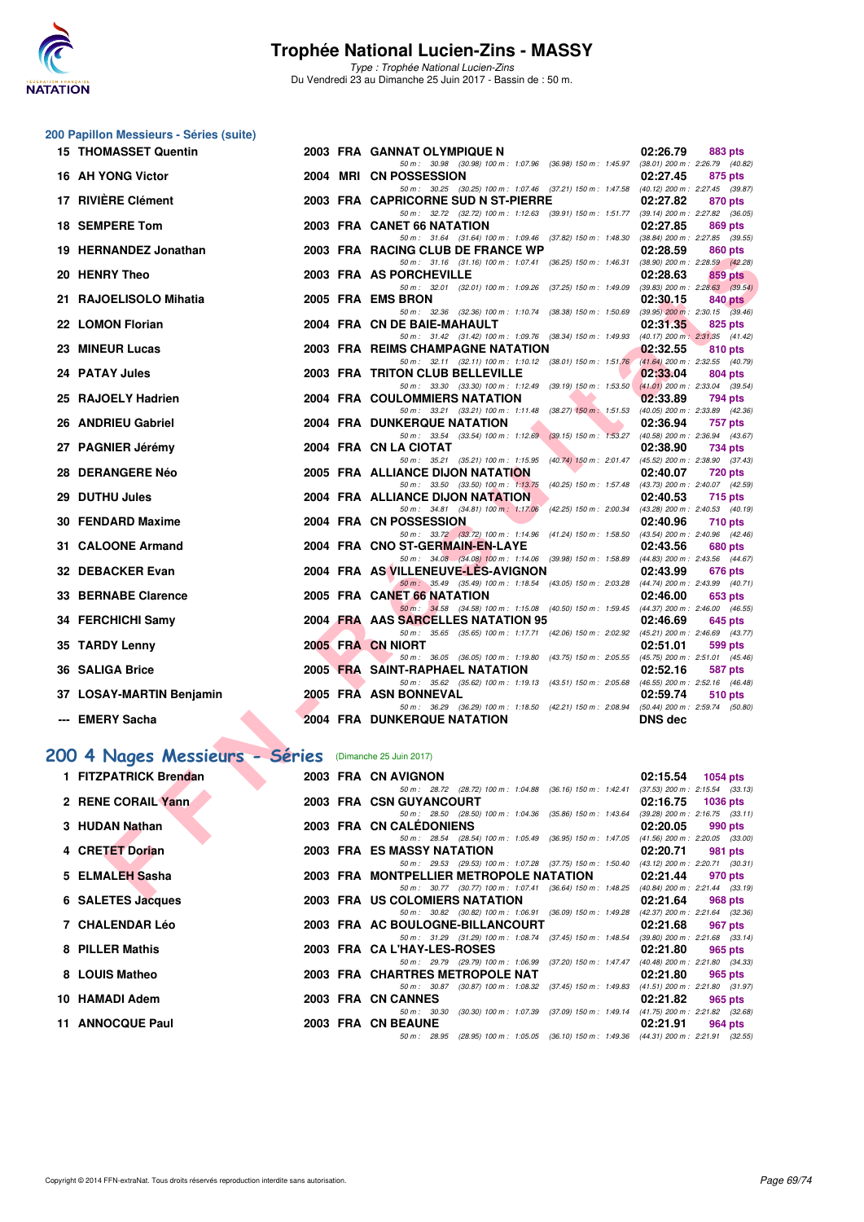# Trophée National Lucien-Zins - MASSY

*Type : Trophée National Lucien-Zins*
Du Vendredi 23 au Dimanche 25 Juin 2017 - Bassin de : 50 m.

## 200 Papillon Messieurs - Séries (suite)

| | | | | | | |
|---|---|---|---|---|---|---|
| 15 | THOMASSET Quentin | 2003 | FRA | GANNAT OLYMPIQUE N | 02:26.79 | 883 pts |
| | 50 m : 30.98 (30.98) 100 m : 1:07.96 (36.98) 150 m : 1:45.97 (38.01) 200 m : 2:26.79 (40.82) | | | | | |
| 16 | AH YONG Victor | 2004 | MRI | CN POSSESSION | 02:27.45 | 875 pts |
| | 50 m : 30.25 (30.25) 100 m : 1:07.46 (37.21) 150 m : 1:47.58 (40.12) 200 m : 2:27.45 (39.87) | | | | | |
| 17 | RIVIÈRE Clément | 2003 | FRA | CAPRICORNE SUD N ST-PIERRE | 02:27.82 | 870 pts |
| | 50 m : 32.72 (32.72) 100 m : 1:12.63 (39.91) 150 m : 1:51.77 (39.14) 200 m : 2:27.82 (36.05) | | | | | |
| 18 | SEMPERE Tom | 2003 | FRA | CANET 66 NATATION | 02:27.85 | 869 pts |
| | 50 m : 31.64 (31.64) 100 m : 1:09.46 (37.82) 150 m : 1:48.30 (38.84) 200 m : 2:27.85 (39.55) | | | | | |
| 19 | HERNANDEZ Jonathan | 2003 | FRA | RACING CLUB DE FRANCE WP | 02:28.59 | 860 pts |
| | 50 m : 31.16 (31.16) 100 m : 1:07.41 (36.25) 150 m : 1:46.31 (38.90) 200 m : 2:28.59 (42.28) | | | | | |
| 20 | HENRY Theo | 2003 | FRA | AS PORCHEVILLE | 02:28.63 | 859 pts |
| | 50 m : 32.01 (32.01) 100 m : 1:09.26 (37.25) 150 m : 1:49.09 (39.83) 200 m : 2:28.63 (39.54) | | | | | |
| 21 | RAJOELISOLO Mihatia | 2005 | FRA | EMS BRON | 02:30.15 | 840 pts |
| | 50 m : 32.36 (32.36) 100 m : 1:10.74 (38.38) 150 m : 1:50.69 (39.95) 200 m : 2:30.15 (39.46) | | | | | |
| 22 | LOMON Florian | 2004 | FRA | CN DE BAIE-MAHAULT | 02:31.35 | 825 pts |
| | 50 m : 31.42 (31.42) 100 m : 1:09.76 (38.34) 150 m : 1:49.93 (40.17) 200 m : 2:31.35 (41.42) | | | | | |
| 23 | MINEUR Lucas | 2003 | FRA | REIMS CHAMPAGNE NATATION | 02:32.55 | 810 pts |
| | 50 m : 32.11 (32.11) 100 m : 1:10.12 (38.01) 150 m : 1:51.76 (41.64) 200 m : 2:32.55 (40.79) | | | | | |
| 24 | PATAY Jules | 2003 | FRA | TRITON CLUB BELLEVILLE | 02:33.04 | 804 pts |
| | 50 m : 33.30 (33.30) 100 m : 1:12.49 (39.19) 150 m : 1:53.50 (41.01) 200 m : 2:33.04 (39.54) | | | | | |
| 25 | RAJOELY Hadrien | 2004 | FRA | COULOMMIERS NATATION | 02:33.89 | 794 pts |
| | 50 m : 33.21 (33.21) 100 m : 1:11.48 (38.27) 150 m : 1:51.53 (40.05) 200 m : 2:33.89 (42.36) | | | | | |
| 26 | ANDRIEU Gabriel | 2004 | FRA | DUNKERQUE NATATION | 02:36.94 | 757 pts |
| | 50 m : 33.54 (33.54) 100 m : 1:12.69 (39.15) 150 m : 1:53.27 (40.58) 200 m : 2:36.94 (43.67) | | | | | |
| 27 | PAGNIER Jérémy | 2004 | FRA | CN LA CIOTAT | 02:38.90 | 734 pts |
| | 50 m : 35.21 (35.21) 100 m : 1:15.95 (40.74) 150 m : 2:01.47 (45.52) 200 m : 2:38.90 (37.43) | | | | | |
| 28 | DERANGERE Néo | 2005 | FRA | ALLIANCE DIJON NATATION | 02:40.07 | 720 pts |
| | 50 m : 33.50 (33.50) 100 m : 1:13.75 (40.25) 150 m : 1:57.48 (43.73) 200 m : 2:40.07 (42.59) | | | | | |
| 29 | DUTHU Jules | 2004 | FRA | ALLIANCE DIJON NATATION | 02:40.53 | 715 pts |
| | 50 m : 34.81 (34.81) 100 m : 1:17.06 (42.25) 150 m : 2:00.34 (43.28) 200 m : 2:40.53 (40.19) | | | | | |
| 30 | FENDARD Maxime | 2004 | FRA | CN POSSESSION | 02:40.96 | 710 pts |
| | 50 m : 33.72 (33.72) 100 m : 1:14.96 (41.24) 150 m : 1:58.50 (43.54) 200 m : 2:40.96 (42.46) | | | | | |
| 31 | CALOONE Armand | 2004 | FRA | CNO ST-GERMAIN-EN-LAYE | 02:43.56 | 680 pts |
| | 50 m : 34.08 (34.08) 100 m : 1:14.06 (39.98) 150 m : 1:58.89 (44.83) 200 m : 2:43.56 (44.67) | | | | | |
| 32 | DEBACKER Evan | 2004 | FRA | AS VILLENEUVE-LES-AVIGNON | 02:43.99 | 676 pts |
| | 50 m : 35.49 (35.49) 100 m : 1:18.54 (43.05) 150 m : 2:03.28 (44.74) 200 m : 2:43.99 (40.71) | | | | | |
| 33 | BERNABE Clarence | 2005 | FRA | CANET 66 NATATION | 02:46.00 | 653 pts |
| | 50 m : 34.58 (34.58) 100 m : 1:15.08 (40.50) 150 m : 1:59.45 (44.37) 200 m : 2:46.00 (46.55) | | | | | |
| 34 | FERCHICHI Samy | 2004 | FRA | AAS SARCELLES NATATION 95 | 02:46.69 | 645 pts |
| | 50 m : 35.65 (35.65) 100 m : 1:17.71 (42.06) 150 m : 2:02.92 (45.21) 200 m : 2:46.69 (43.77) | | | | | |
| 35 | TARDY Lenny | 2005 | FRA | CN NIORT | 02:51.01 | 599 pts |
| | 50 m : 36.05 (36.05) 100 m : 1:19.80 (43.75) 150 m : 2:05.55 (45.75) 200 m : 2:51.01 (45.46) | | | | | |
| 36 | SALIGA Brice | 2005 | FRA | SAINT-RAPHAEL NATATION | 02:52.16 | 587 pts |
| | 50 m : 35.62 (35.62) 100 m : 1:19.13 (43.51) 150 m : 2:05.68 (46.55) 200 m : 2:52.16 (46.48) | | | | | |
| 37 | LOSAY-MARTIN Benjamin | 2005 | FRA | ASN BONNEVAL | 02:59.74 | 510 pts |
| | 50 m : 36.29 (36.29) 100 m : 1:18.50 (42.21) 150 m : 2:08.94 (50.44) 200 m : 2:59.74 (50.80) | | | | | |
| --- | EMERY Sacha | 2004 | FRA | DUNKERQUE NATATION | DNS dec | |

## 200 4 Nages Messieurs - Séries (Dimanche 25 Juin 2017)

| | | | | | | |
|---|---|---|---|---|---|---|
| 1 | FITZPATRICK Brendan | 2003 | FRA | CN AVIGNON | 02:15.54 | 1054 pts |
| | 50 m : 28.72 (28.72) 100 m : 1:04.88 (36.16) 150 m : 1:42.41 (37.53) 200 m : 2:15.54 (33.13) | | | | | |
| 2 | RENE CORAIL Yann | 2003 | FRA | CSN GUYANCOURT | 02:16.75 | 1036 pts |
| | 50 m : 28.50 (28.50) 100 m : 1:04.36 (35.86) 150 m : 1:43.64 (39.28) 200 m : 2:16.75 (33.11) | | | | | |
| 3 | HUDAN Nathan | 2003 | FRA | CN CALÉDONIENS | 02:20.05 | 990 pts |
| | 50 m : 28.54 (28.54) 100 m : 1:05.49 (36.95) 150 m : 1:47.05 (41.56) 200 m : 2:20.05 (33.00) | | | | | |
| 4 | CRETET Dorian | 2003 | FRA | ES MASSY NATATION | 02:20.71 | 981 pts |
| | 50 m : 29.53 (29.53) 100 m : 1:07.28 (37.75) 150 m : 1:50.40 (43.12) 200 m : 2:20.71 (30.31) | | | | | |
| 5 | ELMALEH Sasha | 2003 | FRA | MONTPELLIER METROPOLE NATATION | 02:21.44 | 970 pts |
| | 50 m : 30.77 (30.77) 100 m : 1:07.41 (36.64) 150 m : 1:48.25 (40.84) 200 m : 2:21.44 (33.19) | | | | | |
| 6 | SALETES Jacques | 2003 | FRA | US COLOMIERS NATATION | 02:21.64 | 968 pts |
| | 50 m : 30.82 (30.82) 100 m : 1:06.91 (36.09) 150 m : 1:49.28 (42.37) 200 m : 2:21.64 (32.36) | | | | | |
| 7 | CHALENDAR Léo | 2003 | FRA | AC BOULOGNE-BILLANCOURT | 02:21.68 | 967 pts |
| | 50 m : 31.29 (31.29) 100 m : 1:08.74 (37.45) 150 m : 1:48.54 (39.80) 200 m : 2:21.68 (33.14) | | | | | |
| 8 | PILLER Mathis | 2003 | FRA | CA L'HAY-LES-ROSES | 02:21.80 | 965 pts |
| | 50 m : 29.79 (29.79) 100 m : 1:06.99 (37.20) 150 m : 1:47.47 (40.48) 200 m : 2:21.80 (34.33) | | | | | |
| 8 | LOUIS Matheo | 2003 | FRA | CHARTRES METROPOLE NAT | 02:21.80 | 965 pts |
| | 50 m : 30.87 (30.87) 100 m : 1:08.32 (37.45) 150 m : 1:49.83 (41.51) 200 m : 2:21.80 (31.97) | | | | | |
| 10 | HAMADI Adem | 2003 | FRA | CN CANNES | 02:21.82 | 965 pts |
| | 50 m : 30.30 (30.30) 100 m : 1:07.39 (37.09) 150 m : 1:49.14 (41.75) 200 m : 2:21.82 (32.68) | | | | | |
| 11 | ANNOCQUE Paul | 2003 | FRA | CN BEAUNE | 02:21.91 | 964 pts |
| | 50 m : 28.95 (28.95) 100 m : 1:05.05 (36.10) 150 m : 1:49.36 (44.31) 200 m : 2:21.91 (32.55) | | | | | |

Copyright © 2014 FFN-extraNat. Tous droits réservés reproduction interdite sans autorisation.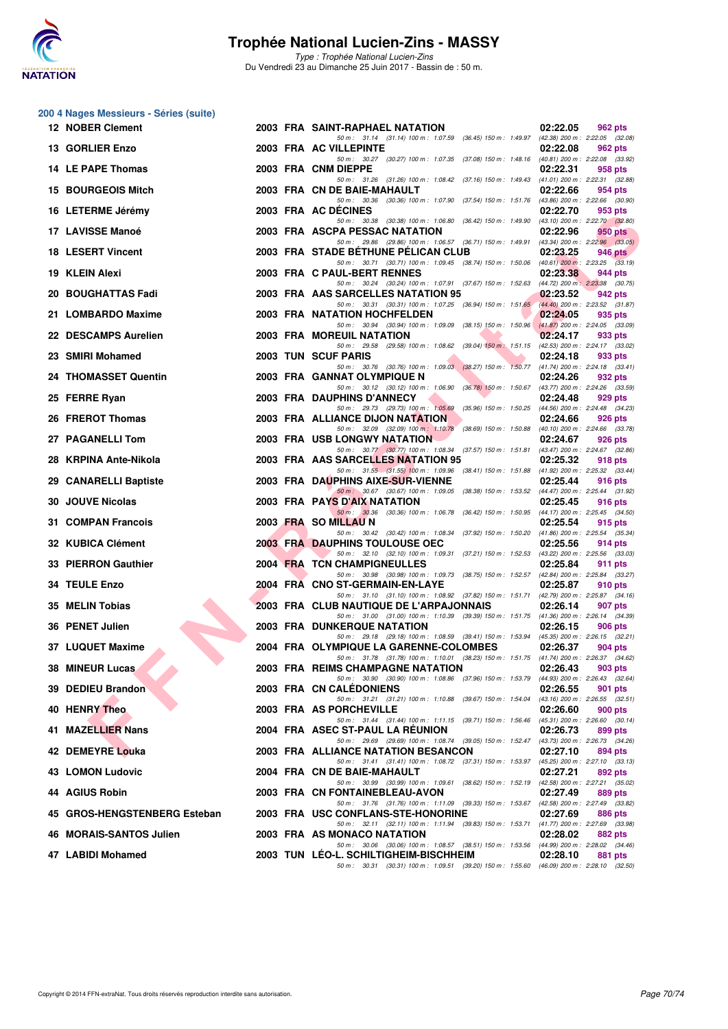# Trophée National Lucien-Zins - MASSY

*Type : Trophée National Lucien-Zins*
Du Vendredi 23 au Dimanche 25 Juin 2017 - Bassin de : 50 m.

## 200 4 Nages Messieurs - Séries (suite)

| | | | | | | |
|---|---|---|---|---|---|---|
| 12 | NOBER Clement | 2003 | FRA | SAINT-RAPHAEL NATATION | 02:22.05 | 962 pts |
| | 50 m : 31.14 (31.14) 100 m : 1:07.59 (36.45) 150 m : 1:49.97 (42.38) 200 m : 2:22.05 (32.08) | | | | | |
| 13 | GORLIER Enzo | 2003 | FRA | AC VILLEPINTE | 02:22.08 | 962 pts |
| | 50 m : 30.27 (30.27) 100 m : 1:07.35 (37.08) 150 m : 1:48.16 (40.81) 200 m : 2:22.08 (33.92) | | | | | |
| 14 | LE PAPE Thomas | 2003 | FRA | CNM DIEPPE | 02:22.31 | 958 pts |
| | 50 m : 31.26 (31.26) 100 m : 1:08.42 (37.16) 150 m : 1:49.43 (41.01) 200 m : 2:22.31 (32.88) | | | | | |
| 15 | BOURGEOIS Mitch | 2003 | FRA | CN DE BAIE-MAHAULT | 02:22.66 | 954 pts |
| | 50 m : 30.36 (30.36) 100 m : 1:07.90 (37.54) 150 m : 1:51.76 (43.86) 200 m : 2:22.66 (30.90) | | | | | |
| 16 | LETERME Jérémy | 2003 | FRA | AC DÉCINES | 02:22.70 | 953 pts |
| | 50 m : 30.38 (30.38) 100 m : 1:06.80 (36.42) 150 m : 1:49.90 (43.10) 200 m : 2:22.70 (32.80) | | | | | |
| 17 | LAVISSE Manoé | 2003 | FRA | ASCPA PESSAC NATATION | 02:22.96 | 950 pts |
| | 50 m : 29.86 (29.86) 100 m : 1:06.57 (36.71) 150 m : 1:49.91 (43.34) 200 m : 2:22.96 (33.05) | | | | | |
| 18 | LESERT Vincent | 2003 | FRA | STADE BÉTHUNE PÉLICAN CLUB | 02:23.25 | 946 pts |
| | 50 m : 30.71 (30.71) 100 m : 1:09.45 (38.74) 150 m : 1:50.06 (40.61) 200 m : 2:23.25 (33.19) | | | | | |
| 19 | KLEIN Alexi | 2003 | FRA | C PAUL-BERT RENNES | 02:23.38 | 944 pts |
| | 50 m : 30.24 (30.24) 100 m : 1:07.91 (37.67) 150 m : 1:52.63 (44.72) 200 m : 2:23.38 (30.75) | | | | | |
| 20 | BOUGHATTAS Fadi | 2003 | FRA | AAS SARCELLES NATATION 95 | 02:23.52 | 942 pts |
| | 50 m : 30.31 (30.31) 100 m : 1:07.25 (36.94) 150 m : 1:51.65 (44.40) 200 m : 2:23.52 (31.87) | | | | | |
| 21 | LOMBARDO Maxime | 2003 | FRA | NATATION HOCHFELDEN | 02:24.05 | 935 pts |
| | 50 m : 30.94 (30.94) 100 m : 1:09.09 (38.15) 150 m : 1:50.96 (41.87) 200 m : 2:24.05 (33.09) | | | | | |
| 22 | DESCAMPS Aurelien | 2003 | FRA | MOREUIL NATATION | 02:24.17 | 933 pts |
| | 50 m : 29.58 (29.58) 100 m : 1:08.62 (39.04) 150 m : 1:51.15 (42.53) 200 m : 2:24.17 (33.02) | | | | | |
| 23 | SMIRI Mohamed | 2003 | TUN | SCUF PARIS | 02:24.18 | 933 pts |
| | 50 m : 30.76 (30.76) 100 m : 1:09.03 (38.27) 150 m : 1:50.77 (41.74) 200 m : 2:24.18 (33.41) | | | | | |
| 24 | THOMASSET Quentin | 2003 | FRA | GANNAT OLYMPIQUE N | 02:24.26 | 932 pts |
| | 50 m : 30.12 (30.12) 100 m : 1:06.90 (36.78) 150 m : 1:50.67 (43.77) 200 m : 2:24.26 (33.59) | | | | | |
| 25 | FERRE Ryan | 2003 | FRA | DAUPHINS D'ANNECY | 02:24.48 | 929 pts |
| | 50 m : 29.73 (29.73) 100 m : 1:05.69 (35.96) 150 m : 1:50.25 (44.56) 200 m : 2:24.48 (34.23) | | | | | |
| 26 | FREROT Thomas | 2003 | FRA | ALLIANCE DIJON NATATION | 02:24.66 | 926 pts |
| | 50 m : 32.09 (32.09) 100 m : 1:10.78 (38.69) 150 m : 1:50.88 (40.10) 200 m : 2:24.66 (33.78) | | | | | |
| 27 | PAGANELLI Tom | 2003 | FRA | USB LONGWY NATATION | 02:24.67 | 926 pts |
| | 50 m : 30.77 (30.77) 100 m : 1:08.34 (37.57) 150 m : 1:51.81 (43.47) 200 m : 2:24.67 (32.86) | | | | | |
| 28 | KRPINA Ante-Nikola | 2003 | FRA | AAS SARCELLES NATATION 95 | 02:25.32 | 918 pts |
| | 50 m : 31.55 (31.55) 100 m : 1:09.96 (38.41) 150 m : 1:51.88 (41.92) 200 m : 2:25.32 (33.44) | | | | | |
| 29 | CANARELLI Baptiste | 2003 | FRA | DAUPHINS AIXE-SUR-VIENNE | 02:25.44 | 916 pts |
| | 50 m : 30.67 (30.67) 100 m : 1:09.05 (38.38) 150 m : 1:53.52 (44.47) 200 m : 2:25.44 (31.92) | | | | | |
| 30 | JOUVE Nicolas | 2003 | FRA | PAYS D'AIX NATATION | 02:25.45 | 916 pts |
| | 50 m : 30.36 (30.36) 100 m : 1:06.78 (36.42) 150 m : 1:50.95 (44.17) 200 m : 2:25.45 (34.50) | | | | | |
| 31 | COMPAN Francois | 2003 | FRA | SO MILLAU N | 02:25.54 | 915 pts |
| | 50 m : 30.42 (30.42) 100 m : 1:08.34 (37.92) 150 m : 1:50.20 (41.86) 200 m : 2:25.54 (35.34) | | | | | |
| 32 | KUBICA Clément | 2003 | FRA | DAUPHINS TOULOUSE OEC | 02:25.56 | 914 pts |
| | 50 m : 32.10 (32.10) 100 m : 1:09.31 (37.21) 150 m : 1:52.53 (43.22) 200 m : 2:25.56 (33.03) | | | | | |
| 33 | PIERRON Gauthier | 2004 | FRA | TCN CHAMPIGNEULLES | 02:25.84 | 911 pts |
| | 50 m : 30.98 (30.98) 100 m : 1:09.73 (38.75) 150 m : 1:52.57 (42.84) 200 m : 2:25.84 (33.27) | | | | | |
| 34 | TEULE Enzo | 2004 | FRA | CNO ST-GERMAIN-EN-LAYE | 02:25.87 | 910 pts |
| | 50 m : 31.10 (31.10) 100 m : 1:08.92 (37.82) 150 m : 1:51.71 (42.79) 200 m : 2:25.87 (34.16) | | | | | |
| 35 | MELIN Tobias | 2003 | FRA | CLUB NAUTIQUE DE L'ARPAJONNAIS | 02:26.14 | 907 pts |
| | 50 m : 31.00 (31.00) 100 m : 1:10.39 (39.39) 150 m : 1:51.75 (41.36) 200 m : 2:26.14 (34.39) | | | | | |
| 36 | PENET Julien | 2003 | FRA | DUNKERQUE NATATION | 02:26.15 | 906 pts |
| | 50 m : 29.18 (29.18) 100 m : 1:08.59 (39.41) 150 m : 1:53.94 (45.35) 200 m : 2:26.15 (32.21) | | | | | |
| 37 | LUQUET Maxime | 2004 | FRA | OLYMPIQUE LA GARENNE-COLOMBES | 02:26.37 | 904 pts |
| | 50 m : 31.78 (31.78) 100 m : 1:10.01 (38.23) 150 m : 1:51.75 (41.74) 200 m : 2:26.37 (34.62) | | | | | |
| 38 | MINEUR Lucas | 2003 | FRA | REIMS CHAMPAGNE NATATION | 02:26.43 | 903 pts |
| | 50 m : 30.90 (30.90) 100 m : 1:08.86 (37.96) 150 m : 1:53.79 (44.93) 200 m : 2:26.43 (32.64) | | | | | |
| 39 | DEDIEU Brandon | 2003 | FRA | CN CALÉDONIENS | 02:26.55 | 901 pts |
| | 50 m : 31.21 (31.21) 100 m : 1:10.88 (39.67) 150 m : 1:54.04 (43.16) 200 m : 2:26.55 (32.51) | | | | | |
| 40 | HENRY Theo | 2003 | FRA | AS PORCHEVILLE | 02:26.60 | 900 pts |
| | 50 m : 31.44 (31.44) 100 m : 1:11.15 (39.71) 150 m : 1:56.46 (45.31) 200 m : 2:26.60 (30.14) | | | | | |
| 41 | MAZELLIER Nans | 2004 | FRA | ASEC ST-PAUL LA RÉUNION | 02:26.73 | 899 pts |
| | 50 m : 29.69 (29.69) 100 m : 1:08.74 (39.05) 150 m : 1:52.47 (43.73) 200 m : 2:26.73 (34.26) | | | | | |
| 42 | DEMEYRE Louka | 2003 | FRA | ALLIANCE NATATION BESANCON | 02:27.10 | 894 pts |
| | 50 m : 31.41 (31.41) 100 m : 1:08.72 (37.31) 150 m : 1:53.97 (45.25) 200 m : 2:27.10 (33.13) | | | | | |
| 43 | LOMON Ludovic | 2004 | FRA | CN DE BAIE-MAHAULT | 02:27.21 | 892 pts |
| | 50 m : 30.99 (30.99) 100 m : 1:09.61 (38.62) 150 m : 1:52.19 (42.58) 200 m : 2:27.21 (35.02) | | | | | |
| 44 | AGIUS Robin | 2003 | FRA | CN FONTAINEBLEAU-AVON | 02:27.49 | 889 pts |
| | 50 m : 31.76 (31.76) 100 m : 1:11.09 (39.33) 150 m : 1:53.67 (42.58) 200 m : 2:27.49 (33.82) | | | | | |
| 45 | GROS-HENGSTENBERG Esteban | 2003 | FRA | USC CONFLANS-STE-HONORINE | 02:27.69 | 886 pts |
| | 50 m : 32.11 (32.11) 100 m : 1:11.94 (39.83) 150 m : 1:53.71 (41.77) 200 m : 2:27.69 (33.98) | | | | | |
| 46 | MORAIS-SANTOS Julien | 2003 | FRA | AS MONACO NATATION | 02:28.02 | 882 pts |
| | 50 m : 30.06 (30.06) 100 m : 1:08.57 (38.51) 150 m : 1:53.56 (44.99) 200 m : 2:28.02 (34.46) | | | | | |
| 47 | LABIDI Mohamed | 2003 | TUN | LÉO-L. SCHILTIGHEIM-BISCHHEIM | 02:28.10 | 881 pts |
| | 50 m : 30.31 (30.31) 100 m : 1:09.51 (39.20) 150 m : 1:55.60 (46.09) 200 m : 2:28.10 (32.50) | | | | | |

Copyright © 2014 FFN-extraNat. Tous droits réservés reproduction interdite sans autorisation.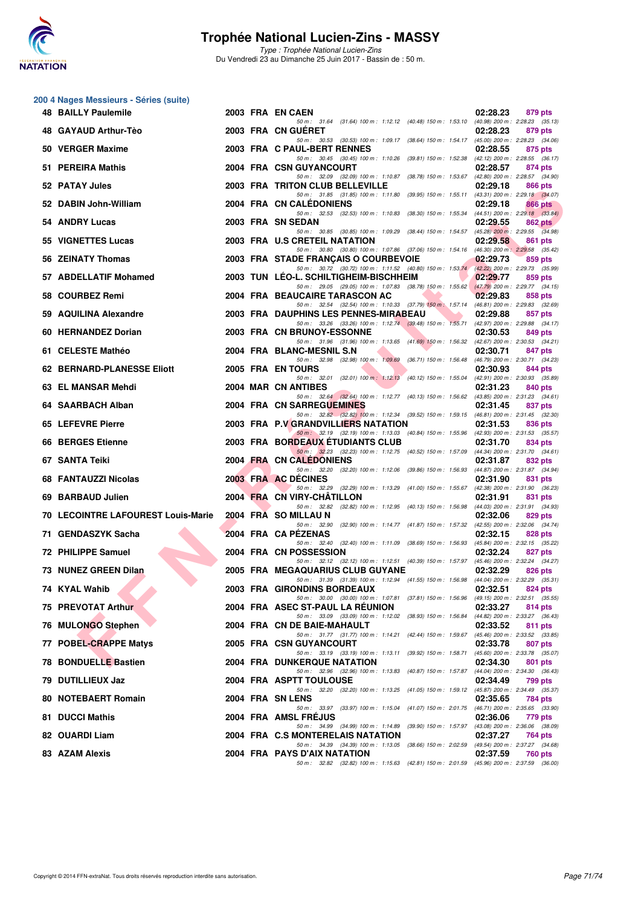# Trophée National Lucien-Zins - MASSY

*Type : Trophée National Lucien-Zins*
Du Vendredi 23 au Dimanche 25 Juin 2017 - Bassin de : 50 m.

## 200 4 Nages Messieurs - Séries (suite)

| Rang | Nom | Année | Nat. | Club | Temps | Points |
|---|---|---|---|---|---|---|
| 48 | BAILLY Paulemile | 2003 | FRA | EN CAEN | 02:28.23 | 879 pts |
| | 50 m : 31.64 (31.64) 100 m : 1:12.12 (40.48) 150 m : 1:53.10 (40.98) 200 m : 2:28.23 (35.13) | | | | | |
| 48 | GAYAUD Arthur-Tèo | 2003 | FRA | CN GUÉRET | 02:28.23 | 879 pts |
| | 50 m : 30.53 (30.53) 100 m : 1:09.17 (38.64) 150 m : 1:54.17 (45.00) 200 m : 2:28.23 (34.06) | | | | | |
| 50 | VERGER Maxime | 2003 | FRA | C PAUL-BERT RENNES | 02:28.55 | 875 pts |
| | 50 m : 30.45 (30.45) 100 m : 1:10.26 (39.81) 150 m : 1:52.38 (42.12) 200 m : 2:28.55 (36.17) | | | | | |
| 51 | PEREIRA Mathis | 2004 | FRA | CSN GUYANCOURT | 02:28.57 | 874 pts |
| | 50 m : 32.09 (32.09) 100 m : 1:10.87 (38.78) 150 m : 1:53.67 (42.80) 200 m : 2:28.57 (34.90) | | | | | |
| 52 | PATAY Jules | 2003 | FRA | TRITON CLUB BELLEVILLE | 02:29.18 | 866 pts |
| | 50 m : 31.85 (31.85) 100 m : 1:11.80 (39.95) 150 m : 1:55.11 (43.31) 200 m : 2:29.18 (34.07) | | | | | |
| 52 | DABIN John-William | 2004 | FRA | CN CALÉDONIENS | 02:29.18 | 866 pts |
| | 50 m : 32.53 (32.53) 100 m : 1:10.83 (38.30) 150 m : 1:55.34 (44.51) 200 m : 2:29.18 (33.84) | | | | | |
| 54 | ANDRY Lucas | 2003 | FRA | SN SEDAN | 02:29.55 | 862 pts |
| | 50 m : 30.85 (30.85) 100 m : 1:09.29 (38.44) 150 m : 1:54.57 (45.28) 200 m : 2:29.55 (34.98) | | | | | |
| 55 | VIGNETTES Lucas | 2003 | FRA | U.S CRETEIL NATATION | 02:29.58 | 861 pts |
| | 50 m : 30.80 (30.80) 100 m : 1:07.86 (37.06) 150 m : 1:54.16 (46.30) 200 m : 2:29.58 (35.42) | | | | | |
| 56 | ZEINATY Thomas | 2003 | FRA | STADE FRANÇAIS O COURBEVOIE | 02:29.73 | 859 pts |
| | 50 m : 30.72 (30.72) 100 m : 1:11.52 (40.80) 150 m : 1:53.74 (42.22) 200 m : 2:29.73 (35.99) | | | | | |
| 57 | ABDELLATIF Mohamed | 2003 | TUN | LÉO-L. SCHILTIGHEIM-BISCHHEIM | 02:29.77 | 859 pts |
| | 50 m : 29.05 (29.05) 100 m : 1:07.83 (38.78) 150 m : 1:55.62 (47.79) 200 m : 2:29.77 (34.15) | | | | | |
| 58 | COURBEZ Remi | 2004 | FRA | BEAUCAIRE TARASCON AC | 02:29.83 | 858 pts |
| | 50 m : 32.54 (32.54) 100 m : 1:10.33 (37.79) 150 m : 1:57.14 (46.81) 200 m : 2:29.83 (32.69) | | | | | |
| 59 | AQUILINA Alexandre | 2003 | FRA | DAUPHINS LES PENNES-MIRABEAU | 02:29.88 | 857 pts |
| | 50 m : 33.26 (33.26) 100 m : 1:12.74 (39.48) 150 m : 1:55.71 (42.97) 200 m : 2:29.88 (34.17) | | | | | |
| 60 | HERNANDEZ Dorian | 2003 | FRA | CN BRUNOY-ESSONNE | 02:30.53 | 849 pts |
| | 50 m : 31.96 (31.96) 100 m : 1:13.65 (41.69) 150 m : 1:56.32 (42.67) 200 m : 2:30.53 (34.21) | | | | | |
| 61 | CELESTE Mathéo | 2004 | FRA | BLANC-MESNIL S.N | 02:30.71 | 847 pts |
| | 50 m : 32.98 (32.98) 100 m : 1:09.69 (36.71) 150 m : 1:56.48 (46.79) 200 m : 2:30.71 (34.23) | | | | | |
| 62 | BERNARD-PLANESSE Eliott | 2005 | FRA | EN TOURS | 02:30.93 | 844 pts |
| | 50 m : 32.01 (32.01) 100 m : 1:12.13 (40.12) 150 m : 1:55.04 (42.91) 200 m : 2:30.93 (35.89) | | | | | |
| 63 | EL MANSAR Mehdi | 2004 | MAR | CN ANTIBES | 02:31.23 | 840 pts |
| | 50 m : 32.64 (32.64) 100 m : 1:12.77 (40.13) 150 m : 1:56.62 (43.85) 200 m : 2:31.23 (34.61) | | | | | |
| 64 | SAARBACH Alban | 2004 | FRA | CN SARREGUEMINES | 02:31.45 | 837 pts |
| | 50 m : 32.82 (32.82) 100 m : 1:12.34 (39.52) 150 m : 1:59.15 (46.81) 200 m : 2:31.45 (32.30) | | | | | |
| 65 | LEFEVRE Pierre | 2003 | FRA | P.V GRANDVILLIERS NATATION | 02:31.53 | 836 pts |
| | 50 m : 32.19 (32.19) 100 m : 1:13.03 (40.84) 150 m : 1:55.96 (42.93) 200 m : 2:31.53 (35.57) | | | | | |
| 66 | BERGES Etienne | 2003 | FRA | BORDEAUX ÉTUDIANTS CLUB | 02:31.70 | 834 pts |
| | 50 m : 32.23 (32.23) 100 m : 1:12.75 (40.52) 150 m : 1:57.09 (44.34) 200 m : 2:31.70 (34.61) | | | | | |
| 67 | SANTA Teiki | 2004 | FRA | CN CALÉDONIENS | 02:31.87 | 832 pts |
| | 50 m : 32.20 (32.20) 100 m : 1:12.06 (39.86) 150 m : 1:56.93 (44.87) 200 m : 2:31.87 (34.94) | | | | | |
| 68 | FANTAUZZI Nicolas | 2003 | FRA | AC DÉCINES | 02:31.90 | 831 pts |
| | 50 m : 32.29 (32.29) 100 m : 1:13.29 (41.00) 150 m : 1:55.67 (42.38) 200 m : 2:31.90 (36.23) | | | | | |
| 69 | BARBAUD Julien | 2004 | FRA | CN VIRY-CHÂTILLON | 02:31.91 | 831 pts |
| | 50 m : 32.82 (32.82) 100 m : 1:12.95 (40.13) 150 m : 1:56.98 (44.03) 200 m : 2:31.91 (34.93) | | | | | |
| 70 | LECOINTRE LAFOUREST Louis-Marie | 2004 | FRA | SO MILLAU N | 02:32.06 | 829 pts |
| | 50 m : 32.90 (32.90) 100 m : 1:14.77 (41.87) 150 m : 1:57.32 (42.55) 200 m : 2:32.06 (34.74) | | | | | |
| 71 | GENDASZYK Sacha | 2004 | FRA | CA PÉZENAS | 02:32.15 | 828 pts |
| | 50 m : 32.40 (32.40) 100 m : 1:11.09 (38.69) 150 m : 1:56.93 (45.84) 200 m : 2:32.15 (35.22) | | | | | |
| 72 | PHILIPPE Samuel | 2004 | FRA | CN POSSESSION | 02:32.24 | 827 pts |
| | 50 m : 32.12 (32.12) 100 m : 1:12.51 (40.39) 150 m : 1:57.97 (45.46) 200 m : 2:32.24 (34.27) | | | | | |
| 73 | NUNEZ GREEN Dilan | 2005 | FRA | MEGAQUARIUS CLUB GUYANE | 02:32.29 | 826 pts |
| | 50 m : 31.39 (31.39) 100 m : 1:12.94 (41.55) 150 m : 1:56.98 (44.04) 200 m : 2:32.29 (35.31) | | | | | |
| 74 | KYAL Wahib | 2003 | FRA | GIRONDINS BORDEAUX | 02:32.51 | 824 pts |
| | 50 m : 30.00 (30.00) 100 m : 1:07.81 (37.81) 150 m : 1:56.96 (49.15) 200 m : 2:32.51 (35.55) | | | | | |
| 75 | PREVOTAT Arthur | 2004 | FRA | ASEC ST-PAUL LA RÉUNION | 02:33.27 | 814 pts |
| | 50 m : 33.09 (33.09) 100 m : 1:12.02 (38.93) 150 m : 1:56.84 (44.82) 200 m : 2:33.27 (36.43) | | | | | |
| 76 | MULONGO Stephen | 2004 | FRA | CN DE BAIE-MAHAULT | 02:33.52 | 811 pts |
| | 50 m : 31.77 (31.77) 100 m : 1:14.21 (42.44) 150 m : 1:59.67 (45.46) 200 m : 2:33.52 (33.85) | | | | | |
| 77 | POBEL-CRAPPE Matys | 2005 | FRA | CSN GUYANCOURT | 02:33.78 | 807 pts |
| | 50 m : 33.19 (33.19) 100 m : 1:13.11 (39.92) 150 m : 1:58.71 (45.60) 200 m : 2:33.78 (35.07) | | | | | |
| 78 | BONDUELLE Bastien | 2004 | FRA | DUNKERQUE NATATION | 02:34.30 | 801 pts |
| | 50 m : 32.96 (32.96) 100 m : 1:13.83 (40.87) 150 m : 1:57.87 (44.04) 200 m : 2:34.30 (36.43) | | | | | |
| 79 | DUTILLIEUX Jaz | 2004 | FRA | ASPTT TOULOUSE | 02:34.49 | 799 pts |
| | 50 m : 32.20 (32.20) 100 m : 1:13.25 (41.05) 150 m : 1:59.12 (45.87) 200 m : 2:34.49 (35.37) | | | | | |
| 80 | NOTEBAERT Romain | 2004 | FRA | SN LENS | 02:35.65 | 784 pts |
| | 50 m : 33.97 (33.97) 100 m : 1:15.04 (41.07) 150 m : 2:01.75 (46.71) 200 m : 2:35.65 (33.90) | | | | | |
| 81 | DUCCI Mathis | 2004 | FRA | AMSL FRÉJUS | 02:36.06 | 779 pts |
| | 50 m : 34.99 (34.99) 100 m : 1:14.89 (39.90) 150 m : 1:57.97 (43.08) 200 m : 2:36.06 (38.09) | | | | | |
| 82 | OUARDI Liam | 2004 | FRA | C.S MONTERELAIS NATATION | 02:37.27 | 764 pts |
| | 50 m : 34.39 (34.39) 100 m : 1:13.05 (38.66) 150 m : 2:02.59 (49.54) 200 m : 2:37.27 (34.68) | | | | | |
| 83 | AZAM Alexis | 2004 | FRA | PAYS D'AIX NATATION | 02:37.59 | 760 pts |
| | 50 m : 32.82 (32.82) 100 m : 1:15.63 (42.81) 150 m : 2:01.59 (45.96) 200 m : 2:37.59 (36.00) | | | | | |

Copyright © 2014 FFN-extraNat. Tous droits réservés reproduction interdite sans autorisation.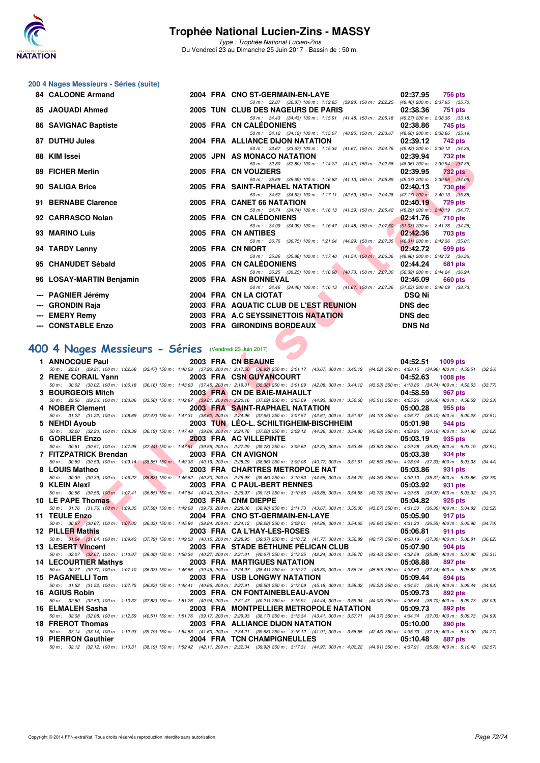# Trophée National Lucien-Zins - MASSY

*Type : Trophée National Lucien-Zins*
Du Vendredi 23 au Dimanche 25 Juin 2017 - Bassin de : 50 m.

## 200 4 Nages Messieurs - Séries (suite)

| | | | | | | |
|---|---|---|---|---|---|---|
| 84 | CALOONE Armand | 2004 | FRA | CNO ST-GERMAIN-EN-LAYE | 02:37.95 | 756 pts |
| | 50 m : 32.87 (32.87) 100 m : 1:12.85 (39.98) 150 m : 2:02.25 (49.40) 200 m : 2:37.95 (35.70) | | | | | |
| 85 | JAOUADI Ahmed | 2005 | TUN | CLUB DES NAGEURS DE PARIS | 02:38.36 | 751 pts |
| | 50 m : 34.43 (34.43) 100 m : 1:15.91 (41.48) 150 m : 2:05.18 (49.27) 200 m : 2:38.36 (33.18) | | | | | |
| 86 | SAVIGNAC Baptiste | 2005 | FRA | CN CALÉDONIENS | 02:38.86 | 745 pts |
| | 50 m : 34.12 (34.12) 100 m : 1:15.07 (40.95) 150 m : 2:03.67 (48.60) 200 m : 2:38.86 (35.19) | | | | | |
| 87 | DUTHU Jules | 2004 | FRA | ALLIANCE DIJON NATATION | 02:39.12 | 742 pts |
| | 50 m : 33.67 (33.67) 100 m : 1:15.34 (41.67) 150 m : 2:04.76 (49.42) 200 m : 2:39.12 (34.36) | | | | | |
| 88 | KIM Issei | 2005 | JPN | AS MONACO NATATION | 02:39.94 | 732 pts |
| | 50 m : 32.80 (32.80) 100 m : 1:14.22 (41.42) 150 m : 2:02.58 (48.36) 200 m : 2:39.94 (37.36) | | | | | |
| 89 | FICHER Merlin | 2005 | FRA | CN VOUZIERS | 02:39.95 | 732 pts |
| | 50 m : 35.69 (35.69) 100 m : 1:16.82 (41.13) 150 m : 2:05.89 (49.07) 200 m : 2:39.95 (34.06) | | | | | |
| 90 | SALIGA Brice | 2005 | FRA | SAINT-RAPHAEL NATATION | 02:40.13 | 730 pts |
| | 50 m : 34.52 (34.52) 100 m : 1:17.11 (42.59) 150 m : 2:04.28 (47.17) 200 m : 2:40.13 (35.85) | | | | | |
| 91 | BERNABE Clarence | 2005 | FRA | CANET 66 NATATION | 02:40.19 | 729 pts |
| | 50 m : 34.74 (34.74) 100 m : 1:16.13 (41.39) 150 m : 2:05.42 (49.29) 200 m : 2:40.19 (34.77) | | | | | |
| 92 | CARRASCO Nolan | 2005 | FRA | CN CALÉDONIENS | 02:41.76 | 710 pts |
| | 50 m : 34.99 (34.99) 100 m : 1:16.47 (41.48) 150 m : 2:07.50 (51.03) 200 m : 2:41.76 (34.26) | | | | | |
| 93 | MARINO Luis | 2005 | FRA | CN ANTIBES | 02:42.36 | 703 pts |
| | 50 m : 36.75 (36.75) 100 m : 1:21.04 (44.29) 150 m : 2:07.35 (46.31) 200 m : 2:42.36 (35.01) | | | | | |
| 94 | TARDY Lenny | 2005 | FRA | CN NIORT | 02:42.72 | 699 pts |
| | 50 m : 35.86 (35.86) 100 m : 1:17.40 (41.54) 150 m : 2:06.36 (48.96) 200 m : 2:42.72 (36.36) | | | | | |
| 95 | CHANUDET Sébald | 2005 | FRA | CN CALÉDONIENS | 02:44.24 | 681 pts |
| | 50 m : 36.25 (36.25) 100 m : 1:16.98 (40.73) 150 m : 2:07.30 (50.32) 200 m : 2:44.24 (36.94) | | | | | |
| 96 | LOSAY-MARTIN Benjamin | 2005 | FRA | ASN BONNEVAL | 02:46.09 | 660 pts |
| | 50 m : 34.46 (34.46) 100 m : 1:16.13 (41.67) 150 m : 2:07.36 (51.23) 200 m : 2:46.09 (38.73) | | | | | |
| --- | PAGNIER Jérémy | 2004 | FRA | CN LA CIOTAT | DSQ Ni | |
| --- | GRONDIN Raja | 2003 | FRA | AQUATIC CLUB DE L'EST REUNION | DNS dec | |
| --- | EMERY Remy | 2003 | FRA | A.C SEYSSINETTOIS NATATION | DNS dec | |
| --- | CONSTABLE Enzo | 2003 | FRA | GIRONDINS BORDEAUX | DNS Nd | |

## 400 4 Nages Messieurs - Séries (Vendredi 23 Juin 2017)

| | | | | | | |
|---|---|---|---|---|---|---|
| 1 | ANNOCQUE Paul | 2003 | FRA | CN BEAUNE | 04:52.51 | 1009 pts |
| | 50 m : 29.21 (29.21) 100 m : 1:02.68 (33.47) 150 m : 1:40.58 (37.90) 200 m : 2:17.50 (36.92) 250 m : 3:01.17 (43.67) 300 m : 3:45.19 (44.02) 350 m : 4:20.15 (34.96) 400 m : 4:52.51 (32.36) | | | | | |
| 2 | RENE CORAIL Yann | 2003 | FRA | CSN GUYANCOURT | 04:52.63 | 1008 pts |
| | 50 m : 30.02 (30.02) 100 m : 1:06.18 (36.16) 150 m : 1:43.63 (37.45) 200 m : 2:19.01 (35.38) 250 m : 3:01.09 (42.08) 300 m : 3:44.12 (43.03) 350 m : 4:18.86 (34.74) 400 m : 4:52.63 (33.77) | | | | | |
| 3 | BOURGEOIS Mitch | 2003 | FRA | CN DE BAIE-MAHAULT | 04:58.59 | 967 pts |
| | 50 m : 29.56 (29.56) 100 m : 1:03.06 (33.50) 150 m : 1:42.87 (39.81) 200 m : 2:20.16 (37.29) 250 m : 3:05.09 (44.93) 300 m : 3:50.60 (45.51) 350 m : 4:25.26 (34.66) 400 m : 4:58.59 (33.33) | | | | | |
| 4 | NOBER Clement | 2003 | FRA | SAINT-RAPHAEL NATATION | 05:00.28 | 955 pts |
| | 50 m : 31.22 (31.22) 100 m : 1:08.69 (37.47) 150 m : 1:47.31 (38.62) 200 m : 2:24.96 (37.65) 250 m : 3:07.57 (42.61) 300 m : 3:51.67 (44.10) 350 m : 4:26.77 (35.10) 400 m : 5:00.28 (33.51) | | | | | |
| 5 | NEHDI Ayoub | 2003 | TUN | LÉO-L. SCHILTIGHEIM-BISCHHEIM | 05:01.98 | 944 pts |
| | 50 m : 32.20 (32.20) 100 m : 1:08.39 (36.19) 150 m : 1:47.48 (39.09) 200 m : 2:24.76 (37.28) 250 m : 3:09.12 (44.36) 300 m : 3:54.80 (45.68) 350 m : 4:28.96 (34.16) 400 m : 5:01.98 (33.02) | | | | | |
| 6 | GORLIER Enzo | 2003 | FRA | AC VILLEPINTE | 05:03.19 | 935 pts |
| | 50 m : 30.51 (30.51) 100 m : 1:07.95 (37.44) 150 m : 1:47.51 (39.56) 200 m : 2:27.29 (39.78) 250 m : 3:09.62 (42.33) 300 m : 3:53.45 (43.83) 350 m : 4:29.28 (35.83) 400 m : 5:03.19 (33.91) | | | | | |
| 7 | FITZPATRICK Brendan | 2003 | FRA | CN AVIGNON | 05:03.38 | 934 pts |
| | 50 m : 30.59 (30.59) 100 m : 1:09.14 (38.55) 150 m : 1:49.33 (40.19) 200 m : 2:28.29 (38.96) 250 m : 3:09.06 (40.77) 300 m : 3:51.61 (42.55) 350 m : 4:28.94 (37.33) 400 m : 5:03.38 (34.44) | | | | | |
| 8 | LOUIS Matheo | 2003 | FRA | CHARTRES METROPOLE NAT | 05:03.86 | 931 pts |
| | 50 m : 30.39 (30.39) 100 m : 1:06.22 (35.83) 150 m : 1:46.52 (40.30) 200 m : 2:25.98 (39.46) 250 m : 3:10.53 (44.55) 300 m : 3:54.79 (44.26) 350 m : 4:30.10 (35.31) 400 m : 5:03.86 (33.76) | | | | | |
| 9 | KLEIN Alexi | 2003 | FRA | C PAUL-BERT RENNES | 05:03.92 | 931 pts |
| | 50 m : 30.56 (30.56) 100 m : 1:07.41 (36.85) 150 m : 1:47.84 (40.43) 200 m : 2:26.97 (39.13) 250 m : 3:10.85 (43.88) 300 m : 3:54.58 (43.73) 350 m : 4:29.55 (34.97) 400 m : 5:03.92 (34.37) | | | | | |
| 10 | LE PAPE Thomas | 2003 | FRA | CNM DIEPPE | 05:04.82 | 925 pts |
| | 50 m : 31.76 (31.76) 100 m : 1:09.35 (37.59) 150 m : 1:49.08 (39.73) 200 m : 2:28.06 (38.98) 250 m : 3:11.73 (43.67) 300 m : 3:55.00 (43.27) 350 m : 4:31.30 (36.30) 400 m : 5:04.82 (33.52) | | | | | |
| 11 | TEULE Enzo | 2004 | FRA | CNO ST-GERMAIN-EN-LAYE | 05:05.90 | 917 pts |
| | 50 m : 30.67 (30.67) 100 m : 1:07.00 (36.33) 150 m : 1:45.84 (38.84) 200 m : 2:24.12 (38.28) 250 m : 3:09.01 (44.89) 300 m : 3:54.65 (45.64) 350 m : 4:31.20 (36.55) 400 m : 5:05.90 (34.70) | | | | | |
| 12 | PILLER Mathis | 2003 | FRA | CA L'HAY-LES-ROSES | 05:06.81 | 911 pts |
| | 50 m : 31.64 (31.64) 100 m : 1:09.43 (37.79) 150 m : 1:49.58 (40.15) 200 m : 2:28.95 (39.37) 250 m : 3:10.72 (41.77) 300 m : 3:52.89 (42.17) 350 m : 4:30.19 (37.30) 400 m : 5:06.81 (36.62) | | | | | |
| 13 | LESERT Vincent | 2003 | FRA | STADE BÉTHUNE PÉLICAN CLUB | 05:07.90 | 904 pts |
| | 50 m : 32.07 (32.07) 100 m : 1:10.07 (38.00) 150 m : 1:50.34 (40.27) 200 m : 2:31.01 (40.67) 250 m : 3:13.25 (42.24) 300 m : 3:56.70 (43.45) 350 m : 4:32.59 (35.89) 400 m : 5:07.90 (35.31) | | | | | |
| 14 | LECOURTIER Mathys | 2003 | FRA | MARTIGUES NATATION | 05:08.88 | 897 pts |
| | 50 m : 30.77 (30.77) 100 m : 1:07.10 (36.33) 150 m : 1:46.56 (39.46) 200 m : 2:24.97 (38.41) 250 m : 3:10.27 (45.30) 300 m : 3:56.16 (45.89) 350 m : 4:33.60 (37.44) 400 m : 5:08.88 (35.28) | | | | | |
| 15 | PAGANELLI Tom | 2003 | FRA | USB LONGWY NATATION | 05:09.44 | 894 pts |
| | 50 m : 31.52 (31.52) 100 m : 1:07.75 (36.23) 150 m : 1:48.41 (40.66) 200 m : 2:27.91 (39.50) 250 m : 3:13.09 (45.18) 300 m : 3:58.32 (45.23) 350 m : 4:34.51 (36.19) 400 m : 5:09.44 (34.93) | | | | | |
| 16 | AGIUS Robin | 2003 | FRA | CN FONTAINEBLEAU-AVON | 05:09.73 | 892 pts |
| | 50 m : 32.50 (32.50) 100 m : 1:10.32 (37.82) 150 m : 1:51.26 (40.94) 200 m : 2:31.47 (40.21) 250 m : 3:15.91 (44.44) 300 m : 3:59.94 (44.03) 350 m : 4:36.64 (36.70) 400 m : 5:09.73 (33.09) | | | | | |
| 16 | ELMALEH Sasha | 2003 | FRA | MONTPELLIER METROPOLE NATATION | 05:09.73 | 892 pts |
| | 50 m : 32.08 (32.08) 100 m : 1:12.59 (40.51) 150 m : 1:51.76 (39.17) 200 m : 2:29.93 (38.17) 250 m : 3:13.34 (43.41) 300 m : 3:57.71 (44.37) 350 m : 4:34.74 (37.03) 400 m : 5:09.73 (34.99) | | | | | |
| 18 | FREROT Thomas | 2003 | FRA | ALLIANCE DIJON NATATION | 05:10.00 | 890 pts |
| | 50 m : 33.14 (33.14) 100 m : 1:12.93 (39.79) 150 m : 1:54.53 (41.60) 200 m : 2:34.21 (39.68) 250 m : 3:16.12 (41.91) 300 m : 3:58.55 (42.43) 350 m : 4:35.73 (37.18) 400 m : 5:10.00 (34.27) | | | | | |
| 19 | PIERRON Gauthier | 2004 | FRA | TCN CHAMPIGNEULLES | 05:10.48 | 887 pts |
| | 50 m : 32.12 (32.12) 100 m : 1:10.31 (38.19) 150 m : 1:52.42 (42.11) 200 m : 2:32.34 (39.92) 250 m : 3:17.31 (44.97) 300 m : 4:02.22 (44.91) 350 m : 4:37.91 (35.69) 400 m : 5:10.48 (32.57) | | | | | |

Copyright © 2014 FFN-extraNat. Tous droits réservés reproduction interdite sans autorisation.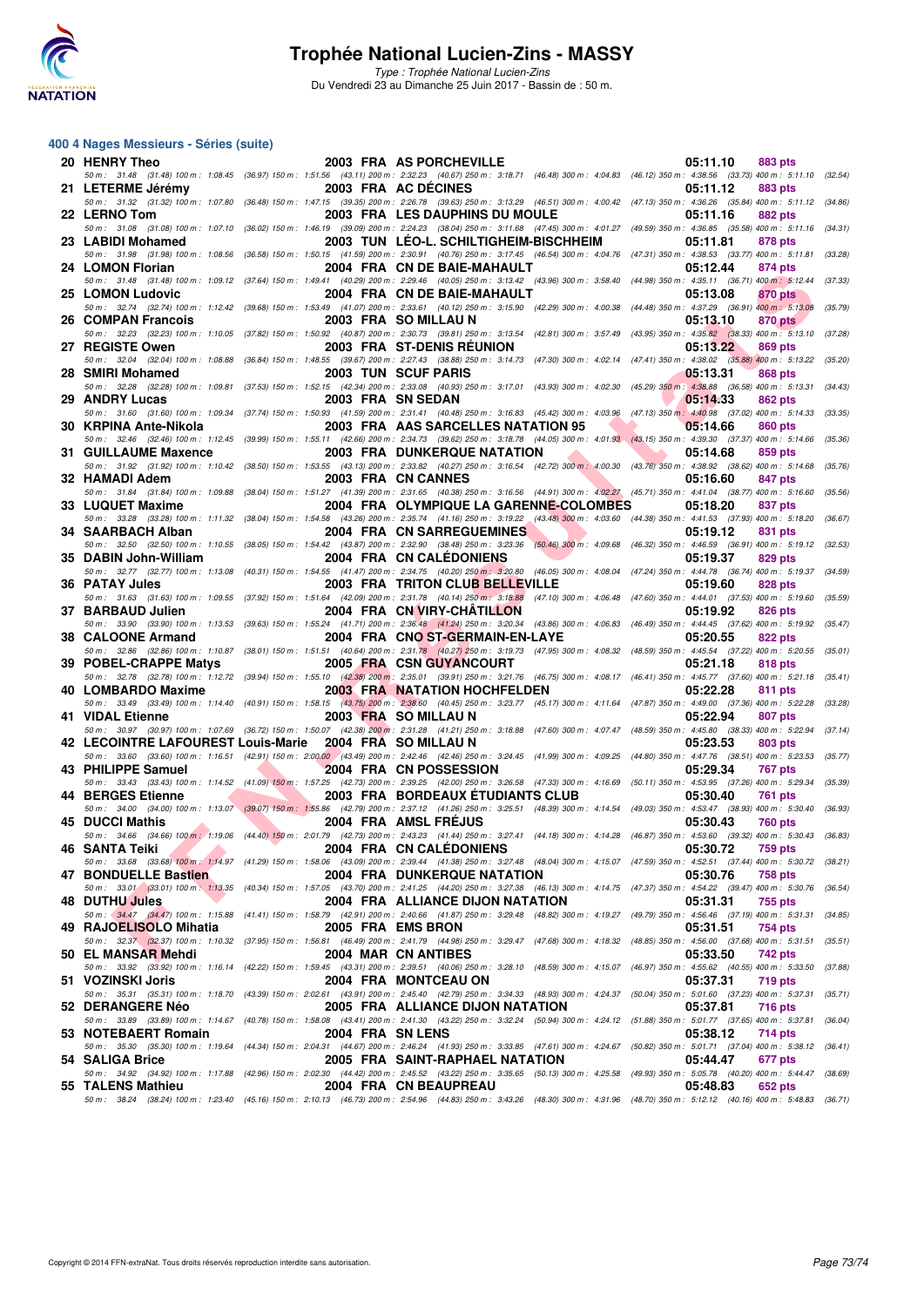# Trophée National Lucien-Zins - MASSY

*Type : Trophée National Lucien-Zins*
Du Vendredi 23 au Dimanche 25 Juin 2017 - Bassin de : 50 m.

## 400 4 Nages Messieurs - Séries (suite)

| Rang | Nom | Année | Nat. | Club | Temps | Points |
|---|---|---|---|---|---|---|
| 20 | HENRY Theo | 2003 | FRA | AS PORCHEVILLE | 05:11.10 | 883 pts |
| | 50 m : 31.48 (31.48) 100 m : 1:08.45 (36.97) 150 m : 1:51.56 (43.11) 200 m : 2:32.23 (40.67) 250 m : 3:18.71 (46.48) 300 m : 4:04.83 (46.12) 350 m : 4:38.56 (33.73) 400 m : 5:11.10 (32.54) | | | | | |
| 21 | LETERME Jérémy | 2003 | FRA | AC DÉCINES | 05:11.12 | 883 pts |
| | 50 m : 31.32 (31.32) 100 m : 1:07.80 (36.48) 150 m : 1:47.15 (39.35) 200 m : 2:26.78 (39.63) 250 m : 3:13.29 (46.51) 300 m : 4:00.42 (47.13) 350 m : 4:36.26 (35.84) 400 m : 5:11.12 (34.86) | | | | | |
| 22 | LERNO Tom | 2003 | FRA | LES DAUPHINS DU MOULE | 05:11.16 | 882 pts |
| | 50 m : 31.08 (31.08) 100 m : 1:07.10 (36.02) 150 m : 1:46.19 (39.09) 200 m : 2:24.23 (38.04) 250 m : 3:11.68 (47.45) 300 m : 4:01.27 (49.59) 350 m : 4:36.85 (35.58) 400 m : 5:11.16 (34.31) | | | | | |
| 23 | LABIDI Mohamed | 2003 | TUN | LÉO-L. SCHILTIGHEIM-BISCHHEIM | 05:11.81 | 878 pts |
| | 50 m : 31.98 (31.98) 100 m : 1:08.56 (36.58) 150 m : 1:50.15 (41.59) 200 m : 2:30.91 (40.76) 250 m : 3:17.45 (46.54) 300 m : 4:04.76 (47.31) 350 m : 4:38.53 (33.77) 400 m : 5:11.81 (33.28) | | | | | |
| 24 | LOMON Florian | 2004 | FRA | CN DE BAIE-MAHAULT | 05:12.44 | 874 pts |
| | 50 m : 31.48 (31.48) 100 m : 1:09.12 (37.64) 150 m : 1:49.41 (40.29) 200 m : 2:29.46 (40.05) 250 m : 3:13.42 (43.96) 300 m : 3:58.40 (44.98) 350 m : 4:35.11 (36.71) 400 m : 5:12.44 (37.33) | | | | | |
| 25 | LOMON Ludovic | 2004 | FRA | CN DE BAIE-MAHAULT | 05:13.08 | 870 pts |
| | 50 m : 32.74 (32.74) 100 m : 1:12.42 (39.68) 150 m : 1:53.49 (41.07) 200 m : 2:33.61 (40.12) 250 m : 3:15.90 (42.29) 300 m : 4:00.38 (44.48) 350 m : 4:37.29 (36.91) 400 m : 5:13.08 (35.79) | | | | | |
| 26 | COMPAN Francois | 2003 | FRA | SO MILLAU N | 05:13.10 | 870 pts |
| | 50 m : 32.23 (32.23) 100 m : 1:10.05 (37.82) 150 m : 1:50.92 (40.87) 200 m : 2:30.73 (39.81) 250 m : 3:13.54 (42.81) 300 m : 3:57.49 (43.95) 350 m : 4:35.82 (38.33) 400 m : 5:13.10 (37.28) | | | | | |
| 27 | REGISTE Owen | 2003 | FRA | ST-DENIS RÉUNION | 05:13.22 | 869 pts |
| | 50 m : 32.04 (32.04) 100 m : 1:08.88 (36.84) 150 m : 1:48.55 (39.67) 200 m : 2:27.43 (38.88) 250 m : 3:14.73 (47.30) 300 m : 4:02.14 (47.41) 350 m : 4:38.02 (35.88) 400 m : 5:13.22 (35.20) | | | | | |
| 28 | SMIRI Mohamed | 2003 | TUN | SCUF PARIS | 05:13.31 | 868 pts |
| | 50 m : 32.28 (32.28) 100 m : 1:09.81 (37.53) 150 m : 1:52.15 (42.34) 200 m : 2:33.08 (40.93) 250 m : 3:17.01 (43.93) 300 m : 4:02.30 (45.29) 350 m : 4:38.88 (36.58) 400 m : 5:13.31 (34.43) | | | | | |
| 29 | ANDRY Lucas | 2003 | FRA | SN SEDAN | 05:14.33 | 862 pts |
| | 50 m : 31.60 (31.60) 100 m : 1:09.34 (37.74) 150 m : 1:50.93 (41.59) 200 m : 2:31.41 (40.48) 250 m : 3:16.83 (45.42) 300 m : 4:03.96 (47.13) 350 m : 4:40.98 (37.02) 400 m : 5:14.33 (33.35) | | | | | |
| 30 | KRPINA Ante-Nikola | 2003 | FRA | AAS SARCELLES NATATION 95 | 05:14.66 | 860 pts |
| | 50 m : 32.46 (32.46) 100 m : 1:12.45 (39.99) 150 m : 1:55.11 (42.66) 200 m : 2:34.73 (39.62) 250 m : 3:18.78 (44.05) 300 m : 4:01.93 (43.15) 350 m : 4:39.30 (37.37) 400 m : 5:14.66 (35.36) | | | | | |
| 31 | GUILLAUME Maxence | 2003 | FRA | DUNKERQUE NATATION | 05:14.68 | 859 pts |
| | 50 m : 31.92 (31.92) 100 m : 1:10.42 (38.50) 150 m : 1:53.55 (43.13) 200 m : 2:33.82 (40.27) 250 m : 3:16.54 (42.72) 300 m : 4:00.30 (43.76) 350 m : 4:38.92 (38.62) 400 m : 5:14.68 (35.76) | | | | | |
| 32 | HAMADI Adem | 2003 | FRA | CN CANNES | 05:16.60 | 847 pts |
| | 50 m : 31.84 (31.84) 100 m : 1:09.88 (38.04) 150 m : 1:51.27 (41.39) 200 m : 2:31.65 (40.38) 250 m : 3:16.56 (44.91) 300 m : 4:02.27 (45.71) 350 m : 4:41.04 (38.77) 400 m : 5:16.60 (35.56) | | | | | |
| 33 | LUQUET Maxime | 2004 | FRA | OLYMPIQUE LA GARENNE-COLOMBES | 05:18.20 | 837 pts |
| | 50 m : 33.28 (33.28) 100 m : 1:11.32 (38.04) 150 m : 1:54.58 (43.26) 200 m : 2:35.74 (41.16) 250 m : 3:19.22 (43.48) 300 m : 4:03.60 (44.38) 350 m : 4:41.53 (37.93) 400 m : 5:18.20 (36.67) | | | | | |
| 34 | SAARBACH Alban | 2004 | FRA | CN SARREGUEMINES | 05:19.12 | 831 pts |
| | 50 m : 32.50 (32.50) 100 m : 1:10.55 (38.05) 150 m : 1:54.42 (43.87) 200 m : 2:32.90 (38.48) 250 m : 3:23.36 (50.46) 300 m : 4:09.68 (46.32) 350 m : 4:46.59 (36.91) 400 m : 5:19.12 (32.53) | | | | | |
| 35 | DABIN John-William | 2004 | FRA | CN CALÉDONIENS | 05:19.37 | 829 pts |
| | 50 m : 32.77 (32.77) 100 m : 1:13.08 (40.31) 150 m : 1:54.55 (41.47) 200 m : 2:34.75 (40.20) 250 m : 3:20.80 (46.05) 300 m : 4:08.04 (47.24) 350 m : 4:44.78 (36.74) 400 m : 5:19.37 (34.59) | | | | | |
| 36 | PATAY Jules | 2003 | FRA | TRITON CLUB BELLEVILLE | 05:19.60 | 828 pts |
| | 50 m : 31.63 (31.63) 100 m : 1:09.55 (37.92) 150 m : 1:51.64 (42.09) 200 m : 2:31.78 (40.14) 250 m : 3:18.88 (47.10) 300 m : 4:06.48 (47.60) 350 m : 4:44.01 (37.53) 400 m : 5:19.60 (35.59) | | | | | |
| 37 | BARBAUD Julien | 2004 | FRA | CN VIRY-CHÂTILLON | 05:19.92 | 826 pts |
| | 50 m : 33.90 (33.90) 100 m : 1:13.53 (39.63) 150 m : 1:55.24 (41.71) 200 m : 2:36.48 (41.24) 250 m : 3:20.34 (43.86) 300 m : 4:06.83 (46.49) 350 m : 4:44.45 (37.62) 400 m : 5:19.92 (35.47) | | | | | |
| 38 | CALOONE Armand | 2004 | FRA | CNO ST-GERMAIN-EN-LAYE | 05:20.55 | 822 pts |
| | 50 m : 32.86 (32.86) 100 m : 1:10.87 (38.01) 150 m : 1:51.51 (40.64) 200 m : 2:31.78 (40.27) 250 m : 3:19.73 (47.95) 300 m : 4:08.32 (48.59) 350 m : 4:45.54 (37.22) 400 m : 5:20.55 (35.01) | | | | | |
| 39 | POBEL-CRAPPE Matys | 2005 | FRA | CSN GUYANCOURT | 05:21.18 | 818 pts |
| | 50 m : 32.78 (32.78) 100 m : 1:12.72 (39.94) 150 m : 1:55.10 (42.38) 200 m : 2:35.01 (39.91) 250 m : 3:21.76 (46.75) 300 m : 4:08.17 (46.41) 350 m : 4:45.77 (37.60) 400 m : 5:21.18 (35.41) | | | | | |
| 40 | LOMBARDO Maxime | 2003 | FRA | NATATION HOCHFELDEN | 05:22.28 | 811 pts |
| | 50 m : 33.49 (33.49) 100 m : 1:14.40 (40.91) 150 m : 1:58.15 (43.75) 200 m : 2:38.60 (40.45) 250 m : 3:23.77 (45.17) 300 m : 4:11.64 (47.87) 350 m : 4:49.00 (37.36) 400 m : 5:22.28 (33.28) | | | | | |
| 41 | VIDAL Etienne | 2003 | FRA | SO MILLAU N | 05:22.94 | 807 pts |
| | 50 m : 30.97 (30.97) 100 m : 1:07.69 (36.72) 150 m : 1:50.07 (42.38) 200 m : 2:31.28 (41.21) 250 m : 3:18.88 (47.60) 300 m : 4:07.47 (48.59) 350 m : 4:45.80 (38.33) 400 m : 5:22.94 (37.14) | | | | | |
| 42 | LECOINTRE LAFOUREST Louis-Marie | 2004 | FRA | SO MILLAU N | 05:23.53 | 803 pts |
| | 50 m : 33.60 (33.60) 100 m : 1:16.51 (42.91) 150 m : 2:00.00 (43.49) 200 m : 2:42.46 (42.46) 250 m : 3:24.45 (41.99) 300 m : 4:09.25 (44.80) 350 m : 4:47.76 (38.51) 400 m : 5:23.53 (35.77) | | | | | |
| 43 | PHILIPPE Samuel | 2004 | FRA | CN POSSESSION | 05:29.34 | 767 pts |
| | 50 m : 33.43 (33.43) 100 m : 1:14.52 (41.09) 150 m : 1:57.25 (42.73) 200 m : 2:39.25 (42.00) 250 m : 3:26.58 (47.33) 300 m : 4:16.69 (50.11) 350 m : 4:53.95 (37.26) 400 m : 5:29.34 (35.39) | | | | | |
| 44 | BERGES Etienne | 2003 | FRA | BORDEAUX ÉTUDIANTS CLUB | 05:30.40 | 761 pts |
| | 50 m : 34.00 (34.00) 100 m : 1:13.07 (39.07) 150 m : 1:55.86 (42.79) 200 m : 2:37.12 (41.26) 250 m : 3:25.51 (48.39) 300 m : 4:14.54 (49.03) 350 m : 4:53.47 (38.93) 400 m : 5:30.40 (36.93) | | | | | |
| 45 | DUCCI Mathis | 2004 | FRA | AMSL FRÉJUS | 05:30.43 | 760 pts |
| | 50 m : 34.66 (34.66) 100 m : 1:19.06 (44.40) 150 m : 2:01.79 (42.73) 200 m : 2:43.23 (41.44) 250 m : 3:27.41 (44.18) 300 m : 4:14.28 (46.87) 350 m : 4:53.60 (39.32) 400 m : 5:30.43 (36.83) | | | | | |
| 46 | SANTA Teiki | 2004 | FRA | CN CALÉDONIENS | 05:30.72 | 759 pts |
| | 50 m : 33.68 (33.68) 100 m : 1:14.97 (41.29) 150 m : 1:58.06 (43.09) 200 m : 2:39.44 (41.38) 250 m : 3:27.48 (48.04) 300 m : 4:15.07 (47.59) 350 m : 4:52.51 (37.44) 400 m : 5:30.72 (38.21) | | | | | |
| 47 | BONDUELLE Bastien | 2004 | FRA | DUNKERQUE NATATION | 05:30.76 | 758 pts |
| | 50 m : 33.01 (33.01) 100 m : 1:13.35 (40.34) 150 m : 1:57.05 (43.70) 200 m : 2:41.25 (44.20) 250 m : 3:27.38 (46.13) 300 m : 4:14.75 (47.37) 350 m : 4:54.22 (39.47) 400 m : 5:30.76 (36.54) | | | | | |
| 48 | DUTHU Jules | 2004 | FRA | ALLIANCE DIJON NATATION | 05:31.31 | 755 pts |
| | 50 m : 34.47 (34.47) 100 m : 1:15.88 (41.41) 150 m : 1:58.79 (42.91) 200 m : 2:40.66 (41.87) 250 m : 3:29.48 (48.82) 300 m : 4:19.27 (49.79) 350 m : 4:56.46 (37.19) 400 m : 5:31.31 (34.85) | | | | | |
| 49 | RAJOELISOLO Mihatia | 2005 | FRA | EMS BRON | 05:31.51 | 754 pts |
| | 50 m : 32.37 (32.37) 100 m : 1:10.32 (37.95) 150 m : 1:56.81 (46.49) 200 m : 2:41.79 (44.98) 250 m : 3:29.47 (47.68) 300 m : 4:18.32 (48.85) 350 m : 4:56.00 (37.68) 400 m : 5:31.51 (35.51) | | | | | |
| 50 | EL MANSAR Mehdi | 2004 | MAR | CN ANTIBES | 05:33.50 | 742 pts |
| | 50 m : 33.92 (33.92) 100 m : 1:16.14 (42.22) 150 m : 1:59.45 (43.31) 200 m : 2:39.51 (40.06) 250 m : 3:28.10 (48.59) 300 m : 4:15.07 (46.97) 350 m : 4:55.62 (40.55) 400 m : 5:33.50 (37.88) | | | | | |
| 51 | VOZINSKI Joris | 2004 | FRA | MONTCEAU ON | 05:37.31 | 719 pts |
| | 50 m : 35.31 (35.31) 100 m : 1:18.70 (43.39) 150 m : 2:02.61 (43.91) 200 m : 2:45.40 (42.79) 250 m : 3:34.33 (48.93) 300 m : 4:24.37 (50.04) 350 m : 5:01.60 (37.23) 400 m : 5:37.31 (35.71) | | | | | |
| 52 | DERANGERE Néo | 2005 | FRA | ALLIANCE DIJON NATATION | 05:37.81 | 716 pts |
| | 50 m : 33.89 (33.89) 100 m : 1:14.67 (40.78) 150 m : 1:58.08 (43.41) 200 m : 2:41.30 (43.22) 250 m : 3:32.24 (50.94) 300 m : 4:24.12 (51.88) 350 m : 5:01.77 (37.65) 400 m : 5:37.81 (36.04) | | | | | |
| 53 | NOTEBAERT Romain | 2004 | FRA | SN LENS | 05:38.12 | 714 pts |
| | 50 m : 35.30 (35.30) 100 m : 1:19.64 (44.34) 150 m : 2:04.31 (44.67) 200 m : 2:46.24 (41.93) 250 m : 3:33.85 (47.61) 300 m : 4:24.67 (50.82) 350 m : 5:01.71 (37.04) 400 m : 5:38.12 (36.41) | | | | | |
| 54 | SALIGA Brice | 2005 | FRA | SAINT-RAPHAEL NATATION | 05:44.47 | 677 pts |
| | 50 m : 34.92 (34.92) 100 m : 1:17.88 (42.96) 150 m : 2:02.30 (44.42) 200 m : 2:45.52 (43.22) 250 m : 3:35.65 (50.13) 300 m : 4:25.58 (49.93) 350 m : 5:05.78 (40.20) 400 m : 5:44.47 (38.69) | | | | | |
| 55 | TALENS Mathieu | 2004 | FRA | CN BEAUPREAU | 05:48.83 | 652 pts |
| | 50 m : 38.24 (38.24) 100 m : 1:23.40 (45.16) 150 m : 2:10.13 (46.73) 200 m : 2:54.96 (44.83) 250 m : 3:43.26 (48.30) 300 m : 4:31.96 (48.70) 350 m : 5:12.12 (40.16) 400 m : 5:48.83 (36.71) | | | | | |

Copyright © 2014 FFN-extraNat. Tous droits réservés reproduction interdite sans autorisation.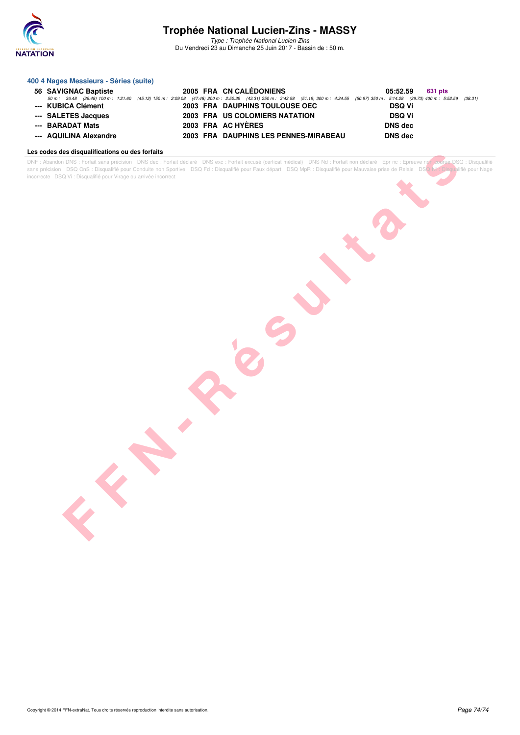### 400 4 Nages Messieurs - Séries (suite)

| | | | | | | |
|---|---|---|---|---|---|---|
| 56 | SAVIGNAC Baptiste | 2005 | FRA | CN CALÉDONIENS | 05:52.59 | 631 pts |
| | *50 m : 36.48 (36.48) 100 m : 1:21.60 (45.12) 150 m : 2:09.08 (47.48) 200 m : 2:52.39 (43.31) 250 m : 3:43.58 (51.19) 300 m : 4:34.55 (50.97) 350 m : 5:14.28 (39.73) 400 m : 5:52.59 (38.31)* | | | | | |
| --- | KUBICA Clément | 2003 | FRA | DAUPHINS TOULOUSE OEC | DSQ Vi | |
| --- | SALETES Jacques | 2003 | FRA | US COLOMIERS NATATION | DSQ Vi | |
| --- | BARADAT Mats | 2003 | FRA | AC HYÈRES | DNS dec | |
| --- | AQUILINA Alexandre | 2003 | FRA | DAUPHINS LES PENNES-MIRABEAU | DNS dec | |

**Les codes des disqualifications ou des forfaits**

DNF : Abandon DNS : Forfait sans précision DNS dec : Forfait déclaré DNS exc : Forfait excusé (cerficat médical) DNS Nd : Forfait non déclaré Epr nc : Epreuve non courue DSQ : Disqualifié sans précision DSQ CnS : Disqualifié pour Conduite non Sportive DSQ Fd : Disqualifié pour Faux départ DSQ MpR : Disqualifié pour Mauvaise prise de Relais DSQ Ni : Disqualifié pour Nage incorrecte DSQ Vi : Disqualifié pour Virage ou arrivée incorrect